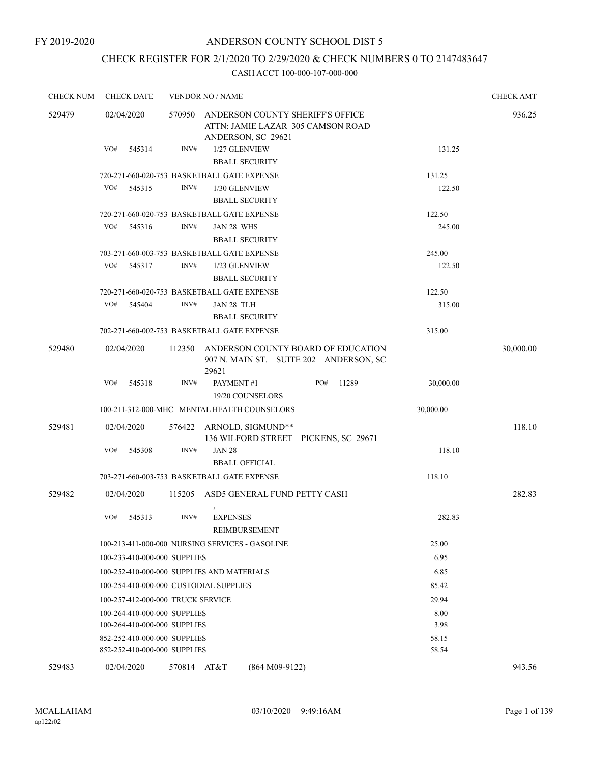FY 2019-2020

# ANDERSON COUNTY SCHOOL DIST 5

## CHECK REGISTER FOR 2/1/2020 TO 2/29/2020 & CHECK NUMBERS 0 TO 2147483647

### CASH ACCT 100-000-107-000-000

| CHECK NUM | CHECK DATE | VENDOR NO / NAME | | CHECK AMT |
|---|---|---|---|---|
| 529479 | 02/04/2020 | 570950 ANDERSON COUNTY SHERIFF'S OFFICE ATTN: JAMIE LAZAR 305 CAMSON ROAD ANDERSON, SC 29621 | | 936.25 |
| | VO# 545314 | INV# 1/27 GLENVIEW BBALL SECURITY | 131.25 | |
| | 720-271-660-020-753 BASKETBALL GATE EXPENSE | | 131.25 | |
| | VO# 545315 | INV# 1/30 GLENVIEW BBALL SECURITY | 122.50 | |
| | 720-271-660-020-753 BASKETBALL GATE EXPENSE | | 122.50 | |
| | VO# 545316 | INV# JAN 28 WHS BBALL SECURITY | 245.00 | |
| | 703-271-660-003-753 BASKETBALL GATE EXPENSE | | 245.00 | |
| | VO# 545317 | INV# 1/23 GLENVIEW BBALL SECURITY | 122.50 | |
| | 720-271-660-020-753 BASKETBALL GATE EXPENSE | | 122.50 | |
| | VO# 545404 | INV# JAN 28 TLH BBALL SECURITY | 315.00 | |
| | 702-271-660-002-753 BASKETBALL GATE EXPENSE | | 315.00 | |
| 529480 | 02/04/2020 | 112350 ANDERSON COUNTY BOARD OF EDUCATION 907 N. MAIN ST. SUITE 202 ANDERSON, SC 29621 | | 30,000.00 |
| | VO# 545318 | INV# PAYMENT #1 PO# 11289 19/20 COUNSELORS | 30,000.00 | |
| | 100-211-312-000-MHC MENTAL HEALTH COUNSELORS | | 30,000.00 | |
| 529481 | 02/04/2020 | 576422 ARNOLD, SIGMUND** 136 WILFORD STREET PICKENS, SC 29671 | | 118.10 |
| | VO# 545308 | INV# JAN 28 BBALL OFFICIAL | 118.10 | |
| | 703-271-660-003-753 BASKETBALL GATE EXPENSE | | 118.10 | |
| 529482 | 02/04/2020 | 115205 ASD5 GENERAL FUND PETTY CASH , | | 282.83 |
| | VO# 545313 | INV# EXPENSES REIMBURSEMENT | 282.83 | |
| | 100-213-411-000-000 NURSING SERVICES - GASOLINE | | 25.00 | |
| | 100-233-410-000-000 SUPPLIES | | 6.95 | |
| | 100-252-410-000-000 SUPPLIES AND MATERIALS | | 6.85 | |
| | 100-254-410-000-000 CUSTODIAL SUPPLIES | | 85.42 | |
| | 100-257-412-000-000 TRUCK SERVICE | | 29.94 | |
| | 100-264-410-000-000 SUPPLIES | | 8.00 | |
| | 100-264-410-000-000 SUPPLIES | | 3.98 | |
| | 852-252-410-000-000 SUPPLIES | | 58.15 | |
| | 852-252-410-000-000 SUPPLIES | | 58.54 | |
| 529483 | 02/04/2020 | 570814 AT&T (864 M09-9122) | | 943.56 |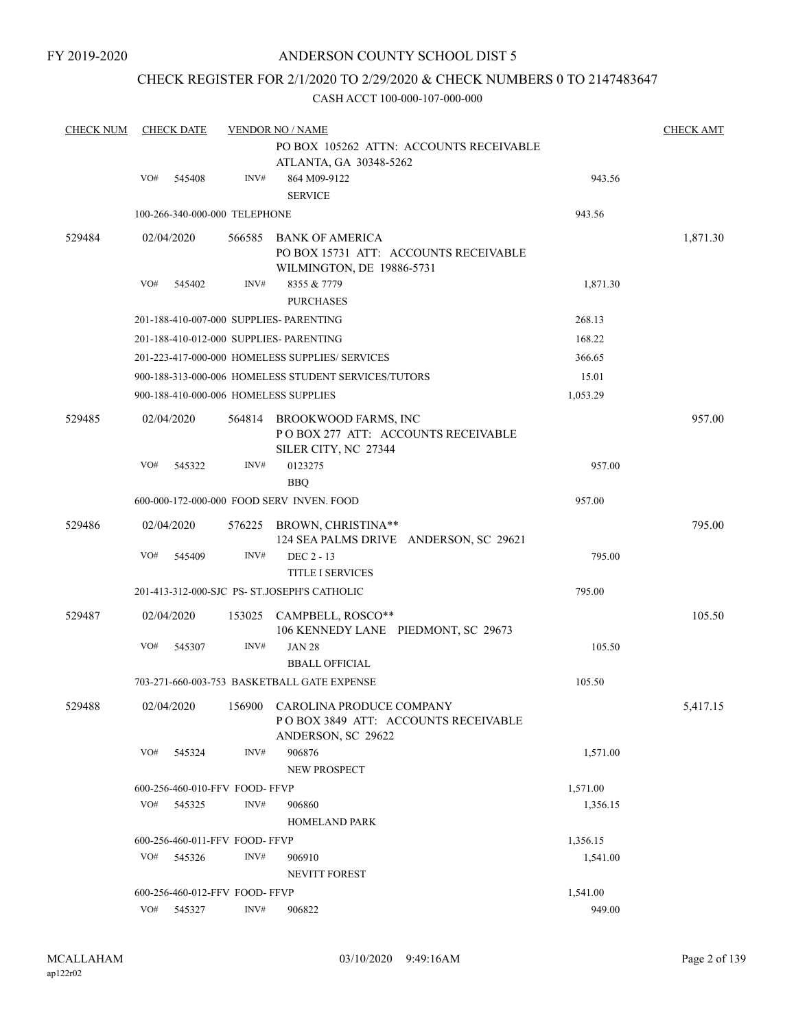FY 2019-2020

# ANDERSON COUNTY SCHOOL DIST 5

## CHECK REGISTER FOR 2/1/2020 TO 2/29/2020 & CHECK NUMBERS 0 TO 2147483647

CASH ACCT 100-000-107-000-000

| CHECK NUM | CHECK DATE | VENDOR NO / NAME | | CHECK AMT |
|---|---|---|---|---|
| | | PO BOX 105262 ATTN: ACCOUNTS RECEIVABLE<br>ATLANTA, GA 30348-5262 | | |
| | VO# 545408 | INV# 864 M09-9122<br>SERVICE | 943.56 | |
| | 100-266-340-000-000 TELEPHONE | | 943.56 | |
| 529484 | 02/04/2020 | 566585 BANK OF AMERICA<br>PO BOX 15731 ATT: ACCOUNTS RECEIVABLE<br>WILMINGTON, DE 19886-5731 | | 1,871.30 |
| | VO# 545402 | INV# 8355 & 7779<br>PURCHASES | 1,871.30 | |
| | 201-188-410-007-000 SUPPLIES- PARENTING | | 268.13 | |
| | 201-188-410-012-000 SUPPLIES- PARENTING | | 168.22 | |
| | 201-223-417-000-000 HOMELESS SUPPLIES/ SERVICES | | 366.65 | |
| | 900-188-313-000-006 HOMELESS STUDENT SERVICES/TUTORS | | 15.01 | |
| | 900-188-410-000-006 HOMELESS SUPPLIES | | 1,053.29 | |
| 529485 | 02/04/2020 | 564814 BROOKWOOD FARMS, INC<br>P O BOX 277 ATT: ACCOUNTS RECEIVABLE<br>SILER CITY, NC 27344 | | 957.00 |
| | VO# 545322 | INV# 0123275<br>BBQ | 957.00 | |
| | 600-000-172-000-000 FOOD SERV INVEN. FOOD | | 957.00 | |
| 529486 | 02/04/2020 | 576225 BROWN, CHRISTINA**<br>124 SEA PALMS DRIVE ANDERSON, SC 29621 | | 795.00 |
| | VO# 545409 | INV# DEC 2 - 13<br>TITLE I SERVICES | 795.00 | |
| | 201-413-312-000-SJC PS- ST.JOSEPH'S CATHOLIC | | 795.00 | |
| 529487 | 02/04/2020 | 153025 CAMPBELL, ROSCO**<br>106 KENNEDY LANE PIEDMONT, SC 29673 | | 105.50 |
| | VO# 545307 | INV# JAN 28<br>BBALL OFFICIAL | 105.50 | |
| | 703-271-660-003-753 BASKETBALL GATE EXPENSE | | 105.50 | |
| 529488 | 02/04/2020 | 156900 CAROLINA PRODUCE COMPANY<br>P O BOX 3849 ATT: ACCOUNTS RECEIVABLE<br>ANDERSON, SC 29622 | | 5,417.15 |
| | VO# 545324 | INV# 906876<br>NEW PROSPECT | 1,571.00 | |
| | 600-256-460-010-FFV FOOD- FFVP | | 1,571.00 | |
| | VO# 545325 | INV# 906860<br>HOMELAND PARK | 1,356.15 | |
| | 600-256-460-011-FFV FOOD- FFVP | | 1,356.15 | |
| | VO# 545326 | INV# 906910<br>NEVITT FOREST | 1,541.00 | |
| | 600-256-460-012-FFV FOOD- FFVP | | 1,541.00 | |
| | VO# 545327 | INV# 906822 | 949.00 | |

MCALLAHAM
ap122r02

03/10/2020 9:49:16AM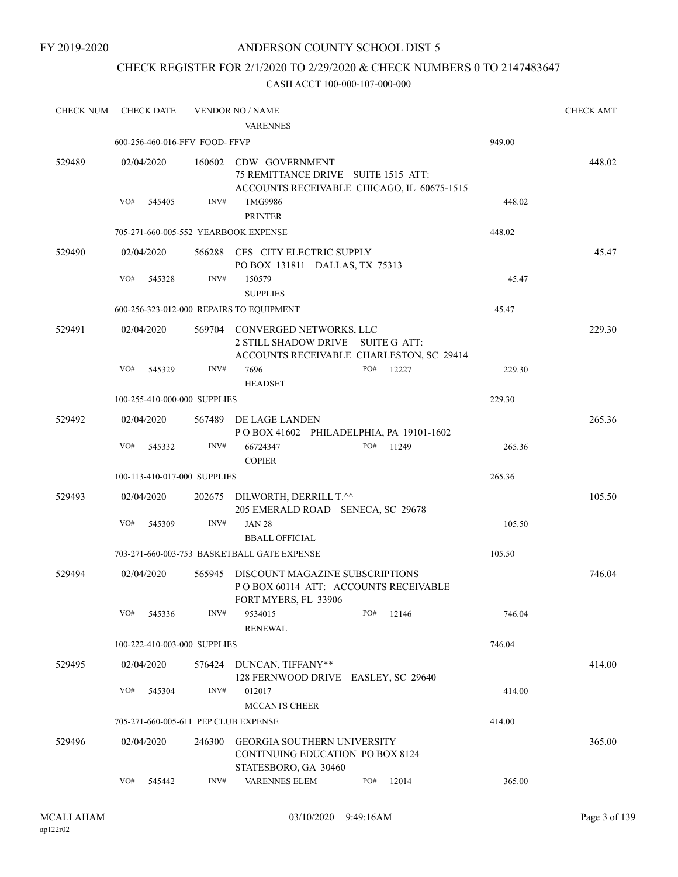FY 2019-2020

ANDERSON COUNTY SCHOOL DIST 5

CHECK REGISTER FOR 2/1/2020 TO 2/29/2020 & CHECK NUMBERS 0 TO 2147483647

CASH ACCT 100-000-107-000-000

| CHECK NUM | CHECK DATE | VENDOR NO / NAME | | CHECK AMT |
|---|---|---|---|---|
| | | VARENNES | | |
| | 600-256-460-016-FFV FOOD- FFVP | | 949.00 | |
| 529489 | 02/04/2020 | 160602 CDW GOVERNMENT<br>75 REMITTANCE DRIVE SUITE 1515 ATT:<br>ACCOUNTS RECEIVABLE CHICAGO, IL 60675-1515 | | 448.02 |
| | VO# 545405 | INV# TMG9986<br>PRINTER | 448.02 | |
| | 705-271-660-005-552 YEARBOOK EXPENSE | | 448.02 | |
| 529490 | 02/04/2020 | 566288 CES CITY ELECTRIC SUPPLY<br>PO BOX 131811 DALLAS, TX 75313 | | 45.47 |
| | VO# 545328 | INV# 150579<br>SUPPLIES | 45.47 | |
| | 600-256-323-012-000 REPAIRS TO EQUIPMENT | | 45.47 | |
| 529491 | 02/04/2020 | 569704 CONVERGED NETWORKS, LLC<br>2 STILL SHADOW DRIVE SUITE G ATT:<br>ACCOUNTS RECEIVABLE CHARLESTON, SC 29414 | | 229.30 |
| | VO# 545329 | INV# 7696 PO# 12227<br>HEADSET | 229.30 | |
| | 100-255-410-000-000 SUPPLIES | | 229.30 | |
| 529492 | 02/04/2020 | 567489 DE LAGE LANDEN<br>P O BOX 41602 PHILADELPHIA, PA 19101-1602 | | 265.36 |
| | VO# 545332 | INV# 66724347 PO# 11249<br>COPIER | 265.36 | |
| | 100-113-410-017-000 SUPPLIES | | 265.36 | |
| 529493 | 02/04/2020 | 202675 DILWORTH, DERRILL T.^^<br>205 EMERALD ROAD SENECA, SC 29678 | | 105.50 |
| | VO# 545309 | INV# JAN 28<br>BBALL OFFICIAL | 105.50 | |
| | 703-271-660-003-753 BASKETBALL GATE EXPENSE | | 105.50 | |
| 529494 | 02/04/2020 | 565945 DISCOUNT MAGAZINE SUBSCRIPTIONS<br>P O BOX 60114 ATT: ACCOUNTS RECEIVABLE<br>FORT MYERS, FL 33906 | | 746.04 |
| | VO# 545336 | INV# 9534015 PO# 12146<br>RENEWAL | 746.04 | |
| | 100-222-410-003-000 SUPPLIES | | 746.04 | |
| 529495 | 02/04/2020 | 576424 DUNCAN, TIFFANY**<br>128 FERNWOOD DRIVE EASLEY, SC 29640 | | 414.00 |
| | VO# 545304 | INV# 012017<br>MCCANTS CHEER | 414.00 | |
| | 705-271-660-005-611 PEP CLUB EXPENSE | | 414.00 | |
| 529496 | 02/04/2020 | 246300 GEORGIA SOUTHERN UNIVERSITY<br>CONTINUING EDUCATION PO BOX 8124<br>STATESBORO, GA 30460 | | 365.00 |
| | VO# 545442 | INV# VARENNES ELEM PO# 12014 | 365.00 | |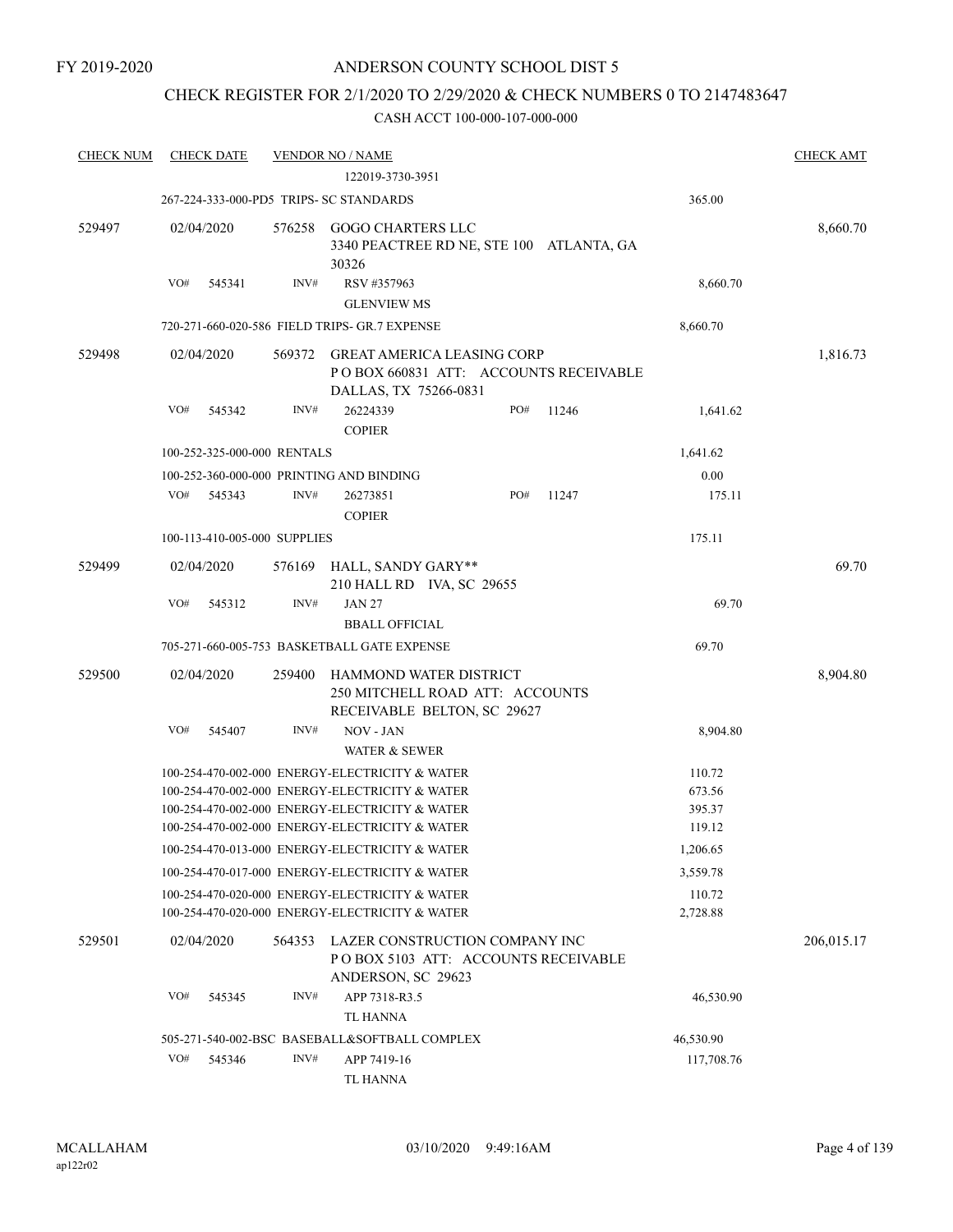FY 2019-2020

# ANDERSON COUNTY SCHOOL DIST 5

## CHECK REGISTER FOR 2/1/2020 TO 2/29/2020 & CHECK NUMBERS 0 TO 2147483647

CASH ACCT 100-000-107-000-000

| CHECK NUM | CHECK DATE | VENDOR NO / NAME | | CHECK AMT |
|---|---|---|---|---|
| | | 122019-3730-3951 | | |
| | | 267-224-333-000-PD5 TRIPS- SC STANDARDS | 365.00 | |
| 529497 | 02/04/2020 | 576258 GOGO CHARTERS LLC<br>3340 PEACTREE RD NE, STE 100 ATLANTA, GA 30326 | | 8,660.70 |
| | VO# 545341 | INV# RSV #357963<br>GLENVIEW MS | 8,660.70 | |
| | | 720-271-660-020-586 FIELD TRIPS- GR.7 EXPENSE | 8,660.70 | |
| 529498 | 02/04/2020 | 569372 GREAT AMERICA LEASING CORP<br>P O BOX 660831 ATT: ACCOUNTS RECEIVABLE<br>DALLAS, TX 75266-0831 | | 1,816.73 |
| | VO# 545342 | INV# 26224339 PO# 11246<br>COPIER | 1,641.62 | |
| | | 100-252-325-000-000 RENTALS | 1,641.62 | |
| | | 100-252-360-000-000 PRINTING AND BINDING | 0.00 | |
| | VO# 545343 | INV# 26273851 PO# 11247<br>COPIER | 175.11 | |
| | | 100-113-410-005-000 SUPPLIES | 175.11 | |
| 529499 | 02/04/2020 | 576169 HALL, SANDY GARY**<br>210 HALL RD IVA, SC 29655 | | 69.70 |
| | VO# 545312 | INV# JAN 27<br>BBALL OFFICIAL | 69.70 | |
| | | 705-271-660-005-753 BASKETBALL GATE EXPENSE | 69.70 | |
| 529500 | 02/04/2020 | 259400 HAMMOND WATER DISTRICT<br>250 MITCHELL ROAD ATT: ACCOUNTS RECEIVABLE BELTON, SC 29627 | | 8,904.80 |
| | VO# 545407 | INV# NOV - JAN<br>WATER & SEWER | 8,904.80 | |
| | | 100-254-470-002-000 ENERGY-ELECTRICITY & WATER | 110.72 | |
| | | 100-254-470-002-000 ENERGY-ELECTRICITY & WATER | 673.56 | |
| | | 100-254-470-002-000 ENERGY-ELECTRICITY & WATER | 395.37 | |
| | | 100-254-470-002-000 ENERGY-ELECTRICITY & WATER | 119.12 | |
| | | 100-254-470-013-000 ENERGY-ELECTRICITY & WATER | 1,206.65 | |
| | | 100-254-470-017-000 ENERGY-ELECTRICITY & WATER | 3,559.78 | |
| | | 100-254-470-020-000 ENERGY-ELECTRICITY & WATER | 110.72 | |
| | | 100-254-470-020-000 ENERGY-ELECTRICITY & WATER | 2,728.88 | |
| 529501 | 02/04/2020 | 564353 LAZER CONSTRUCTION COMPANY INC<br>P O BOX 5103 ATT: ACCOUNTS RECEIVABLE<br>ANDERSON, SC 29623 | | 206,015.17 |
| | VO# 545345 | INV# APP 7318-R3.5<br>TL HANNA | 46,530.90 | |
| | | 505-271-540-002-BSC BASEBALL&SOFTBALL COMPLEX | 46,530.90 | |
| | VO# 545346 | INV# APP 7419-16<br>TL HANNA | 117,708.76 | |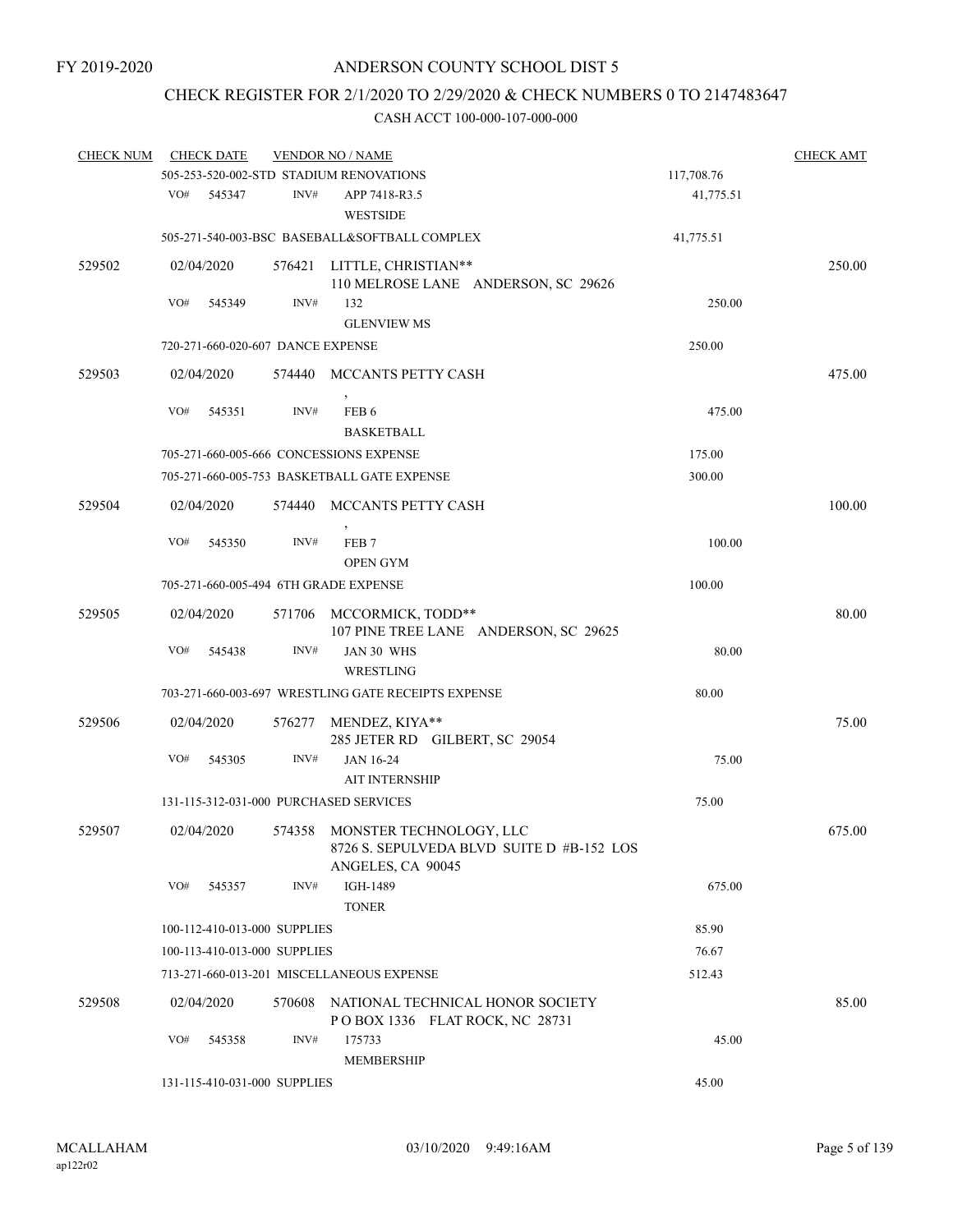FY 2019-2020

# ANDERSON COUNTY SCHOOL DIST 5

## CHECK REGISTER FOR 2/1/2020 TO 2/29/2020 & CHECK NUMBERS 0 TO 2147483647

### CASH ACCT 100-000-107-000-000

| CHECK NUM | CHECK DATE | VENDOR NO / NAME | | CHECK AMT |
|---|---|---|---|---|
| | 505-253-520-002-STD STADIUM RENOVATIONS | | 117,708.76 | |
| | VO# 545347 INV# | APP 7418-R3.5 WESTSIDE | 41,775.51 | |
| | 505-271-540-003-BSC BASEBALL&SOFTBALL COMPLEX | | 41,775.51 | |
| 529502 | 02/04/2020 | 576421 LITTLE, CHRISTIAN** 110 MELROSE LANE ANDERSON, SC 29626 | | 250.00 |
| | VO# 545349 INV# | 132 GLENVIEW MS | 250.00 | |
| | 720-271-660-020-607 DANCE EXPENSE | | 250.00 | |
| 529503 | 02/04/2020 | 574440 MCCANTS PETTY CASH , | | 475.00 |
| | VO# 545351 INV# | FEB 6 BASKETBALL | 475.00 | |
| | 705-271-660-005-666 CONCESSIONS EXPENSE | | 175.00 | |
| | 705-271-660-005-753 BASKETBALL GATE EXPENSE | | 300.00 | |
| 529504 | 02/04/2020 | 574440 MCCANTS PETTY CASH , | | 100.00 |
| | VO# 545350 INV# | FEB 7 OPEN GYM | 100.00 | |
| | 705-271-660-005-494 6TH GRADE EXPENSE | | 100.00 | |
| 529505 | 02/04/2020 | 571706 MCCORMICK, TODD** 107 PINE TREE LANE ANDERSON, SC 29625 | | 80.00 |
| | VO# 545438 INV# | JAN 30 WHS WRESTLING | 80.00 | |
| | 703-271-660-003-697 WRESTLING GATE RECEIPTS EXPENSE | | 80.00 | |
| 529506 | 02/04/2020 | 576277 MENDEZ, KIYA** 285 JETER RD GILBERT, SC 29054 | | 75.00 |
| | VO# 545305 INV# | JAN 16-24 AIT INTERNSHIP | 75.00 | |
| | 131-115-312-031-000 PURCHASED SERVICES | | 75.00 | |
| 529507 | 02/04/2020 | 574358 MONSTER TECHNOLOGY, LLC 8726 S. SEPULVEDA BLVD SUITE D #B-152 LOS ANGELES, CA 90045 | | 675.00 |
| | VO# 545357 INV# | IGH-1489 TONER | 675.00 | |
| | 100-112-410-013-000 SUPPLIES | | 85.90 | |
| | 100-113-410-013-000 SUPPLIES | | 76.67 | |
| | 713-271-660-013-201 MISCELLANEOUS EXPENSE | | 512.43 | |
| 529508 | 02/04/2020 | 570608 NATIONAL TECHNICAL HONOR SOCIETY P O BOX 1336 FLAT ROCK, NC 28731 | | 85.00 |
| | VO# 545358 INV# | 175733 MEMBERSHIP | 45.00 | |
| | 131-115-410-031-000 SUPPLIES | | 45.00 | |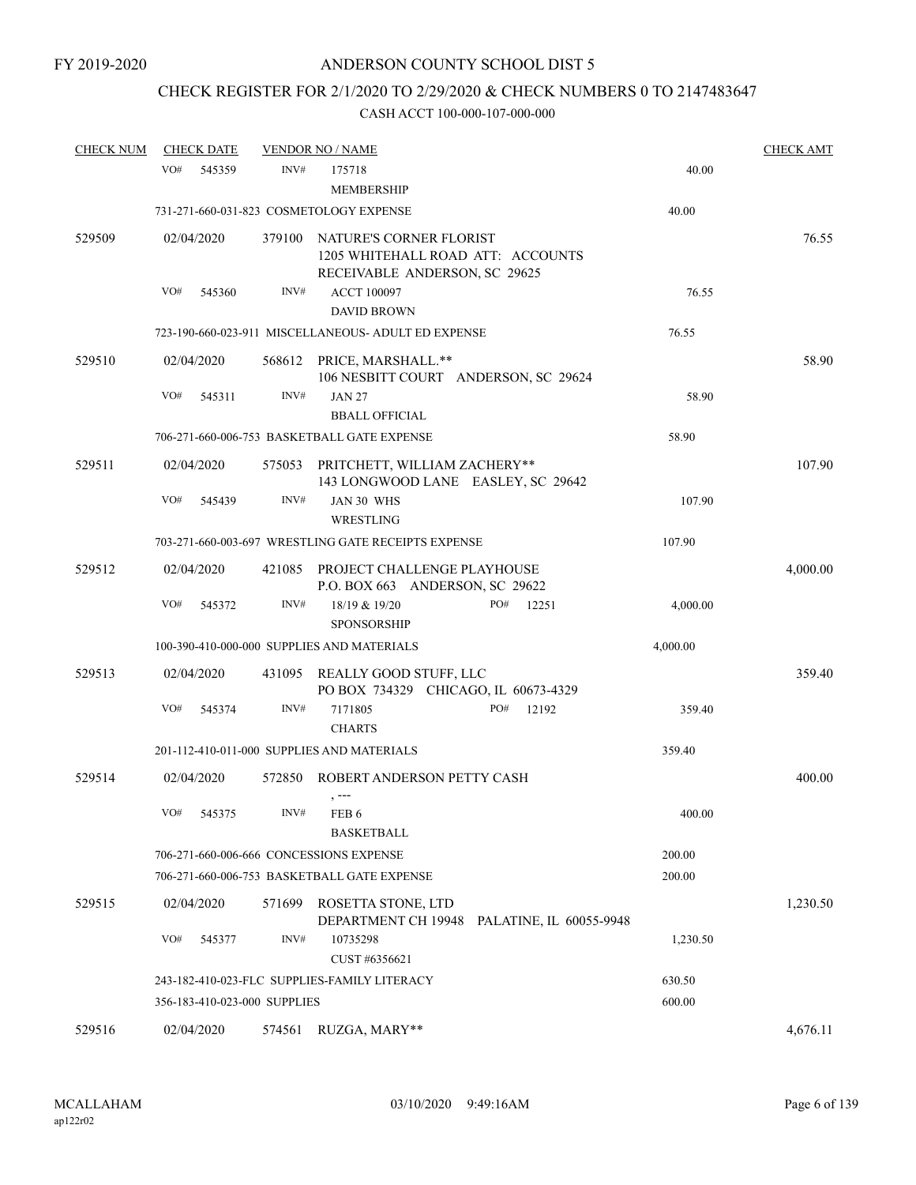FY 2019-2020

# ANDERSON COUNTY SCHOOL DIST 5

## CHECK REGISTER FOR 2/1/2020 TO 2/29/2020 & CHECK NUMBERS 0 TO 2147483647

CASH ACCT 100-000-107-000-000

| CHECK NUM | CHECK DATE | VENDOR NO / NAME | | CHECK AMT |
|---|---|---|---|---|
| | VO# 545359 | INV# 175718 MEMBERSHIP | 40.00 | |
| | | 731-271-660-031-823 COSMETOLOGY EXPENSE | 40.00 | |
| 529509 | 02/04/2020 | 379100 NATURE'S CORNER FLORIST 1205 WHITEHALL ROAD ATT: ACCOUNTS RECEIVABLE ANDERSON, SC 29625 | | 76.55 |
| | VO# 545360 | INV# ACCT 100097 DAVID BROWN | 76.55 | |
| | | 723-190-660-023-911 MISCELLANEOUS- ADULT ED EXPENSE | 76.55 | |
| 529510 | 02/04/2020 | 568612 PRICE, MARSHALL.** 106 NESBITT COURT ANDERSON, SC 29624 | | 58.90 |
| | VO# 545311 | INV# JAN 27 BBALL OFFICIAL | 58.90 | |
| | | 706-271-660-006-753 BASKETBALL GATE EXPENSE | 58.90 | |
| 529511 | 02/04/2020 | 575053 PRITCHETT, WILLIAM ZACHERY** 143 LONGWOOD LANE EASLEY, SC 29642 | | 107.90 |
| | VO# 545439 | INV# JAN 30 WHS WRESTLING | 107.90 | |
| | | 703-271-660-003-697 WRESTLING GATE RECEIPTS EXPENSE | 107.90 | |
| 529512 | 02/04/2020 | 421085 PROJECT CHALLENGE PLAYHOUSE P.O. BOX 663 ANDERSON, SC 29622 | | 4,000.00 |
| | VO# 545372 | INV# 18/19 & 19/20 PO# 12251 SPONSORSHIP | 4,000.00 | |
| | | 100-390-410-000-000 SUPPLIES AND MATERIALS | 4,000.00 | |
| 529513 | 02/04/2020 | 431095 REALLY GOOD STUFF, LLC PO BOX 734329 CHICAGO, IL 60673-4329 | | 359.40 |
| | VO# 545374 | INV# 7171805 PO# 12192 CHARTS | 359.40 | |
| | | 201-112-410-011-000 SUPPLIES AND MATERIALS | 359.40 | |
| 529514 | 02/04/2020 | 572850 ROBERT ANDERSON PETTY CASH , --- | | 400.00 |
| | VO# 545375 | INV# FEB 6 BASKETBALL | 400.00 | |
| | | 706-271-660-006-666 CONCESSIONS EXPENSE | 200.00 | |
| | | 706-271-660-006-753 BASKETBALL GATE EXPENSE | 200.00 | |
| 529515 | 02/04/2020 | 571699 ROSETTA STONE, LTD DEPARTMENT CH 19948 PALATINE, IL 60055-9948 | | 1,230.50 |
| | VO# 545377 | INV# 10735298 CUST #6356621 | 1,230.50 | |
| | | 243-182-410-023-FLC SUPPLIES-FAMILY LITERACY | 630.50 | |
| | | 356-183-410-023-000 SUPPLIES | 600.00 | |
| 529516 | 02/04/2020 | 574561 RUZGA, MARY** | | 4,676.11 |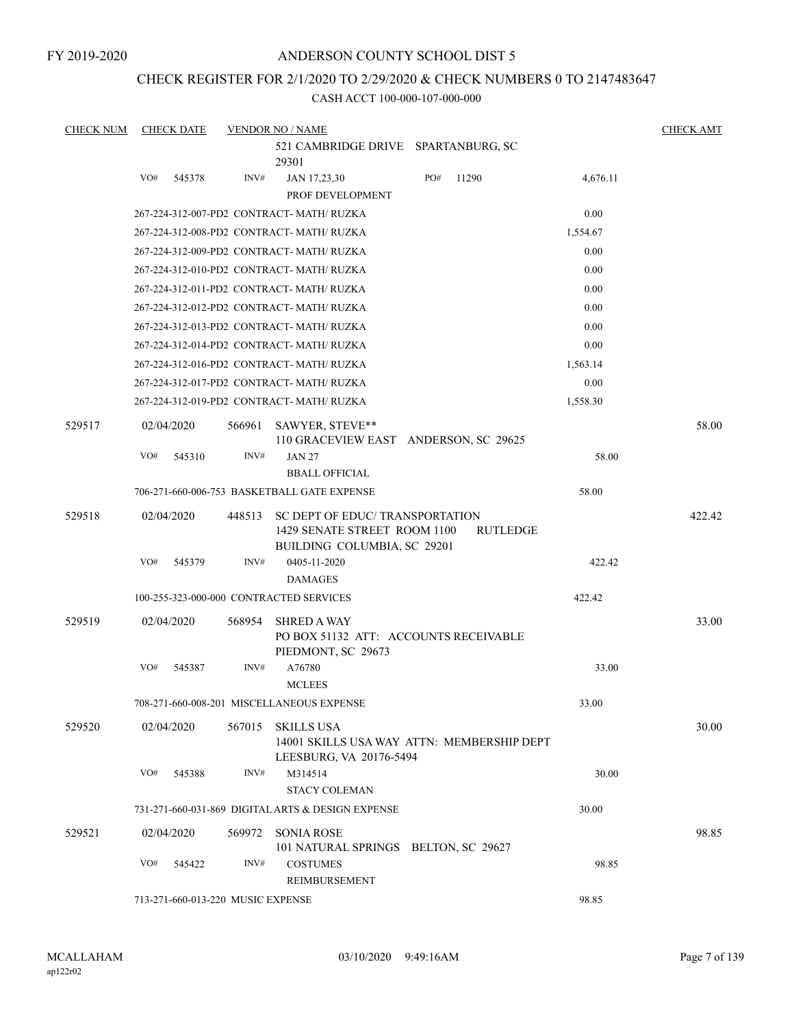FY 2019-2020

# ANDERSON COUNTY SCHOOL DIST 5

## CHECK REGISTER FOR 2/1/2020 TO 2/29/2020 & CHECK NUMBERS 0 TO 2147483647

### CASH ACCT 100-000-107-000-000

| CHECK NUM | CHECK DATE | VENDOR NO / NAME | | CHECK AMT |
|---|---|---|---|---|
| | | 521 CAMBRIDGE DRIVE SPARTANBURG, SC 29301 | | |
| | VO# 545378 | INV# JAN 17,23,30 PO# 11290 | 4,676.11 | |
| | | PROF DEVELOPMENT | | |
| | | 267-224-312-007-PD2 CONTRACT- MATH/ RUZKA | 0.00 | |
| | | 267-224-312-008-PD2 CONTRACT- MATH/ RUZKA | 1,554.67 | |
| | | 267-224-312-009-PD2 CONTRACT- MATH/ RUZKA | 0.00 | |
| | | 267-224-312-010-PD2 CONTRACT- MATH/ RUZKA | 0.00 | |
| | | 267-224-312-011-PD2 CONTRACT- MATH/ RUZKA | 0.00 | |
| | | 267-224-312-012-PD2 CONTRACT- MATH/ RUZKA | 0.00 | |
| | | 267-224-312-013-PD2 CONTRACT- MATH/ RUZKA | 0.00 | |
| | | 267-224-312-014-PD2 CONTRACT- MATH/ RUZKA | 0.00 | |
| | | 267-224-312-016-PD2 CONTRACT- MATH/ RUZKA | 1,563.14 | |
| | | 267-224-312-017-PD2 CONTRACT- MATH/ RUZKA | 0.00 | |
| | | 267-224-312-019-PD2 CONTRACT- MATH/ RUZKA | 1,558.30 | |
| 529517 | 02/04/2020 | 566961 SAWYER, STEVE** | | 58.00 |
| | | 110 GRACEVIEW EAST ANDERSON, SC 29625 | | |
| | VO# 545310 | INV# JAN 27 | 58.00 | |
| | | BBALL OFFICIAL | | |
| | | 706-271-660-006-753 BASKETBALL GATE EXPENSE | 58.00 | |
| 529518 | 02/04/2020 | 448513 SC DEPT OF EDUC/ TRANSPORTATION | | 422.42 |
| | | 1429 SENATE STREET ROOM 1100 RUTLEDGE BUILDING COLUMBIA, SC 29201 | | |
| | VO# 545379 | INV# 0405-11-2020 | 422.42 | |
| | | DAMAGES | | |
| | | 100-255-323-000-000 CONTRACTED SERVICES | 422.42 | |
| 529519 | 02/04/2020 | 568954 SHRED A WAY | | 33.00 |
| | | PO BOX 51132 ATT: ACCOUNTS RECEIVABLE PIEDMONT, SC 29673 | | |
| | VO# 545387 | INV# A76780 | 33.00 | |
| | | MCLEES | | |
| | | 708-271-660-008-201 MISCELLANEOUS EXPENSE | 33.00 | |
| 529520 | 02/04/2020 | 567015 SKILLS USA | | 30.00 |
| | | 14001 SKILLS USA WAY ATTN: MEMBERSHIP DEPT LEESBURG, VA 20176-5494 | | |
| | VO# 545388 | INV# M314514 | 30.00 | |
| | | STACY COLEMAN | | |
| | | 731-271-660-031-869 DIGITAL ARTS & DESIGN EXPENSE | 30.00 | |
| 529521 | 02/04/2020 | 569972 SONIA ROSE | | 98.85 |
| | | 101 NATURAL SPRINGS BELTON, SC 29627 | | |
| | VO# 545422 | INV# COSTUMES | 98.85 | |
| | | REIMBURSEMENT | | |
| | | 713-271-660-013-220 MUSIC EXPENSE | 98.85 | |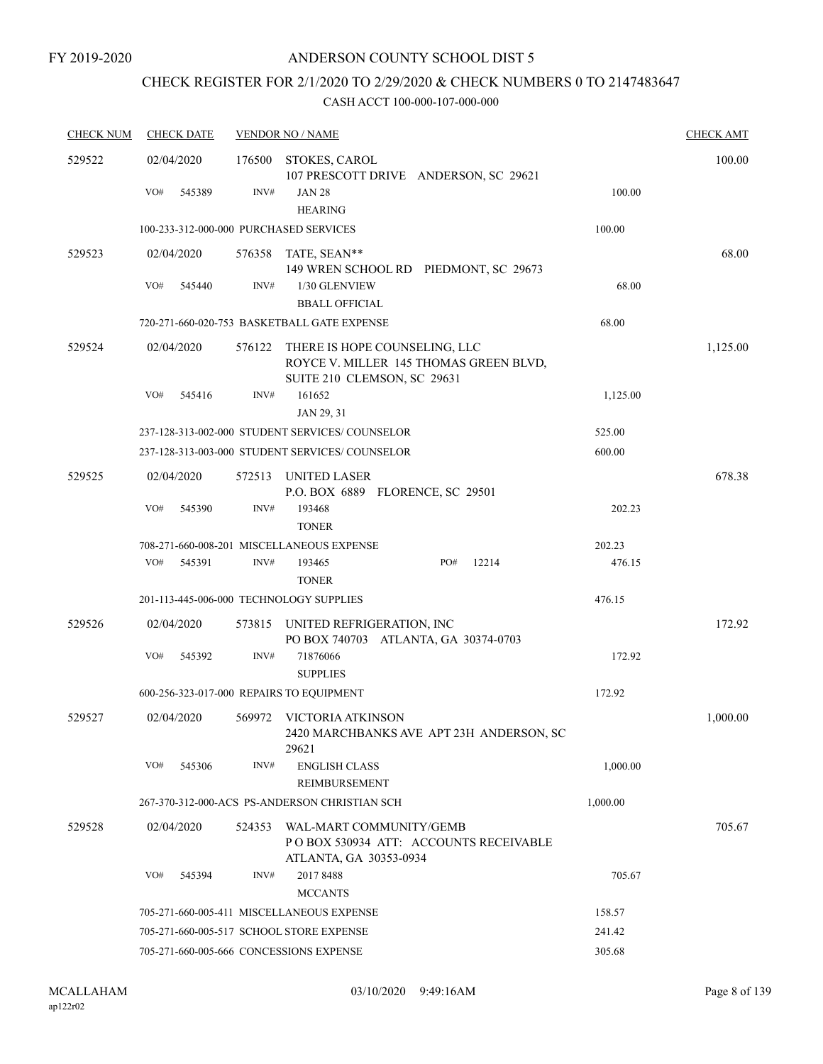FY 2019-2020

# ANDERSON COUNTY SCHOOL DIST 5

## CHECK REGISTER FOR 2/1/2020 TO 2/29/2020 & CHECK NUMBERS 0 TO 2147483647

CASH ACCT 100-000-107-000-000

| CHECK NUM | CHECK DATE | VENDOR NO / NAME | | CHECK AMT |
|---|---|---|---|---|
| 529522 | 02/04/2020 | 176500 STOKES, CAROL<br>107 PRESCOTT DRIVE ANDERSON, SC 29621 | | 100.00 |
| | VO# 545389 | INV# JAN 28<br>HEARING | 100.00 | |
| | 100-233-312-000-000 PURCHASED SERVICES | | 100.00 | |
| 529523 | 02/04/2020 | 576358 TATE, SEAN**<br>149 WREN SCHOOL RD PIEDMONT, SC 29673 | | 68.00 |
| | VO# 545440 | INV# 1/30 GLENVIEW<br>BBALL OFFICIAL | 68.00 | |
| | 720-271-660-020-753 BASKETBALL GATE EXPENSE | | 68.00 | |
| 529524 | 02/04/2020 | 576122 THERE IS HOPE COUNSELING, LLC<br>ROYCE V. MILLER 145 THOMAS GREEN BLVD, SUITE 210 CLEMSON, SC 29631 | | 1,125.00 |
| | VO# 545416 | INV# 161652<br>JAN 29, 31 | 1,125.00 | |
| | 237-128-313-002-000 STUDENT SERVICES/ COUNSELOR | | 525.00 | |
| | 237-128-313-003-000 STUDENT SERVICES/ COUNSELOR | | 600.00 | |
| 529525 | 02/04/2020 | 572513 UNITED LASER<br>P.O. BOX 6889 FLORENCE, SC 29501 | | 678.38 |
| | VO# 545390 | INV# 193468<br>TONER | 202.23 | |
| | 708-271-660-008-201 MISCELLANEOUS EXPENSE | | 202.23 | |
| | VO# 545391 | INV# 193465 PO# 12214<br>TONER | 476.15 | |
| | 201-113-445-006-000 TECHNOLOGY SUPPLIES | | 476.15 | |
| 529526 | 02/04/2020 | 573815 UNITED REFRIGERATION, INC<br>PO BOX 740703 ATLANTA, GA 30374-0703 | | 172.92 |
| | VO# 545392 | INV# 71876066<br>SUPPLIES | 172.92 | |
| | 600-256-323-017-000 REPAIRS TO EQUIPMENT | | 172.92 | |
| 529527 | 02/04/2020 | 569972 VICTORIA ATKINSON<br>2420 MARCHBANKS AVE APT 23H ANDERSON, SC 29621 | | 1,000.00 |
| | VO# 545306 | INV# ENGLISH CLASS<br>REIMBURSEMENT | 1,000.00 | |
| | 267-370-312-000-ACS PS-ANDERSON CHRISTIAN SCH | | 1,000.00 | |
| 529528 | 02/04/2020 | 524353 WAL-MART COMMUNITY/GEMB<br>P O BOX 530934 ATT: ACCOUNTS RECEIVABLE ATLANTA, GA 30353-0934 | | 705.67 |
| | VO# 545394 | INV# 2017 8488<br>MCCANTS | 705.67 | |
| | 705-271-660-005-411 MISCELLANEOUS EXPENSE | | 158.57 | |
| | 705-271-660-005-517 SCHOOL STORE EXPENSE | | 241.42 | |
| | 705-271-660-005-666 CONCESSIONS EXPENSE | | 305.68 | |

MCALLAHAM ap122r02 03/10/2020 9:49:16AM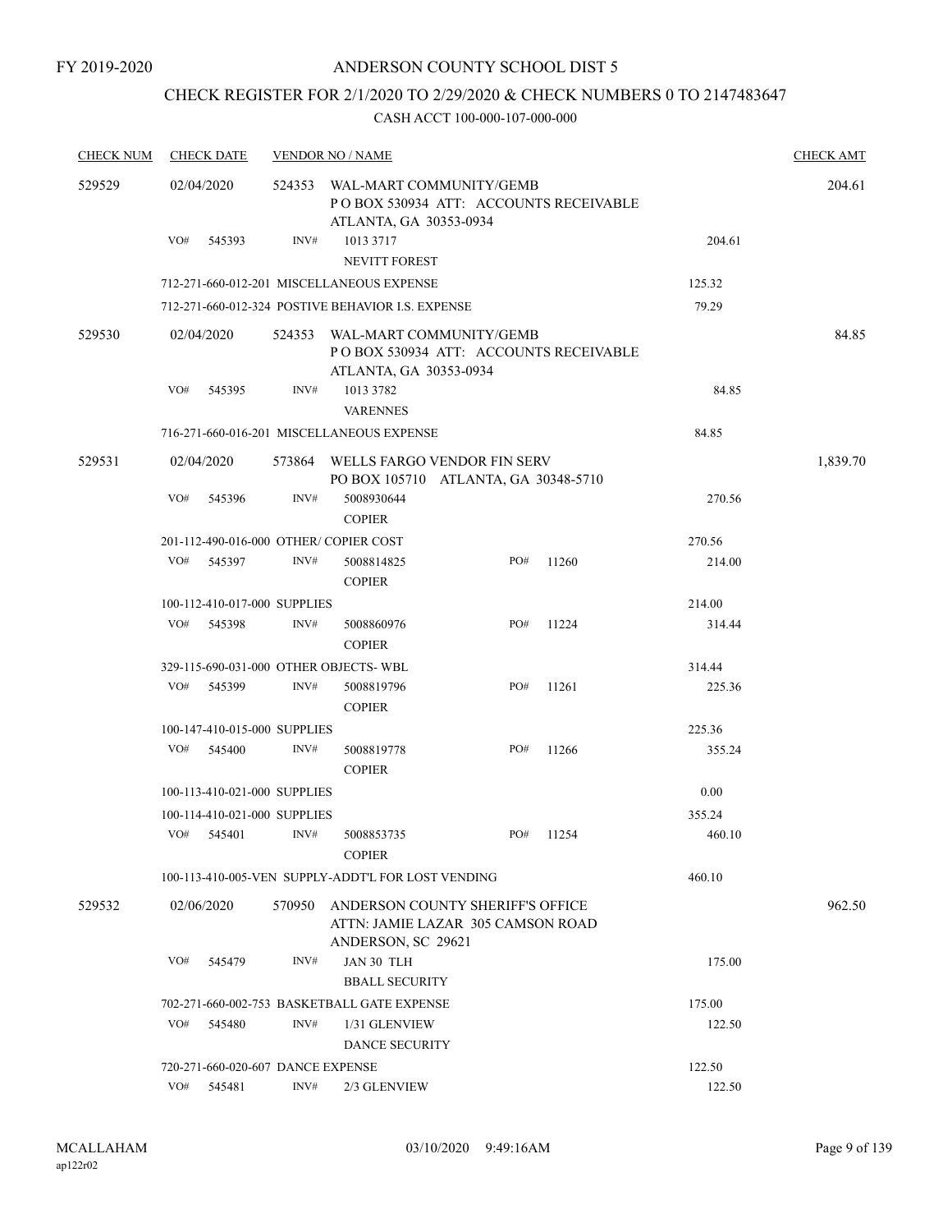FY 2019-2020

# ANDERSON COUNTY SCHOOL DIST 5

## CHECK REGISTER FOR 2/1/2020 TO 2/29/2020 & CHECK NUMBERS 0 TO 2147483647

### CASH ACCT 100-000-107-000-000

| CHECK NUM | CHECK DATE | VENDOR NO / NAME | | | CHECK AMT |
|---|---|---|---|---|---|
| 529529 | 02/04/2020 | 524353 WAL-MART COMMUNITY/GEMB<br>P O BOX 530934 ATT: ACCOUNTS RECEIVABLE<br>ATLANTA, GA 30353-0934 | | | 204.61 |
| | VO# 545393 | INV# 1013 3717<br>NEVITT FOREST | | 204.61 | |
| | 712-271-660-012-201 MISCELLANEOUS EXPENSE | | | 125.32 | |
| | 712-271-660-012-324 POSTIVE BEHAVIOR I.S. EXPENSE | | | 79.29 | |
| 529530 | 02/04/2020 | 524353 WAL-MART COMMUNITY/GEMB<br>P O BOX 530934 ATT: ACCOUNTS RECEIVABLE<br>ATLANTA, GA 30353-0934 | | | 84.85 |
| | VO# 545395 | INV# 1013 3782<br>VARENNES | | 84.85 | |
| | 716-271-660-016-201 MISCELLANEOUS EXPENSE | | | 84.85 | |
| 529531 | 02/04/2020 | 573864 WELLS FARGO VENDOR FIN SERV<br>PO BOX 105710 ATLANTA, GA 30348-5710 | | | 1,839.70 |
| | VO# 545396 | INV# 5008930644<br>COPIER | | 270.56 | |
| | 201-112-490-016-000 OTHER/ COPIER COST | | | 270.56 | |
| | VO# 545397 | INV# 5008814825<br>COPIER | PO# 11260 | 214.00 | |
| | 100-112-410-017-000 SUPPLIES | | | 214.00 | |
| | VO# 545398 | INV# 5008860976<br>COPIER | PO# 11224 | 314.44 | |
| | 329-115-690-031-000 OTHER OBJECTS- WBL | | | 314.44 | |
| | VO# 545399 | INV# 5008819796<br>COPIER | PO# 11261 | 225.36 | |
| | 100-147-410-015-000 SUPPLIES | | | 225.36 | |
| | VO# 545400 | INV# 5008819778<br>COPIER | PO# 11266 | 355.24 | |
| | 100-113-410-021-000 SUPPLIES | | | 0.00 | |
| | 100-114-410-021-000 SUPPLIES | | | 355.24 | |
| | VO# 545401 | INV# 5008853735<br>COPIER | PO# 11254 | 460.10 | |
| | 100-113-410-005-VEN SUPPLY-ADDT'L FOR LOST VENDING | | | 460.10 | |
| 529532 | 02/06/2020 | 570950 ANDERSON COUNTY SHERIFF'S OFFICE<br>ATTN: JAMIE LAZAR 305 CAMSON ROAD<br>ANDERSON, SC 29621 | | | 962.50 |
| | VO# 545479 | INV# JAN 30 TLH<br>BBALL SECURITY | | 175.00 | |
| | 702-271-660-002-753 BASKETBALL GATE EXPENSE | | | 175.00 | |
| | VO# 545480 | INV# 1/31 GLENVIEW<br>DANCE SECURITY | | 122.50 | |
| | 720-271-660-020-607 DANCE EXPENSE | | | 122.50 | |
| | VO# 545481 | INV# 2/3 GLENVIEW | | 122.50 | |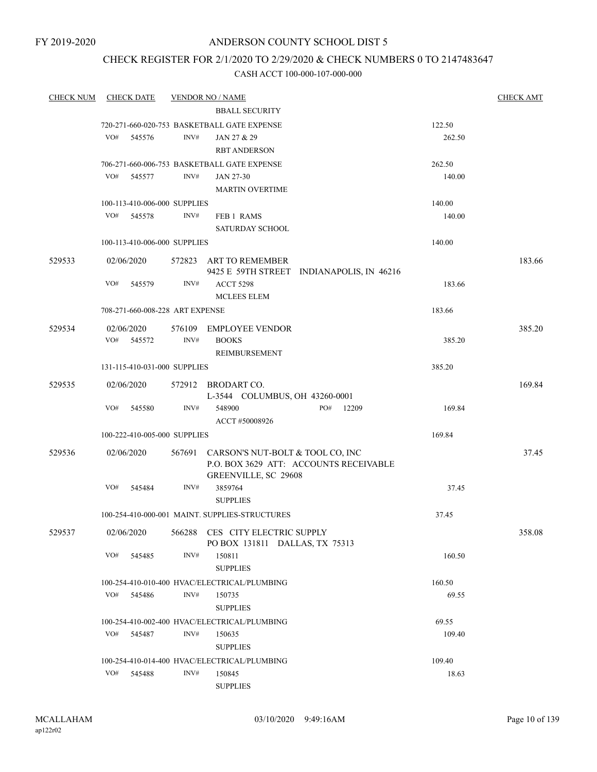FY 2019-2020

# ANDERSON COUNTY SCHOOL DIST 5

## CHECK REGISTER FOR 2/1/2020 TO 2/29/2020 & CHECK NUMBERS 0 TO 2147483647

### CASH ACCT 100-000-107-000-000

| CHECK NUM | CHECK DATE | VENDOR NO / NAME | | CHECK AMT |
|---|---|---|---|---|
| | | BBALL SECURITY | | |
| | 720-271-660-020-753 BASKETBALL GATE EXPENSE | | 122.50 | |
| | VO# 545576 | INV# JAN 27 & 29<br>RBT ANDERSON | 262.50 | |
| | 706-271-660-006-753 BASKETBALL GATE EXPENSE | | 262.50 | |
| | VO# 545577 | INV# JAN 27-30<br>MARTIN OVERTIME | 140.00 | |
| | 100-113-410-006-000 SUPPLIES | | 140.00 | |
| | VO# 545578 | INV# FEB 1 RAMS<br>SATURDAY SCHOOL | 140.00 | |
| | 100-113-410-006-000 SUPPLIES | | 140.00 | |
| 529533 | 02/06/2020 | 572823 ART TO REMEMBER<br>9425 E 59TH STREET INDIANAPOLIS, IN 46216 | | 183.66 |
| | VO# 545579 | INV# ACCT 5298<br>MCLEES ELEM | 183.66 | |
| | 708-271-660-008-228 ART EXPENSE | | 183.66 | |
| 529534 | 02/06/2020 | 576109 EMPLOYEE VENDOR | | 385.20 |
| | VO# 545572 | INV# BOOKS<br>REIMBURSEMENT | 385.20 | |
| | 131-115-410-031-000 SUPPLIES | | 385.20 | |
| 529535 | 02/06/2020 | 572912 BRODART CO.<br>L-3544 COLUMBUS, OH 43260-0001 | | 169.84 |
| | VO# 545580 | INV# 548900 PO# 12209<br>ACCT #50008926 | 169.84 | |
| | 100-222-410-005-000 SUPPLIES | | 169.84 | |
| 529536 | 02/06/2020 | 567691 CARSON'S NUT-BOLT & TOOL CO, INC<br>P.O. BOX 3629 ATT: ACCOUNTS RECEIVABLE<br>GREENVILLE, SC 29608 | | 37.45 |
| | VO# 545484 | INV# 3859764<br>SUPPLIES | 37.45 | |
| | 100-254-410-000-001 MAINT. SUPPLIES-STRUCTURES | | 37.45 | |
| 529537 | 02/06/2020 | 566288 CES CITY ELECTRIC SUPPLY<br>PO BOX 131811 DALLAS, TX 75313 | | 358.08 |
| | VO# 545485 | INV# 150811<br>SUPPLIES | 160.50 | |
| | 100-254-410-010-400 HVAC/ELECTRICAL/PLUMBING | | 160.50 | |
| | VO# 545486 | INV# 150735<br>SUPPLIES | 69.55 | |
| | 100-254-410-002-400 HVAC/ELECTRICAL/PLUMBING | | 69.55 | |
| | VO# 545487 | INV# 150635<br>SUPPLIES | 109.40 | |
| | 100-254-410-014-400 HVAC/ELECTRICAL/PLUMBING | | 109.40 | |
| | VO# 545488 | INV# 150845<br>SUPPLIES | 18.63 | |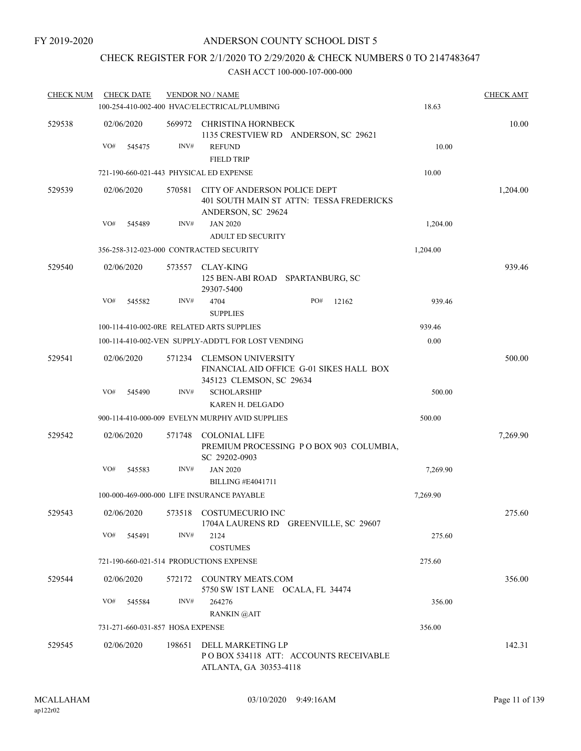FY 2019-2020

# ANDERSON COUNTY SCHOOL DIST 5

## CHECK REGISTER FOR 2/1/2020 TO 2/29/2020 & CHECK NUMBERS 0 TO 2147483647

### CASH ACCT 100-000-107-000-000

| CHECK NUM | CHECK DATE | VENDOR NO / NAME | | CHECK AMT |
|---|---|---|---|---|
| | | 100-254-410-002-400 HVAC/ELECTRICAL/PLUMBING | 18.63 | |
| 529538 | 02/06/2020 | 569972 CHRISTINA HORNBECK<br>1135 CRESTVIEW RD ANDERSON, SC 29621 | | 10.00 |
| | VO# 545475 | INV# REFUND<br>FIELD TRIP | 10.00 | |
| | | 721-190-660-021-443 PHYSICAL ED EXPENSE | 10.00 | |
| 529539 | 02/06/2020 | 570581 CITY OF ANDERSON POLICE DEPT<br>401 SOUTH MAIN ST ATTN: TESSA FREDERICKS<br>ANDERSON, SC 29624 | | 1,204.00 |
| | VO# 545489 | INV# JAN 2020<br>ADULT ED SECURITY | 1,204.00 | |
| | | 356-258-312-023-000 CONTRACTED SECURITY | 1,204.00 | |
| 529540 | 02/06/2020 | 573557 CLAY-KING<br>125 BEN-ABI ROAD SPARTANBURG, SC<br>29307-5400 | | 939.46 |
| | VO# 545582 | INV# 4704 PO# 12162<br>SUPPLIES | 939.46 | |
| | | 100-114-410-002-0RE RELATED ARTS SUPPLIES | 939.46 | |
| | | 100-114-410-002-VEN SUPPLY-ADDT'L FOR LOST VENDING | 0.00 | |
| 529541 | 02/06/2020 | 571234 CLEMSON UNIVERSITY<br>FINANCIAL AID OFFICE G-01 SIKES HALL BOX<br>345123 CLEMSON, SC 29634 | | 500.00 |
| | VO# 545490 | INV# SCHOLARSHIP<br>KAREN H. DELGADO | 500.00 | |
| | | 900-114-410-000-009 EVELYN MURPHY AVID SUPPLIES | 500.00 | |
| 529542 | 02/06/2020 | 571748 COLONIAL LIFE<br>PREMIUM PROCESSING P O BOX 903 COLUMBIA,<br>SC 29202-0903 | | 7,269.90 |
| | VO# 545583 | INV# JAN 2020<br>BILLING #E4041711 | 7,269.90 | |
| | | 100-000-469-000-000 LIFE INSURANCE PAYABLE | 7,269.90 | |
| 529543 | 02/06/2020 | 573518 COSTUMECURIO INC<br>1704A LAURENS RD GREENVILLE, SC 29607 | | 275.60 |
| | VO# 545491 | INV# 2124<br>COSTUMES | 275.60 | |
| | | 721-190-660-021-514 PRODUCTIONS EXPENSE | 275.60 | |
| 529544 | 02/06/2020 | 572172 COUNTRY MEATS.COM<br>5750 SW 1ST LANE OCALA, FL 34474 | | 356.00 |
| | VO# 545584 | INV# 264276<br>RANKIN @AIT | 356.00 | |
| | | 731-271-660-031-857 HOSA EXPENSE | 356.00 | |
| 529545 | 02/06/2020 | 198651 DELL MARKETING LP<br>P O BOX 534118 ATT: ACCOUNTS RECEIVABLE<br>ATLANTA, GA 30353-4118 | | 142.31 |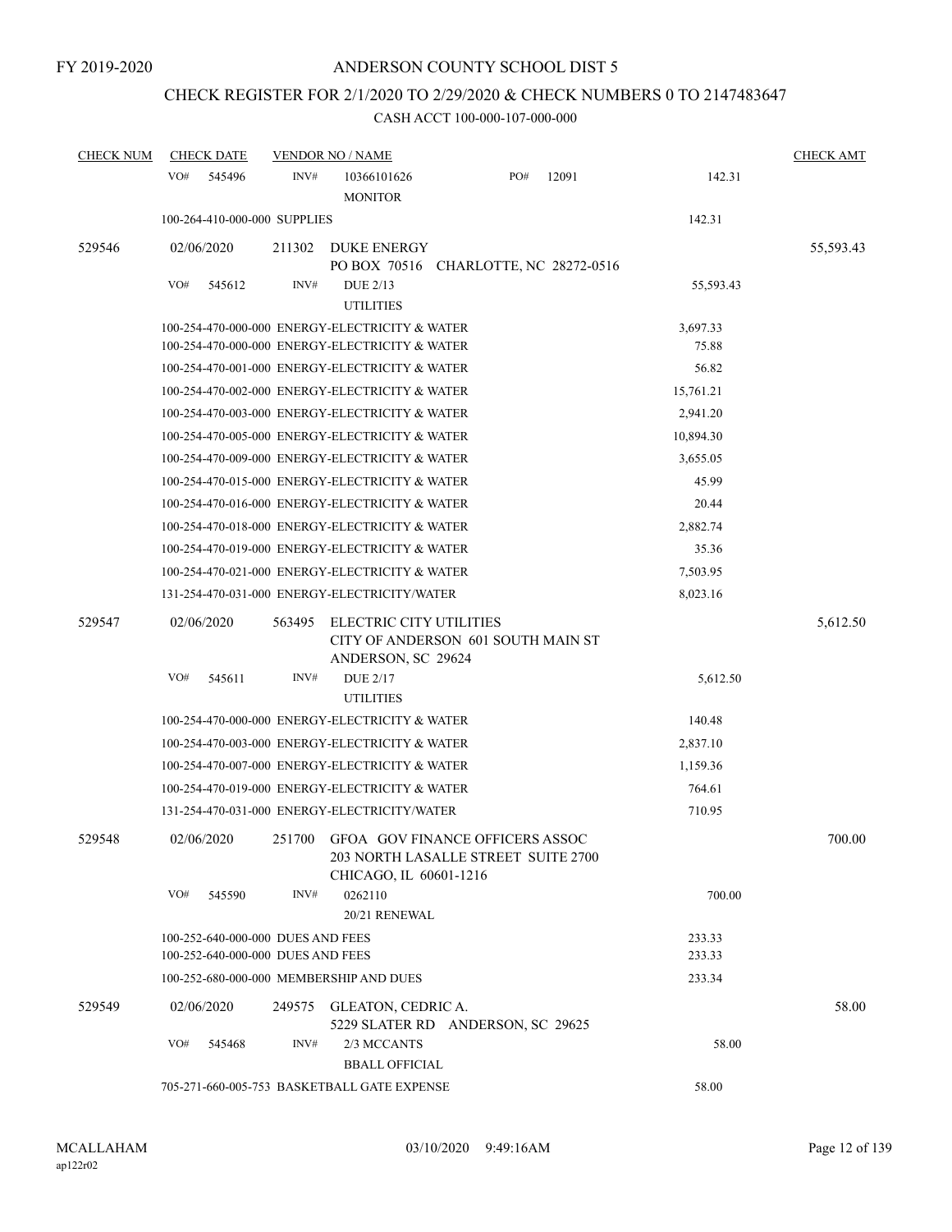FY 2019-2020

# ANDERSON COUNTY SCHOOL DIST 5

## CHECK REGISTER FOR 2/1/2020 TO 2/29/2020 & CHECK NUMBERS 0 TO 2147483647

CASH ACCT 100-000-107-000-000

| CHECK NUM | CHECK DATE | VENDOR NO / NAME | | CHECK AMT |
|---|---|---|---|---|
| | VO# 545496 | INV# 10366101626 PO# 12091 MONITOR | 142.31 | |
| | 100-264-410-000-000 SUPPLIES | | 142.31 | |
| 529546 | 02/06/2020 | 211302 DUKE ENERGY PO BOX 70516 CHARLOTTE, NC 28272-0516 | | 55,593.43 |
| | VO# 545612 | INV# DUE 2/13 UTILITIES | 55,593.43 | |
| | 100-254-470-000-000 ENERGY-ELECTRICITY & WATER | | 3,697.33 | |
| | 100-254-470-000-000 ENERGY-ELECTRICITY & WATER | | 75.88 | |
| | 100-254-470-001-000 ENERGY-ELECTRICITY & WATER | | 56.82 | |
| | 100-254-470-002-000 ENERGY-ELECTRICITY & WATER | | 15,761.21 | |
| | 100-254-470-003-000 ENERGY-ELECTRICITY & WATER | | 2,941.20 | |
| | 100-254-470-005-000 ENERGY-ELECTRICITY & WATER | | 10,894.30 | |
| | 100-254-470-009-000 ENERGY-ELECTRICITY & WATER | | 3,655.05 | |
| | 100-254-470-015-000 ENERGY-ELECTRICITY & WATER | | 45.99 | |
| | 100-254-470-016-000 ENERGY-ELECTRICITY & WATER | | 20.44 | |
| | 100-254-470-018-000 ENERGY-ELECTRICITY & WATER | | 2,882.74 | |
| | 100-254-470-019-000 ENERGY-ELECTRICITY & WATER | | 35.36 | |
| | 100-254-470-021-000 ENERGY-ELECTRICITY & WATER | | 7,503.95 | |
| | 131-254-470-031-000 ENERGY-ELECTRICITY/WATER | | 8,023.16 | |
| 529547 | 02/06/2020 | 563495 ELECTRIC CITY UTILITIES CITY OF ANDERSON 601 SOUTH MAIN ST ANDERSON, SC 29624 | | 5,612.50 |
| | VO# 545611 | INV# DUE 2/17 UTILITIES | 5,612.50 | |
| | 100-254-470-000-000 ENERGY-ELECTRICITY & WATER | | 140.48 | |
| | 100-254-470-003-000 ENERGY-ELECTRICITY & WATER | | 2,837.10 | |
| | 100-254-470-007-000 ENERGY-ELECTRICITY & WATER | | 1,159.36 | |
| | 100-254-470-019-000 ENERGY-ELECTRICITY & WATER | | 764.61 | |
| | 131-254-470-031-000 ENERGY-ELECTRICITY/WATER | | 710.95 | |
| 529548 | 02/06/2020 | 251700 GFOA GOV FINANCE OFFICERS ASSOC 203 NORTH LASALLE STREET SUITE 2700 CHICAGO, IL 60601-1216 | | 700.00 |
| | VO# 545590 | INV# 0262110 20/21 RENEWAL | 700.00 | |
| | 100-252-640-000-000 DUES AND FEES | | 233.33 | |
| | 100-252-640-000-000 DUES AND FEES | | 233.33 | |
| | 100-252-680-000-000 MEMBERSHIP AND DUES | | 233.34 | |
| 529549 | 02/06/2020 | 249575 GLEATON, CEDRIC A. 5229 SLATER RD ANDERSON, SC 29625 | | 58.00 |
| | VO# 545468 | INV# 2/3 MCCANTS BBALL OFFICIAL | 58.00 | |
| | 705-271-660-005-753 BASKETBALL GATE EXPENSE | | 58.00 | |

MCALLAHAM
ap122r02
03/10/2020 9:49:16AM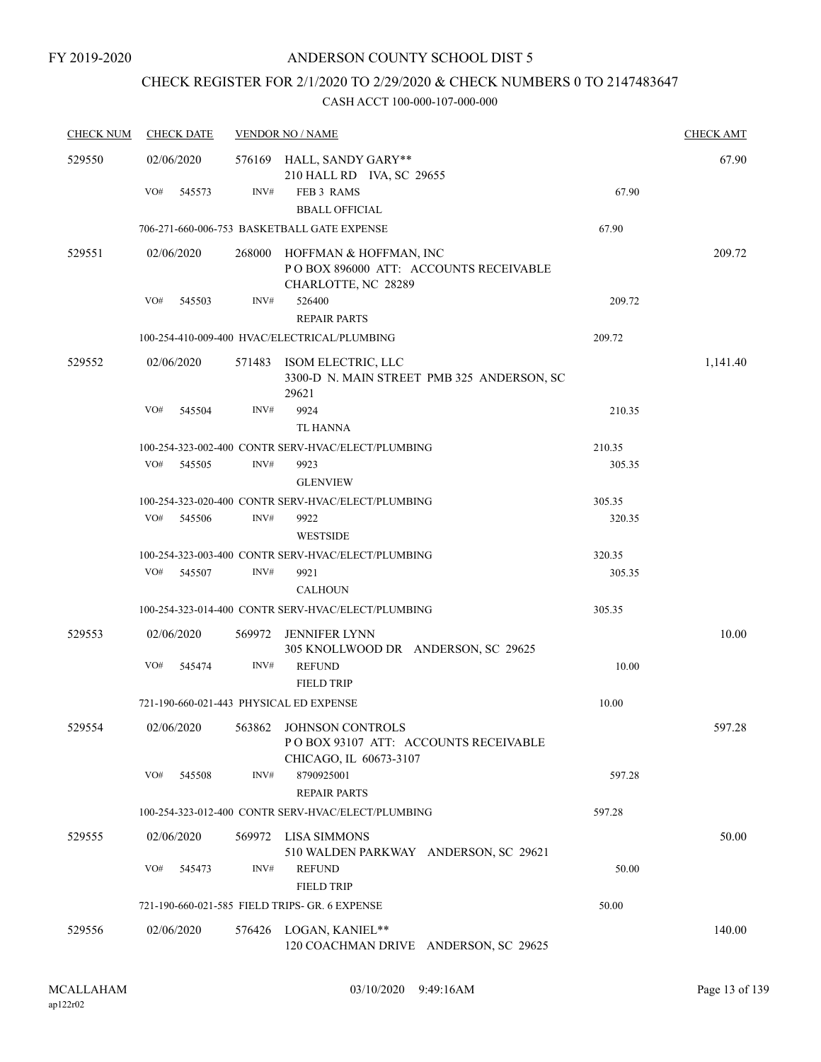FY 2019-2020

ANDERSON COUNTY SCHOOL DIST 5

CHECK REGISTER FOR 2/1/2020 TO 2/29/2020 & CHECK NUMBERS 0 TO 2147483647

CASH ACCT 100-000-107-000-000

| CHECK NUM | CHECK DATE | VENDOR NO / NAME | | CHECK AMT |
|---|---|---|---|---|
| 529550 | 02/06/2020 | 576169 HALL, SANDY GARY** 210 HALL RD IVA, SC 29655 | | 67.90 |
| | VO# 545573 | INV# FEB 3 RAMS BBALL OFFICIAL | 67.90 | |
| | | 706-271-660-006-753 BASKETBALL GATE EXPENSE | 67.90 | |
| 529551 | 02/06/2020 | 268000 HOFFMAN & HOFFMAN, INC P O BOX 896000 ATT: ACCOUNTS RECEIVABLE CHARLOTTE, NC 28289 | | 209.72 |
| | VO# 545503 | INV# 526400 REPAIR PARTS | 209.72 | |
| | | 100-254-410-009-400 HVAC/ELECTRICAL/PLUMBING | 209.72 | |
| 529552 | 02/06/2020 | 571483 ISOM ELECTRIC, LLC 3300-D N. MAIN STREET PMB 325 ANDERSON, SC 29621 | | 1,141.40 |
| | VO# 545504 | INV# 9924 TL HANNA | 210.35 | |
| | | 100-254-323-002-400 CONTR SERV-HVAC/ELECT/PLUMBING | 210.35 | |
| | VO# 545505 | INV# 9923 GLENVIEW | 305.35 | |
| | | 100-254-323-020-400 CONTR SERV-HVAC/ELECT/PLUMBING | 305.35 | |
| | VO# 545506 | INV# 9922 WESTSIDE | 320.35 | |
| | | 100-254-323-003-400 CONTR SERV-HVAC/ELECT/PLUMBING | 320.35 | |
| | VO# 545507 | INV# 9921 CALHOUN | 305.35 | |
| | | 100-254-323-014-400 CONTR SERV-HVAC/ELECT/PLUMBING | 305.35 | |
| 529553 | 02/06/2020 | 569972 JENNIFER LYNN 305 KNOLLWOOD DR ANDERSON, SC 29625 | | 10.00 |
| | VO# 545474 | INV# REFUND FIELD TRIP | 10.00 | |
| | | 721-190-660-021-443 PHYSICAL ED EXPENSE | 10.00 | |
| 529554 | 02/06/2020 | 563862 JOHNSON CONTROLS P O BOX 93107 ATT: ACCOUNTS RECEIVABLE CHICAGO, IL 60673-3107 | | 597.28 |
| | VO# 545508 | INV# 8790925001 REPAIR PARTS | 597.28 | |
| | | 100-254-323-012-400 CONTR SERV-HVAC/ELECT/PLUMBING | 597.28 | |
| 529555 | 02/06/2020 | 569972 LISA SIMMONS 510 WALDEN PARKWAY ANDERSON, SC 29621 | | 50.00 |
| | VO# 545473 | INV# REFUND FIELD TRIP | 50.00 | |
| | | 721-190-660-021-585 FIELD TRIPS- GR. 6 EXPENSE | 50.00 | |
| 529556 | 02/06/2020 | 576426 LOGAN, KANIEL** 120 COACHMAN DRIVE ANDERSON, SC 29625 | | 140.00 |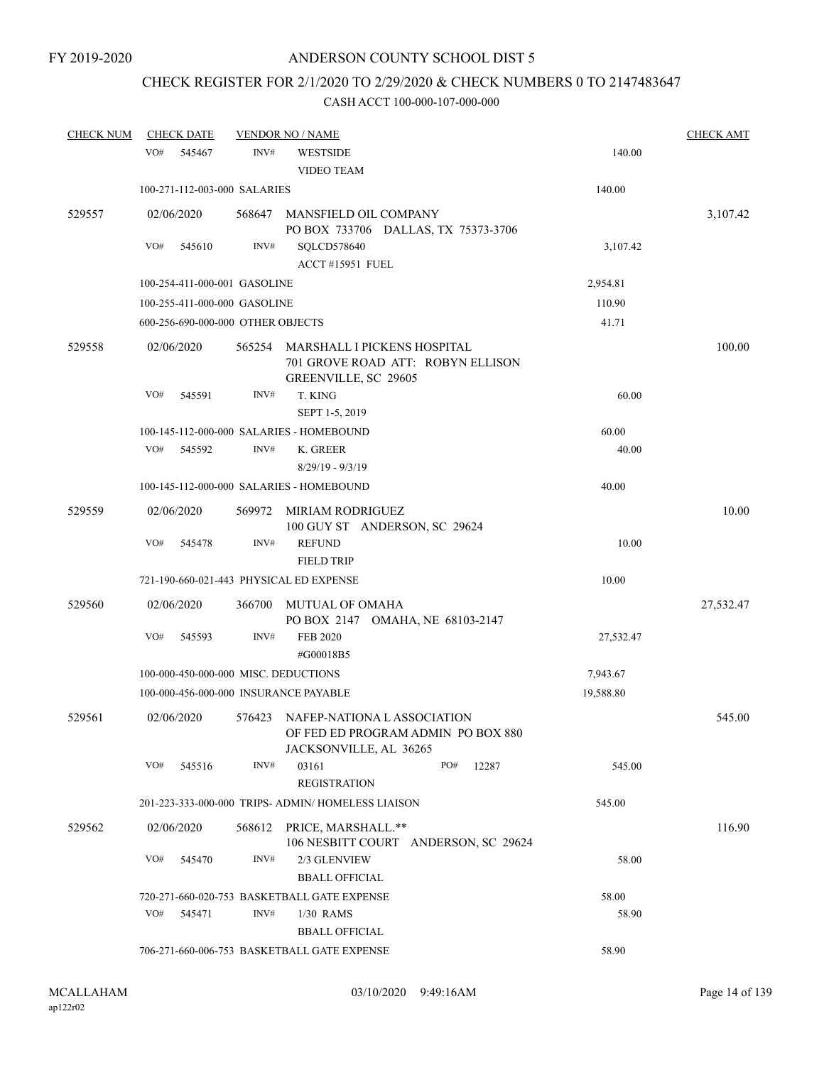FY 2019-2020

# ANDERSON COUNTY SCHOOL DIST 5

## CHECK REGISTER FOR 2/1/2020 TO 2/29/2020 & CHECK NUMBERS 0 TO 2147483647

### CASH ACCT 100-000-107-000-000

| CHECK NUM | CHECK DATE | VENDOR NO / NAME | | CHECK AMT |
|---|---|---|---|---|
| | VO# 545467 | INV# WESTSIDE VIDEO TEAM | 140.00 | |
| | 100-271-112-003-000 SALARIES | | 140.00 | |
| 529557 | 02/06/2020 | 568647 MANSFIELD OIL COMPANY PO BOX 733706 DALLAS, TX 75373-3706 | | 3,107.42 |
| | VO# 545610 | INV# SQLCD578640 ACCT #15951 FUEL | 3,107.42 | |
| | 100-254-411-000-001 GASOLINE | | 2,954.81 | |
| | 100-255-411-000-000 GASOLINE | | 110.90 | |
| | 600-256-690-000-000 OTHER OBJECTS | | 41.71 | |
| 529558 | 02/06/2020 | 565254 MARSHALL I PICKENS HOSPITAL 701 GROVE ROAD ATT: ROBYN ELLISON GREENVILLE, SC 29605 | | 100.00 |
| | VO# 545591 | INV# T. KING SEPT 1-5, 2019 | 60.00 | |
| | 100-145-112-000-000 SALARIES - HOMEBOUND | | 60.00 | |
| | VO# 545592 | INV# K. GREER 8/29/19 - 9/3/19 | 40.00 | |
| | 100-145-112-000-000 SALARIES - HOMEBOUND | | 40.00 | |
| 529559 | 02/06/2020 | 569972 MIRIAM RODRIGUEZ 100 GUY ST ANDERSON, SC 29624 | | 10.00 |
| | VO# 545478 | INV# REFUND FIELD TRIP | 10.00 | |
| | 721-190-660-021-443 PHYSICAL ED EXPENSE | | 10.00 | |
| 529560 | 02/06/2020 | 366700 MUTUAL OF OMAHA PO BOX 2147 OMAHA, NE 68103-2147 | | 27,532.47 |
| | VO# 545593 | INV# FEB 2020 #G00018B5 | 27,532.47 | |
| | 100-000-450-000-000 MISC. DEDUCTIONS | | 7,943.67 | |
| | 100-000-456-000-000 INSURANCE PAYABLE | | 19,588.80 | |
| 529561 | 02/06/2020 | 576423 NAFEP-NATIONA L ASSOCIATION OF FED ED PROGRAM ADMIN PO BOX 880 JACKSONVILLE, AL 36265 | | 545.00 |
| | VO# 545516 | INV# 03161 PO# 12287 REGISTRATION | 545.00 | |
| | 201-223-333-000-000 TRIPS- ADMIN/ HOMELESS LIAISON | | 545.00 | |
| 529562 | 02/06/2020 | 568612 PRICE, MARSHALL.** 106 NESBITT COURT ANDERSON, SC 29624 | | 116.90 |
| | VO# 545470 | INV# 2/3 GLENVIEW BBALL OFFICIAL | 58.00 | |
| | 720-271-660-020-753 BASKETBALL GATE EXPENSE | | 58.00 | |
| | VO# 545471 | INV# 1/30 RAMS BBALL OFFICIAL | 58.90 | |
| | 706-271-660-006-753 BASKETBALL GATE EXPENSE | | 58.90 | |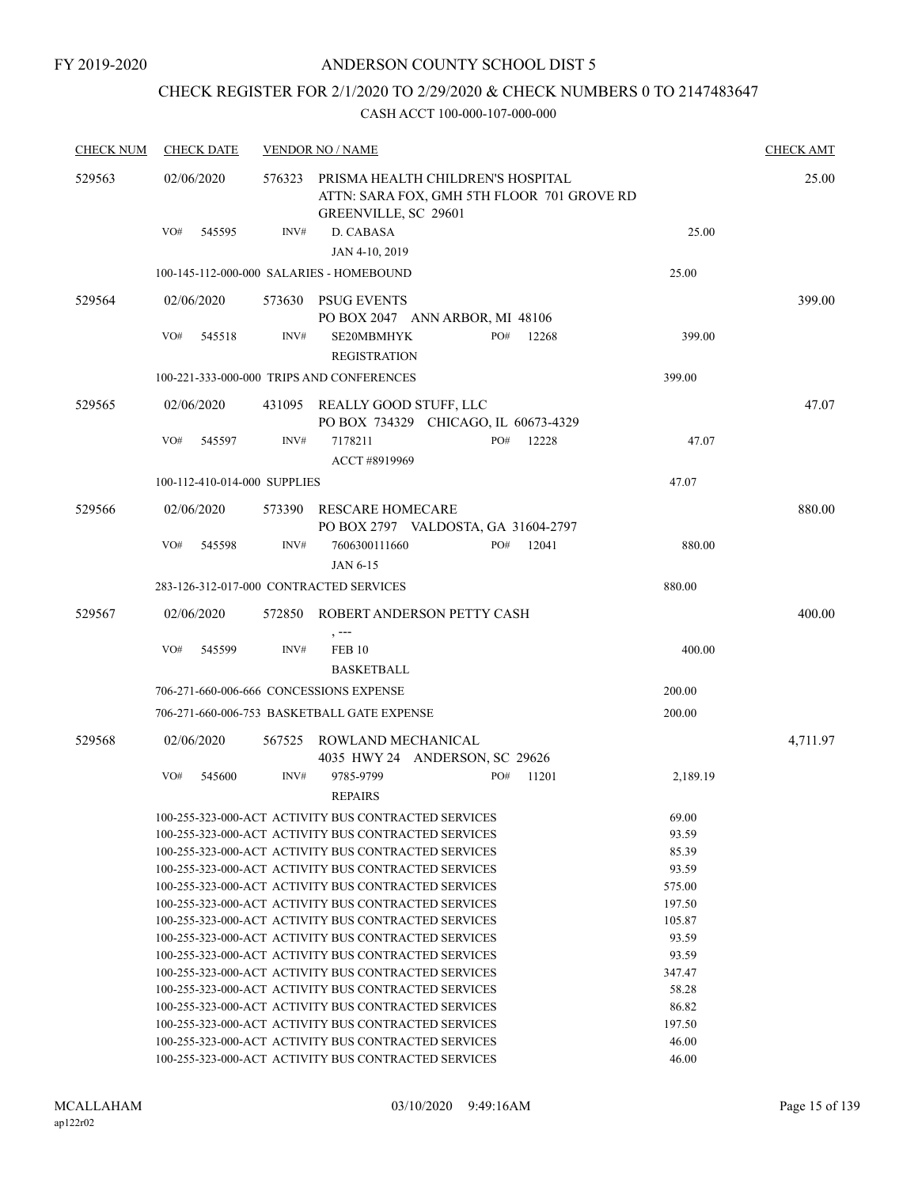FY 2019-2020

# ANDERSON COUNTY SCHOOL DIST 5

## CHECK REGISTER FOR 2/1/2020 TO 2/29/2020 & CHECK NUMBERS 0 TO 2147483647

CASH ACCT 100-000-107-000-000

| CHECK NUM | CHECK DATE | VENDOR NO / NAME | | CHECK AMT |
|---|---|---|---|---|
| 529563 | 02/06/2020 | 576323 PRISMA HEALTH CHILDREN'S HOSPITAL<br>ATTN: SARA FOX, GMH 5TH FLOOR 701 GROVE RD<br>GREENVILLE, SC 29601 | | 25.00 |
| | VO# 545595 | INV# D. CABASA<br>JAN 4-10, 2019 | 25.00 | |
| | | 100-145-112-000-000 SALARIES - HOMEBOUND | 25.00 | |
| 529564 | 02/06/2020 | 573630 PSUG EVENTS<br>PO BOX 2047 ANN ARBOR, MI 48106 | | 399.00 |
| | VO# 545518 | INV# SE20MBMHYK PO# 12268<br>REGISTRATION | 399.00 | |
| | | 100-221-333-000-000 TRIPS AND CONFERENCES | 399.00 | |
| 529565 | 02/06/2020 | 431095 REALLY GOOD STUFF, LLC<br>PO BOX 734329 CHICAGO, IL 60673-4329 | | 47.07 |
| | VO# 545597 | INV# 7178211 PO# 12228<br>ACCT #8919969 | 47.07 | |
| | | 100-112-410-014-000 SUPPLIES | 47.07 | |
| 529566 | 02/06/2020 | 573390 RESCARE HOMECARE<br>PO BOX 2797 VALDOSTA, GA 31604-2797 | | 880.00 |
| | VO# 545598 | INV# 7606300111660 PO# 12041<br>JAN 6-15 | 880.00 | |
| | | 283-126-312-017-000 CONTRACTED SERVICES | 880.00 | |
| 529567 | 02/06/2020 | 572850 ROBERT ANDERSON PETTY CASH<br>, --- | | 400.00 |
| | VO# 545599 | INV# FEB 10<br>BASKETBALL | 400.00 | |
| | | 706-271-660-006-666 CONCESSIONS EXPENSE | 200.00 | |
| | | 706-271-660-006-753 BASKETBALL GATE EXPENSE | 200.00 | |
| 529568 | 02/06/2020 | 567525 ROWLAND MECHANICAL<br>4035 HWY 24 ANDERSON, SC 29626 | | 4,711.97 |
| | VO# 545600 | INV# 9785-9799 PO# 11201<br>REPAIRS | 2,189.19 | |
| | | 100-255-323-000-ACT ACTIVITY BUS CONTRACTED SERVICES | 69.00 | |
| | | 100-255-323-000-ACT ACTIVITY BUS CONTRACTED SERVICES | 93.59 | |
| | | 100-255-323-000-ACT ACTIVITY BUS CONTRACTED SERVICES | 85.39 | |
| | | 100-255-323-000-ACT ACTIVITY BUS CONTRACTED SERVICES | 93.59 | |
| | | 100-255-323-000-ACT ACTIVITY BUS CONTRACTED SERVICES | 575.00 | |
| | | 100-255-323-000-ACT ACTIVITY BUS CONTRACTED SERVICES | 197.50 | |
| | | 100-255-323-000-ACT ACTIVITY BUS CONTRACTED SERVICES | 105.87 | |
| | | 100-255-323-000-ACT ACTIVITY BUS CONTRACTED SERVICES | 93.59 | |
| | | 100-255-323-000-ACT ACTIVITY BUS CONTRACTED SERVICES | 93.59 | |
| | | 100-255-323-000-ACT ACTIVITY BUS CONTRACTED SERVICES | 347.47 | |
| | | 100-255-323-000-ACT ACTIVITY BUS CONTRACTED SERVICES | 58.28 | |
| | | 100-255-323-000-ACT ACTIVITY BUS CONTRACTED SERVICES | 86.82 | |
| | | 100-255-323-000-ACT ACTIVITY BUS CONTRACTED SERVICES | 197.50 | |
| | | 100-255-323-000-ACT ACTIVITY BUS CONTRACTED SERVICES | 46.00 | |
| | | 100-255-323-000-ACT ACTIVITY BUS CONTRACTED SERVICES | 46.00 | |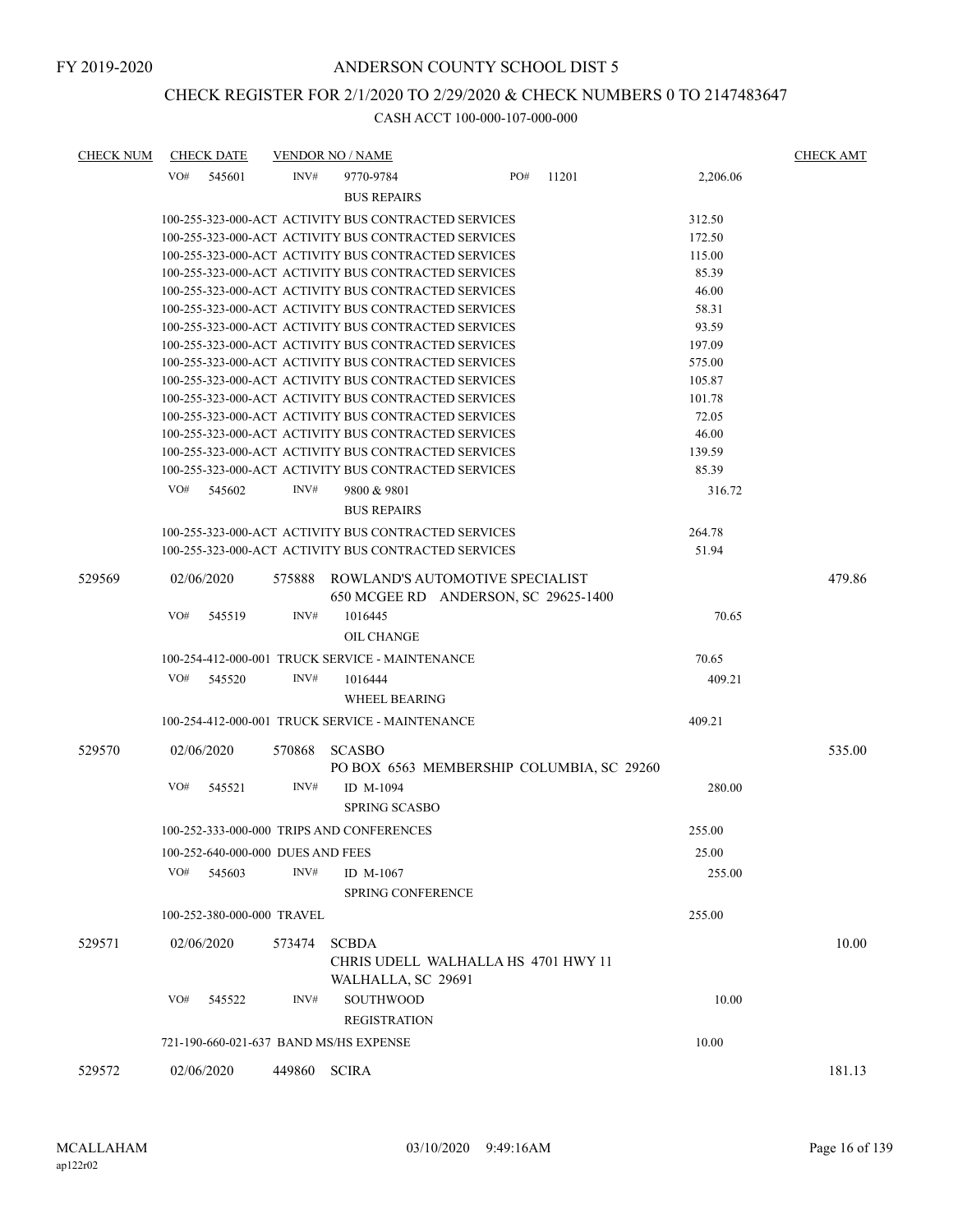FY 2019-2020

# ANDERSON COUNTY SCHOOL DIST 5

## CHECK REGISTER FOR 2/1/2020 TO 2/29/2020 & CHECK NUMBERS 0 TO 2147483647

### CASH ACCT 100-000-107-000-000

| CHECK NUM | CHECK DATE | VENDOR NO / NAME | | CHECK AMT |
|---|---|---|---|---|
| | VO# 545601 | INV# 9770-9784 PO# 11201 | 2,206.06 | |
| | | BUS REPAIRS | | |
| | | 100-255-323-000-ACT ACTIVITY BUS CONTRACTED SERVICES | 312.50 | |
| | | 100-255-323-000-ACT ACTIVITY BUS CONTRACTED SERVICES | 172.50 | |
| | | 100-255-323-000-ACT ACTIVITY BUS CONTRACTED SERVICES | 115.00 | |
| | | 100-255-323-000-ACT ACTIVITY BUS CONTRACTED SERVICES | 85.39 | |
| | | 100-255-323-000-ACT ACTIVITY BUS CONTRACTED SERVICES | 46.00 | |
| | | 100-255-323-000-ACT ACTIVITY BUS CONTRACTED SERVICES | 58.31 | |
| | | 100-255-323-000-ACT ACTIVITY BUS CONTRACTED SERVICES | 93.59 | |
| | | 100-255-323-000-ACT ACTIVITY BUS CONTRACTED SERVICES | 197.09 | |
| | | 100-255-323-000-ACT ACTIVITY BUS CONTRACTED SERVICES | 575.00 | |
| | | 100-255-323-000-ACT ACTIVITY BUS CONTRACTED SERVICES | 105.87 | |
| | | 100-255-323-000-ACT ACTIVITY BUS CONTRACTED SERVICES | 101.78 | |
| | | 100-255-323-000-ACT ACTIVITY BUS CONTRACTED SERVICES | 72.05 | |
| | | 100-255-323-000-ACT ACTIVITY BUS CONTRACTED SERVICES | 46.00 | |
| | | 100-255-323-000-ACT ACTIVITY BUS CONTRACTED SERVICES | 139.59 | |
| | | 100-255-323-000-ACT ACTIVITY BUS CONTRACTED SERVICES | 85.39 | |
| | VO# 545602 | INV# 9800 & 9801 | 316.72 | |
| | | BUS REPAIRS | | |
| | | 100-255-323-000-ACT ACTIVITY BUS CONTRACTED SERVICES | 264.78 | |
| | | 100-255-323-000-ACT ACTIVITY BUS CONTRACTED SERVICES | 51.94 | |
| 529569 | 02/06/2020 | 575888 ROWLAND'S AUTOMOTIVE SPECIALIST<br>650 MCGEE RD ANDERSON, SC 29625-1400 | | 479.86 |
| | VO# 545519 | INV# 1016445 | 70.65 | |
| | | OIL CHANGE | | |
| | | 100-254-412-000-001 TRUCK SERVICE - MAINTENANCE | 70.65 | |
| | VO# 545520 | INV# 1016444 | 409.21 | |
| | | WHEEL BEARING | | |
| | | 100-254-412-000-001 TRUCK SERVICE - MAINTENANCE | 409.21 | |
| 529570 | 02/06/2020 | 570868 SCASBO<br>PO BOX 6563 MEMBERSHIP COLUMBIA, SC 29260 | | 535.00 |
| | VO# 545521 | INV# ID M-1094 | 280.00 | |
| | | SPRING SCASBO | | |
| | | 100-252-333-000-000 TRIPS AND CONFERENCES | 255.00 | |
| | | 100-252-640-000-000 DUES AND FEES | 25.00 | |
| | VO# 545603 | INV# ID M-1067 | 255.00 | |
| | | SPRING CONFERENCE | | |
| | | 100-252-380-000-000 TRAVEL | 255.00 | |
| 529571 | 02/06/2020 | 573474 SCBDA<br>CHRIS UDELL WALHALLA HS 4701 HWY 11<br>WALHALLA, SC 29691 | | 10.00 |
| | VO# 545522 | INV# SOUTHWOOD | 10.00 | |
| | | REGISTRATION | | |
| | | 721-190-660-021-637 BAND MS/HS EXPENSE | 10.00 | |
| 529572 | 02/06/2020 | 449860 SCIRA | | 181.13 |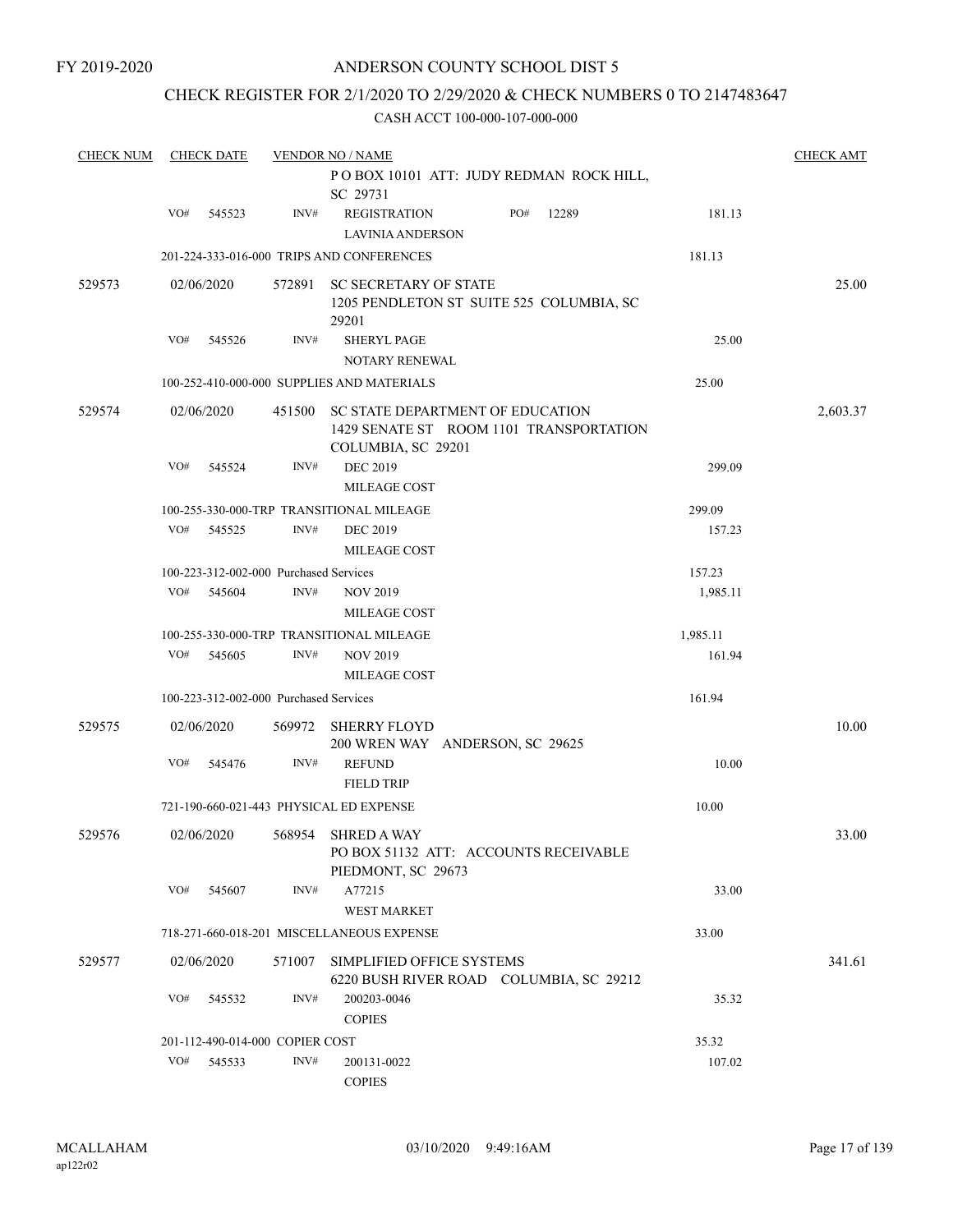FY 2019-2020

# ANDERSON COUNTY SCHOOL DIST 5

## CHECK REGISTER FOR 2/1/2020 TO 2/29/2020 & CHECK NUMBERS 0 TO 2147483647

### CASH ACCT 100-000-107-000-000

| CHECK NUM | CHECK DATE | VENDOR NO / NAME | | CHECK AMT |
|---|---|---|---|---|
| | | P O BOX 10101 ATT: JUDY REDMAN ROCK HILL, SC 29731 | | |
| | VO# 545523 | INV# REGISTRATION PO# 12289 LAVINIA ANDERSON | 181.13 | |
| | | 201-224-333-016-000 TRIPS AND CONFERENCES | 181.13 | |
| 529573 | 02/06/2020 | 572891 SC SECRETARY OF STATE 1205 PENDLETON ST SUITE 525 COLUMBIA, SC 29201 | | 25.00 |
| | VO# 545526 | INV# SHERYL PAGE NOTARY RENEWAL | 25.00 | |
| | | 100-252-410-000-000 SUPPLIES AND MATERIALS | 25.00 | |
| 529574 | 02/06/2020 | 451500 SC STATE DEPARTMENT OF EDUCATION 1429 SENATE ST ROOM 1101 TRANSPORTATION COLUMBIA, SC 29201 | | 2,603.37 |
| | VO# 545524 | INV# DEC 2019 MILEAGE COST | 299.09 | |
| | | 100-255-330-000-TRP TRANSITIONAL MILEAGE | 299.09 | |
| | VO# 545525 | INV# DEC 2019 MILEAGE COST | 157.23 | |
| | | 100-223-312-002-000 Purchased Services | 157.23 | |
| | VO# 545604 | INV# NOV 2019 MILEAGE COST | 1,985.11 | |
| | | 100-255-330-000-TRP TRANSITIONAL MILEAGE | 1,985.11 | |
| | VO# 545605 | INV# NOV 2019 MILEAGE COST | 161.94 | |
| | | 100-223-312-002-000 Purchased Services | 161.94 | |
| 529575 | 02/06/2020 | 569972 SHERRY FLOYD 200 WREN WAY ANDERSON, SC 29625 | | 10.00 |
| | VO# 545476 | INV# REFUND FIELD TRIP | 10.00 | |
| | | 721-190-660-021-443 PHYSICAL ED EXPENSE | 10.00 | |
| 529576 | 02/06/2020 | 568954 SHRED A WAY PO BOX 51132 ATT: ACCOUNTS RECEIVABLE PIEDMONT, SC 29673 | | 33.00 |
| | VO# 545607 | INV# A77215 WEST MARKET | 33.00 | |
| | | 718-271-660-018-201 MISCELLANEOUS EXPENSE | 33.00 | |
| 529577 | 02/06/2020 | 571007 SIMPLIFIED OFFICE SYSTEMS 6220 BUSH RIVER ROAD COLUMBIA, SC 29212 | | 341.61 |
| | VO# 545532 | INV# 200203-0046 COPIES | 35.32 | |
| | | 201-112-490-014-000 COPIER COST | 35.32 | |
| | VO# 545533 | INV# 200131-0022 COPIES | 107.02 | |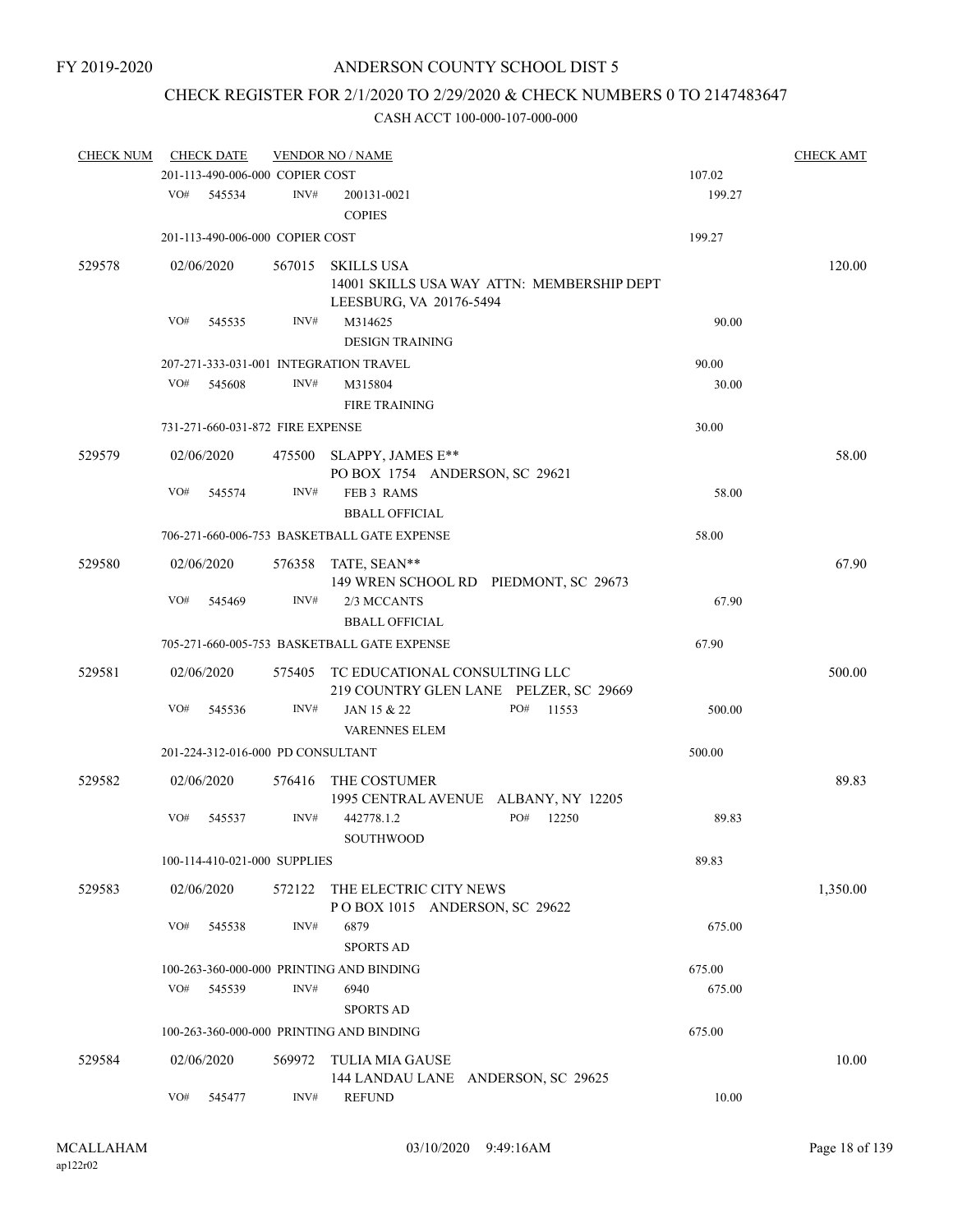FY 2019-2020

# ANDERSON COUNTY SCHOOL DIST 5

## CHECK REGISTER FOR 2/1/2020 TO 2/29/2020 & CHECK NUMBERS 0 TO 2147483647

### CASH ACCT 100-000-107-000-000

| CHECK NUM | CHECK DATE | VENDOR NO / NAME | | CHECK AMT |
|---|---|---|---|---|
| | 201-113-490-006-000 COPIER COST | | 107.02 | |
| | VO# 545534 | INV# 200131-0021<br>COPIES | 199.27 | |
| | 201-113-490-006-000 COPIER COST | | 199.27 | |
| 529578 | 02/06/2020 | 567015 SKILLS USA<br>14001 SKILLS USA WAY ATTN: MEMBERSHIP DEPT<br>LEESBURG, VA 20176-5494 | | 120.00 |
| | VO# 545535 | INV# M314625<br>DESIGN TRAINING | 90.00 | |
| | 207-271-333-031-001 INTEGRATION TRAVEL | | 90.00 | |
| | VO# 545608 | INV# M315804<br>FIRE TRAINING | 30.00 | |
| | 731-271-660-031-872 FIRE EXPENSE | | 30.00 | |
| 529579 | 02/06/2020 | 475500 SLAPPY, JAMES E**<br>PO BOX 1754 ANDERSON, SC 29621 | | 58.00 |
| | VO# 545574 | INV# FEB 3 RAMS<br>BBALL OFFICIAL | 58.00 | |
| | 706-271-660-006-753 BASKETBALL GATE EXPENSE | | 58.00 | |
| 529580 | 02/06/2020 | 576358 TATE, SEAN**<br>149 WREN SCHOOL RD PIEDMONT, SC 29673 | | 67.90 |
| | VO# 545469 | INV# 2/3 MCCANTS<br>BBALL OFFICIAL | 67.90 | |
| | 705-271-660-005-753 BASKETBALL GATE EXPENSE | | 67.90 | |
| 529581 | 02/06/2020 | 575405 TC EDUCATIONAL CONSULTING LLC<br>219 COUNTRY GLEN LANE PELZER, SC 29669 | | 500.00 |
| | VO# 545536 | INV# JAN 15 & 22 PO# 11553<br>VARENNES ELEM | 500.00 | |
| | 201-224-312-016-000 PD CONSULTANT | | 500.00 | |
| 529582 | 02/06/2020 | 576416 THE COSTUMER<br>1995 CENTRAL AVENUE ALBANY, NY 12205 | | 89.83 |
| | VO# 545537 | INV# 442778.1.2 PO# 12250<br>SOUTHWOOD | 89.83 | |
| | 100-114-410-021-000 SUPPLIES | | 89.83 | |
| 529583 | 02/06/2020 | 572122 THE ELECTRIC CITY NEWS<br>P O BOX 1015 ANDERSON, SC 29622 | | 1,350.00 |
| | VO# 545538 | INV# 6879<br>SPORTS AD | 675.00 | |
| | 100-263-360-000-000 PRINTING AND BINDING | | 675.00 | |
| | VO# 545539 | INV# 6940<br>SPORTS AD | 675.00 | |
| | 100-263-360-000-000 PRINTING AND BINDING | | 675.00 | |
| 529584 | 02/06/2020 | 569972 TULIA MIA GAUSE<br>144 LANDAU LANE ANDERSON, SC 29625 | | 10.00 |
| | VO# 545477 | INV# REFUND | 10.00 | |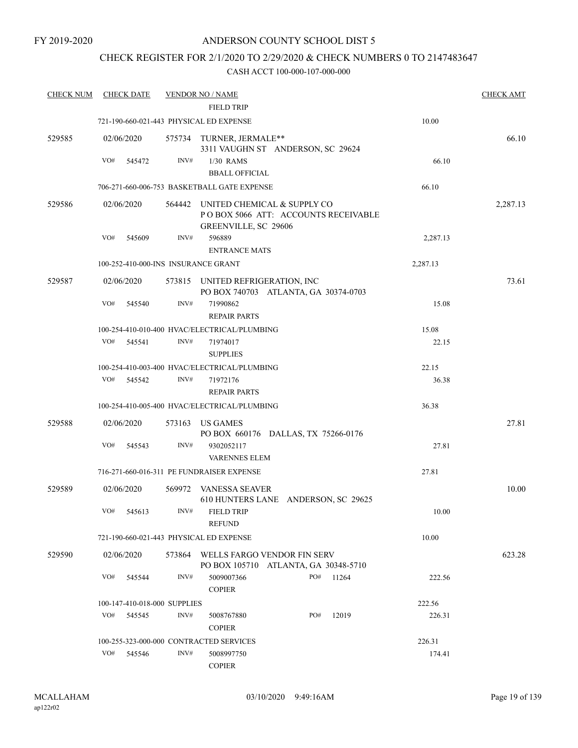FY 2019-2020

ANDERSON COUNTY SCHOOL DIST 5

CHECK REGISTER FOR 2/1/2020 TO 2/29/2020 & CHECK NUMBERS 0 TO 2147483647

CASH ACCT 100-000-107-000-000

| CHECK NUM | CHECK DATE | VENDOR NO / NAME | | | CHECK AMT |
|---|---|---|---|---|---|
| | | FIELD TRIP | | | |
| | 721-190-660-021-443 PHYSICAL ED EXPENSE | | | 10.00 | |
| 529585 | 02/06/2020 | 575734 TURNER, JERMALE** 3311 VAUGHN ST ANDERSON, SC 29624 | | | 66.10 |
| | VO# 545472 | INV# 1/30 RAMS BBALL OFFICIAL | | 66.10 | |
| | 706-271-660-006-753 BASKETBALL GATE EXPENSE | | | 66.10 | |
| 529586 | 02/06/2020 | 564442 UNITED CHEMICAL & SUPPLY CO P O BOX 5066 ATT: ACCOUNTS RECEIVABLE GREENVILLE, SC 29606 | | | 2,287.13 |
| | VO# 545609 | INV# 596889 ENTRANCE MATS | | 2,287.13 | |
| | 100-252-410-000-INS INSURANCE GRANT | | | 2,287.13 | |
| 529587 | 02/06/2020 | 573815 UNITED REFRIGERATION, INC PO BOX 740703 ATLANTA, GA 30374-0703 | | | 73.61 |
| | VO# 545540 | INV# 71990862 REPAIR PARTS | | 15.08 | |
| | 100-254-410-010-400 HVAC/ELECTRICAL/PLUMBING | | | 15.08 | |
| | VO# 545541 | INV# 71974017 SUPPLIES | | 22.15 | |
| | 100-254-410-003-400 HVAC/ELECTRICAL/PLUMBING | | | 22.15 | |
| | VO# 545542 | INV# 71972176 REPAIR PARTS | | 36.38 | |
| | 100-254-410-005-400 HVAC/ELECTRICAL/PLUMBING | | | 36.38 | |
| 529588 | 02/06/2020 | 573163 US GAMES PO BOX 660176 DALLAS, TX 75266-0176 | | | 27.81 |
| | VO# 545543 | INV# 9302052117 VARENNES ELEM | | 27.81 | |
| | 716-271-660-016-311 PE FUNDRAISER EXPENSE | | | 27.81 | |
| 529589 | 02/06/2020 | 569972 VANESSA SEAVER 610 HUNTERS LANE ANDERSON, SC 29625 | | | 10.00 |
| | VO# 545613 | INV# FIELD TRIP REFUND | | 10.00 | |
| | 721-190-660-021-443 PHYSICAL ED EXPENSE | | | 10.00 | |
| 529590 | 02/06/2020 | 573864 WELLS FARGO VENDOR FIN SERV PO BOX 105710 ATLANTA, GA 30348-5710 | | | 623.28 |
| | VO# 545544 | INV# 5009007366 COPIER | PO# 11264 | 222.56 | |
| | 100-147-410-018-000 SUPPLIES | | | 222.56 | |
| | VO# 545545 | INV# 5008767880 COPIER | PO# 12019 | 226.31 | |
| | 100-255-323-000-000 CONTRACTED SERVICES | | | 226.31 | |
| | VO# 545546 | INV# 5008997750 COPIER | | 174.41 | |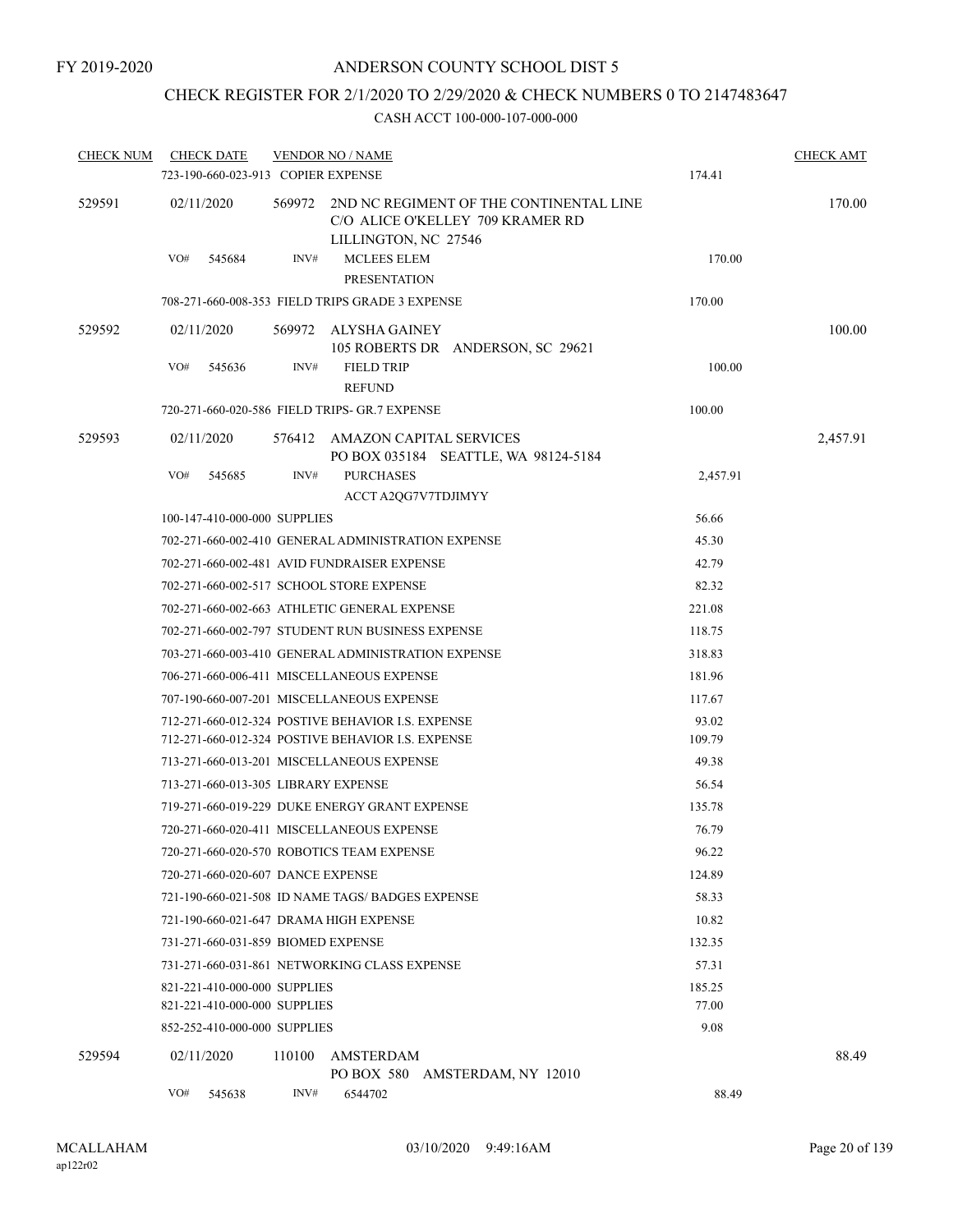FY 2019-2020

# ANDERSON COUNTY SCHOOL DIST 5

## CHECK REGISTER FOR 2/1/2020 TO 2/29/2020 & CHECK NUMBERS 0 TO 2147483647

### CASH ACCT 100-000-107-000-000

| CHECK NUM | CHECK DATE | VENDOR NO / NAME | | CHECK AMT |
|---|---|---|---|---|
| | 723-190-660-023-913 COPIER EXPENSE | | 174.41 | |
| 529591 | 02/11/2020 | 569972 2ND NC REGIMENT OF THE CONTINENTAL LINE C/O ALICE O'KELLEY 709 KRAMER RD LILLINGTON, NC 27546 | | 170.00 |
| | VO# 545684 | INV# MCLEES ELEM PRESENTATION | 170.00 | |
| | 708-271-660-008-353 FIELD TRIPS GRADE 3 EXPENSE | | 170.00 | |
| 529592 | 02/11/2020 | 569972 ALYSHA GAINEY 105 ROBERTS DR ANDERSON, SC 29621 | | 100.00 |
| | VO# 545636 | INV# FIELD TRIP REFUND | 100.00 | |
| | 720-271-660-020-586 FIELD TRIPS- GR.7 EXPENSE | | 100.00 | |
| 529593 | 02/11/2020 | 576412 AMAZON CAPITAL SERVICES PO BOX 035184 SEATTLE, WA 98124-5184 | | 2,457.91 |
| | VO# 545685 | INV# PURCHASES ACCT A2QG7V7TDJIMYY | 2,457.91 | |
| | 100-147-410-000-000 SUPPLIES | | 56.66 | |
| | 702-271-660-002-410 GENERAL ADMINISTRATION EXPENSE | | 45.30 | |
| | 702-271-660-002-481 AVID FUNDRAISER EXPENSE | | 42.79 | |
| | 702-271-660-002-517 SCHOOL STORE EXPENSE | | 82.32 | |
| | 702-271-660-002-663 ATHLETIC GENERAL EXPENSE | | 221.08 | |
| | 702-271-660-002-797 STUDENT RUN BUSINESS EXPENSE | | 118.75 | |
| | 703-271-660-003-410 GENERAL ADMINISTRATION EXPENSE | | 318.83 | |
| | 706-271-660-006-411 MISCELLANEOUS EXPENSE | | 181.96 | |
| | 707-190-660-007-201 MISCELLANEOUS EXPENSE | | 117.67 | |
| | 712-271-660-012-324 POSTIVE BEHAVIOR I.S. EXPENSE | | 93.02 | |
| | 712-271-660-012-324 POSTIVE BEHAVIOR I.S. EXPENSE | | 109.79 | |
| | 713-271-660-013-201 MISCELLANEOUS EXPENSE | | 49.38 | |
| | 713-271-660-013-305 LIBRARY EXPENSE | | 56.54 | |
| | 719-271-660-019-229 DUKE ENERGY GRANT EXPENSE | | 135.78 | |
| | 720-271-660-020-411 MISCELLANEOUS EXPENSE | | 76.79 | |
| | 720-271-660-020-570 ROBOTICS TEAM EXPENSE | | 96.22 | |
| | 720-271-660-020-607 DANCE EXPENSE | | 124.89 | |
| | 721-190-660-021-508 ID NAME TAGS/ BADGES EXPENSE | | 58.33 | |
| | 721-190-660-021-647 DRAMA HIGH EXPENSE | | 10.82 | |
| | 731-271-660-031-859 BIOMED EXPENSE | | 132.35 | |
| | 731-271-660-031-861 NETWORKING CLASS EXPENSE | | 57.31 | |
| | 821-221-410-000-000 SUPPLIES | | 185.25 | |
| | 821-221-410-000-000 SUPPLIES | | 77.00 | |
| | 852-252-410-000-000 SUPPLIES | | 9.08 | |
| 529594 | 02/11/2020 | 110100 AMSTERDAM PO BOX 580 AMSTERDAM, NY 12010 | | 88.49 |
| | VO# 545638 | INV# 6544702 | 88.49 | |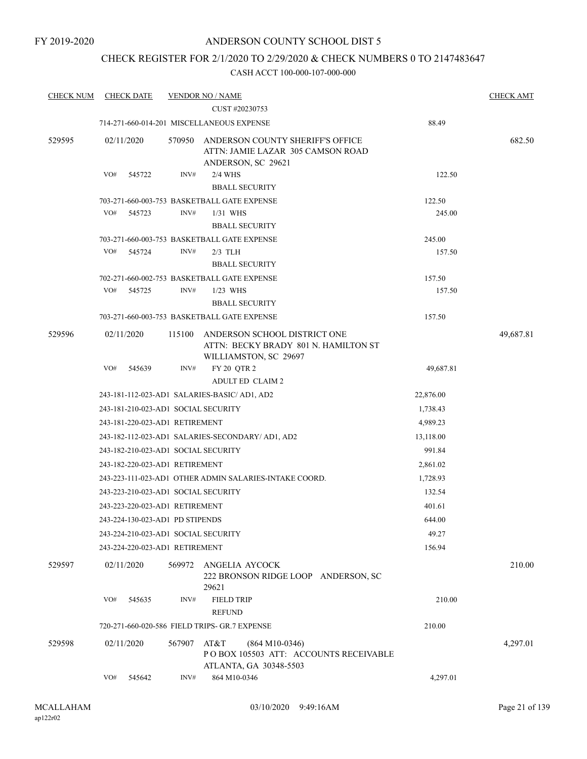FY 2019-2020

# ANDERSON COUNTY SCHOOL DIST 5

## CHECK REGISTER FOR 2/1/2020 TO 2/29/2020 & CHECK NUMBERS 0 TO 2147483647

### CASH ACCT 100-000-107-000-000

| CHECK NUM | CHECK DATE | VENDOR NO / NAME | | CHECK AMT |
|---|---|---|---|---|
| | | CUST #20230753 | | |
| | | 714-271-660-014-201 MISCELLANEOUS EXPENSE | 88.49 | |
| 529595 | 02/11/2020 | 570950 ANDERSON COUNTY SHERIFF'S OFFICE ATTN: JAMIE LAZAR 305 CAMSON ROAD ANDERSON, SC 29621 | | 682.50 |
| | VO# 545722 | INV# 2/4 WHS BBALL SECURITY | 122.50 | |
| | | 703-271-660-003-753 BASKETBALL GATE EXPENSE | 122.50 | |
| | VO# 545723 | INV# 1/31 WHS BBALL SECURITY | 245.00 | |
| | | 703-271-660-003-753 BASKETBALL GATE EXPENSE | 245.00 | |
| | VO# 545724 | INV# 2/3 TLH BBALL SECURITY | 157.50 | |
| | | 702-271-660-002-753 BASKETBALL GATE EXPENSE | 157.50 | |
| | VO# 545725 | INV# 1/23 WHS BBALL SECURITY | 157.50 | |
| | | 703-271-660-003-753 BASKETBALL GATE EXPENSE | 157.50 | |
| 529596 | 02/11/2020 | 115100 ANDERSON SCHOOL DISTRICT ONE ATTN: BECKY BRADY 801 N. HAMILTON ST WILLIAMSTON, SC 29697 | | 49,687.81 |
| | VO# 545639 | INV# FY 20 QTR 2 ADULT ED CLAIM 2 | 49,687.81 | |
| | | 243-181-112-023-AD1 SALARIES-BASIC/ AD1, AD2 | 22,876.00 | |
| | | 243-181-210-023-AD1 SOCIAL SECURITY | 1,738.43 | |
| | | 243-181-220-023-AD1 RETIREMENT | 4,989.23 | |
| | | 243-182-112-023-AD1 SALARIES-SECONDARY/ AD1, AD2 | 13,118.00 | |
| | | 243-182-210-023-AD1 SOCIAL SECURITY | 991.84 | |
| | | 243-182-220-023-AD1 RETIREMENT | 2,861.02 | |
| | | 243-223-111-023-AD1 OTHER ADMIN SALARIES-INTAKE COORD. | 1,728.93 | |
| | | 243-223-210-023-AD1 SOCIAL SECURITY | 132.54 | |
| | | 243-223-220-023-AD1 RETIREMENT | 401.61 | |
| | | 243-224-130-023-AD1 PD STIPENDS | 644.00 | |
| | | 243-224-210-023-AD1 SOCIAL SECURITY | 49.27 | |
| | | 243-224-220-023-AD1 RETIREMENT | 156.94 | |
| 529597 | 02/11/2020 | 569972 ANGELIA AYCOCK 222 BRONSON RIDGE LOOP ANDERSON, SC 29621 | | 210.00 |
| | VO# 545635 | INV# FIELD TRIP REFUND | 210.00 | |
| | | 720-271-660-020-586 FIELD TRIPS- GR.7 EXPENSE | 210.00 | |
| 529598 | 02/11/2020 | 567907 AT&T (864 M10-0346) P O BOX 105503 ATT: ACCOUNTS RECEIVABLE ATLANTA, GA 30348-5503 | | 4,297.01 |
| | VO# 545642 | INV# 864 M10-0346 | 4,297.01 | |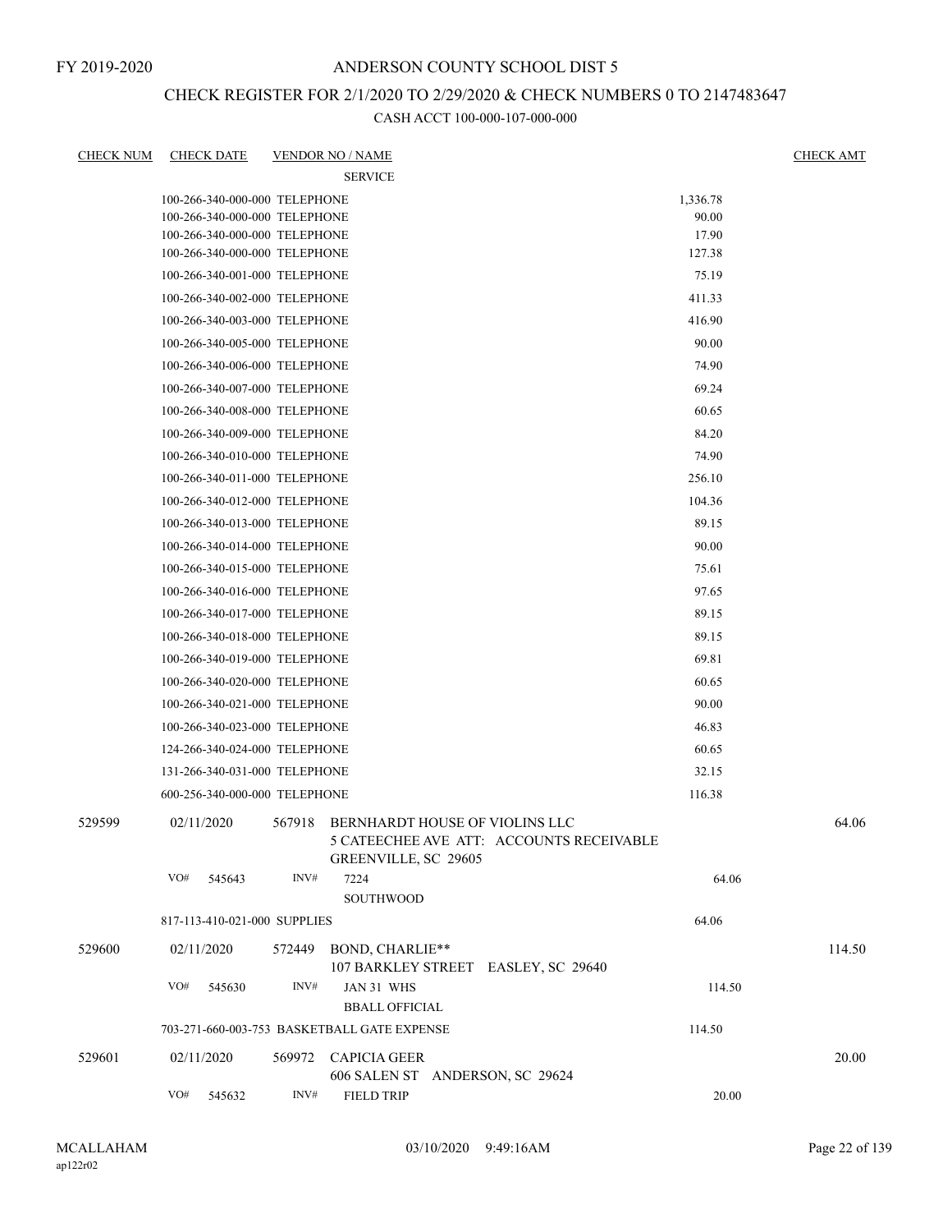FY 2019-2020

# ANDERSON COUNTY SCHOOL DIST 5

## CHECK REGISTER FOR 2/1/2020 TO 2/29/2020 & CHECK NUMBERS 0 TO 2147483647

CASH ACCT 100-000-107-000-000

| CHECK NUM | CHECK DATE | VENDOR NO / NAME | | CHECK AMT |
|---|---|---|---|---|
| | | SERVICE | | |
| | 100-266-340-000-000 TELEPHONE | | 1,336.78 | |
| | 100-266-340-000-000 TELEPHONE | | 90.00 | |
| | 100-266-340-000-000 TELEPHONE | | 17.90 | |
| | 100-266-340-000-000 TELEPHONE | | 127.38 | |
| | 100-266-340-001-000 TELEPHONE | | 75.19 | |
| | 100-266-340-002-000 TELEPHONE | | 411.33 | |
| | 100-266-340-003-000 TELEPHONE | | 416.90 | |
| | 100-266-340-005-000 TELEPHONE | | 90.00 | |
| | 100-266-340-006-000 TELEPHONE | | 74.90 | |
| | 100-266-340-007-000 TELEPHONE | | 69.24 | |
| | 100-266-340-008-000 TELEPHONE | | 60.65 | |
| | 100-266-340-009-000 TELEPHONE | | 84.20 | |
| | 100-266-340-010-000 TELEPHONE | | 74.90 | |
| | 100-266-340-011-000 TELEPHONE | | 256.10 | |
| | 100-266-340-012-000 TELEPHONE | | 104.36 | |
| | 100-266-340-013-000 TELEPHONE | | 89.15 | |
| | 100-266-340-014-000 TELEPHONE | | 90.00 | |
| | 100-266-340-015-000 TELEPHONE | | 75.61 | |
| | 100-266-340-016-000 TELEPHONE | | 97.65 | |
| | 100-266-340-017-000 TELEPHONE | | 89.15 | |
| | 100-266-340-018-000 TELEPHONE | | 89.15 | |
| | 100-266-340-019-000 TELEPHONE | | 69.81 | |
| | 100-266-340-020-000 TELEPHONE | | 60.65 | |
| | 100-266-340-021-000 TELEPHONE | | 90.00 | |
| | 100-266-340-023-000 TELEPHONE | | 46.83 | |
| | 124-266-340-024-000 TELEPHONE | | 60.65 | |
| | 131-266-340-031-000 TELEPHONE | | 32.15 | |
| | 600-256-340-000-000 TELEPHONE | | 116.38 | |
| 529599 | 02/11/2020 | 567918 BERNHARDT HOUSE OF VIOLINS LLC<br>5 CATEECHEE AVE ATT: ACCOUNTS RECEIVABLE<br>GREENVILLE, SC 29605 | | 64.06 |
| | VO# 545643 | INV# 7224<br>SOUTHWOOD | 64.06 | |
| | 817-113-410-021-000 SUPPLIES | | 64.06 | |
| 529600 | 02/11/2020 | 572449 BOND, CHARLIE**<br>107 BARKLEY STREET EASLEY, SC 29640 | | 114.50 |
| | VO# 545630 | INV# JAN 31 WHS<br>BBALL OFFICIAL | 114.50 | |
| | 703-271-660-003-753 BASKETBALL GATE EXPENSE | | 114.50 | |
| 529601 | 02/11/2020 | 569972 CAPICIA GEER<br>606 SALEN ST ANDERSON, SC 29624 | | 20.00 |
| | VO# 545632 | INV# FIELD TRIP | 20.00 | |

MCALLAHAM
ap122r02
03/10/2020 9:49:16AM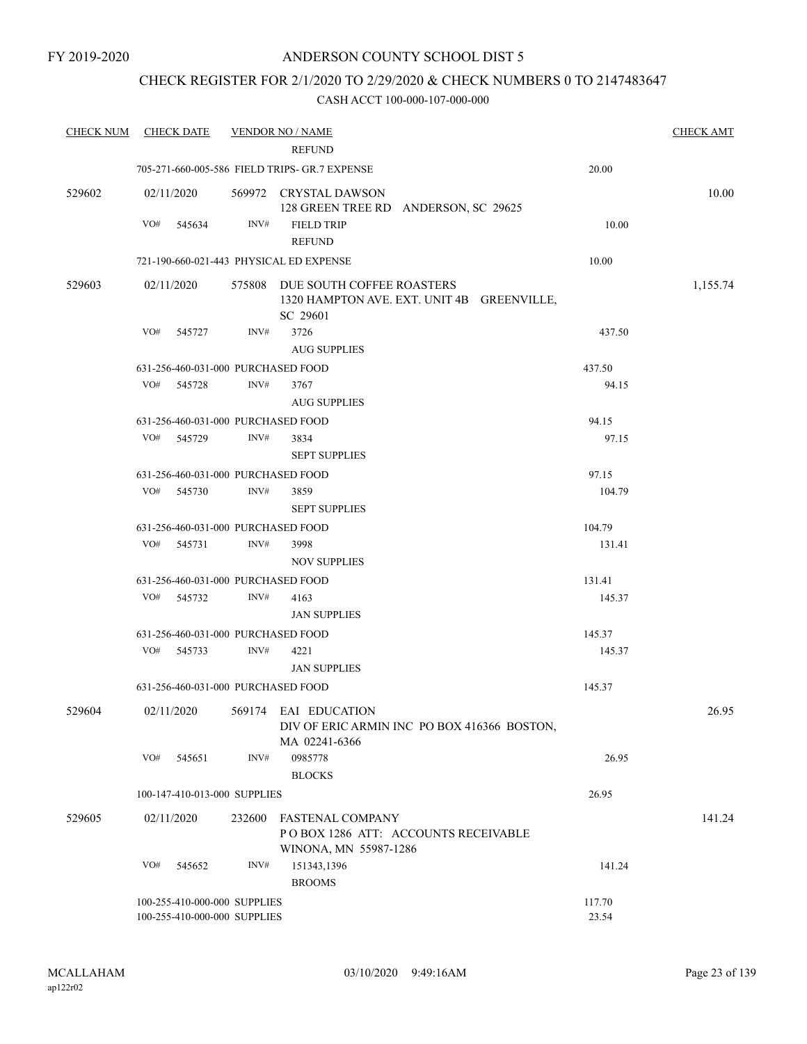FY 2019-2020

ANDERSON COUNTY SCHOOL DIST 5

CHECK REGISTER FOR 2/1/2020 TO 2/29/2020 & CHECK NUMBERS 0 TO 2147483647

CASH ACCT 100-000-107-000-000

| CHECK NUM | CHECK DATE | VENDOR NO / NAME | | CHECK AMT |
|---|---|---|---|---|
| | | REFUND | | |
| | | 705-271-660-005-586 FIELD TRIPS- GR.7 EXPENSE | 20.00 | |
| 529602 | 02/11/2020 | 569972 CRYSTAL DAWSON<br>128 GREEN TREE RD ANDERSON, SC 29625 | | 10.00 |
| | VO# 545634 | INV# FIELD TRIP<br>REFUND | 10.00 | |
| | | 721-190-660-021-443 PHYSICAL ED EXPENSE | 10.00 | |
| 529603 | 02/11/2020 | 575808 DUE SOUTH COFFEE ROASTERS<br>1320 HAMPTON AVE. EXT. UNIT 4B GREENVILLE, SC 29601 | | 1,155.74 |
| | VO# 545727 | INV# 3726<br>AUG SUPPLIES | 437.50 | |
| | | 631-256-460-031-000 PURCHASED FOOD | 437.50 | |
| | VO# 545728 | INV# 3767<br>AUG SUPPLIES | 94.15 | |
| | | 631-256-460-031-000 PURCHASED FOOD | 94.15 | |
| | VO# 545729 | INV# 3834<br>SEPT SUPPLIES | 97.15 | |
| | | 631-256-460-031-000 PURCHASED FOOD | 97.15 | |
| | VO# 545730 | INV# 3859<br>SEPT SUPPLIES | 104.79 | |
| | | 631-256-460-031-000 PURCHASED FOOD | 104.79 | |
| | VO# 545731 | INV# 3998<br>NOV SUPPLIES | 131.41 | |
| | | 631-256-460-031-000 PURCHASED FOOD | 131.41 | |
| | VO# 545732 | INV# 4163<br>JAN SUPPLIES | 145.37 | |
| | | 631-256-460-031-000 PURCHASED FOOD | 145.37 | |
| | VO# 545733 | INV# 4221<br>JAN SUPPLIES | 145.37 | |
| | | 631-256-460-031-000 PURCHASED FOOD | 145.37 | |
| 529604 | 02/11/2020 | 569174 EAI EDUCATION<br>DIV OF ERIC ARMIN INC PO BOX 416366 BOSTON, MA 02241-6366 | | 26.95 |
| | VO# 545651 | INV# 0985778<br>BLOCKS | 26.95 | |
| | | 100-147-410-013-000 SUPPLIES | 26.95 | |
| 529605 | 02/11/2020 | 232600 FASTENAL COMPANY<br>P O BOX 1286 ATT: ACCOUNTS RECEIVABLE WINONA, MN 55987-1286 | | 141.24 |
| | VO# 545652 | INV# 151343,1396<br>BROOMS | 141.24 | |
| | | 100-255-410-000-000 SUPPLIES | 117.70 | |
| | | 100-255-410-000-000 SUPPLIES | 23.54 | |

MCALLAHAM
ap122r02

03/10/2020 9:49:16AM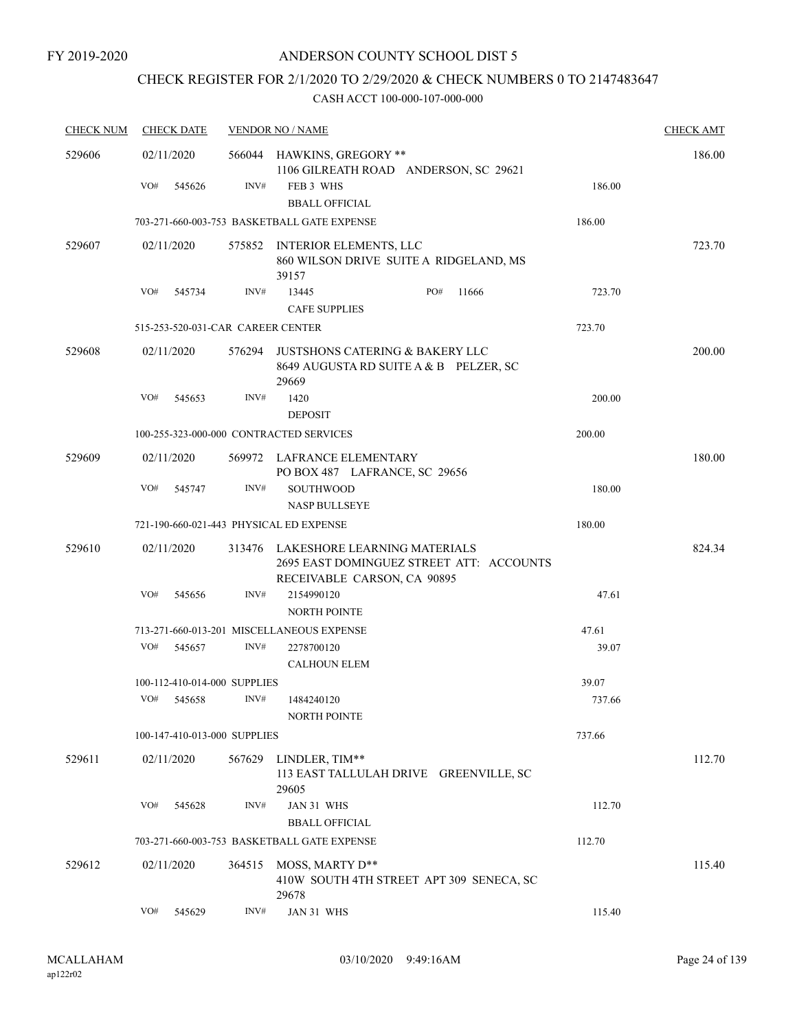FY 2019-2020

# ANDERSON COUNTY SCHOOL DIST 5

## CHECK REGISTER FOR 2/1/2020 TO 2/29/2020 & CHECK NUMBERS 0 TO 2147483647

### CASH ACCT 100-000-107-000-000

| CHECK NUM | CHECK DATE | VENDOR NO / NAME | | CHECK AMT |
|---|---|---|---|---|
| 529606 | 02/11/2020 | 566044 HAWKINS, GREGORY ** 1106 GILREATH ROAD ANDERSON, SC 29621 | | 186.00 |
| | VO# 545626 | INV# FEB 3 WHS BBALL OFFICIAL | 186.00 | |
| | 703-271-660-003-753 BASKETBALL GATE EXPENSE | | 186.00 | |
| 529607 | 02/11/2020 | 575852 INTERIOR ELEMENTS, LLC 860 WILSON DRIVE SUITE A RIDGELAND, MS 39157 | | 723.70 |
| | VO# 545734 | INV# 13445 PO# 11666 CAFE SUPPLIES | 723.70 | |
| | 515-253-520-031-CAR CAREER CENTER | | 723.70 | |
| 529608 | 02/11/2020 | 576294 JUSTSHONS CATERING & BAKERY LLC 8649 AUGUSTA RD SUITE A & B PELZER, SC 29669 | | 200.00 |
| | VO# 545653 | INV# 1420 DEPOSIT | 200.00 | |
| | 100-255-323-000-000 CONTRACTED SERVICES | | 200.00 | |
| 529609 | 02/11/2020 | 569972 LAFRANCE ELEMENTARY PO BOX 487 LAFRANCE, SC 29656 | | 180.00 |
| | VO# 545747 | INV# SOUTHWOOD NASP BULLSEYE | 180.00 | |
| | 721-190-660-021-443 PHYSICAL ED EXPENSE | | 180.00 | |
| 529610 | 02/11/2020 | 313476 LAKESHORE LEARNING MATERIALS 2695 EAST DOMINGUEZ STREET ATT: ACCOUNTS RECEIVABLE CARSON, CA 90895 | | 824.34 |
| | VO# 545656 | INV# 2154990120 NORTH POINTE | 47.61 | |
| | 713-271-660-013-201 MISCELLANEOUS EXPENSE | | 47.61 | |
| | VO# 545657 | INV# 2278700120 CALHOUN ELEM | 39.07 | |
| | 100-112-410-014-000 SUPPLIES | | 39.07 | |
| | VO# 545658 | INV# 1484240120 NORTH POINTE | 737.66 | |
| | 100-147-410-013-000 SUPPLIES | | 737.66 | |
| 529611 | 02/11/2020 | 567629 LINDLER, TIM** 113 EAST TALLULAH DRIVE GREENVILLE, SC 29605 | | 112.70 |
| | VO# 545628 | INV# JAN 31 WHS BBALL OFFICIAL | 112.70 | |
| | 703-271-660-003-753 BASKETBALL GATE EXPENSE | | 112.70 | |
| 529612 | 02/11/2020 | 364515 MOSS, MARTY D** 410W SOUTH 4TH STREET APT 309 SENECA, SC 29678 | | 115.40 |
| | VO# 545629 | INV# JAN 31 WHS | 115.40 | |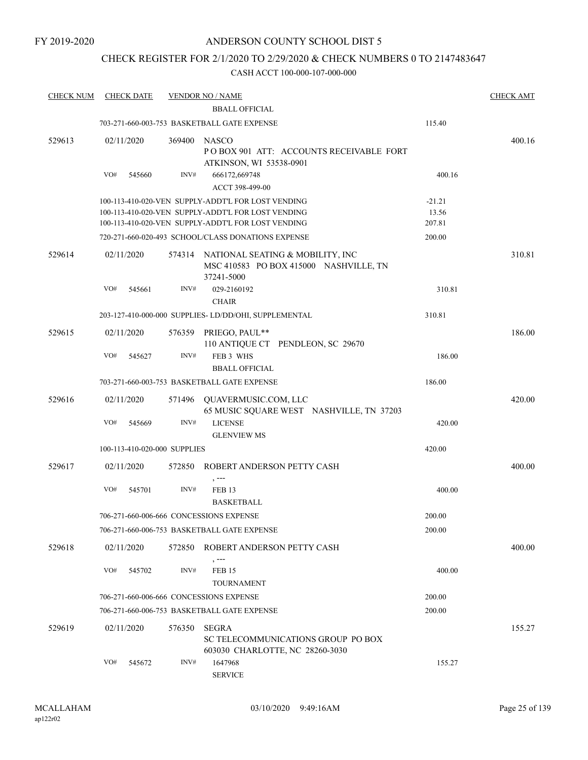FY 2019-2020

# ANDERSON COUNTY SCHOOL DIST 5

## CHECK REGISTER FOR 2/1/2020 TO 2/29/2020 & CHECK NUMBERS 0 TO 2147483647

CASH ACCT 100-000-107-000-000

| CHECK NUM | CHECK DATE | VENDOR NO / NAME | | CHECK AMT |
|---|---|---|---|---|
| | | BBALL OFFICIAL | | |
| | | 703-271-660-003-753 BASKETBALL GATE EXPENSE | 115.40 | |
| 529613 | 02/11/2020 | 369400 NASCO<br>P O BOX 901 ATT: ACCOUNTS RECEIVABLE FORT ATKINSON, WI 53538-0901 | | 400.16 |
| | VO# 545660 | INV# 666172,669748<br>ACCT 398-499-00 | 400.16 | |
| | | 100-113-410-020-VEN SUPPLY-ADDT'L FOR LOST VENDING | -21.21 | |
| | | 100-113-410-020-VEN SUPPLY-ADDT'L FOR LOST VENDING | 13.56 | |
| | | 100-113-410-020-VEN SUPPLY-ADDT'L FOR LOST VENDING | 207.81 | |
| | | 720-271-660-020-493 SCHOOL/CLASS DONATIONS EXPENSE | 200.00 | |
| 529614 | 02/11/2020 | 574314 NATIONAL SEATING & MOBILITY, INC<br>MSC 410583 PO BOX 415000 NASHVILLE, TN 37241-5000 | | 310.81 |
| | VO# 545661 | INV# 029-2160192<br>CHAIR | 310.81 | |
| | | 203-127-410-000-000 SUPPLIES- LD/DD/OHI, SUPPLEMENTAL | 310.81 | |
| 529615 | 02/11/2020 | 576359 PRIEGO, PAUL**<br>110 ANTIQUE CT PENDLEON, SC 29670 | | 186.00 |
| | VO# 545627 | INV# FEB 3 WHS<br>BBALL OFFICIAL | 186.00 | |
| | | 703-271-660-003-753 BASKETBALL GATE EXPENSE | 186.00 | |
| 529616 | 02/11/2020 | 571496 QUAVERMUSIC.COM, LLC<br>65 MUSIC SQUARE WEST NASHVILLE, TN 37203 | | 420.00 |
| | VO# 545669 | INV# LICENSE<br>GLENVIEW MS | 420.00 | |
| | | 100-113-410-020-000 SUPPLIES | 420.00 | |
| 529617 | 02/11/2020 | 572850 ROBERT ANDERSON PETTY CASH<br>, --- | | 400.00 |
| | VO# 545701 | INV# FEB 13<br>BASKETBALL | 400.00 | |
| | | 706-271-660-006-666 CONCESSIONS EXPENSE | 200.00 | |
| | | 706-271-660-006-753 BASKETBALL GATE EXPENSE | 200.00 | |
| 529618 | 02/11/2020 | 572850 ROBERT ANDERSON PETTY CASH<br>, --- | | 400.00 |
| | VO# 545702 | INV# FEB 15<br>TOURNAMENT | 400.00 | |
| | | 706-271-660-006-666 CONCESSIONS EXPENSE | 200.00 | |
| | | 706-271-660-006-753 BASKETBALL GATE EXPENSE | 200.00 | |
| 529619 | 02/11/2020 | 576350 SEGRA<br>SC TELECOMMUNICATIONS GROUP PO BOX 603030 CHARLOTTE, NC 28260-3030 | | 155.27 |
| | VO# 545672 | INV# 1647968<br>SERVICE | 155.27 | |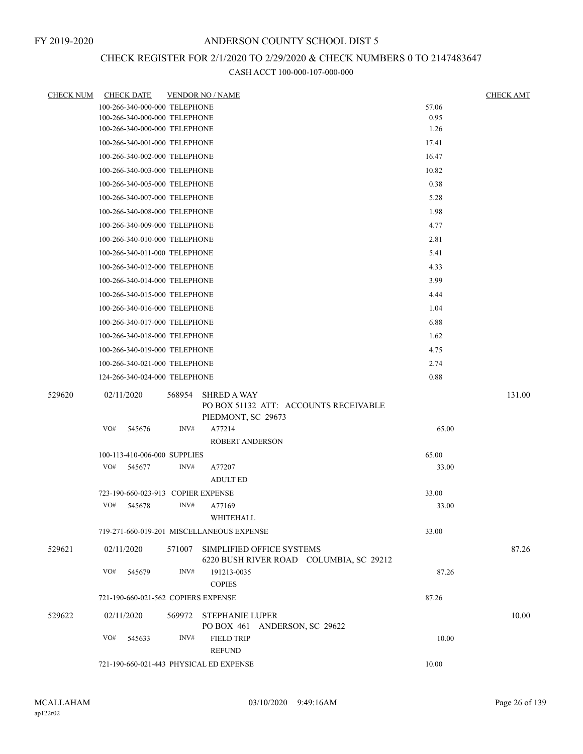FY 2019-2020

# ANDERSON COUNTY SCHOOL DIST 5

## CHECK REGISTER FOR 2/1/2020 TO 2/29/2020 & CHECK NUMBERS 0 TO 2147483647

### CASH ACCT 100-000-107-000-000

| CHECK NUM | CHECK DATE | VENDOR NO / NAME | | CHECK AMT |
|---|---|---|---|---|
| | 100-266-340-000-000 TELEPHONE | | 57.06 | |
| | 100-266-340-000-000 TELEPHONE | | 0.95 | |
| | 100-266-340-000-000 TELEPHONE | | 1.26 | |
| | 100-266-340-001-000 TELEPHONE | | 17.41 | |
| | 100-266-340-002-000 TELEPHONE | | 16.47 | |
| | 100-266-340-003-000 TELEPHONE | | 10.82 | |
| | 100-266-340-005-000 TELEPHONE | | 0.38 | |
| | 100-266-340-007-000 TELEPHONE | | 5.28 | |
| | 100-266-340-008-000 TELEPHONE | | 1.98 | |
| | 100-266-340-009-000 TELEPHONE | | 4.77 | |
| | 100-266-340-010-000 TELEPHONE | | 2.81 | |
| | 100-266-340-011-000 TELEPHONE | | 5.41 | |
| | 100-266-340-012-000 TELEPHONE | | 4.33 | |
| | 100-266-340-014-000 TELEPHONE | | 3.99 | |
| | 100-266-340-015-000 TELEPHONE | | 4.44 | |
| | 100-266-340-016-000 TELEPHONE | | 1.04 | |
| | 100-266-340-017-000 TELEPHONE | | 6.88 | |
| | 100-266-340-018-000 TELEPHONE | | 1.62 | |
| | 100-266-340-019-000 TELEPHONE | | 4.75 | |
| | 100-266-340-021-000 TELEPHONE | | 2.74 | |
| | 124-266-340-024-000 TELEPHONE | | 0.88 | |
| 529620 | 02/11/2020 | 568954 SHRED A WAY<br>PO BOX 51132 ATT: ACCOUNTS RECEIVABLE<br>PIEDMONT, SC 29673 | | 131.00 |
| | VO# 545676 | INV# A77214<br>ROBERT ANDERSON | 65.00 | |
| | 100-113-410-006-000 SUPPLIES | | 65.00 | |
| | VO# 545677 | INV# A77207<br>ADULT ED | 33.00 | |
| | 723-190-660-023-913 COPIER EXPENSE | | 33.00 | |
| | VO# 545678 | INV# A77169<br>WHITEHALL | 33.00 | |
| | 719-271-660-019-201 MISCELLANEOUS EXPENSE | | 33.00 | |
| 529621 | 02/11/2020 | 571007 SIMPLIFIED OFFICE SYSTEMS<br>6220 BUSH RIVER ROAD COLUMBIA, SC 29212 | | 87.26 |
| | VO# 545679 | INV# 191213-0035<br>COPIES | 87.26 | |
| | 721-190-660-021-562 COPIERS EXPENSE | | 87.26 | |
| 529622 | 02/11/2020 | 569972 STEPHANIE LUPER<br>PO BOX 461 ANDERSON, SC 29622 | | 10.00 |
| | VO# 545633 | INV# FIELD TRIP<br>REFUND | 10.00 | |
| | 721-190-660-021-443 PHYSICAL ED EXPENSE | | 10.00 | |

MCALLAHAM
ap122r02

03/10/2020 9:49:16AM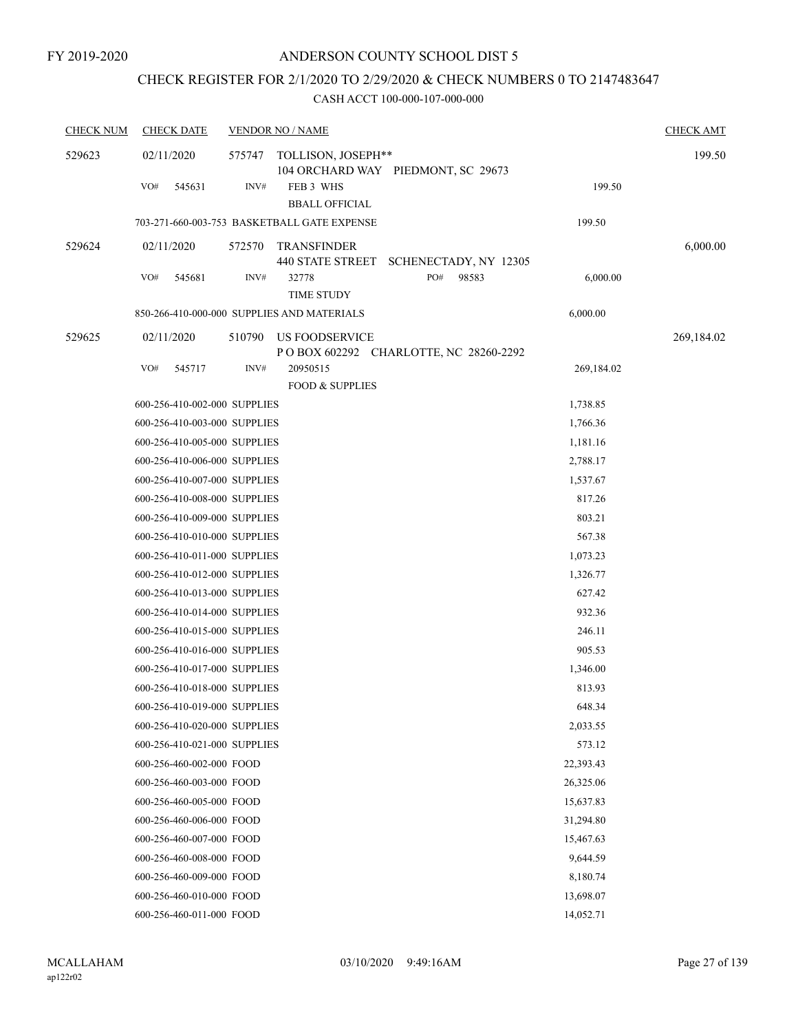FY 2019-2020

# ANDERSON COUNTY SCHOOL DIST 5

## CHECK REGISTER FOR 2/1/2020 TO 2/29/2020 & CHECK NUMBERS 0 TO 2147483647

### CASH ACCT 100-000-107-000-000

| CHECK NUM | CHECK DATE | VENDOR NO / NAME | | CHECK AMT |
|---|---|---|---|---|
| 529623 | 02/11/2020 | 575747 TOLLISON, JOSEPH** 104 ORCHARD WAY PIEDMONT, SC 29673 | | 199.50 |
| | VO# 545631 | INV# FEB 3 WHS BBALL OFFICIAL | 199.50 | |
| | 703-271-660-003-753 BASKETBALL GATE EXPENSE | | 199.50 | |
| 529624 | 02/11/2020 | 572570 TRANSFINDER 440 STATE STREET SCHENECTADY, NY 12305 | | 6,000.00 |
| | VO# 545681 | INV# 32778 PO# 98583 TIME STUDY | 6,000.00 | |
| | 850-266-410-000-000 SUPPLIES AND MATERIALS | | 6,000.00 | |
| 529625 | 02/11/2020 | 510790 US FOODSERVICE P O BOX 602292 CHARLOTTE, NC 28260-2292 | | 269,184.02 |
| | VO# 545717 | INV# 20950515 FOOD & SUPPLIES | 269,184.02 | |
| | 600-256-410-002-000 SUPPLIES | | 1,738.85 | |
| | 600-256-410-003-000 SUPPLIES | | 1,766.36 | |
| | 600-256-410-005-000 SUPPLIES | | 1,181.16 | |
| | 600-256-410-006-000 SUPPLIES | | 2,788.17 | |
| | 600-256-410-007-000 SUPPLIES | | 1,537.67 | |
| | 600-256-410-008-000 SUPPLIES | | 817.26 | |
| | 600-256-410-009-000 SUPPLIES | | 803.21 | |
| | 600-256-410-010-000 SUPPLIES | | 567.38 | |
| | 600-256-410-011-000 SUPPLIES | | 1,073.23 | |
| | 600-256-410-012-000 SUPPLIES | | 1,326.77 | |
| | 600-256-410-013-000 SUPPLIES | | 627.42 | |
| | 600-256-410-014-000 SUPPLIES | | 932.36 | |
| | 600-256-410-015-000 SUPPLIES | | 246.11 | |
| | 600-256-410-016-000 SUPPLIES | | 905.53 | |
| | 600-256-410-017-000 SUPPLIES | | 1,346.00 | |
| | 600-256-410-018-000 SUPPLIES | | 813.93 | |
| | 600-256-410-019-000 SUPPLIES | | 648.34 | |
| | 600-256-410-020-000 SUPPLIES | | 2,033.55 | |
| | 600-256-410-021-000 SUPPLIES | | 573.12 | |
| | 600-256-460-002-000 FOOD | | 22,393.43 | |
| | 600-256-460-003-000 FOOD | | 26,325.06 | |
| | 600-256-460-005-000 FOOD | | 15,637.83 | |
| | 600-256-460-006-000 FOOD | | 31,294.80 | |
| | 600-256-460-007-000 FOOD | | 15,467.63 | |
| | 600-256-460-008-000 FOOD | | 9,644.59 | |
| | 600-256-460-009-000 FOOD | | 8,180.74 | |
| | 600-256-460-010-000 FOOD | | 13,698.07 | |
| | 600-256-460-011-000 FOOD | | 14,052.71 | |

MCALLAHAM
ap122r02

03/10/2020 9:49:16AM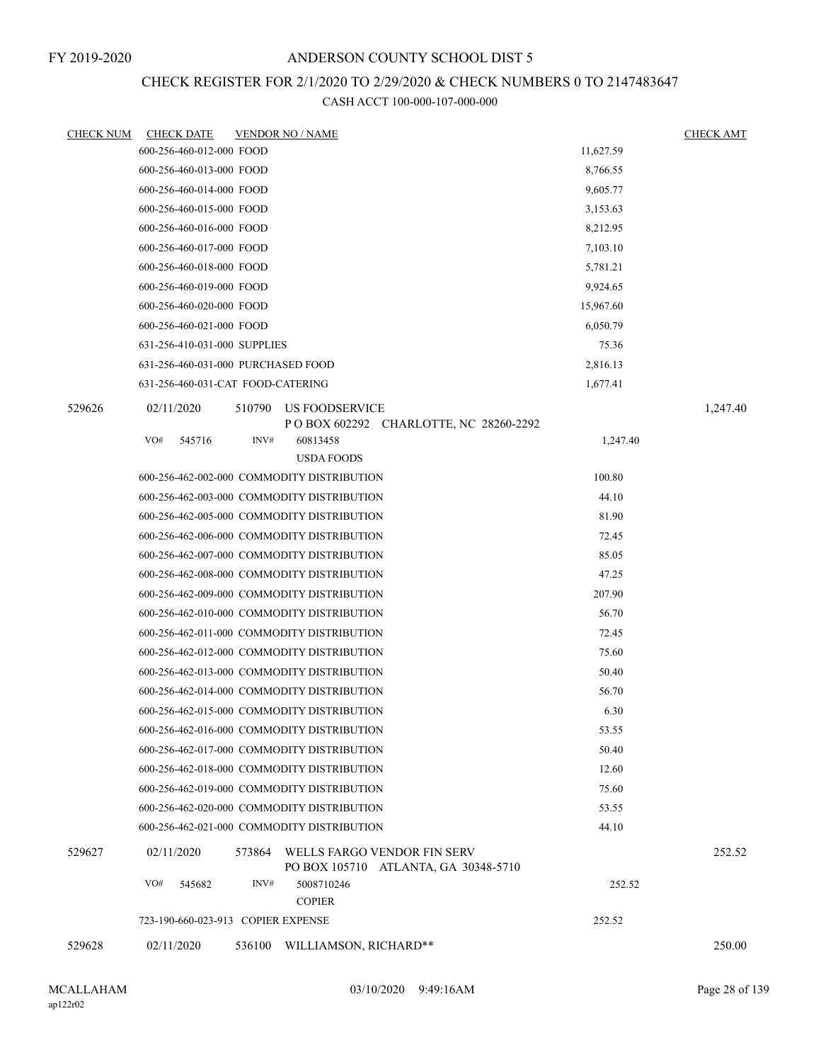FY 2019-2020

# ANDERSON COUNTY SCHOOL DIST 5

## CHECK REGISTER FOR 2/1/2020 TO 2/29/2020 & CHECK NUMBERS 0 TO 2147483647

### CASH ACCT 100-000-107-000-000

| CHECK NUM | CHECK DATE | VENDOR NO / NAME | | CHECK AMT |
|---|---|---|---|---|
| | 600-256-460-012-000 FOOD | | 11,627.59 | |
| | 600-256-460-013-000 FOOD | | 8,766.55 | |
| | 600-256-460-014-000 FOOD | | 9,605.77 | |
| | 600-256-460-015-000 FOOD | | 3,153.63 | |
| | 600-256-460-016-000 FOOD | | 8,212.95 | |
| | 600-256-460-017-000 FOOD | | 7,103.10 | |
| | 600-256-460-018-000 FOOD | | 5,781.21 | |
| | 600-256-460-019-000 FOOD | | 9,924.65 | |
| | 600-256-460-020-000 FOOD | | 15,967.60 | |
| | 600-256-460-021-000 FOOD | | 6,050.79 | |
| | 631-256-410-031-000 SUPPLIES | | 75.36 | |
| | 631-256-460-031-000 PURCHASED FOOD | | 2,816.13 | |
| | 631-256-460-031-CAT FOOD-CATERING | | 1,677.41 | |
| 529626 | 02/11/2020 | 510790 US FOODSERVICE<br>P O BOX 602292 CHARLOTTE, NC 28260-2292 | | 1,247.40 |
| | VO# 545716 | INV# 60813458<br>USDA FOODS | 1,247.40 | |
| | 600-256-462-002-000 COMMODITY DISTRIBUTION | | 100.80 | |
| | 600-256-462-003-000 COMMODITY DISTRIBUTION | | 44.10 | |
| | 600-256-462-005-000 COMMODITY DISTRIBUTION | | 81.90 | |
| | 600-256-462-006-000 COMMODITY DISTRIBUTION | | 72.45 | |
| | 600-256-462-007-000 COMMODITY DISTRIBUTION | | 85.05 | |
| | 600-256-462-008-000 COMMODITY DISTRIBUTION | | 47.25 | |
| | 600-256-462-009-000 COMMODITY DISTRIBUTION | | 207.90 | |
| | 600-256-462-010-000 COMMODITY DISTRIBUTION | | 56.70 | |
| | 600-256-462-011-000 COMMODITY DISTRIBUTION | | 72.45 | |
| | 600-256-462-012-000 COMMODITY DISTRIBUTION | | 75.60 | |
| | 600-256-462-013-000 COMMODITY DISTRIBUTION | | 50.40 | |
| | 600-256-462-014-000 COMMODITY DISTRIBUTION | | 56.70 | |
| | 600-256-462-015-000 COMMODITY DISTRIBUTION | | 6.30 | |
| | 600-256-462-016-000 COMMODITY DISTRIBUTION | | 53.55 | |
| | 600-256-462-017-000 COMMODITY DISTRIBUTION | | 50.40 | |
| | 600-256-462-018-000 COMMODITY DISTRIBUTION | | 12.60 | |
| | 600-256-462-019-000 COMMODITY DISTRIBUTION | | 75.60 | |
| | 600-256-462-020-000 COMMODITY DISTRIBUTION | | 53.55 | |
| | 600-256-462-021-000 COMMODITY DISTRIBUTION | | 44.10 | |
| 529627 | 02/11/2020 | 573864 WELLS FARGO VENDOR FIN SERV<br>PO BOX 105710 ATLANTA, GA 30348-5710 | | 252.52 |
| | VO# 545682 | INV# 5008710246<br>COPIER | 252.52 | |
| | 723-190-660-023-913 COPIER EXPENSE | | 252.52 | |
| 529628 | 02/11/2020 | 536100 WILLIAMSON, RICHARD** | | 250.00 |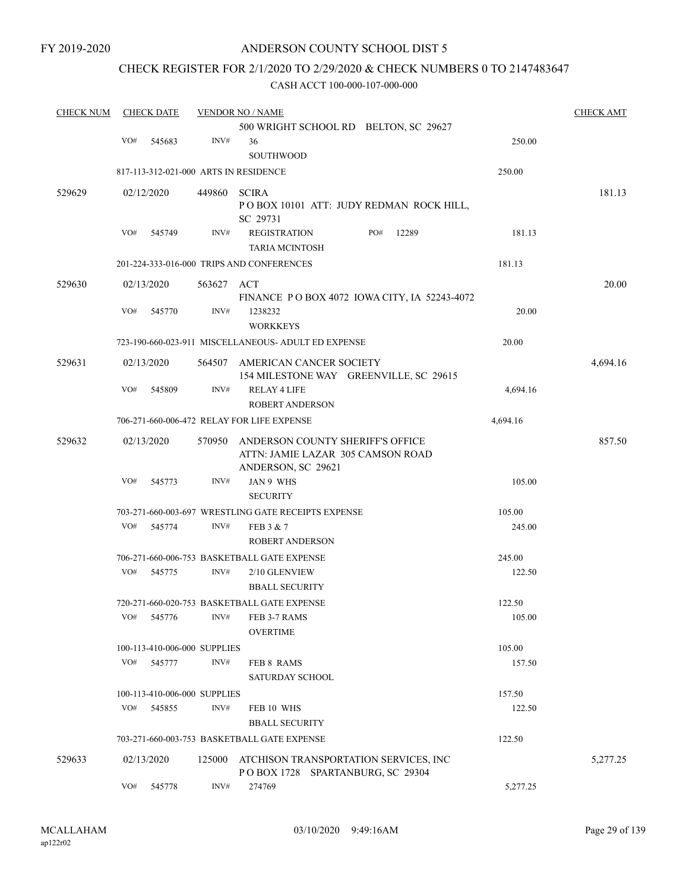FY 2019-2020

# ANDERSON COUNTY SCHOOL DIST 5

## CHECK REGISTER FOR 2/1/2020 TO 2/29/2020 & CHECK NUMBERS 0 TO 2147483647

CASH ACCT 100-000-107-000-000

| CHECK NUM | CHECK DATE | VENDOR NO / NAME | | CHECK AMT |
|---|---|---|---|---|
| | | 500 WRIGHT SCHOOL RD BELTON, SC 29627 | | |
| | VO# 545683 | INV# 36 SOUTHWOOD | 250.00 | |
| | 817-113-312-021-000 ARTS IN RESIDENCE | | 250.00 | |
| 529629 | 02/12/2020 | 449860 SCIRA P O BOX 10101 ATT: JUDY REDMAN ROCK HILL, SC 29731 | | 181.13 |
| | VO# 545749 | INV# REGISTRATION PO# 12289 TARIA MCINTOSH | 181.13 | |
| | 201-224-333-016-000 TRIPS AND CONFERENCES | | 181.13 | |
| 529630 | 02/13/2020 | 563627 ACT FINANCE P O BOX 4072 IOWA CITY, IA 52243-4072 | | 20.00 |
| | VO# 545770 | INV# 1238232 WORKKEYS | 20.00 | |
| | 723-190-660-023-911 MISCELLANEOUS- ADULT ED EXPENSE | | 20.00 | |
| 529631 | 02/13/2020 | 564507 AMERICAN CANCER SOCIETY 154 MILESTONE WAY GREENVILLE, SC 29615 | | 4,694.16 |
| | VO# 545809 | INV# RELAY 4 LIFE ROBERT ANDERSON | 4,694.16 | |
| | 706-271-660-006-472 RELAY FOR LIFE EXPENSE | | 4,694.16 | |
| 529632 | 02/13/2020 | 570950 ANDERSON COUNTY SHERIFF'S OFFICE ATTN: JAMIE LAZAR 305 CAMSON ROAD ANDERSON, SC 29621 | | 857.50 |
| | VO# 545773 | INV# JAN 9 WHS SECURITY | 105.00 | |
| | 703-271-660-003-697 WRESTLING GATE RECEIPTS EXPENSE | | 105.00 | |
| | VO# 545774 | INV# FEB 3 & 7 ROBERT ANDERSON | 245.00 | |
| | 706-271-660-006-753 BASKETBALL GATE EXPENSE | | 245.00 | |
| | VO# 545775 | INV# 2/10 GLENVIEW BBALL SECURITY | 122.50 | |
| | 720-271-660-020-753 BASKETBALL GATE EXPENSE | | 122.50 | |
| | VO# 545776 | INV# FEB 3-7 RAMS OVERTIME | 105.00 | |
| | 100-113-410-006-000 SUPPLIES | | 105.00 | |
| | VO# 545777 | INV# FEB 8 RAMS SATURDAY SCHOOL | 157.50 | |
| | 100-113-410-006-000 SUPPLIES | | 157.50 | |
| | VO# 545855 | INV# FEB 10 WHS BBALL SECURITY | 122.50 | |
| | 703-271-660-003-753 BASKETBALL GATE EXPENSE | | 122.50 | |
| 529633 | 02/13/2020 | 125000 ATCHISON TRANSPORTATION SERVICES, INC P O BOX 1728 SPARTANBURG, SC 29304 | | 5,277.25 |
| | VO# 545778 | INV# 274769 | 5,277.25 | |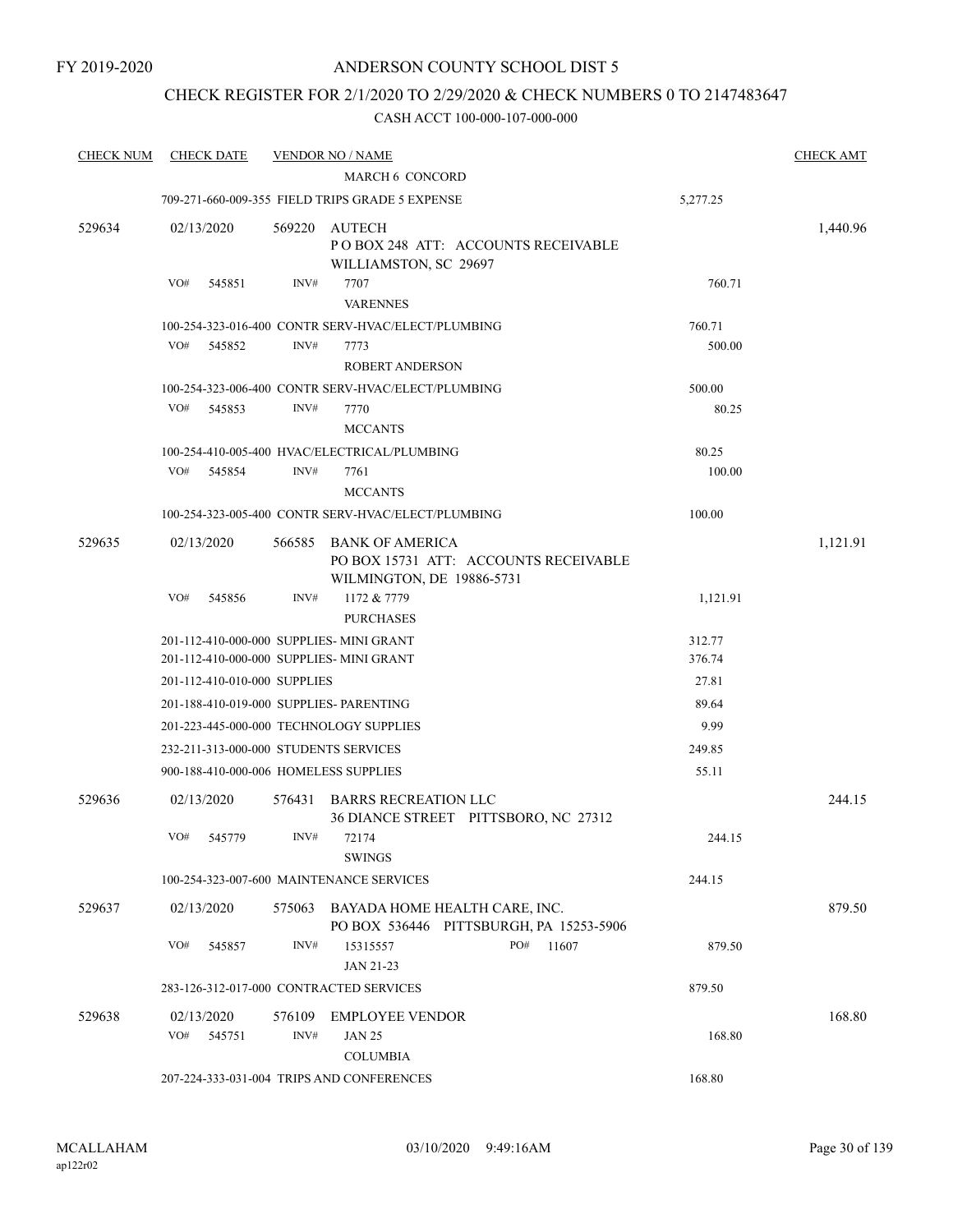# ANDERSON COUNTY SCHOOL DIST 5

FY 2019-2020

## CHECK REGISTER FOR 2/1/2020 TO 2/29/2020 & CHECK NUMBERS 0 TO 2147483647

CASH ACCT 100-000-107-000-000

| CHECK NUM | CHECK DATE | VENDOR NO / NAME | | CHECK AMT |
|---|---|---|---|---|
| | | MARCH 6 CONCORD | | |
| | | 709-271-660-009-355 FIELD TRIPS GRADE 5 EXPENSE | 5,277.25 | |
| 529634 | 02/13/2020 | 569220 AUTECH<br>P O BOX 248 ATT: ACCOUNTS RECEIVABLE<br>WILLIAMSTON, SC 29697 | | 1,440.96 |
| | VO# 545851 | INV# 7707<br>VARENNES | 760.71 | |
| | | 100-254-323-016-400 CONTR SERV-HVAC/ELECT/PLUMBING | 760.71 | |
| | VO# 545852 | INV# 7773<br>ROBERT ANDERSON | 500.00 | |
| | | 100-254-323-006-400 CONTR SERV-HVAC/ELECT/PLUMBING | 500.00 | |
| | VO# 545853 | INV# 7770<br>MCCANTS | 80.25 | |
| | | 100-254-410-005-400 HVAC/ELECTRICAL/PLUMBING | 80.25 | |
| | VO# 545854 | INV# 7761<br>MCCANTS | 100.00 | |
| | | 100-254-323-005-400 CONTR SERV-HVAC/ELECT/PLUMBING | 100.00 | |
| 529635 | 02/13/2020 | 566585 BANK OF AMERICA<br>PO BOX 15731 ATT: ACCOUNTS RECEIVABLE<br>WILMINGTON, DE 19886-5731 | | 1,121.91 |
| | VO# 545856 | INV# 1172 & 7779<br>PURCHASES | 1,121.91 | |
| | | 201-112-410-000-000 SUPPLIES- MINI GRANT | 312.77 | |
| | | 201-112-410-000-000 SUPPLIES- MINI GRANT | 376.74 | |
| | | 201-112-410-010-000 SUPPLIES | 27.81 | |
| | | 201-188-410-019-000 SUPPLIES- PARENTING | 89.64 | |
| | | 201-223-445-000-000 TECHNOLOGY SUPPLIES | 9.99 | |
| | | 232-211-313-000-000 STUDENTS SERVICES | 249.85 | |
| | | 900-188-410-000-006 HOMELESS SUPPLIES | 55.11 | |
| 529636 | 02/13/2020 | 576431 BARRS RECREATION LLC<br>36 DIANCE STREET PITTSBORO, NC 27312 | | 244.15 |
| | VO# 545779 | INV# 72174<br>SWINGS | 244.15 | |
| | | 100-254-323-007-600 MAINTENANCE SERVICES | 244.15 | |
| 529637 | 02/13/2020 | 575063 BAYADA HOME HEALTH CARE, INC.<br>PO BOX 536446 PITTSBURGH, PA 15253-5906 | | 879.50 |
| | VO# 545857 | INV# 15315557 PO# 11607<br>JAN 21-23 | 879.50 | |
| | | 283-126-312-017-000 CONTRACTED SERVICES | 879.50 | |
| 529638 | 02/13/2020 | 576109 EMPLOYEE VENDOR | | 168.80 |
| | VO# 545751 | INV# JAN 25<br>COLUMBIA | 168.80 | |
| | | 207-224-333-031-004 TRIPS AND CONFERENCES | 168.80 | |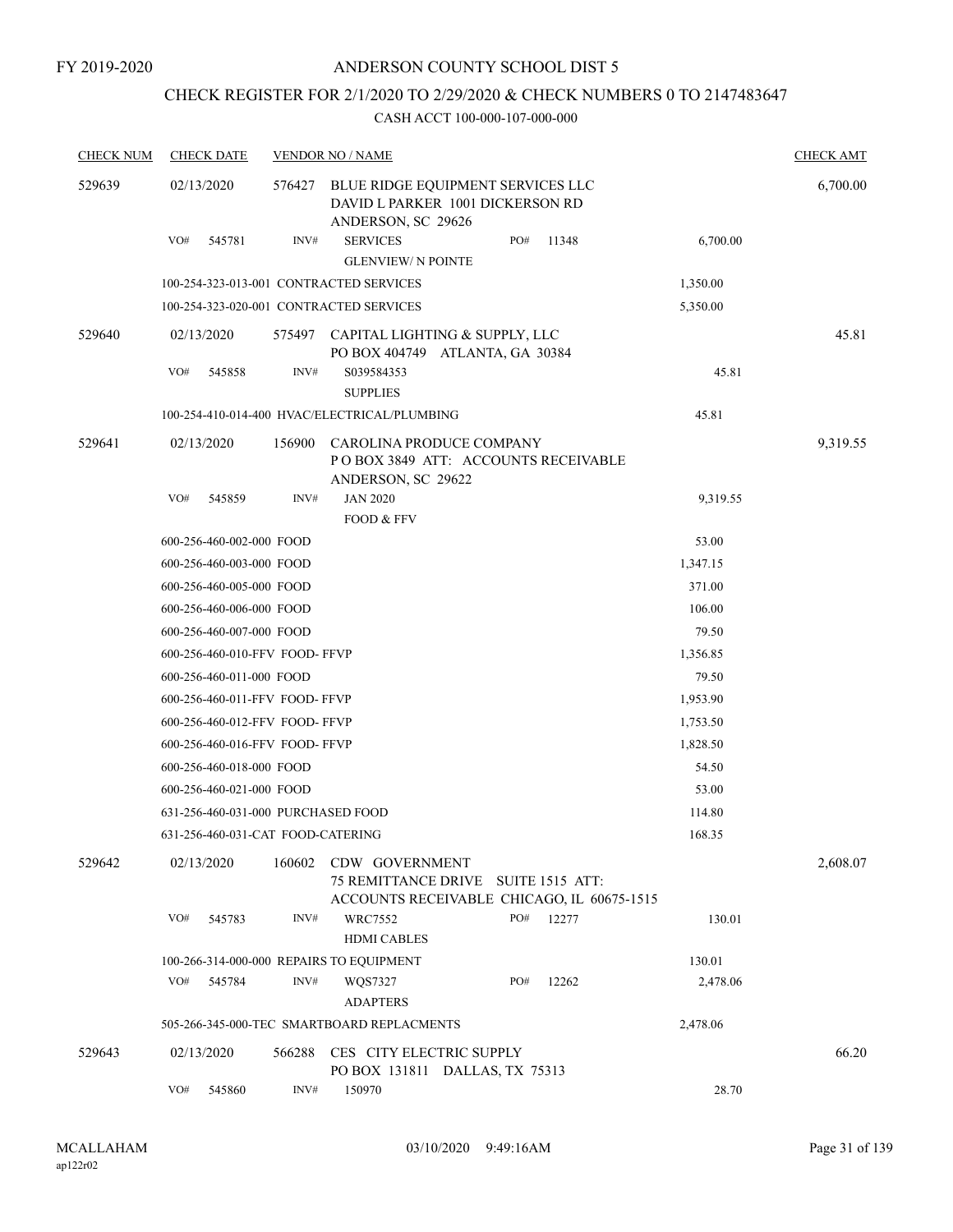FY 2019-2020

# ANDERSON COUNTY SCHOOL DIST 5

## CHECK REGISTER FOR 2/1/2020 TO 2/29/2020 & CHECK NUMBERS 0 TO 2147483647

CASH ACCT 100-000-107-000-000

| CHECK NUM | CHECK DATE | VENDOR NO / NAME | | | CHECK AMT |
|---|---|---|---|---|---|
| 529639 | 02/13/2020 | 576427 BLUE RIDGE EQUIPMENT SERVICES LLC DAVID L PARKER 1001 DICKERSON RD ANDERSON, SC 29626 | | | 6,700.00 |
| | VO# 545781 | INV# SERVICES GLENVIEW/ N POINTE | PO# 11348 | 6,700.00 | |
| | 100-254-323-013-001 CONTRACTED SERVICES | | | 1,350.00 | |
| | 100-254-323-020-001 CONTRACTED SERVICES | | | 5,350.00 | |
| 529640 | 02/13/2020 | 575497 CAPITAL LIGHTING & SUPPLY, LLC PO BOX 404749 ATLANTA, GA 30384 | | | 45.81 |
| | VO# 545858 | INV# S039584353 SUPPLIES | | 45.81 | |
| | 100-254-410-014-400 HVAC/ELECTRICAL/PLUMBING | | | 45.81 | |
| 529641 | 02/13/2020 | 156900 CAROLINA PRODUCE COMPANY P O BOX 3849 ATT: ACCOUNTS RECEIVABLE ANDERSON, SC 29622 | | | 9,319.55 |
| | VO# 545859 | INV# JAN 2020 FOOD & FFV | | 9,319.55 | |
| | 600-256-460-002-000 FOOD | | | 53.00 | |
| | 600-256-460-003-000 FOOD | | | 1,347.15 | |
| | 600-256-460-005-000 FOOD | | | 371.00 | |
| | 600-256-460-006-000 FOOD | | | 106.00 | |
| | 600-256-460-007-000 FOOD | | | 79.50 | |
| | 600-256-460-010-FFV FOOD- FFVP | | | 1,356.85 | |
| | 600-256-460-011-000 FOOD | | | 79.50 | |
| | 600-256-460-011-FFV FOOD- FFVP | | | 1,953.90 | |
| | 600-256-460-012-FFV FOOD- FFVP | | | 1,753.50 | |
| | 600-256-460-016-FFV FOOD- FFVP | | | 1,828.50 | |
| | 600-256-460-018-000 FOOD | | | 54.50 | |
| | 600-256-460-021-000 FOOD | | | 53.00 | |
| | 631-256-460-031-000 PURCHASED FOOD | | | 114.80 | |
| | 631-256-460-031-CAT FOOD-CATERING | | | 168.35 | |
| 529642 | 02/13/2020 | 160602 CDW GOVERNMENT 75 REMITTANCE DRIVE SUITE 1515 ATT: ACCOUNTS RECEIVABLE CHICAGO, IL 60675-1515 | | | 2,608.07 |
| | VO# 545783 | INV# WRC7552 HDMI CABLES | PO# 12277 | 130.01 | |
| | 100-266-314-000-000 REPAIRS TO EQUIPMENT | | | 130.01 | |
| | VO# 545784 | INV# WQS7327 ADAPTERS | PO# 12262 | 2,478.06 | |
| | 505-266-345-000-TEC SMARTBOARD REPLACMENTS | | | 2,478.06 | |
| 529643 | 02/13/2020 | 566288 CES CITY ELECTRIC SUPPLY PO BOX 131811 DALLAS, TX 75313 | | | 66.20 |
| | VO# 545860 | INV# 150970 | | 28.70 | |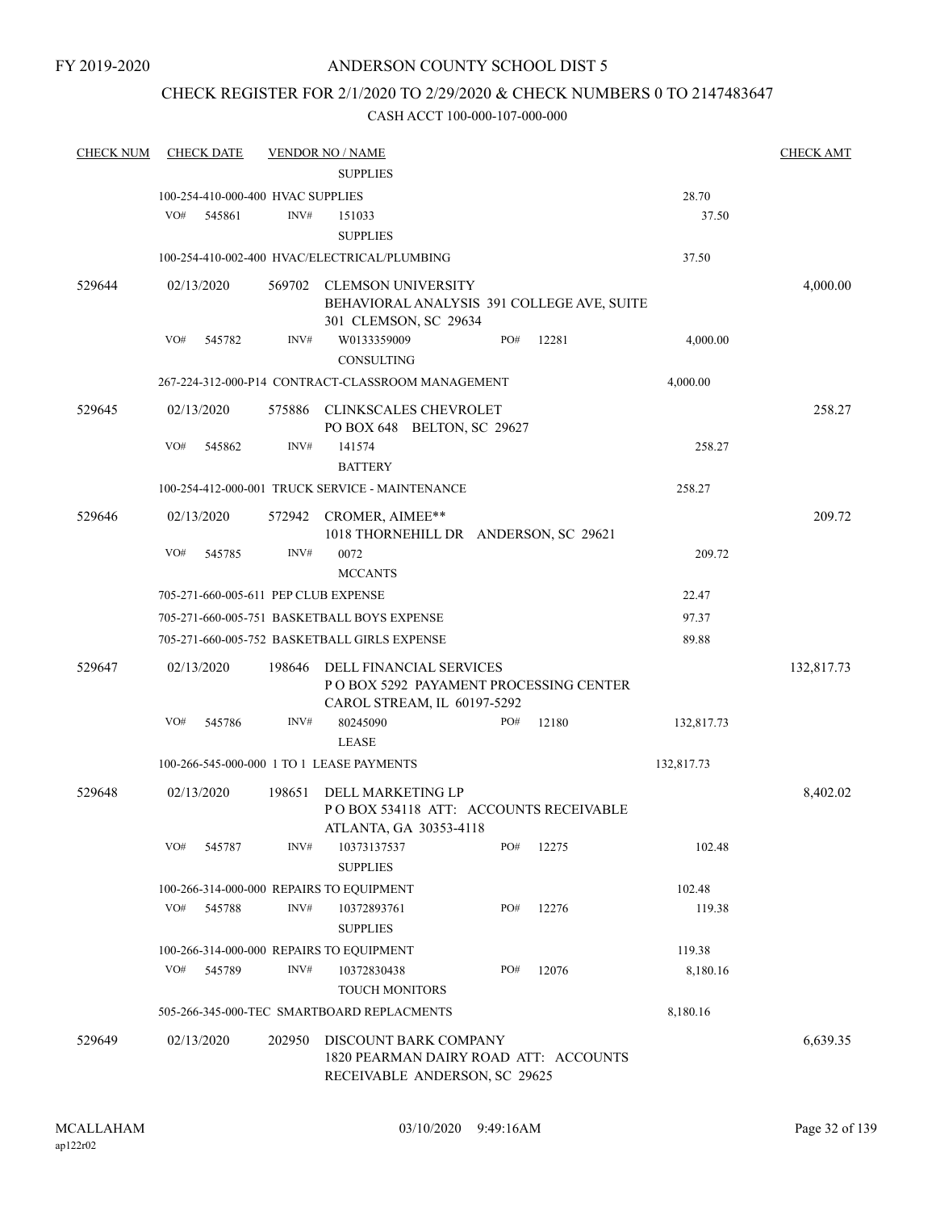FY 2019-2020

# ANDERSON COUNTY SCHOOL DIST 5

## CHECK REGISTER FOR 2/1/2020 TO 2/29/2020 & CHECK NUMBERS 0 TO 2147483647

### CASH ACCT 100-000-107-000-000

| CHECK NUM | CHECK DATE | VENDOR NO / NAME | | | CHECK AMT |
|---|---|---|---|---|---|
| | | SUPPLIES | | | |
| | 100-254-410-000-400 HVAC SUPPLIES | | | 28.70 | |
| | VO# 545861 | INV# 151033 | | 37.50 | |
| | | SUPPLIES | | | |
| | 100-254-410-002-400 HVAC/ELECTRICAL/PLUMBING | | | 37.50 | |
| 529644 | 02/13/2020 | 569702 CLEMSON UNIVERSITY<br>BEHAVIORAL ANALYSIS 391 COLLEGE AVE, SUITE 301 CLEMSON, SC 29634 | | | 4,000.00 |
| | VO# 545782 | INV# W0133359009 | PO# 12281 | 4,000.00 | |
| | | CONSULTING | | | |
| | 267-224-312-000-P14 CONTRACT-CLASSROOM MANAGEMENT | | | 4,000.00 | |
| 529645 | 02/13/2020 | 575886 CLINKSCALES CHEVROLET<br>PO BOX 648 BELTON, SC 29627 | | | 258.27 |
| | VO# 545862 | INV# 141574 | | 258.27 | |
| | | BATTERY | | | |
| | 100-254-412-000-001 TRUCK SERVICE - MAINTENANCE | | | 258.27 | |
| 529646 | 02/13/2020 | 572942 CROMER, AIMEE**<br>1018 THORNEHILL DR ANDERSON, SC 29621 | | | 209.72 |
| | VO# 545785 | INV# 0072 | | 209.72 | |
| | | MCCANTS | | | |
| | 705-271-660-005-611 PEP CLUB EXPENSE | | | 22.47 | |
| | 705-271-660-005-751 BASKETBALL BOYS EXPENSE | | | 97.37 | |
| | 705-271-660-005-752 BASKETBALL GIRLS EXPENSE | | | 89.88 | |
| 529647 | 02/13/2020 | 198646 DELL FINANCIAL SERVICES<br>P O BOX 5292 PAYAMENT PROCESSING CENTER CAROL STREAM, IL 60197-5292 | | | 132,817.73 |
| | VO# 545786 | INV# 80245090 | PO# 12180 | 132,817.73 | |
| | | LEASE | | | |
| | 100-266-545-000-000 1 TO 1 LEASE PAYMENTS | | | 132,817.73 | |
| 529648 | 02/13/2020 | 198651 DELL MARKETING LP<br>P O BOX 534118 ATT: ACCOUNTS RECEIVABLE ATLANTA, GA 30353-4118 | | | 8,402.02 |
| | VO# 545787 | INV# 10373137537 | PO# 12275 | 102.48 | |
| | | SUPPLIES | | | |
| | 100-266-314-000-000 REPAIRS TO EQUIPMENT | | | 102.48 | |
| | VO# 545788 | INV# 10372893761 | PO# 12276 | 119.38 | |
| | | SUPPLIES | | | |
| | 100-266-314-000-000 REPAIRS TO EQUIPMENT | | | 119.38 | |
| | VO# 545789 | INV# 10372830438 | PO# 12076 | 8,180.16 | |
| | | TOUCH MONITORS | | | |
| | 505-266-345-000-TEC SMARTBOARD REPLACMENTS | | | 8,180.16 | |
| 529649 | 02/13/2020 | 202950 DISCOUNT BARK COMPANY<br>1820 PEARMAN DAIRY ROAD ATT: ACCOUNTS RECEIVABLE ANDERSON, SC 29625 | | | 6,639.35 |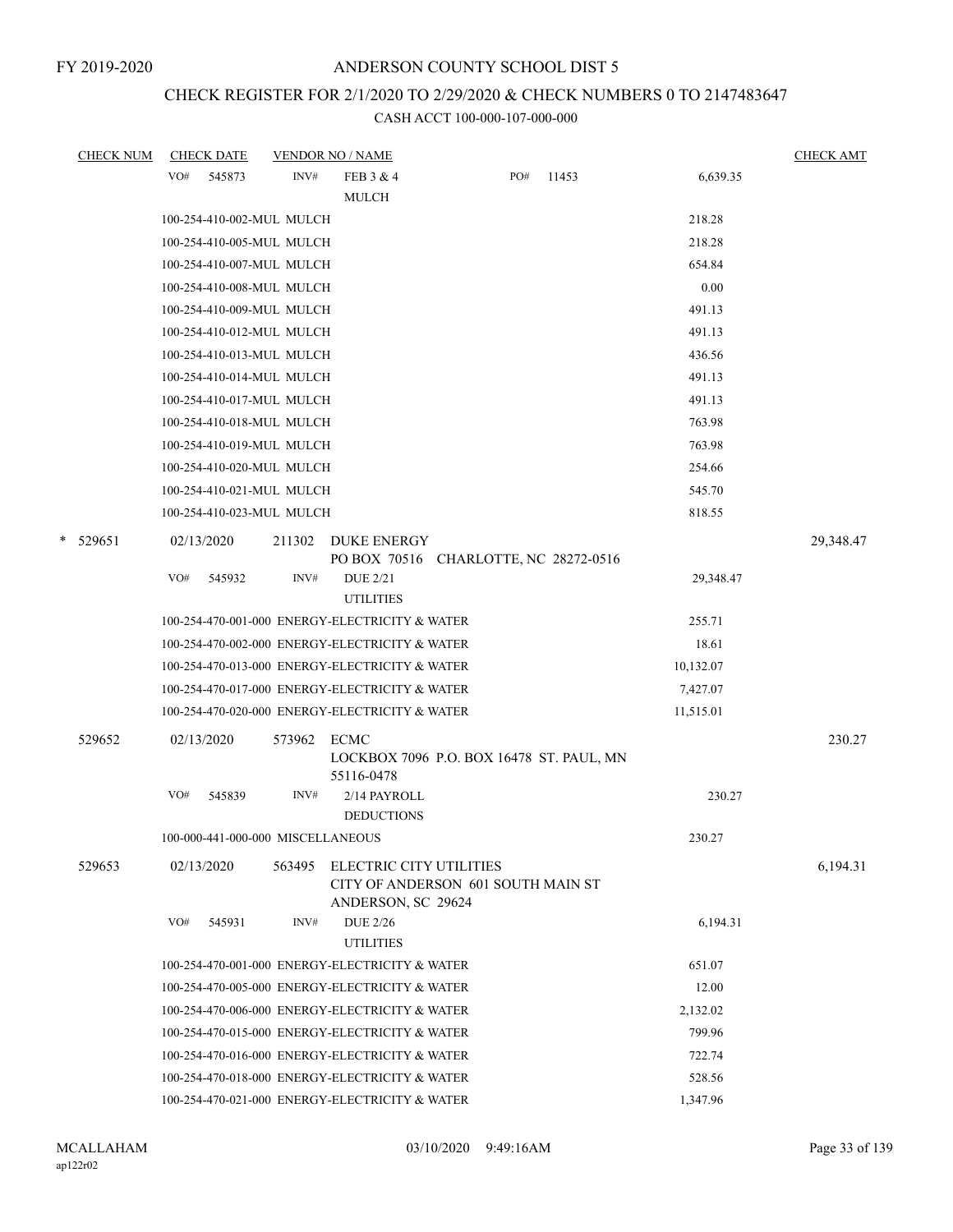FY 2019-2020

# ANDERSON COUNTY SCHOOL DIST 5

## CHECK REGISTER FOR 2/1/2020 TO 2/29/2020 & CHECK NUMBERS 0 TO 2147483647

### CASH ACCT 100-000-107-000-000

| CHECK NUM | CHECK DATE | VENDOR NO / NAME | | | CHECK AMT |
|---|---|---|---|---|---|
| | VO# 545873 | INV# | FEB 3 & 4<br>MULCH | PO# 11453 6,639.35 | |
| | 100-254-410-002-MUL MULCH | | | 218.28 | |
| | 100-254-410-005-MUL MULCH | | | 218.28 | |
| | 100-254-410-007-MUL MULCH | | | 654.84 | |
| | 100-254-410-008-MUL MULCH | | | 0.00 | |
| | 100-254-410-009-MUL MULCH | | | 491.13 | |
| | 100-254-410-012-MUL MULCH | | | 491.13 | |
| | 100-254-410-013-MUL MULCH | | | 436.56 | |
| | 100-254-410-014-MUL MULCH | | | 491.13 | |
| | 100-254-410-017-MUL MULCH | | | 491.13 | |
| | 100-254-410-018-MUL MULCH | | | 763.98 | |
| | 100-254-410-019-MUL MULCH | | | 763.98 | |
| | 100-254-410-020-MUL MULCH | | | 254.66 | |
| | 100-254-410-021-MUL MULCH | | | 545.70 | |
| | 100-254-410-023-MUL MULCH | | | 818.55 | |
| * 529651 | 02/13/2020 | 211302 | DUKE ENERGY<br>PO BOX 70516 CHARLOTTE, NC 28272-0516 | | 29,348.47 |
| | VO# 545932 | INV# | DUE 2/21<br>UTILITIES | 29,348.47 | |
| | 100-254-470-001-000 ENERGY-ELECTRICITY & WATER | | | 255.71 | |
| | 100-254-470-002-000 ENERGY-ELECTRICITY & WATER | | | 18.61 | |
| | 100-254-470-013-000 ENERGY-ELECTRICITY & WATER | | | 10,132.07 | |
| | 100-254-470-017-000 ENERGY-ELECTRICITY & WATER | | | 7,427.07 | |
| | 100-254-470-020-000 ENERGY-ELECTRICITY & WATER | | | 11,515.01 | |
| 529652 | 02/13/2020 | 573962 | ECMC<br>LOCKBOX 7096 P.O. BOX 16478 ST. PAUL, MN 55116-0478 | | 230.27 |
| | VO# 545839 | INV# | 2/14 PAYROLL<br>DEDUCTIONS | 230.27 | |
| | 100-000-441-000-000 MISCELLANEOUS | | | 230.27 | |
| 529653 | 02/13/2020 | 563495 | ELECTRIC CITY UTILITIES<br>CITY OF ANDERSON 601 SOUTH MAIN ST ANDERSON, SC 29624 | | 6,194.31 |
| | VO# 545931 | INV# | DUE 2/26<br>UTILITIES | 6,194.31 | |
| | 100-254-470-001-000 ENERGY-ELECTRICITY & WATER | | | 651.07 | |
| | 100-254-470-005-000 ENERGY-ELECTRICITY & WATER | | | 12.00 | |
| | 100-254-470-006-000 ENERGY-ELECTRICITY & WATER | | | 2,132.02 | |
| | 100-254-470-015-000 ENERGY-ELECTRICITY & WATER | | | 799.96 | |
| | 100-254-470-016-000 ENERGY-ELECTRICITY & WATER | | | 722.74 | |
| | 100-254-470-018-000 ENERGY-ELECTRICITY & WATER | | | 528.56 | |
| | 100-254-470-021-000 ENERGY-ELECTRICITY & WATER | | | 1,347.96 | |

MCALLAHAM
ap122r02

03/10/2020 9:49:16AM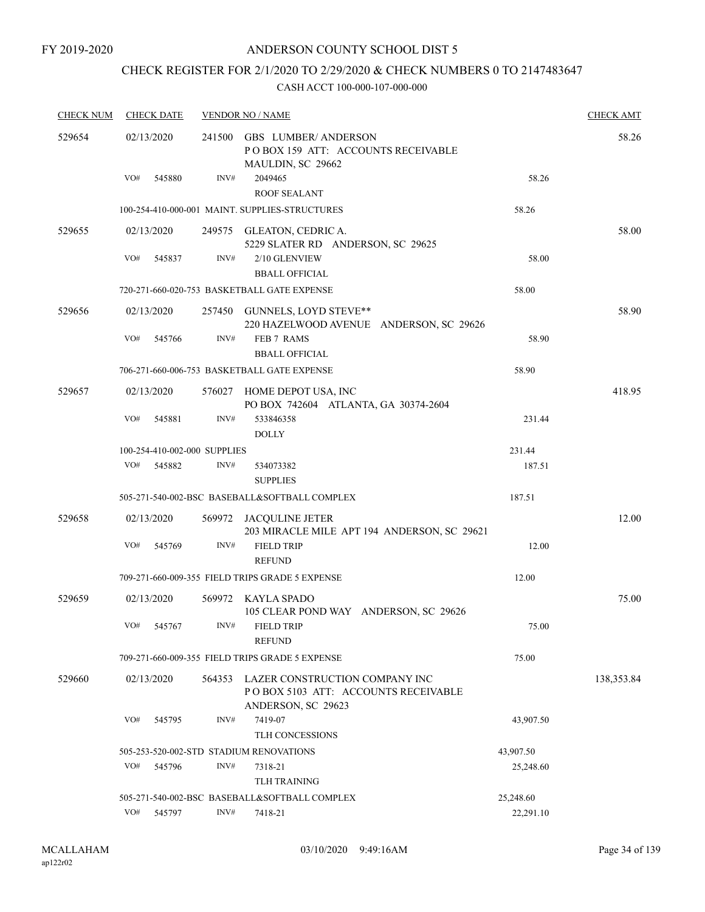FY 2019-2020

# ANDERSON COUNTY SCHOOL DIST 5

## CHECK REGISTER FOR 2/1/2020 TO 2/29/2020 & CHECK NUMBERS 0 TO 2147483647

CASH ACCT 100-000-107-000-000

| CHECK NUM | CHECK DATE | VENDOR NO / NAME | | CHECK AMT |
|---|---|---|---|---|
| 529654 | 02/13/2020 | 241500 GBS LUMBER/ ANDERSON<br>P O BOX 159 ATT: ACCOUNTS RECEIVABLE<br>MAULDIN, SC 29662 | | 58.26 |
| | VO# 545880 | INV# 2049465<br>ROOF SEALANT | 58.26 | |
| | | 100-254-410-000-001 MAINT. SUPPLIES-STRUCTURES | 58.26 | |
| 529655 | 02/13/2020 | 249575 GLEATON, CEDRIC A.<br>5229 SLATER RD ANDERSON, SC 29625 | | 58.00 |
| | VO# 545837 | INV# 2/10 GLENVIEW<br>BBALL OFFICIAL | 58.00 | |
| | | 720-271-660-020-753 BASKETBALL GATE EXPENSE | 58.00 | |
| 529656 | 02/13/2020 | 257450 GUNNELS, LOYD STEVE**<br>220 HAZELWOOD AVENUE ANDERSON, SC 29626 | | 58.90 |
| | VO# 545766 | INV# FEB 7 RAMS<br>BBALL OFFICIAL | 58.90 | |
| | | 706-271-660-006-753 BASKETBALL GATE EXPENSE | 58.90 | |
| 529657 | 02/13/2020 | 576027 HOME DEPOT USA, INC<br>PO BOX 742604 ATLANTA, GA 30374-2604 | | 418.95 |
| | VO# 545881 | INV# 533846358<br>DOLLY | 231.44 | |
| | | 100-254-410-002-000 SUPPLIES | 231.44 | |
| | VO# 545882 | INV# 534073382<br>SUPPLIES | 187.51 | |
| | | 505-271-540-002-BSC BASEBALL&SOFTBALL COMPLEX | 187.51 | |
| 529658 | 02/13/2020 | 569972 JACQULINE JETER<br>203 MIRACLE MILE APT 194 ANDERSON, SC 29621 | | 12.00 |
| | VO# 545769 | INV# FIELD TRIP<br>REFUND | 12.00 | |
| | | 709-271-660-009-355 FIELD TRIPS GRADE 5 EXPENSE | 12.00 | |
| 529659 | 02/13/2020 | 569972 KAYLA SPADO<br>105 CLEAR POND WAY ANDERSON, SC 29626 | | 75.00 |
| | VO# 545767 | INV# FIELD TRIP<br>REFUND | 75.00 | |
| | | 709-271-660-009-355 FIELD TRIPS GRADE 5 EXPENSE | 75.00 | |
| 529660 | 02/13/2020 | 564353 LAZER CONSTRUCTION COMPANY INC<br>P O BOX 5103 ATT: ACCOUNTS RECEIVABLE<br>ANDERSON, SC 29623 | | 138,353.84 |
| | VO# 545795 | INV# 7419-07<br>TLH CONCESSIONS | 43,907.50 | |
| | | 505-253-520-002-STD STADIUM RENOVATIONS | 43,907.50 | |
| | VO# 545796 | INV# 7318-21<br>TLH TRAINING | 25,248.60 | |
| | | 505-271-540-002-BSC BASEBALL&SOFTBALL COMPLEX | 25,248.60 | |
| | VO# 545797 | INV# 7418-21 | 22,291.10 | |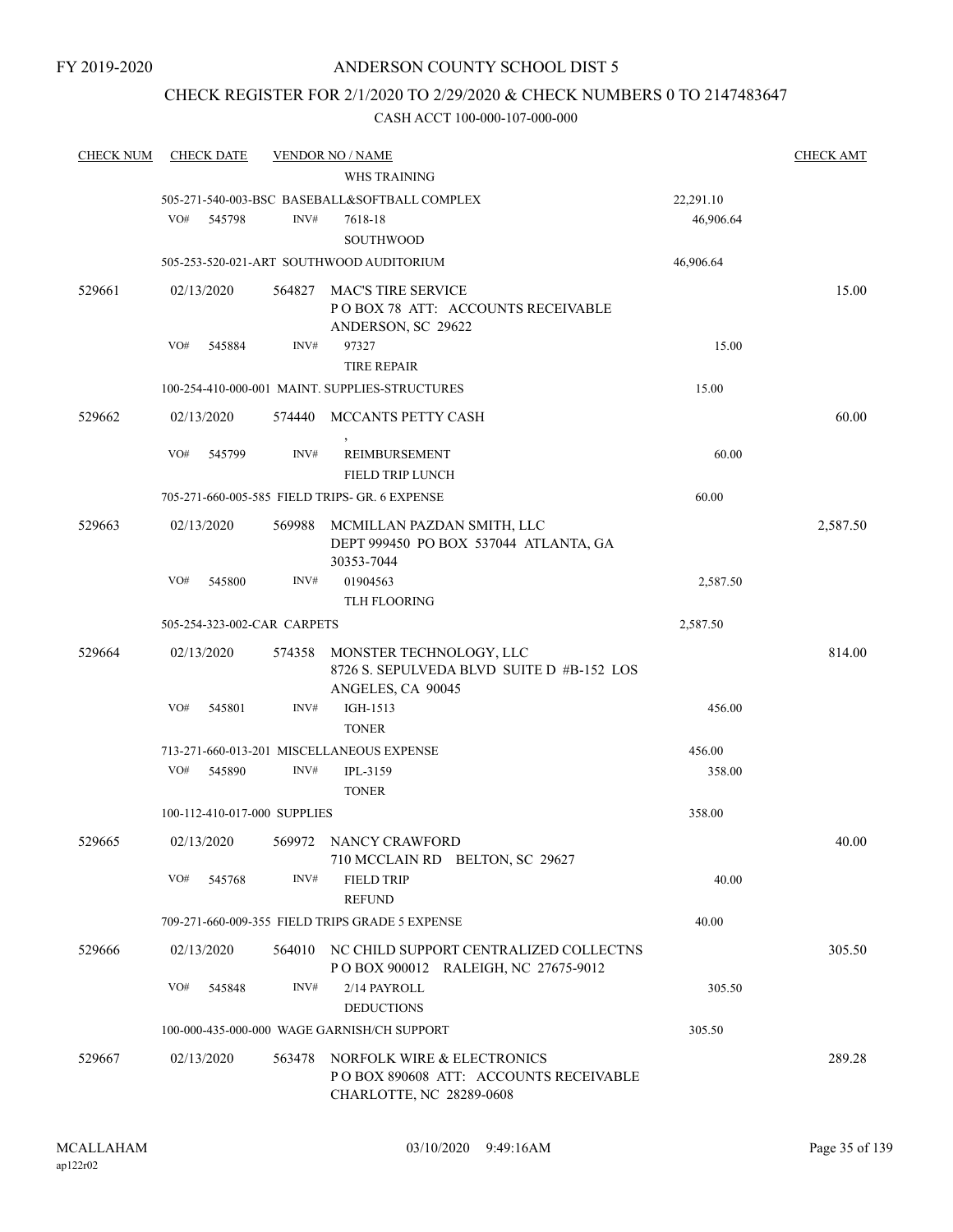FY 2019-2020

# ANDERSON COUNTY SCHOOL DIST 5

## CHECK REGISTER FOR 2/1/2020 TO 2/29/2020 & CHECK NUMBERS 0 TO 2147483647

CASH ACCT 100-000-107-000-000

| CHECK NUM | CHECK DATE | VENDOR NO / NAME | | CHECK AMT |
|---|---|---|---|---|
| | | WHS TRAINING | | |
| | | 505-271-540-003-BSC BASEBALL&SOFTBALL COMPLEX | 22,291.10 | |
| | VO# 545798 | INV# 7618-18 SOUTHWOOD | 46,906.64 | |
| | | 505-253-520-021-ART SOUTHWOOD AUDITORIUM | 46,906.64 | |
| 529661 | 02/13/2020 | 564827 MAC'S TIRE SERVICE P O BOX 78 ATT: ACCOUNTS RECEIVABLE ANDERSON, SC 29622 | | 15.00 |
| | VO# 545884 | INV# 97327 TIRE REPAIR | 15.00 | |
| | | 100-254-410-000-001 MAINT. SUPPLIES-STRUCTURES | 15.00 | |
| 529662 | 02/13/2020 | 574440 MCCANTS PETTY CASH , | | 60.00 |
| | VO# 545799 | INV# REIMBURSEMENT FIELD TRIP LUNCH | 60.00 | |
| | | 705-271-660-005-585 FIELD TRIPS- GR. 6 EXPENSE | 60.00 | |
| 529663 | 02/13/2020 | 569988 MCMILLAN PAZDAN SMITH, LLC DEPT 999450 PO BOX 537044 ATLANTA, GA 30353-7044 | | 2,587.50 |
| | VO# 545800 | INV# 01904563 TLH FLOORING | 2,587.50 | |
| | | 505-254-323-002-CAR CARPETS | 2,587.50 | |
| 529664 | 02/13/2020 | 574358 MONSTER TECHNOLOGY, LLC 8726 S. SEPULVEDA BLVD SUITE D #B-152 LOS ANGELES, CA 90045 | | 814.00 |
| | VO# 545801 | INV# IGH-1513 TONER | 456.00 | |
| | | 713-271-660-013-201 MISCELLANEOUS EXPENSE | 456.00 | |
| | VO# 545890 | INV# IPL-3159 TONER | 358.00 | |
| | | 100-112-410-017-000 SUPPLIES | 358.00 | |
| 529665 | 02/13/2020 | 569972 NANCY CRAWFORD 710 MCCLAIN RD BELTON, SC 29627 | | 40.00 |
| | VO# 545768 | INV# FIELD TRIP REFUND | 40.00 | |
| | | 709-271-660-009-355 FIELD TRIPS GRADE 5 EXPENSE | 40.00 | |
| 529666 | 02/13/2020 | 564010 NC CHILD SUPPORT CENTRALIZED COLLECTNS P O BOX 900012 RALEIGH, NC 27675-9012 | | 305.50 |
| | VO# 545848 | INV# 2/14 PAYROLL DEDUCTIONS | 305.50 | |
| | | 100-000-435-000-000 WAGE GARNISH/CH SUPPORT | 305.50 | |
| 529667 | 02/13/2020 | 563478 NORFOLK WIRE & ELECTRONICS P O BOX 890608 ATT: ACCOUNTS RECEIVABLE CHARLOTTE, NC 28289-0608 | | 289.28 |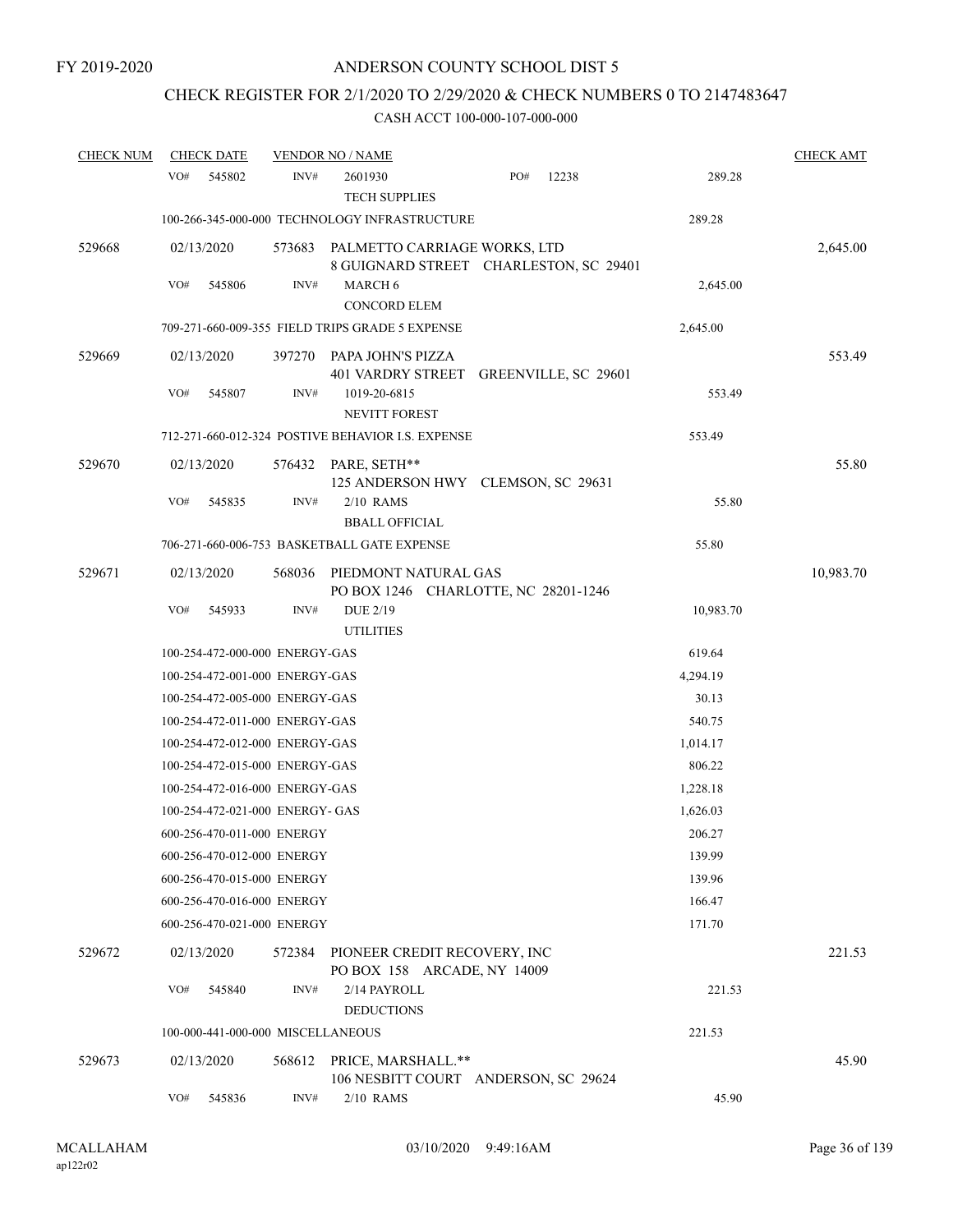FY 2019-2020

# ANDERSON COUNTY SCHOOL DIST 5

## CHECK REGISTER FOR 2/1/2020 TO 2/29/2020 & CHECK NUMBERS 0 TO 2147483647

CASH ACCT 100-000-107-000-000

| CHECK NUM | CHECK DATE | VENDOR NO / NAME | | CHECK AMT |
|---|---|---|---|---|
| | VO# 545802 | INV# 2601930 PO# 12238 TECH SUPPLIES | 289.28 | |
| | | 100-266-345-000-000 TECHNOLOGY INFRASTRUCTURE | 289.28 | |
| 529668 | 02/13/2020 | 573683 PALMETTO CARRIAGE WORKS, LTD 8 GUIGNARD STREET CHARLESTON, SC 29401 | | 2,645.00 |
| | VO# 545806 | INV# MARCH 6 CONCORD ELEM | 2,645.00 | |
| | | 709-271-660-009-355 FIELD TRIPS GRADE 5 EXPENSE | 2,645.00 | |
| 529669 | 02/13/2020 | 397270 PAPA JOHN'S PIZZA 401 VARDRY STREET GREENVILLE, SC 29601 | | 553.49 |
| | VO# 545807 | INV# 1019-20-6815 NEVITT FOREST | 553.49 | |
| | | 712-271-660-012-324 POSTIVE BEHAVIOR I.S. EXPENSE | 553.49 | |
| 529670 | 02/13/2020 | 576432 PARE, SETH** 125 ANDERSON HWY CLEMSON, SC 29631 | | 55.80 |
| | VO# 545835 | INV# 2/10 RAMS BBALL OFFICIAL | 55.80 | |
| | | 706-271-660-006-753 BASKETBALL GATE EXPENSE | 55.80 | |
| 529671 | 02/13/2020 | 568036 PIEDMONT NATURAL GAS PO BOX 1246 CHARLOTTE, NC 28201-1246 | | 10,983.70 |
| | VO# 545933 | INV# DUE 2/19 UTILITIES | 10,983.70 | |
| | | 100-254-472-000-000 ENERGY-GAS | 619.64 | |
| | | 100-254-472-001-000 ENERGY-GAS | 4,294.19 | |
| | | 100-254-472-005-000 ENERGY-GAS | 30.13 | |
| | | 100-254-472-011-000 ENERGY-GAS | 540.75 | |
| | | 100-254-472-012-000 ENERGY-GAS | 1,014.17 | |
| | | 100-254-472-015-000 ENERGY-GAS | 806.22 | |
| | | 100-254-472-016-000 ENERGY-GAS | 1,228.18 | |
| | | 100-254-472-021-000 ENERGY- GAS | 1,626.03 | |
| | | 600-256-470-011-000 ENERGY | 206.27 | |
| | | 600-256-470-012-000 ENERGY | 139.99 | |
| | | 600-256-470-015-000 ENERGY | 139.96 | |
| | | 600-256-470-016-000 ENERGY | 166.47 | |
| | | 600-256-470-021-000 ENERGY | 171.70 | |
| 529672 | 02/13/2020 | 572384 PIONEER CREDIT RECOVERY, INC PO BOX 158 ARCADE, NY 14009 | | 221.53 |
| | VO# 545840 | INV# 2/14 PAYROLL DEDUCTIONS | 221.53 | |
| | | 100-000-441-000-000 MISCELLANEOUS | 221.53 | |
| 529673 | 02/13/2020 | 568612 PRICE, MARSHALL.** 106 NESBITT COURT ANDERSON, SC 29624 | | 45.90 |
| | VO# 545836 | INV# 2/10 RAMS | 45.90 | |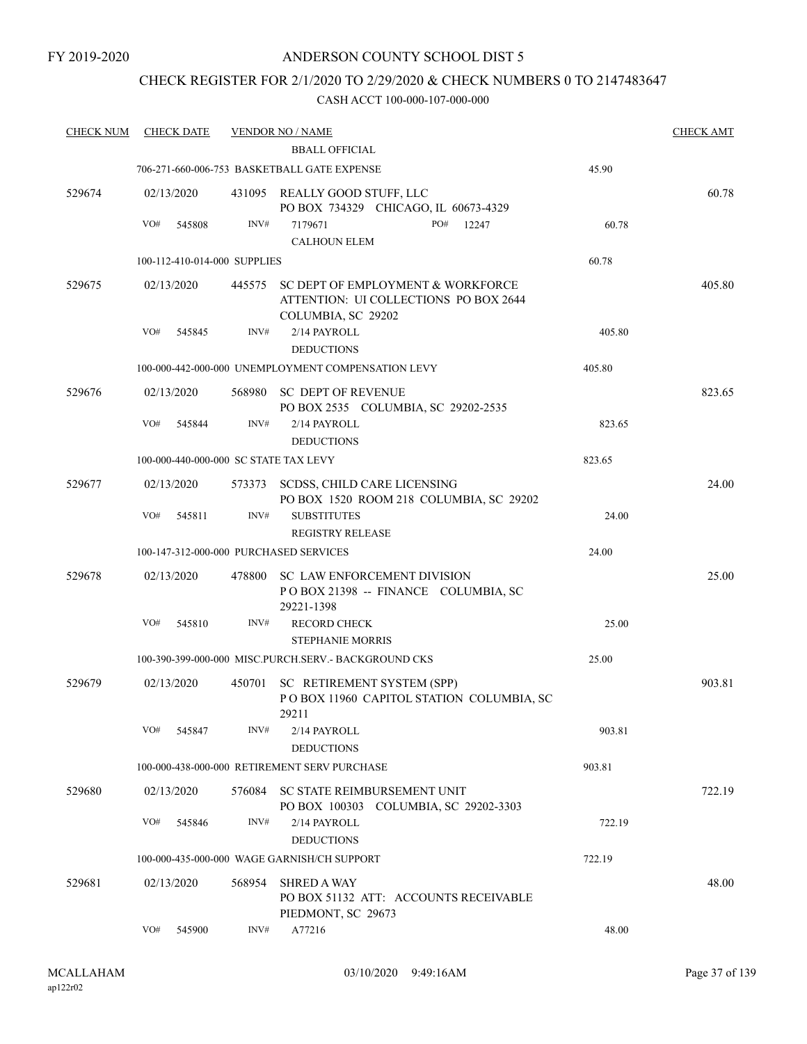FY 2019-2020

ANDERSON COUNTY SCHOOL DIST 5

CHECK REGISTER FOR 2/1/2020 TO 2/29/2020 & CHECK NUMBERS 0 TO 2147483647

CASH ACCT 100-000-107-000-000

| CHECK NUM | CHECK DATE | VENDOR NO / NAME | | CHECK AMT |
|---|---|---|---|---|
| | | BBALL OFFICIAL | | |
| | | 706-271-660-006-753 BASKETBALL GATE EXPENSE | 45.90 | |
| 529674 | 02/13/2020 | 431095 REALLY GOOD STUFF, LLC<br>PO BOX 734329 CHICAGO, IL 60673-4329 | | 60.78 |
| | VO# 545808 | INV# 7179671 PO# 12247<br>CALHOUN ELEM | 60.78 | |
| | | 100-112-410-014-000 SUPPLIES | 60.78 | |
| 529675 | 02/13/2020 | 445575 SC DEPT OF EMPLOYMENT & WORKFORCE<br>ATTENTION: UI COLLECTIONS PO BOX 2644<br>COLUMBIA, SC 29202 | | 405.80 |
| | VO# 545845 | INV# 2/14 PAYROLL<br>DEDUCTIONS | 405.80 | |
| | | 100-000-442-000-000 UNEMPLOYMENT COMPENSATION LEVY | 405.80 | |
| 529676 | 02/13/2020 | 568980 SC DEPT OF REVENUE<br>PO BOX 2535 COLUMBIA, SC 29202-2535 | | 823.65 |
| | VO# 545844 | INV# 2/14 PAYROLL<br>DEDUCTIONS | 823.65 | |
| | | 100-000-440-000-000 SC STATE TAX LEVY | 823.65 | |
| 529677 | 02/13/2020 | 573373 SCDSS, CHILD CARE LICENSING<br>PO BOX 1520 ROOM 218 COLUMBIA, SC 29202 | | 24.00 |
| | VO# 545811 | INV# SUBSTITUTES<br>REGISTRY RELEASE | 24.00 | |
| | | 100-147-312-000-000 PURCHASED SERVICES | 24.00 | |
| 529678 | 02/13/2020 | 478800 SC LAW ENFORCEMENT DIVISION<br>P O BOX 21398 -- FINANCE COLUMBIA, SC<br>29221-1398 | | 25.00 |
| | VO# 545810 | INV# RECORD CHECK<br>STEPHANIE MORRIS | 25.00 | |
| | | 100-390-399-000-000 MISC.PURCH.SERV.- BACKGROUND CKS | 25.00 | |
| 529679 | 02/13/2020 | 450701 SC RETIREMENT SYSTEM (SPP)<br>P O BOX 11960 CAPITOL STATION COLUMBIA, SC<br>29211 | | 903.81 |
| | VO# 545847 | INV# 2/14 PAYROLL<br>DEDUCTIONS | 903.81 | |
| | | 100-000-438-000-000 RETIREMENT SERV PURCHASE | 903.81 | |
| 529680 | 02/13/2020 | 576084 SC STATE REIMBURSEMENT UNIT<br>PO BOX 100303 COLUMBIA, SC 29202-3303 | | 722.19 |
| | VO# 545846 | INV# 2/14 PAYROLL<br>DEDUCTIONS | 722.19 | |
| | | 100-000-435-000-000 WAGE GARNISH/CH SUPPORT | 722.19 | |
| 529681 | 02/13/2020 | 568954 SHRED A WAY<br>PO BOX 51132 ATT: ACCOUNTS RECEIVABLE<br>PIEDMONT, SC 29673 | | 48.00 |
| | VO# 545900 | INV# A77216 | 48.00 | |

MCALLAHAM ap122r02 03/10/2020 9:49:16AM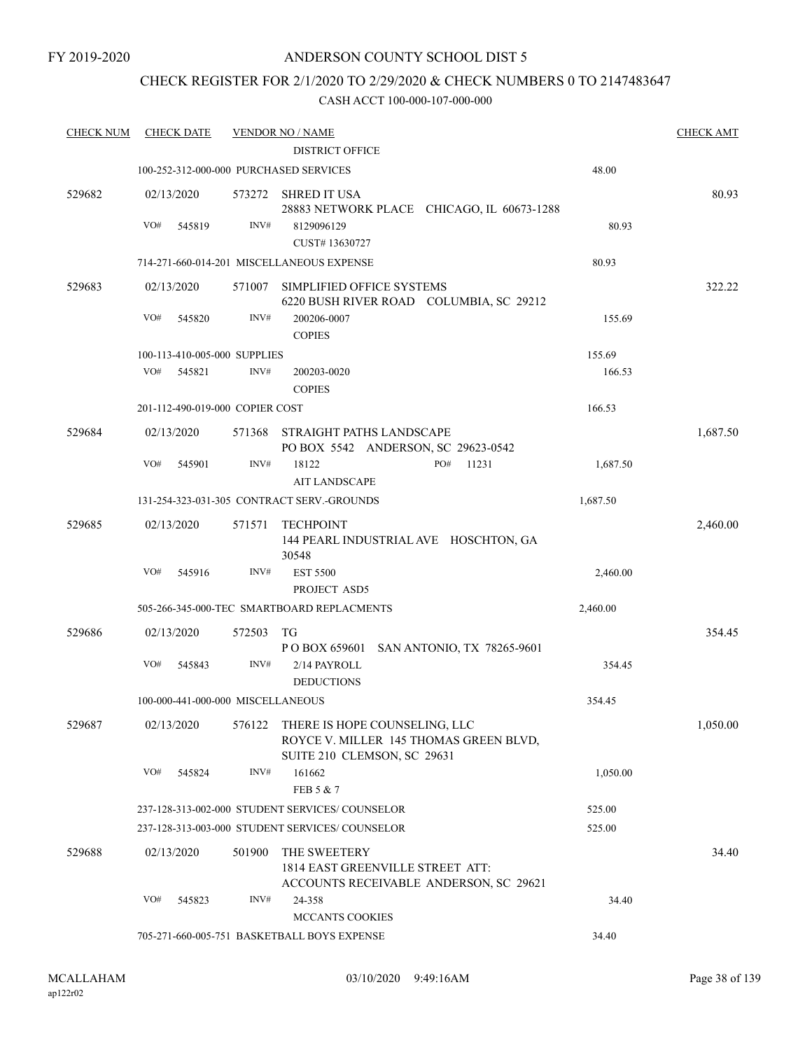FY 2019-2020

ANDERSON COUNTY SCHOOL DIST 5

CHECK REGISTER FOR 2/1/2020 TO 2/29/2020 & CHECK NUMBERS 0 TO 2147483647

CASH ACCT 100-000-107-000-000

| CHECK NUM | CHECK DATE | VENDOR NO / NAME | | CHECK AMT |
|---|---|---|---|---|
| | | DISTRICT OFFICE | | |
| | 100-252-312-000-000 PURCHASED SERVICES | | 48.00 | |
| 529682 | 02/13/2020 | 573272 SHRED IT USA<br>28883 NETWORK PLACE CHICAGO, IL 60673-1288 | | 80.93 |
| | VO# 545819 | INV# 8129096129<br>CUST# 13630727 | 80.93 | |
| | 714-271-660-014-201 MISCELLANEOUS EXPENSE | | 80.93 | |
| 529683 | 02/13/2020 | 571007 SIMPLIFIED OFFICE SYSTEMS<br>6220 BUSH RIVER ROAD COLUMBIA, SC 29212 | | 322.22 |
| | VO# 545820 | INV# 200206-0007<br>COPIES | 155.69 | |
| | 100-113-410-005-000 SUPPLIES | | 155.69 | |
| | VO# 545821 | INV# 200203-0020<br>COPIES | 166.53 | |
| | 201-112-490-019-000 COPIER COST | | 166.53 | |
| 529684 | 02/13/2020 | 571368 STRAIGHT PATHS LANDSCAPE<br>PO BOX 5542 ANDERSON, SC 29623-0542 | | 1,687.50 |
| | VO# 545901 | INV# 18122 PO# 11231<br>AIT LANDSCAPE | 1,687.50 | |
| | 131-254-323-031-305 CONTRACT SERV.-GROUNDS | | 1,687.50 | |
| 529685 | 02/13/2020 | 571571 TECHPOINT<br>144 PEARL INDUSTRIAL AVE HOSCHTON, GA 30548 | | 2,460.00 |
| | VO# 545916 | INV# EST 5500<br>PROJECT ASD5 | 2,460.00 | |
| | 505-266-345-000-TEC SMARTBOARD REPLACMENTS | | 2,460.00 | |
| 529686 | 02/13/2020 | 572503 TG<br>P O BOX 659601 SAN ANTONIO, TX 78265-9601 | | 354.45 |
| | VO# 545843 | INV# 2/14 PAYROLL<br>DEDUCTIONS | 354.45 | |
| | 100-000-441-000-000 MISCELLANEOUS | | 354.45 | |
| 529687 | 02/13/2020 | 576122 THERE IS HOPE COUNSELING, LLC<br>ROYCE V. MILLER 145 THOMAS GREEN BLVD, SUITE 210 CLEMSON, SC 29631 | | 1,050.00 |
| | VO# 545824 | INV# 161662<br>FEB 5 & 7 | 1,050.00 | |
| | 237-128-313-002-000 STUDENT SERVICES/ COUNSELOR | | 525.00 | |
| | 237-128-313-003-000 STUDENT SERVICES/ COUNSELOR | | 525.00 | |
| 529688 | 02/13/2020 | 501900 THE SWEETERY<br>1814 EAST GREENVILLE STREET ATT: ACCOUNTS RECEIVABLE ANDERSON, SC 29621 | | 34.40 |
| | VO# 545823 | INV# 24-358<br>MCCANTS COOKIES | 34.40 | |
| | 705-271-660-005-751 BASKETBALL BOYS EXPENSE | | 34.40 | |

MCALLAHAM ap122r02 03/10/2020 9:49:16AM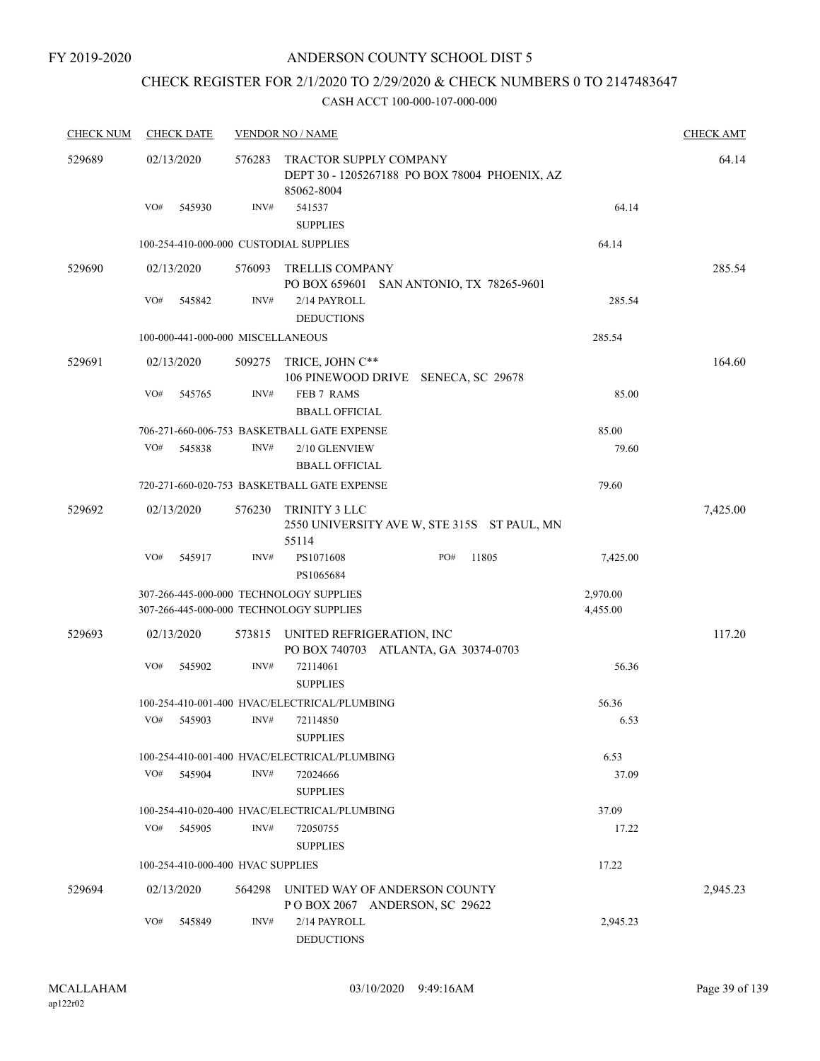FY 2019-2020

# ANDERSON COUNTY SCHOOL DIST 5

## CHECK REGISTER FOR 2/1/2020 TO 2/29/2020 & CHECK NUMBERS 0 TO 2147483647

CASH ACCT 100-000-107-000-000

| CHECK NUM | CHECK DATE | VENDOR NO / NAME | | CHECK AMT |
|---|---|---|---|---|
| 529689 | 02/13/2020 | 576283 TRACTOR SUPPLY COMPANY<br>DEPT 30 - 1205267188 PO BOX 78004 PHOENIX, AZ 85062-8004 | | 64.14 |
| | VO# 545930 | INV# 541537<br>SUPPLIES | 64.14 | |
| | 100-254-410-000-000 CUSTODIAL SUPPLIES | | 64.14 | |
| 529690 | 02/13/2020 | 576093 TRELLIS COMPANY<br>PO BOX 659601 SAN ANTONIO, TX 78265-9601 | | 285.54 |
| | VO# 545842 | INV# 2/14 PAYROLL<br>DEDUCTIONS | 285.54 | |
| | 100-000-441-000-000 MISCELLANEOUS | | 285.54 | |
| 529691 | 02/13/2020 | 509275 TRICE, JOHN C**<br>106 PINEWOOD DRIVE SENECA, SC 29678 | | 164.60 |
| | VO# 545765 | INV# FEB 7 RAMS<br>BBALL OFFICIAL | 85.00 | |
| | 706-271-660-006-753 BASKETBALL GATE EXPENSE | | 85.00 | |
| | VO# 545838 | INV# 2/10 GLENVIEW<br>BBALL OFFICIAL | 79.60 | |
| | 720-271-660-020-753 BASKETBALL GATE EXPENSE | | 79.60 | |
| 529692 | 02/13/2020 | 576230 TRINITY 3 LLC<br>2550 UNIVERSITY AVE W, STE 315S ST PAUL, MN 55114 | | 7,425.00 |
| | VO# 545917 | INV# PS1071608 PO# 11805<br>PS1065684 | 7,425.00 | |
| | 307-266-445-000-000 TECHNOLOGY SUPPLIES | | 2,970.00 | |
| | 307-266-445-000-000 TECHNOLOGY SUPPLIES | | 4,455.00 | |
| 529693 | 02/13/2020 | 573815 UNITED REFRIGERATION, INC<br>PO BOX 740703 ATLANTA, GA 30374-0703 | | 117.20 |
| | VO# 545902 | INV# 72114061<br>SUPPLIES | 56.36 | |
| | 100-254-410-001-400 HVAC/ELECTRICAL/PLUMBING | | 56.36 | |
| | VO# 545903 | INV# 72114850<br>SUPPLIES | 6.53 | |
| | 100-254-410-001-400 HVAC/ELECTRICAL/PLUMBING | | 6.53 | |
| | VO# 545904 | INV# 72024666<br>SUPPLIES | 37.09 | |
| | 100-254-410-020-400 HVAC/ELECTRICAL/PLUMBING | | 37.09 | |
| | VO# 545905 | INV# 72050755<br>SUPPLIES | 17.22 | |
| | 100-254-410-000-400 HVAC SUPPLIES | | 17.22 | |
| 529694 | 02/13/2020 | 564298 UNITED WAY OF ANDERSON COUNTY<br>P O BOX 2067 ANDERSON, SC 29622 | | 2,945.23 |
| | VO# 545849 | INV# 2/14 PAYROLL<br>DEDUCTIONS | 2,945.23 | |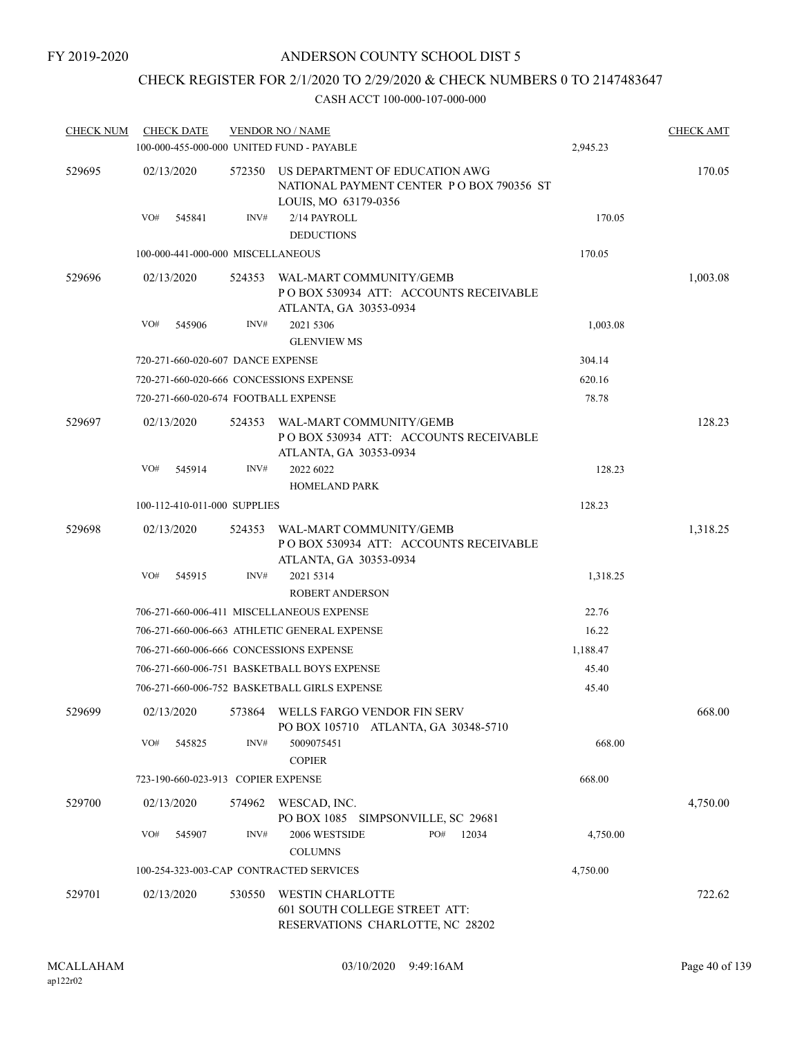FY 2019-2020

# ANDERSON COUNTY SCHOOL DIST 5

## CHECK REGISTER FOR 2/1/2020 TO 2/29/2020 & CHECK NUMBERS 0 TO 2147483647

CASH ACCT 100-000-107-000-000

| CHECK NUM | CHECK DATE | VENDOR NO / NAME | | CHECK AMT |
|---|---|---|---|---|
| | 100-000-455-000-000 UNITED FUND - PAYABLE | | 2,945.23 | |
| 529695 | 02/13/2020 | 572350 US DEPARTMENT OF EDUCATION AWG NATIONAL PAYMENT CENTER P O BOX 790356 ST LOUIS, MO 63179-0356 | | 170.05 |
| | VO# 545841 | INV# 2/14 PAYROLL DEDUCTIONS | 170.05 | |
| | 100-000-441-000-000 MISCELLANEOUS | | 170.05 | |
| 529696 | 02/13/2020 | 524353 WAL-MART COMMUNITY/GEMB P O BOX 530934 ATT: ACCOUNTS RECEIVABLE ATLANTA, GA 30353-0934 | | 1,003.08 |
| | VO# 545906 | INV# 2021 5306 GLENVIEW MS | 1,003.08 | |
| | 720-271-660-020-607 DANCE EXPENSE | | 304.14 | |
| | 720-271-660-020-666 CONCESSIONS EXPENSE | | 620.16 | |
| | 720-271-660-020-674 FOOTBALL EXPENSE | | 78.78 | |
| 529697 | 02/13/2020 | 524353 WAL-MART COMMUNITY/GEMB P O BOX 530934 ATT: ACCOUNTS RECEIVABLE ATLANTA, GA 30353-0934 | | 128.23 |
| | VO# 545914 | INV# 2022 6022 HOMELAND PARK | 128.23 | |
| | 100-112-410-011-000 SUPPLIES | | 128.23 | |
| 529698 | 02/13/2020 | 524353 WAL-MART COMMUNITY/GEMB P O BOX 530934 ATT: ACCOUNTS RECEIVABLE ATLANTA, GA 30353-0934 | | 1,318.25 |
| | VO# 545915 | INV# 2021 5314 ROBERT ANDERSON | 1,318.25 | |
| | 706-271-660-006-411 MISCELLANEOUS EXPENSE | | 22.76 | |
| | 706-271-660-006-663 ATHLETIC GENERAL EXPENSE | | 16.22 | |
| | 706-271-660-006-666 CONCESSIONS EXPENSE | | 1,188.47 | |
| | 706-271-660-006-751 BASKETBALL BOYS EXPENSE | | 45.40 | |
| | 706-271-660-006-752 BASKETBALL GIRLS EXPENSE | | 45.40 | |
| 529699 | 02/13/2020 | 573864 WELLS FARGO VENDOR FIN SERV PO BOX 105710 ATLANTA, GA 30348-5710 | | 668.00 |
| | VO# 545825 | INV# 5009075451 COPIER | 668.00 | |
| | 723-190-660-023-913 COPIER EXPENSE | | 668.00 | |
| 529700 | 02/13/2020 | 574962 WESCAD, INC. PO BOX 1085 SIMPSONVILLE, SC 29681 | | 4,750.00 |
| | VO# 545907 | INV# 2006 WESTSIDE COLUMNS PO# 12034 | 4,750.00 | |
| | 100-254-323-003-CAP CONTRACTED SERVICES | | 4,750.00 | |
| 529701 | 02/13/2020 | 530550 WESTIN CHARLOTTE 601 SOUTH COLLEGE STREET ATT: RESERVATIONS CHARLOTTE, NC 28202 | | 722.62 |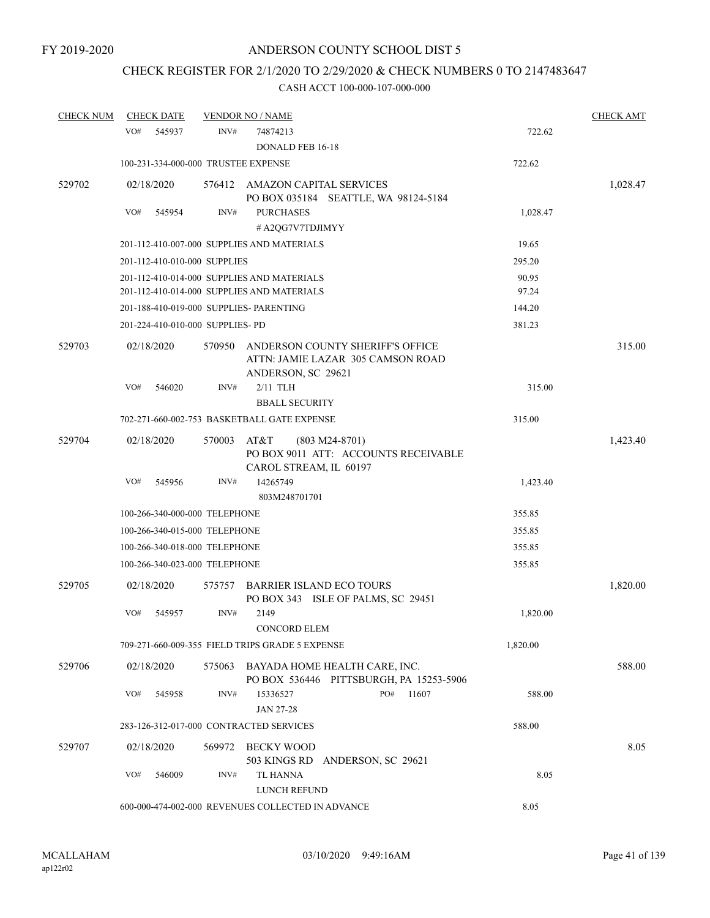FY 2019-2020

# ANDERSON COUNTY SCHOOL DIST 5

## CHECK REGISTER FOR 2/1/2020 TO 2/29/2020 & CHECK NUMBERS 0 TO 2147483647

### CASH ACCT 100-000-107-000-000

| CHECK NUM | CHECK DATE | VENDOR NO / NAME | | CHECK AMT |
|---|---|---|---|---|
| | VO# 545937 | INV# 74874213 DONALD FEB 16-18 | 722.62 | |
| | 100-231-334-000-000 TRUSTEE EXPENSE | | 722.62 | |
| 529702 | 02/18/2020 | 576412 AMAZON CAPITAL SERVICES PO BOX 035184 SEATTLE, WA 98124-5184 | | 1,028.47 |
| | VO# 545954 | INV# PURCHASES # A2QG7V7TDJIMYY | 1,028.47 | |
| | 201-112-410-007-000 SUPPLIES AND MATERIALS | | 19.65 | |
| | 201-112-410-010-000 SUPPLIES | | 295.20 | |
| | 201-112-410-014-000 SUPPLIES AND MATERIALS | | 90.95 | |
| | 201-112-410-014-000 SUPPLIES AND MATERIALS | | 97.24 | |
| | 201-188-410-019-000 SUPPLIES- PARENTING | | 144.20 | |
| | 201-224-410-010-000 SUPPLIES- PD | | 381.23 | |
| 529703 | 02/18/2020 | 570950 ANDERSON COUNTY SHERIFF'S OFFICE ATTN: JAMIE LAZAR 305 CAMSON ROAD ANDERSON, SC 29621 | | 315.00 |
| | VO# 546020 | INV# 2/11 TLH BBALL SECURITY | 315.00 | |
| | 702-271-660-002-753 BASKETBALL GATE EXPENSE | | 315.00 | |
| 529704 | 02/18/2020 | 570003 AT&T (803 M24-8701) PO BOX 9011 ATT: ACCOUNTS RECEIVABLE CAROL STREAM, IL 60197 | | 1,423.40 |
| | VO# 545956 | INV# 14265749 803M248701701 | 1,423.40 | |
| | 100-266-340-000-000 TELEPHONE | | 355.85 | |
| | 100-266-340-015-000 TELEPHONE | | 355.85 | |
| | 100-266-340-018-000 TELEPHONE | | 355.85 | |
| | 100-266-340-023-000 TELEPHONE | | 355.85 | |
| 529705 | 02/18/2020 | 575757 BARRIER ISLAND ECO TOURS PO BOX 343 ISLE OF PALMS, SC 29451 | | 1,820.00 |
| | VO# 545957 | INV# 2149 CONCORD ELEM | 1,820.00 | |
| | 709-271-660-009-355 FIELD TRIPS GRADE 5 EXPENSE | | 1,820.00 | |
| 529706 | 02/18/2020 | 575063 BAYADA HOME HEALTH CARE, INC. PO BOX 536446 PITTSBURGH, PA 15253-5906 | | 588.00 |
| | VO# 545958 | INV# 15336527 PO# 11607 JAN 27-28 | 588.00 | |
| | 283-126-312-017-000 CONTRACTED SERVICES | | 588.00 | |
| 529707 | 02/18/2020 | 569972 BECKY WOOD 503 KINGS RD ANDERSON, SC 29621 | | 8.05 |
| | VO# 546009 | INV# TL HANNA LUNCH REFUND | 8.05 | |
| | 600-000-474-002-000 REVENUES COLLECTED IN ADVANCE | | 8.05 | |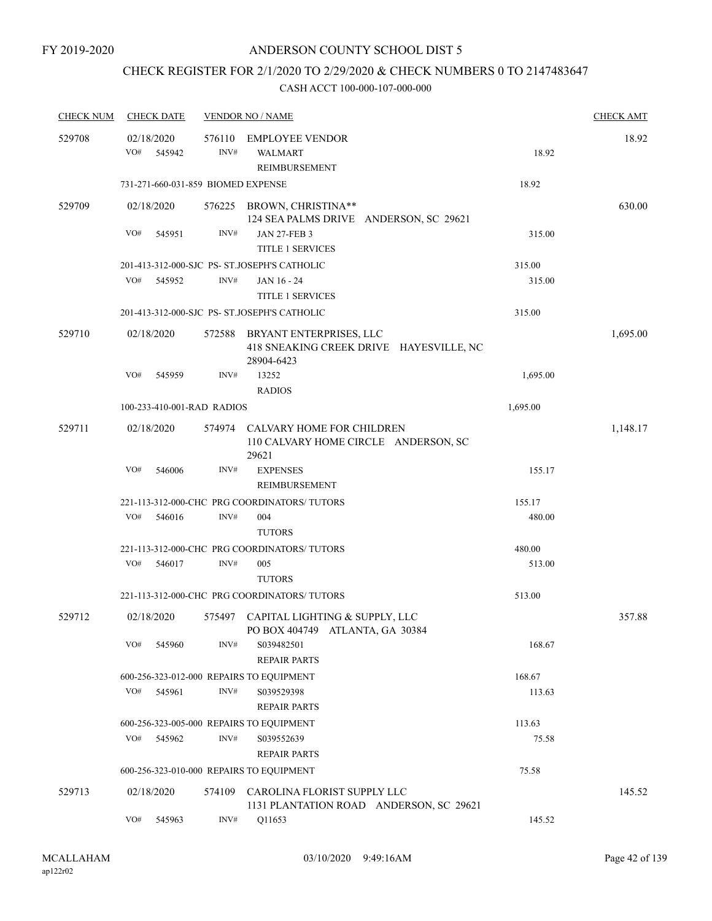FY 2019-2020

# ANDERSON COUNTY SCHOOL DIST 5

## CHECK REGISTER FOR 2/1/2020 TO 2/29/2020 & CHECK NUMBERS 0 TO 2147483647

CASH ACCT 100-000-107-000-000

| CHECK NUM | CHECK DATE | VENDOR NO / NAME | | CHECK AMT |
|---|---|---|---|---|
| 529708 | 02/18/2020 | 576110 EMPLOYEE VENDOR | | 18.92 |
| | VO# 545942 | INV# WALMART REIMBURSEMENT | 18.92 | |
| | 731-271-660-031-859 BIOMED EXPENSE | | 18.92 | |
| 529709 | 02/18/2020 | 576225 BROWN, CHRISTINA** 124 SEA PALMS DRIVE ANDERSON, SC 29621 | | 630.00 |
| | VO# 545951 | INV# JAN 27-FEB 3 TITLE 1 SERVICES | 315.00 | |
| | 201-413-312-000-SJC PS- ST.JOSEPH'S CATHOLIC | | 315.00 | |
| | VO# 545952 | INV# JAN 16 - 24 TITLE 1 SERVICES | 315.00 | |
| | 201-413-312-000-SJC PS- ST.JOSEPH'S CATHOLIC | | 315.00 | |
| 529710 | 02/18/2020 | 572588 BRYANT ENTERPRISES, LLC 418 SNEAKING CREEK DRIVE HAYESVILLE, NC 28904-6423 | | 1,695.00 |
| | VO# 545959 | INV# 13252 RADIOS | 1,695.00 | |
| | 100-233-410-001-RAD RADIOS | | 1,695.00 | |
| 529711 | 02/18/2020 | 574974 CALVARY HOME FOR CHILDREN 110 CALVARY HOME CIRCLE ANDERSON, SC 29621 | | 1,148.17 |
| | VO# 546006 | INV# EXPENSES REIMBURSEMENT | 155.17 | |
| | 221-113-312-000-CHC PRG COORDINATORS/ TUTORS | | 155.17 | |
| | VO# 546016 | INV# 004 TUTORS | 480.00 | |
| | 221-113-312-000-CHC PRG COORDINATORS/ TUTORS | | 480.00 | |
| | VO# 546017 | INV# 005 TUTORS | 513.00 | |
| | 221-113-312-000-CHC PRG COORDINATORS/ TUTORS | | 513.00 | |
| 529712 | 02/18/2020 | 575497 CAPITAL LIGHTING & SUPPLY, LLC PO BOX 404749 ATLANTA, GA 30384 | | 357.88 |
| | VO# 545960 | INV# S039482501 REPAIR PARTS | 168.67 | |
| | 600-256-323-012-000 REPAIRS TO EQUIPMENT | | 168.67 | |
| | VO# 545961 | INV# S039529398 REPAIR PARTS | 113.63 | |
| | 600-256-323-005-000 REPAIRS TO EQUIPMENT | | 113.63 | |
| | VO# 545962 | INV# S039552639 REPAIR PARTS | 75.58 | |
| | 600-256-323-010-000 REPAIRS TO EQUIPMENT | | 75.58 | |
| 529713 | 02/18/2020 | 574109 CAROLINA FLORIST SUPPLY LLC 1131 PLANTATION ROAD ANDERSON, SC 29621 | | 145.52 |
| | VO# 545963 | INV# Q11653 | 145.52 | |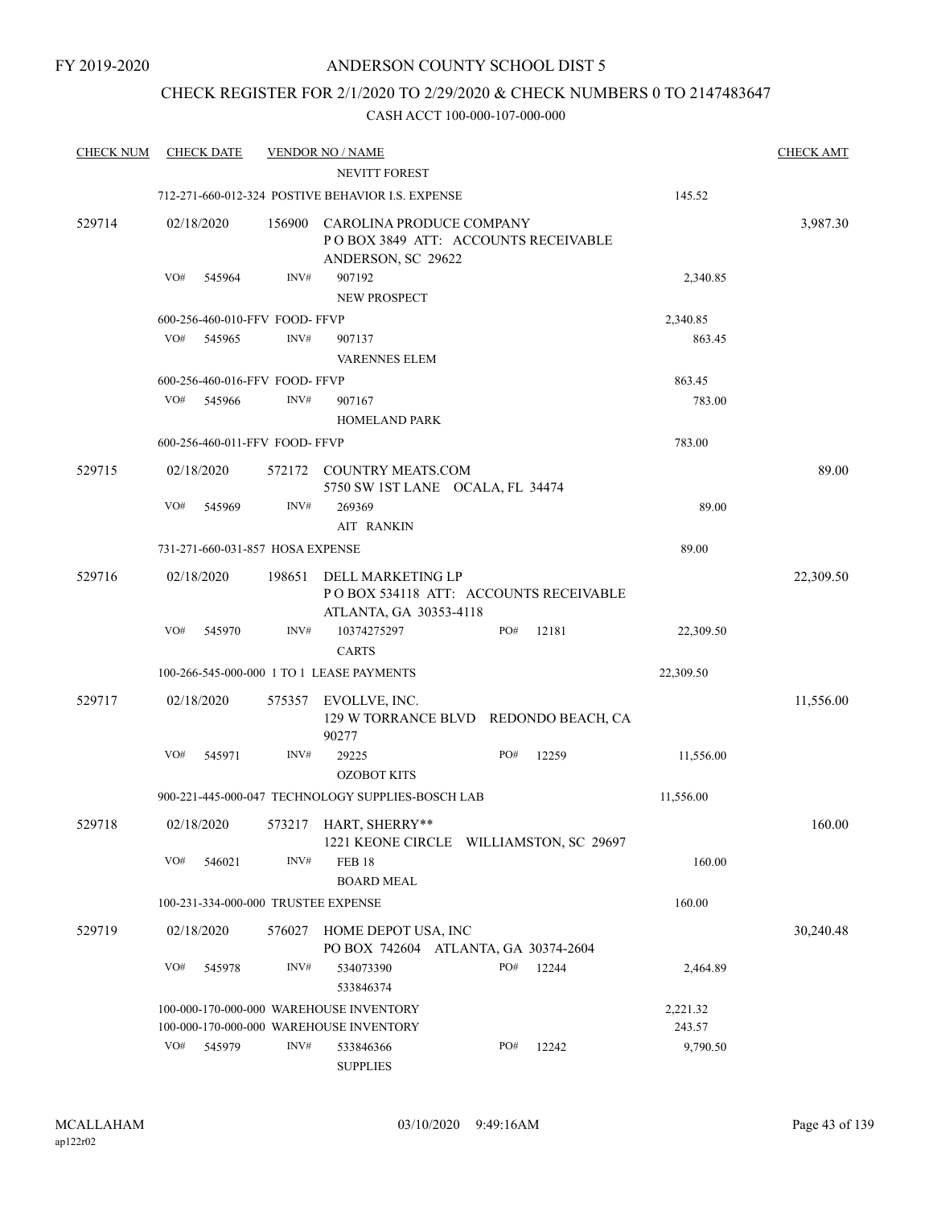FY 2019-2020

# ANDERSON COUNTY SCHOOL DIST 5

## CHECK REGISTER FOR 2/1/2020 TO 2/29/2020 & CHECK NUMBERS 0 TO 2147483647

CASH ACCT 100-000-107-000-000

| CHECK NUM | CHECK DATE | VENDOR NO / NAME | | CHECK AMT |
|---|---|---|---|---|
| | | NEVITT FOREST | | |
| | | 712-271-660-012-324 POSTIVE BEHAVIOR I.S. EXPENSE | 145.52 | |
| 529714 | 02/18/2020 | 156900 CAROLINA PRODUCE COMPANY<br>P O BOX 3849 ATT: ACCOUNTS RECEIVABLE<br>ANDERSON, SC 29622 | | 3,987.30 |
| | VO# 545964 | INV# 907192<br>NEW PROSPECT | 2,340.85 | |
| | | 600-256-460-010-FFV FOOD- FFVP | 2,340.85 | |
| | VO# 545965 | INV# 907137<br>VARENNES ELEM | 863.45 | |
| | | 600-256-460-016-FFV FOOD- FFVP | 863.45 | |
| | VO# 545966 | INV# 907167<br>HOMELAND PARK | 783.00 | |
| | | 600-256-460-011-FFV FOOD- FFVP | 783.00 | |
| 529715 | 02/18/2020 | 572172 COUNTRY MEATS.COM<br>5750 SW 1ST LANE OCALA, FL 34474 | | 89.00 |
| | VO# 545969 | INV# 269369<br>AIT RANKIN | 89.00 | |
| | | 731-271-660-031-857 HOSA EXPENSE | 89.00 | |
| 529716 | 02/18/2020 | 198651 DELL MARKETING LP<br>P O BOX 534118 ATT: ACCOUNTS RECEIVABLE<br>ATLANTA, GA 30353-4118 | | 22,309.50 |
| | VO# 545970 | INV# 10374275297 PO# 12181<br>CARTS | 22,309.50 | |
| | | 100-266-545-000-000 1 TO 1 LEASE PAYMENTS | 22,309.50 | |
| 529717 | 02/18/2020 | 575357 EVOLLVE, INC.<br>129 W TORRANCE BLVD REDONDO BEACH, CA 90277 | | 11,556.00 |
| | VO# 545971 | INV# 29225 PO# 12259<br>OZOBOT KITS | 11,556.00 | |
| | | 900-221-445-000-047 TECHNOLOGY SUPPLIES-BOSCH LAB | 11,556.00 | |
| 529718 | 02/18/2020 | 573217 HART, SHERRY**<br>1221 KEONE CIRCLE WILLIAMSTON, SC 29697 | | 160.00 |
| | VO# 546021 | INV# FEB 18<br>BOARD MEAL | 160.00 | |
| | | 100-231-334-000-000 TRUSTEE EXPENSE | 160.00 | |
| 529719 | 02/18/2020 | 576027 HOME DEPOT USA, INC<br>PO BOX 742604 ATLANTA, GA 30374-2604 | | 30,240.48 |
| | VO# 545978 | INV# 534073390 PO# 12244<br>533846374 | 2,464.89 | |
| | | 100-000-170-000-000 WAREHOUSE INVENTORY | 2,221.32 | |
| | | 100-000-170-000-000 WAREHOUSE INVENTORY | 243.57 | |
| | VO# 545979 | INV# 533846366 PO# 12242<br>SUPPLIES | 9,790.50 | |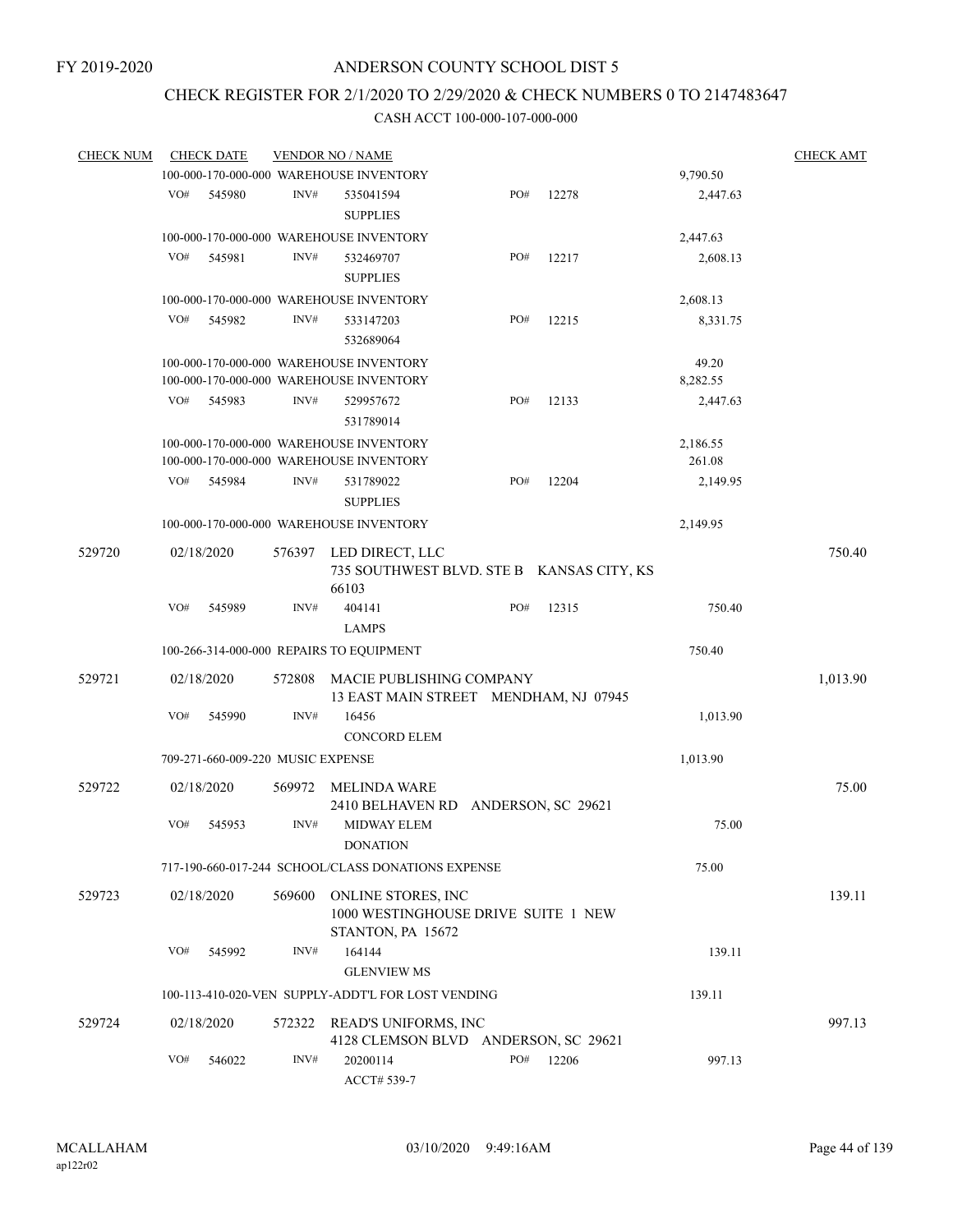FY 2019-2020

# ANDERSON COUNTY SCHOOL DIST 5

## CHECK REGISTER FOR 2/1/2020 TO 2/29/2020 & CHECK NUMBERS 0 TO 2147483647

CASH ACCT 100-000-107-000-000

| CHECK NUM | CHECK DATE | VENDOR NO / NAME | | | CHECK AMT |
|---|---|---|---|---|---|
| | 100-000-170-000-000 WAREHOUSE INVENTORY | | | 9,790.50 | |
| | VO# 545980 | INV# 535041594 SUPPLIES | PO# 12278 | 2,447.63 | |
| | 100-000-170-000-000 WAREHOUSE INVENTORY | | | 2,447.63 | |
| | VO# 545981 | INV# 532469707 SUPPLIES | PO# 12217 | 2,608.13 | |
| | 100-000-170-000-000 WAREHOUSE INVENTORY | | | 2,608.13 | |
| | VO# 545982 | INV# 533147203 532689064 | PO# 12215 | 8,331.75 | |
| | 100-000-170-000-000 WAREHOUSE INVENTORY | | | 49.20 | |
| | 100-000-170-000-000 WAREHOUSE INVENTORY | | | 8,282.55 | |
| | VO# 545983 | INV# 529957672 531789014 | PO# 12133 | 2,447.63 | |
| | 100-000-170-000-000 WAREHOUSE INVENTORY | | | 2,186.55 | |
| | 100-000-170-000-000 WAREHOUSE INVENTORY | | | 261.08 | |
| | VO# 545984 | INV# 531789022 SUPPLIES | PO# 12204 | 2,149.95 | |
| | 100-000-170-000-000 WAREHOUSE INVENTORY | | | 2,149.95 | |
| 529720 | 02/18/2020 | 576397 LED DIRECT, LLC 735 SOUTHWEST BLVD. STE B KANSAS CITY, KS 66103 | | | 750.40 |
| | VO# 545989 | INV# 404141 LAMPS | PO# 12315 | 750.40 | |
| | 100-266-314-000-000 REPAIRS TO EQUIPMENT | | | 750.40 | |
| 529721 | 02/18/2020 | 572808 MACIE PUBLISHING COMPANY 13 EAST MAIN STREET MENDHAM, NJ 07945 | | | 1,013.90 |
| | VO# 545990 | INV# 16456 CONCORD ELEM | | 1,013.90 | |
| | 709-271-660-009-220 MUSIC EXPENSE | | | 1,013.90 | |
| 529722 | 02/18/2020 | 569972 MELINDA WARE 2410 BELHAVEN RD ANDERSON, SC 29621 | | | 75.00 |
| | VO# 545953 | INV# MIDWAY ELEM DONATION | | 75.00 | |
| | 717-190-660-017-244 SCHOOL/CLASS DONATIONS EXPENSE | | | 75.00 | |
| 529723 | 02/18/2020 | 569600 ONLINE STORES, INC 1000 WESTINGHOUSE DRIVE SUITE 1 NEW STANTON, PA 15672 | | | 139.11 |
| | VO# 545992 | INV# 164144 GLENVIEW MS | | 139.11 | |
| | 100-113-410-020-VEN SUPPLY-ADDT'L FOR LOST VENDING | | | 139.11 | |
| 529724 | 02/18/2020 | 572322 READ'S UNIFORMS, INC 4128 CLEMSON BLVD ANDERSON, SC 29621 | | | 997.13 |
| | VO# 546022 | INV# 20200114 ACCT# 539-7 | PO# 12206 | 997.13 | |

MCALLAHAM
ap122r02

03/10/2020 9:49:16AM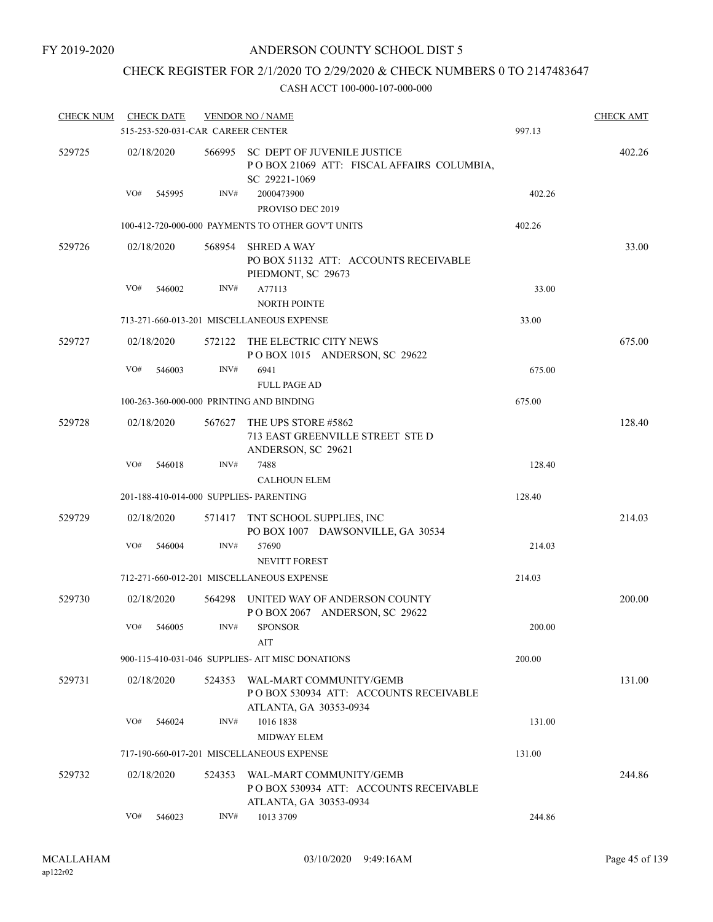FY 2019-2020

# ANDERSON COUNTY SCHOOL DIST 5

## CHECK REGISTER FOR 2/1/2020 TO 2/29/2020 & CHECK NUMBERS 0 TO 2147483647

### CASH ACCT 100-000-107-000-000

| CHECK NUM | CHECK DATE | VENDOR NO / NAME | | CHECK AMT |
|---|---|---|---|---|
| | 515-253-520-031-CAR CAREER CENTER | | 997.13 | |
| 529725 | 02/18/2020 | 566995 SC DEPT OF JUVENILE JUSTICE<br>P O BOX 21069 ATT: FISCAL AFFAIRS COLUMBIA, SC 29221-1069 | | 402.26 |
| | VO# 545995 | INV# 2000473900<br>PROVISO DEC 2019 | 402.26 | |
| | 100-412-720-000-000 PAYMENTS TO OTHER GOV'T UNITS | | 402.26 | |
| 529726 | 02/18/2020 | 568954 SHRED A WAY<br>PO BOX 51132 ATT: ACCOUNTS RECEIVABLE PIEDMONT, SC 29673 | | 33.00 |
| | VO# 546002 | INV# A77113<br>NORTH POINTE | 33.00 | |
| | 713-271-660-013-201 MISCELLANEOUS EXPENSE | | 33.00 | |
| 529727 | 02/18/2020 | 572122 THE ELECTRIC CITY NEWS<br>P O BOX 1015 ANDERSON, SC 29622 | | 675.00 |
| | VO# 546003 | INV# 6941<br>FULL PAGE AD | 675.00 | |
| | 100-263-360-000-000 PRINTING AND BINDING | | 675.00 | |
| 529728 | 02/18/2020 | 567627 THE UPS STORE #5862<br>713 EAST GREENVILLE STREET STE D ANDERSON, SC 29621 | | 128.40 |
| | VO# 546018 | INV# 7488<br>CALHOUN ELEM | 128.40 | |
| | 201-188-410-014-000 SUPPLIES- PARENTING | | 128.40 | |
| 529729 | 02/18/2020 | 571417 TNT SCHOOL SUPPLIES, INC<br>PO BOX 1007 DAWSONVILLE, GA 30534 | | 214.03 |
| | VO# 546004 | INV# 57690<br>NEVITT FOREST | 214.03 | |
| | 712-271-660-012-201 MISCELLANEOUS EXPENSE | | 214.03 | |
| 529730 | 02/18/2020 | 564298 UNITED WAY OF ANDERSON COUNTY<br>P O BOX 2067 ANDERSON, SC 29622 | | 200.00 |
| | VO# 546005 | INV# SPONSOR<br>AIT | 200.00 | |
| | 900-115-410-031-046 SUPPLIES- AIT MISC DONATIONS | | 200.00 | |
| 529731 | 02/18/2020 | 524353 WAL-MART COMMUNITY/GEMB<br>P O BOX 530934 ATT: ACCOUNTS RECEIVABLE ATLANTA, GA 30353-0934 | | 131.00 |
| | VO# 546024 | INV# 1016 1838<br>MIDWAY ELEM | 131.00 | |
| | 717-190-660-017-201 MISCELLANEOUS EXPENSE | | 131.00 | |
| 529732 | 02/18/2020 | 524353 WAL-MART COMMUNITY/GEMB<br>P O BOX 530934 ATT: ACCOUNTS RECEIVABLE ATLANTA, GA 30353-0934 | | 244.86 |
| | VO# 546023 | INV# 1013 3709 | 244.86 | |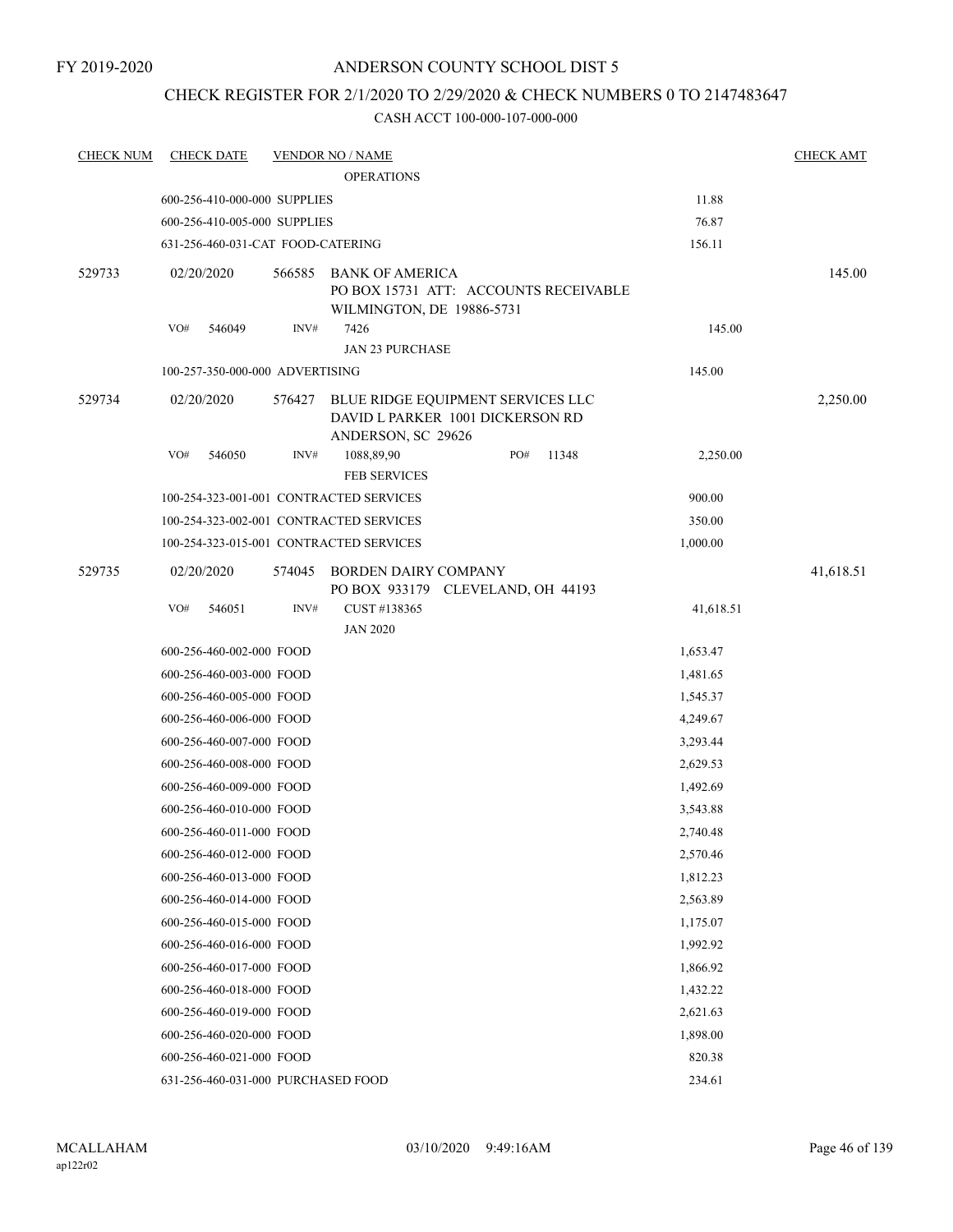FY 2019-2020

# ANDERSON COUNTY SCHOOL DIST 5

## CHECK REGISTER FOR 2/1/2020 TO 2/29/2020 & CHECK NUMBERS 0 TO 2147483647

### CASH ACCT 100-000-107-000-000

| CHECK NUM | CHECK DATE | VENDOR NO / NAME | | CHECK AMT |
|---|---|---|---|---|
| | | OPERATIONS | | |
| | 600-256-410-000-000 SUPPLIES | | 11.88 | |
| | 600-256-410-005-000 SUPPLIES | | 76.87 | |
| | 631-256-460-031-CAT FOOD-CATERING | | 156.11 | |
| 529733 | 02/20/2020 | 566585 BANK OF AMERICA<br>PO BOX 15731 ATT: ACCOUNTS RECEIVABLE<br>WILMINGTON, DE 19886-5731 | | 145.00 |
| | VO# 546049 | INV# 7426<br>JAN 23 PURCHASE | 145.00 | |
| | 100-257-350-000-000 ADVERTISING | | 145.00 | |
| 529734 | 02/20/2020 | 576427 BLUE RIDGE EQUIPMENT SERVICES LLC<br>DAVID L PARKER 1001 DICKERSON RD<br>ANDERSON, SC 29626 | | 2,250.00 |
| | VO# 546050 | INV# 1088,89,90 PO# 11348<br>FEB SERVICES | 2,250.00 | |
| | 100-254-323-001-001 CONTRACTED SERVICES | | 900.00 | |
| | 100-254-323-002-001 CONTRACTED SERVICES | | 350.00 | |
| | 100-254-323-015-001 CONTRACTED SERVICES | | 1,000.00 | |
| 529735 | 02/20/2020 | 574045 BORDEN DAIRY COMPANY<br>PO BOX 933179 CLEVELAND, OH 44193 | | 41,618.51 |
| | VO# 546051 | INV# CUST #138365<br>JAN 2020 | 41,618.51 | |
| | 600-256-460-002-000 FOOD | | 1,653.47 | |
| | 600-256-460-003-000 FOOD | | 1,481.65 | |
| | 600-256-460-005-000 FOOD | | 1,545.37 | |
| | 600-256-460-006-000 FOOD | | 4,249.67 | |
| | 600-256-460-007-000 FOOD | | 3,293.44 | |
| | 600-256-460-008-000 FOOD | | 2,629.53 | |
| | 600-256-460-009-000 FOOD | | 1,492.69 | |
| | 600-256-460-010-000 FOOD | | 3,543.88 | |
| | 600-256-460-011-000 FOOD | | 2,740.48 | |
| | 600-256-460-012-000 FOOD | | 2,570.46 | |
| | 600-256-460-013-000 FOOD | | 1,812.23 | |
| | 600-256-460-014-000 FOOD | | 2,563.89 | |
| | 600-256-460-015-000 FOOD | | 1,175.07 | |
| | 600-256-460-016-000 FOOD | | 1,992.92 | |
| | 600-256-460-017-000 FOOD | | 1,866.92 | |
| | 600-256-460-018-000 FOOD | | 1,432.22 | |
| | 600-256-460-019-000 FOOD | | 2,621.63 | |
| | 600-256-460-020-000 FOOD | | 1,898.00 | |
| | 600-256-460-021-000 FOOD | | 820.38 | |
| | 631-256-460-031-000 PURCHASED FOOD | | 234.61 | |

MCALLAHAM
ap122r02

03/10/2020 9:49:16AM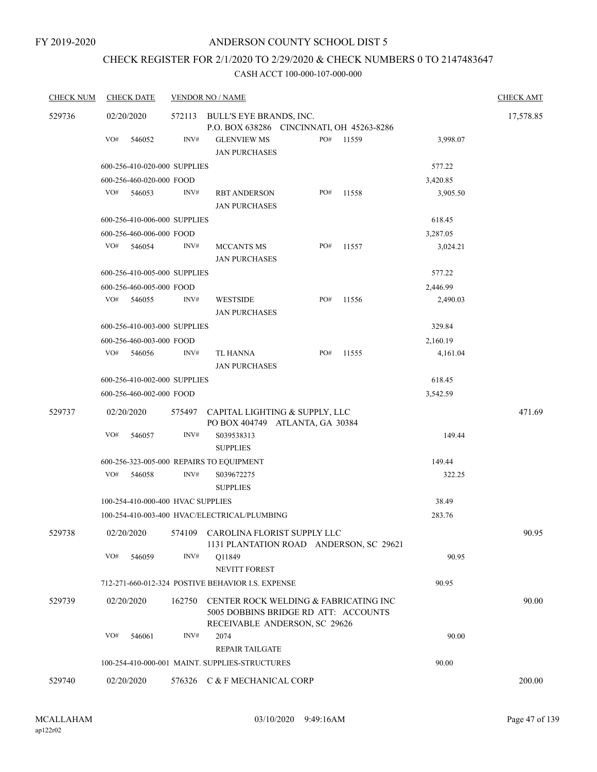FY 2019-2020

# ANDERSON COUNTY SCHOOL DIST 5

## CHECK REGISTER FOR 2/1/2020 TO 2/29/2020 & CHECK NUMBERS 0 TO 2147483647

### CASH ACCT 100-000-107-000-000

| CHECK NUM | CHECK DATE | VENDOR NO / NAME | | | CHECK AMT |
|---|---|---|---|---|---|
| 529736 | 02/20/2020 | 572113 BULL'S EYE BRANDS, INC. P.O. BOX 638286 CINCINNATI, OH 45263-8286 | | | 17,578.85 |
| | VO# 546052 | INV# GLENVIEW MS JAN PURCHASES | PO# 11559 | 3,998.07 | |
| | 600-256-410-020-000 SUPPLIES | | | 577.22 | |
| | 600-256-460-020-000 FOOD | | | 3,420.85 | |
| | VO# 546053 | INV# RBT ANDERSON JAN PURCHASES | PO# 11558 | 3,905.50 | |
| | 600-256-410-006-000 SUPPLIES | | | 618.45 | |
| | 600-256-460-006-000 FOOD | | | 3,287.05 | |
| | VO# 546054 | INV# MCCANTS MS JAN PURCHASES | PO# 11557 | 3,024.21 | |
| | 600-256-410-005-000 SUPPLIES | | | 577.22 | |
| | 600-256-460-005-000 FOOD | | | 2,446.99 | |
| | VO# 546055 | INV# WESTSIDE JAN PURCHASES | PO# 11556 | 2,490.03 | |
| | 600-256-410-003-000 SUPPLIES | | | 329.84 | |
| | 600-256-460-003-000 FOOD | | | 2,160.19 | |
| | VO# 546056 | INV# TL HANNA JAN PURCHASES | PO# 11555 | 4,161.04 | |
| | 600-256-410-002-000 SUPPLIES | | | 618.45 | |
| | 600-256-460-002-000 FOOD | | | 3,542.59 | |
| 529737 | 02/20/2020 | 575497 CAPITAL LIGHTING & SUPPLY, LLC PO BOX 404749 ATLANTA, GA 30384 | | | 471.69 |
| | VO# 546057 | INV# S039538313 SUPPLIES | | 149.44 | |
| | 600-256-323-005-000 REPAIRS TO EQUIPMENT | | | 149.44 | |
| | VO# 546058 | INV# S039672275 SUPPLIES | | 322.25 | |
| | 100-254-410-000-400 HVAC SUPPLIES | | | 38.49 | |
| | 100-254-410-003-400 HVAC/ELECTRICAL/PLUMBING | | | 283.76 | |
| 529738 | 02/20/2020 | 574109 CAROLINA FLORIST SUPPLY LLC 1131 PLANTATION ROAD ANDERSON, SC 29621 | | | 90.95 |
| | VO# 546059 | INV# Q11849 NEVITT FOREST | | 90.95 | |
| | 712-271-660-012-324 POSTIVE BEHAVIOR I.S. EXPENSE | | | 90.95 | |
| 529739 | 02/20/2020 | 162750 CENTER ROCK WELDING & FABRICATING INC 5005 DOBBINS BRIDGE RD ATT: ACCOUNTS RECEIVABLE ANDERSON, SC 29626 | | | 90.00 |
| | VO# 546061 | INV# 2074 REPAIR TAILGATE | | 90.00 | |
| | 100-254-410-000-001 MAINT. SUPPLIES-STRUCTURES | | | 90.00 | |
| 529740 | 02/20/2020 | 576326 C & F MECHANICAL CORP | | | 200.00 |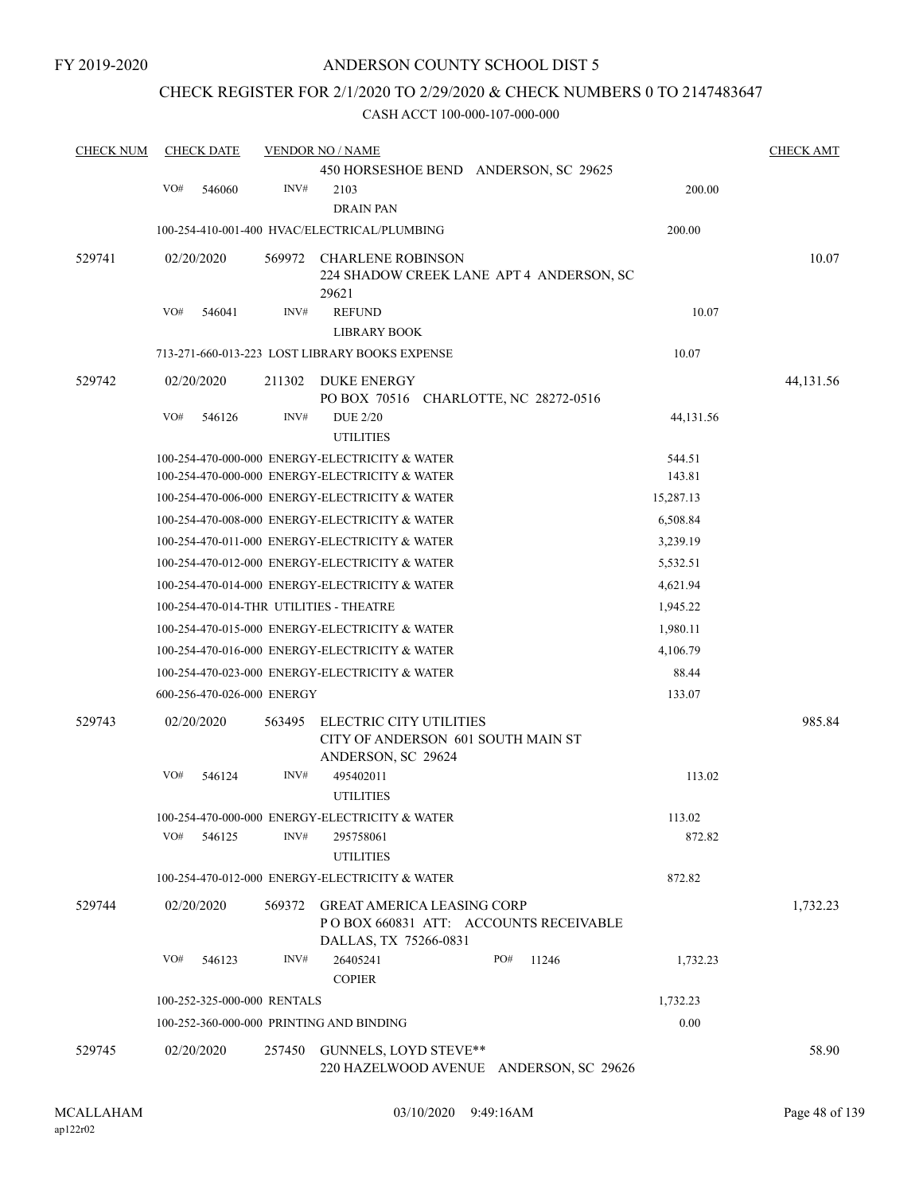FY 2019-2020

# ANDERSON COUNTY SCHOOL DIST 5

## CHECK REGISTER FOR 2/1/2020 TO 2/29/2020 & CHECK NUMBERS 0 TO 2147483647

CASH ACCT 100-000-107-000-000

| CHECK NUM | CHECK DATE | VENDOR NO / NAME | | CHECK AMT |
|---|---|---|---|---|
| | | 450 HORSESHOE BEND ANDERSON, SC 29625 | | |
| | VO# 546060 | INV# 2103 DRAIN PAN | 200.00 | |
| | | 100-254-410-001-400 HVAC/ELECTRICAL/PLUMBING | 200.00 | |
| 529741 | 02/20/2020 | 569972 CHARLENE ROBINSON 224 SHADOW CREEK LANE APT 4 ANDERSON, SC 29621 | | 10.07 |
| | VO# 546041 | INV# REFUND LIBRARY BOOK | 10.07 | |
| | | 713-271-660-013-223 LOST LIBRARY BOOKS EXPENSE | 10.07 | |
| 529742 | 02/20/2020 | 211302 DUKE ENERGY PO BOX 70516 CHARLOTTE, NC 28272-0516 | | 44,131.56 |
| | VO# 546126 | INV# DUE 2/20 UTILITIES | 44,131.56 | |
| | | 100-254-470-000-000 ENERGY-ELECTRICITY & WATER | 544.51 | |
| | | 100-254-470-000-000 ENERGY-ELECTRICITY & WATER | 143.81 | |
| | | 100-254-470-006-000 ENERGY-ELECTRICITY & WATER | 15,287.13 | |
| | | 100-254-470-008-000 ENERGY-ELECTRICITY & WATER | 6,508.84 | |
| | | 100-254-470-011-000 ENERGY-ELECTRICITY & WATER | 3,239.19 | |
| | | 100-254-470-012-000 ENERGY-ELECTRICITY & WATER | 5,532.51 | |
| | | 100-254-470-014-000 ENERGY-ELECTRICITY & WATER | 4,621.94 | |
| | | 100-254-470-014-THR UTILITIES - THEATRE | 1,945.22 | |
| | | 100-254-470-015-000 ENERGY-ELECTRICITY & WATER | 1,980.11 | |
| | | 100-254-470-016-000 ENERGY-ELECTRICITY & WATER | 4,106.79 | |
| | | 100-254-470-023-000 ENERGY-ELECTRICITY & WATER | 88.44 | |
| | | 600-256-470-026-000 ENERGY | 133.07 | |
| 529743 | 02/20/2020 | 563495 ELECTRIC CITY UTILITIES CITY OF ANDERSON 601 SOUTH MAIN ST ANDERSON, SC 29624 | | 985.84 |
| | VO# 546124 | INV# 495402011 UTILITIES | 113.02 | |
| | | 100-254-470-000-000 ENERGY-ELECTRICITY & WATER | 113.02 | |
| | VO# 546125 | INV# 295758061 UTILITIES | 872.82 | |
| | | 100-254-470-012-000 ENERGY-ELECTRICITY & WATER | 872.82 | |
| 529744 | 02/20/2020 | 569372 GREAT AMERICA LEASING CORP P O BOX 660831 ATT: ACCOUNTS RECEIVABLE DALLAS, TX 75266-0831 | | 1,732.23 |
| | VO# 546123 | INV# 26405241 PO# 11246 COPIER | 1,732.23 | |
| | | 100-252-325-000-000 RENTALS | 1,732.23 | |
| | | 100-252-360-000-000 PRINTING AND BINDING | 0.00 | |
| 529745 | 02/20/2020 | 257450 GUNNELS, LOYD STEVE** 220 HAZELWOOD AVENUE ANDERSON, SC 29626 | | 58.90 |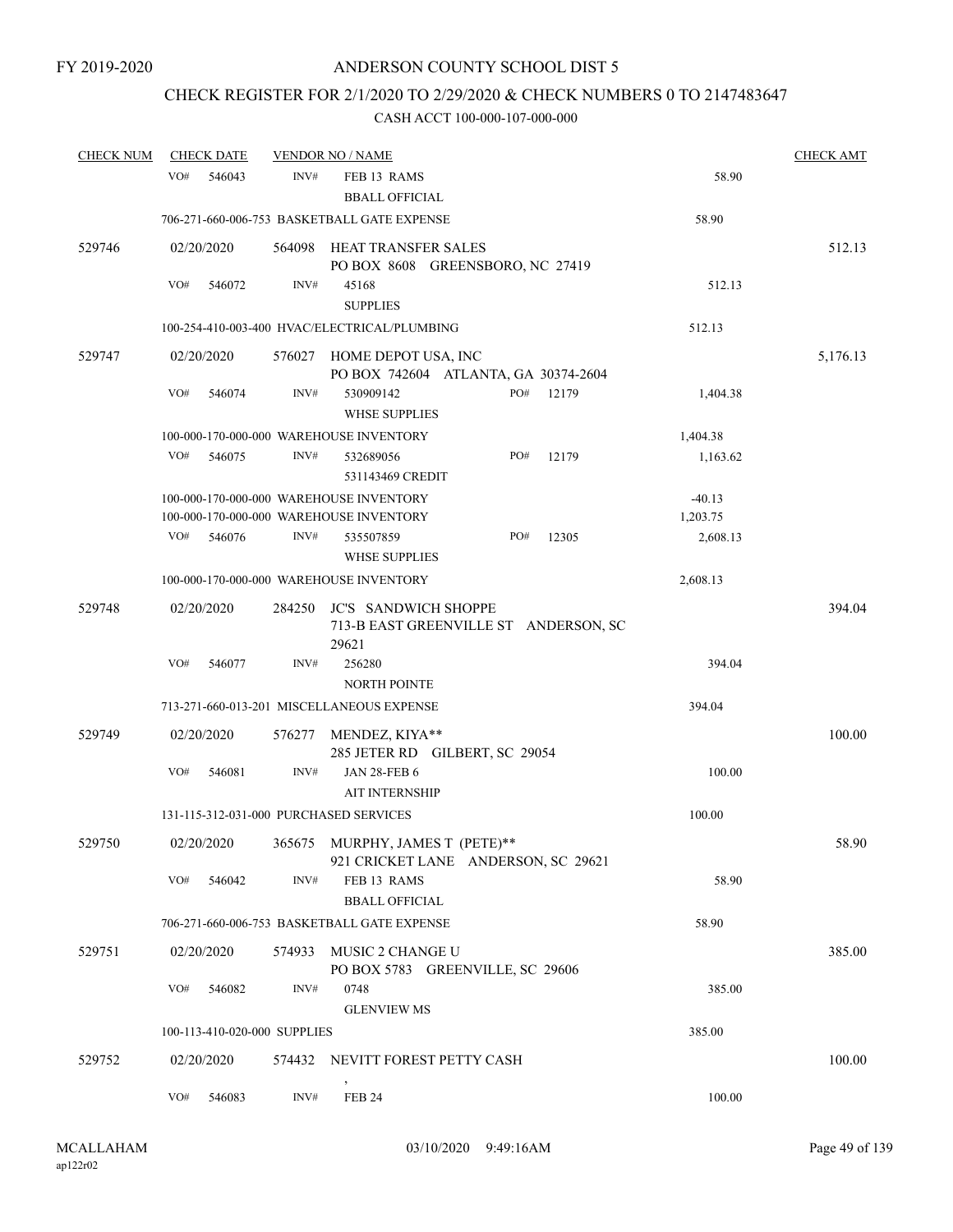FY 2019-2020

# ANDERSON COUNTY SCHOOL DIST 5

## CHECK REGISTER FOR 2/1/2020 TO 2/29/2020 & CHECK NUMBERS 0 TO 2147483647

CASH ACCT 100-000-107-000-000

| CHECK NUM | CHECK DATE | VENDOR NO / NAME | | CHECK AMT |
|---|---|---|---|---|
| | VO# 546043 | INV# FEB 13 RAMS BBALL OFFICIAL | 58.90 | |
| | 706-271-660-006-753 BASKETBALL GATE EXPENSE | | 58.90 | |
| 529746 | 02/20/2020 | 564098 HEAT TRANSFER SALES PO BOX 8608 GREENSBORO, NC 27419 | | 512.13 |
| | VO# 546072 | INV# 45168 SUPPLIES | 512.13 | |
| | 100-254-410-003-400 HVAC/ELECTRICAL/PLUMBING | | 512.13 | |
| 529747 | 02/20/2020 | 576027 HOME DEPOT USA, INC PO BOX 742604 ATLANTA, GA 30374-2604 | | 5,176.13 |
| | VO# 546074 | INV# 530909142 PO# 12179 WHSE SUPPLIES | 1,404.38 | |
| | 100-000-170-000-000 WAREHOUSE INVENTORY | | 1,404.38 | |
| | VO# 546075 | INV# 532689056 PO# 12179 531143469 CREDIT | 1,163.62 | |
| | 100-000-170-000-000 WAREHOUSE INVENTORY | | -40.13 | |
| | 100-000-170-000-000 WAREHOUSE INVENTORY | | 1,203.75 | |
| | VO# 546076 | INV# 535507859 PO# 12305 WHSE SUPPLIES | 2,608.13 | |
| | 100-000-170-000-000 WAREHOUSE INVENTORY | | 2,608.13 | |
| 529748 | 02/20/2020 | 284250 JC'S SANDWICH SHOPPE 713-B EAST GREENVILLE ST ANDERSON, SC 29621 | | 394.04 |
| | VO# 546077 | INV# 256280 NORTH POINTE | 394.04 | |
| | 713-271-660-013-201 MISCELLANEOUS EXPENSE | | 394.04 | |
| 529749 | 02/20/2020 | 576277 MENDEZ, KIYA** 285 JETER RD GILBERT, SC 29054 | | 100.00 |
| | VO# 546081 | INV# JAN 28-FEB 6 AIT INTERNSHIP | 100.00 | |
| | 131-115-312-031-000 PURCHASED SERVICES | | 100.00 | |
| 529750 | 02/20/2020 | 365675 MURPHY, JAMES T (PETE)** 921 CRICKET LANE ANDERSON, SC 29621 | | 58.90 |
| | VO# 546042 | INV# FEB 13 RAMS BBALL OFFICIAL | 58.90 | |
| | 706-271-660-006-753 BASKETBALL GATE EXPENSE | | 58.90 | |
| 529751 | 02/20/2020 | 574933 MUSIC 2 CHANGE U PO BOX 5783 GREENVILLE, SC 29606 | | 385.00 |
| | VO# 546082 | INV# 0748 GLENVIEW MS | 385.00 | |
| | 100-113-410-020-000 SUPPLIES | | 385.00 | |
| 529752 | 02/20/2020 | 574432 NEVITT FOREST PETTY CASH , | | 100.00 |
| | VO# 546083 | INV# FEB 24 | 100.00 | |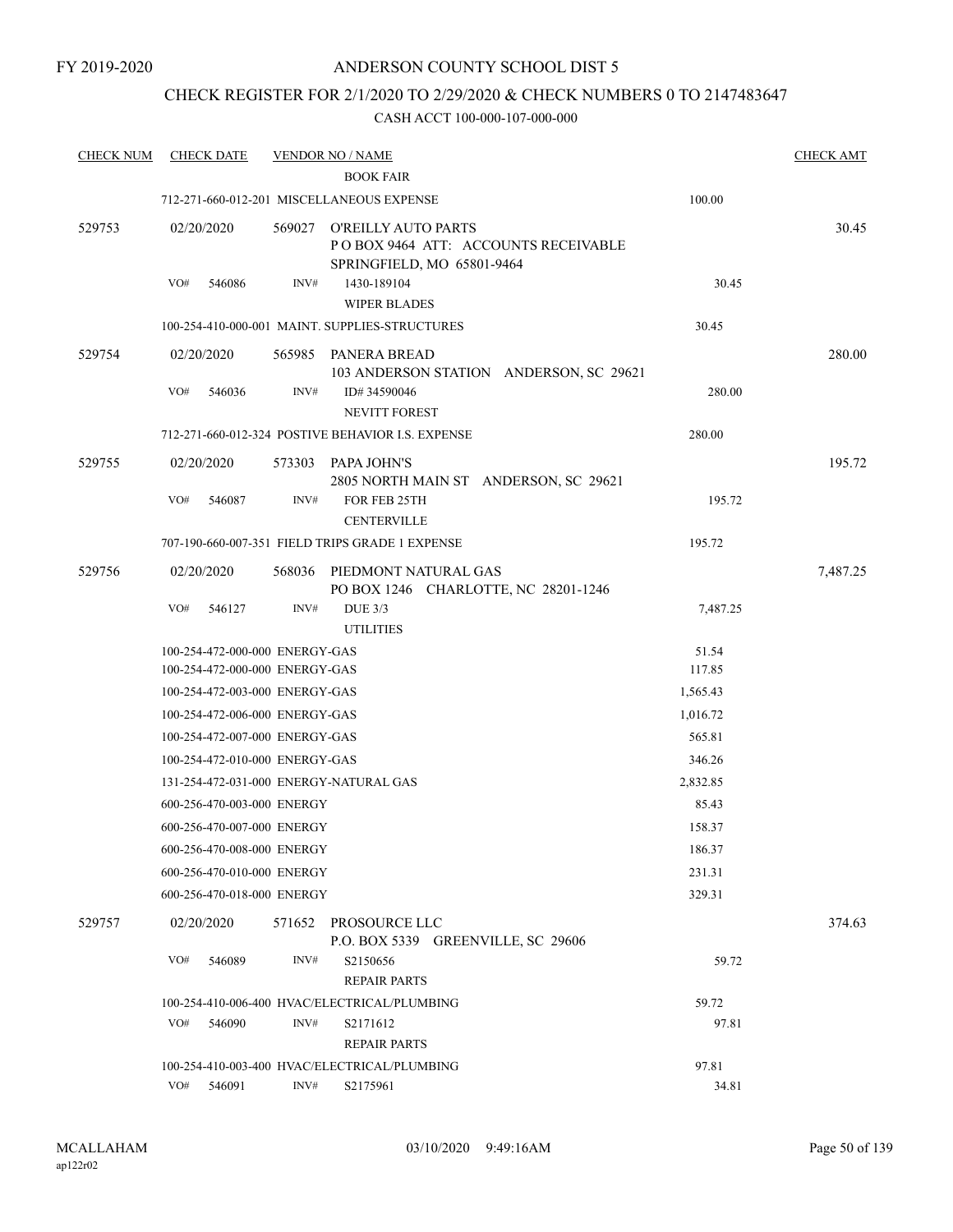FY 2019-2020

# ANDERSON COUNTY SCHOOL DIST 5

## CHECK REGISTER FOR 2/1/2020 TO 2/29/2020 & CHECK NUMBERS 0 TO 2147483647

CASH ACCT 100-000-107-000-000

| CHECK NUM | CHECK DATE | VENDOR NO / NAME | | CHECK AMT |
|---|---|---|---|---|
| | | BOOK FAIR | | |
| | | 712-271-660-012-201 MISCELLANEOUS EXPENSE | 100.00 | |
| 529753 | 02/20/2020 | 569027 O'REILLY AUTO PARTS<br>P O BOX 9464 ATT: ACCOUNTS RECEIVABLE<br>SPRINGFIELD, MO 65801-9464 | | 30.45 |
| | VO# 546086 | INV# 1430-189104<br>WIPER BLADES | 30.45 | |
| | | 100-254-410-000-001 MAINT. SUPPLIES-STRUCTURES | 30.45 | |
| 529754 | 02/20/2020 | 565985 PANERA BREAD<br>103 ANDERSON STATION ANDERSON, SC 29621 | | 280.00 |
| | VO# 546036 | INV# ID# 34590046<br>NEVITT FOREST | 280.00 | |
| | | 712-271-660-012-324 POSTIVE BEHAVIOR I.S. EXPENSE | 280.00 | |
| 529755 | 02/20/2020 | 573303 PAPA JOHN'S<br>2805 NORTH MAIN ST ANDERSON, SC 29621 | | 195.72 |
| | VO# 546087 | INV# FOR FEB 25TH<br>CENTERVILLE | 195.72 | |
| | | 707-190-660-007-351 FIELD TRIPS GRADE 1 EXPENSE | 195.72 | |
| 529756 | 02/20/2020 | 568036 PIEDMONT NATURAL GAS<br>PO BOX 1246 CHARLOTTE, NC 28201-1246 | | 7,487.25 |
| | VO# 546127 | INV# DUE 3/3<br>UTILITIES | 7,487.25 | |
| | | 100-254-472-000-000 ENERGY-GAS | 51.54 | |
| | | 100-254-472-000-000 ENERGY-GAS | 117.85 | |
| | | 100-254-472-003-000 ENERGY-GAS | 1,565.43 | |
| | | 100-254-472-006-000 ENERGY-GAS | 1,016.72 | |
| | | 100-254-472-007-000 ENERGY-GAS | 565.81 | |
| | | 100-254-472-010-000 ENERGY-GAS | 346.26 | |
| | | 131-254-472-031-000 ENERGY-NATURAL GAS | 2,832.85 | |
| | | 600-256-470-003-000 ENERGY | 85.43 | |
| | | 600-256-470-007-000 ENERGY | 158.37 | |
| | | 600-256-470-008-000 ENERGY | 186.37 | |
| | | 600-256-470-010-000 ENERGY | 231.31 | |
| | | 600-256-470-018-000 ENERGY | 329.31 | |
| 529757 | 02/20/2020 | 571652 PROSOURCE LLC<br>P.O. BOX 5339 GREENVILLE, SC 29606 | | 374.63 |
| | VO# 546089 | INV# S2150656<br>REPAIR PARTS | 59.72 | |
| | | 100-254-410-006-400 HVAC/ELECTRICAL/PLUMBING | 59.72 | |
| | VO# 546090 | INV# S2171612<br>REPAIR PARTS | 97.81 | |
| | | 100-254-410-003-400 HVAC/ELECTRICAL/PLUMBING | 97.81 | |
| | VO# 546091 | INV# S2175961 | 34.81 | |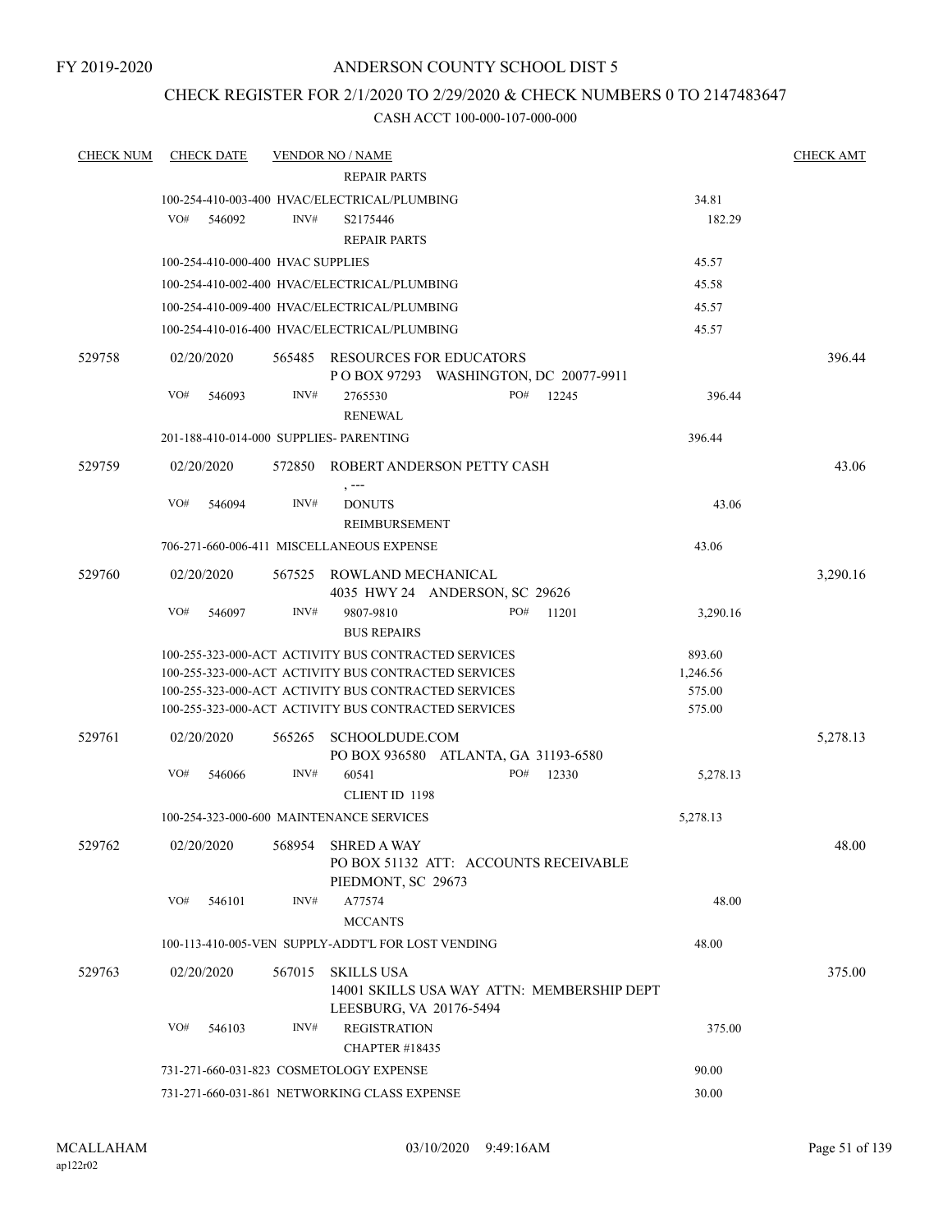FY 2019-2020

# ANDERSON COUNTY SCHOOL DIST 5

## CHECK REGISTER FOR 2/1/2020 TO 2/29/2020 & CHECK NUMBERS 0 TO 2147483647

### CASH ACCT 100-000-107-000-000

| CHECK NUM | CHECK DATE | VENDOR NO / NAME | | CHECK AMT |
|---|---|---|---|---|
| | | REPAIR PARTS | | |
| | | 100-254-410-003-400 HVAC/ELECTRICAL/PLUMBING | 34.81 | |
| | VO# 546092 | INV# S2175446 REPAIR PARTS | 182.29 | |
| | | 100-254-410-000-400 HVAC SUPPLIES | 45.57 | |
| | | 100-254-410-002-400 HVAC/ELECTRICAL/PLUMBING | 45.58 | |
| | | 100-254-410-009-400 HVAC/ELECTRICAL/PLUMBING | 45.57 | |
| | | 100-254-410-016-400 HVAC/ELECTRICAL/PLUMBING | 45.57 | |
| 529758 | 02/20/2020 | 565485 RESOURCES FOR EDUCATORS P O BOX 97293 WASHINGTON, DC 20077-9911 | | 396.44 |
| | VO# 546093 | INV# 2765530 PO# 12245 RENEWAL | 396.44 | |
| | | 201-188-410-014-000 SUPPLIES- PARENTING | 396.44 | |
| 529759 | 02/20/2020 | 572850 ROBERT ANDERSON PETTY CASH , --- | | 43.06 |
| | VO# 546094 | INV# DONUTS REIMBURSEMENT | 43.06 | |
| | | 706-271-660-006-411 MISCELLANEOUS EXPENSE | 43.06 | |
| 529760 | 02/20/2020 | 567525 ROWLAND MECHANICAL 4035 HWY 24 ANDERSON, SC 29626 | | 3,290.16 |
| | VO# 546097 | INV# 9807-9810 PO# 11201 BUS REPAIRS | 3,290.16 | |
| | | 100-255-323-000-ACT ACTIVITY BUS CONTRACTED SERVICES | 893.60 | |
| | | 100-255-323-000-ACT ACTIVITY BUS CONTRACTED SERVICES | 1,246.56 | |
| | | 100-255-323-000-ACT ACTIVITY BUS CONTRACTED SERVICES | 575.00 | |
| | | 100-255-323-000-ACT ACTIVITY BUS CONTRACTED SERVICES | 575.00 | |
| 529761 | 02/20/2020 | 565265 SCHOOLDUDE.COM PO BOX 936580 ATLANTA, GA 31193-6580 | | 5,278.13 |
| | VO# 546066 | INV# 60541 PO# 12330 CLIENT ID 1198 | 5,278.13 | |
| | | 100-254-323-000-600 MAINTENANCE SERVICES | 5,278.13 | |
| 529762 | 02/20/2020 | 568954 SHRED A WAY PO BOX 51132 ATT: ACCOUNTS RECEIVABLE PIEDMONT, SC 29673 | | 48.00 |
| | VO# 546101 | INV# A77574 MCCANTS | 48.00 | |
| | | 100-113-410-005-VEN SUPPLY-ADDT'L FOR LOST VENDING | 48.00 | |
| 529763 | 02/20/2020 | 567015 SKILLS USA 14001 SKILLS USA WAY ATTN: MEMBERSHIP DEPT LEESBURG, VA 20176-5494 | | 375.00 |
| | VO# 546103 | INV# REGISTRATION CHAPTER #18435 | 375.00 | |
| | | 731-271-660-031-823 COSMETOLOGY EXPENSE | 90.00 | |
| | | 731-271-660-031-861 NETWORKING CLASS EXPENSE | 30.00 | |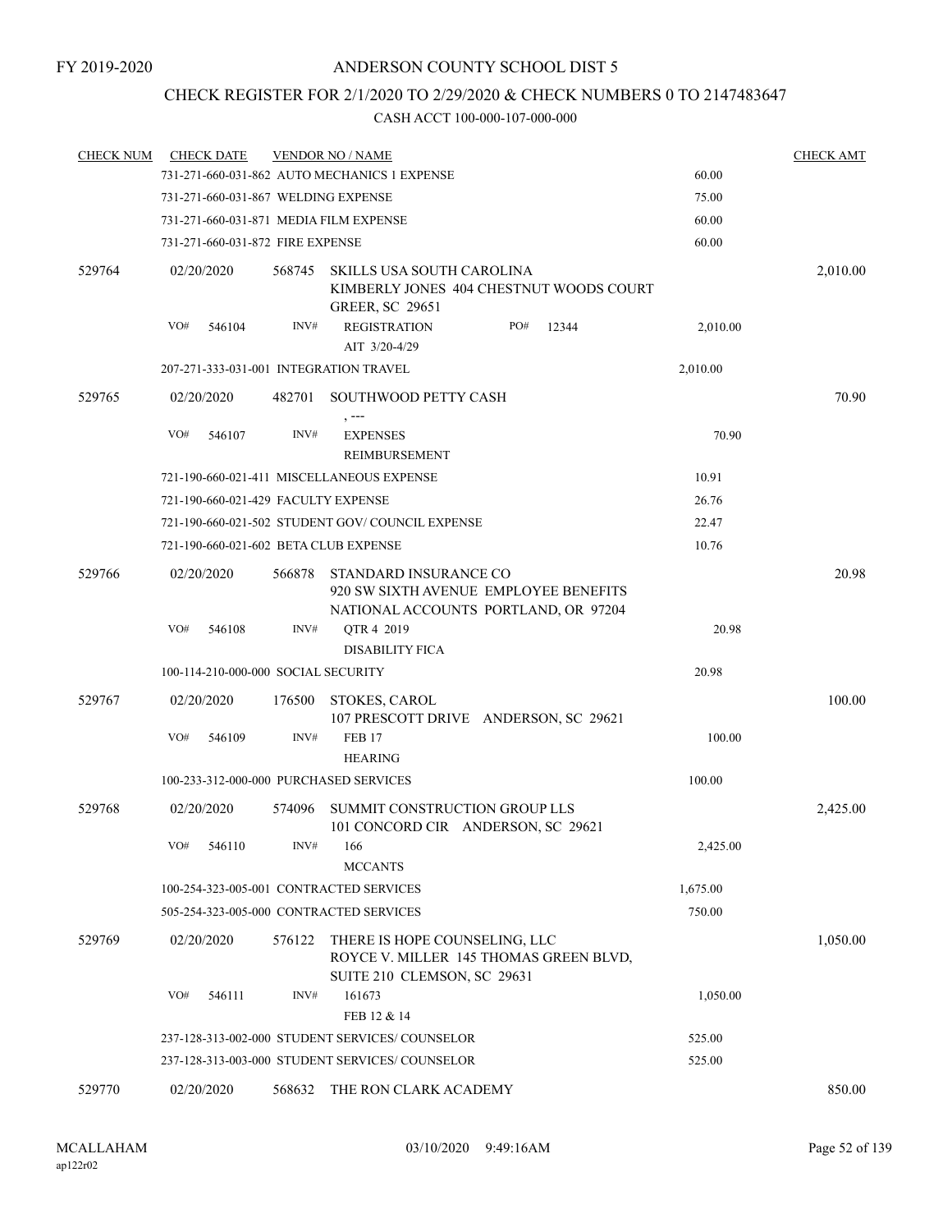FY 2019-2020

# ANDERSON COUNTY SCHOOL DIST 5

## CHECK REGISTER FOR 2/1/2020 TO 2/29/2020 & CHECK NUMBERS 0 TO 2147483647

CASH ACCT 100-000-107-000-000

| CHECK NUM | CHECK DATE | VENDOR NO / NAME | | CHECK AMT |
|---|---|---|---|---|
| | | 731-271-660-031-862 AUTO MECHANICS 1 EXPENSE | 60.00 | |
| | | 731-271-660-031-867 WELDING EXPENSE | 75.00 | |
| | | 731-271-660-031-871 MEDIA FILM EXPENSE | 60.00 | |
| | | 731-271-660-031-872 FIRE EXPENSE | 60.00 | |
| 529764 | 02/20/2020 | 568745 SKILLS USA SOUTH CAROLINA<br>KIMBERLY JONES 404 CHESTNUT WOODS COURT<br>GREER, SC 29651 | | 2,010.00 |
| | VO# 546104 | INV# REGISTRATION PO# 12344<br>AIT 3/20-4/29 | 2,010.00 | |
| | | 207-271-333-031-001 INTEGRATION TRAVEL | 2,010.00 | |
| 529765 | 02/20/2020 | 482701 SOUTHWOOD PETTY CASH<br>, --- | | 70.90 |
| | VO# 546107 | INV# EXPENSES<br>REIMBURSEMENT | 70.90 | |
| | | 721-190-660-021-411 MISCELLANEOUS EXPENSE | 10.91 | |
| | | 721-190-660-021-429 FACULTY EXPENSE | 26.76 | |
| | | 721-190-660-021-502 STUDENT GOV/ COUNCIL EXPENSE | 22.47 | |
| | | 721-190-660-021-602 BETA CLUB EXPENSE | 10.76 | |
| 529766 | 02/20/2020 | 566878 STANDARD INSURANCE CO<br>920 SW SIXTH AVENUE EMPLOYEE BENEFITS<br>NATIONAL ACCOUNTS PORTLAND, OR 97204 | | 20.98 |
| | VO# 546108 | INV# QTR 4 2019<br>DISABILITY FICA | 20.98 | |
| | | 100-114-210-000-000 SOCIAL SECURITY | 20.98 | |
| 529767 | 02/20/2020 | 176500 STOKES, CAROL<br>107 PRESCOTT DRIVE ANDERSON, SC 29621 | | 100.00 |
| | VO# 546109 | INV# FEB 17<br>HEARING | 100.00 | |
| | | 100-233-312-000-000 PURCHASED SERVICES | 100.00 | |
| 529768 | 02/20/2020 | 574096 SUMMIT CONSTRUCTION GROUP LLS<br>101 CONCORD CIR ANDERSON, SC 29621 | | 2,425.00 |
| | VO# 546110 | INV# 166<br>MCCANTS | 2,425.00 | |
| | | 100-254-323-005-001 CONTRACTED SERVICES | 1,675.00 | |
| | | 505-254-323-005-000 CONTRACTED SERVICES | 750.00 | |
| 529769 | 02/20/2020 | 576122 THERE IS HOPE COUNSELING, LLC<br>ROYCE V. MILLER 145 THOMAS GREEN BLVD,<br>SUITE 210 CLEMSON, SC 29631 | | 1,050.00 |
| | VO# 546111 | INV# 161673<br>FEB 12 & 14 | 1,050.00 | |
| | | 237-128-313-002-000 STUDENT SERVICES/ COUNSELOR | 525.00 | |
| | | 237-128-313-003-000 STUDENT SERVICES/ COUNSELOR | 525.00 | |
| 529770 | 02/20/2020 | 568632 THE RON CLARK ACADEMY | | 850.00 |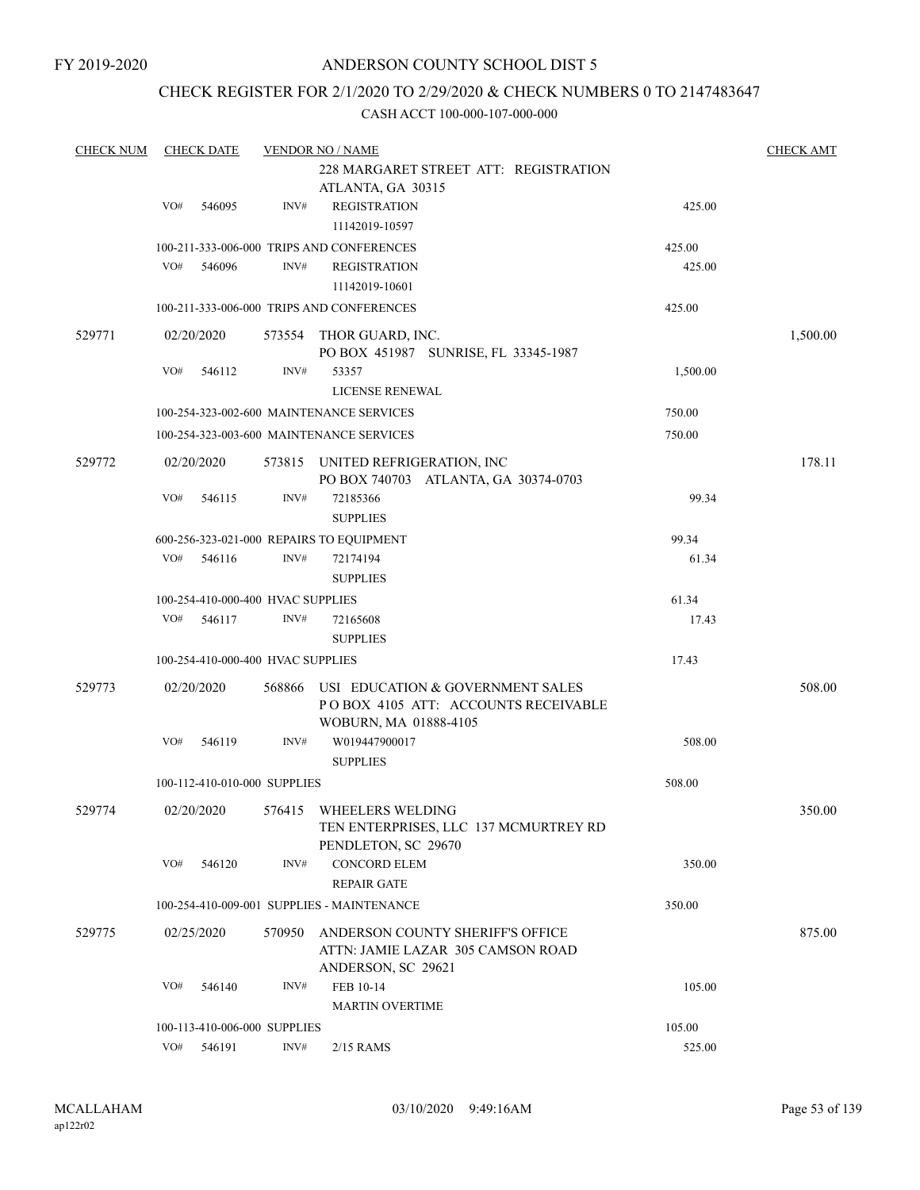FY 2019-2020

# ANDERSON COUNTY SCHOOL DIST 5

## CHECK REGISTER FOR 2/1/2020 TO 2/29/2020 & CHECK NUMBERS 0 TO 2147483647

CASH ACCT 100-000-107-000-000

| CHECK NUM | CHECK DATE | VENDOR NO / NAME | | | CHECK AMT |
|---|---|---|---|---|---|
| | | | 228 MARGARET STREET ATT: REGISTRATION ATLANTA, GA 30315 | | |
| | VO# 546095 | INV# | REGISTRATION 11142019-10597 | 425.00 | |
| | 100-211-333-006-000 TRIPS AND CONFERENCES | | | 425.00 | |
| | VO# 546096 | INV# | REGISTRATION 11142019-10601 | 425.00 | |
| | 100-211-333-006-000 TRIPS AND CONFERENCES | | | 425.00 | |
| 529771 | 02/20/2020 | 573554 | THOR GUARD, INC. PO BOX 451987 SUNRISE, FL 33345-1987 | | 1,500.00 |
| | VO# 546112 | INV# | 53357 LICENSE RENEWAL | 1,500.00 | |
| | 100-254-323-002-600 MAINTENANCE SERVICES | | | 750.00 | |
| | 100-254-323-003-600 MAINTENANCE SERVICES | | | 750.00 | |
| 529772 | 02/20/2020 | 573815 | UNITED REFRIGERATION, INC PO BOX 740703 ATLANTA, GA 30374-0703 | | 178.11 |
| | VO# 546115 | INV# | 72185366 SUPPLIES | 99.34 | |
| | 600-256-323-021-000 REPAIRS TO EQUIPMENT | | | 99.34 | |
| | VO# 546116 | INV# | 72174194 SUPPLIES | 61.34 | |
| | 100-254-410-000-400 HVAC SUPPLIES | | | 61.34 | |
| | VO# 546117 | INV# | 72165608 SUPPLIES | 17.43 | |
| | 100-254-410-000-400 HVAC SUPPLIES | | | 17.43 | |
| 529773 | 02/20/2020 | 568866 | USI EDUCATION & GOVERNMENT SALES P O BOX 4105 ATT: ACCOUNTS RECEIVABLE WOBURN, MA 01888-4105 | | 508.00 |
| | VO# 546119 | INV# | W019447900017 SUPPLIES | 508.00 | |
| | 100-112-410-010-000 SUPPLIES | | | 508.00 | |
| 529774 | 02/20/2020 | 576415 | WHEELERS WELDING TEN ENTERPRISES, LLC 137 MCMURTREY RD PENDLETON, SC 29670 | | 350.00 |
| | VO# 546120 | INV# | CONCORD ELEM REPAIR GATE | 350.00 | |
| | 100-254-410-009-001 SUPPLIES - MAINTENANCE | | | 350.00 | |
| 529775 | 02/25/2020 | 570950 | ANDERSON COUNTY SHERIFF'S OFFICE ATTN: JAMIE LAZAR 305 CAMSON ROAD ANDERSON, SC 29621 | | 875.00 |
| | VO# 546140 | INV# | FEB 10-14 MARTIN OVERTIME | 105.00 | |
| | 100-113-410-006-000 SUPPLIES | | | 105.00 | |
| | VO# 546191 | INV# | 2/15 RAMS | 525.00 | |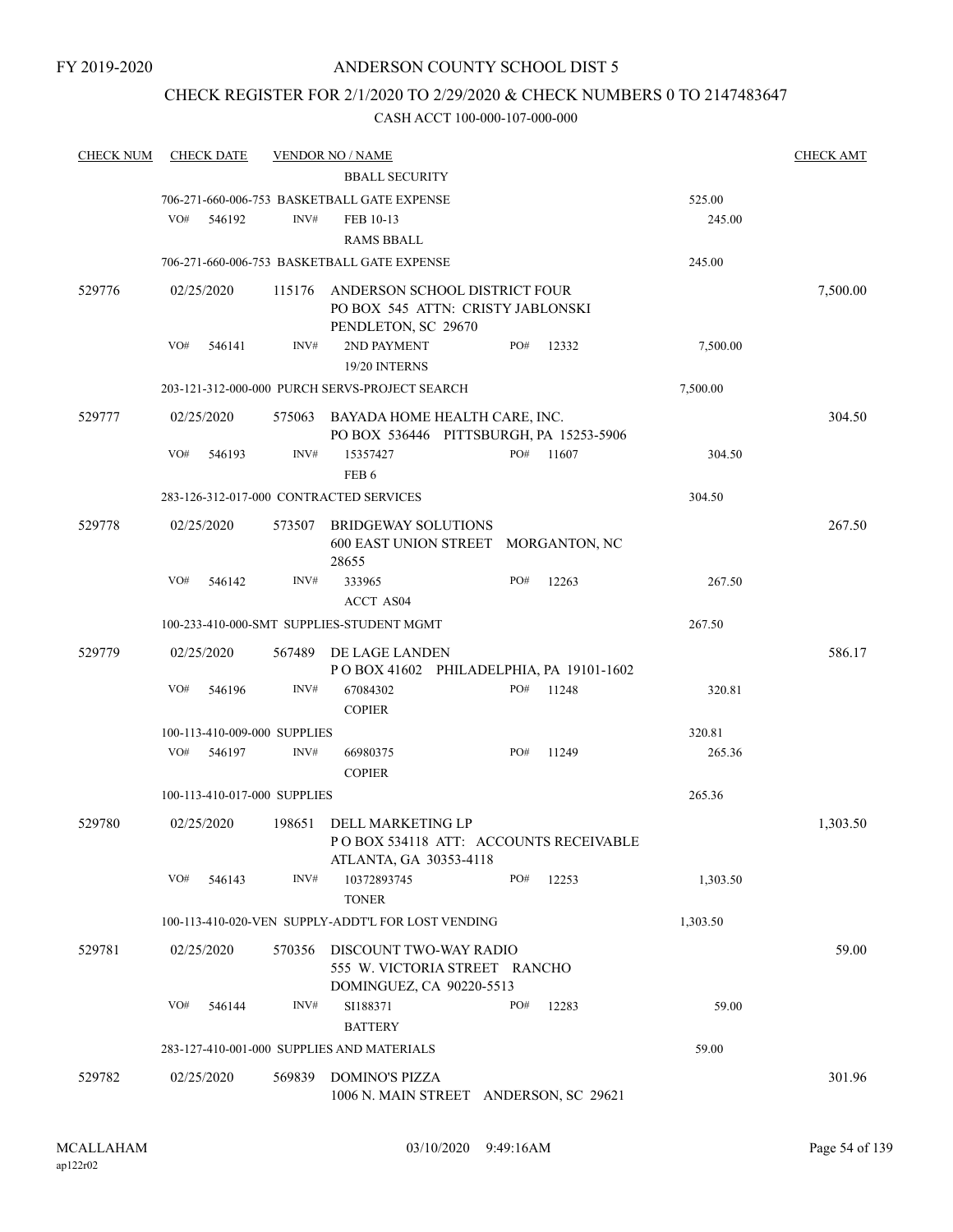FY 2019-2020

# ANDERSON COUNTY SCHOOL DIST 5

## CHECK REGISTER FOR 2/1/2020 TO 2/29/2020 & CHECK NUMBERS 0 TO 2147483647

### CASH ACCT 100-000-107-000-000

| CHECK NUM | CHECK DATE | VENDOR NO / NAME | | | CHECK AMT |
|---|---|---|---|---|---|
| | | BBALL SECURITY | | | |
| | | 706-271-660-006-753 BASKETBALL GATE EXPENSE | | 525.00 | |
| | VO# 546192 | INV# FEB 10-13<br>RAMS BBALL | | 245.00 | |
| | | 706-271-660-006-753 BASKETBALL GATE EXPENSE | | 245.00 | |
| 529776 | 02/25/2020 | 115176 ANDERSON SCHOOL DISTRICT FOUR<br>PO BOX 545 ATTN: CRISTY JABLONSKI<br>PENDLETON, SC 29670 | | | 7,500.00 |
| | VO# 546141 | INV# 2ND PAYMENT<br>19/20 INTERNS | PO# 12332 | 7,500.00 | |
| | | 203-121-312-000-000 PURCH SERVS-PROJECT SEARCH | | 7,500.00 | |
| 529777 | 02/25/2020 | 575063 BAYADA HOME HEALTH CARE, INC.<br>PO BOX 536446 PITTSBURGH, PA 15253-5906 | | | 304.50 |
| | VO# 546193 | INV# 15357427<br>FEB 6 | PO# 11607 | 304.50 | |
| | | 283-126-312-017-000 CONTRACTED SERVICES | | 304.50 | |
| 529778 | 02/25/2020 | 573507 BRIDGEWAY SOLUTIONS<br>600 EAST UNION STREET MORGANTON, NC 28655 | | | 267.50 |
| | VO# 546142 | INV# 333965<br>ACCT AS04 | PO# 12263 | 267.50 | |
| | | 100-233-410-000-SMT SUPPLIES-STUDENT MGMT | | 267.50 | |
| 529779 | 02/25/2020 | 567489 DE LAGE LANDEN<br>P O BOX 41602 PHILADELPHIA, PA 19101-1602 | | | 586.17 |
| | VO# 546196 | INV# 67084302<br>COPIER | PO# 11248 | 320.81 | |
| | | 100-113-410-009-000 SUPPLIES | | 320.81 | |
| | VO# 546197 | INV# 66980375<br>COPIER | PO# 11249 | 265.36 | |
| | | 100-113-410-017-000 SUPPLIES | | 265.36 | |
| 529780 | 02/25/2020 | 198651 DELL MARKETING LP<br>P O BOX 534118 ATT: ACCOUNTS RECEIVABLE<br>ATLANTA, GA 30353-4118 | | | 1,303.50 |
| | VO# 546143 | INV# 10372893745<br>TONER | PO# 12253 | 1,303.50 | |
| | | 100-113-410-020-VEN SUPPLY-ADDT'L FOR LOST VENDING | | 1,303.50 | |
| 529781 | 02/25/2020 | 570356 DISCOUNT TWO-WAY RADIO<br>555 W. VICTORIA STREET RANCHO<br>DOMINGUEZ, CA 90220-5513 | | | 59.00 |
| | VO# 546144 | INV# SI188371<br>BATTERY | PO# 12283 | 59.00 | |
| | | 283-127-410-001-000 SUPPLIES AND MATERIALS | | 59.00 | |
| 529782 | 02/25/2020 | 569839 DOMINO'S PIZZA<br>1006 N. MAIN STREET ANDERSON, SC 29621 | | | 301.96 |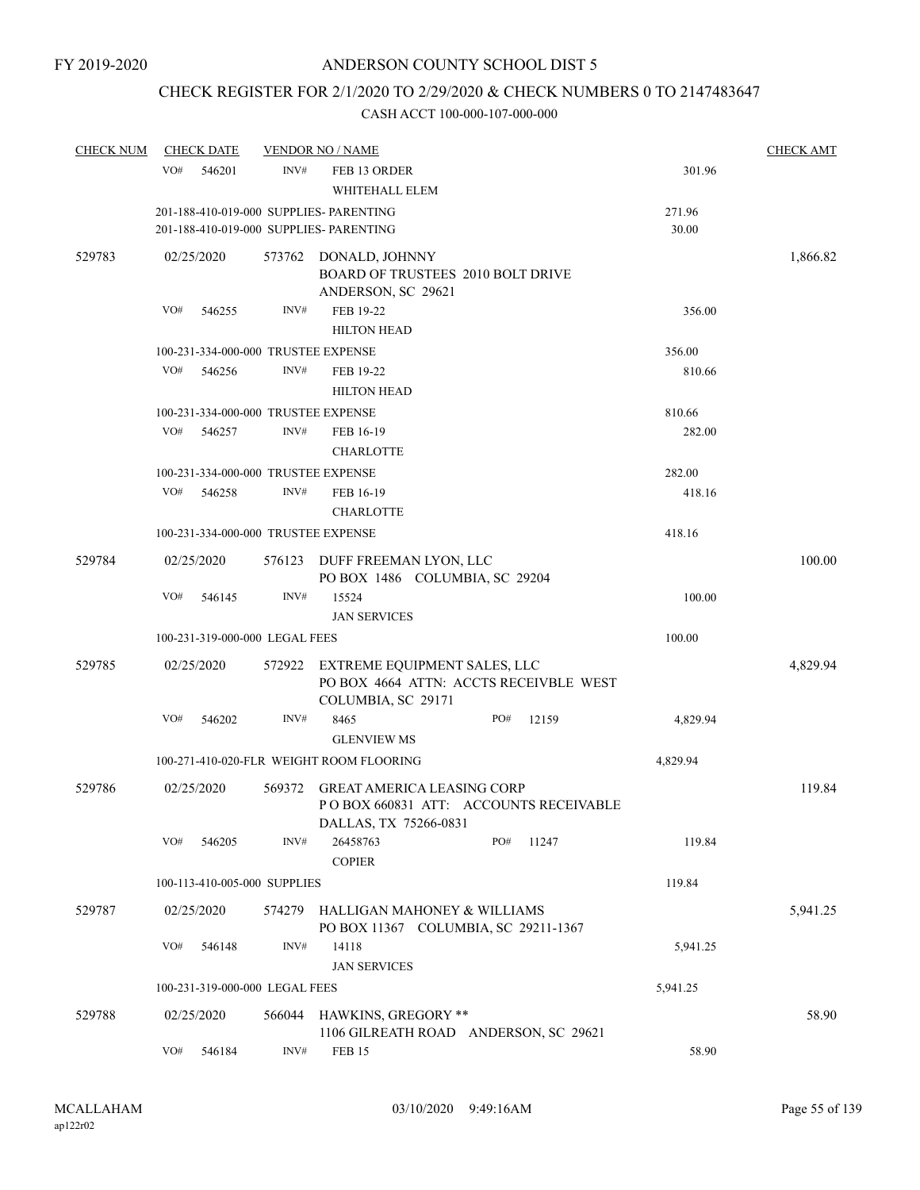FY 2019-2020

ANDERSON COUNTY SCHOOL DIST 5

CHECK REGISTER FOR 2/1/2020 TO 2/29/2020 & CHECK NUMBERS 0 TO 2147483647

CASH ACCT 100-000-107-000-000

| CHECK NUM | CHECK DATE | VENDOR NO / NAME | | CHECK AMT |
|---|---|---|---|---|
| | VO# 546201 | INV# FEB 13 ORDER<br>WHITEHALL ELEM | 301.96 | |
| | 201-188-410-019-000 SUPPLIES- PARENTING | | 271.96 | |
| | 201-188-410-019-000 SUPPLIES- PARENTING | | 30.00 | |
| 529783 | 02/25/2020 | 573762 DONALD, JOHNNY<br>BOARD OF TRUSTEES 2010 BOLT DRIVE<br>ANDERSON, SC 29621 | | 1,866.82 |
| | VO# 546255 | INV# FEB 19-22<br>HILTON HEAD | 356.00 | |
| | 100-231-334-000-000 TRUSTEE EXPENSE | | 356.00 | |
| | VO# 546256 | INV# FEB 19-22<br>HILTON HEAD | 810.66 | |
| | 100-231-334-000-000 TRUSTEE EXPENSE | | 810.66 | |
| | VO# 546257 | INV# FEB 16-19<br>CHARLOTTE | 282.00 | |
| | 100-231-334-000-000 TRUSTEE EXPENSE | | 282.00 | |
| | VO# 546258 | INV# FEB 16-19<br>CHARLOTTE | 418.16 | |
| | 100-231-334-000-000 TRUSTEE EXPENSE | | 418.16 | |
| 529784 | 02/25/2020 | 576123 DUFF FREEMAN LYON, LLC<br>PO BOX 1486 COLUMBIA, SC 29204 | | 100.00 |
| | VO# 546145 | INV# 15524<br>JAN SERVICES | 100.00 | |
| | 100-231-319-000-000 LEGAL FEES | | 100.00 | |
| 529785 | 02/25/2020 | 572922 EXTREME EQUIPMENT SALES, LLC<br>PO BOX 4664 ATTN: ACCTS RECEIVBLE WEST<br>COLUMBIA, SC 29171 | | 4,829.94 |
| | VO# 546202 | INV# 8465 PO# 12159<br>GLENVIEW MS | 4,829.94 | |
| | 100-271-410-020-FLR WEIGHT ROOM FLOORING | | 4,829.94 | |
| 529786 | 02/25/2020 | 569372 GREAT AMERICA LEASING CORP<br>P O BOX 660831 ATT: ACCOUNTS RECEIVABLE<br>DALLAS, TX 75266-0831 | | 119.84 |
| | VO# 546205 | INV# 26458763 PO# 11247<br>COPIER | 119.84 | |
| | 100-113-410-005-000 SUPPLIES | | 119.84 | |
| 529787 | 02/25/2020 | 574279 HALLIGAN MAHONEY & WILLIAMS<br>PO BOX 11367 COLUMBIA, SC 29211-1367 | | 5,941.25 |
| | VO# 546148 | INV# 14118<br>JAN SERVICES | 5,941.25 | |
| | 100-231-319-000-000 LEGAL FEES | | 5,941.25 | |
| 529788 | 02/25/2020 | 566044 HAWKINS, GREGORY **<br>1106 GILREATH ROAD ANDERSON, SC 29621 | | 58.90 |
| | VO# 546184 | INV# FEB 15 | 58.90 | |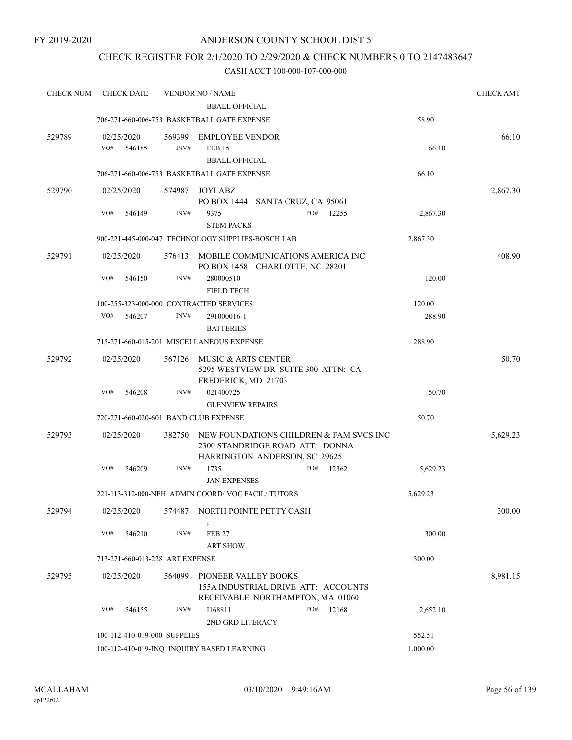FY 2019-2020

# ANDERSON COUNTY SCHOOL DIST 5

## CHECK REGISTER FOR 2/1/2020 TO 2/29/2020 & CHECK NUMBERS 0 TO 2147483647

CASH ACCT 100-000-107-000-000

| CHECK NUM | CHECK DATE | VENDOR NO / NAME | | CHECK AMT |
|---|---|---|---|---|
| | | BBALL OFFICIAL | | |
| | | 706-271-660-006-753 BASKETBALL GATE EXPENSE | 58.90 | |
| 529789 | 02/25/2020 | 569399 EMPLOYEE VENDOR | | 66.10 |
| | VO# 546185 | INV# FEB 15 | 66.10 | |
| | | BBALL OFFICIAL | | |
| | | 706-271-660-006-753 BASKETBALL GATE EXPENSE | 66.10 | |
| 529790 | 02/25/2020 | 574987 JOYLABZ<br>PO BOX 1444 SANTA CRUZ, CA 95061 | | 2,867.30 |
| | VO# 546149 | INV# 9375 PO# 12255 | 2,867.30 | |
| | | STEM PACKS | | |
| | | 900-221-445-000-047 TECHNOLOGY SUPPLIES-BOSCH LAB | 2,867.30 | |
| 529791 | 02/25/2020 | 576413 MOBILE COMMUNICATIONS AMERICA INC<br>PO BOX 1458 CHARLOTTE, NC 28201 | | 408.90 |
| | VO# 546150 | INV# 280000510 | 120.00 | |
| | | FIELD TECH | | |
| | | 100-255-323-000-000 CONTRACTED SERVICES | 120.00 | |
| | VO# 546207 | INV# 291000016-1 | 288.90 | |
| | | BATTERIES | | |
| | | 715-271-660-015-201 MISCELLANEOUS EXPENSE | 288.90 | |
| 529792 | 02/25/2020 | 567126 MUSIC & ARTS CENTER<br>5295 WESTVIEW DR SUITE 300 ATTN: CA<br>FREDERICK, MD 21703 | | 50.70 |
| | VO# 546208 | INV# 021400725 | 50.70 | |
| | | GLENVIEW REPAIRS | | |
| | | 720-271-660-020-601 BAND CLUB EXPENSE | 50.70 | |
| 529793 | 02/25/2020 | 382750 NEW FOUNDATIONS CHILDREN & FAM SVCS INC<br>2300 STANDRIDGE ROAD ATT: DONNA<br>HARRINGTON ANDERSON, SC 29625 | | 5,629.23 |
| | VO# 546209 | INV# 1735 PO# 12362 | 5,629.23 | |
| | | JAN EXPENSES | | |
| | | 221-113-312-000-NFH ADMIN COORD/ VOC FACIL/ TUTORS | 5,629.23 | |
| 529794 | 02/25/2020 | 574487 NORTH POINTE PETTY CASH<br>, | | 300.00 |
| | VO# 546210 | INV# FEB 27 | 300.00 | |
| | | ART SHOW | | |
| | | 713-271-660-013-228 ART EXPENSE | 300.00 | |
| 529795 | 02/25/2020 | 564099 PIONEER VALLEY BOOKS<br>155A INDUSTRIAL DRIVE ATT: ACCOUNTS<br>RECEIVABLE NORTHAMPTON, MA 01060 | | 8,981.15 |
| | VO# 546155 | INV# I168811 PO# 12168 | 2,652.10 | |
| | | 2ND GRD LITERACY | | |
| | | 100-112-410-019-000 SUPPLIES | 552.51 | |
| | | 100-112-410-019-INQ INQUIRY BASED LEARNING | 1,000.00 | |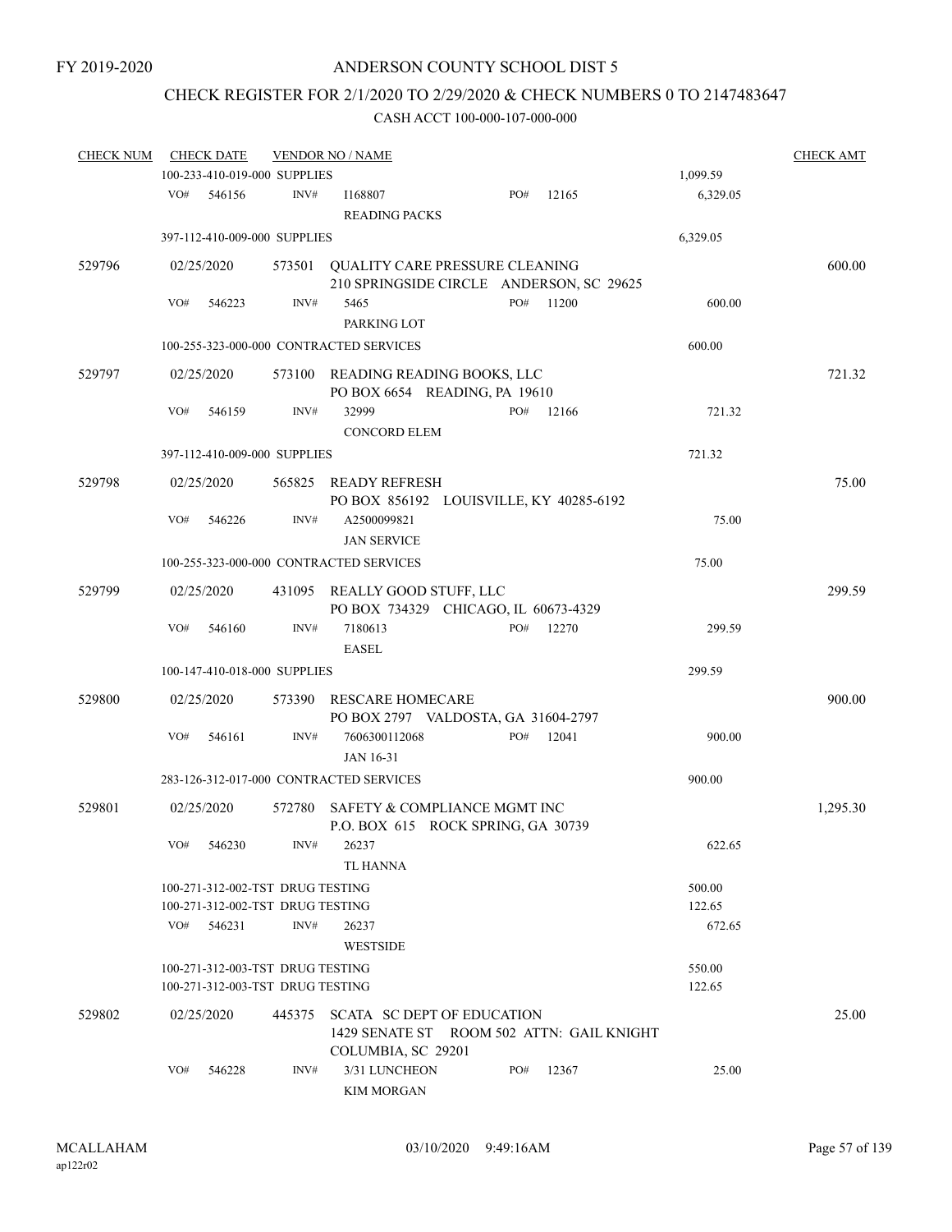FY 2019-2020

# ANDERSON COUNTY SCHOOL DIST 5

## CHECK REGISTER FOR 2/1/2020 TO 2/29/2020 & CHECK NUMBERS 0 TO 2147483647

### CASH ACCT 100-000-107-000-000

| CHECK NUM | CHECK DATE | VENDOR NO / NAME | | | CHECK AMT |
|---|---|---|---|---|---|
| | 100-233-410-019-000 SUPPLIES | | | 1,099.59 | |
| | VO# 546156 | INV# I168807 READING PACKS | PO# 12165 | 6,329.05 | |
| | 397-112-410-009-000 SUPPLIES | | | 6,329.05 | |
| 529796 | 02/25/2020 | 573501 QUALITY CARE PRESSURE CLEANING 210 SPRINGSIDE CIRCLE ANDERSON, SC 29625 | | | 600.00 |
| | VO# 546223 | INV# 5465 PARKING LOT | PO# 11200 | 600.00 | |
| | 100-255-323-000-000 CONTRACTED SERVICES | | | 600.00 | |
| 529797 | 02/25/2020 | 573100 READING READING BOOKS, LLC PO BOX 6654 READING, PA 19610 | | | 721.32 |
| | VO# 546159 | INV# 32999 CONCORD ELEM | PO# 12166 | 721.32 | |
| | 397-112-410-009-000 SUPPLIES | | | 721.32 | |
| 529798 | 02/25/2020 | 565825 READY REFRESH PO BOX 856192 LOUISVILLE, KY 40285-6192 | | | 75.00 |
| | VO# 546226 | INV# A2500099821 JAN SERVICE | | 75.00 | |
| | 100-255-323-000-000 CONTRACTED SERVICES | | | 75.00 | |
| 529799 | 02/25/2020 | 431095 REALLY GOOD STUFF, LLC PO BOX 734329 CHICAGO, IL 60673-4329 | | | 299.59 |
| | VO# 546160 | INV# 7180613 EASEL | PO# 12270 | 299.59 | |
| | 100-147-410-018-000 SUPPLIES | | | 299.59 | |
| 529800 | 02/25/2020 | 573390 RESCARE HOMECARE PO BOX 2797 VALDOSTA, GA 31604-2797 | | | 900.00 |
| | VO# 546161 | INV# 7606300112068 JAN 16-31 | PO# 12041 | 900.00 | |
| | 283-126-312-017-000 CONTRACTED SERVICES | | | 900.00 | |
| 529801 | 02/25/2020 | 572780 SAFETY & COMPLIANCE MGMT INC P.O. BOX 615 ROCK SPRING, GA 30739 | | | 1,295.30 |
| | VO# 546230 | INV# 26237 TL HANNA | | 622.65 | |
| | 100-271-312-002-TST DRUG TESTING | | | 500.00 | |
| | 100-271-312-002-TST DRUG TESTING | | | 122.65 | |
| | VO# 546231 | INV# 26237 WESTSIDE | | 672.65 | |
| | 100-271-312-003-TST DRUG TESTING | | | 550.00 | |
| | 100-271-312-003-TST DRUG TESTING | | | 122.65 | |
| 529802 | 02/25/2020 | 445375 SCATA SC DEPT OF EDUCATION 1429 SENATE ST ROOM 502 ATTN: GAIL KNIGHT COLUMBIA, SC 29201 | | | 25.00 |
| | VO# 546228 | INV# 3/31 LUNCHEON KIM MORGAN | PO# 12367 | 25.00 | |

MCALLAHAM ap122r02 03/10/2020 9:49:16AM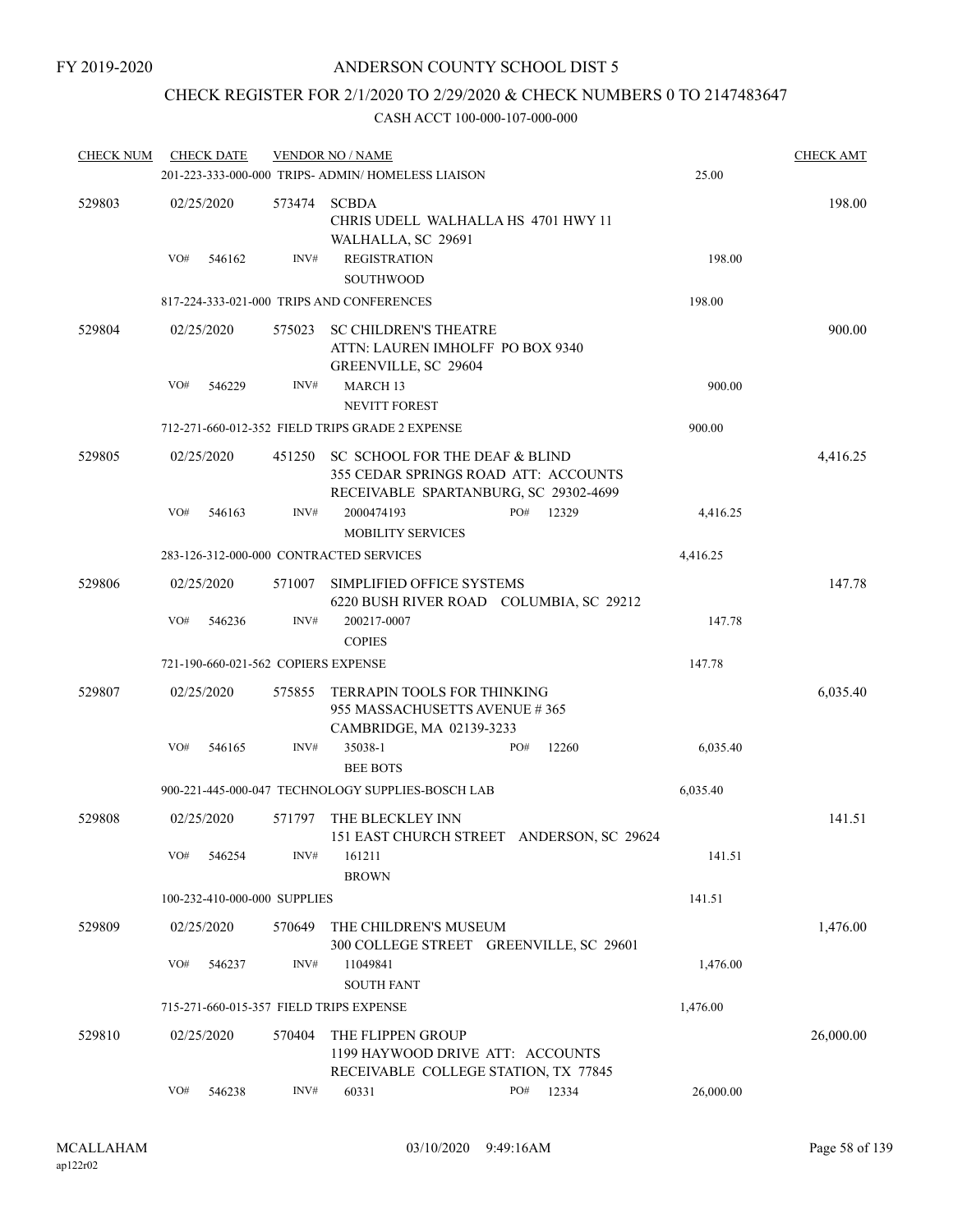FY 2019-2020

# ANDERSON COUNTY SCHOOL DIST 5

## CHECK REGISTER FOR 2/1/2020 TO 2/29/2020 & CHECK NUMBERS 0 TO 2147483647

CASH ACCT 100-000-107-000-000

| CHECK NUM | CHECK DATE | VENDOR NO / NAME | | | CHECK AMT |
|---|---|---|---|---|---|
| | | 201-223-333-000-000 TRIPS- ADMIN/ HOMELESS LIAISON | | 25.00 | |
| 529803 | 02/25/2020 | 573474 SCBDA<br>CHRIS UDELL WALHALLA HS 4701 HWY 11<br>WALHALLA, SC 29691 | | | 198.00 |
| | VO# 546162 | INV# REGISTRATION<br>SOUTHWOOD | | 198.00 | |
| | | 817-224-333-021-000 TRIPS AND CONFERENCES | | 198.00 | |
| 529804 | 02/25/2020 | 575023 SC CHILDREN'S THEATRE<br>ATTN: LAUREN IMHOLFF PO BOX 9340<br>GREENVILLE, SC 29604 | | | 900.00 |
| | VO# 546229 | INV# MARCH 13<br>NEVITT FOREST | | 900.00 | |
| | | 712-271-660-012-352 FIELD TRIPS GRADE 2 EXPENSE | | 900.00 | |
| 529805 | 02/25/2020 | 451250 SC SCHOOL FOR THE DEAF & BLIND<br>355 CEDAR SPRINGS ROAD ATT: ACCOUNTS<br>RECEIVABLE SPARTANBURG, SC 29302-4699 | | | 4,416.25 |
| | VO# 546163 | INV# 2000474193<br>MOBILITY SERVICES | PO# 12329 | 4,416.25 | |
| | | 283-126-312-000-000 CONTRACTED SERVICES | | 4,416.25 | |
| 529806 | 02/25/2020 | 571007 SIMPLIFIED OFFICE SYSTEMS<br>6220 BUSH RIVER ROAD COLUMBIA, SC 29212 | | | 147.78 |
| | VO# 546236 | INV# 200217-0007<br>COPIES | | 147.78 | |
| | | 721-190-660-021-562 COPIERS EXPENSE | | 147.78 | |
| 529807 | 02/25/2020 | 575855 TERRAPIN TOOLS FOR THINKING<br>955 MASSACHUSETTS AVENUE # 365<br>CAMBRIDGE, MA 02139-3233 | | | 6,035.40 |
| | VO# 546165 | INV# 35038-1<br>BEE BOTS | PO# 12260 | 6,035.40 | |
| | | 900-221-445-000-047 TECHNOLOGY SUPPLIES-BOSCH LAB | | 6,035.40 | |
| 529808 | 02/25/2020 | 571797 THE BLECKLEY INN<br>151 EAST CHURCH STREET ANDERSON, SC 29624 | | | 141.51 |
| | VO# 546254 | INV# 161211<br>BROWN | | 141.51 | |
| | | 100-232-410-000-000 SUPPLIES | | 141.51 | |
| 529809 | 02/25/2020 | 570649 THE CHILDREN'S MUSEUM<br>300 COLLEGE STREET GREENVILLE, SC 29601 | | | 1,476.00 |
| | VO# 546237 | INV# 11049841<br>SOUTH FANT | | 1,476.00 | |
| | | 715-271-660-015-357 FIELD TRIPS EXPENSE | | 1,476.00 | |
| 529810 | 02/25/2020 | 570404 THE FLIPPEN GROUP<br>1199 HAYWOOD DRIVE ATT: ACCOUNTS<br>RECEIVABLE COLLEGE STATION, TX 77845 | | | 26,000.00 |
| | VO# 546238 | INV# 60331 | PO# 12334 | 26,000.00 | |

MCALLAHAM ap122r02 03/10/2020 9:49:16AM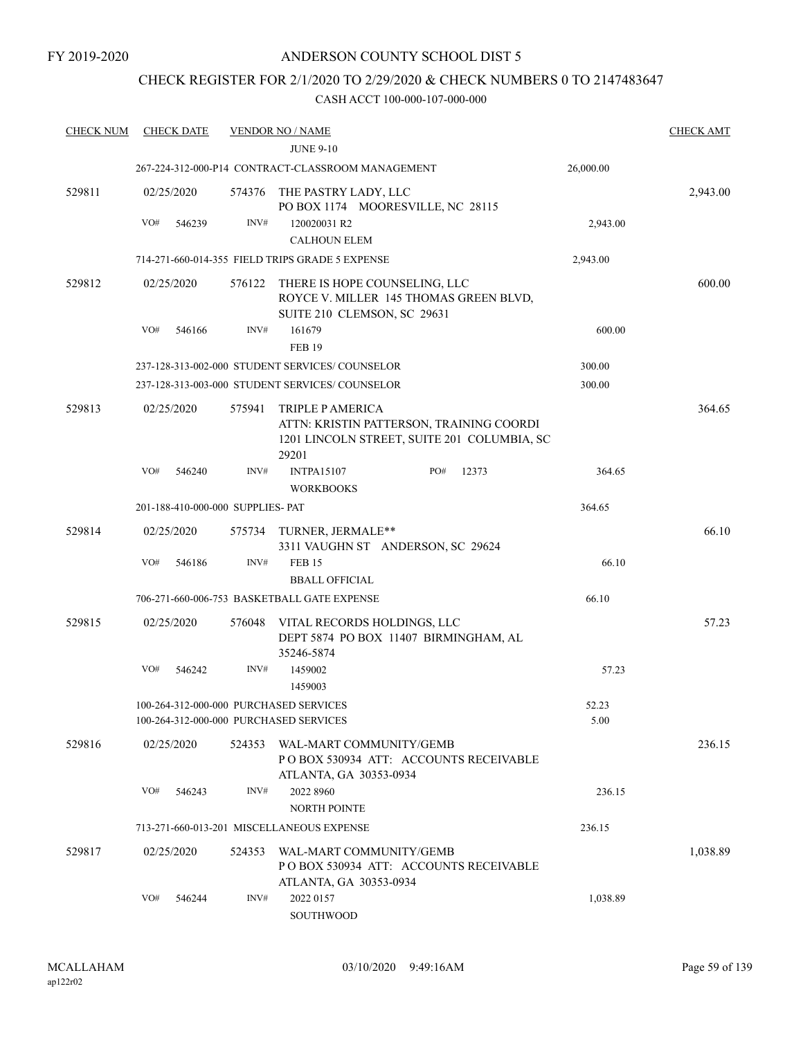FY 2019-2020

# ANDERSON COUNTY SCHOOL DIST 5

## CHECK REGISTER FOR 2/1/2020 TO 2/29/2020 & CHECK NUMBERS 0 TO 2147483647

### CASH ACCT 100-000-107-000-000

| CHECK NUM | CHECK DATE | VENDOR NO / NAME | | CHECK AMT |
|---|---|---|---|---|
| | | JUNE 9-10 | | |
| | | 267-224-312-000-P14 CONTRACT-CLASSROOM MANAGEMENT | 26,000.00 | |
| 529811 | 02/25/2020 | 574376 THE PASTRY LADY, LLC<br>PO BOX 1174 MOORESVILLE, NC 28115 | | 2,943.00 |
| | VO# 546239 | INV# 120020031 R2<br>CALHOUN ELEM | 2,943.00 | |
| | | 714-271-660-014-355 FIELD TRIPS GRADE 5 EXPENSE | 2,943.00 | |
| 529812 | 02/25/2020 | 576122 THERE IS HOPE COUNSELING, LLC<br>ROYCE V. MILLER 145 THOMAS GREEN BLVD, SUITE 210 CLEMSON, SC 29631 | | 600.00 |
| | VO# 546166 | INV# 161679<br>FEB 19 | 600.00 | |
| | | 237-128-313-002-000 STUDENT SERVICES/ COUNSELOR | 300.00 | |
| | | 237-128-313-003-000 STUDENT SERVICES/ COUNSELOR | 300.00 | |
| 529813 | 02/25/2020 | 575941 TRIPLE P AMERICA<br>ATTN: KRISTIN PATTERSON, TRAINING COORDI 1201 LINCOLN STREET, SUITE 201 COLUMBIA, SC 29201 | | 364.65 |
| | VO# 546240 | INV# INTPA15107 PO# 12373<br>WORKBOOKS | 364.65 | |
| | | 201-188-410-000-000 SUPPLIES- PAT | 364.65 | |
| 529814 | 02/25/2020 | 575734 TURNER, JERMALE**<br>3311 VAUGHN ST ANDERSON, SC 29624 | | 66.10 |
| | VO# 546186 | INV# FEB 15<br>BBALL OFFICIAL | 66.10 | |
| | | 706-271-660-006-753 BASKETBALL GATE EXPENSE | 66.10 | |
| 529815 | 02/25/2020 | 576048 VITAL RECORDS HOLDINGS, LLC<br>DEPT 5874 PO BOX 11407 BIRMINGHAM, AL 35246-5874 | | 57.23 |
| | VO# 546242 | INV# 1459002<br>1459003 | 57.23 | |
| | | 100-264-312-000-000 PURCHASED SERVICES | 52.23 | |
| | | 100-264-312-000-000 PURCHASED SERVICES | 5.00 | |
| 529816 | 02/25/2020 | 524353 WAL-MART COMMUNITY/GEMB<br>P O BOX 530934 ATT: ACCOUNTS RECEIVABLE ATLANTA, GA 30353-0934 | | 236.15 |
| | VO# 546243 | INV# 2022 8960<br>NORTH POINTE | 236.15 | |
| | | 713-271-660-013-201 MISCELLANEOUS EXPENSE | 236.15 | |
| 529817 | 02/25/2020 | 524353 WAL-MART COMMUNITY/GEMB<br>P O BOX 530934 ATT: ACCOUNTS RECEIVABLE ATLANTA, GA 30353-0934 | | 1,038.89 |
| | VO# 546244 | INV# 2022 0157<br>SOUTHWOOD | 1,038.89 | |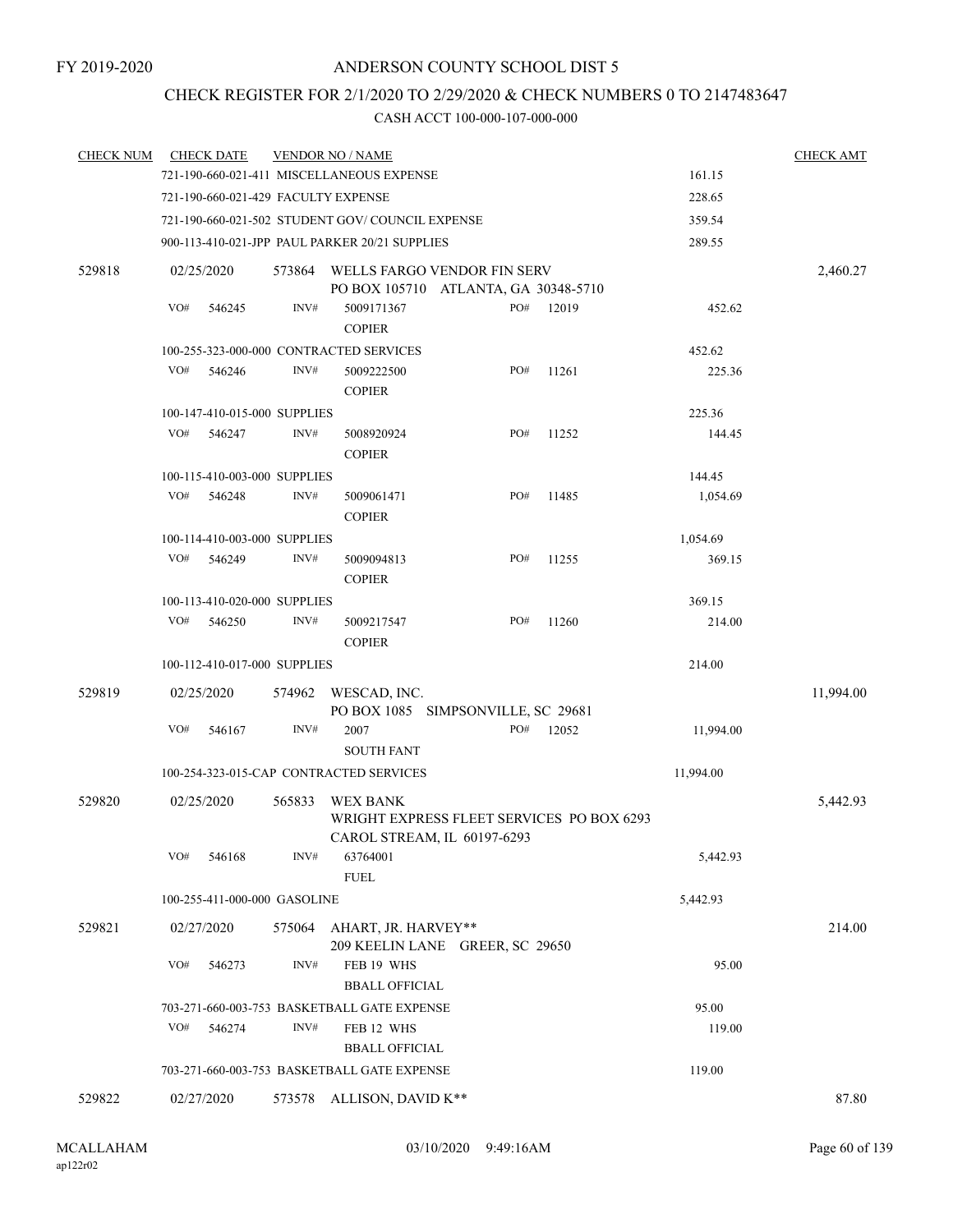FY 2019-2020

# ANDERSON COUNTY SCHOOL DIST 5

## CHECK REGISTER FOR 2/1/2020 TO 2/29/2020 & CHECK NUMBERS 0 TO 2147483647

### CASH ACCT 100-000-107-000-000

| CHECK NUM | CHECK DATE | VENDOR NO / NAME | | | CHECK AMT |
|---|---|---|---|---|---|
| | 721-190-660-021-411 MISCELLANEOUS EXPENSE | | | 161.15 | |
| | 721-190-660-021-429 FACULTY EXPENSE | | | 228.65 | |
| | 721-190-660-021-502 STUDENT GOV/ COUNCIL EXPENSE | | | 359.54 | |
| | 900-113-410-021-JPP PAUL PARKER 20/21 SUPPLIES | | | 289.55 | |
| 529818 | 02/25/2020 | 573864 WELLS FARGO VENDOR FIN SERV<br>PO BOX 105710 ATLANTA, GA 30348-5710 | | | 2,460.27 |
| | VO# 546245 | INV# 5009171367<br>COPIER | PO# 12019 | 452.62 | |
| | 100-255-323-000-000 CONTRACTED SERVICES | | | 452.62 | |
| | VO# 546246 | INV# 5009222500<br>COPIER | PO# 11261 | 225.36 | |
| | 100-147-410-015-000 SUPPLIES | | | 225.36 | |
| | VO# 546247 | INV# 5008920924<br>COPIER | PO# 11252 | 144.45 | |
| | 100-115-410-003-000 SUPPLIES | | | 144.45 | |
| | VO# 546248 | INV# 5009061471<br>COPIER | PO# 11485 | 1,054.69 | |
| | 100-114-410-003-000 SUPPLIES | | | 1,054.69 | |
| | VO# 546249 | INV# 5009094813<br>COPIER | PO# 11255 | 369.15 | |
| | 100-113-410-020-000 SUPPLIES | | | 369.15 | |
| | VO# 546250 | INV# 5009217547<br>COPIER | PO# 11260 | 214.00 | |
| | 100-112-410-017-000 SUPPLIES | | | 214.00 | |
| 529819 | 02/25/2020 | 574962 WESCAD, INC.<br>PO BOX 1085 SIMPSONVILLE, SC 29681 | | | 11,994.00 |
| | VO# 546167 | INV# 2007<br>SOUTH FANT | PO# 12052 | 11,994.00 | |
| | 100-254-323-015-CAP CONTRACTED SERVICES | | | 11,994.00 | |
| 529820 | 02/25/2020 | 565833 WEX BANK<br>WRIGHT EXPRESS FLEET SERVICES PO BOX 6293<br>CAROL STREAM, IL 60197-6293 | | | 5,442.93 |
| | VO# 546168 | INV# 63764001<br>FUEL | | 5,442.93 | |
| | 100-255-411-000-000 GASOLINE | | | 5,442.93 | |
| 529821 | 02/27/2020 | 575064 AHART, JR. HARVEY**<br>209 KEELIN LANE GREER, SC 29650 | | | 214.00 |
| | VO# 546273 | INV# FEB 19 WHS<br>BBALL OFFICIAL | | 95.00 | |
| | 703-271-660-003-753 BASKETBALL GATE EXPENSE | | | 95.00 | |
| | VO# 546274 | INV# FEB 12 WHS<br>BBALL OFFICIAL | | 119.00 | |
| | 703-271-660-003-753 BASKETBALL GATE EXPENSE | | | 119.00 | |
| 529822 | 02/27/2020 | 573578 ALLISON, DAVID K** | | | 87.80 |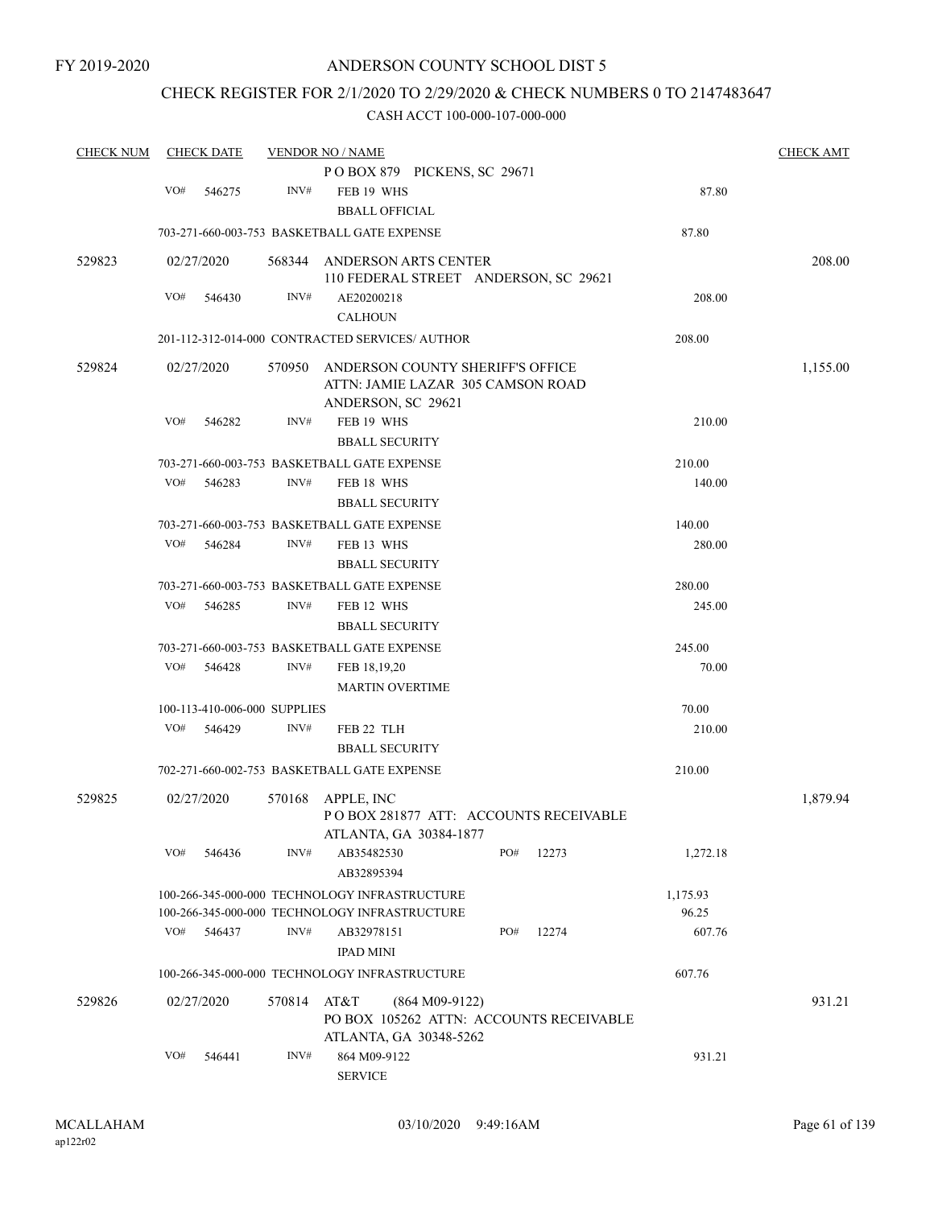FY 2019-2020

# ANDERSON COUNTY SCHOOL DIST 5

## CHECK REGISTER FOR 2/1/2020 TO 2/29/2020 & CHECK NUMBERS 0 TO 2147483647

### CASH ACCT 100-000-107-000-000

| CHECK NUM | CHECK DATE | VENDOR NO / NAME | | CHECK AMT |
|---|---|---|---|---|
| | | P O BOX 879 PICKENS, SC 29671 | | |
| | VO# 546275 | INV# FEB 19 WHS<br>BBALL OFFICIAL | 87.80 | |
| | | 703-271-660-003-753 BASKETBALL GATE EXPENSE | 87.80 | |
| 529823 | 02/27/2020 | 568344 ANDERSON ARTS CENTER<br>110 FEDERAL STREET ANDERSON, SC 29621 | | 208.00 |
| | VO# 546430 | INV# AE20200218<br>CALHOUN | 208.00 | |
| | | 201-112-312-014-000 CONTRACTED SERVICES/ AUTHOR | 208.00 | |
| 529824 | 02/27/2020 | 570950 ANDERSON COUNTY SHERIFF'S OFFICE<br>ATTN: JAMIE LAZAR 305 CAMSON ROAD<br>ANDERSON, SC 29621 | | 1,155.00 |
| | VO# 546282 | INV# FEB 19 WHS<br>BBALL SECURITY | 210.00 | |
| | | 703-271-660-003-753 BASKETBALL GATE EXPENSE | 210.00 | |
| | VO# 546283 | INV# FEB 18 WHS<br>BBALL SECURITY | 140.00 | |
| | | 703-271-660-003-753 BASKETBALL GATE EXPENSE | 140.00 | |
| | VO# 546284 | INV# FEB 13 WHS<br>BBALL SECURITY | 280.00 | |
| | | 703-271-660-003-753 BASKETBALL GATE EXPENSE | 280.00 | |
| | VO# 546285 | INV# FEB 12 WHS<br>BBALL SECURITY | 245.00 | |
| | | 703-271-660-003-753 BASKETBALL GATE EXPENSE | 245.00 | |
| | VO# 546428 | INV# FEB 18,19,20<br>MARTIN OVERTIME | 70.00 | |
| | | 100-113-410-006-000 SUPPLIES | 70.00 | |
| | VO# 546429 | INV# FEB 22 TLH<br>BBALL SECURITY | 210.00 | |
| | | 702-271-660-002-753 BASKETBALL GATE EXPENSE | 210.00 | |
| 529825 | 02/27/2020 | 570168 APPLE, INC<br>P O BOX 281877 ATT: ACCOUNTS RECEIVABLE<br>ATLANTA, GA 30384-1877 | | 1,879.94 |
| | VO# 546436 | INV# AB35482530 PO# 12273<br>AB32895394 | 1,272.18 | |
| | | 100-266-345-000-000 TECHNOLOGY INFRASTRUCTURE | 1,175.93 | |
| | | 100-266-345-000-000 TECHNOLOGY INFRASTRUCTURE | 96.25 | |
| | VO# 546437 | INV# AB32978151 PO# 12274<br>IPAD MINI | 607.76 | |
| | | 100-266-345-000-000 TECHNOLOGY INFRASTRUCTURE | 607.76 | |
| 529826 | 02/27/2020 | 570814 AT&T (864 M09-9122)<br>PO BOX 105262 ATTN: ACCOUNTS RECEIVABLE<br>ATLANTA, GA 30348-5262 | | 931.21 |
| | VO# 546441 | INV# 864 M09-9122<br>SERVICE | 931.21 | |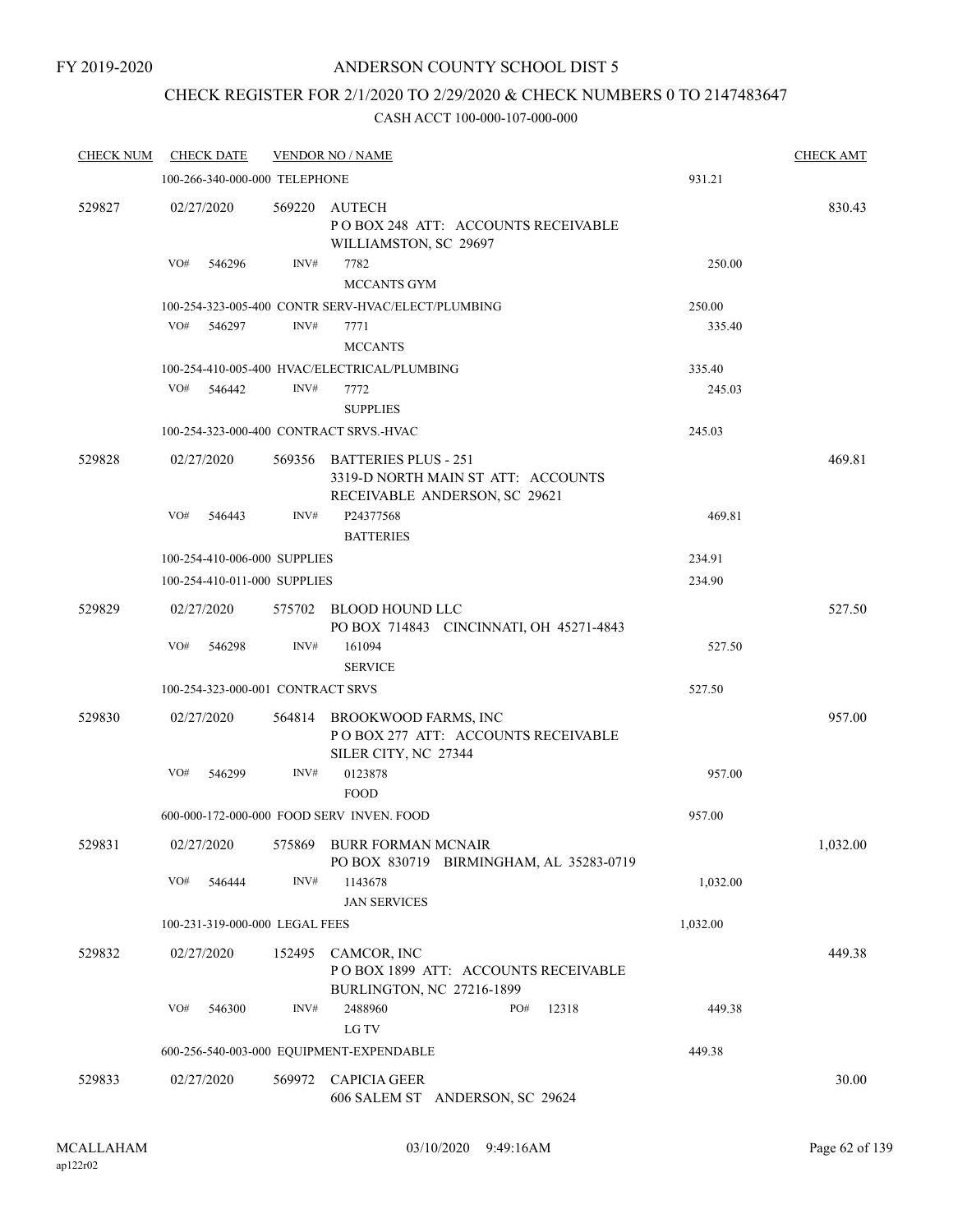FY 2019-2020

# ANDERSON COUNTY SCHOOL DIST 5

## CHECK REGISTER FOR 2/1/2020 TO 2/29/2020 & CHECK NUMBERS 0 TO 2147483647

### CASH ACCT 100-000-107-000-000

| CHECK NUM | CHECK DATE | VENDOR NO / NAME | | CHECK AMT |
|---|---|---|---|---|
| | 100-266-340-000-000 TELEPHONE | | 931.21 | |
| 529827 | 02/27/2020 | 569220 AUTECH<br>P O BOX 248 ATT: ACCOUNTS RECEIVABLE<br>WILLIAMSTON, SC 29697 | | 830.43 |
| | VO# 546296 | INV# 7782<br>MCCANTS GYM | 250.00 | |
| | 100-254-323-005-400 CONTR SERV-HVAC/ELECT/PLUMBING | | 250.00 | |
| | VO# 546297 | INV# 7771<br>MCCANTS | 335.40 | |
| | 100-254-410-005-400 HVAC/ELECTRICAL/PLUMBING | | 335.40 | |
| | VO# 546442 | INV# 7772<br>SUPPLIES | 245.03 | |
| | 100-254-323-000-400 CONTRACT SRVS.-HVAC | | 245.03 | |
| 529828 | 02/27/2020 | 569356 BATTERIES PLUS - 251<br>3319-D NORTH MAIN ST ATT: ACCOUNTS<br>RECEIVABLE ANDERSON, SC 29621 | | 469.81 |
| | VO# 546443 | INV# P24377568<br>BATTERIES | 469.81 | |
| | 100-254-410-006-000 SUPPLIES | | 234.91 | |
| | 100-254-410-011-000 SUPPLIES | | 234.90 | |
| 529829 | 02/27/2020 | 575702 BLOOD HOUND LLC<br>PO BOX 714843 CINCINNATI, OH 45271-4843 | | 527.50 |
| | VO# 546298 | INV# 161094<br>SERVICE | 527.50 | |
| | 100-254-323-000-001 CONTRACT SRVS | | 527.50 | |
| 529830 | 02/27/2020 | 564814 BROOKWOOD FARMS, INC<br>P O BOX 277 ATT: ACCOUNTS RECEIVABLE<br>SILER CITY, NC 27344 | | 957.00 |
| | VO# 546299 | INV# 0123878<br>FOOD | 957.00 | |
| | 600-000-172-000-000 FOOD SERV INVEN. FOOD | | 957.00 | |
| 529831 | 02/27/2020 | 575869 BURR FORMAN MCNAIR<br>PO BOX 830719 BIRMINGHAM, AL 35283-0719 | | 1,032.00 |
| | VO# 546444 | INV# 1143678<br>JAN SERVICES | 1,032.00 | |
| | 100-231-319-000-000 LEGAL FEES | | 1,032.00 | |
| 529832 | 02/27/2020 | 152495 CAMCOR, INC<br>P O BOX 1899 ATT: ACCOUNTS RECEIVABLE<br>BURLINGTON, NC 27216-1899 | | 449.38 |
| | VO# 546300 | INV# 2488960 PO# 12318<br>LG TV | 449.38 | |
| | 600-256-540-003-000 EQUIPMENT-EXPENDABLE | | 449.38 | |
| 529833 | 02/27/2020 | 569972 CAPICIA GEER<br>606 SALEM ST ANDERSON, SC 29624 | | 30.00 |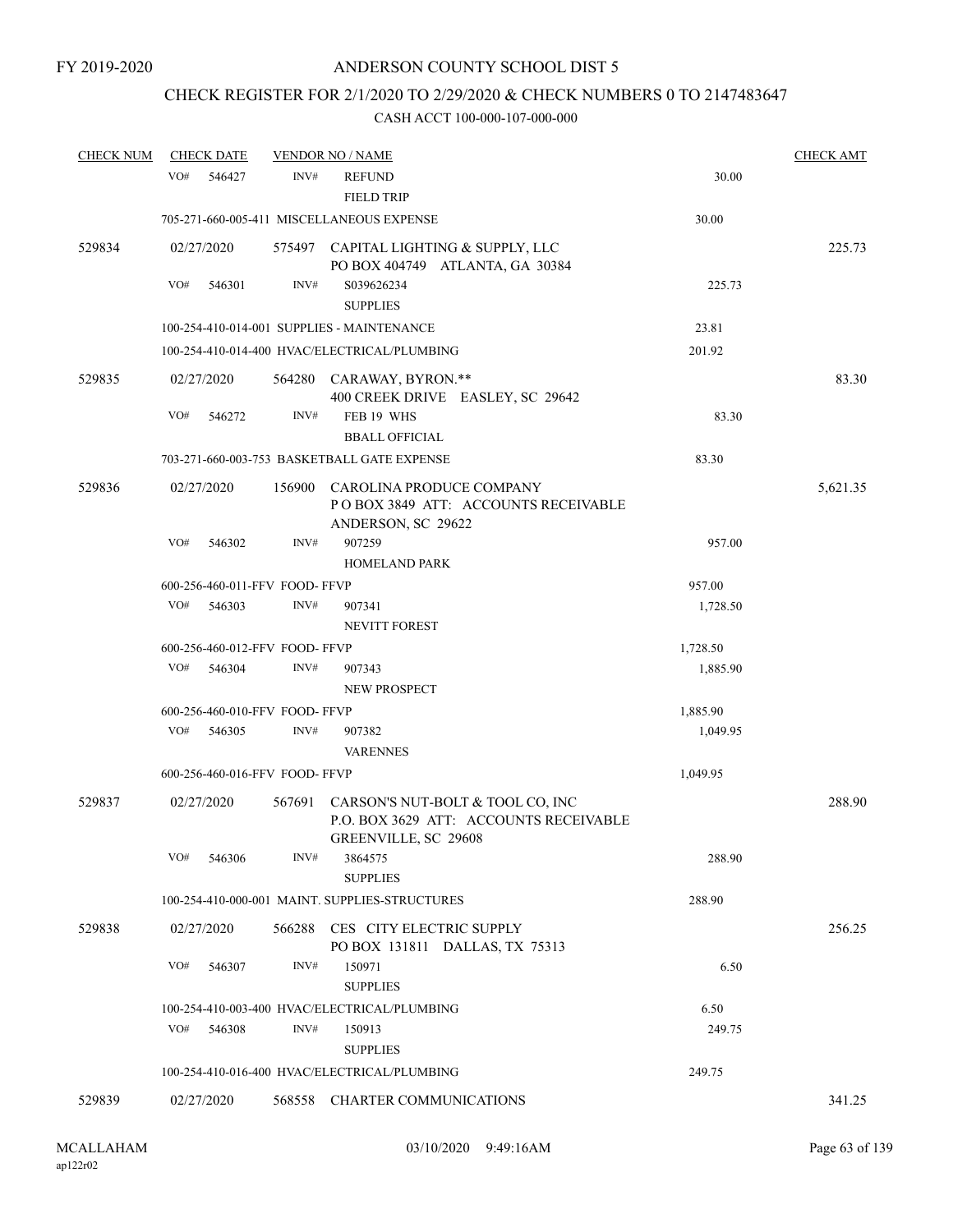FY 2019-2020

# ANDERSON COUNTY SCHOOL DIST 5

## CHECK REGISTER FOR 2/1/2020 TO 2/29/2020 & CHECK NUMBERS 0 TO 2147483647

CASH ACCT 100-000-107-000-000

| CHECK NUM | CHECK DATE | VENDOR NO / NAME | | CHECK AMT |
|---|---|---|---|---|
| | VO# 546427 | INV# REFUND<br>FIELD TRIP | 30.00 | |
| | 705-271-660-005-411 MISCELLANEOUS EXPENSE | | 30.00 | |
| 529834 | 02/27/2020 | 575497 CAPITAL LIGHTING & SUPPLY, LLC<br>PO BOX 404749 ATLANTA, GA 30384 | | 225.73 |
| | VO# 546301 | INV# S039626234<br>SUPPLIES | 225.73 | |
| | 100-254-410-014-001 SUPPLIES - MAINTENANCE | | 23.81 | |
| | 100-254-410-014-400 HVAC/ELECTRICAL/PLUMBING | | 201.92 | |
| 529835 | 02/27/2020 | 564280 CARAWAY, BYRON.**<br>400 CREEK DRIVE EASLEY, SC 29642 | | 83.30 |
| | VO# 546272 | INV# FEB 19 WHS<br>BBALL OFFICIAL | 83.30 | |
| | 703-271-660-003-753 BASKETBALL GATE EXPENSE | | 83.30 | |
| 529836 | 02/27/2020 | 156900 CAROLINA PRODUCE COMPANY<br>P O BOX 3849 ATT: ACCOUNTS RECEIVABLE<br>ANDERSON, SC 29622 | | 5,621.35 |
| | VO# 546302 | INV# 907259<br>HOMELAND PARK | 957.00 | |
| | 600-256-460-011-FFV FOOD- FFVP | | 957.00 | |
| | VO# 546303 | INV# 907341<br>NEVITT FOREST | 1,728.50 | |
| | 600-256-460-012-FFV FOOD- FFVP | | 1,728.50 | |
| | VO# 546304 | INV# 907343<br>NEW PROSPECT | 1,885.90 | |
| | 600-256-460-010-FFV FOOD- FFVP | | 1,885.90 | |
| | VO# 546305 | INV# 907382<br>VARENNES | 1,049.95 | |
| | 600-256-460-016-FFV FOOD- FFVP | | 1,049.95 | |
| 529837 | 02/27/2020 | 567691 CARSON'S NUT-BOLT & TOOL CO, INC<br>P.O. BOX 3629 ATT: ACCOUNTS RECEIVABLE<br>GREENVILLE, SC 29608 | | 288.90 |
| | VO# 546306 | INV# 3864575<br>SUPPLIES | 288.90 | |
| | 100-254-410-000-001 MAINT. SUPPLIES-STRUCTURES | | 288.90 | |
| 529838 | 02/27/2020 | 566288 CES CITY ELECTRIC SUPPLY<br>PO BOX 131811 DALLAS, TX 75313 | | 256.25 |
| | VO# 546307 | INV# 150971<br>SUPPLIES | 6.50 | |
| | 100-254-410-003-400 HVAC/ELECTRICAL/PLUMBING | | 6.50 | |
| | VO# 546308 | INV# 150913<br>SUPPLIES | 249.75 | |
| | 100-254-410-016-400 HVAC/ELECTRICAL/PLUMBING | | 249.75 | |
| 529839 | 02/27/2020 | 568558 CHARTER COMMUNICATIONS | | 341.25 |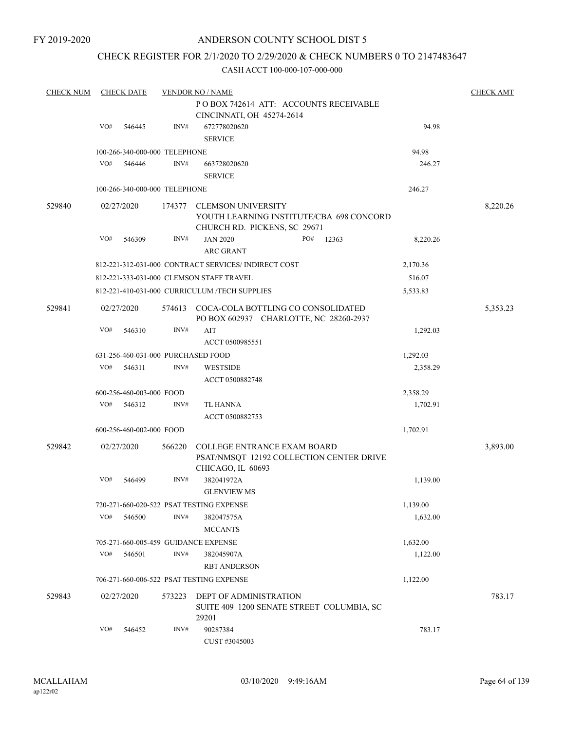FY 2019-2020

# ANDERSON COUNTY SCHOOL DIST 5

## CHECK REGISTER FOR 2/1/2020 TO 2/29/2020 & CHECK NUMBERS 0 TO 2147483647

CASH ACCT 100-000-107-000-000

| CHECK NUM | CHECK DATE | VENDOR NO / NAME | | CHECK AMT |
|---|---|---|---|---|
| | | P O BOX 742614 ATT: ACCOUNTS RECEIVABLE CINCINNATI, OH 45274-2614 | | |
| | VO# 546445 | INV# 672778020620 SERVICE | 94.98 | |
| | 100-266-340-000-000 TELEPHONE | | 94.98 | |
| | VO# 546446 | INV# 663728020620 SERVICE | 246.27 | |
| | 100-266-340-000-000 TELEPHONE | | 246.27 | |
| 529840 | 02/27/2020 | 174377 CLEMSON UNIVERSITY YOUTH LEARNING INSTITUTE/CBA 698 CONCORD CHURCH RD. PICKENS, SC 29671 | | 8,220.26 |
| | VO# 546309 | INV# JAN 2020 PO# 12363 ARC GRANT | 8,220.26 | |
| | 812-221-312-031-000 CONTRACT SERVICES/ INDIRECT COST | | 2,170.36 | |
| | 812-221-333-031-000 CLEMSON STAFF TRAVEL | | 516.07 | |
| | 812-221-410-031-000 CURRICULUM /TECH SUPPLIES | | 5,533.83 | |
| 529841 | 02/27/2020 | 574613 COCA-COLA BOTTLING CO CONSOLIDATED PO BOX 602937 CHARLOTTE, NC 28260-2937 | | 5,353.23 |
| | VO# 546310 | INV# AIT ACCT 0500985551 | 1,292.03 | |
| | 631-256-460-031-000 PURCHASED FOOD | | 1,292.03 | |
| | VO# 546311 | INV# WESTSIDE ACCT 0500882748 | 2,358.29 | |
| | 600-256-460-003-000 FOOD | | 2,358.29 | |
| | VO# 546312 | INV# TL HANNA ACCT 0500882753 | 1,702.91 | |
| | 600-256-460-002-000 FOOD | | 1,702.91 | |
| 529842 | 02/27/2020 | 566220 COLLEGE ENTRANCE EXAM BOARD PSAT/NMSQT 12192 COLLECTION CENTER DRIVE CHICAGO, IL 60693 | | 3,893.00 |
| | VO# 546499 | INV# 382041972A GLENVIEW MS | 1,139.00 | |
| | 720-271-660-020-522 PSAT TESTING EXPENSE | | 1,139.00 | |
| | VO# 546500 | INV# 382047575A MCCANTS | 1,632.00 | |
| | 705-271-660-005-459 GUIDANCE EXPENSE | | 1,632.00 | |
| | VO# 546501 | INV# 382045907A RBT ANDERSON | 1,122.00 | |
| | 706-271-660-006-522 PSAT TESTING EXPENSE | | 1,122.00 | |
| 529843 | 02/27/2020 | 573223 DEPT OF ADMINISTRATION SUITE 409 1200 SENATE STREET COLUMBIA, SC 29201 | | 783.17 |
| | VO# 546452 | INV# 90287384 CUST #3045003 | 783.17 | |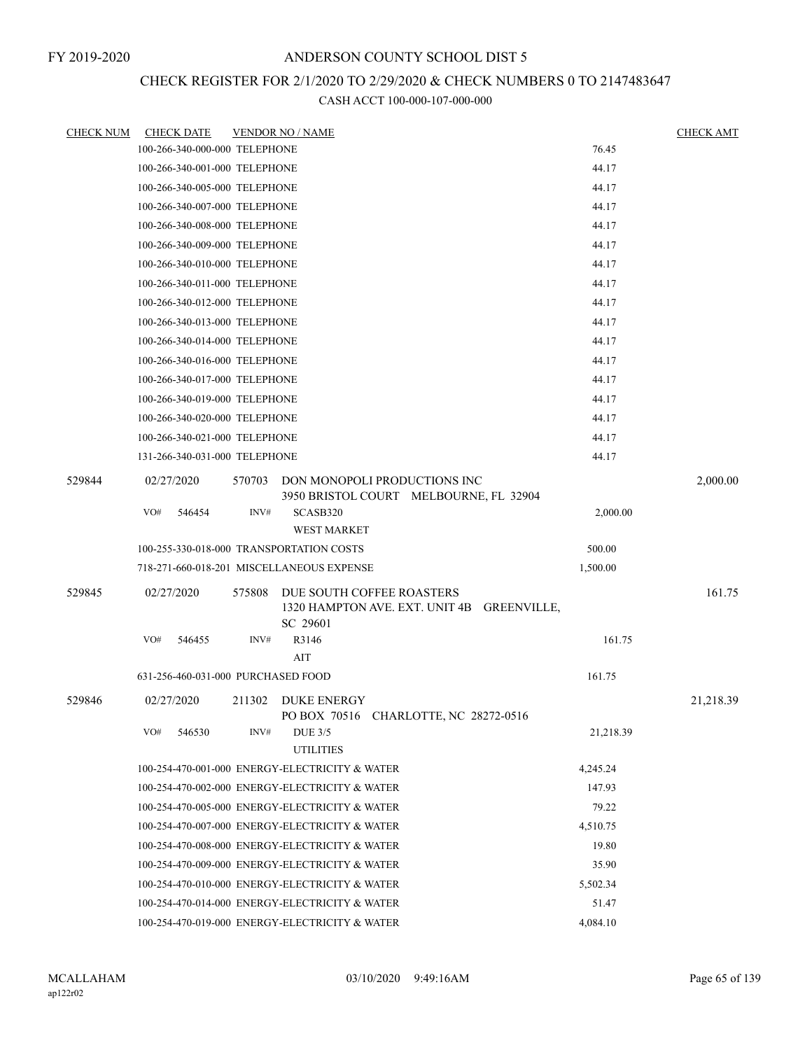FY 2019-2020

# ANDERSON COUNTY SCHOOL DIST 5

## CHECK REGISTER FOR 2/1/2020 TO 2/29/2020 & CHECK NUMBERS 0 TO 2147483647

### CASH ACCT 100-000-107-000-000

| CHECK NUM | CHECK DATE | VENDOR NO / NAME | | CHECK AMT |
|---|---|---|---|---|
| | 100-266-340-000-000 TELEPHONE | | 76.45 | |
| | 100-266-340-001-000 TELEPHONE | | 44.17 | |
| | 100-266-340-005-000 TELEPHONE | | 44.17 | |
| | 100-266-340-007-000 TELEPHONE | | 44.17 | |
| | 100-266-340-008-000 TELEPHONE | | 44.17 | |
| | 100-266-340-009-000 TELEPHONE | | 44.17 | |
| | 100-266-340-010-000 TELEPHONE | | 44.17 | |
| | 100-266-340-011-000 TELEPHONE | | 44.17 | |
| | 100-266-340-012-000 TELEPHONE | | 44.17 | |
| | 100-266-340-013-000 TELEPHONE | | 44.17 | |
| | 100-266-340-014-000 TELEPHONE | | 44.17 | |
| | 100-266-340-016-000 TELEPHONE | | 44.17 | |
| | 100-266-340-017-000 TELEPHONE | | 44.17 | |
| | 100-266-340-019-000 TELEPHONE | | 44.17 | |
| | 100-266-340-020-000 TELEPHONE | | 44.17 | |
| | 100-266-340-021-000 TELEPHONE | | 44.17 | |
| | 131-266-340-031-000 TELEPHONE | | 44.17 | |
| 529844 | 02/27/2020 | 570703 DON MONOPOLI PRODUCTIONS INC<br>3950 BRISTOL COURT MELBOURNE, FL 32904 | | 2,000.00 |
| | VO# 546454 | INV# SCASB320<br>WEST MARKET | 2,000.00 | |
| | 100-255-330-018-000 TRANSPORTATION COSTS | | 500.00 | |
| | 718-271-660-018-201 MISCELLANEOUS EXPENSE | | 1,500.00 | |
| 529845 | 02/27/2020 | 575808 DUE SOUTH COFFEE ROASTERS<br>1320 HAMPTON AVE. EXT. UNIT 4B GREENVILLE, SC 29601 | | 161.75 |
| | VO# 546455 | INV# R3146<br>AIT | 161.75 | |
| | 631-256-460-031-000 PURCHASED FOOD | | 161.75 | |
| 529846 | 02/27/2020 | 211302 DUKE ENERGY<br>PO BOX 70516 CHARLOTTE, NC 28272-0516 | | 21,218.39 |
| | VO# 546530 | INV# DUE 3/5<br>UTILITIES | 21,218.39 | |
| | 100-254-470-001-000 ENERGY-ELECTRICITY & WATER | | 4,245.24 | |
| | 100-254-470-002-000 ENERGY-ELECTRICITY & WATER | | 147.93 | |
| | 100-254-470-005-000 ENERGY-ELECTRICITY & WATER | | 79.22 | |
| | 100-254-470-007-000 ENERGY-ELECTRICITY & WATER | | 4,510.75 | |
| | 100-254-470-008-000 ENERGY-ELECTRICITY & WATER | | 19.80 | |
| | 100-254-470-009-000 ENERGY-ELECTRICITY & WATER | | 35.90 | |
| | 100-254-470-010-000 ENERGY-ELECTRICITY & WATER | | 5,502.34 | |
| | 100-254-470-014-000 ENERGY-ELECTRICITY & WATER | | 51.47 | |
| | 100-254-470-019-000 ENERGY-ELECTRICITY & WATER | | 4,084.10 | |

MCALLAHAM
ap122r02

03/10/2020 9:49:16AM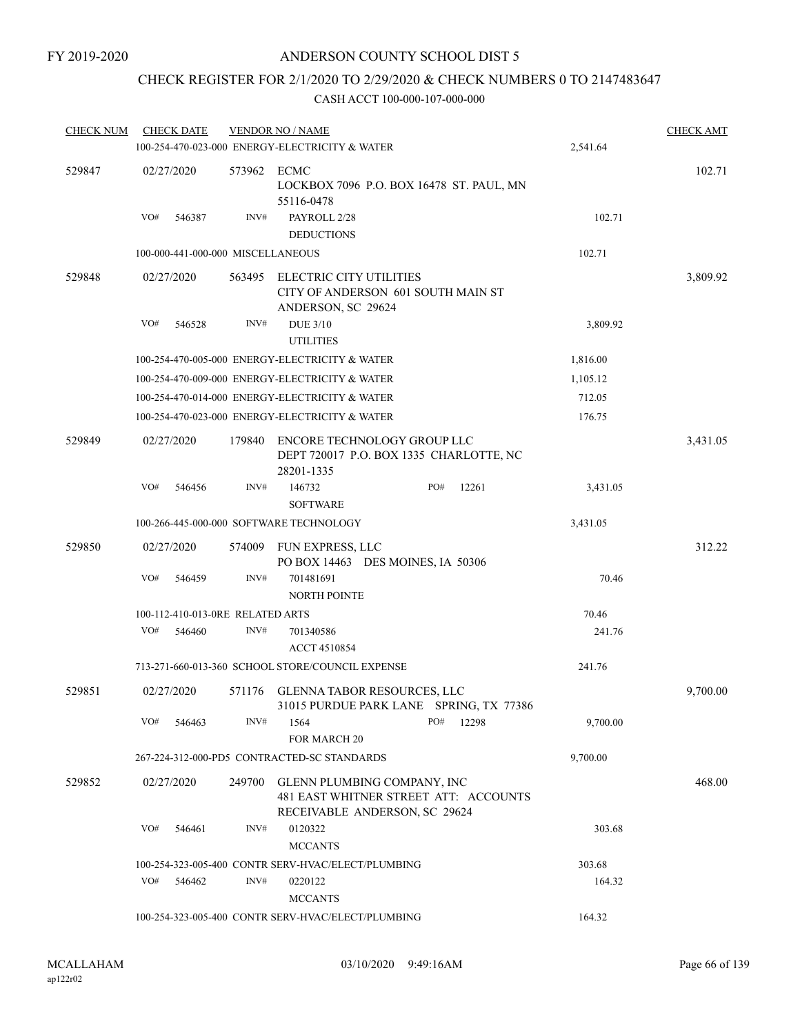FY 2019-2020

# ANDERSON COUNTY SCHOOL DIST 5

## CHECK REGISTER FOR 2/1/2020 TO 2/29/2020 & CHECK NUMBERS 0 TO 2147483647

CASH ACCT 100-000-107-000-000

| CHECK NUM | CHECK DATE | VENDOR NO / NAME | | CHECK AMT |
|---|---|---|---|---|
| | | 100-254-470-023-000 ENERGY-ELECTRICITY & WATER | 2,541.64 | |
| 529847 | 02/27/2020 | 573962 ECMC<br>LOCKBOX 7096 P.O. BOX 16478 ST. PAUL, MN 55116-0478 | | 102.71 |
| | VO# 546387 | INV# PAYROLL 2/28<br>DEDUCTIONS | 102.71 | |
| | | 100-000-441-000-000 MISCELLANEOUS | 102.71 | |
| 529848 | 02/27/2020 | 563495 ELECTRIC CITY UTILITIES<br>CITY OF ANDERSON 601 SOUTH MAIN ST ANDERSON, SC 29624 | | 3,809.92 |
| | VO# 546528 | INV# DUE 3/10<br>UTILITIES | 3,809.92 | |
| | | 100-254-470-005-000 ENERGY-ELECTRICITY & WATER | 1,816.00 | |
| | | 100-254-470-009-000 ENERGY-ELECTRICITY & WATER | 1,105.12 | |
| | | 100-254-470-014-000 ENERGY-ELECTRICITY & WATER | 712.05 | |
| | | 100-254-470-023-000 ENERGY-ELECTRICITY & WATER | 176.75 | |
| 529849 | 02/27/2020 | 179840 ENCORE TECHNOLOGY GROUP LLC<br>DEPT 720017 P.O. BOX 1335 CHARLOTTE, NC 28201-1335 | | 3,431.05 |
| | VO# 546456 | INV# 146732 PO# 12261<br>SOFTWARE | 3,431.05 | |
| | | 100-266-445-000-000 SOFTWARE TECHNOLOGY | 3,431.05 | |
| 529850 | 02/27/2020 | 574009 FUN EXPRESS, LLC<br>PO BOX 14463 DES MOINES, IA 50306 | | 312.22 |
| | VO# 546459 | INV# 701481691<br>NORTH POINTE | 70.46 | |
| | | 100-112-410-013-0RE RELATED ARTS | 70.46 | |
| | VO# 546460 | INV# 701340586<br>ACCT 4510854 | 241.76 | |
| | | 713-271-660-013-360 SCHOOL STORE/COUNCIL EXPENSE | 241.76 | |
| 529851 | 02/27/2020 | 571176 GLENNA TABOR RESOURCES, LLC<br>31015 PURDUE PARK LANE SPRING, TX 77386 | | 9,700.00 |
| | VO# 546463 | INV# 1564 PO# 12298<br>FOR MARCH 20 | 9,700.00 | |
| | | 267-224-312-000-PD5 CONTRACTED-SC STANDARDS | 9,700.00 | |
| 529852 | 02/27/2020 | 249700 GLENN PLUMBING COMPANY, INC<br>481 EAST WHITNER STREET ATT: ACCOUNTS RECEIVABLE ANDERSON, SC 29624 | | 468.00 |
| | VO# 546461 | INV# 0120322<br>MCCANTS | 303.68 | |
| | | 100-254-323-005-400 CONTR SERV-HVAC/ELECT/PLUMBING | 303.68 | |
| | VO# 546462 | INV# 0220122<br>MCCANTS | 164.32 | |
| | | 100-254-323-005-400 CONTR SERV-HVAC/ELECT/PLUMBING | 164.32 | |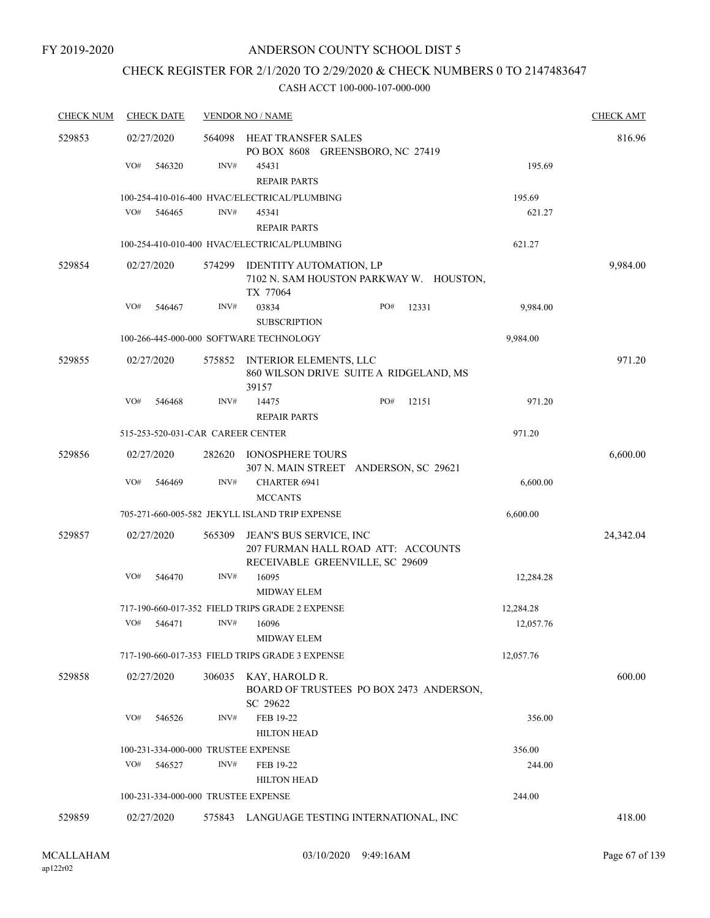FY 2019-2020

# ANDERSON COUNTY SCHOOL DIST 5

## CHECK REGISTER FOR 2/1/2020 TO 2/29/2020 & CHECK NUMBERS 0 TO 2147483647

### CASH ACCT 100-000-107-000-000

| CHECK NUM | CHECK DATE | VENDOR NO / NAME | | | CHECK AMT |
|---|---|---|---|---|---|
| 529853 | 02/27/2020 | 564098 HEAT TRANSFER SALES<br>PO BOX 8608 GREENSBORO, NC 27419 | | | 816.96 |
| | VO# 546320 | INV# 45431<br>REPAIR PARTS | | 195.69 | |
| | 100-254-410-016-400 HVAC/ELECTRICAL/PLUMBING | | | 195.69 | |
| | VO# 546465 | INV# 45341<br>REPAIR PARTS | | 621.27 | |
| | 100-254-410-010-400 HVAC/ELECTRICAL/PLUMBING | | | 621.27 | |
| 529854 | 02/27/2020 | 574299 IDENTITY AUTOMATION, LP<br>7102 N. SAM HOUSTON PARKWAY W. HOUSTON, TX 77064 | | | 9,984.00 |
| | VO# 546467 | INV# 03834<br>SUBSCRIPTION | PO# 12331 | 9,984.00 | |
| | 100-266-445-000-000 SOFTWARE TECHNOLOGY | | | 9,984.00 | |
| 529855 | 02/27/2020 | 575852 INTERIOR ELEMENTS, LLC<br>860 WILSON DRIVE SUITE A RIDGELAND, MS 39157 | | | 971.20 |
| | VO# 546468 | INV# 14475<br>REPAIR PARTS | PO# 12151 | 971.20 | |
| | 515-253-520-031-CAR CAREER CENTER | | | 971.20 | |
| 529856 | 02/27/2020 | 282620 IONOSPHERE TOURS<br>307 N. MAIN STREET ANDERSON, SC 29621 | | | 6,600.00 |
| | VO# 546469 | INV# CHARTER 6941<br>MCCANTS | | 6,600.00 | |
| | 705-271-660-005-582 JEKYLL ISLAND TRIP EXPENSE | | | 6,600.00 | |
| 529857 | 02/27/2020 | 565309 JEAN'S BUS SERVICE, INC<br>207 FURMAN HALL ROAD ATT: ACCOUNTS RECEIVABLE GREENVILLE, SC 29609 | | | 24,342.04 |
| | VO# 546470 | INV# 16095<br>MIDWAY ELEM | | 12,284.28 | |
| | 717-190-660-017-352 FIELD TRIPS GRADE 2 EXPENSE | | | 12,284.28 | |
| | VO# 546471 | INV# 16096<br>MIDWAY ELEM | | 12,057.76 | |
| | 717-190-660-017-353 FIELD TRIPS GRADE 3 EXPENSE | | | 12,057.76 | |
| 529858 | 02/27/2020 | 306035 KAY, HAROLD R.<br>BOARD OF TRUSTEES PO BOX 2473 ANDERSON, SC 29622 | | | 600.00 |
| | VO# 546526 | INV# FEB 19-22<br>HILTON HEAD | | 356.00 | |
| | 100-231-334-000-000 TRUSTEE EXPENSE | | | 356.00 | |
| | VO# 546527 | INV# FEB 19-22<br>HILTON HEAD | | 244.00 | |
| | 100-231-334-000-000 TRUSTEE EXPENSE | | | 244.00 | |
| 529859 | 02/27/2020 | 575843 LANGUAGE TESTING INTERNATIONAL, INC | | | 418.00 |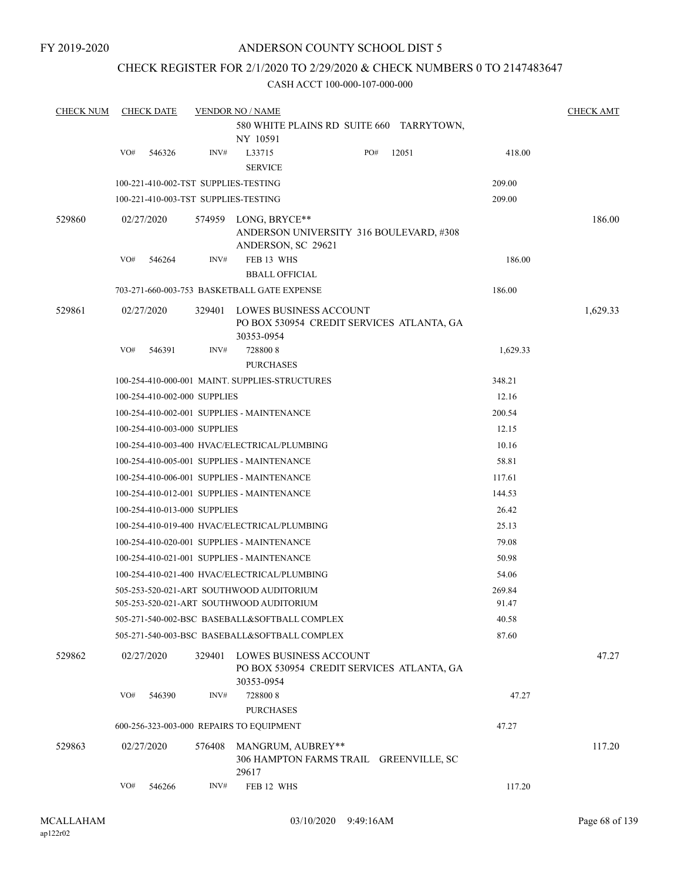FY 2019-2020

# ANDERSON COUNTY SCHOOL DIST 5

## CHECK REGISTER FOR 2/1/2020 TO 2/29/2020 & CHECK NUMBERS 0 TO 2147483647

CASH ACCT 100-000-107-000-000

| CHECK NUM | CHECK DATE | VENDOR NO / NAME | | CHECK AMT |
|---|---|---|---|---|
| | | 580 WHITE PLAINS RD SUITE 660 TARRYTOWN, NY 10591 | | |
| | VO# 546326 | INV# L33715 SERVICE PO# 12051 | 418.00 | |
| | | 100-221-410-002-TST SUPPLIES-TESTING | 209.00 | |
| | | 100-221-410-003-TST SUPPLIES-TESTING | 209.00 | |
| 529860 | 02/27/2020 | 574959 LONG, BRYCE** ANDERSON UNIVERSITY 316 BOULEVARD, #308 ANDERSON, SC 29621 | | 186.00 |
| | VO# 546264 | INV# FEB 13 WHS BBALL OFFICIAL | 186.00 | |
| | | 703-271-660-003-753 BASKETBALL GATE EXPENSE | 186.00 | |
| 529861 | 02/27/2020 | 329401 LOWES BUSINESS ACCOUNT PO BOX 530954 CREDIT SERVICES ATLANTA, GA 30353-0954 | | 1,629.33 |
| | VO# 546391 | INV# 728800 8 PURCHASES | 1,629.33 | |
| | | 100-254-410-000-001 MAINT. SUPPLIES-STRUCTURES | 348.21 | |
| | | 100-254-410-002-000 SUPPLIES | 12.16 | |
| | | 100-254-410-002-001 SUPPLIES - MAINTENANCE | 200.54 | |
| | | 100-254-410-003-000 SUPPLIES | 12.15 | |
| | | 100-254-410-003-400 HVAC/ELECTRICAL/PLUMBING | 10.16 | |
| | | 100-254-410-005-001 SUPPLIES - MAINTENANCE | 58.81 | |
| | | 100-254-410-006-001 SUPPLIES - MAINTENANCE | 117.61 | |
| | | 100-254-410-012-001 SUPPLIES - MAINTENANCE | 144.53 | |
| | | 100-254-410-013-000 SUPPLIES | 26.42 | |
| | | 100-254-410-019-400 HVAC/ELECTRICAL/PLUMBING | 25.13 | |
| | | 100-254-410-020-001 SUPPLIES - MAINTENANCE | 79.08 | |
| | | 100-254-410-021-001 SUPPLIES - MAINTENANCE | 50.98 | |
| | | 100-254-410-021-400 HVAC/ELECTRICAL/PLUMBING | 54.06 | |
| | | 505-253-520-021-ART SOUTHWOOD AUDITORIUM | 269.84 | |
| | | 505-253-520-021-ART SOUTHWOOD AUDITORIUM | 91.47 | |
| | | 505-271-540-002-BSC BASEBALL&SOFTBALL COMPLEX | 40.58 | |
| | | 505-271-540-003-BSC BASEBALL&SOFTBALL COMPLEX | 87.60 | |
| 529862 | 02/27/2020 | 329401 LOWES BUSINESS ACCOUNT PO BOX 530954 CREDIT SERVICES ATLANTA, GA 30353-0954 | | 47.27 |
| | VO# 546390 | INV# 728800 8 PURCHASES | 47.27 | |
| | | 600-256-323-003-000 REPAIRS TO EQUIPMENT | 47.27 | |
| 529863 | 02/27/2020 | 576408 MANGRUM, AUBREY** 306 HAMPTON FARMS TRAIL GREENVILLE, SC 29617 | | 117.20 |
| | VO# 546266 | INV# FEB 12 WHS | 117.20 | |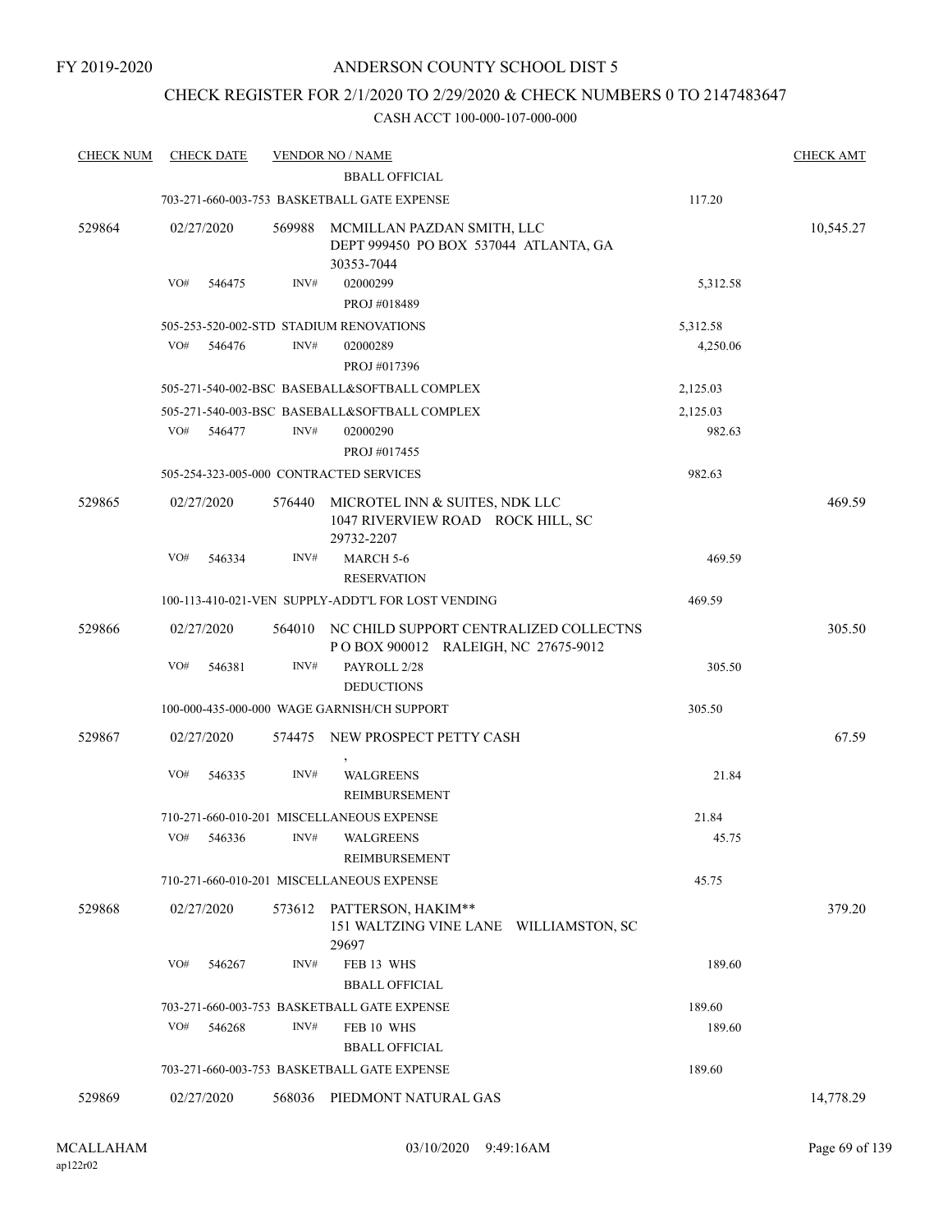FY 2019-2020

# ANDERSON COUNTY SCHOOL DIST 5

## CHECK REGISTER FOR 2/1/2020 TO 2/29/2020 & CHECK NUMBERS 0 TO 2147483647

CASH ACCT 100-000-107-000-000

| CHECK NUM | CHECK DATE | VENDOR NO / NAME | | CHECK AMT |
|---|---|---|---|---|
| | | BBALL OFFICIAL | | |
| | | 703-271-660-003-753 BASKETBALL GATE EXPENSE | 117.20 | |
| 529864 | 02/27/2020 | 569988 MCMILLAN PAZDAN SMITH, LLC<br>DEPT 999450 PO BOX 537044 ATLANTA, GA 30353-7044 | | 10,545.27 |
| | VO# 546475 | INV# 02000299<br>PROJ #018489 | 5,312.58 | |
| | | 505-253-520-002-STD STADIUM RENOVATIONS | 5,312.58 | |
| | VO# 546476 | INV# 02000289<br>PROJ #017396 | 4,250.06 | |
| | | 505-271-540-002-BSC BASEBALL&SOFTBALL COMPLEX | 2,125.03 | |
| | | 505-271-540-003-BSC BASEBALL&SOFTBALL COMPLEX | 2,125.03 | |
| | VO# 546477 | INV# 02000290<br>PROJ #017455 | 982.63 | |
| | | 505-254-323-005-000 CONTRACTED SERVICES | 982.63 | |
| 529865 | 02/27/2020 | 576440 MICROTEL INN & SUITES, NDK LLC<br>1047 RIVERVIEW ROAD ROCK HILL, SC 29732-2207 | | 469.59 |
| | VO# 546334 | INV# MARCH 5-6<br>RESERVATION | 469.59 | |
| | | 100-113-410-021-VEN SUPPLY-ADDT'L FOR LOST VENDING | 469.59 | |
| 529866 | 02/27/2020 | 564010 NC CHILD SUPPORT CENTRALIZED COLLECTNS<br>P O BOX 900012 RALEIGH, NC 27675-9012 | | 305.50 |
| | VO# 546381 | INV# PAYROLL 2/28<br>DEDUCTIONS | 305.50 | |
| | | 100-000-435-000-000 WAGE GARNISH/CH SUPPORT | 305.50 | |
| 529867 | 02/27/2020 | 574475 NEW PROSPECT PETTY CASH<br>, | | 67.59 |
| | VO# 546335 | INV# WALGREENS<br>REIMBURSEMENT | 21.84 | |
| | | 710-271-660-010-201 MISCELLANEOUS EXPENSE | 21.84 | |
| | VO# 546336 | INV# WALGREENS<br>REIMBURSEMENT | 45.75 | |
| | | 710-271-660-010-201 MISCELLANEOUS EXPENSE | 45.75 | |
| 529868 | 02/27/2020 | 573612 PATTERSON, HAKIM**<br>151 WALTZING VINE LANE WILLIAMSTON, SC 29697 | | 379.20 |
| | VO# 546267 | INV# FEB 13 WHS<br>BBALL OFFICIAL | 189.60 | |
| | | 703-271-660-003-753 BASKETBALL GATE EXPENSE | 189.60 | |
| | VO# 546268 | INV# FEB 10 WHS<br>BBALL OFFICIAL | 189.60 | |
| | | 703-271-660-003-753 BASKETBALL GATE EXPENSE | 189.60 | |
| 529869 | 02/27/2020 | 568036 PIEDMONT NATURAL GAS | | 14,778.29 |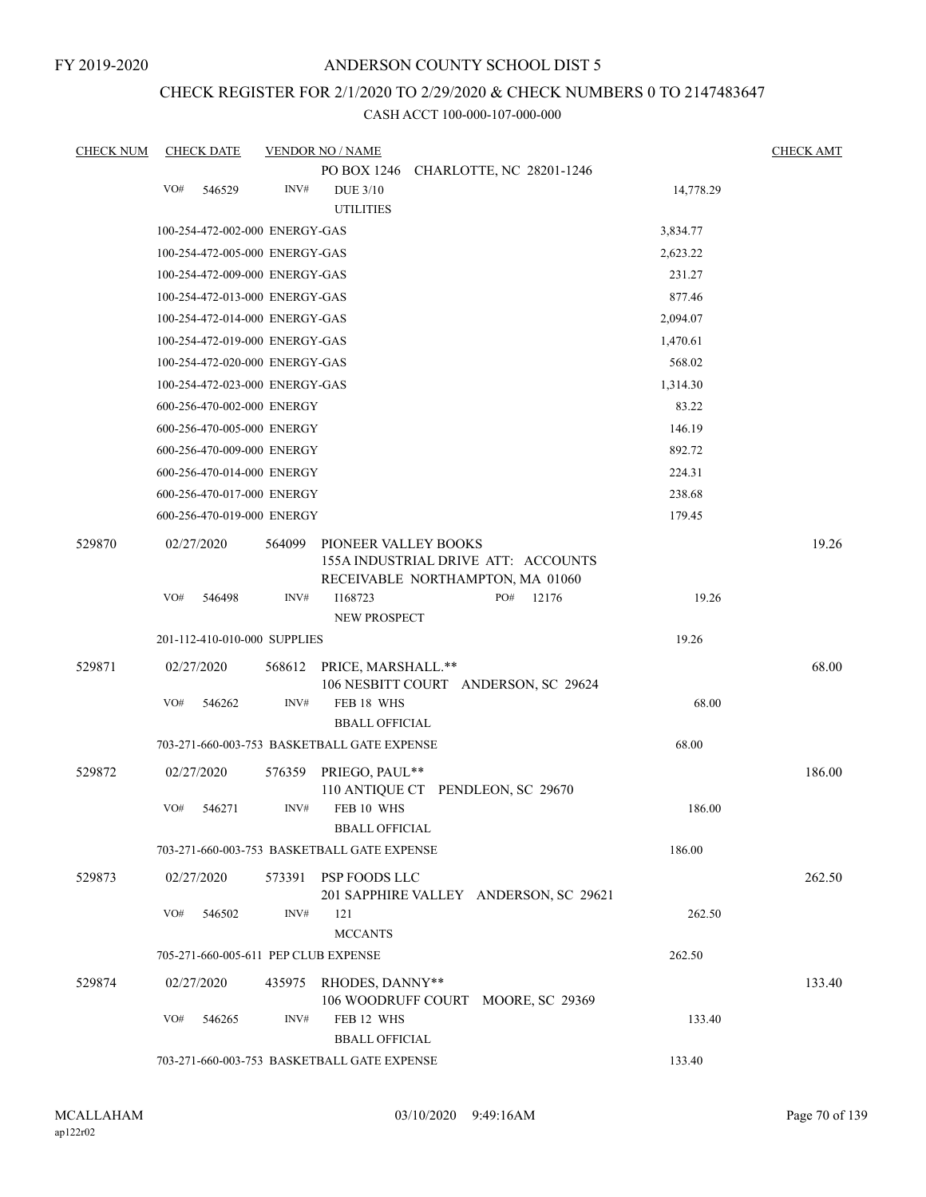FY 2019-2020

# ANDERSON COUNTY SCHOOL DIST 5

## CHECK REGISTER FOR 2/1/2020 TO 2/29/2020 & CHECK NUMBERS 0 TO 2147483647

CASH ACCT 100-000-107-000-000

| CHECK NUM | CHECK DATE | VENDOR NO / NAME | | CHECK AMT |
|---|---|---|---|---|
| | | PO BOX 1246 CHARLOTTE, NC 28201-1246 | | |
| | VO# 546529 | INV# DUE 3/10 UTILITIES | 14,778.29 | |
| | 100-254-472-002-000 ENERGY-GAS | | 3,834.77 | |
| | 100-254-472-005-000 ENERGY-GAS | | 2,623.22 | |
| | 100-254-472-009-000 ENERGY-GAS | | 231.27 | |
| | 100-254-472-013-000 ENERGY-GAS | | 877.46 | |
| | 100-254-472-014-000 ENERGY-GAS | | 2,094.07 | |
| | 100-254-472-019-000 ENERGY-GAS | | 1,470.61 | |
| | 100-254-472-020-000 ENERGY-GAS | | 568.02 | |
| | 100-254-472-023-000 ENERGY-GAS | | 1,314.30 | |
| | 600-256-470-002-000 ENERGY | | 83.22 | |
| | 600-256-470-005-000 ENERGY | | 146.19 | |
| | 600-256-470-009-000 ENERGY | | 892.72 | |
| | 600-256-470-014-000 ENERGY | | 224.31 | |
| | 600-256-470-017-000 ENERGY | | 238.68 | |
| | 600-256-470-019-000 ENERGY | | 179.45 | |
| 529870 | 02/27/2020 | 564099 PIONEER VALLEY BOOKS 155A INDUSTRIAL DRIVE ATT: ACCOUNTS RECEIVABLE NORTHAMPTON, MA 01060 | | 19.26 |
| | VO# 546498 | INV# I168723 PO# 12176 NEW PROSPECT | 19.26 | |
| | 201-112-410-010-000 SUPPLIES | | 19.26 | |
| 529871 | 02/27/2020 | 568612 PRICE, MARSHALL.** 106 NESBITT COURT ANDERSON, SC 29624 | | 68.00 |
| | VO# 546262 | INV# FEB 18 WHS BBALL OFFICIAL | 68.00 | |
| | 703-271-660-003-753 BASKETBALL GATE EXPENSE | | 68.00 | |
| 529872 | 02/27/2020 | 576359 PRIEGO, PAUL** 110 ANTIQUE CT PENDLEON, SC 29670 | | 186.00 |
| | VO# 546271 | INV# FEB 10 WHS BBALL OFFICIAL | 186.00 | |
| | 703-271-660-003-753 BASKETBALL GATE EXPENSE | | 186.00 | |
| 529873 | 02/27/2020 | 573391 PSP FOODS LLC 201 SAPPHIRE VALLEY ANDERSON, SC 29621 | | 262.50 |
| | VO# 546502 | INV# 121 MCCANTS | 262.50 | |
| | 705-271-660-005-611 PEP CLUB EXPENSE | | 262.50 | |
| 529874 | 02/27/2020 | 435975 RHODES, DANNY** 106 WOODRUFF COURT MOORE, SC 29369 | | 133.40 |
| | VO# 546265 | INV# FEB 12 WHS BBALL OFFICIAL | 133.40 | |
| | 703-271-660-003-753 BASKETBALL GATE EXPENSE | | 133.40 | |

MCALLAHAM ap122r02 03/10/2020 9:49:16AM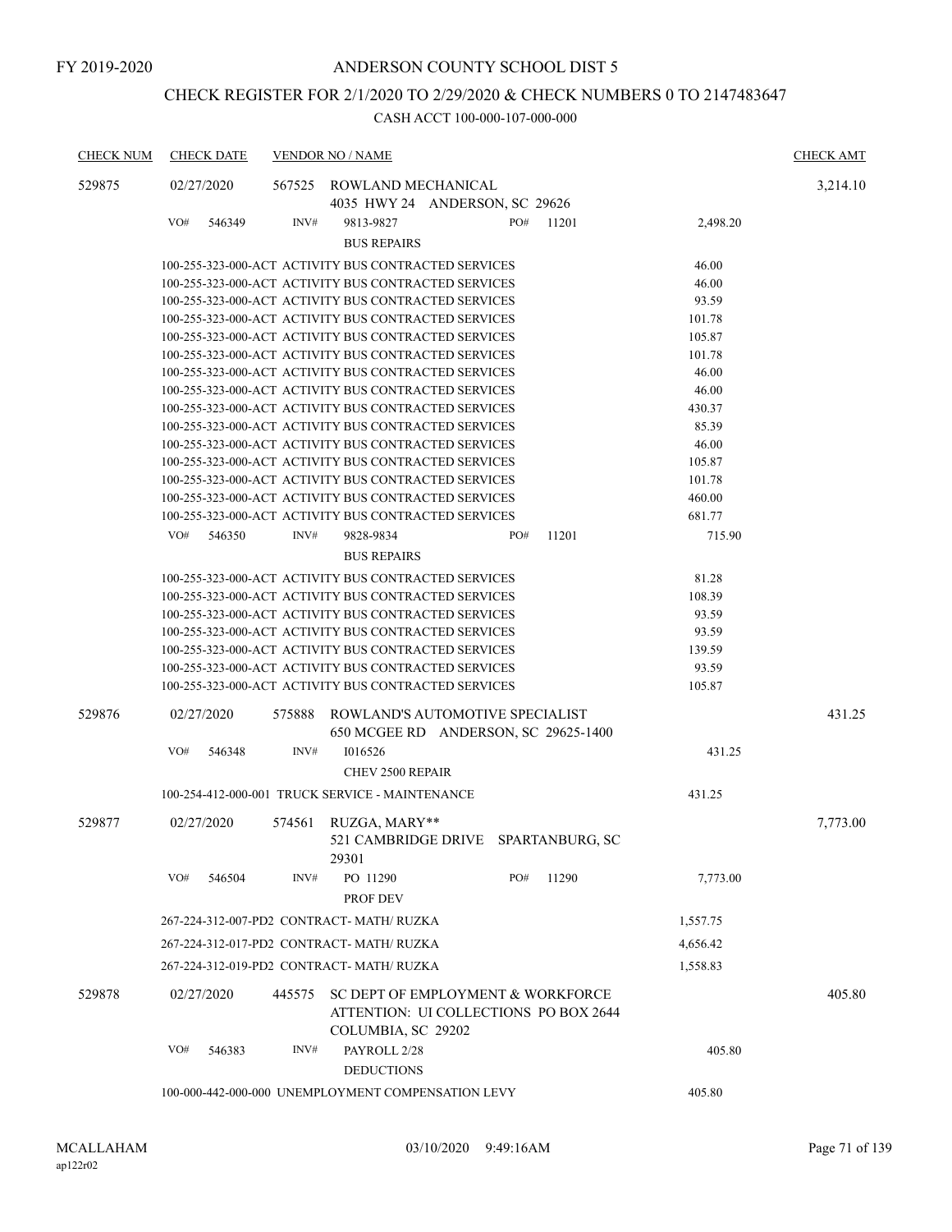FY 2019-2020

# ANDERSON COUNTY SCHOOL DIST 5

## CHECK REGISTER FOR 2/1/2020 TO 2/29/2020 & CHECK NUMBERS 0 TO 2147483647

### CASH ACCT 100-000-107-000-000

| CHECK NUM | CHECK DATE | VENDOR NO / NAME | | CHECK AMT |
|---|---|---|---|---|
| 529875 | 02/27/2020 | 567525 ROWLAND MECHANICAL<br>4035 HWY 24 ANDERSON, SC 29626 | | 3,214.10 |
| | VO# 546349 | INV# 9813-9827 PO# 11201<br>BUS REPAIRS | 2,498.20 | |
| | | 100-255-323-000-ACT ACTIVITY BUS CONTRACTED SERVICES | 46.00 | |
| | | 100-255-323-000-ACT ACTIVITY BUS CONTRACTED SERVICES | 46.00 | |
| | | 100-255-323-000-ACT ACTIVITY BUS CONTRACTED SERVICES | 93.59 | |
| | | 100-255-323-000-ACT ACTIVITY BUS CONTRACTED SERVICES | 101.78 | |
| | | 100-255-323-000-ACT ACTIVITY BUS CONTRACTED SERVICES | 105.87 | |
| | | 100-255-323-000-ACT ACTIVITY BUS CONTRACTED SERVICES | 101.78 | |
| | | 100-255-323-000-ACT ACTIVITY BUS CONTRACTED SERVICES | 46.00 | |
| | | 100-255-323-000-ACT ACTIVITY BUS CONTRACTED SERVICES | 46.00 | |
| | | 100-255-323-000-ACT ACTIVITY BUS CONTRACTED SERVICES | 430.37 | |
| | | 100-255-323-000-ACT ACTIVITY BUS CONTRACTED SERVICES | 85.39 | |
| | | 100-255-323-000-ACT ACTIVITY BUS CONTRACTED SERVICES | 46.00 | |
| | | 100-255-323-000-ACT ACTIVITY BUS CONTRACTED SERVICES | 105.87 | |
| | | 100-255-323-000-ACT ACTIVITY BUS CONTRACTED SERVICES | 101.78 | |
| | | 100-255-323-000-ACT ACTIVITY BUS CONTRACTED SERVICES | 460.00 | |
| | | 100-255-323-000-ACT ACTIVITY BUS CONTRACTED SERVICES | 681.77 | |
| | VO# 546350 | INV# 9828-9834 PO# 11201<br>BUS REPAIRS | 715.90 | |
| | | 100-255-323-000-ACT ACTIVITY BUS CONTRACTED SERVICES | 81.28 | |
| | | 100-255-323-000-ACT ACTIVITY BUS CONTRACTED SERVICES | 108.39 | |
| | | 100-255-323-000-ACT ACTIVITY BUS CONTRACTED SERVICES | 93.59 | |
| | | 100-255-323-000-ACT ACTIVITY BUS CONTRACTED SERVICES | 93.59 | |
| | | 100-255-323-000-ACT ACTIVITY BUS CONTRACTED SERVICES | 139.59 | |
| | | 100-255-323-000-ACT ACTIVITY BUS CONTRACTED SERVICES | 93.59 | |
| | | 100-255-323-000-ACT ACTIVITY BUS CONTRACTED SERVICES | 105.87 | |
| 529876 | 02/27/2020 | 575888 ROWLAND'S AUTOMOTIVE SPECIALIST<br>650 MCGEE RD ANDERSON, SC 29625-1400 | | 431.25 |
| | VO# 546348 | INV# I016526<br>CHEV 2500 REPAIR | 431.25 | |
| | | 100-254-412-000-001 TRUCK SERVICE - MAINTENANCE | 431.25 | |
| 529877 | 02/27/2020 | 574561 RUZGA, MARY**<br>521 CAMBRIDGE DRIVE SPARTANBURG, SC 29301 | | 7,773.00 |
| | VO# 546504 | INV# PO 11290 PO# 11290<br>PROF DEV | 7,773.00 | |
| | | 267-224-312-007-PD2 CONTRACT- MATH/ RUZKA | 1,557.75 | |
| | | 267-224-312-017-PD2 CONTRACT- MATH/ RUZKA | 4,656.42 | |
| | | 267-224-312-019-PD2 CONTRACT- MATH/ RUZKA | 1,558.83 | |
| 529878 | 02/27/2020 | 445575 SC DEPT OF EMPLOYMENT & WORKFORCE<br>ATTENTION: UI COLLECTIONS PO BOX 2644<br>COLUMBIA, SC 29202 | | 405.80 |
| | VO# 546383 | INV# PAYROLL 2/28<br>DEDUCTIONS | 405.80 | |
| | | 100-000-442-000-000 UNEMPLOYMENT COMPENSATION LEVY | 405.80 | |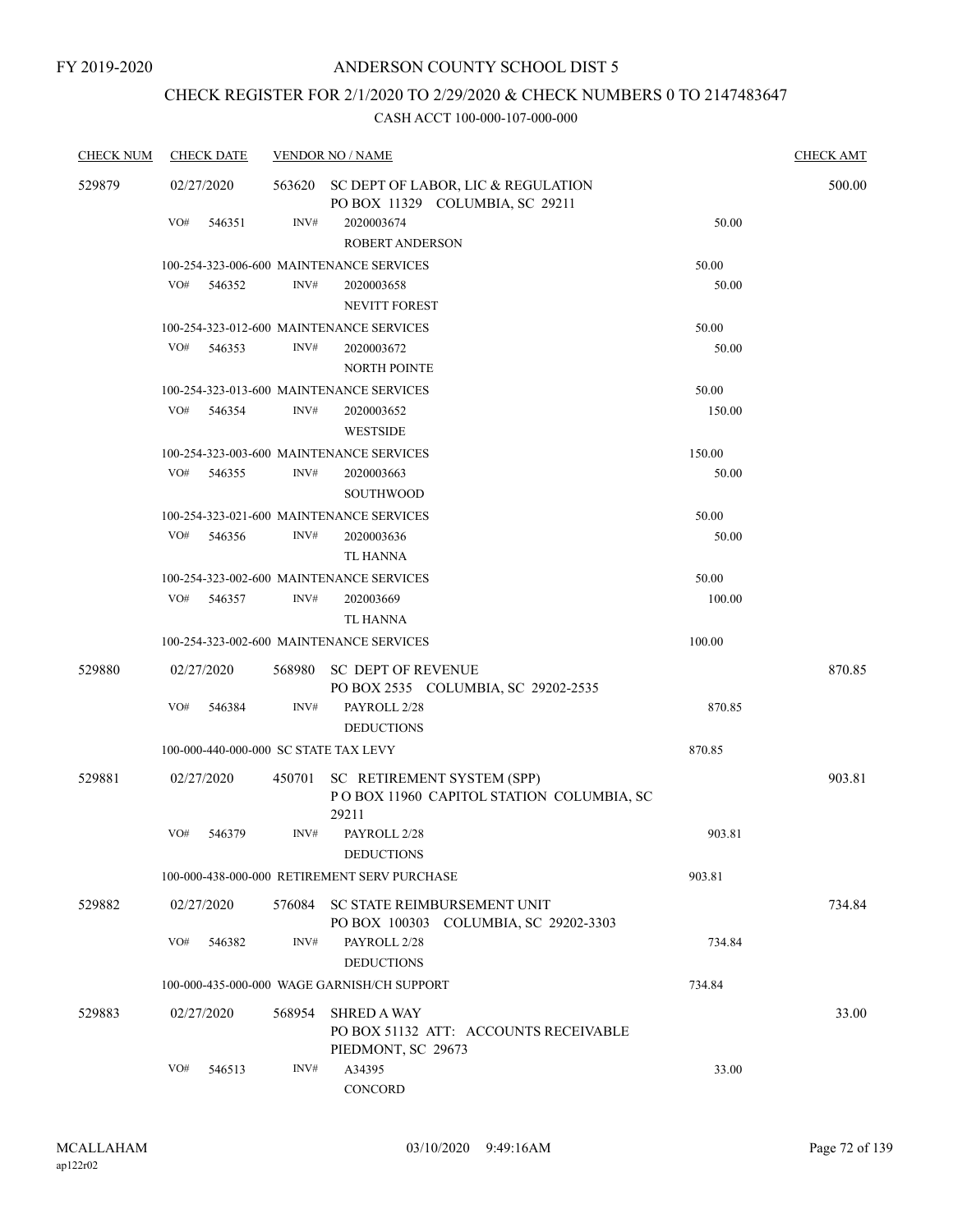FY 2019-2020

# ANDERSON COUNTY SCHOOL DIST 5

## CHECK REGISTER FOR 2/1/2020 TO 2/29/2020 & CHECK NUMBERS 0 TO 2147483647

### CASH ACCT 100-000-107-000-000

| CHECK NUM | CHECK DATE | VENDOR NO / NAME | | CHECK AMT |
|---|---|---|---|---|
| 529879 | 02/27/2020 | 563620 SC DEPT OF LABOR, LIC & REGULATION<br>PO BOX 11329 COLUMBIA, SC 29211 | | 500.00 |
| | VO# 546351 | INV# 2020003674<br>ROBERT ANDERSON | 50.00 | |
| | | 100-254-323-006-600 MAINTENANCE SERVICES | 50.00 | |
| | VO# 546352 | INV# 2020003658<br>NEVITT FOREST | 50.00 | |
| | | 100-254-323-012-600 MAINTENANCE SERVICES | 50.00 | |
| | VO# 546353 | INV# 2020003672<br>NORTH POINTE | 50.00 | |
| | | 100-254-323-013-600 MAINTENANCE SERVICES | 50.00 | |
| | VO# 546354 | INV# 2020003652<br>WESTSIDE | 150.00 | |
| | | 100-254-323-003-600 MAINTENANCE SERVICES | 150.00 | |
| | VO# 546355 | INV# 2020003663<br>SOUTHWOOD | 50.00 | |
| | | 100-254-323-021-600 MAINTENANCE SERVICES | 50.00 | |
| | VO# 546356 | INV# 2020003636<br>TL HANNA | 50.00 | |
| | | 100-254-323-002-600 MAINTENANCE SERVICES | 50.00 | |
| | VO# 546357 | INV# 202003669<br>TL HANNA | 100.00 | |
| | | 100-254-323-002-600 MAINTENANCE SERVICES | 100.00 | |
| 529880 | 02/27/2020 | 568980 SC DEPT OF REVENUE<br>PO BOX 2535 COLUMBIA, SC 29202-2535 | | 870.85 |
| | VO# 546384 | INV# PAYROLL 2/28<br>DEDUCTIONS | 870.85 | |
| | | 100-000-440-000-000 SC STATE TAX LEVY | 870.85 | |
| 529881 | 02/27/2020 | 450701 SC RETIREMENT SYSTEM (SPP)<br>P O BOX 11960 CAPITOL STATION COLUMBIA, SC 29211 | | 903.81 |
| | VO# 546379 | INV# PAYROLL 2/28<br>DEDUCTIONS | 903.81 | |
| | | 100-000-438-000-000 RETIREMENT SERV PURCHASE | 903.81 | |
| 529882 | 02/27/2020 | 576084 SC STATE REIMBURSEMENT UNIT<br>PO BOX 100303 COLUMBIA, SC 29202-3303 | | 734.84 |
| | VO# 546382 | INV# PAYROLL 2/28<br>DEDUCTIONS | 734.84 | |
| | | 100-000-435-000-000 WAGE GARNISH/CH SUPPORT | 734.84 | |
| 529883 | 02/27/2020 | 568954 SHRED A WAY<br>PO BOX 51132 ATT: ACCOUNTS RECEIVABLE<br>PIEDMONT, SC 29673 | | 33.00 |
| | VO# 546513 | INV# A34395<br>CONCORD | 33.00 | |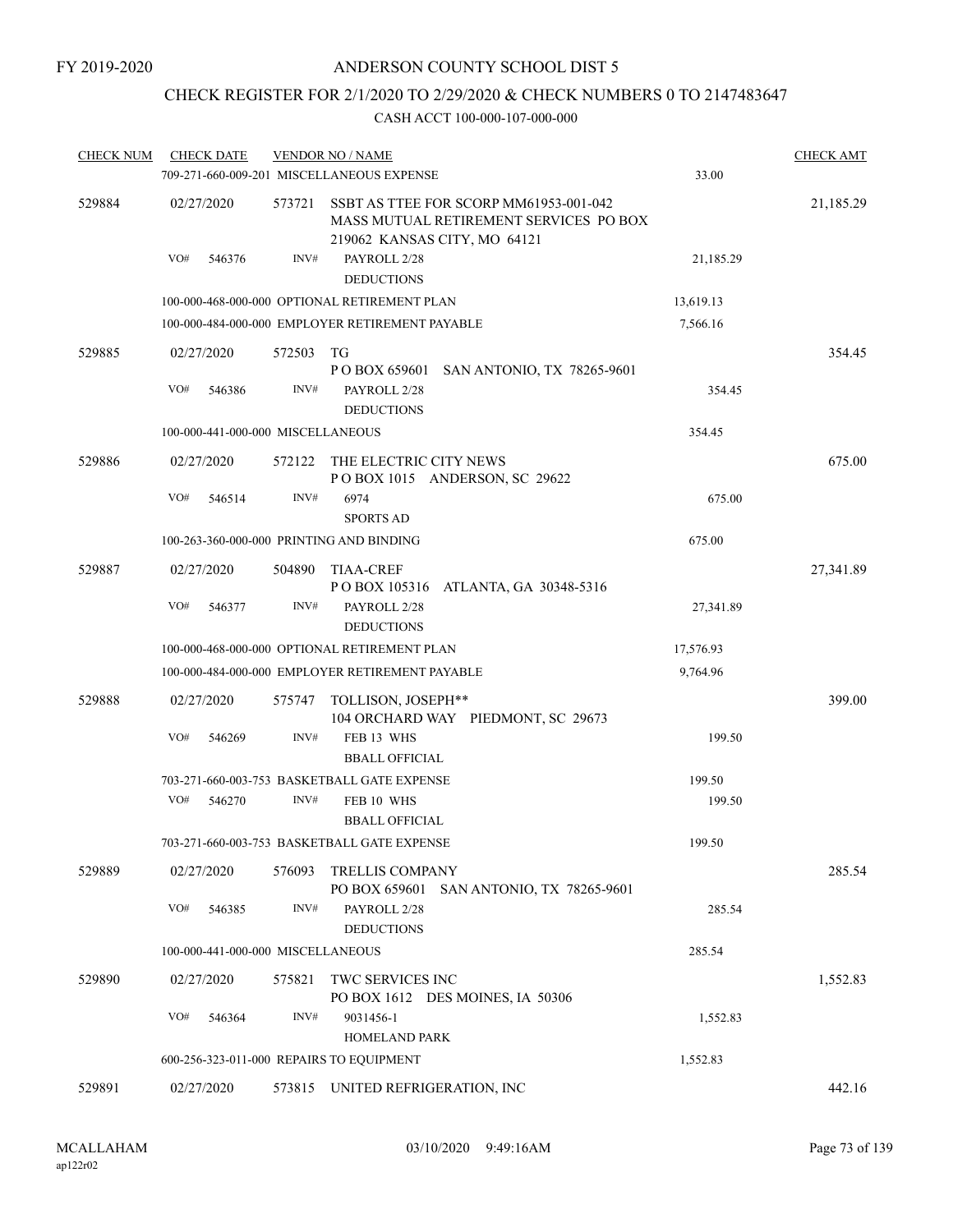FY 2019-2020

# ANDERSON COUNTY SCHOOL DIST 5

## CHECK REGISTER FOR 2/1/2020 TO 2/29/2020 & CHECK NUMBERS 0 TO 2147483647

CASH ACCT 100-000-107-000-000

| CHECK NUM | CHECK DATE | VENDOR NO / NAME | | CHECK AMT |
|---|---|---|---|---|
| | | 709-271-660-009-201 MISCELLANEOUS EXPENSE | 33.00 | |
| 529884 | 02/27/2020 | 573721 SSBT AS TTEE FOR SCORP MM61953-001-042 MASS MUTUAL RETIREMENT SERVICES PO BOX 219062 KANSAS CITY, MO 64121 | | 21,185.29 |
| | VO# 546376 | INV# PAYROLL 2/28 DEDUCTIONS | 21,185.29 | |
| | | 100-000-468-000-000 OPTIONAL RETIREMENT PLAN | 13,619.13 | |
| | | 100-000-484-000-000 EMPLOYER RETIREMENT PAYABLE | 7,566.16 | |
| 529885 | 02/27/2020 | 572503 TG P O BOX 659601 SAN ANTONIO, TX 78265-9601 | | 354.45 |
| | VO# 546386 | INV# PAYROLL 2/28 DEDUCTIONS | 354.45 | |
| | | 100-000-441-000-000 MISCELLANEOUS | 354.45 | |
| 529886 | 02/27/2020 | 572122 THE ELECTRIC CITY NEWS P O BOX 1015 ANDERSON, SC 29622 | | 675.00 |
| | VO# 546514 | INV# 6974 SPORTS AD | 675.00 | |
| | | 100-263-360-000-000 PRINTING AND BINDING | 675.00 | |
| 529887 | 02/27/2020 | 504890 TIAA-CREF P O BOX 105316 ATLANTA, GA 30348-5316 | | 27,341.89 |
| | VO# 546377 | INV# PAYROLL 2/28 DEDUCTIONS | 27,341.89 | |
| | | 100-000-468-000-000 OPTIONAL RETIREMENT PLAN | 17,576.93 | |
| | | 100-000-484-000-000 EMPLOYER RETIREMENT PAYABLE | 9,764.96 | |
| 529888 | 02/27/2020 | 575747 TOLLISON, JOSEPH** 104 ORCHARD WAY PIEDMONT, SC 29673 | | 399.00 |
| | VO# 546269 | INV# FEB 13 WHS BBALL OFFICIAL | 199.50 | |
| | | 703-271-660-003-753 BASKETBALL GATE EXPENSE | 199.50 | |
| | VO# 546270 | INV# FEB 10 WHS BBALL OFFICIAL | 199.50 | |
| | | 703-271-660-003-753 BASKETBALL GATE EXPENSE | 199.50 | |
| 529889 | 02/27/2020 | 576093 TRELLIS COMPANY PO BOX 659601 SAN ANTONIO, TX 78265-9601 | | 285.54 |
| | VO# 546385 | INV# PAYROLL 2/28 DEDUCTIONS | 285.54 | |
| | | 100-000-441-000-000 MISCELLANEOUS | 285.54 | |
| 529890 | 02/27/2020 | 575821 TWC SERVICES INC PO BOX 1612 DES MOINES, IA 50306 | | 1,552.83 |
| | VO# 546364 | INV# 9031456-1 HOMELAND PARK | 1,552.83 | |
| | | 600-256-323-011-000 REPAIRS TO EQUIPMENT | 1,552.83 | |
| 529891 | 02/27/2020 | 573815 UNITED REFRIGERATION, INC | | 442.16 |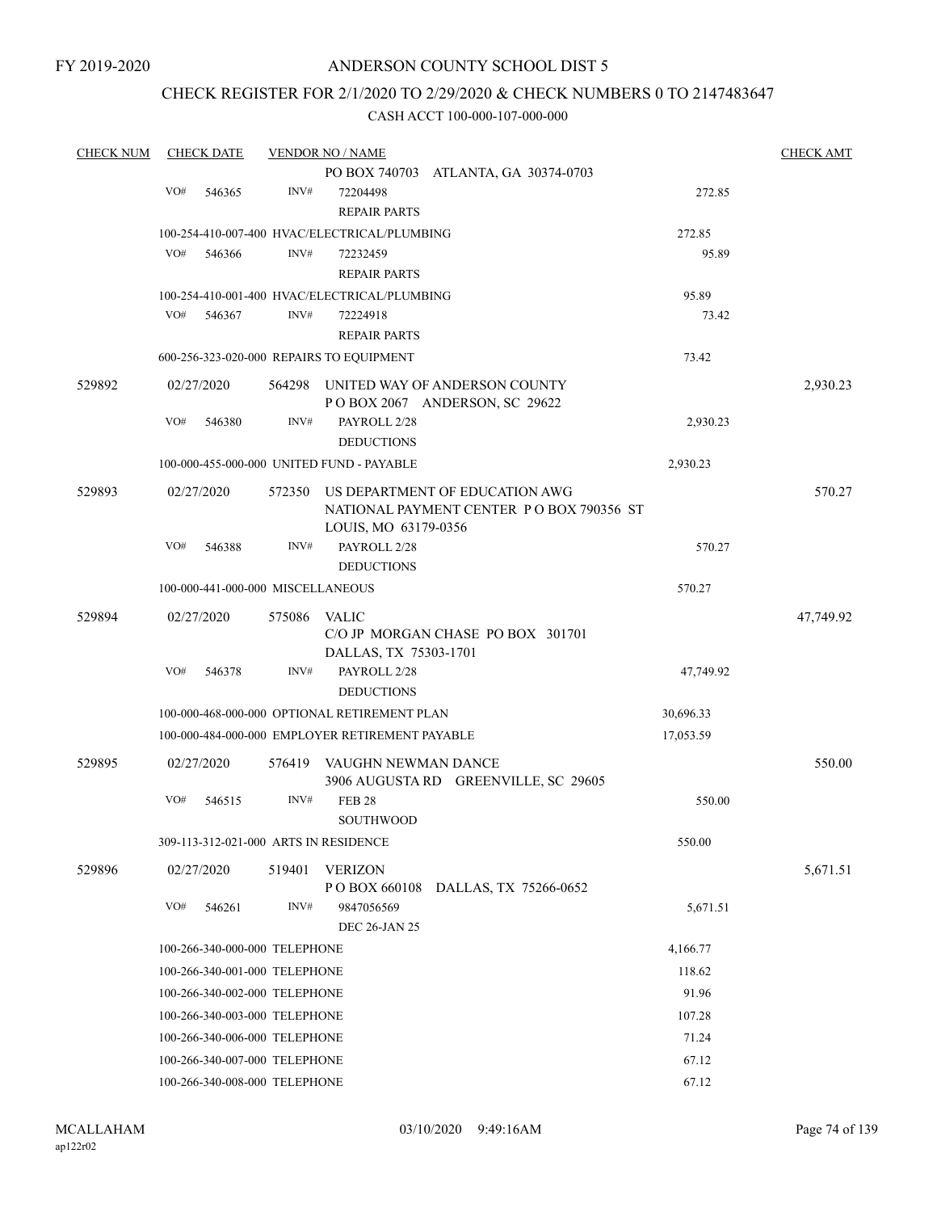FY 2019-2020

# ANDERSON COUNTY SCHOOL DIST 5

## CHECK REGISTER FOR 2/1/2020 TO 2/29/2020 & CHECK NUMBERS 0 TO 2147483647

### CASH ACCT 100-000-107-000-000

| CHECK NUM | CHECK DATE | VENDOR NO / NAME | | CHECK AMT |
|---|---|---|---|---|
| | | PO BOX 740703 ATLANTA, GA 30374-0703 | | |
| | VO# 546365 | INV# 72204498 REPAIR PARTS | 272.85 | |
| | | 100-254-410-007-400 HVAC/ELECTRICAL/PLUMBING | 272.85 | |
| | VO# 546366 | INV# 72232459 REPAIR PARTS | 95.89 | |
| | | 100-254-410-001-400 HVAC/ELECTRICAL/PLUMBING | 95.89 | |
| | VO# 546367 | INV# 72224918 REPAIR PARTS | 73.42 | |
| | | 600-256-323-020-000 REPAIRS TO EQUIPMENT | 73.42 | |
| 529892 | 02/27/2020 | 564298 UNITED WAY OF ANDERSON COUNTY P O BOX 2067 ANDERSON, SC 29622 | | 2,930.23 |
| | VO# 546380 | INV# PAYROLL 2/28 DEDUCTIONS | 2,930.23 | |
| | | 100-000-455-000-000 UNITED FUND - PAYABLE | 2,930.23 | |
| 529893 | 02/27/2020 | 572350 US DEPARTMENT OF EDUCATION AWG NATIONAL PAYMENT CENTER P O BOX 790356 ST LOUIS, MO 63179-0356 | | 570.27 |
| | VO# 546388 | INV# PAYROLL 2/28 DEDUCTIONS | 570.27 | |
| | | 100-000-441-000-000 MISCELLANEOUS | 570.27 | |
| 529894 | 02/27/2020 | 575086 VALIC C/O JP MORGAN CHASE PO BOX 301701 DALLAS, TX 75303-1701 | | 47,749.92 |
| | VO# 546378 | INV# PAYROLL 2/28 DEDUCTIONS | 47,749.92 | |
| | | 100-000-468-000-000 OPTIONAL RETIREMENT PLAN | 30,696.33 | |
| | | 100-000-484-000-000 EMPLOYER RETIREMENT PAYABLE | 17,053.59 | |
| 529895 | 02/27/2020 | 576419 VAUGHN NEWMAN DANCE 3906 AUGUSTA RD GREENVILLE, SC 29605 | | 550.00 |
| | VO# 546515 | INV# FEB 28 SOUTHWOOD | 550.00 | |
| | | 309-113-312-021-000 ARTS IN RESIDENCE | 550.00 | |
| 529896 | 02/27/2020 | 519401 VERIZON P O BOX 660108 DALLAS, TX 75266-0652 | | 5,671.51 |
| | VO# 546261 | INV# 9847056569 DEC 26-JAN 25 | 5,671.51 | |
| | | 100-266-340-000-000 TELEPHONE | 4,166.77 | |
| | | 100-266-340-001-000 TELEPHONE | 118.62 | |
| | | 100-266-340-002-000 TELEPHONE | 91.96 | |
| | | 100-266-340-003-000 TELEPHONE | 107.28 | |
| | | 100-266-340-006-000 TELEPHONE | 71.24 | |
| | | 100-266-340-007-000 TELEPHONE | 67.12 | |
| | | 100-266-340-008-000 TELEPHONE | 67.12 | |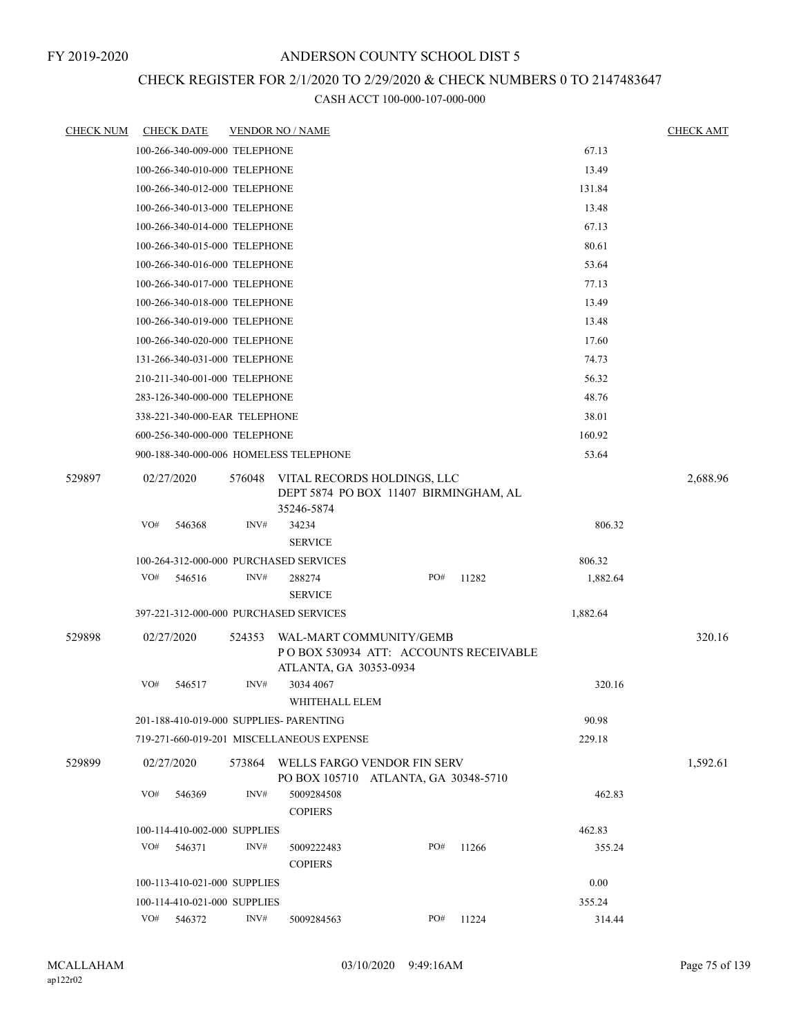FY 2019-2020

# ANDERSON COUNTY SCHOOL DIST 5

## CHECK REGISTER FOR 2/1/2020 TO 2/29/2020 & CHECK NUMBERS 0 TO 2147483647

### CASH ACCT 100-000-107-000-000

| CHECK NUM | CHECK DATE | VENDOR NO / NAME | | CHECK AMT |
|---|---|---|---|---|
| | 100-266-340-009-000 TELEPHONE | | 67.13 | |
| | 100-266-340-010-000 TELEPHONE | | 13.49 | |
| | 100-266-340-012-000 TELEPHONE | | 131.84 | |
| | 100-266-340-013-000 TELEPHONE | | 13.48 | |
| | 100-266-340-014-000 TELEPHONE | | 67.13 | |
| | 100-266-340-015-000 TELEPHONE | | 80.61 | |
| | 100-266-340-016-000 TELEPHONE | | 53.64 | |
| | 100-266-340-017-000 TELEPHONE | | 77.13 | |
| | 100-266-340-018-000 TELEPHONE | | 13.49 | |
| | 100-266-340-019-000 TELEPHONE | | 13.48 | |
| | 100-266-340-020-000 TELEPHONE | | 17.60 | |
| | 131-266-340-031-000 TELEPHONE | | 74.73 | |
| | 210-211-340-001-000 TELEPHONE | | 56.32 | |
| | 283-126-340-000-000 TELEPHONE | | 48.76 | |
| | 338-221-340-000-EAR TELEPHONE | | 38.01 | |
| | 600-256-340-000-000 TELEPHONE | | 160.92 | |
| | 900-188-340-000-006 HOMELESS TELEPHONE | | 53.64 | |
| 529897 | 02/27/2020 | 576048 VITAL RECORDS HOLDINGS, LLC<br>DEPT 5874 PO BOX 11407 BIRMINGHAM, AL 35246-5874 | | 2,688.96 |
| | VO# 546368 | INV# 34234<br>SERVICE | 806.32 | |
| | 100-264-312-000-000 PURCHASED SERVICES | | 806.32 | |
| | VO# 546516 | INV# 288274 PO# 11282<br>SERVICE | 1,882.64 | |
| | 397-221-312-000-000 PURCHASED SERVICES | | 1,882.64 | |
| 529898 | 02/27/2020 | 524353 WAL-MART COMMUNITY/GEMB<br>P O BOX 530934 ATT: ACCOUNTS RECEIVABLE<br>ATLANTA, GA 30353-0934 | | 320.16 |
| | VO# 546517 | INV# 3034 4067<br>WHITEHALL ELEM | 320.16 | |
| | 201-188-410-019-000 SUPPLIES- PARENTING | | 90.98 | |
| | 719-271-660-019-201 MISCELLANEOUS EXPENSE | | 229.18 | |
| 529899 | 02/27/2020 | 573864 WELLS FARGO VENDOR FIN SERV<br>PO BOX 105710 ATLANTA, GA 30348-5710 | | 1,592.61 |
| | VO# 546369 | INV# 5009284508<br>COPIERS | 462.83 | |
| | 100-114-410-002-000 SUPPLIES | | 462.83 | |
| | VO# 546371 | INV# 5009222483 PO# 11266<br>COPIERS | 355.24 | |
| | 100-113-410-021-000 SUPPLIES | | 0.00 | |
| | 100-114-410-021-000 SUPPLIES | | 355.24 | |
| | VO# 546372 | INV# 5009284563 PO# 11224 | 314.44 | |

MCALLAHAM
ap122r02

03/10/2020 9:49:16AM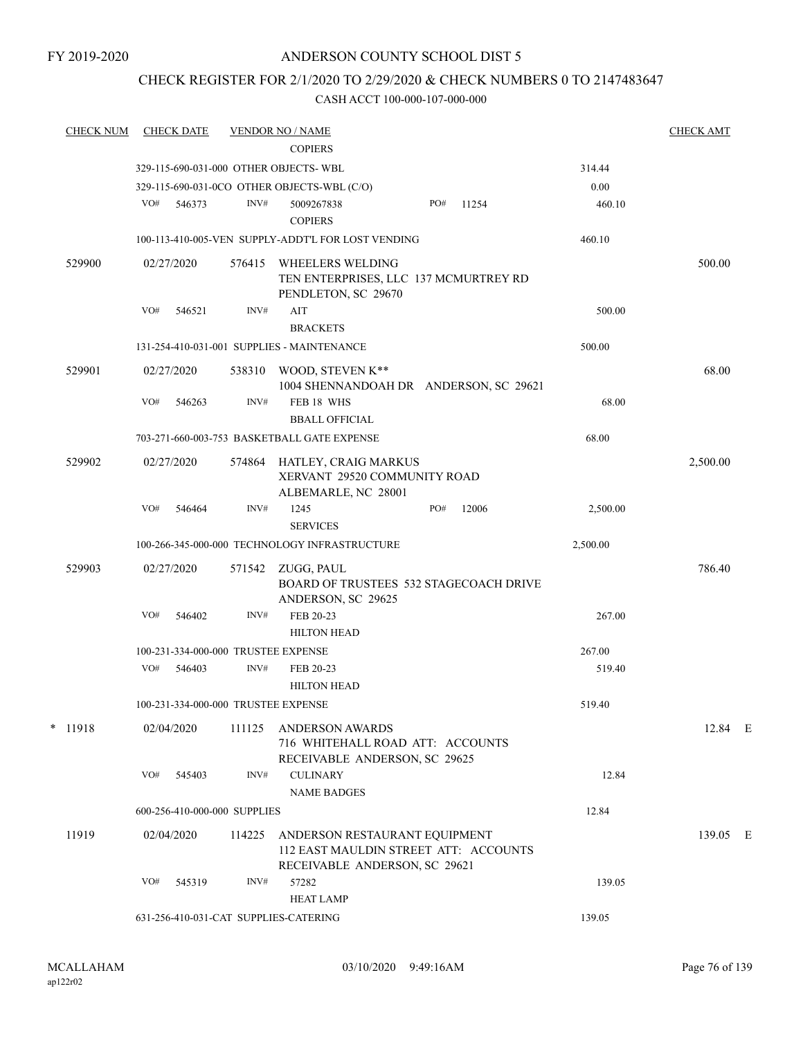FY 2019-2020

# ANDERSON COUNTY SCHOOL DIST 5

## CHECK REGISTER FOR 2/1/2020 TO 2/29/2020 & CHECK NUMBERS 0 TO 2147483647

### CASH ACCT 100-000-107-000-000

| CHECK NUM | CHECK DATE | VENDOR NO / NAME | | CHECK AMT |
|---|---|---|---|---|
| | | COPIERS | | |
| | 329-115-690-031-000 OTHER OBJECTS- WBL | | 314.44 | |
| | 329-115-690-031-0CO OTHER OBJECTS-WBL (C/O) | | 0.00 | |
| | VO# 546373 | INV# 5009267838 PO# 11254<br>COPIERS | 460.10 | |
| | 100-113-410-005-VEN SUPPLY-ADDT'L FOR LOST VENDING | | 460.10 | |
| 529900 | 02/27/2020 | 576415 WHEELERS WELDING<br>TEN ENTERPRISES, LLC 137 MCMURTREY RD<br>PENDLETON, SC 29670 | | 500.00 |
| | VO# 546521 | INV# AIT<br>BRACKETS | 500.00 | |
| | 131-254-410-031-001 SUPPLIES - MAINTENANCE | | 500.00 | |
| 529901 | 02/27/2020 | 538310 WOOD, STEVEN K**<br>1004 SHENNANDOAH DR ANDERSON, SC 29621 | | 68.00 |
| | VO# 546263 | INV# FEB 18 WHS<br>BBALL OFFICIAL | 68.00 | |
| | 703-271-660-003-753 BASKETBALL GATE EXPENSE | | 68.00 | |
| 529902 | 02/27/2020 | 574864 HATLEY, CRAIG MARKUS<br>XERVANT 29520 COMMUNITY ROAD<br>ALBEMARLE, NC 28001 | | 2,500.00 |
| | VO# 546464 | INV# 1245 PO# 12006<br>SERVICES | 2,500.00 | |
| | 100-266-345-000-000 TECHNOLOGY INFRASTRUCTURE | | 2,500.00 | |
| 529903 | 02/27/2020 | 571542 ZUGG, PAUL<br>BOARD OF TRUSTEES 532 STAGECOACH DRIVE<br>ANDERSON, SC 29625 | | 786.40 |
| | VO# 546402 | INV# FEB 20-23<br>HILTON HEAD | 267.00 | |
| | 100-231-334-000-000 TRUSTEE EXPENSE | | 267.00 | |
| | VO# 546403 | INV# FEB 20-23<br>HILTON HEAD | 519.40 | |
| | 100-231-334-000-000 TRUSTEE EXPENSE | | 519.40 | |
| * 11918 | 02/04/2020 | 111125 ANDERSON AWARDS<br>716 WHITEHALL ROAD ATT: ACCOUNTS<br>RECEIVABLE ANDERSON, SC 29625 | | 12.84 E |
| | VO# 545403 | INV# CULINARY<br>NAME BADGES | 12.84 | |
| | 600-256-410-000-000 SUPPLIES | | 12.84 | |
| 11919 | 02/04/2020 | 114225 ANDERSON RESTAURANT EQUIPMENT<br>112 EAST MAULDIN STREET ATT: ACCOUNTS<br>RECEIVABLE ANDERSON, SC 29621 | | 139.05 E |
| | VO# 545319 | INV# 57282<br>HEAT LAMP | 139.05 | |
| | 631-256-410-031-CAT SUPPLIES-CATERING | | 139.05 | |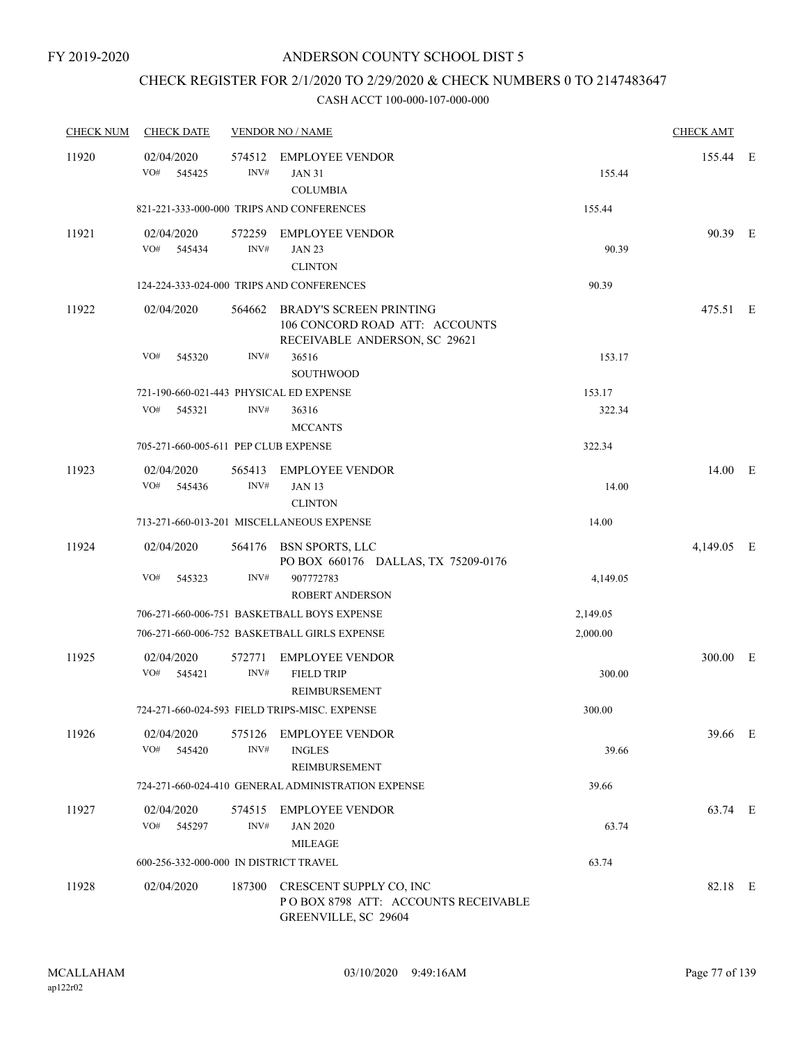# ANDERSON COUNTY SCHOOL DIST 5

FY 2019-2020

## CHECK REGISTER FOR 2/1/2020 TO 2/29/2020 & CHECK NUMBERS 0 TO 2147483647

CASH ACCT 100-000-107-000-000

| CHECK NUM | CHECK DATE | VENDOR NO / NAME | | CHECK AMT | |
|---|---|---|---|---|---|
| 11920 | 02/04/2020 | 574512 EMPLOYEE VENDOR | | 155.44 | E |
| | VO# 545425 | INV# JAN 31 COLUMBIA | 155.44 | | |
| | | 821-221-333-000-000 TRIPS AND CONFERENCES | 155.44 | | |
| 11921 | 02/04/2020 | 572259 EMPLOYEE VENDOR | | 90.39 | E |
| | VO# 545434 | INV# JAN 23 CLINTON | 90.39 | | |
| | | 124-224-333-024-000 TRIPS AND CONFERENCES | 90.39 | | |
| 11922 | 02/04/2020 | 564662 BRADY'S SCREEN PRINTING 106 CONCORD ROAD ATT: ACCOUNTS RECEIVABLE ANDERSON, SC 29621 | | 475.51 | E |
| | VO# 545320 | INV# 36516 SOUTHWOOD | 153.17 | | |
| | | 721-190-660-021-443 PHYSICAL ED EXPENSE | 153.17 | | |
| | VO# 545321 | INV# 36316 MCCANTS | 322.34 | | |
| | | 705-271-660-005-611 PEP CLUB EXPENSE | 322.34 | | |
| 11923 | 02/04/2020 | 565413 EMPLOYEE VENDOR | | 14.00 | E |
| | VO# 545436 | INV# JAN 13 CLINTON | 14.00 | | |
| | | 713-271-660-013-201 MISCELLANEOUS EXPENSE | 14.00 | | |
| 11924 | 02/04/2020 | 564176 BSN SPORTS, LLC PO BOX 660176 DALLAS, TX 75209-0176 | | 4,149.05 | E |
| | VO# 545323 | INV# 907772783 ROBERT ANDERSON | 4,149.05 | | |
| | | 706-271-660-006-751 BASKETBALL BOYS EXPENSE | 2,149.05 | | |
| | | 706-271-660-006-752 BASKETBALL GIRLS EXPENSE | 2,000.00 | | |
| 11925 | 02/04/2020 | 572771 EMPLOYEE VENDOR | | 300.00 | E |
| | VO# 545421 | INV# FIELD TRIP REIMBURSEMENT | 300.00 | | |
| | | 724-271-660-024-593 FIELD TRIPS-MISC. EXPENSE | 300.00 | | |
| 11926 | 02/04/2020 | 575126 EMPLOYEE VENDOR | | 39.66 | E |
| | VO# 545420 | INV# INGLES REIMBURSEMENT | 39.66 | | |
| | | 724-271-660-024-410 GENERAL ADMINISTRATION EXPENSE | 39.66 | | |
| 11927 | 02/04/2020 | 574515 EMPLOYEE VENDOR | | 63.74 | E |
| | VO# 545297 | INV# JAN 2020 MILEAGE | 63.74 | | |
| | | 600-256-332-000-000 IN DISTRICT TRAVEL | 63.74 | | |
| 11928 | 02/04/2020 | 187300 CRESCENT SUPPLY CO, INC P O BOX 8798 ATT: ACCOUNTS RECEIVABLE GREENVILLE, SC 29604 | | 82.18 | E |

MCALLAHAM ap122r02 03/10/2020 9:49:16AM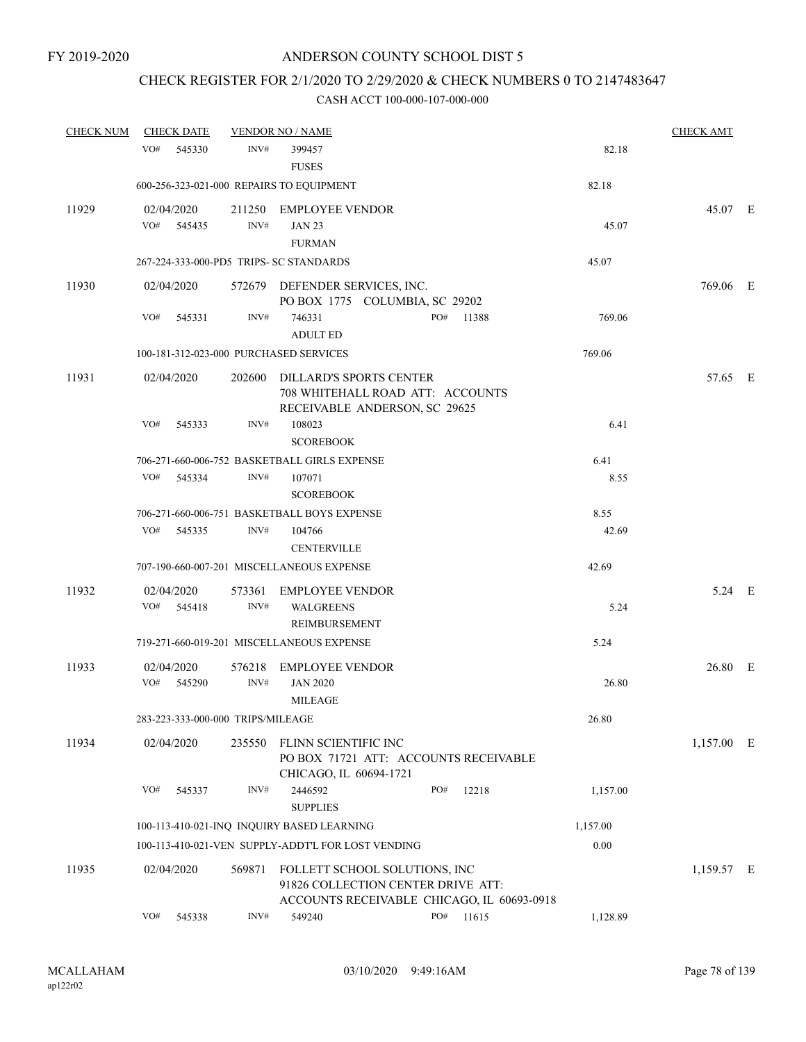FY 2019-2020

ANDERSON COUNTY SCHOOL DIST 5

CHECK REGISTER FOR 2/1/2020 TO 2/29/2020 & CHECK NUMBERS 0 TO 2147483647

CASH ACCT 100-000-107-000-000

| CHECK NUM | CHECK DATE | VENDOR NO / NAME | | CHECK AMT | |
|---|---|---|---|---|---|
| | VO# 545330 | INV# 399457 FUSES | 82.18 | | |
| | 600-256-323-021-000 REPAIRS TO EQUIPMENT | | 82.18 | | |
| 11929 | 02/04/2020 | 211250 EMPLOYEE VENDOR | | 45.07 | E |
| | VO# 545435 | INV# JAN 23 FURMAN | 45.07 | | |
| | 267-224-333-000-PD5 TRIPS- SC STANDARDS | | 45.07 | | |
| 11930 | 02/04/2020 | 572679 DEFENDER SERVICES, INC. PO BOX 1775 COLUMBIA, SC 29202 | | 769.06 | E |
| | VO# 545331 | INV# 746331 PO# 11388 ADULT ED | 769.06 | | |
| | 100-181-312-023-000 PURCHASED SERVICES | | 769.06 | | |
| 11931 | 02/04/2020 | 202600 DILLARD'S SPORTS CENTER 708 WHITEHALL ROAD ATT: ACCOUNTS RECEIVABLE ANDERSON, SC 29625 | | 57.65 | E |
| | VO# 545333 | INV# 108023 SCOREBOOK | 6.41 | | |
| | 706-271-660-006-752 BASKETBALL GIRLS EXPENSE | | 6.41 | | |
| | VO# 545334 | INV# 107071 SCOREBOOK | 8.55 | | |
| | 706-271-660-006-751 BASKETBALL BOYS EXPENSE | | 8.55 | | |
| | VO# 545335 | INV# 104766 CENTERVILLE | 42.69 | | |
| | 707-190-660-007-201 MISCELLANEOUS EXPENSE | | 42.69 | | |
| 11932 | 02/04/2020 | 573361 EMPLOYEE VENDOR | | 5.24 | E |
| | VO# 545418 | INV# WALGREENS REIMBURSEMENT | 5.24 | | |
| | 719-271-660-019-201 MISCELLANEOUS EXPENSE | | 5.24 | | |
| 11933 | 02/04/2020 | 576218 EMPLOYEE VENDOR | | 26.80 | E |
| | VO# 545290 | INV# JAN 2020 MILEAGE | 26.80 | | |
| | 283-223-333-000-000 TRIPS/MILEAGE | | 26.80 | | |
| 11934 | 02/04/2020 | 235550 FLINN SCIENTIFIC INC PO BOX 71721 ATT: ACCOUNTS RECEIVABLE CHICAGO, IL 60694-1721 | | 1,157.00 | E |
| | VO# 545337 | INV# 2446592 PO# 12218 SUPPLIES | 1,157.00 | | |
| | 100-113-410-021-INQ INQUIRY BASED LEARNING | | 1,157.00 | | |
| | 100-113-410-021-VEN SUPPLY-ADDT'L FOR LOST VENDING | | 0.00 | | |
| 11935 | 02/04/2020 | 569871 FOLLETT SCHOOL SOLUTIONS, INC 91826 COLLECTION CENTER DRIVE ATT: ACCOUNTS RECEIVABLE CHICAGO, IL 60693-0918 | | 1,159.57 | E |
| | VO# 545338 | INV# 549240 PO# 11615 | 1,128.89 | | |

MCALLAHAM ap122r02 03/10/2020 9:49:16AM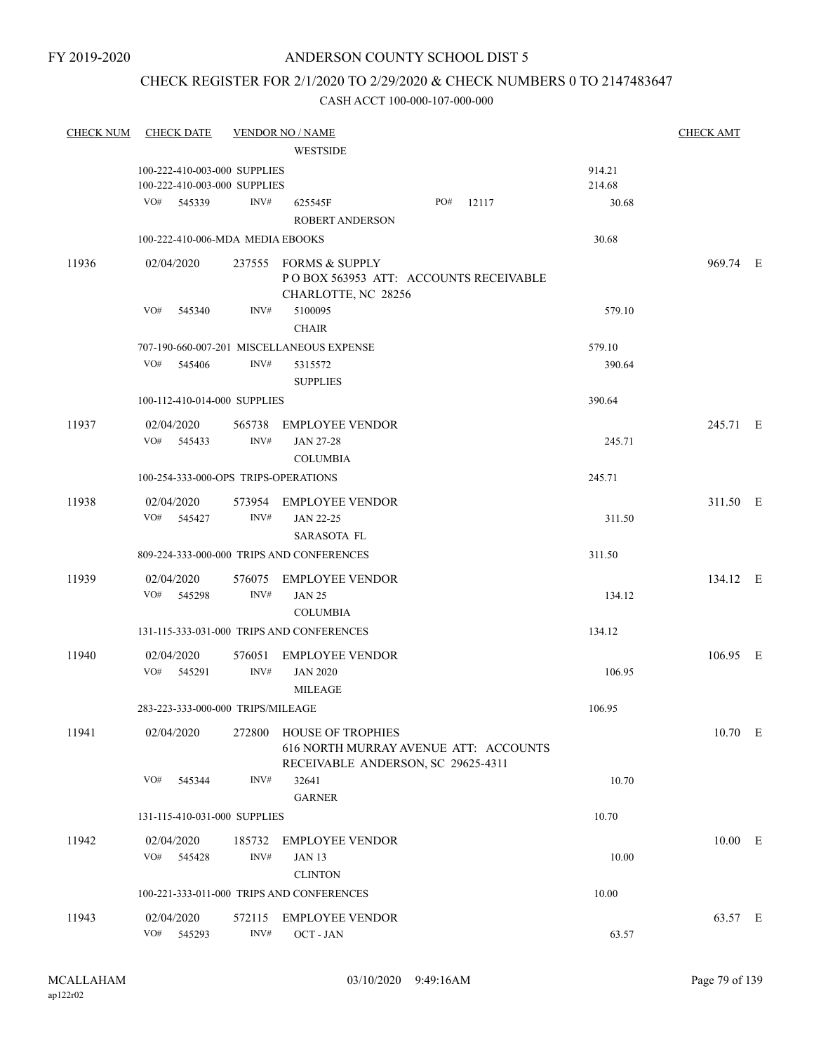FY 2019-2020

# ANDERSON COUNTY SCHOOL DIST 5

## CHECK REGISTER FOR 2/1/2020 TO 2/29/2020 & CHECK NUMBERS 0 TO 2147483647

### CASH ACCT 100-000-107-000-000

| CHECK NUM | CHECK DATE | VENDOR NO / NAME | | CHECK AMT |
|---|---|---|---|---|
| | | WESTSIDE | | |
| | 100-222-410-003-000 SUPPLIES | | 914.21 | |
| | 100-222-410-003-000 SUPPLIES | | 214.68 | |
| | VO# 545339 INV# | 625545F PO# 12117 | 30.68 | |
| | | ROBERT ANDERSON | | |
| | 100-222-410-006-MDA MEDIA EBOOKS | | 30.68 | |
| 11936 | 02/04/2020 | 237555 FORMS & SUPPLY<br>P O BOX 563953 ATT: ACCOUNTS RECEIVABLE<br>CHARLOTTE, NC 28256 | | 969.74 E |
| | VO# 545340 INV# | 5100095 | 579.10 | |
| | | CHAIR | | |
| | 707-190-660-007-201 MISCELLANEOUS EXPENSE | | 579.10 | |
| | VO# 545406 INV# | 5315572 | 390.64 | |
| | | SUPPLIES | | |
| | 100-112-410-014-000 SUPPLIES | | 390.64 | |
| 11937 | 02/04/2020 | 565738 EMPLOYEE VENDOR | | 245.71 E |
| | VO# 545433 INV# | JAN 27-28 | 245.71 | |
| | | COLUMBIA | | |
| | 100-254-333-000-OPS TRIPS-OPERATIONS | | 245.71 | |
| 11938 | 02/04/2020 | 573954 EMPLOYEE VENDOR | | 311.50 E |
| | VO# 545427 INV# | JAN 22-25 | 311.50 | |
| | | SARASOTA FL | | |
| | 809-224-333-000-000 TRIPS AND CONFERENCES | | 311.50 | |
| 11939 | 02/04/2020 | 576075 EMPLOYEE VENDOR | | 134.12 E |
| | VO# 545298 INV# | JAN 25 | 134.12 | |
| | | COLUMBIA | | |
| | 131-115-333-031-000 TRIPS AND CONFERENCES | | 134.12 | |
| 11940 | 02/04/2020 | 576051 EMPLOYEE VENDOR | | 106.95 E |
| | VO# 545291 INV# | JAN 2020 | 106.95 | |
| | | MILEAGE | | |
| | 283-223-333-000-000 TRIPS/MILEAGE | | 106.95 | |
| 11941 | 02/04/2020 | 272800 HOUSE OF TROPHIES<br>616 NORTH MURRAY AVENUE ATT: ACCOUNTS<br>RECEIVABLE ANDERSON, SC 29625-4311 | | 10.70 E |
| | VO# 545344 INV# | 32641 | 10.70 | |
| | | GARNER | | |
| | 131-115-410-031-000 SUPPLIES | | 10.70 | |
| 11942 | 02/04/2020 | 185732 EMPLOYEE VENDOR | | 10.00 E |
| | VO# 545428 INV# | JAN 13 | 10.00 | |
| | | CLINTON | | |
| | 100-221-333-011-000 TRIPS AND CONFERENCES | | 10.00 | |
| 11943 | 02/04/2020 | 572115 EMPLOYEE VENDOR | | 63.57 E |
| | VO# 545293 INV# | OCT - JAN | 63.57 | |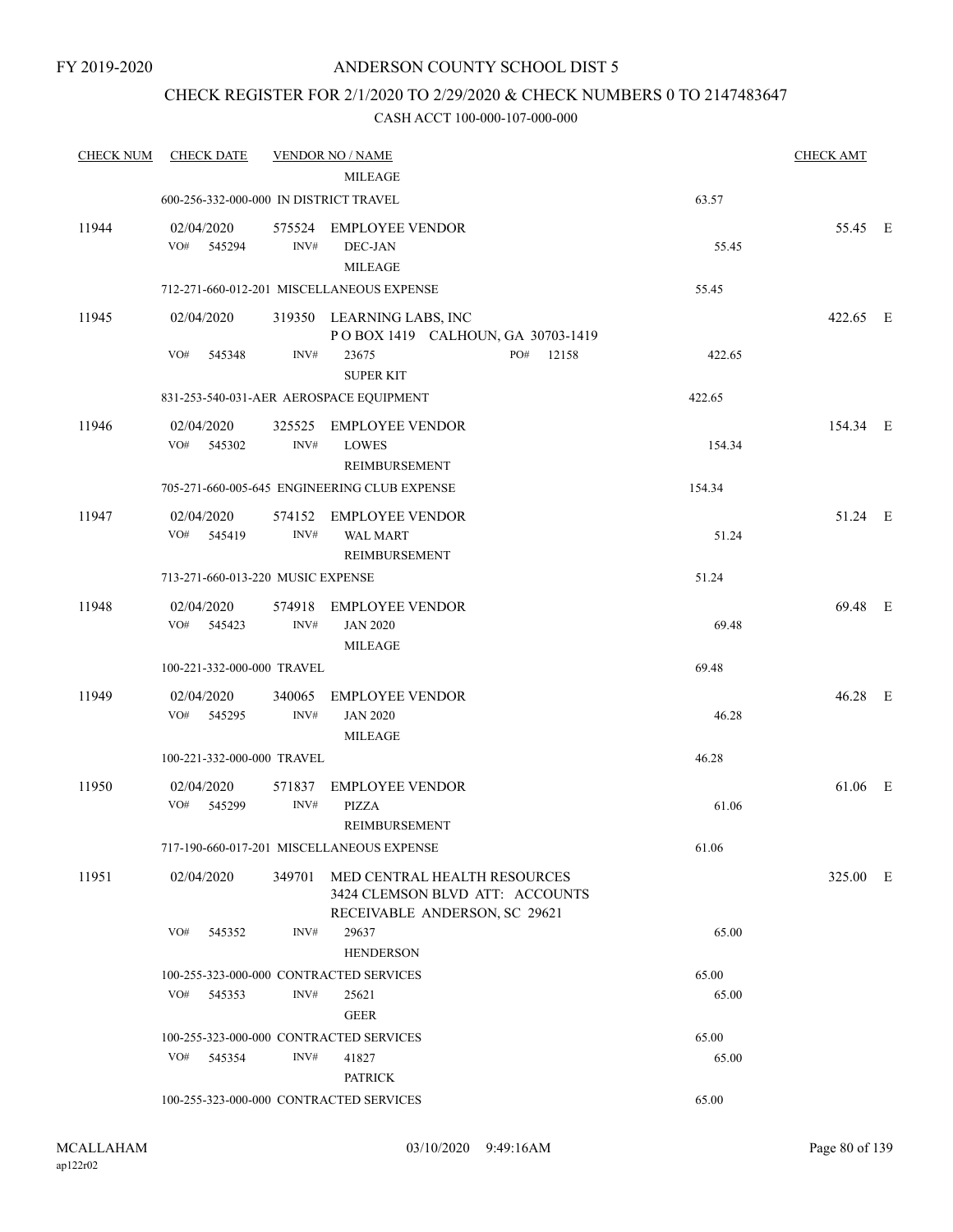FY 2019-2020

# ANDERSON COUNTY SCHOOL DIST 5

## CHECK REGISTER FOR 2/1/2020 TO 2/29/2020 & CHECK NUMBERS 0 TO 2147483647

### CASH ACCT 100-000-107-000-000

| CHECK NUM | CHECK DATE | VENDOR NO / NAME | | CHECK AMT |
|---|---|---|---|---|
| | | MILEAGE | | |
| | 600-256-332-000-000 IN DISTRICT TRAVEL | | 63.57 | |
| 11944 | 02/04/2020 | 575524 EMPLOYEE VENDOR | | 55.45 E |
| | VO# 545294 | INV# DEC-JAN MILEAGE | 55.45 | |
| | 712-271-660-012-201 MISCELLANEOUS EXPENSE | | 55.45 | |
| 11945 | 02/04/2020 | 319350 LEARNING LABS, INC P O BOX 1419 CALHOUN, GA 30703-1419 | | 422.65 E |
| | VO# 545348 | INV# 23675 PO# 12158 SUPER KIT | 422.65 | |
| | 831-253-540-031-AER AEROSPACE EQUIPMENT | | 422.65 | |
| 11946 | 02/04/2020 | 325525 EMPLOYEE VENDOR | | 154.34 E |
| | VO# 545302 | INV# LOWES REIMBURSEMENT | 154.34 | |
| | 705-271-660-005-645 ENGINEERING CLUB EXPENSE | | 154.34 | |
| 11947 | 02/04/2020 | 574152 EMPLOYEE VENDOR | | 51.24 E |
| | VO# 545419 | INV# WAL MART REIMBURSEMENT | 51.24 | |
| | 713-271-660-013-220 MUSIC EXPENSE | | 51.24 | |
| 11948 | 02/04/2020 | 574918 EMPLOYEE VENDOR | | 69.48 E |
| | VO# 545423 | INV# JAN 2020 MILEAGE | 69.48 | |
| | 100-221-332-000-000 TRAVEL | | 69.48 | |
| 11949 | 02/04/2020 | 340065 EMPLOYEE VENDOR | | 46.28 E |
| | VO# 545295 | INV# JAN 2020 MILEAGE | 46.28 | |
| | 100-221-332-000-000 TRAVEL | | 46.28 | |
| 11950 | 02/04/2020 | 571837 EMPLOYEE VENDOR | | 61.06 E |
| | VO# 545299 | INV# PIZZA REIMBURSEMENT | 61.06 | |
| | 717-190-660-017-201 MISCELLANEOUS EXPENSE | | 61.06 | |
| 11951 | 02/04/2020 | 349701 MED CENTRAL HEALTH RESOURCES 3424 CLEMSON BLVD ATT: ACCOUNTS RECEIVABLE ANDERSON, SC 29621 | | 325.00 E |
| | VO# 545352 | INV# 29637 HENDERSON | 65.00 | |
| | 100-255-323-000-000 CONTRACTED SERVICES | | 65.00 | |
| | VO# 545353 | INV# 25621 GEER | 65.00 | |
| | 100-255-323-000-000 CONTRACTED SERVICES | | 65.00 | |
| | VO# 545354 | INV# 41827 PATRICK | 65.00 | |
| | 100-255-323-000-000 CONTRACTED SERVICES | | 65.00 | |

MCALLAHAM ap122r02 03/10/2020 9:49:16AM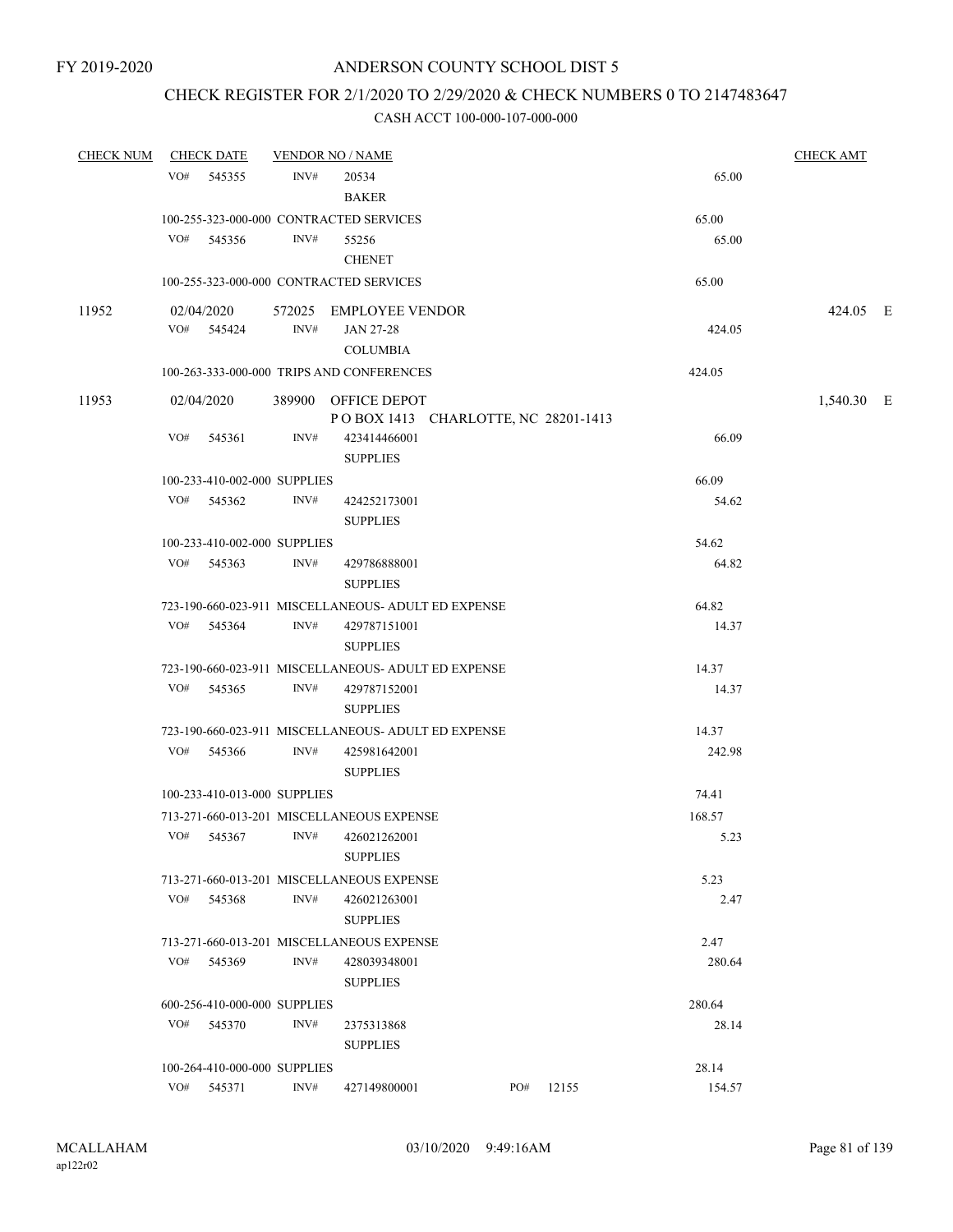FY 2019-2020

# ANDERSON COUNTY SCHOOL DIST 5

## CHECK REGISTER FOR 2/1/2020 TO 2/29/2020 & CHECK NUMBERS 0 TO 2147483647

### CASH ACCT 100-000-107-000-000

| CHECK NUM | CHECK DATE | VENDOR NO / NAME | | CHECK AMT |
|---|---|---|---|---|
| | VO# 545355 | INV# 20534<br>BAKER | 65.00 | |
| | 100-255-323-000-000 CONTRACTED SERVICES | | 65.00 | |
| | VO# 545356 | INV# 55256<br>CHENET | 65.00 | |
| | 100-255-323-000-000 CONTRACTED SERVICES | | 65.00 | |
| 11952 | 02/04/2020 | 572025 EMPLOYEE VENDOR | | 424.05 E |
| | VO# 545424 | INV# JAN 27-28<br>COLUMBIA | 424.05 | |
| | 100-263-333-000-000 TRIPS AND CONFERENCES | | 424.05 | |
| 11953 | 02/04/2020 | 389900 OFFICE DEPOT<br>P O BOX 1413 CHARLOTTE, NC 28201-1413 | | 1,540.30 E |
| | VO# 545361 | INV# 423414466001<br>SUPPLIES | 66.09 | |
| | 100-233-410-002-000 SUPPLIES | | 66.09 | |
| | VO# 545362 | INV# 424252173001<br>SUPPLIES | 54.62 | |
| | 100-233-410-002-000 SUPPLIES | | 54.62 | |
| | VO# 545363 | INV# 429786888001<br>SUPPLIES | 64.82 | |
| | 723-190-660-023-911 MISCELLANEOUS- ADULT ED EXPENSE | | 64.82 | |
| | VO# 545364 | INV# 429787151001<br>SUPPLIES | 14.37 | |
| | 723-190-660-023-911 MISCELLANEOUS- ADULT ED EXPENSE | | 14.37 | |
| | VO# 545365 | INV# 429787152001<br>SUPPLIES | 14.37 | |
| | 723-190-660-023-911 MISCELLANEOUS- ADULT ED EXPENSE | | 14.37 | |
| | VO# 545366 | INV# 425981642001<br>SUPPLIES | 242.98 | |
| | 100-233-410-013-000 SUPPLIES | | 74.41 | |
| | 713-271-660-013-201 MISCELLANEOUS EXPENSE | | 168.57 | |
| | VO# 545367 | INV# 426021262001<br>SUPPLIES | 5.23 | |
| | 713-271-660-013-201 MISCELLANEOUS EXPENSE | | 5.23 | |
| | VO# 545368 | INV# 426021263001<br>SUPPLIES | 2.47 | |
| | 713-271-660-013-201 MISCELLANEOUS EXPENSE | | 2.47 | |
| | VO# 545369 | INV# 428039348001<br>SUPPLIES | 280.64 | |
| | 600-256-410-000-000 SUPPLIES | | 280.64 | |
| | VO# 545370 | INV# 2375313868<br>SUPPLIES | 28.14 | |
| | 100-264-410-000-000 SUPPLIES | | 28.14 | |
| | VO# 545371 | INV# 427149800001 PO# 12155 | 154.57 | |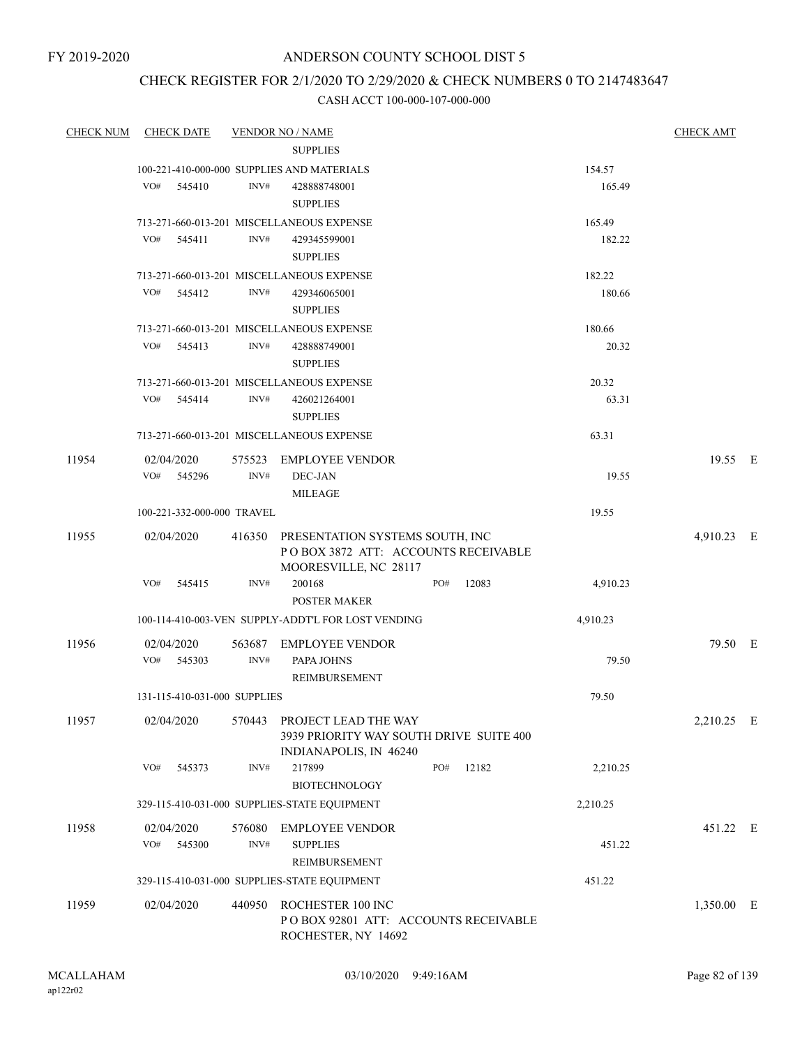FY 2019-2020

# ANDERSON COUNTY SCHOOL DIST 5

## CHECK REGISTER FOR 2/1/2020 TO 2/29/2020 & CHECK NUMBERS 0 TO 2147483647

CASH ACCT 100-000-107-000-000

| CHECK NUM | CHECK DATE | VENDOR NO / NAME | | CHECK AMT |
|---|---|---|---|---|
| | | SUPPLIES | | |
| | 100-221-410-000-000 SUPPLIES AND MATERIALS | | 154.57 | |
| | VO# 545410 | INV# 428888748001<br>SUPPLIES | 165.49 | |
| | 713-271-660-013-201 MISCELLANEOUS EXPENSE | | 165.49 | |
| | VO# 545411 | INV# 429345599001<br>SUPPLIES | 182.22 | |
| | 713-271-660-013-201 MISCELLANEOUS EXPENSE | | 182.22 | |
| | VO# 545412 | INV# 429346065001<br>SUPPLIES | 180.66 | |
| | 713-271-660-013-201 MISCELLANEOUS EXPENSE | | 180.66 | |
| | VO# 545413 | INV# 428888749001<br>SUPPLIES | 20.32 | |
| | 713-271-660-013-201 MISCELLANEOUS EXPENSE | | 20.32 | |
| | VO# 545414 | INV# 426021264001<br>SUPPLIES | 63.31 | |
| | 713-271-660-013-201 MISCELLANEOUS EXPENSE | | 63.31 | |
| 11954 | 02/04/2020 | 575523 EMPLOYEE VENDOR | | 19.55 E |
| | VO# 545296 | INV# DEC-JAN<br>MILEAGE | 19.55 | |
| | 100-221-332-000-000 TRAVEL | | 19.55 | |
| 11955 | 02/04/2020 | 416350 PRESENTATION SYSTEMS SOUTH, INC<br>P O BOX 3872 ATT: ACCOUNTS RECEIVABLE<br>MOORESVILLE, NC 28117 | | 4,910.23 E |
| | VO# 545415 | INV# 200168 PO# 12083<br>POSTER MAKER | 4,910.23 | |
| | 100-114-410-003-VEN SUPPLY-ADDT'L FOR LOST VENDING | | 4,910.23 | |
| 11956 | 02/04/2020 | 563687 EMPLOYEE VENDOR | | 79.50 E |
| | VO# 545303 | INV# PAPA JOHNS<br>REIMBURSEMENT | 79.50 | |
| | 131-115-410-031-000 SUPPLIES | | 79.50 | |
| 11957 | 02/04/2020 | 570443 PROJECT LEAD THE WAY<br>3939 PRIORITY WAY SOUTH DRIVE SUITE 400<br>INDIANAPOLIS, IN 46240 | | 2,210.25 E |
| | VO# 545373 | INV# 217899 PO# 12182<br>BIOTECHNOLOGY | 2,210.25 | |
| | 329-115-410-031-000 SUPPLIES-STATE EQUIPMENT | | 2,210.25 | |
| 11958 | 02/04/2020 | 576080 EMPLOYEE VENDOR | | 451.22 E |
| | VO# 545300 | INV# SUPPLIES<br>REIMBURSEMENT | 451.22 | |
| | 329-115-410-031-000 SUPPLIES-STATE EQUIPMENT | | 451.22 | |
| 11959 | 02/04/2020 | 440950 ROCHESTER 100 INC<br>P O BOX 92801 ATT: ACCOUNTS RECEIVABLE<br>ROCHESTER, NY 14692 | | 1,350.00 E |

MCALLAHAM
ap122r02

03/10/2020 9:49:16AM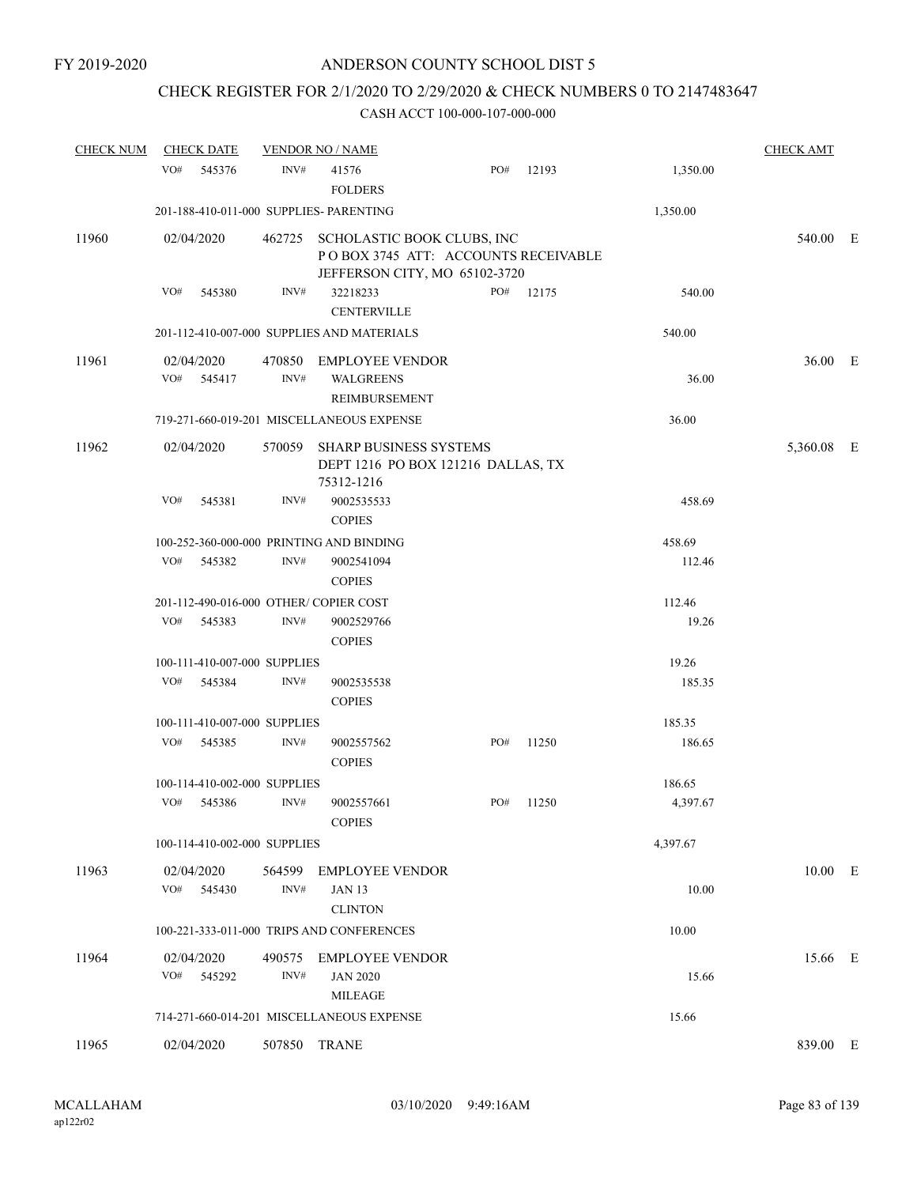FY 2019-2020

# ANDERSON COUNTY SCHOOL DIST 5

## CHECK REGISTER FOR 2/1/2020 TO 2/29/2020 & CHECK NUMBERS 0 TO 2147483647

CASH ACCT 100-000-107-000-000

| CHECK NUM | CHECK DATE | VENDOR NO / NAME | | | | CHECK AMT |
|---|---|---|---|---|---|---|
| | VO# 545376 | INV# | 41576 FOLDERS | PO# 12193 | 1,350.00 | |
| | 201-188-410-011-000 SUPPLIES- PARENTING | | | | 1,350.00 | |
| 11960 | 02/04/2020 | 462725 | SCHOLASTIC BOOK CLUBS, INC P O BOX 3745 ATT: ACCOUNTS RECEIVABLE JEFFERSON CITY, MO 65102-3720 | | | 540.00 E |
| | VO# 545380 | INV# | 32218233 CENTERVILLE | PO# 12175 | 540.00 | |
| | 201-112-410-007-000 SUPPLIES AND MATERIALS | | | | 540.00 | |
| 11961 | 02/04/2020 | 470850 | EMPLOYEE VENDOR | | | 36.00 E |
| | VO# 545417 | INV# | WALGREENS REIMBURSEMENT | | 36.00 | |
| | 719-271-660-019-201 MISCELLANEOUS EXPENSE | | | | 36.00 | |
| 11962 | 02/04/2020 | 570059 | SHARP BUSINESS SYSTEMS DEPT 1216 PO BOX 121216 DALLAS, TX 75312-1216 | | | 5,360.08 E |
| | VO# 545381 | INV# | 9002535533 COPIES | | 458.69 | |
| | 100-252-360-000-000 PRINTING AND BINDING | | | | 458.69 | |
| | VO# 545382 | INV# | 9002541094 COPIES | | 112.46 | |
| | 201-112-490-016-000 OTHER/ COPIER COST | | | | 112.46 | |
| | VO# 545383 | INV# | 9002529766 COPIES | | 19.26 | |
| | 100-111-410-007-000 SUPPLIES | | | | 19.26 | |
| | VO# 545384 | INV# | 9002535538 COPIES | | 185.35 | |
| | 100-111-410-007-000 SUPPLIES | | | | 185.35 | |
| | VO# 545385 | INV# | 9002557562 COPIES | PO# 11250 | 186.65 | |
| | 100-114-410-002-000 SUPPLIES | | | | 186.65 | |
| | VO# 545386 | INV# | 9002557661 COPIES | PO# 11250 | 4,397.67 | |
| | 100-114-410-002-000 SUPPLIES | | | | 4,397.67 | |
| 11963 | 02/04/2020 | 564599 | EMPLOYEE VENDOR | | | 10.00 E |
| | VO# 545430 | INV# | JAN 13 CLINTON | | 10.00 | |
| | 100-221-333-011-000 TRIPS AND CONFERENCES | | | | 10.00 | |
| 11964 | 02/04/2020 | 490575 | EMPLOYEE VENDOR | | | 15.66 E |
| | VO# 545292 | INV# | JAN 2020 MILEAGE | | 15.66 | |
| | 714-271-660-014-201 MISCELLANEOUS EXPENSE | | | | 15.66 | |
| 11965 | 02/04/2020 | 507850 | TRANE | | | 839.00 E |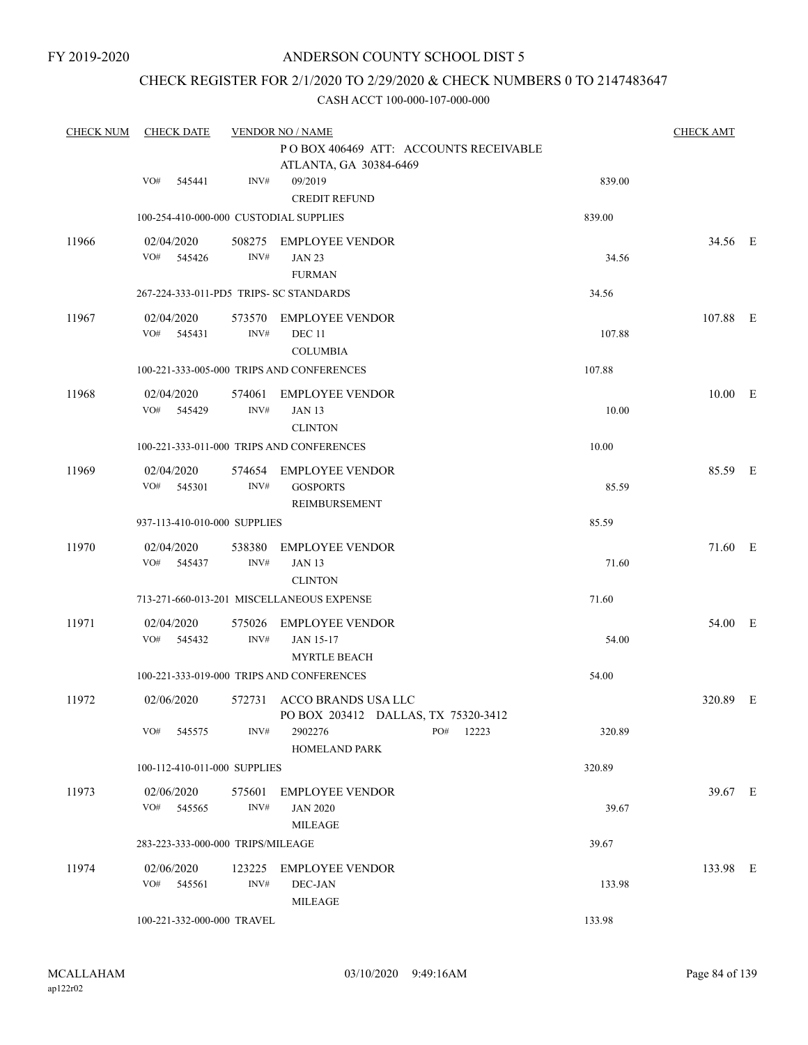FY 2019-2020

ANDERSON COUNTY SCHOOL DIST 5

CHECK REGISTER FOR 2/1/2020 TO 2/29/2020 & CHECK NUMBERS 0 TO 2147483647

CASH ACCT 100-000-107-000-000

| CHECK NUM | CHECK DATE | VENDOR NO / NAME | | CHECK AMT |
|---|---|---|---|---|
| | | P O BOX 406469 ATT: ACCOUNTS RECEIVABLE ATLANTA, GA 30384-6469 | | |
| | VO# 545441 | INV# 09/2019 CREDIT REFUND | 839.00 | |
| | 100-254-410-000-000 CUSTODIAL SUPPLIES | | 839.00 | |
| 11966 | 02/04/2020 | 508275 EMPLOYEE VENDOR | | 34.56 E |
| | VO# 545426 | INV# JAN 23 FURMAN | 34.56 | |
| | 267-224-333-011-PD5 TRIPS- SC STANDARDS | | 34.56 | |
| 11967 | 02/04/2020 | 573570 EMPLOYEE VENDOR | | 107.88 E |
| | VO# 545431 | INV# DEC 11 COLUMBIA | 107.88 | |
| | 100-221-333-005-000 TRIPS AND CONFERENCES | | 107.88 | |
| 11968 | 02/04/2020 | 574061 EMPLOYEE VENDOR | | 10.00 E |
| | VO# 545429 | INV# JAN 13 CLINTON | 10.00 | |
| | 100-221-333-011-000 TRIPS AND CONFERENCES | | 10.00 | |
| 11969 | 02/04/2020 | 574654 EMPLOYEE VENDOR | | 85.59 E |
| | VO# 545301 | INV# GOSPORTS REIMBURSEMENT | 85.59 | |
| | 937-113-410-010-000 SUPPLIES | | 85.59 | |
| 11970 | 02/04/2020 | 538380 EMPLOYEE VENDOR | | 71.60 E |
| | VO# 545437 | INV# JAN 13 CLINTON | 71.60 | |
| | 713-271-660-013-201 MISCELLANEOUS EXPENSE | | 71.60 | |
| 11971 | 02/04/2020 | 575026 EMPLOYEE VENDOR | | 54.00 E |
| | VO# 545432 | INV# JAN 15-17 MYRTLE BEACH | 54.00 | |
| | 100-221-333-019-000 TRIPS AND CONFERENCES | | 54.00 | |
| 11972 | 02/06/2020 | 572731 ACCO BRANDS USA LLC PO BOX 203412 DALLAS, TX 75320-3412 | | 320.89 E |
| | VO# 545575 | INV# 2902276 PO# 12223 HOMELAND PARK | 320.89 | |
| | 100-112-410-011-000 SUPPLIES | | 320.89 | |
| 11973 | 02/06/2020 | 575601 EMPLOYEE VENDOR | | 39.67 E |
| | VO# 545565 | INV# JAN 2020 MILEAGE | 39.67 | |
| | 283-223-333-000-000 TRIPS/MILEAGE | | 39.67 | |
| 11974 | 02/06/2020 | 123225 EMPLOYEE VENDOR | | 133.98 E |
| | VO# 545561 | INV# DEC-JAN MILEAGE | 133.98 | |
| | 100-221-332-000-000 TRAVEL | | 133.98 | |

MCALLAHAM ap122r02 03/10/2020 9:49:16AM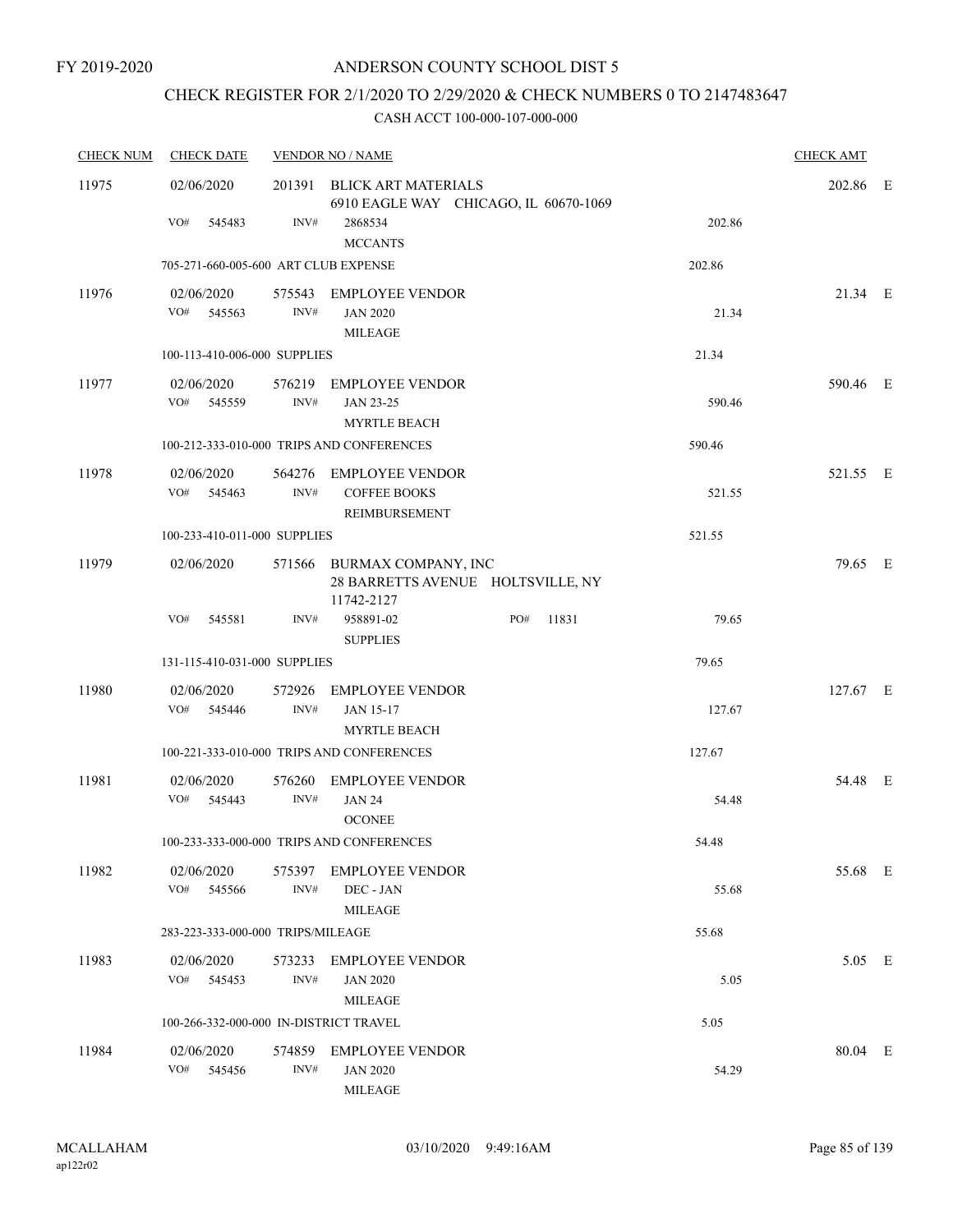FY 2019-2020

# ANDERSON COUNTY SCHOOL DIST 5

## CHECK REGISTER FOR 2/1/2020 TO 2/29/2020 & CHECK NUMBERS 0 TO 2147483647

### CASH ACCT 100-000-107-000-000

| CHECK NUM | CHECK DATE | VENDOR NO / NAME | | | CHECK AMT | |
|---|---|---|---|---|---|---|
| 11975 | 02/06/2020 | 201391 BLICK ART MATERIALS<br>6910 EAGLE WAY CHICAGO, IL 60670-1069 | | | 202.86 | E |
| | VO# 545483 | INV# 2868534<br>MCCANTS | | 202.86 | | |
| | 705-271-660-005-600 ART CLUB EXPENSE | | | 202.86 | | |
| 11976 | 02/06/2020 | 575543 EMPLOYEE VENDOR | | | 21.34 | E |
| | VO# 545563 | INV# JAN 2020<br>MILEAGE | | 21.34 | | |
| | 100-113-410-006-000 SUPPLIES | | | 21.34 | | |
| 11977 | 02/06/2020 | 576219 EMPLOYEE VENDOR | | | 590.46 | E |
| | VO# 545559 | INV# JAN 23-25<br>MYRTLE BEACH | | 590.46 | | |
| | 100-212-333-010-000 TRIPS AND CONFERENCES | | | 590.46 | | |
| 11978 | 02/06/2020 | 564276 EMPLOYEE VENDOR | | | 521.55 | E |
| | VO# 545463 | INV# COFFEE BOOKS<br>REIMBURSEMENT | | 521.55 | | |
| | 100-233-410-011-000 SUPPLIES | | | 521.55 | | |
| 11979 | 02/06/2020 | 571566 BURMAX COMPANY, INC<br>28 BARRETTS AVENUE HOLTSVILLE, NY 11742-2127 | | | 79.65 | E |
| | VO# 545581 | INV# 958891-02<br>SUPPLIES | PO# 11831 | 79.65 | | |
| | 131-115-410-031-000 SUPPLIES | | | 79.65 | | |
| 11980 | 02/06/2020 | 572926 EMPLOYEE VENDOR | | | 127.67 | E |
| | VO# 545446 | INV# JAN 15-17<br>MYRTLE BEACH | | 127.67 | | |
| | 100-221-333-010-000 TRIPS AND CONFERENCES | | | 127.67 | | |
| 11981 | 02/06/2020 | 576260 EMPLOYEE VENDOR | | | 54.48 | E |
| | VO# 545443 | INV# JAN 24<br>OCONEE | | 54.48 | | |
| | 100-233-333-000-000 TRIPS AND CONFERENCES | | | 54.48 | | |
| 11982 | 02/06/2020 | 575397 EMPLOYEE VENDOR | | | 55.68 | E |
| | VO# 545566 | INV# DEC - JAN<br>MILEAGE | | 55.68 | | |
| | 283-223-333-000-000 TRIPS/MILEAGE | | | 55.68 | | |
| 11983 | 02/06/2020 | 573233 EMPLOYEE VENDOR | | | 5.05 | E |
| | VO# 545453 | INV# JAN 2020<br>MILEAGE | | 5.05 | | |
| | 100-266-332-000-000 IN-DISTRICT TRAVEL | | | 5.05 | | |
| 11984 | 02/06/2020 | 574859 EMPLOYEE VENDOR | | | 80.04 | E |
| | VO# 545456 | INV# JAN 2020<br>MILEAGE | | 54.29 | | |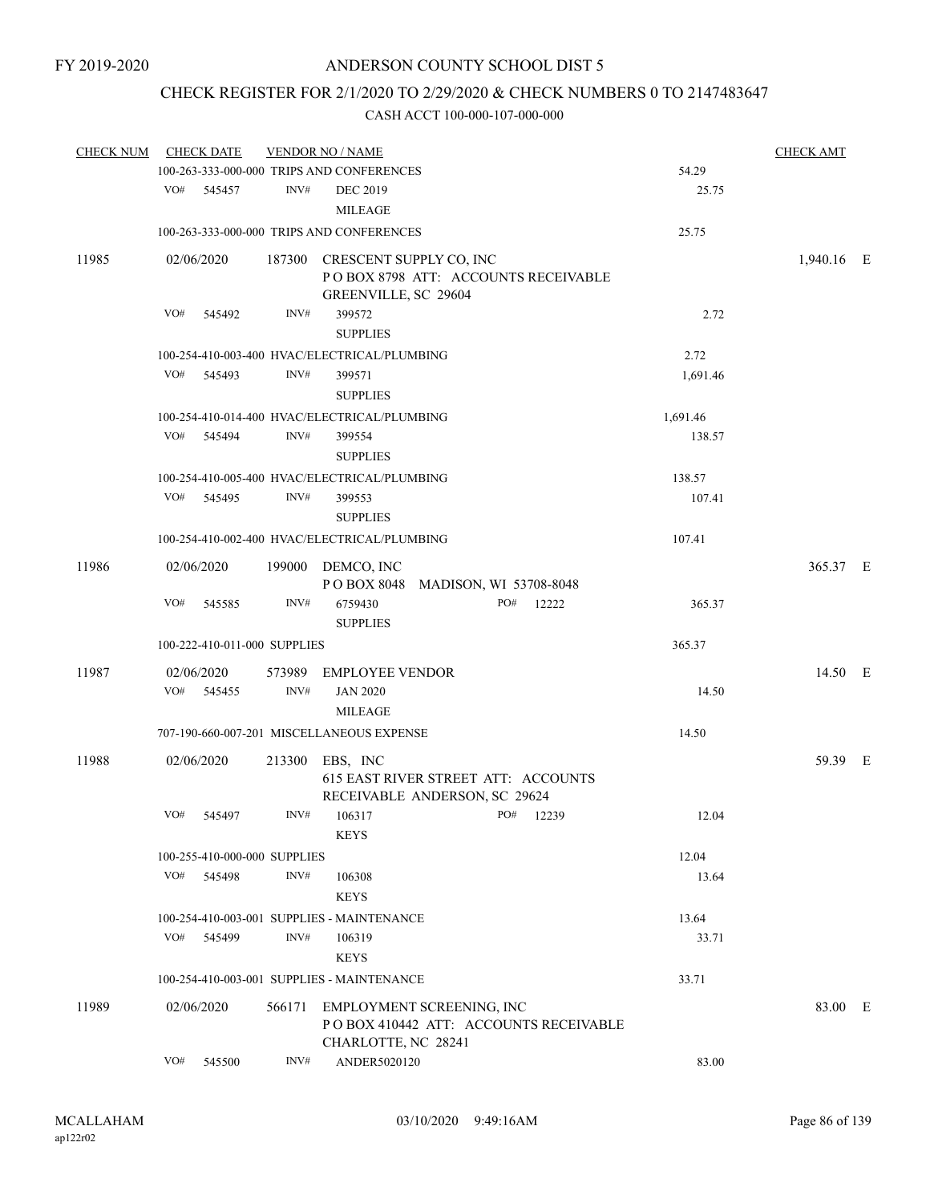FY 2019-2020

# ANDERSON COUNTY SCHOOL DIST 5

## CHECK REGISTER FOR 2/1/2020 TO 2/29/2020 & CHECK NUMBERS 0 TO 2147483647

### CASH ACCT 100-000-107-000-000

| CHECK NUM | CHECK DATE | VENDOR NO / NAME | | CHECK AMT |
|---|---|---|---|---|
| | 100-263-333-000-000 TRIPS AND CONFERENCES | | 54.29 | |
| | VO# 545457 | INV# DEC 2019<br>MILEAGE | 25.75 | |
| | 100-263-333-000-000 TRIPS AND CONFERENCES | | 25.75 | |
| 11985 | 02/06/2020 | 187300 CRESCENT SUPPLY CO, INC<br>P O BOX 8798 ATT: ACCOUNTS RECEIVABLE<br>GREENVILLE, SC 29604 | | 1,940.16 E |
| | VO# 545492 | INV# 399572<br>SUPPLIES | 2.72 | |
| | 100-254-410-003-400 HVAC/ELECTRICAL/PLUMBING | | 2.72 | |
| | VO# 545493 | INV# 399571<br>SUPPLIES | 1,691.46 | |
| | 100-254-410-014-400 HVAC/ELECTRICAL/PLUMBING | | 1,691.46 | |
| | VO# 545494 | INV# 399554<br>SUPPLIES | 138.57 | |
| | 100-254-410-005-400 HVAC/ELECTRICAL/PLUMBING | | 138.57 | |
| | VO# 545495 | INV# 399553<br>SUPPLIES | 107.41 | |
| | 100-254-410-002-400 HVAC/ELECTRICAL/PLUMBING | | 107.41 | |
| 11986 | 02/06/2020 | 199000 DEMCO, INC<br>P O BOX 8048 MADISON, WI 53708-8048 | | 365.37 E |
| | VO# 545585 | INV# 6759430 PO# 12222<br>SUPPLIES | 365.37 | |
| | 100-222-410-011-000 SUPPLIES | | 365.37 | |
| 11987 | 02/06/2020<br>VO# 545455 | 573989 EMPLOYEE VENDOR<br>INV# JAN 2020<br>MILEAGE | 14.50 | 14.50 E |
| | 707-190-660-007-201 MISCELLANEOUS EXPENSE | | 14.50 | |
| 11988 | 02/06/2020 | 213300 EBS, INC<br>615 EAST RIVER STREET ATT: ACCOUNTS<br>RECEIVABLE ANDERSON, SC 29624 | | 59.39 E |
| | VO# 545497 | INV# 106317 PO# 12239<br>KEYS | 12.04 | |
| | 100-255-410-000-000 SUPPLIES | | 12.04 | |
| | VO# 545498 | INV# 106308<br>KEYS | 13.64 | |
| | 100-254-410-003-001 SUPPLIES - MAINTENANCE | | 13.64 | |
| | VO# 545499 | INV# 106319<br>KEYS | 33.71 | |
| | 100-254-410-003-001 SUPPLIES - MAINTENANCE | | 33.71 | |
| 11989 | 02/06/2020 | 566171 EMPLOYMENT SCREENING, INC<br>P O BOX 410442 ATT: ACCOUNTS RECEIVABLE<br>CHARLOTTE, NC 28241 | | 83.00 E |
| | VO# 545500 | INV# ANDER5020120 | 83.00 | |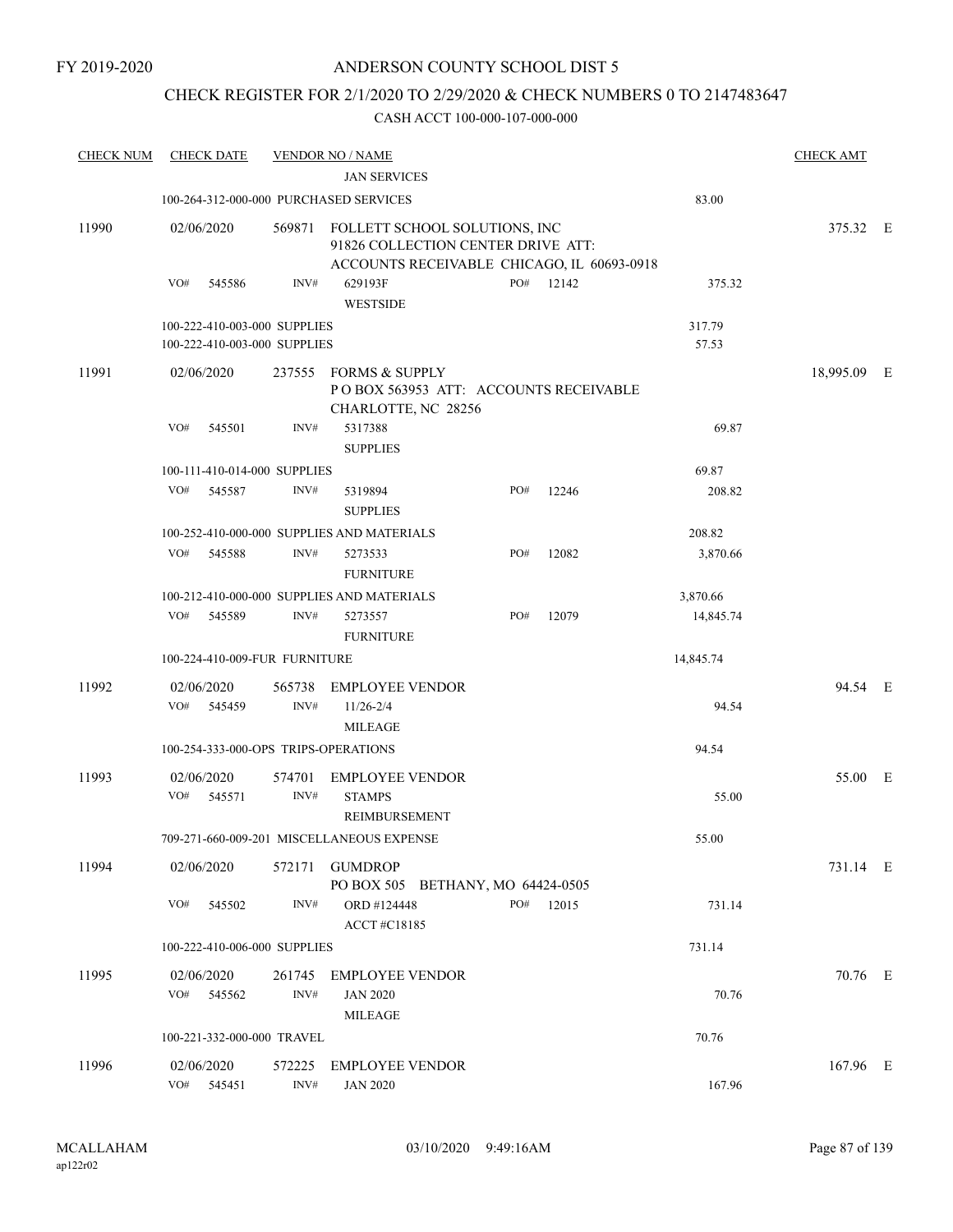FY 2019-2020

# ANDERSON COUNTY SCHOOL DIST 5

## CHECK REGISTER FOR 2/1/2020 TO 2/29/2020 & CHECK NUMBERS 0 TO 2147483647

### CASH ACCT 100-000-107-000-000

| CHECK NUM | CHECK DATE | VENDOR NO / NAME | | | | CHECK AMT | |
|---|---|---|---|---|---|---|---|
| | | JAN SERVICES | | | | | |
| | 100-264-312-000-000 PURCHASED SERVICES | | | | 83.00 | | |
| 11990 | 02/06/2020 | 569871 FOLLETT SCHOOL SOLUTIONS, INC<br>91826 COLLECTION CENTER DRIVE ATT:<br>ACCOUNTS RECEIVABLE CHICAGO, IL 60693-0918 | | | | 375.32 | E |
| | VO# 545586 | INV# 629193F<br>WESTSIDE | PO# 12142 | | 375.32 | | |
| | 100-222-410-003-000 SUPPLIES | | | | 317.79 | | |
| | 100-222-410-003-000 SUPPLIES | | | | 57.53 | | |
| 11991 | 02/06/2020 | 237555 FORMS & SUPPLY<br>P O BOX 563953 ATT: ACCOUNTS RECEIVABLE<br>CHARLOTTE, NC 28256 | | | | 18,995.09 | E |
| | VO# 545501 | INV# 5317388<br>SUPPLIES | | | 69.87 | | |
| | 100-111-410-014-000 SUPPLIES | | | | 69.87 | | |
| | VO# 545587 | INV# 5319894<br>SUPPLIES | PO# 12246 | | 208.82 | | |
| | 100-252-410-000-000 SUPPLIES AND MATERIALS | | | | 208.82 | | |
| | VO# 545588 | INV# 5273533<br>FURNITURE | PO# 12082 | | 3,870.66 | | |
| | 100-212-410-000-000 SUPPLIES AND MATERIALS | | | | 3,870.66 | | |
| | VO# 545589 | INV# 5273557<br>FURNITURE | PO# 12079 | | 14,845.74 | | |
| | 100-224-410-009-FUR FURNITURE | | | | 14,845.74 | | |
| 11992 | 02/06/2020 | 565738 EMPLOYEE VENDOR | | | | 94.54 | E |
| | VO# 545459 | INV# 11/26-2/4<br>MILEAGE | | | 94.54 | | |
| | 100-254-333-000-OPS TRIPS-OPERATIONS | | | | 94.54 | | |
| 11993 | 02/06/2020 | 574701 EMPLOYEE VENDOR | | | | 55.00 | E |
| | VO# 545571 | INV# STAMPS<br>REIMBURSEMENT | | | 55.00 | | |
| | 709-271-660-009-201 MISCELLANEOUS EXPENSE | | | | 55.00 | | |
| 11994 | 02/06/2020 | 572171 GUMDROP<br>PO BOX 505 BETHANY, MO 64424-0505 | | | | 731.14 | E |
| | VO# 545502 | INV# ORD #124448<br>ACCT #C18185 | PO# 12015 | | 731.14 | | |
| | 100-222-410-006-000 SUPPLIES | | | | 731.14 | | |
| 11995 | 02/06/2020 | 261745 EMPLOYEE VENDOR | | | | 70.76 | E |
| | VO# 545562 | INV# JAN 2020<br>MILEAGE | | | 70.76 | | |
| | 100-221-332-000-000 TRAVEL | | | | 70.76 | | |
| 11996 | 02/06/2020 | 572225 EMPLOYEE VENDOR | | | | 167.96 | E |
| | VO# 545451 | INV# JAN 2020 | | | 167.96 | | |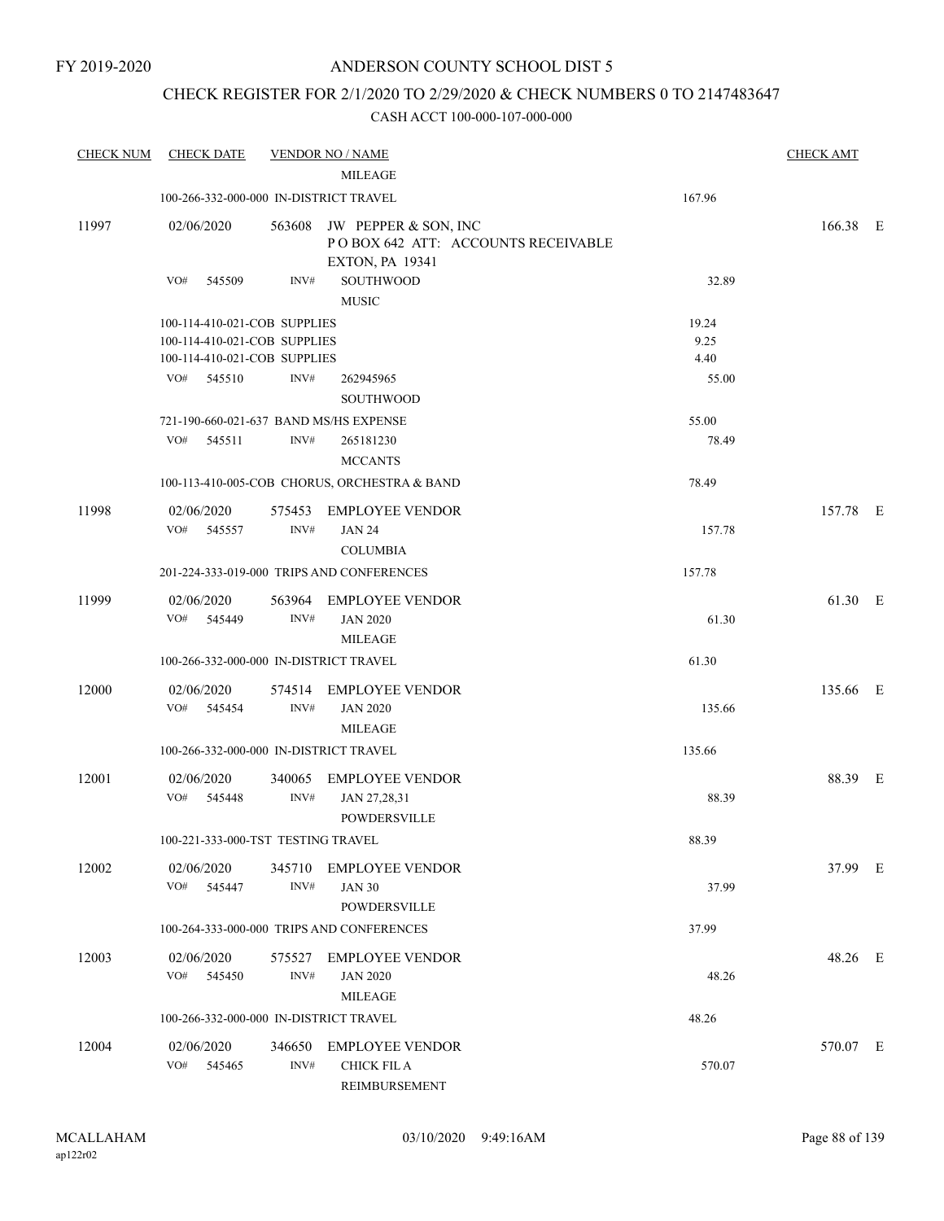FY 2019-2020

# ANDERSON COUNTY SCHOOL DIST 5

## CHECK REGISTER FOR 2/1/2020 TO 2/29/2020 & CHECK NUMBERS 0 TO 2147483647

### CASH ACCT 100-000-107-000-000

| CHECK NUM | CHECK DATE | VENDOR NO / NAME | | CHECK AMT |
|---|---|---|---|---|
| | | MILEAGE | | |
| | 100-266-332-000-000 IN-DISTRICT TRAVEL | | 167.96 | |
| 11997 | 02/06/2020 | 563608 JW PEPPER & SON, INC<br>P O BOX 642 ATT: ACCOUNTS RECEIVABLE<br>EXTON, PA 19341 | | 166.38 E |
| | VO# 545509 | INV# SOUTHWOOD<br>MUSIC | 32.89 | |
| | 100-114-410-021-COB SUPPLIES | | 19.24 | |
| | 100-114-410-021-COB SUPPLIES | | 9.25 | |
| | 100-114-410-021-COB SUPPLIES | | 4.40 | |
| | VO# 545510 | INV# 262945965<br>SOUTHWOOD | 55.00 | |
| | 721-190-660-021-637 BAND MS/HS EXPENSE | | 55.00 | |
| | VO# 545511 | INV# 265181230<br>MCCANTS | 78.49 | |
| | 100-113-410-005-COB CHORUS, ORCHESTRA & BAND | | 78.49 | |
| 11998 | 02/06/2020 | 575453 EMPLOYEE VENDOR | | 157.78 E |
| | VO# 545557 | INV# JAN 24<br>COLUMBIA | 157.78 | |
| | 201-224-333-019-000 TRIPS AND CONFERENCES | | 157.78 | |
| 11999 | 02/06/2020 | 563964 EMPLOYEE VENDOR | | 61.30 E |
| | VO# 545449 | INV# JAN 2020<br>MILEAGE | 61.30 | |
| | 100-266-332-000-000 IN-DISTRICT TRAVEL | | 61.30 | |
| 12000 | 02/06/2020 | 574514 EMPLOYEE VENDOR | | 135.66 E |
| | VO# 545454 | INV# JAN 2020<br>MILEAGE | 135.66 | |
| | 100-266-332-000-000 IN-DISTRICT TRAVEL | | 135.66 | |
| 12001 | 02/06/2020 | 340065 EMPLOYEE VENDOR | | 88.39 E |
| | VO# 545448 | INV# JAN 27,28,31<br>POWDERSVILLE | 88.39 | |
| | 100-221-333-000-TST TESTING TRAVEL | | 88.39 | |
| 12002 | 02/06/2020 | 345710 EMPLOYEE VENDOR | | 37.99 E |
| | VO# 545447 | INV# JAN 30<br>POWDERSVILLE | 37.99 | |
| | 100-264-333-000-000 TRIPS AND CONFERENCES | | 37.99 | |
| 12003 | 02/06/2020 | 575527 EMPLOYEE VENDOR | | 48.26 E |
| | VO# 545450 | INV# JAN 2020<br>MILEAGE | 48.26 | |
| | 100-266-332-000-000 IN-DISTRICT TRAVEL | | 48.26 | |
| 12004 | 02/06/2020 | 346650 EMPLOYEE VENDOR | | 570.07 E |
| | VO# 545465 | INV# CHICK FIL A<br>REIMBURSEMENT | 570.07 | |

MCALLAHAM
ap122r02
03/10/2020 9:49:16AM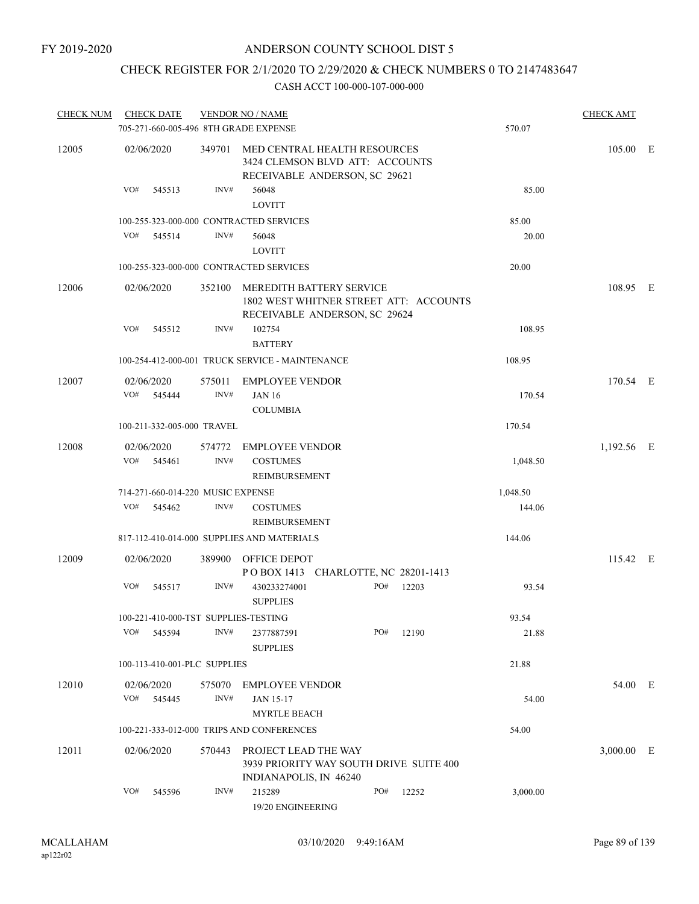FY 2019-2020

# ANDERSON COUNTY SCHOOL DIST 5

## CHECK REGISTER FOR 2/1/2020 TO 2/29/2020 & CHECK NUMBERS 0 TO 2147483647

CASH ACCT 100-000-107-000-000

| CHECK NUM | CHECK DATE | VENDOR NO / NAME | | | CHECK AMT |
|---|---|---|---|---|---|
| | 705-271-660-005-496 8TH GRADE EXPENSE | | | 570.07 | |
| 12005 | 02/06/2020 | 349701 | MED CENTRAL HEALTH RESOURCES<br>3424 CLEMSON BLVD ATT: ACCOUNTS<br>RECEIVABLE ANDERSON, SC 29621 | | 105.00 E |
| | VO# 545513 | INV# | 56048<br>LOVITT | 85.00 | |
| | 100-255-323-000-000 CONTRACTED SERVICES | | | 85.00 | |
| | VO# 545514 | INV# | 56048<br>LOVITT | 20.00 | |
| | 100-255-323-000-000 CONTRACTED SERVICES | | | 20.00 | |
| 12006 | 02/06/2020 | 352100 | MEREDITH BATTERY SERVICE<br>1802 WEST WHITNER STREET ATT: ACCOUNTS<br>RECEIVABLE ANDERSON, SC 29624 | | 108.95 E |
| | VO# 545512 | INV# | 102754<br>BATTERY | 108.95 | |
| | 100-254-412-000-001 TRUCK SERVICE - MAINTENANCE | | | 108.95 | |
| 12007 | 02/06/2020 | 575011 | EMPLOYEE VENDOR | | 170.54 E |
| | VO# 545444 | INV# | JAN 16<br>COLUMBIA | 170.54 | |
| | 100-211-332-005-000 TRAVEL | | | 170.54 | |
| 12008 | 02/06/2020 | 574772 | EMPLOYEE VENDOR | | 1,192.56 E |
| | VO# 545461 | INV# | COSTUMES<br>REIMBURSEMENT | 1,048.50 | |
| | 714-271-660-014-220 MUSIC EXPENSE | | | 1,048.50 | |
| | VO# 545462 | INV# | COSTUMES<br>REIMBURSEMENT | 144.06 | |
| | 817-112-410-014-000 SUPPLIES AND MATERIALS | | | 144.06 | |
| 12009 | 02/06/2020 | 389900 | OFFICE DEPOT<br>P O BOX 1413 CHARLOTTE, NC 28201-1413 | | 115.42 E |
| | VO# 545517 | INV# | 430233274001 PO# 12203<br>SUPPLIES | 93.54 | |
| | 100-221-410-000-TST SUPPLIES-TESTING | | | 93.54 | |
| | VO# 545594 | INV# | 2377887591 PO# 12190<br>SUPPLIES | 21.88 | |
| | 100-113-410-001-PLC SUPPLIES | | | 21.88 | |
| 12010 | 02/06/2020 | 575070 | EMPLOYEE VENDOR | | 54.00 E |
| | VO# 545445 | INV# | JAN 15-17<br>MYRTLE BEACH | 54.00 | |
| | 100-221-333-012-000 TRIPS AND CONFERENCES | | | 54.00 | |
| 12011 | 02/06/2020 | 570443 | PROJECT LEAD THE WAY<br>3939 PRIORITY WAY SOUTH DRIVE SUITE 400<br>INDIANAPOLIS, IN 46240 | | 3,000.00 E |
| | VO# 545596 | INV# | 215289 PO# 12252<br>19/20 ENGINEERING | 3,000.00 | |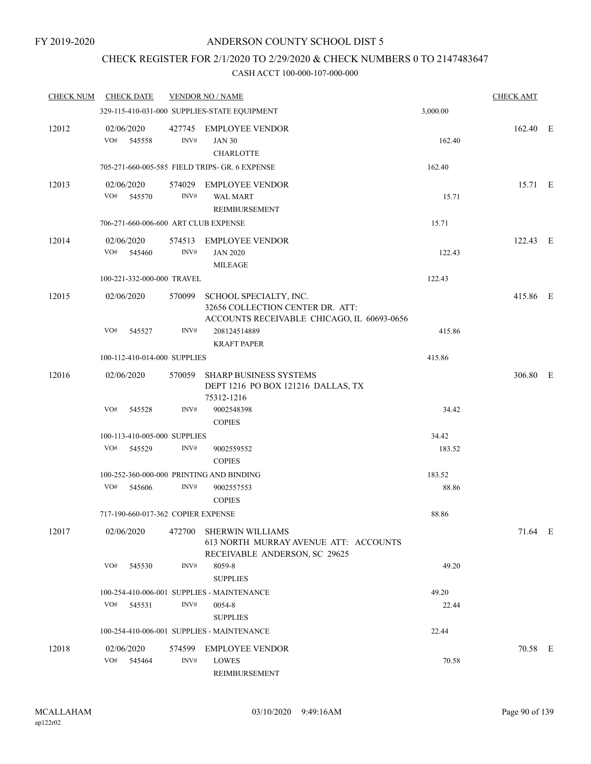FY 2019-2020

# ANDERSON COUNTY SCHOOL DIST 5

## CHECK REGISTER FOR 2/1/2020 TO 2/29/2020 & CHECK NUMBERS 0 TO 2147483647

CASH ACCT 100-000-107-000-000

| CHECK NUM | CHECK DATE | VENDOR NO / NAME | | CHECK AMT | |
|---|---|---|---|---|---|
| | 329-115-410-031-000 SUPPLIES-STATE EQUIPMENT | | 3,000.00 | | |
| 12012 | 02/06/2020 | 427745 EMPLOYEE VENDOR | | 162.40 | E |
| | VO# 545558 | INV# JAN 30<br>CHARLOTTE | 162.40 | | |
| | 705-271-660-005-585 FIELD TRIPS- GR. 6 EXPENSE | | 162.40 | | |
| 12013 | 02/06/2020 | 574029 EMPLOYEE VENDOR | | 15.71 | E |
| | VO# 545570 | INV# WAL MART<br>REIMBURSEMENT | 15.71 | | |
| | 706-271-660-006-600 ART CLUB EXPENSE | | 15.71 | | |
| 12014 | 02/06/2020 | 574513 EMPLOYEE VENDOR | | 122.43 | E |
| | VO# 545460 | INV# JAN 2020<br>MILEAGE | 122.43 | | |
| | 100-221-332-000-000 TRAVEL | | 122.43 | | |
| 12015 | 02/06/2020 | 570099 SCHOOL SPECIALTY, INC.<br>32656 COLLECTION CENTER DR. ATT:<br>ACCOUNTS RECEIVABLE CHICAGO, IL 60693-0656 | | 415.86 | E |
| | VO# 545527 | INV# 208124514889<br>KRAFT PAPER | 415.86 | | |
| | 100-112-410-014-000 SUPPLIES | | 415.86 | | |
| 12016 | 02/06/2020 | 570059 SHARP BUSINESS SYSTEMS<br>DEPT 1216 PO BOX 121216 DALLAS, TX<br>75312-1216 | | 306.80 | E |
| | VO# 545528 | INV# 9002548398<br>COPIES | 34.42 | | |
| | 100-113-410-005-000 SUPPLIES | | 34.42 | | |
| | VO# 545529 | INV# 9002559552<br>COPIES | 183.52 | | |
| | 100-252-360-000-000 PRINTING AND BINDING | | 183.52 | | |
| | VO# 545606 | INV# 9002557553<br>COPIES | 88.86 | | |
| | 717-190-660-017-362 COPIER EXPENSE | | 88.86 | | |
| 12017 | 02/06/2020 | 472700 SHERWIN WILLIAMS<br>613 NORTH MURRAY AVENUE ATT: ACCOUNTS<br>RECEIVABLE ANDERSON, SC 29625 | | 71.64 | E |
| | VO# 545530 | INV# 8059-8<br>SUPPLIES | 49.20 | | |
| | 100-254-410-006-001 SUPPLIES - MAINTENANCE | | 49.20 | | |
| | VO# 545531 | INV# 0054-8<br>SUPPLIES | 22.44 | | |
| | 100-254-410-006-001 SUPPLIES - MAINTENANCE | | 22.44 | | |
| 12018 | 02/06/2020 | 574599 EMPLOYEE VENDOR | | 70.58 | E |
| | VO# 545464 | INV# LOWES<br>REIMBURSEMENT | 70.58 | | |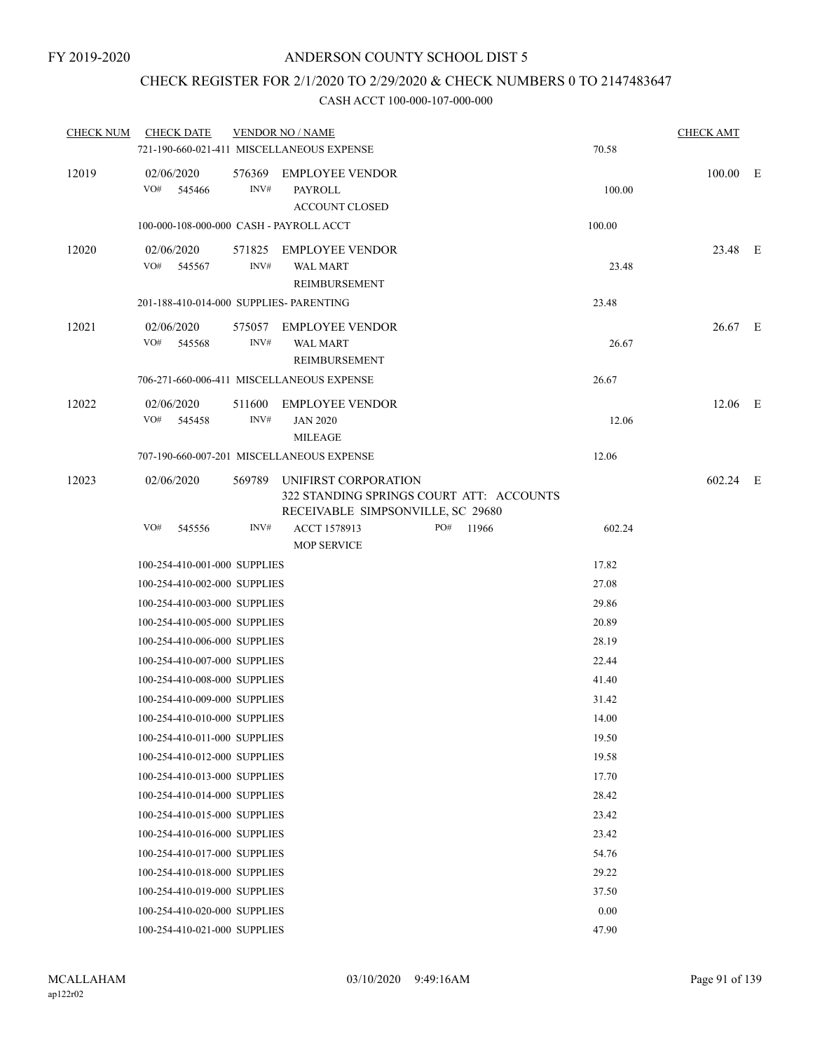FY 2019-2020

# ANDERSON COUNTY SCHOOL DIST 5

## CHECK REGISTER FOR 2/1/2020 TO 2/29/2020 & CHECK NUMBERS 0 TO 2147483647

CASH ACCT 100-000-107-000-000

| CHECK NUM | CHECK DATE | VENDOR NO / NAME | | CHECK AMT | |
|---|---|---|---|---|---|
| | 721-190-660-021-411 MISCELLANEOUS EXPENSE | | 70.58 | | |
| 12019 | 02/06/2020 | 576369 EMPLOYEE VENDOR | | 100.00 | E |
| | VO# 545466 | INV# PAYROLL ACCOUNT CLOSED | 100.00 | | |
| | 100-000-108-000-000 CASH - PAYROLL ACCT | | 100.00 | | |
| 12020 | 02/06/2020 | 571825 EMPLOYEE VENDOR | | 23.48 | E |
| | VO# 545567 | INV# WAL MART REIMBURSEMENT | 23.48 | | |
| | 201-188-410-014-000 SUPPLIES- PARENTING | | 23.48 | | |
| 12021 | 02/06/2020 | 575057 EMPLOYEE VENDOR | | 26.67 | E |
| | VO# 545568 | INV# WAL MART REIMBURSEMENT | 26.67 | | |
| | 706-271-660-006-411 MISCELLANEOUS EXPENSE | | 26.67 | | |
| 12022 | 02/06/2020 | 511600 EMPLOYEE VENDOR | | 12.06 | E |
| | VO# 545458 | INV# JAN 2020 MILEAGE | 12.06 | | |
| | 707-190-660-007-201 MISCELLANEOUS EXPENSE | | 12.06 | | |
| 12023 | 02/06/2020 | 569789 UNIFIRST CORPORATION 322 STANDING SPRINGS COURT ATT: ACCOUNTS RECEIVABLE SIMPSONVILLE, SC 29680 | | 602.24 | E |
| | VO# 545556 | INV# ACCT 1578913 PO# 11966 MOP SERVICE | 602.24 | | |
| | 100-254-410-001-000 SUPPLIES | | 17.82 | | |
| | 100-254-410-002-000 SUPPLIES | | 27.08 | | |
| | 100-254-410-003-000 SUPPLIES | | 29.86 | | |
| | 100-254-410-005-000 SUPPLIES | | 20.89 | | |
| | 100-254-410-006-000 SUPPLIES | | 28.19 | | |
| | 100-254-410-007-000 SUPPLIES | | 22.44 | | |
| | 100-254-410-008-000 SUPPLIES | | 41.40 | | |
| | 100-254-410-009-000 SUPPLIES | | 31.42 | | |
| | 100-254-410-010-000 SUPPLIES | | 14.00 | | |
| | 100-254-410-011-000 SUPPLIES | | 19.50 | | |
| | 100-254-410-012-000 SUPPLIES | | 19.58 | | |
| | 100-254-410-013-000 SUPPLIES | | 17.70 | | |
| | 100-254-410-014-000 SUPPLIES | | 28.42 | | |
| | 100-254-410-015-000 SUPPLIES | | 23.42 | | |
| | 100-254-410-016-000 SUPPLIES | | 23.42 | | |
| | 100-254-410-017-000 SUPPLIES | | 54.76 | | |
| | 100-254-410-018-000 SUPPLIES | | 29.22 | | |
| | 100-254-410-019-000 SUPPLIES | | 37.50 | | |
| | 100-254-410-020-000 SUPPLIES | | 0.00 | | |
| | 100-254-410-021-000 SUPPLIES | | 47.90 | | |

MCALLAHAM ap122r02 03/10/2020 9:49:16AM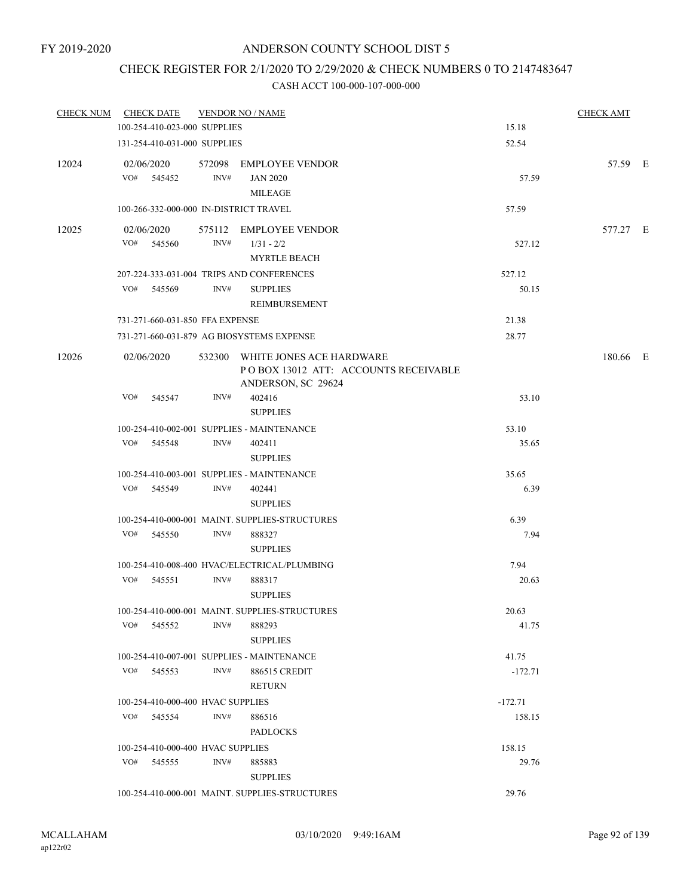FY 2019-2020

# ANDERSON COUNTY SCHOOL DIST 5

## CHECK REGISTER FOR 2/1/2020 TO 2/29/2020 & CHECK NUMBERS 0 TO 2147483647

### CASH ACCT 100-000-107-000-000

| CHECK NUM | CHECK DATE | VENDOR NO / NAME | | CHECK AMT | |
|---|---|---|---|---|---|
| | 100-254-410-023-000 SUPPLIES | | 15.18 | | |
| | 131-254-410-031-000 SUPPLIES | | 52.54 | | |
| 12024 | 02/06/2020 | 572098 EMPLOYEE VENDOR | | 57.59 | E |
| | VO# 545452 | INV# JAN 2020 MILEAGE | 57.59 | | |
| | 100-266-332-000-000 IN-DISTRICT TRAVEL | | 57.59 | | |
| 12025 | 02/06/2020 | 575112 EMPLOYEE VENDOR | | 577.27 | E |
| | VO# 545560 | INV# 1/31 - 2/2 MYRTLE BEACH | 527.12 | | |
| | 207-224-333-031-004 TRIPS AND CONFERENCES | | 527.12 | | |
| | VO# 545569 | INV# SUPPLIES REIMBURSEMENT | 50.15 | | |
| | 731-271-660-031-850 FFA EXPENSE | | 21.38 | | |
| | 731-271-660-031-879 AG BIOSYSTEMS EXPENSE | | 28.77 | | |
| 12026 | 02/06/2020 | 532300 WHITE JONES ACE HARDWARE P O BOX 13012 ATT: ACCOUNTS RECEIVABLE ANDERSON, SC 29624 | | 180.66 | E |
| | VO# 545547 | INV# 402416 SUPPLIES | 53.10 | | |
| | 100-254-410-002-001 SUPPLIES - MAINTENANCE | | 53.10 | | |
| | VO# 545548 | INV# 402411 SUPPLIES | 35.65 | | |
| | 100-254-410-003-001 SUPPLIES - MAINTENANCE | | 35.65 | | |
| | VO# 545549 | INV# 402441 SUPPLIES | 6.39 | | |
| | 100-254-410-000-001 MAINT. SUPPLIES-STRUCTURES | | 6.39 | | |
| | VO# 545550 | INV# 888327 SUPPLIES | 7.94 | | |
| | 100-254-410-008-400 HVAC/ELECTRICAL/PLUMBING | | 7.94 | | |
| | VO# 545551 | INV# 888317 SUPPLIES | 20.63 | | |
| | 100-254-410-000-001 MAINT. SUPPLIES-STRUCTURES | | 20.63 | | |
| | VO# 545552 | INV# 888293 SUPPLIES | 41.75 | | |
| | 100-254-410-007-001 SUPPLIES - MAINTENANCE | | 41.75 | | |
| | VO# 545553 | INV# 886515 CREDIT RETURN | -172.71 | | |
| | 100-254-410-000-400 HVAC SUPPLIES | | -172.71 | | |
| | VO# 545554 | INV# 886516 PADLOCKS | 158.15 | | |
| | 100-254-410-000-400 HVAC SUPPLIES | | 158.15 | | |
| | VO# 545555 | INV# 885883 SUPPLIES | 29.76 | | |
| | 100-254-410-000-001 MAINT. SUPPLIES-STRUCTURES | | 29.76 | | |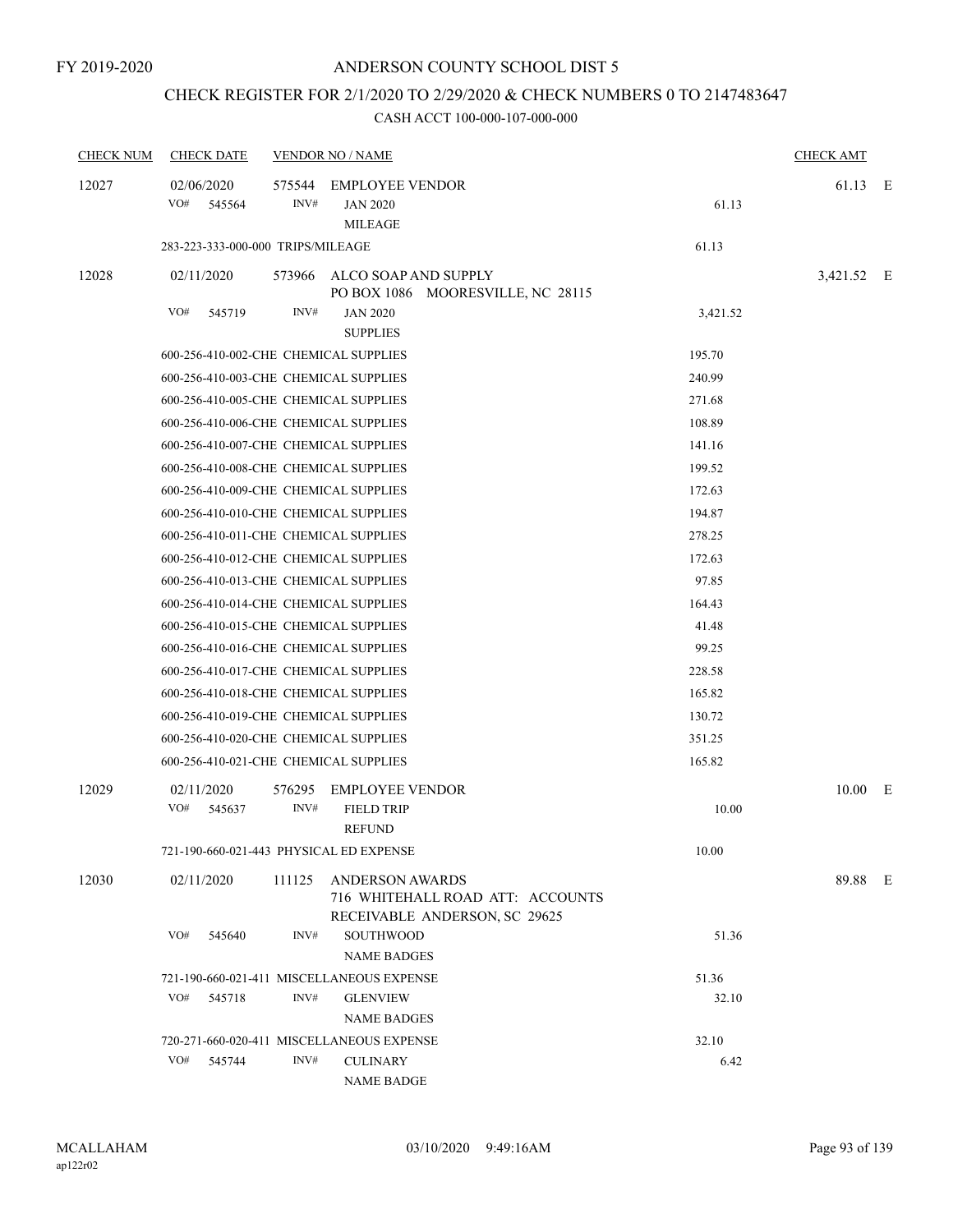FY 2019-2020

ANDERSON COUNTY SCHOOL DIST 5

CHECK REGISTER FOR 2/1/2020 TO 2/29/2020 & CHECK NUMBERS 0 TO 2147483647

CASH ACCT 100-000-107-000-000

| CHECK NUM | CHECK DATE | VENDOR NO / NAME | | CHECK AMT | |
|---|---|---|---|---|---|
| 12027 | 02/06/2020 | 575544 EMPLOYEE VENDOR | | 61.13 | E |
| | VO# 545564 | INV# JAN 2020 MILEAGE | 61.13 | | |
| | 283-223-333-000-000 TRIPS/MILEAGE | | 61.13 | | |
| 12028 | 02/11/2020 | 573966 ALCO SOAP AND SUPPLY PO BOX 1086 MOORESVILLE, NC 28115 | | 3,421.52 | E |
| | VO# 545719 | INV# JAN 2020 SUPPLIES | 3,421.52 | | |
| | 600-256-410-002-CHE CHEMICAL SUPPLIES | | 195.70 | | |
| | 600-256-410-003-CHE CHEMICAL SUPPLIES | | 240.99 | | |
| | 600-256-410-005-CHE CHEMICAL SUPPLIES | | 271.68 | | |
| | 600-256-410-006-CHE CHEMICAL SUPPLIES | | 108.89 | | |
| | 600-256-410-007-CHE CHEMICAL SUPPLIES | | 141.16 | | |
| | 600-256-410-008-CHE CHEMICAL SUPPLIES | | 199.52 | | |
| | 600-256-410-009-CHE CHEMICAL SUPPLIES | | 172.63 | | |
| | 600-256-410-010-CHE CHEMICAL SUPPLIES | | 194.87 | | |
| | 600-256-410-011-CHE CHEMICAL SUPPLIES | | 278.25 | | |
| | 600-256-410-012-CHE CHEMICAL SUPPLIES | | 172.63 | | |
| | 600-256-410-013-CHE CHEMICAL SUPPLIES | | 97.85 | | |
| | 600-256-410-014-CHE CHEMICAL SUPPLIES | | 164.43 | | |
| | 600-256-410-015-CHE CHEMICAL SUPPLIES | | 41.48 | | |
| | 600-256-410-016-CHE CHEMICAL SUPPLIES | | 99.25 | | |
| | 600-256-410-017-CHE CHEMICAL SUPPLIES | | 228.58 | | |
| | 600-256-410-018-CHE CHEMICAL SUPPLIES | | 165.82 | | |
| | 600-256-410-019-CHE CHEMICAL SUPPLIES | | 130.72 | | |
| | 600-256-410-020-CHE CHEMICAL SUPPLIES | | 351.25 | | |
| | 600-256-410-021-CHE CHEMICAL SUPPLIES | | 165.82 | | |
| 12029 | 02/11/2020 | 576295 EMPLOYEE VENDOR | | 10.00 | E |
| | VO# 545637 | INV# FIELD TRIP REFUND | 10.00 | | |
| | 721-190-660-021-443 PHYSICAL ED EXPENSE | | 10.00 | | |
| 12030 | 02/11/2020 | 111125 ANDERSON AWARDS 716 WHITEHALL ROAD ATT: ACCOUNTS RECEIVABLE ANDERSON, SC 29625 | | 89.88 | E |
| | VO# 545640 | INV# SOUTHWOOD NAME BADGES | 51.36 | | |
| | 721-190-660-021-411 MISCELLANEOUS EXPENSE | | 51.36 | | |
| | VO# 545718 | INV# GLENVIEW NAME BADGES | 32.10 | | |
| | 720-271-660-020-411 MISCELLANEOUS EXPENSE | | 32.10 | | |
| | VO# 545744 | INV# CULINARY NAME BADGE | 6.42 | | |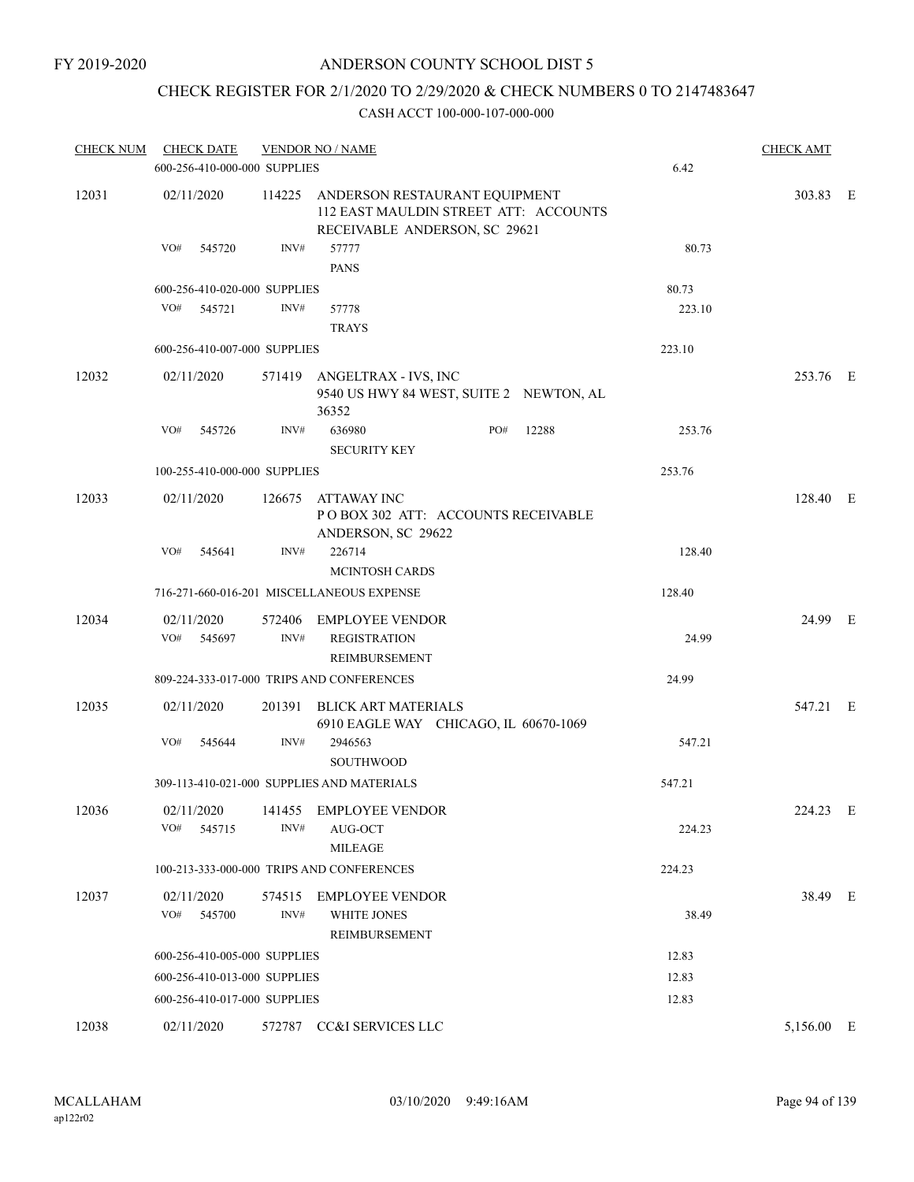FY 2019-2020

# ANDERSON COUNTY SCHOOL DIST 5

## CHECK REGISTER FOR 2/1/2020 TO 2/29/2020 & CHECK NUMBERS 0 TO 2147483647

CASH ACCT 100-000-107-000-000

| CHECK NUM | CHECK DATE | VENDOR NO / NAME | | | CHECK AMT | |
|---|---|---|---|---|---|---|
| | 600-256-410-000-000 SUPPLIES | | | 6.42 | | |
| 12031 | 02/11/2020 | 114225 | ANDERSON RESTAURANT EQUIPMENT 112 EAST MAULDIN STREET ATT: ACCOUNTS RECEIVABLE ANDERSON, SC 29621 | | 303.83 | E |
| | VO# 545720 | INV# | 57777 PANS | 80.73 | | |
| | 600-256-410-020-000 SUPPLIES | | | 80.73 | | |
| | VO# 545721 | INV# | 57778 TRAYS | 223.10 | | |
| | 600-256-410-007-000 SUPPLIES | | | 223.10 | | |
| 12032 | 02/11/2020 | 571419 | ANGELTRAX - IVS, INC 9540 US HWY 84 WEST, SUITE 2 NEWTON, AL 36352 | | 253.76 | E |
| | VO# 545726 | INV# | 636980 PO# 12288 SECURITY KEY | 253.76 | | |
| | 100-255-410-000-000 SUPPLIES | | | 253.76 | | |
| 12033 | 02/11/2020 | 126675 | ATTAWAY INC P O BOX 302 ATT: ACCOUNTS RECEIVABLE ANDERSON, SC 29622 | | 128.40 | E |
| | VO# 545641 | INV# | 226714 MCINTOSH CARDS | 128.40 | | |
| | 716-271-660-016-201 MISCELLANEOUS EXPENSE | | | 128.40 | | |
| 12034 | 02/11/2020 | 572406 | EMPLOYEE VENDOR | | 24.99 | E |
| | VO# 545697 | INV# | REGISTRATION REIMBURSEMENT | 24.99 | | |
| | 809-224-333-017-000 TRIPS AND CONFERENCES | | | 24.99 | | |
| 12035 | 02/11/2020 | 201391 | BLICK ART MATERIALS 6910 EAGLE WAY CHICAGO, IL 60670-1069 | | 547.21 | E |
| | VO# 545644 | INV# | 2946563 SOUTHWOOD | 547.21 | | |
| | 309-113-410-021-000 SUPPLIES AND MATERIALS | | | 547.21 | | |
| 12036 | 02/11/2020 | 141455 | EMPLOYEE VENDOR | | 224.23 | E |
| | VO# 545715 | INV# | AUG-OCT MILEAGE | 224.23 | | |
| | 100-213-333-000-000 TRIPS AND CONFERENCES | | | 224.23 | | |
| 12037 | 02/11/2020 | 574515 | EMPLOYEE VENDOR | | 38.49 | E |
| | VO# 545700 | INV# | WHITE JONES REIMBURSEMENT | 38.49 | | |
| | 600-256-410-005-000 SUPPLIES | | | 12.83 | | |
| | 600-256-410-013-000 SUPPLIES | | | 12.83 | | |
| | 600-256-410-017-000 SUPPLIES | | | 12.83 | | |
| 12038 | 02/11/2020 | 572787 | CC&I SERVICES LLC | | 5,156.00 | E |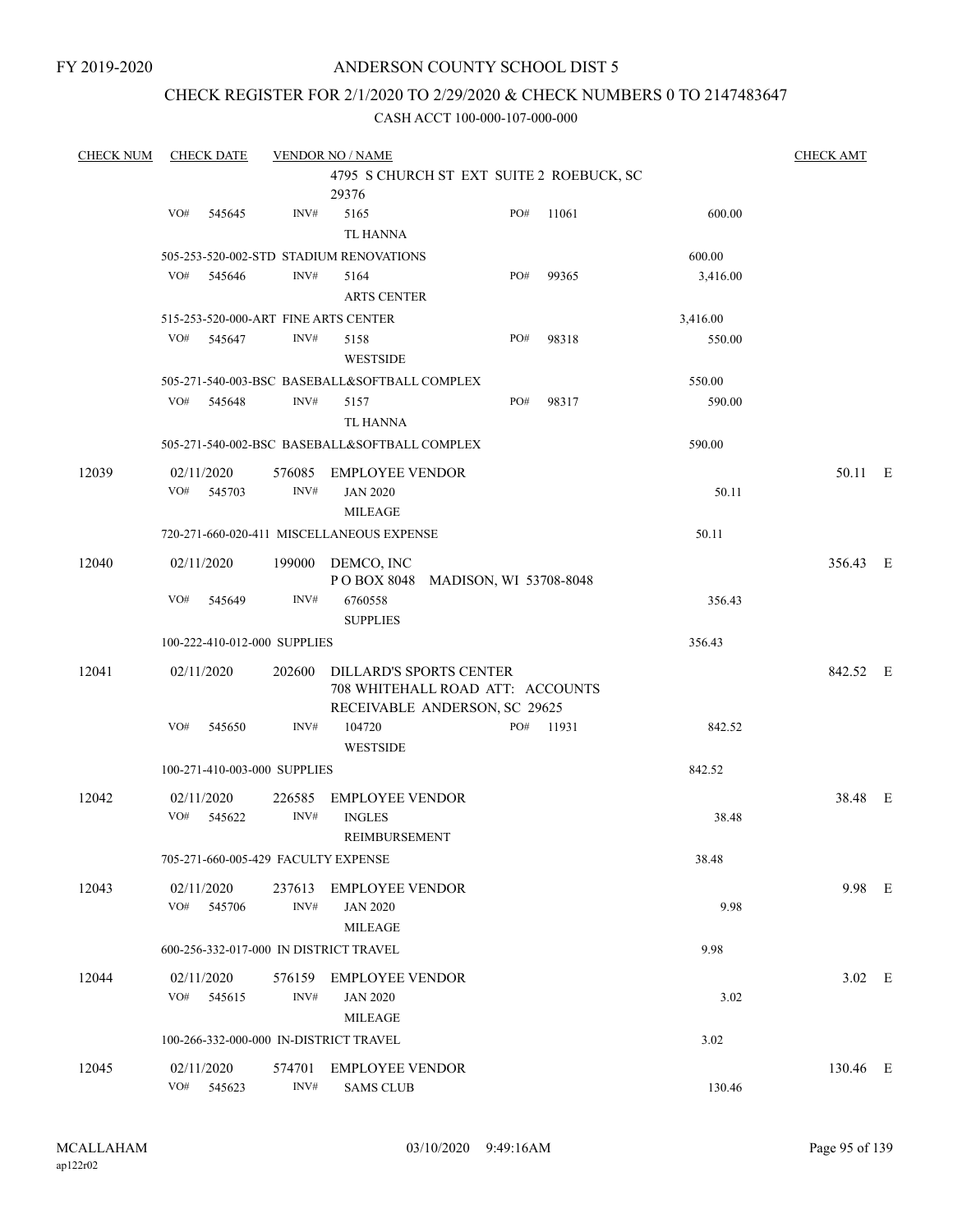FY 2019-2020

ANDERSON COUNTY SCHOOL DIST 5

CHECK REGISTER FOR 2/1/2020 TO 2/29/2020 & CHECK NUMBERS 0 TO 2147483647

CASH ACCT 100-000-107-000-000

| CHECK NUM | CHECK DATE | VENDOR NO / NAME | | | CHECK AMT | |
|---|---|---|---|---|---|---|
| | | 4795 S CHURCH ST EXT SUITE 2 ROEBUCK, SC 29376 | | | | |
| | VO# 545645 | INV# 5165 TL HANNA | PO# 11061 | 600.00 | | |
| | 505-253-520-002-STD STADIUM RENOVATIONS | | | 600.00 | | |
| | VO# 545646 | INV# 5164 ARTS CENTER | PO# 99365 | 3,416.00 | | |
| | 515-253-520-000-ART FINE ARTS CENTER | | | 3,416.00 | | |
| | VO# 545647 | INV# 5158 WESTSIDE | PO# 98318 | 550.00 | | |
| | 505-271-540-003-BSC BASEBALL&SOFTBALL COMPLEX | | | 550.00 | | |
| | VO# 545648 | INV# 5157 TL HANNA | PO# 98317 | 590.00 | | |
| | 505-271-540-002-BSC BASEBALL&SOFTBALL COMPLEX | | | 590.00 | | |
| 12039 | 02/11/2020 | 576085 EMPLOYEE VENDOR | | | 50.11 | E |
| | VO# 545703 | INV# JAN 2020 MILEAGE | | 50.11 | | |
| | 720-271-660-020-411 MISCELLANEOUS EXPENSE | | | 50.11 | | |
| 12040 | 02/11/2020 | 199000 DEMCO, INC P O BOX 8048 MADISON, WI 53708-8048 | | | 356.43 | E |
| | VO# 545649 | INV# 6760558 SUPPLIES | | 356.43 | | |
| | 100-222-410-012-000 SUPPLIES | | | 356.43 | | |
| 12041 | 02/11/2020 | 202600 DILLARD'S SPORTS CENTER 708 WHITEHALL ROAD ATT: ACCOUNTS RECEIVABLE ANDERSON, SC 29625 | | | 842.52 | E |
| | VO# 545650 | INV# 104720 WESTSIDE | PO# 11931 | 842.52 | | |
| | 100-271-410-003-000 SUPPLIES | | | 842.52 | | |
| 12042 | 02/11/2020 | 226585 EMPLOYEE VENDOR | | | 38.48 | E |
| | VO# 545622 | INV# INGLES REIMBURSEMENT | | 38.48 | | |
| | 705-271-660-005-429 FACULTY EXPENSE | | | 38.48 | | |
| 12043 | 02/11/2020 | 237613 EMPLOYEE VENDOR | | | 9.98 | E |
| | VO# 545706 | INV# JAN 2020 MILEAGE | | 9.98 | | |
| | 600-256-332-017-000 IN DISTRICT TRAVEL | | | 9.98 | | |
| 12044 | 02/11/2020 | 576159 EMPLOYEE VENDOR | | | 3.02 | E |
| | VO# 545615 | INV# JAN 2020 MILEAGE | | 3.02 | | |
| | 100-266-332-000-000 IN-DISTRICT TRAVEL | | | 3.02 | | |
| 12045 | 02/11/2020 | 574701 EMPLOYEE VENDOR | | | 130.46 | E |
| | VO# 545623 | INV# SAMS CLUB | | 130.46 | | |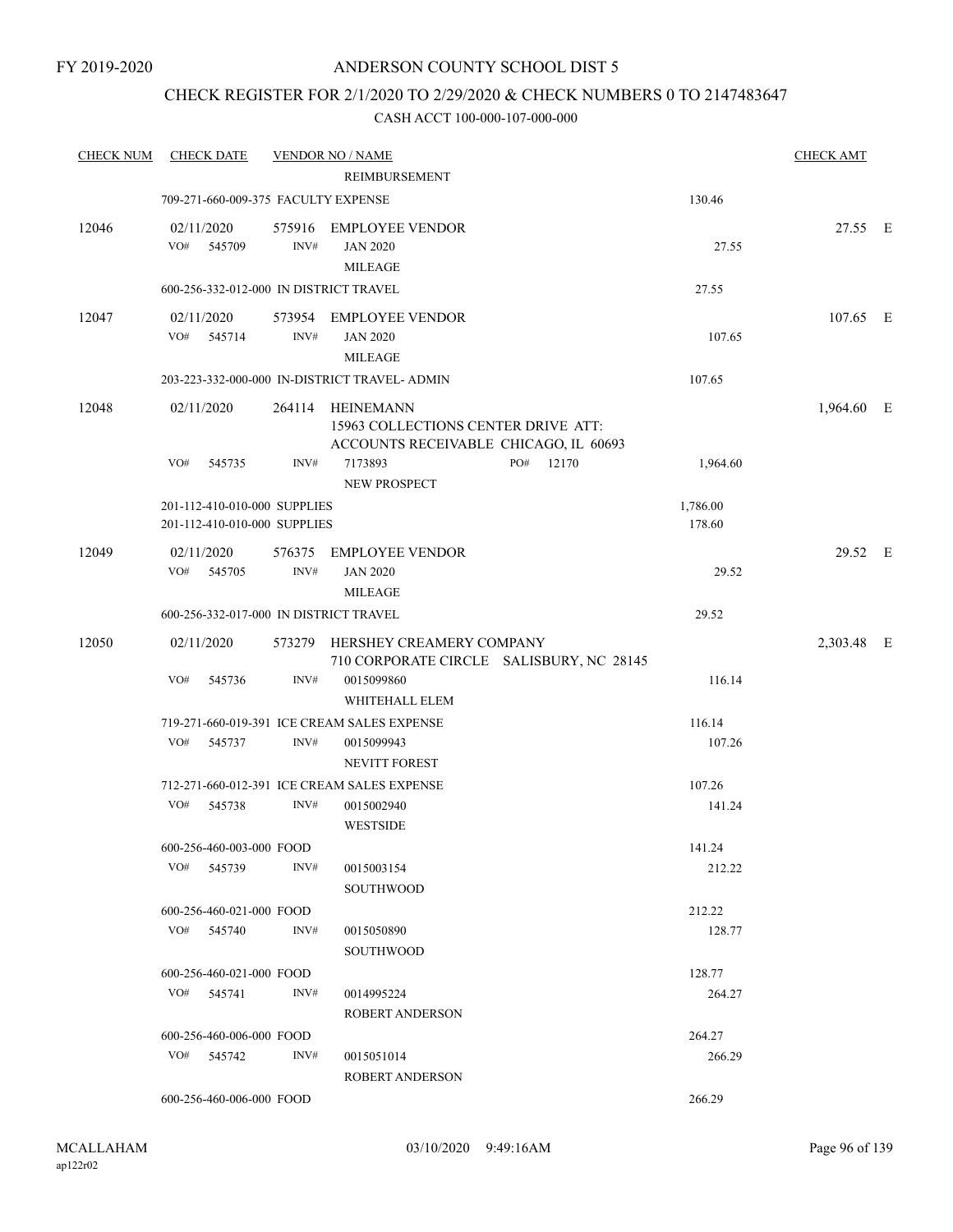FY 2019-2020

# ANDERSON COUNTY SCHOOL DIST 5

## CHECK REGISTER FOR 2/1/2020 TO 2/29/2020 & CHECK NUMBERS 0 TO 2147483647

### CASH ACCT 100-000-107-000-000

| CHECK NUM | CHECK DATE | VENDOR NO / NAME | | CHECK AMT | |
|---|---|---|---|---|---|
| | | REIMBURSEMENT | | | |
| | 709-271-660-009-375 FACULTY EXPENSE | | 130.46 | | |
| 12046 | 02/11/2020 | 575916 EMPLOYEE VENDOR | | 27.55 | E |
| | VO# 545709 | INV# JAN 2020 MILEAGE | 27.55 | | |
| | 600-256-332-012-000 IN DISTRICT TRAVEL | | 27.55 | | |
| 12047 | 02/11/2020 | 573954 EMPLOYEE VENDOR | | 107.65 | E |
| | VO# 545714 | INV# JAN 2020 MILEAGE | 107.65 | | |
| | 203-223-332-000-000 IN-DISTRICT TRAVEL- ADMIN | | 107.65 | | |
| 12048 | 02/11/2020 | 264114 HEINEMANN 15963 COLLECTIONS CENTER DRIVE ATT: ACCOUNTS RECEIVABLE CHICAGO, IL 60693 | | 1,964.60 | E |
| | VO# 545735 | INV# 7173893 PO# 12170 NEW PROSPECT | 1,964.60 | | |
| | 201-112-410-010-000 SUPPLIES | | 1,786.00 | | |
| | 201-112-410-010-000 SUPPLIES | | 178.60 | | |
| 12049 | 02/11/2020 | 576375 EMPLOYEE VENDOR | | 29.52 | E |
| | VO# 545705 | INV# JAN 2020 MILEAGE | 29.52 | | |
| | 600-256-332-017-000 IN DISTRICT TRAVEL | | 29.52 | | |
| 12050 | 02/11/2020 | 573279 HERSHEY CREAMERY COMPANY 710 CORPORATE CIRCLE SALISBURY, NC 28145 | | 2,303.48 | E |
| | VO# 545736 | INV# 0015099860 WHITEHALL ELEM | 116.14 | | |
| | 719-271-660-019-391 ICE CREAM SALES EXPENSE | | 116.14 | | |
| | VO# 545737 | INV# 0015099943 NEVITT FOREST | 107.26 | | |
| | 712-271-660-012-391 ICE CREAM SALES EXPENSE | | 107.26 | | |
| | VO# 545738 | INV# 0015002940 WESTSIDE | 141.24 | | |
| | 600-256-460-003-000 FOOD | | 141.24 | | |
| | VO# 545739 | INV# 0015003154 SOUTHWOOD | 212.22 | | |
| | 600-256-460-021-000 FOOD | | 212.22 | | |
| | VO# 545740 | INV# 0015050890 SOUTHWOOD | 128.77 | | |
| | 600-256-460-021-000 FOOD | | 128.77 | | |
| | VO# 545741 | INV# 0014995224 ROBERT ANDERSON | 264.27 | | |
| | 600-256-460-006-000 FOOD | | 264.27 | | |
| | VO# 545742 | INV# 0015051014 ROBERT ANDERSON | 266.29 | | |
| | 600-256-460-006-000 FOOD | | 266.29 | | |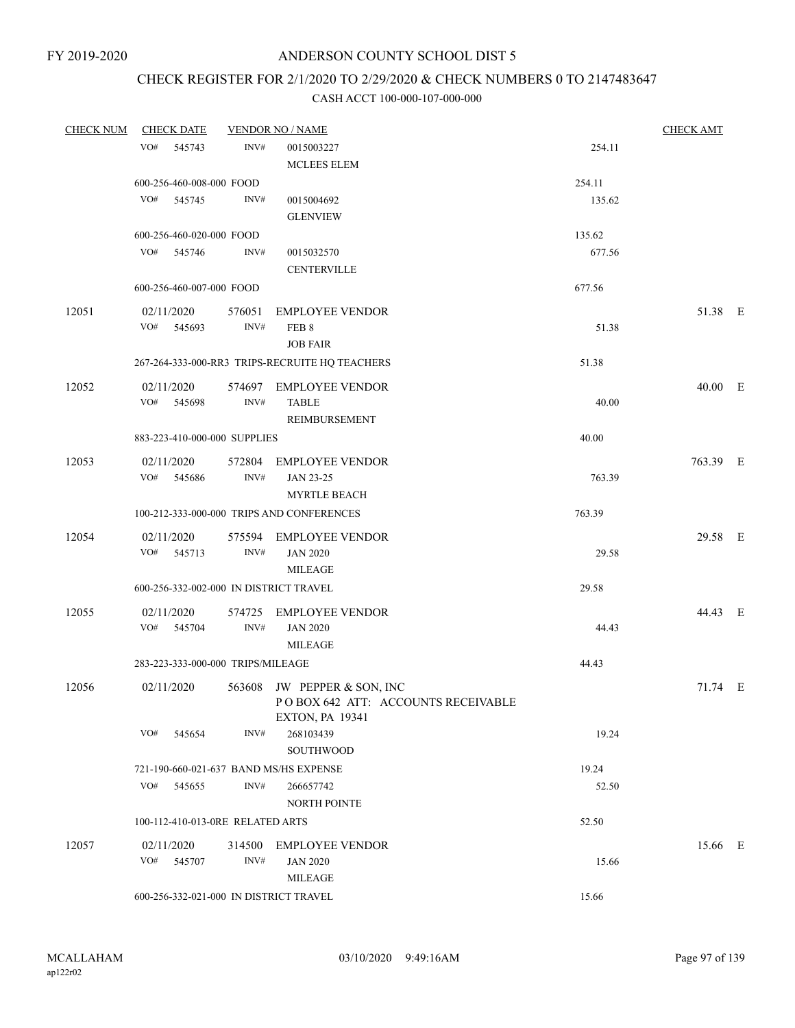FY 2019-2020

ANDERSON COUNTY SCHOOL DIST 5

CHECK REGISTER FOR 2/1/2020 TO 2/29/2020 & CHECK NUMBERS 0 TO 2147483647

CASH ACCT 100-000-107-000-000

| CHECK NUM | CHECK DATE | VENDOR NO / NAME | | CHECK AMT | |
|---|---|---|---|---|---|
| | VO# 545743 | INV# 0015003227 MCLEES ELEM | 254.11 | | |
| | 600-256-460-008-000 FOOD | | 254.11 | | |
| | VO# 545745 | INV# 0015004692 GLENVIEW | 135.62 | | |
| | 600-256-460-020-000 FOOD | | 135.62 | | |
| | VO# 545746 | INV# 0015032570 CENTERVILLE | 677.56 | | |
| | 600-256-460-007-000 FOOD | | 677.56 | | |
| 12051 | 02/11/2020 | 576051 EMPLOYEE VENDOR | | 51.38 | E |
| | VO# 545693 | INV# FEB 8 JOB FAIR | 51.38 | | |
| | 267-264-333-000-RR3 TRIPS-RECRUITE HQ TEACHERS | | 51.38 | | |
| 12052 | 02/11/2020 | 574697 EMPLOYEE VENDOR | | 40.00 | E |
| | VO# 545698 | INV# TABLE REIMBURSEMENT | 40.00 | | |
| | 883-223-410-000-000 SUPPLIES | | 40.00 | | |
| 12053 | 02/11/2020 | 572804 EMPLOYEE VENDOR | | 763.39 | E |
| | VO# 545686 | INV# JAN 23-25 MYRTLE BEACH | 763.39 | | |
| | 100-212-333-000-000 TRIPS AND CONFERENCES | | 763.39 | | |
| 12054 | 02/11/2020 | 575594 EMPLOYEE VENDOR | | 29.58 | E |
| | VO# 545713 | INV# JAN 2020 MILEAGE | 29.58 | | |
| | 600-256-332-002-000 IN DISTRICT TRAVEL | | 29.58 | | |
| 12055 | 02/11/2020 | 574725 EMPLOYEE VENDOR | | 44.43 | E |
| | VO# 545704 | INV# JAN 2020 MILEAGE | 44.43 | | |
| | 283-223-333-000-000 TRIPS/MILEAGE | | 44.43 | | |
| 12056 | 02/11/2020 | 563608 JW PEPPER & SON, INC P O BOX 642 ATT: ACCOUNTS RECEIVABLE EXTON, PA 19341 | | 71.74 | E |
| | VO# 545654 | INV# 268103439 SOUTHWOOD | 19.24 | | |
| | 721-190-660-021-637 BAND MS/HS EXPENSE | | 19.24 | | |
| | VO# 545655 | INV# 266657742 NORTH POINTE | 52.50 | | |
| | 100-112-410-013-0RE RELATED ARTS | | 52.50 | | |
| 12057 | 02/11/2020 | 314500 EMPLOYEE VENDOR | | 15.66 | E |
| | VO# 545707 | INV# JAN 2020 MILEAGE | 15.66 | | |
| | 600-256-332-021-000 IN DISTRICT TRAVEL | | 15.66 | | |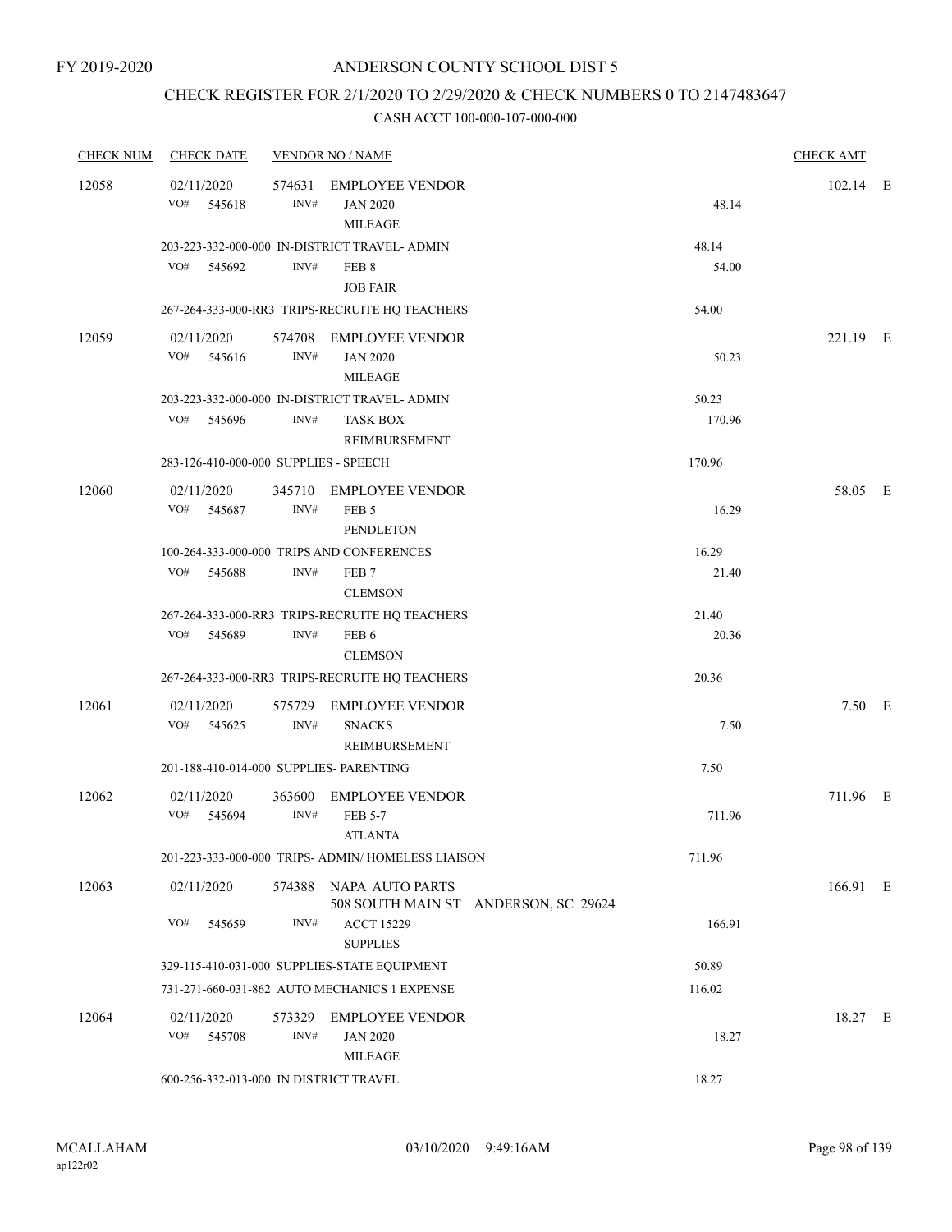FY 2019-2020

# ANDERSON COUNTY SCHOOL DIST 5

## CHECK REGISTER FOR 2/1/2020 TO 2/29/2020 & CHECK NUMBERS 0 TO 2147483647

### CASH ACCT 100-000-107-000-000

| CHECK NUM | CHECK DATE | VENDOR NO / NAME | | CHECK AMT | |
|---|---|---|---|---|---|
| 12058 | 02/11/2020 | 574631 EMPLOYEE VENDOR | | 102.14 | E |
| | VO# 545618 | INV# JAN 2020 MILEAGE | 48.14 | | |
| | 203-223-332-000-000 IN-DISTRICT TRAVEL- ADMIN | | 48.14 | | |
| | VO# 545692 | INV# FEB 8 JOB FAIR | 54.00 | | |
| | 267-264-333-000-RR3 TRIPS-RECRUITE HQ TEACHERS | | 54.00 | | |
| 12059 | 02/11/2020 | 574708 EMPLOYEE VENDOR | | 221.19 | E |
| | VO# 545616 | INV# JAN 2020 MILEAGE | 50.23 | | |
| | 203-223-332-000-000 IN-DISTRICT TRAVEL- ADMIN | | 50.23 | | |
| | VO# 545696 | INV# TASK BOX REIMBURSEMENT | 170.96 | | |
| | 283-126-410-000-000 SUPPLIES - SPEECH | | 170.96 | | |
| 12060 | 02/11/2020 | 345710 EMPLOYEE VENDOR | | 58.05 | E |
| | VO# 545687 | INV# FEB 5 PENDLETON | 16.29 | | |
| | 100-264-333-000-000 TRIPS AND CONFERENCES | | 16.29 | | |
| | VO# 545688 | INV# FEB 7 CLEMSON | 21.40 | | |
| | 267-264-333-000-RR3 TRIPS-RECRUITE HQ TEACHERS | | 21.40 | | |
| | VO# 545689 | INV# FEB 6 CLEMSON | 20.36 | | |
| | 267-264-333-000-RR3 TRIPS-RECRUITE HQ TEACHERS | | 20.36 | | |
| 12061 | 02/11/2020 | 575729 EMPLOYEE VENDOR | | 7.50 | E |
| | VO# 545625 | INV# SNACKS REIMBURSEMENT | 7.50 | | |
| | 201-188-410-014-000 SUPPLIES- PARENTING | | 7.50 | | |
| 12062 | 02/11/2020 | 363600 EMPLOYEE VENDOR | | 711.96 | E |
| | VO# 545694 | INV# FEB 5-7 ATLANTA | 711.96 | | |
| | 201-223-333-000-000 TRIPS- ADMIN/ HOMELESS LIAISON | | 711.96 | | |
| 12063 | 02/11/2020 | 574388 NAPA AUTO PARTS 508 SOUTH MAIN ST ANDERSON, SC 29624 | | 166.91 | E |
| | VO# 545659 | INV# ACCT 15229 SUPPLIES | 166.91 | | |
| | 329-115-410-031-000 SUPPLIES-STATE EQUIPMENT | | 50.89 | | |
| | 731-271-660-031-862 AUTO MECHANICS 1 EXPENSE | | 116.02 | | |
| 12064 | 02/11/2020 | 573329 EMPLOYEE VENDOR | | 18.27 | E |
| | VO# 545708 | INV# JAN 2020 MILEAGE | 18.27 | | |
| | 600-256-332-013-000 IN DISTRICT TRAVEL | | 18.27 | | |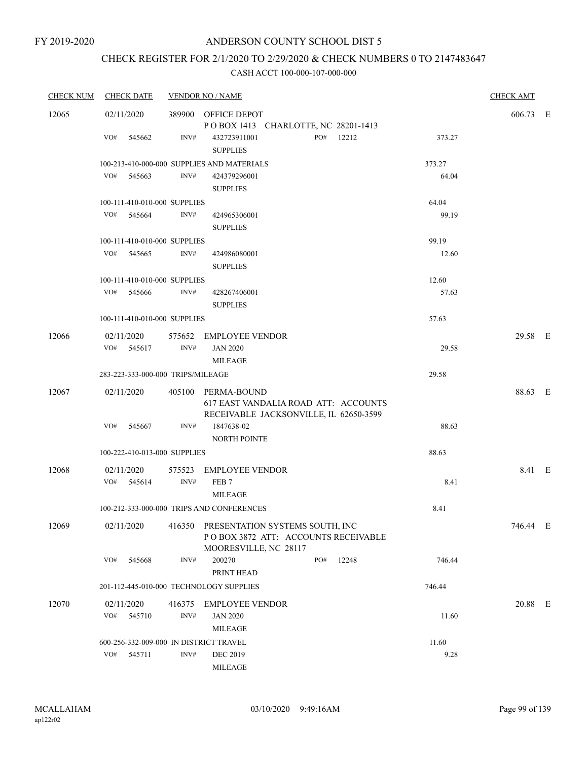FY 2019-2020

# ANDERSON COUNTY SCHOOL DIST 5

## CHECK REGISTER FOR 2/1/2020 TO 2/29/2020 & CHECK NUMBERS 0 TO 2147483647

### CASH ACCT 100-000-107-000-000

| CHECK NUM | CHECK DATE | VENDOR NO / NAME | | | CHECK AMT | |
|---|---|---|---|---|---|---|
| 12065 | 02/11/2020 | 389900 OFFICE DEPOT<br>P O BOX 1413 CHARLOTTE, NC 28201-1413 | | | 606.73 | E |
| | VO# 545662 | INV# 432723911001<br>SUPPLIES | PO# 12212 | 373.27 | | |
| | 100-213-410-000-000 SUPPLIES AND MATERIALS | | | 373.27 | | |
| | VO# 545663 | INV# 424379296001<br>SUPPLIES | | 64.04 | | |
| | 100-111-410-010-000 SUPPLIES | | | 64.04 | | |
| | VO# 545664 | INV# 424965306001<br>SUPPLIES | | 99.19 | | |
| | 100-111-410-010-000 SUPPLIES | | | 99.19 | | |
| | VO# 545665 | INV# 424986080001<br>SUPPLIES | | 12.60 | | |
| | 100-111-410-010-000 SUPPLIES | | | 12.60 | | |
| | VO# 545666 | INV# 428267406001<br>SUPPLIES | | 57.63 | | |
| | 100-111-410-010-000 SUPPLIES | | | 57.63 | | |
| 12066 | 02/11/2020 | 575652 EMPLOYEE VENDOR | | | 29.58 | E |
| | VO# 545617 | INV# JAN 2020<br>MILEAGE | | 29.58 | | |
| | 283-223-333-000-000 TRIPS/MILEAGE | | | 29.58 | | |
| 12067 | 02/11/2020 | 405100 PERMA-BOUND<br>617 EAST VANDALIA ROAD ATT: ACCOUNTS RECEIVABLE JACKSONVILLE, IL 62650-3599 | | | 88.63 | E |
| | VO# 545667 | INV# 1847638-02<br>NORTH POINTE | | 88.63 | | |
| | 100-222-410-013-000 SUPPLIES | | | 88.63 | | |
| 12068 | 02/11/2020 | 575523 EMPLOYEE VENDOR | | | 8.41 | E |
| | VO# 545614 | INV# FEB 7<br>MILEAGE | | 8.41 | | |
| | 100-212-333-000-000 TRIPS AND CONFERENCES | | | 8.41 | | |
| 12069 | 02/11/2020 | 416350 PRESENTATION SYSTEMS SOUTH, INC<br>P O BOX 3872 ATT: ACCOUNTS RECEIVABLE MOORESVILLE, NC 28117 | | | 746.44 | E |
| | VO# 545668 | INV# 200270<br>PRINT HEAD | PO# 12248 | 746.44 | | |
| | 201-112-445-010-000 TECHNOLOGY SUPPLIES | | | 746.44 | | |
| 12070 | 02/11/2020 | 416375 EMPLOYEE VENDOR | | | 20.88 | E |
| | VO# 545710 | INV# JAN 2020<br>MILEAGE | | 11.60 | | |
| | 600-256-332-009-000 IN DISTRICT TRAVEL | | | 11.60 | | |
| | VO# 545711 | INV# DEC 2019<br>MILEAGE | | 9.28 | | |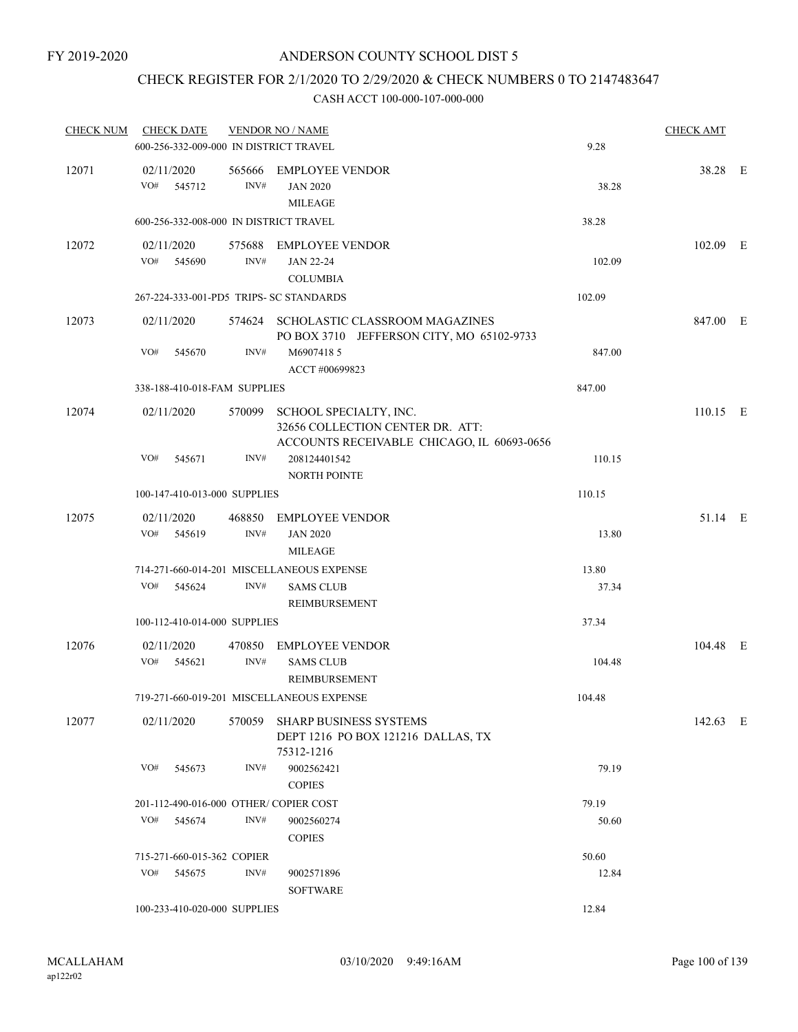FY 2019-2020

# ANDERSON COUNTY SCHOOL DIST 5

## CHECK REGISTER FOR 2/1/2020 TO 2/29/2020 & CHECK NUMBERS 0 TO 2147483647

### CASH ACCT 100-000-107-000-000

| CHECK NUM | CHECK DATE | VENDOR NO / NAME | | CHECK AMT | |
|---|---|---|---|---|---|
| | 600-256-332-009-000 IN DISTRICT TRAVEL | | 9.28 | | |
| 12071 | 02/11/2020 | 565666 EMPLOYEE VENDOR | | 38.28 | E |
| | VO# 545712 INV# | JAN 2020 MILEAGE | 38.28 | | |
| | 600-256-332-008-000 IN DISTRICT TRAVEL | | 38.28 | | |
| 12072 | 02/11/2020 | 575688 EMPLOYEE VENDOR | | 102.09 | E |
| | VO# 545690 INV# | JAN 22-24 COLUMBIA | 102.09 | | |
| | 267-224-333-001-PD5 TRIPS- SC STANDARDS | | 102.09 | | |
| 12073 | 02/11/2020 | 574624 SCHOLASTIC CLASSROOM MAGAZINES PO BOX 3710 JEFFERSON CITY, MO 65102-9733 | | 847.00 | E |
| | VO# 545670 INV# | M6907418 5 ACCT #00699823 | 847.00 | | |
| | 338-188-410-018-FAM SUPPLIES | | 847.00 | | |
| 12074 | 02/11/2020 | 570099 SCHOOL SPECIALTY, INC. 32656 COLLECTION CENTER DR. ATT: ACCOUNTS RECEIVABLE CHICAGO, IL 60693-0656 | | 110.15 | E |
| | VO# 545671 INV# | 208124401542 NORTH POINTE | 110.15 | | |
| | 100-147-410-013-000 SUPPLIES | | 110.15 | | |
| 12075 | 02/11/2020 | 468850 EMPLOYEE VENDOR | | 51.14 | E |
| | VO# 545619 INV# | JAN 2020 MILEAGE | 13.80 | | |
| | 714-271-660-014-201 MISCELLANEOUS EXPENSE | | 13.80 | | |
| | VO# 545624 INV# | SAMS CLUB REIMBURSEMENT | 37.34 | | |
| | 100-112-410-014-000 SUPPLIES | | 37.34 | | |
| 12076 | 02/11/2020 | 470850 EMPLOYEE VENDOR | | 104.48 | E |
| | VO# 545621 INV# | SAMS CLUB REIMBURSEMENT | 104.48 | | |
| | 719-271-660-019-201 MISCELLANEOUS EXPENSE | | 104.48 | | |
| 12077 | 02/11/2020 | 570059 SHARP BUSINESS SYSTEMS DEPT 1216 PO BOX 121216 DALLAS, TX 75312-1216 | | 142.63 | E |
| | VO# 545673 INV# | 9002562421 COPIES | 79.19 | | |
| | 201-112-490-016-000 OTHER/ COPIER COST | | 79.19 | | |
| | VO# 545674 INV# | 9002560274 COPIES | 50.60 | | |
| | 715-271-660-015-362 COPIER | | 50.60 | | |
| | VO# 545675 INV# | 9002571896 SOFTWARE | 12.84 | | |
| | 100-233-410-020-000 SUPPLIES | | 12.84 | | |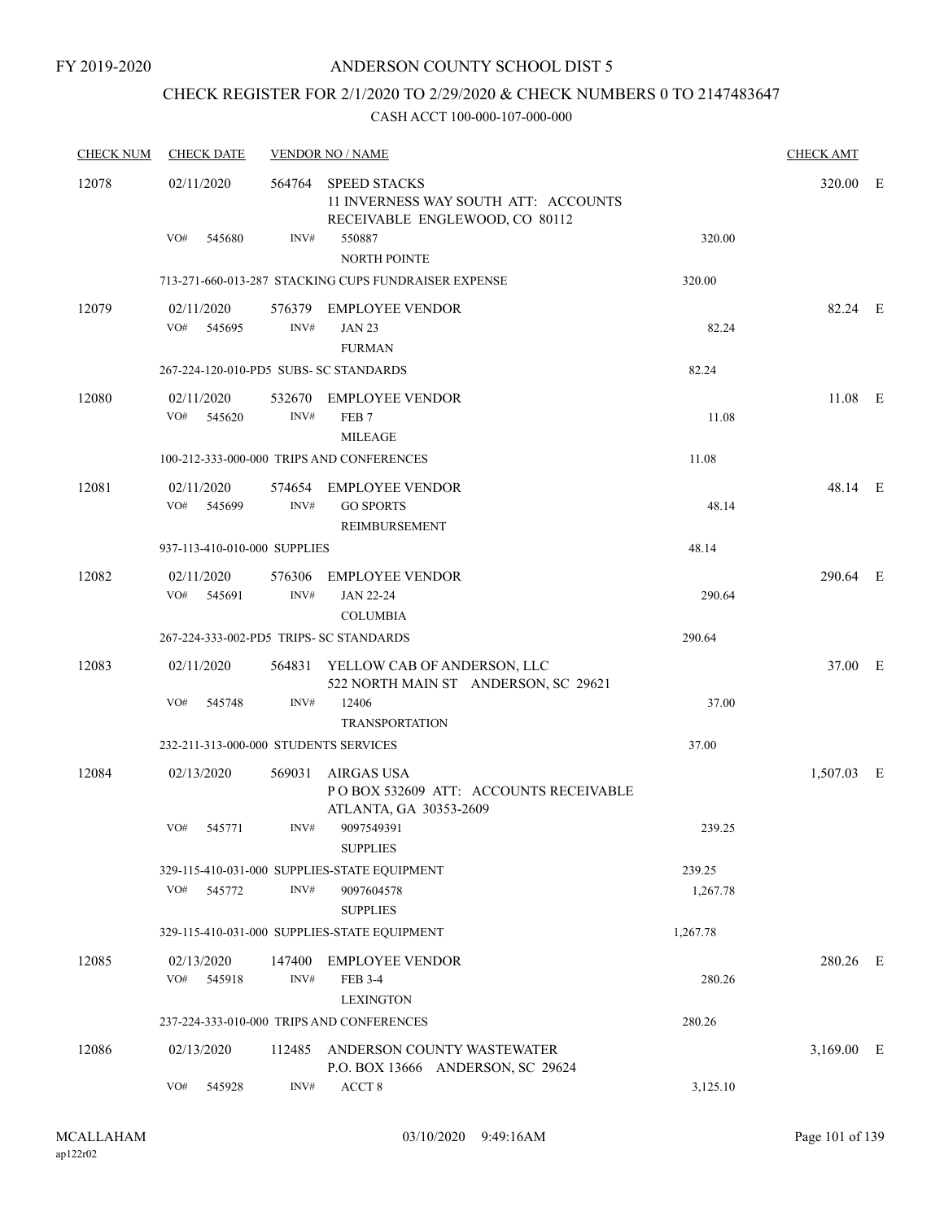FY 2019-2020

# ANDERSON COUNTY SCHOOL DIST 5

## CHECK REGISTER FOR 2/1/2020 TO 2/29/2020 & CHECK NUMBERS 0 TO 2147483647

CASH ACCT 100-000-107-000-000

| CHECK NUM | CHECK DATE | VENDOR NO / NAME | | CHECK AMT | |
|---|---|---|---|---|---|
| 12078 | 02/11/2020 | 564764 SPEED STACKS<br>11 INVERNESS WAY SOUTH ATT: ACCOUNTS RECEIVABLE ENGLEWOOD, CO 80112 | | 320.00 | E |
| | VO# 545680 | INV# 550887<br>NORTH POINTE | 320.00 | | |
| | | 713-271-660-013-287 STACKING CUPS FUNDRAISER EXPENSE | 320.00 | | |
| 12079 | 02/11/2020 | 576379 EMPLOYEE VENDOR | | 82.24 | E |
| | VO# 545695 | INV# JAN 23<br>FURMAN | 82.24 | | |
| | | 267-224-120-010-PD5 SUBS- SC STANDARDS | 82.24 | | |
| 12080 | 02/11/2020 | 532670 EMPLOYEE VENDOR | | 11.08 | E |
| | VO# 545620 | INV# FEB 7<br>MILEAGE | 11.08 | | |
| | | 100-212-333-000-000 TRIPS AND CONFERENCES | 11.08 | | |
| 12081 | 02/11/2020 | 574654 EMPLOYEE VENDOR | | 48.14 | E |
| | VO# 545699 | INV# GO SPORTS<br>REIMBURSEMENT | 48.14 | | |
| | | 937-113-410-010-000 SUPPLIES | 48.14 | | |
| 12082 | 02/11/2020 | 576306 EMPLOYEE VENDOR | | 290.64 | E |
| | VO# 545691 | INV# JAN 22-24<br>COLUMBIA | 290.64 | | |
| | | 267-224-333-002-PD5 TRIPS- SC STANDARDS | 290.64 | | |
| 12083 | 02/11/2020 | 564831 YELLOW CAB OF ANDERSON, LLC<br>522 NORTH MAIN ST ANDERSON, SC 29621 | | 37.00 | E |
| | VO# 545748 | INV# 12406<br>TRANSPORTATION | 37.00 | | |
| | | 232-211-313-000-000 STUDENTS SERVICES | 37.00 | | |
| 12084 | 02/13/2020 | 569031 AIRGAS USA<br>P O BOX 532609 ATT: ACCOUNTS RECEIVABLE ATLANTA, GA 30353-2609 | | 1,507.03 | E |
| | VO# 545771 | INV# 9097549391<br>SUPPLIES | 239.25 | | |
| | | 329-115-410-031-000 SUPPLIES-STATE EQUIPMENT | 239.25 | | |
| | VO# 545772 | INV# 9097604578<br>SUPPLIES | 1,267.78 | | |
| | | 329-115-410-031-000 SUPPLIES-STATE EQUIPMENT | 1,267.78 | | |
| 12085 | 02/13/2020 | 147400 EMPLOYEE VENDOR | | 280.26 | E |
| | VO# 545918 | INV# FEB 3-4<br>LEXINGTON | 280.26 | | |
| | | 237-224-333-010-000 TRIPS AND CONFERENCES | 280.26 | | |
| 12086 | 02/13/2020 | 112485 ANDERSON COUNTY WASTEWATER<br>P.O. BOX 13666 ANDERSON, SC 29624 | | 3,169.00 | E |
| | VO# 545928 | INV# ACCT 8 | 3,125.10 | | |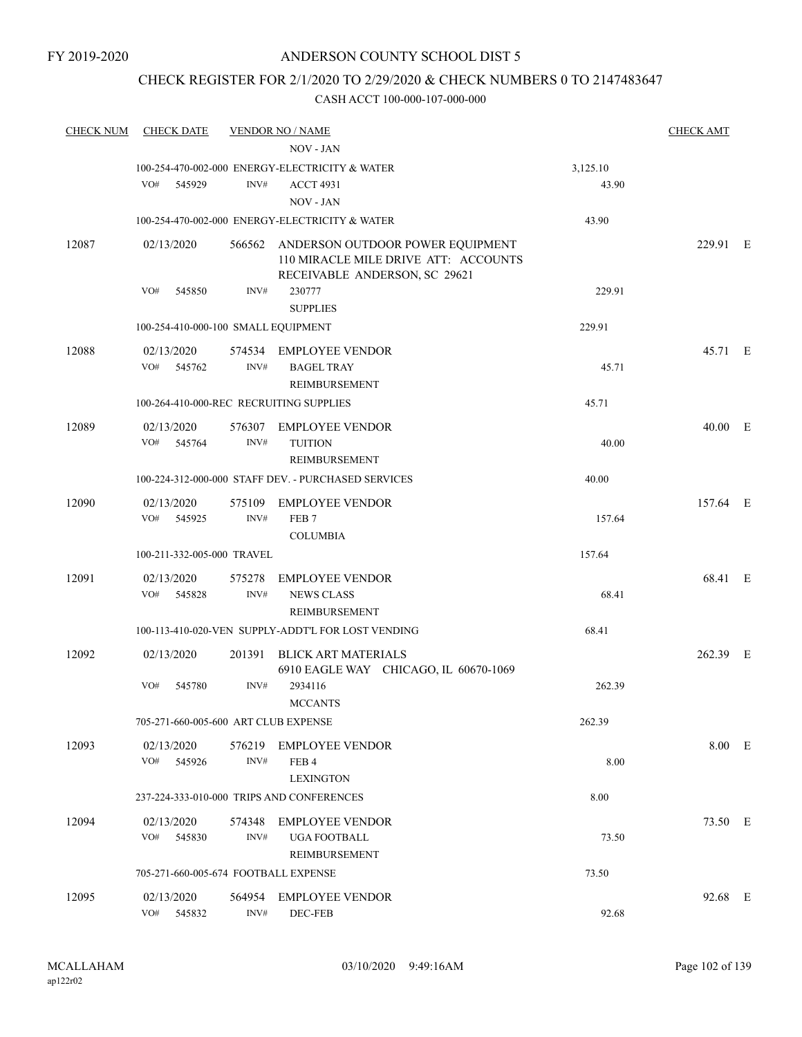FY 2019-2020

# ANDERSON COUNTY SCHOOL DIST 5

## CHECK REGISTER FOR 2/1/2020 TO 2/29/2020 & CHECK NUMBERS 0 TO 2147483647

### CASH ACCT 100-000-107-000-000

| CHECK NUM | CHECK DATE | VENDOR NO / NAME | | CHECK AMT |
|---|---|---|---|---|
| | | NOV - JAN | | |
| | 100-254-470-002-000 ENERGY-ELECTRICITY & WATER | | 3,125.10 | |
| | VO# 545929 | INV# ACCT 4931 NOV - JAN | 43.90 | |
| | 100-254-470-002-000 ENERGY-ELECTRICITY & WATER | | 43.90 | |
| 12087 | 02/13/2020 | 566562 ANDERSON OUTDOOR POWER EQUIPMENT 110 MIRACLE MILE DRIVE ATT: ACCOUNTS RECEIVABLE ANDERSON, SC 29621 | | 229.91 E |
| | VO# 545850 | INV# 230777 SUPPLIES | 229.91 | |
| | 100-254-410-000-100 SMALL EQUIPMENT | | 229.91 | |
| 12088 | 02/13/2020 | 574534 EMPLOYEE VENDOR | | 45.71 E |
| | VO# 545762 | INV# BAGEL TRAY REIMBURSEMENT | 45.71 | |
| | 100-264-410-000-REC RECRUITING SUPPLIES | | 45.71 | |
| 12089 | 02/13/2020 | 576307 EMPLOYEE VENDOR | | 40.00 E |
| | VO# 545764 | INV# TUITION REIMBURSEMENT | 40.00 | |
| | 100-224-312-000-000 STAFF DEV. - PURCHASED SERVICES | | 40.00 | |
| 12090 | 02/13/2020 | 575109 EMPLOYEE VENDOR | | 157.64 E |
| | VO# 545925 | INV# FEB 7 COLUMBIA | 157.64 | |
| | 100-211-332-005-000 TRAVEL | | 157.64 | |
| 12091 | 02/13/2020 | 575278 EMPLOYEE VENDOR | | 68.41 E |
| | VO# 545828 | INV# NEWS CLASS REIMBURSEMENT | 68.41 | |
| | 100-113-410-020-VEN SUPPLY-ADDT'L FOR LOST VENDING | | 68.41 | |
| 12092 | 02/13/2020 | 201391 BLICK ART MATERIALS 6910 EAGLE WAY CHICAGO, IL 60670-1069 | | 262.39 E |
| | VO# 545780 | INV# 2934116 MCCANTS | 262.39 | |
| | 705-271-660-005-600 ART CLUB EXPENSE | | 262.39 | |
| 12093 | 02/13/2020 | 576219 EMPLOYEE VENDOR | | 8.00 E |
| | VO# 545926 | INV# FEB 4 LEXINGTON | 8.00 | |
| | 237-224-333-010-000 TRIPS AND CONFERENCES | | 8.00 | |
| 12094 | 02/13/2020 | 574348 EMPLOYEE VENDOR | | 73.50 E |
| | VO# 545830 | INV# UGA FOOTBALL REIMBURSEMENT | 73.50 | |
| | 705-271-660-005-674 FOOTBALL EXPENSE | | 73.50 | |
| 12095 | 02/13/2020 | 564954 EMPLOYEE VENDOR | | 92.68 E |
| | VO# 545832 | INV# DEC-FEB | 92.68 | |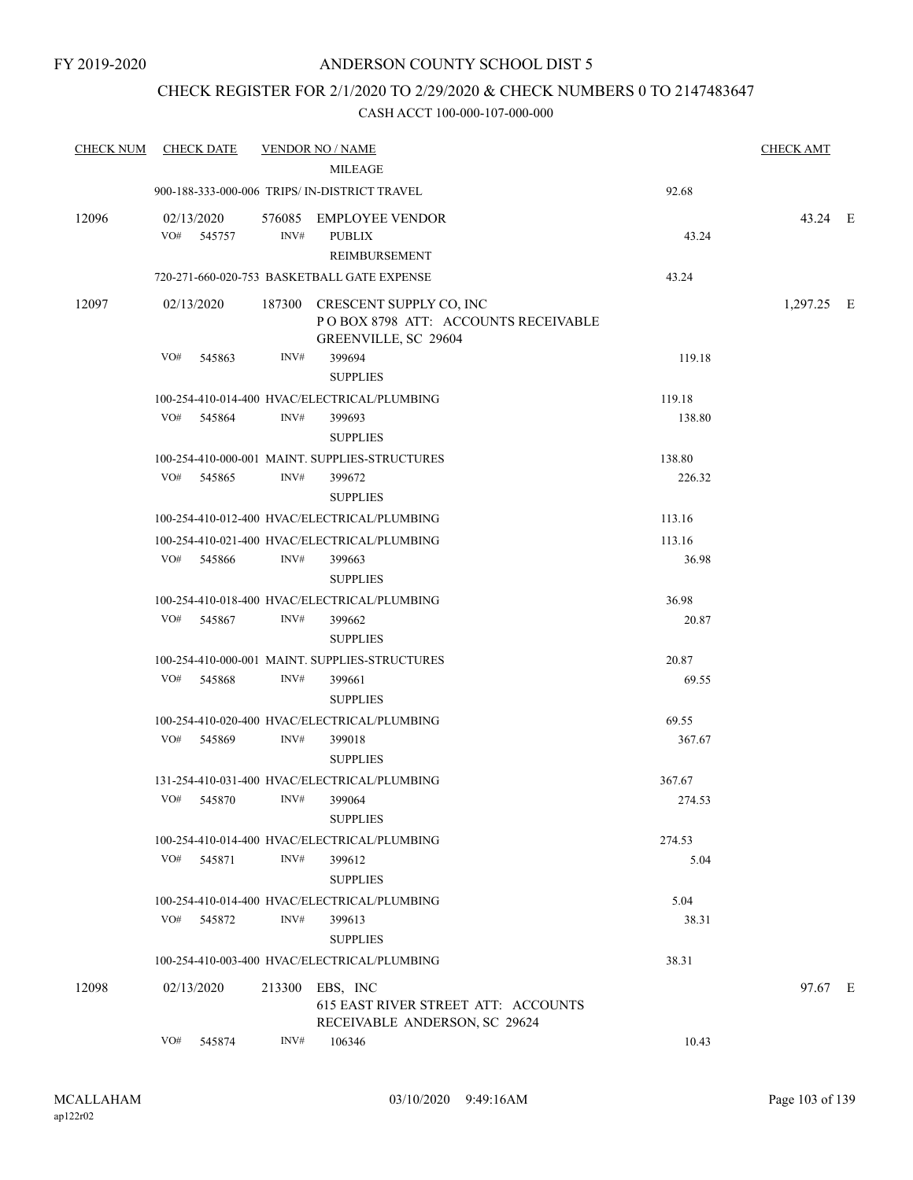FY 2019-2020

# ANDERSON COUNTY SCHOOL DIST 5

## CHECK REGISTER FOR 2/1/2020 TO 2/29/2020 & CHECK NUMBERS 0 TO 2147483647

### CASH ACCT 100-000-107-000-000

| CHECK NUM | CHECK DATE | VENDOR NO / NAME | | CHECK AMT |
|---|---|---|---|---|
| | | MILEAGE | | |
| | 900-188-333-000-006 TRIPS/ IN-DISTRICT TRAVEL | | 92.68 | |
| 12096 | 02/13/2020 | 576085 EMPLOYEE VENDOR | | 43.24 E |
| | VO# 545757 | INV# PUBLIX<br>REIMBURSEMENT | 43.24 | |
| | 720-271-660-020-753 BASKETBALL GATE EXPENSE | | 43.24 | |
| 12097 | 02/13/2020 | 187300 CRESCENT SUPPLY CO, INC<br>P O BOX 8798 ATT: ACCOUNTS RECEIVABLE<br>GREENVILLE, SC 29604 | | 1,297.25 E |
| | VO# 545863 | INV# 399694<br>SUPPLIES | 119.18 | |
| | 100-254-410-014-400 HVAC/ELECTRICAL/PLUMBING | | 119.18 | |
| | VO# 545864 | INV# 399693<br>SUPPLIES | 138.80 | |
| | 100-254-410-000-001 MAINT. SUPPLIES-STRUCTURES | | 138.80 | |
| | VO# 545865 | INV# 399672<br>SUPPLIES | 226.32 | |
| | 100-254-410-012-400 HVAC/ELECTRICAL/PLUMBING | | 113.16 | |
| | 100-254-410-021-400 HVAC/ELECTRICAL/PLUMBING | | 113.16 | |
| | VO# 545866 | INV# 399663<br>SUPPLIES | 36.98 | |
| | 100-254-410-018-400 HVAC/ELECTRICAL/PLUMBING | | 36.98 | |
| | VO# 545867 | INV# 399662<br>SUPPLIES | 20.87 | |
| | 100-254-410-000-001 MAINT. SUPPLIES-STRUCTURES | | 20.87 | |
| | VO# 545868 | INV# 399661<br>SUPPLIES | 69.55 | |
| | 100-254-410-020-400 HVAC/ELECTRICAL/PLUMBING | | 69.55 | |
| | VO# 545869 | INV# 399018<br>SUPPLIES | 367.67 | |
| | 131-254-410-031-400 HVAC/ELECTRICAL/PLUMBING | | 367.67 | |
| | VO# 545870 | INV# 399064<br>SUPPLIES | 274.53 | |
| | 100-254-410-014-400 HVAC/ELECTRICAL/PLUMBING | | 274.53 | |
| | VO# 545871 | INV# 399612<br>SUPPLIES | 5.04 | |
| | 100-254-410-014-400 HVAC/ELECTRICAL/PLUMBING | | 5.04 | |
| | VO# 545872 | INV# 399613<br>SUPPLIES | 38.31 | |
| | 100-254-410-003-400 HVAC/ELECTRICAL/PLUMBING | | 38.31 | |
| 12098 | 02/13/2020 | 213300 EBS, INC<br>615 EAST RIVER STREET ATT: ACCOUNTS<br>RECEIVABLE ANDERSON, SC 29624 | | 97.67 E |
| | VO# 545874 | INV# 106346 | 10.43 | |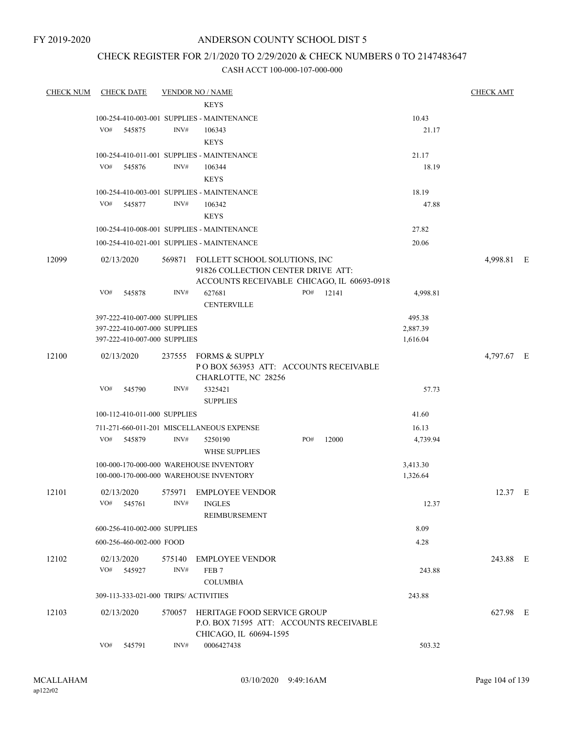FY 2019-2020

# ANDERSON COUNTY SCHOOL DIST 5

## CHECK REGISTER FOR 2/1/2020 TO 2/29/2020 & CHECK NUMBERS 0 TO 2147483647

### CASH ACCT 100-000-107-000-000

| CHECK NUM | CHECK DATE | VENDOR NO / NAME | | CHECK AMT | |
|---|---|---|---|---|---|
| | | KEYS | | | |
| | 100-254-410-003-001 SUPPLIES - MAINTENANCE | | 10.43 | | |
| | VO# 545875 | INV# 106343 KEYS | 21.17 | | |
| | 100-254-410-011-001 SUPPLIES - MAINTENANCE | | 21.17 | | |
| | VO# 545876 | INV# 106344 KEYS | 18.19 | | |
| | 100-254-410-003-001 SUPPLIES - MAINTENANCE | | 18.19 | | |
| | VO# 545877 | INV# 106342 KEYS | 47.88 | | |
| | 100-254-410-008-001 SUPPLIES - MAINTENANCE | | 27.82 | | |
| | 100-254-410-021-001 SUPPLIES - MAINTENANCE | | 20.06 | | |
| 12099 | 02/13/2020 | 569871 FOLLETT SCHOOL SOLUTIONS, INC 91826 COLLECTION CENTER DRIVE ATT: ACCOUNTS RECEIVABLE CHICAGO, IL 60693-0918 | | 4,998.81 | E |
| | VO# 545878 | INV# 627681 PO# 12141 CENTERVILLE | 4,998.81 | | |
| | 397-222-410-007-000 SUPPLIES | | 495.38 | | |
| | 397-222-410-007-000 SUPPLIES | | 2,887.39 | | |
| | 397-222-410-007-000 SUPPLIES | | 1,616.04 | | |
| 12100 | 02/13/2020 | 237555 FORMS & SUPPLY P O BOX 563953 ATT: ACCOUNTS RECEIVABLE CHARLOTTE, NC 28256 | | 4,797.67 | E |
| | VO# 545790 | INV# 5325421 SUPPLIES | 57.73 | | |
| | 100-112-410-011-000 SUPPLIES | | 41.60 | | |
| | 711-271-660-011-201 MISCELLANEOUS EXPENSE | | 16.13 | | |
| | VO# 545879 | INV# 5250190 PO# 12000 WHSE SUPPLIES | 4,739.94 | | |
| | 100-000-170-000-000 WAREHOUSE INVENTORY | | 3,413.30 | | |
| | 100-000-170-000-000 WAREHOUSE INVENTORY | | 1,326.64 | | |
| 12101 | 02/13/2020 | 575971 EMPLOYEE VENDOR | | 12.37 | E |
| | VO# 545761 | INV# INGLES REIMBURSEMENT | 12.37 | | |
| | 600-256-410-002-000 SUPPLIES | | 8.09 | | |
| | 600-256-460-002-000 FOOD | | 4.28 | | |
| 12102 | 02/13/2020 | 575140 EMPLOYEE VENDOR | | 243.88 | E |
| | VO# 545927 | INV# FEB 7 COLUMBIA | 243.88 | | |
| | 309-113-333-021-000 TRIPS/ ACTIVITIES | | 243.88 | | |
| 12103 | 02/13/2020 | 570057 HERITAGE FOOD SERVICE GROUP P.O. BOX 71595 ATT: ACCOUNTS RECEIVABLE CHICAGO, IL 60694-1595 | | 627.98 | E |
| | VO# 545791 | INV# 0006427438 | 503.32 | | |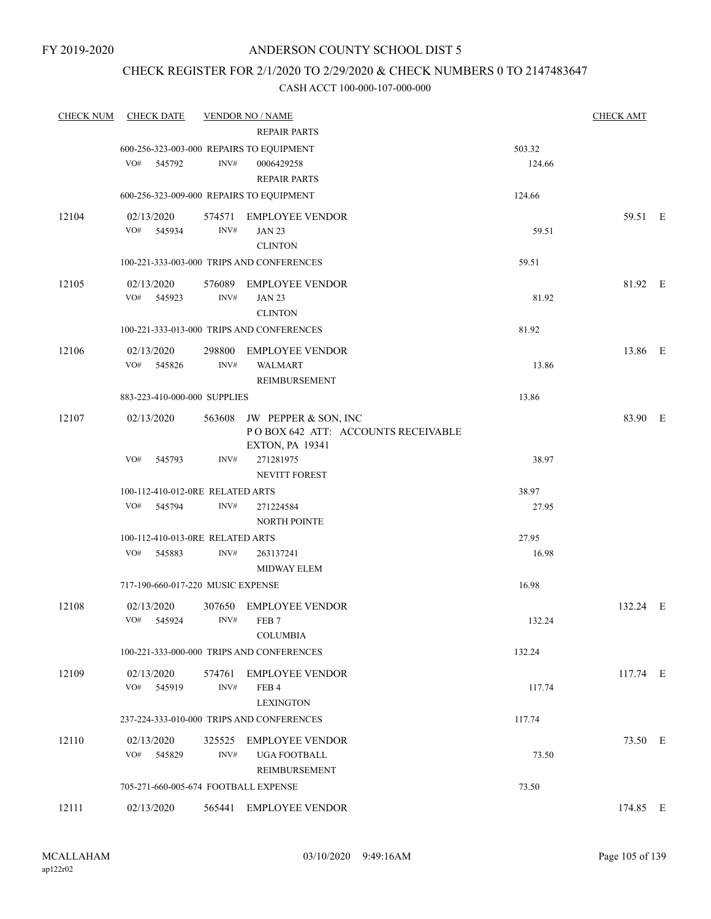FY 2019-2020

# ANDERSON COUNTY SCHOOL DIST 5

## CHECK REGISTER FOR 2/1/2020 TO 2/29/2020 & CHECK NUMBERS 0 TO 2147483647

### CASH ACCT 100-000-107-000-000

| CHECK NUM | CHECK DATE | VENDOR NO / NAME | | CHECK AMT |
|---|---|---|---|---|
| | | REPAIR PARTS | | |
| | 600-256-323-003-000 REPAIRS TO EQUIPMENT | | 503.32 | |
| | VO# 545792 | INV# 0006429258 | 124.66 | |
| | | REPAIR PARTS | | |
| | 600-256-323-009-000 REPAIRS TO EQUIPMENT | | 124.66 | |
| 12104 | 02/13/2020 | 574571 EMPLOYEE VENDOR | | 59.51 E |
| | VO# 545934 | INV# JAN 23 | 59.51 | |
| | | CLINTON | | |
| | 100-221-333-003-000 TRIPS AND CONFERENCES | | 59.51 | |
| 12105 | 02/13/2020 | 576089 EMPLOYEE VENDOR | | 81.92 E |
| | VO# 545923 | INV# JAN 23 | 81.92 | |
| | | CLINTON | | |
| | 100-221-333-013-000 TRIPS AND CONFERENCES | | 81.92 | |
| 12106 | 02/13/2020 | 298800 EMPLOYEE VENDOR | | 13.86 E |
| | VO# 545826 | INV# WALMART | 13.86 | |
| | | REIMBURSEMENT | | |
| | 883-223-410-000-000 SUPPLIES | | 13.86 | |
| 12107 | 02/13/2020 | 563608 JW PEPPER & SON, INC<br>P O BOX 642 ATT: ACCOUNTS RECEIVABLE<br>EXTON, PA 19341 | | 83.90 E |
| | VO# 545793 | INV# 271281975 | 38.97 | |
| | | NEVITT FOREST | | |
| | 100-112-410-012-0RE RELATED ARTS | | 38.97 | |
| | VO# 545794 | INV# 271224584 | 27.95 | |
| | | NORTH POINTE | | |
| | 100-112-410-013-0RE RELATED ARTS | | 27.95 | |
| | VO# 545883 | INV# 263137241 | 16.98 | |
| | | MIDWAY ELEM | | |
| | 717-190-660-017-220 MUSIC EXPENSE | | 16.98 | |
| 12108 | 02/13/2020 | 307650 EMPLOYEE VENDOR | | 132.24 E |
| | VO# 545924 | INV# FEB 7 | 132.24 | |
| | | COLUMBIA | | |
| | 100-221-333-000-000 TRIPS AND CONFERENCES | | 132.24 | |
| 12109 | 02/13/2020 | 574761 EMPLOYEE VENDOR | | 117.74 E |
| | VO# 545919 | INV# FEB 4 | 117.74 | |
| | | LEXINGTON | | |
| | 237-224-333-010-000 TRIPS AND CONFERENCES | | 117.74 | |
| 12110 | 02/13/2020 | 325525 EMPLOYEE VENDOR | | 73.50 E |
| | VO# 545829 | INV# UGA FOOTBALL | 73.50 | |
| | | REIMBURSEMENT | | |
| | 705-271-660-005-674 FOOTBALL EXPENSE | | 73.50 | |
| 12111 | 02/13/2020 | 565441 EMPLOYEE VENDOR | | 174.85 E |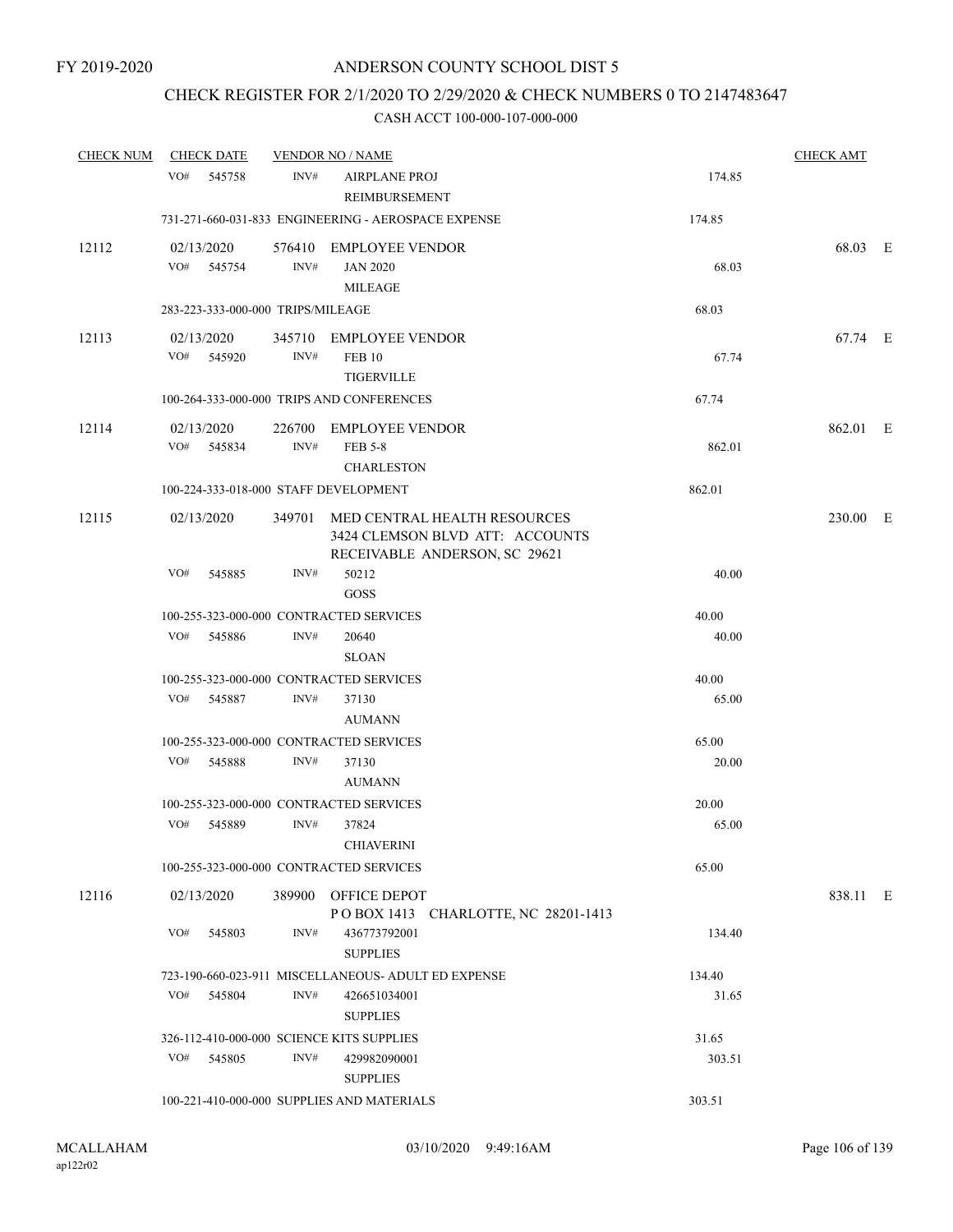FY 2019-2020

# ANDERSON COUNTY SCHOOL DIST 5

## CHECK REGISTER FOR 2/1/2020 TO 2/29/2020 & CHECK NUMBERS 0 TO 2147483647

### CASH ACCT 100-000-107-000-000

| CHECK NUM | CHECK DATE | VENDOR NO / NAME | | CHECK AMT | |
|---|---|---|---|---|---|
| | VO# 545758 | INV# AIRPLANE PROJ REIMBURSEMENT | 174.85 | | |
| | 731-271-660-031-833 ENGINEERING - AEROSPACE EXPENSE | | 174.85 | | |
| 12112 | 02/13/2020 | 576410 EMPLOYEE VENDOR | | 68.03 | E |
| | VO# 545754 | INV# JAN 2020 MILEAGE | 68.03 | | |
| | 283-223-333-000-000 TRIPS/MILEAGE | | 68.03 | | |
| 12113 | 02/13/2020 | 345710 EMPLOYEE VENDOR | | 67.74 | E |
| | VO# 545920 | INV# FEB 10 TIGERVILLE | 67.74 | | |
| | 100-264-333-000-000 TRIPS AND CONFERENCES | | 67.74 | | |
| 12114 | 02/13/2020 | 226700 EMPLOYEE VENDOR | | 862.01 | E |
| | VO# 545834 | INV# FEB 5-8 CHARLESTON | 862.01 | | |
| | 100-224-333-018-000 STAFF DEVELOPMENT | | 862.01 | | |
| 12115 | 02/13/2020 | 349701 MED CENTRAL HEALTH RESOURCES 3424 CLEMSON BLVD ATT: ACCOUNTS RECEIVABLE ANDERSON, SC 29621 | | 230.00 | E |
| | VO# 545885 | INV# 50212 GOSS | 40.00 | | |
| | 100-255-323-000-000 CONTRACTED SERVICES | | 40.00 | | |
| | VO# 545886 | INV# 20640 SLOAN | 40.00 | | |
| | 100-255-323-000-000 CONTRACTED SERVICES | | 40.00 | | |
| | VO# 545887 | INV# 37130 AUMANN | 65.00 | | |
| | 100-255-323-000-000 CONTRACTED SERVICES | | 65.00 | | |
| | VO# 545888 | INV# 37130 AUMANN | 20.00 | | |
| | 100-255-323-000-000 CONTRACTED SERVICES | | 20.00 | | |
| | VO# 545889 | INV# 37824 CHIAVERINI | 65.00 | | |
| | 100-255-323-000-000 CONTRACTED SERVICES | | 65.00 | | |
| 12116 | 02/13/2020 | 389900 OFFICE DEPOT P O BOX 1413 CHARLOTTE, NC 28201-1413 | | 838.11 | E |
| | VO# 545803 | INV# 436773792001 SUPPLIES | 134.40 | | |
| | 723-190-660-023-911 MISCELLANEOUS- ADULT ED EXPENSE | | 134.40 | | |
| | VO# 545804 | INV# 426651034001 SUPPLIES | 31.65 | | |
| | 326-112-410-000-000 SCIENCE KITS SUPPLIES | | 31.65 | | |
| | VO# 545805 | INV# 429982090001 SUPPLIES | 303.51 | | |
| | 100-221-410-000-000 SUPPLIES AND MATERIALS | | 303.51 | | |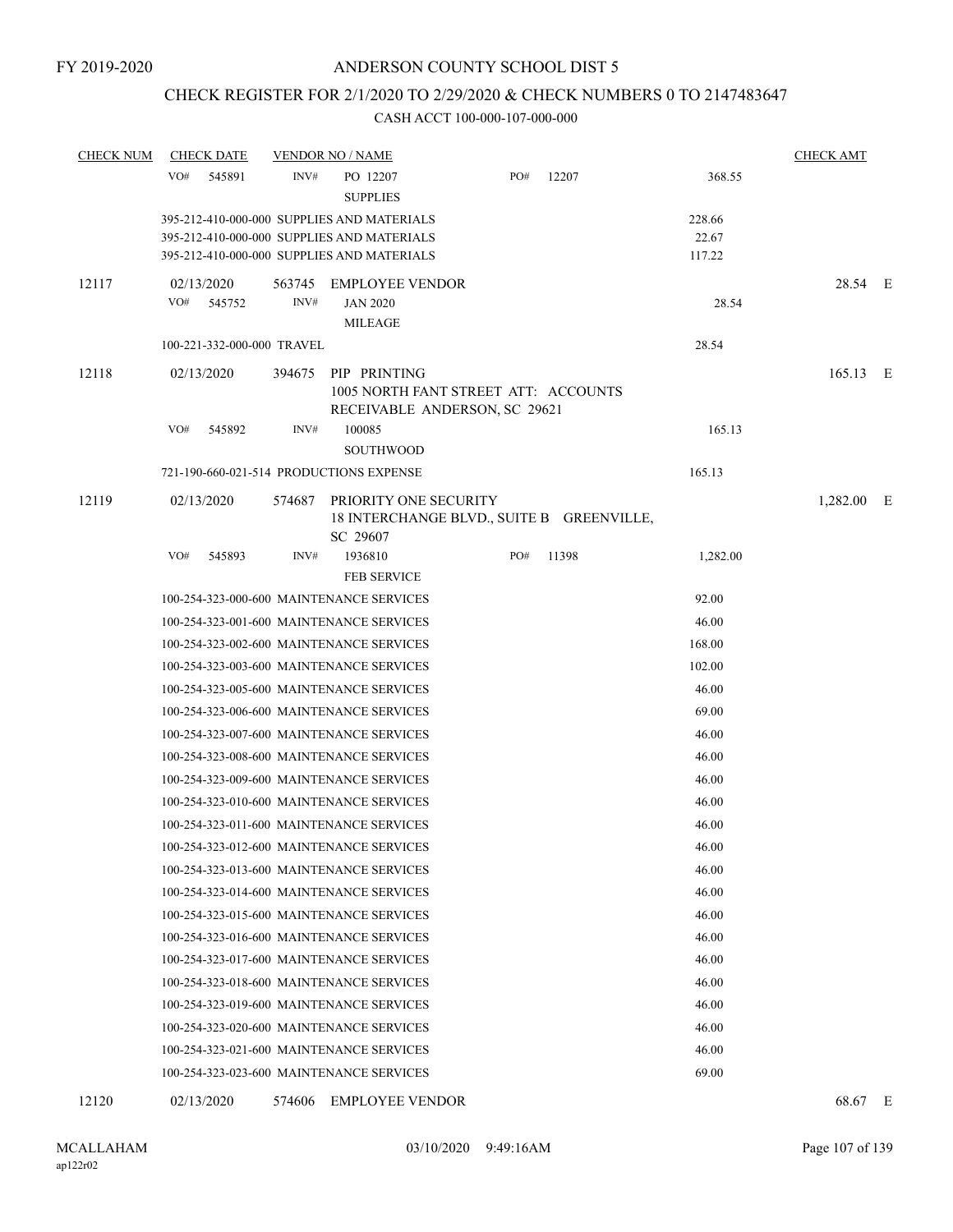FY 2019-2020

# ANDERSON COUNTY SCHOOL DIST 5

## CHECK REGISTER FOR 2/1/2020 TO 2/29/2020 & CHECK NUMBERS 0 TO 2147483647

CASH ACCT 100-000-107-000-000

| CHECK NUM | CHECK DATE | VENDOR NO / NAME | | | CHECK AMT | |
|---|---|---|---|---|---|---|
| | VO# 545891 | INV# PO 12207 SUPPLIES | PO# 12207 | 368.55 | | |
| | 395-212-410-000-000 SUPPLIES AND MATERIALS | | | 228.66 | | |
| | 395-212-410-000-000 SUPPLIES AND MATERIALS | | | 22.67 | | |
| | 395-212-410-000-000 SUPPLIES AND MATERIALS | | | 117.22 | | |
| 12117 | 02/13/2020 | 563745 EMPLOYEE VENDOR | | | 28.54 | E |
| | VO# 545752 | INV# JAN 2020 MILEAGE | | 28.54 | | |
| | 100-221-332-000-000 TRAVEL | | | 28.54 | | |
| 12118 | 02/13/2020 | 394675 PIP PRINTING 1005 NORTH FANT STREET ATT: ACCOUNTS RECEIVABLE ANDERSON, SC 29621 | | | 165.13 | E |
| | VO# 545892 | INV# 100085 SOUTHWOOD | | 165.13 | | |
| | 721-190-660-021-514 PRODUCTIONS EXPENSE | | | 165.13 | | |
| 12119 | 02/13/2020 | 574687 PRIORITY ONE SECURITY 18 INTERCHANGE BLVD., SUITE B GREENVILLE, SC 29607 | | | 1,282.00 | E |
| | VO# 545893 | INV# 1936810 FEB SERVICE | PO# 11398 | 1,282.00 | | |
| | 100-254-323-000-600 MAINTENANCE SERVICES | | | 92.00 | | |
| | 100-254-323-001-600 MAINTENANCE SERVICES | | | 46.00 | | |
| | 100-254-323-002-600 MAINTENANCE SERVICES | | | 168.00 | | |
| | 100-254-323-003-600 MAINTENANCE SERVICES | | | 102.00 | | |
| | 100-254-323-005-600 MAINTENANCE SERVICES | | | 46.00 | | |
| | 100-254-323-006-600 MAINTENANCE SERVICES | | | 69.00 | | |
| | 100-254-323-007-600 MAINTENANCE SERVICES | | | 46.00 | | |
| | 100-254-323-008-600 MAINTENANCE SERVICES | | | 46.00 | | |
| | 100-254-323-009-600 MAINTENANCE SERVICES | | | 46.00 | | |
| | 100-254-323-010-600 MAINTENANCE SERVICES | | | 46.00 | | |
| | 100-254-323-011-600 MAINTENANCE SERVICES | | | 46.00 | | |
| | 100-254-323-012-600 MAINTENANCE SERVICES | | | 46.00 | | |
| | 100-254-323-013-600 MAINTENANCE SERVICES | | | 46.00 | | |
| | 100-254-323-014-600 MAINTENANCE SERVICES | | | 46.00 | | |
| | 100-254-323-015-600 MAINTENANCE SERVICES | | | 46.00 | | |
| | 100-254-323-016-600 MAINTENANCE SERVICES | | | 46.00 | | |
| | 100-254-323-017-600 MAINTENANCE SERVICES | | | 46.00 | | |
| | 100-254-323-018-600 MAINTENANCE SERVICES | | | 46.00 | | |
| | 100-254-323-019-600 MAINTENANCE SERVICES | | | 46.00 | | |
| | 100-254-323-020-600 MAINTENANCE SERVICES | | | 46.00 | | |
| | 100-254-323-021-600 MAINTENANCE SERVICES | | | 46.00 | | |
| | 100-254-323-023-600 MAINTENANCE SERVICES | | | 69.00 | | |
| 12120 | 02/13/2020 | 574606 EMPLOYEE VENDOR | | | 68.67 | E |

MCALLAHAM ap122r02 03/10/2020 9:49:16AM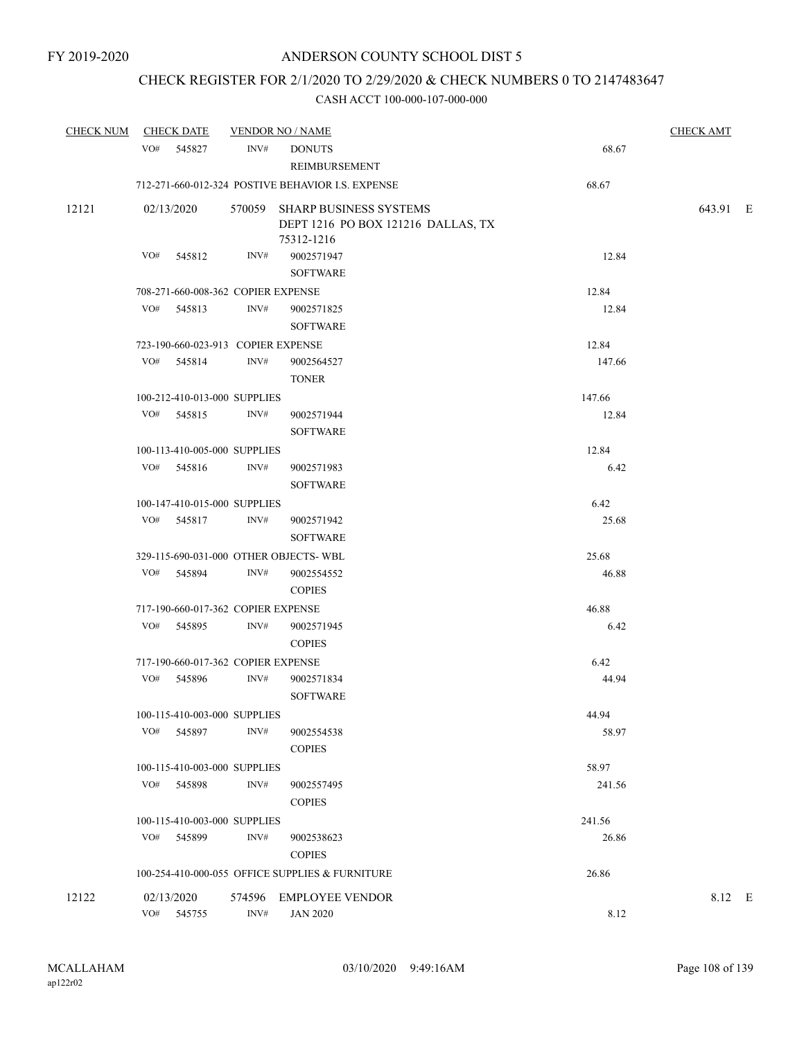FY 2019-2020

ANDERSON COUNTY SCHOOL DIST 5

CHECK REGISTER FOR 2/1/2020 TO 2/29/2020 & CHECK NUMBERS 0 TO 2147483647

CASH ACCT 100-000-107-000-000

| CHECK NUM | CHECK DATE | VENDOR NO / NAME | | CHECK AMT |
|---|---|---|---|---|
| | VO# 545827 | INV# DONUTS REIMBURSEMENT | 68.67 | |
| | 712-271-660-012-324 POSTIVE BEHAVIOR I.S. EXPENSE | | 68.67 | |
| 12121 | 02/13/2020 | 570059 SHARP BUSINESS SYSTEMS DEPT 1216 PO BOX 121216 DALLAS, TX 75312-1216 | | 643.91 E |
| | VO# 545812 | INV# 9002571947 SOFTWARE | 12.84 | |
| | 708-271-660-008-362 COPIER EXPENSE | | 12.84 | |
| | VO# 545813 | INV# 9002571825 SOFTWARE | 12.84 | |
| | 723-190-660-023-913 COPIER EXPENSE | | 12.84 | |
| | VO# 545814 | INV# 9002564527 TONER | 147.66 | |
| | 100-212-410-013-000 SUPPLIES | | 147.66 | |
| | VO# 545815 | INV# 9002571944 SOFTWARE | 12.84 | |
| | 100-113-410-005-000 SUPPLIES | | 12.84 | |
| | VO# 545816 | INV# 9002571983 SOFTWARE | 6.42 | |
| | 100-147-410-015-000 SUPPLIES | | 6.42 | |
| | VO# 545817 | INV# 9002571942 SOFTWARE | 25.68 | |
| | 329-115-690-031-000 OTHER OBJECTS- WBL | | 25.68 | |
| | VO# 545894 | INV# 9002554552 COPIES | 46.88 | |
| | 717-190-660-017-362 COPIER EXPENSE | | 46.88 | |
| | VO# 545895 | INV# 9002571945 COPIES | 6.42 | |
| | 717-190-660-017-362 COPIER EXPENSE | | 6.42 | |
| | VO# 545896 | INV# 9002571834 SOFTWARE | 44.94 | |
| | 100-115-410-003-000 SUPPLIES | | 44.94 | |
| | VO# 545897 | INV# 9002554538 COPIES | 58.97 | |
| | 100-115-410-003-000 SUPPLIES | | 58.97 | |
| | VO# 545898 | INV# 9002557495 COPIES | 241.56 | |
| | 100-115-410-003-000 SUPPLIES | | 241.56 | |
| | VO# 545899 | INV# 9002538623 COPIES | 26.86 | |
| | 100-254-410-000-055 OFFICE SUPPLIES & FURNITURE | | 26.86 | |
| 12122 | 02/13/2020 | 574596 EMPLOYEE VENDOR | | 8.12 E |
| | VO# 545755 | INV# JAN 2020 | 8.12 | |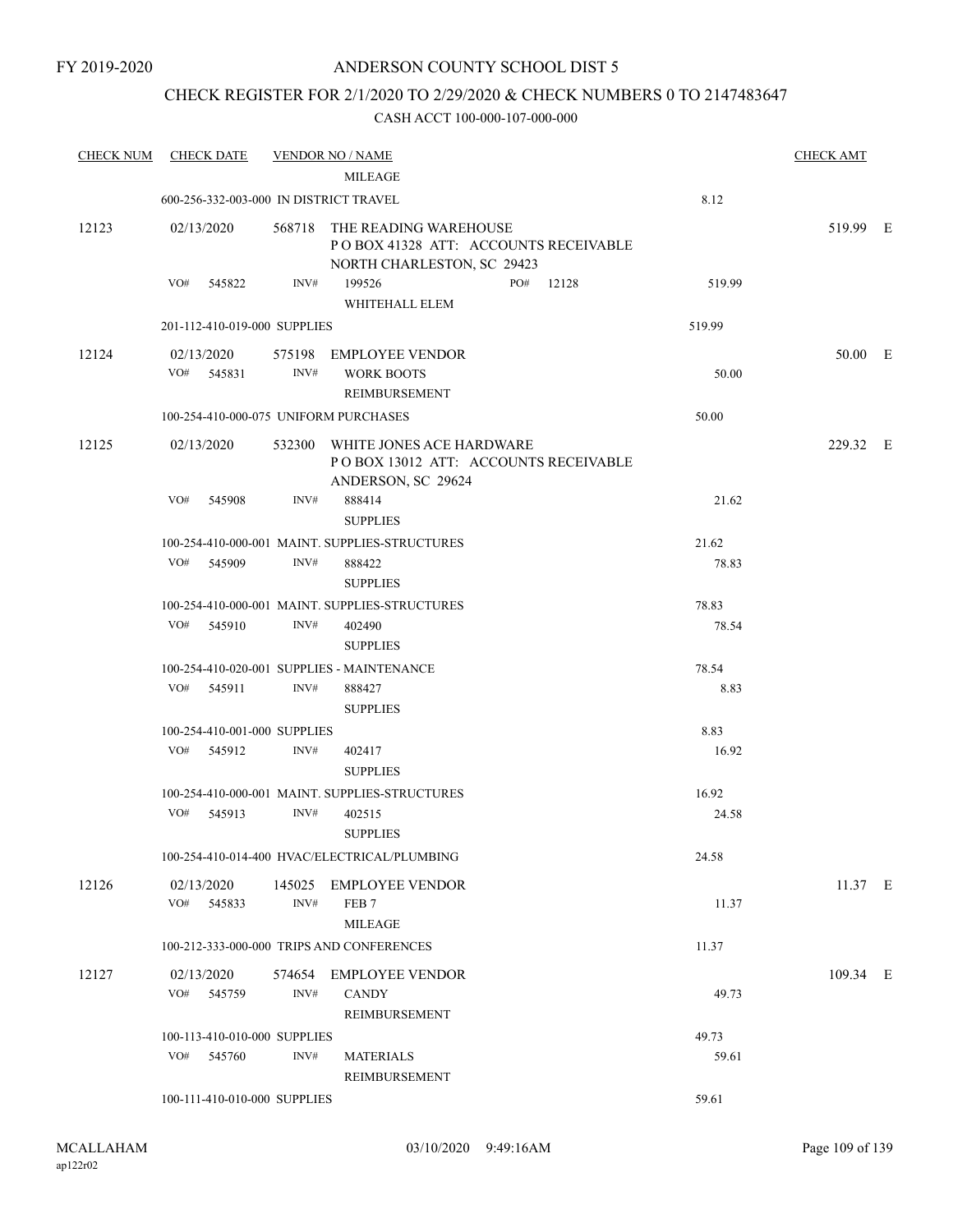FY 2019-2020

# ANDERSON COUNTY SCHOOL DIST 5

## CHECK REGISTER FOR 2/1/2020 TO 2/29/2020 & CHECK NUMBERS 0 TO 2147483647

CASH ACCT 100-000-107-000-000

| CHECK NUM | CHECK DATE | VENDOR NO / NAME | | CHECK AMT |
|---|---|---|---|---|
| | | MILEAGE | | |
| | 600-256-332-003-000 IN DISTRICT TRAVEL | | 8.12 | |
| 12123 | 02/13/2020 | 568718 THE READING WAREHOUSE<br>P O BOX 41328 ATT: ACCOUNTS RECEIVABLE<br>NORTH CHARLESTON, SC 29423 | | 519.99 E |
| | VO# 545822 | INV# 199526 PO# 12128<br>WHITEHALL ELEM | 519.99 | |
| | 201-112-410-019-000 SUPPLIES | | 519.99 | |
| 12124 | 02/13/2020 | 575198 EMPLOYEE VENDOR | | 50.00 E |
| | VO# 545831 | INV# WORK BOOTS<br>REIMBURSEMENT | 50.00 | |
| | 100-254-410-000-075 UNIFORM PURCHASES | | 50.00 | |
| 12125 | 02/13/2020 | 532300 WHITE JONES ACE HARDWARE<br>P O BOX 13012 ATT: ACCOUNTS RECEIVABLE<br>ANDERSON, SC 29624 | | 229.32 E |
| | VO# 545908 | INV# 888414<br>SUPPLIES | 21.62 | |
| | 100-254-410-000-001 MAINT. SUPPLIES-STRUCTURES | | 21.62 | |
| | VO# 545909 | INV# 888422<br>SUPPLIES | 78.83 | |
| | 100-254-410-000-001 MAINT. SUPPLIES-STRUCTURES | | 78.83 | |
| | VO# 545910 | INV# 402490<br>SUPPLIES | 78.54 | |
| | 100-254-410-020-001 SUPPLIES - MAINTENANCE | | 78.54 | |
| | VO# 545911 | INV# 888427<br>SUPPLIES | 8.83 | |
| | 100-254-410-001-000 SUPPLIES | | 8.83 | |
| | VO# 545912 | INV# 402417<br>SUPPLIES | 16.92 | |
| | 100-254-410-000-001 MAINT. SUPPLIES-STRUCTURES | | 16.92 | |
| | VO# 545913 | INV# 402515<br>SUPPLIES | 24.58 | |
| | 100-254-410-014-400 HVAC/ELECTRICAL/PLUMBING | | 24.58 | |
| 12126 | 02/13/2020 | 145025 EMPLOYEE VENDOR | | 11.37 E |
| | VO# 545833 | INV# FEB 7<br>MILEAGE | 11.37 | |
| | 100-212-333-000-000 TRIPS AND CONFERENCES | | 11.37 | |
| 12127 | 02/13/2020 | 574654 EMPLOYEE VENDOR | | 109.34 E |
| | VO# 545759 | INV# CANDY<br>REIMBURSEMENT | 49.73 | |
| | 100-113-410-010-000 SUPPLIES | | 49.73 | |
| | VO# 545760 | INV# MATERIALS<br>REIMBURSEMENT | 59.61 | |
| | 100-111-410-010-000 SUPPLIES | | 59.61 | |

MCALLAHAM ap122r02 03/10/2020 9:49:16AM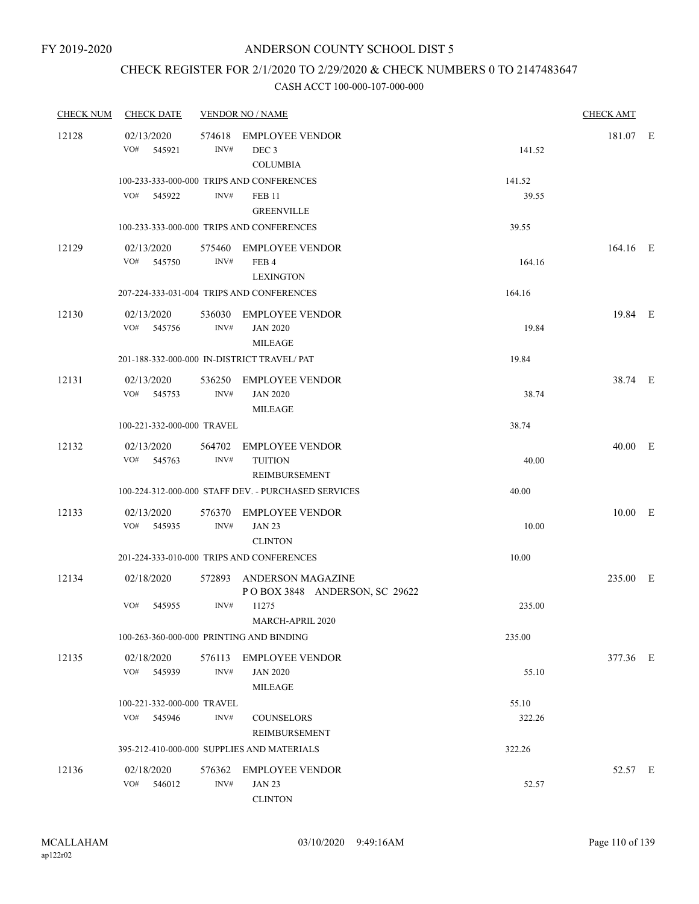# ANDERSON COUNTY SCHOOL DIST 5

FY 2019-2020

## CHECK REGISTER FOR 2/1/2020 TO 2/29/2020 & CHECK NUMBERS 0 TO 2147483647

### CASH ACCT 100-000-107-000-000

| CHECK NUM | CHECK DATE | VENDOR NO / NAME | | CHECK AMT | |
|---|---|---|---|---|---|
| 12128 | 02/13/2020 | 574618 EMPLOYEE VENDOR | | 181.07 | E |
| | VO# 545921 | INV# DEC 3 COLUMBIA | 141.52 | | |
| | 100-233-333-000-000 TRIPS AND CONFERENCES | | 141.52 | | |
| | VO# 545922 | INV# FEB 11 GREENVILLE | 39.55 | | |
| | 100-233-333-000-000 TRIPS AND CONFERENCES | | 39.55 | | |
| 12129 | 02/13/2020 | 575460 EMPLOYEE VENDOR | | 164.16 | E |
| | VO# 545750 | INV# FEB 4 LEXINGTON | 164.16 | | |
| | 207-224-333-031-004 TRIPS AND CONFERENCES | | 164.16 | | |
| 12130 | 02/13/2020 | 536030 EMPLOYEE VENDOR | | 19.84 | E |
| | VO# 545756 | INV# JAN 2020 MILEAGE | 19.84 | | |
| | 201-188-332-000-000 IN-DISTRICT TRAVEL/ PAT | | 19.84 | | |
| 12131 | 02/13/2020 | 536250 EMPLOYEE VENDOR | | 38.74 | E |
| | VO# 545753 | INV# JAN 2020 MILEAGE | 38.74 | | |
| | 100-221-332-000-000 TRAVEL | | 38.74 | | |
| 12132 | 02/13/2020 | 564702 EMPLOYEE VENDOR | | 40.00 | E |
| | VO# 545763 | INV# TUITION REIMBURSEMENT | 40.00 | | |
| | 100-224-312-000-000 STAFF DEV. - PURCHASED SERVICES | | 40.00 | | |
| 12133 | 02/13/2020 | 576370 EMPLOYEE VENDOR | | 10.00 | E |
| | VO# 545935 | INV# JAN 23 CLINTON | 10.00 | | |
| | 201-224-333-010-000 TRIPS AND CONFERENCES | | 10.00 | | |
| 12134 | 02/18/2020 | 572893 ANDERSON MAGAZINE P O BOX 3848 ANDERSON, SC 29622 | | 235.00 | E |
| | VO# 545955 | INV# 11275 MARCH-APRIL 2020 | 235.00 | | |
| | 100-263-360-000-000 PRINTING AND BINDING | | 235.00 | | |
| 12135 | 02/18/2020 | 576113 EMPLOYEE VENDOR | | 377.36 | E |
| | VO# 545939 | INV# JAN 2020 MILEAGE | 55.10 | | |
| | 100-221-332-000-000 TRAVEL | | 55.10 | | |
| | VO# 545946 | INV# COUNSELORS REIMBURSEMENT | 322.26 | | |
| | 395-212-410-000-000 SUPPLIES AND MATERIALS | | 322.26 | | |
| 12136 | 02/18/2020 | 576362 EMPLOYEE VENDOR | | 52.57 | E |
| | VO# 546012 | INV# JAN 23 CLINTON | 52.57 | | |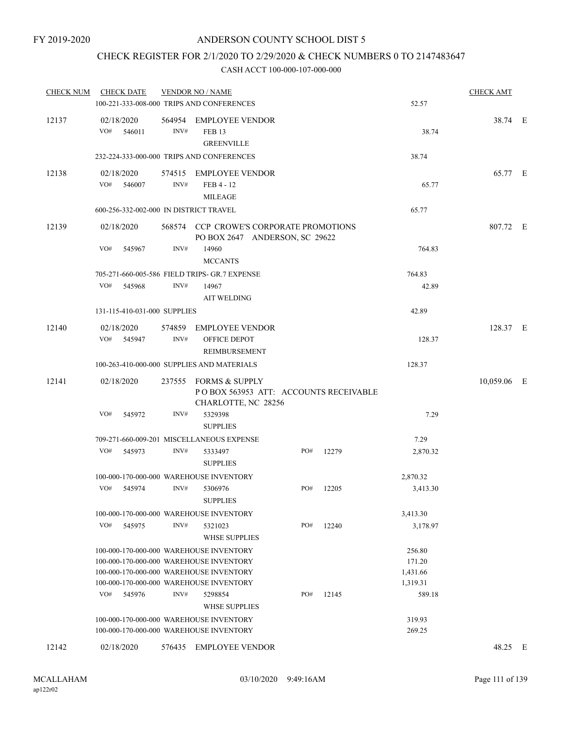FY 2019-2020

# ANDERSON COUNTY SCHOOL DIST 5

## CHECK REGISTER FOR 2/1/2020 TO 2/29/2020 & CHECK NUMBERS 0 TO 2147483647

CASH ACCT 100-000-107-000-000

| CHECK NUM | CHECK DATE | VENDOR NO / NAME | | CHECK AMT | |
|---|---|---|---|---|---|
| | 100-221-333-008-000 TRIPS AND CONFERENCES | | 52.57 | | |
| 12137 | 02/18/2020 | 564954 EMPLOYEE VENDOR | | 38.74 | E |
| | VO# 546011 | INV# FEB 13 GREENVILLE | 38.74 | | |
| | 232-224-333-000-000 TRIPS AND CONFERENCES | | 38.74 | | |
| 12138 | 02/18/2020 | 574515 EMPLOYEE VENDOR | | 65.77 | E |
| | VO# 546007 | INV# FEB 4 - 12 MILEAGE | 65.77 | | |
| | 600-256-332-002-000 IN DISTRICT TRAVEL | | 65.77 | | |
| 12139 | 02/18/2020 | 568574 CCP CROWE'S CORPORATE PROMOTIONS PO BOX 2647 ANDERSON, SC 29622 | | 807.72 | E |
| | VO# 545967 | INV# 14960 MCCANTS | 764.83 | | |
| | 705-271-660-005-586 FIELD TRIPS- GR.7 EXPENSE | | 764.83 | | |
| | VO# 545968 | INV# 14967 AIT WELDING | 42.89 | | |
| | 131-115-410-031-000 SUPPLIES | | 42.89 | | |
| 12140 | 02/18/2020 | 574859 EMPLOYEE VENDOR | | 128.37 | E |
| | VO# 545947 | INV# OFFICE DEPOT REIMBURSEMENT | 128.37 | | |
| | 100-263-410-000-000 SUPPLIES AND MATERIALS | | 128.37 | | |
| 12141 | 02/18/2020 | 237555 FORMS & SUPPLY P O BOX 563953 ATT: ACCOUNTS RECEIVABLE CHARLOTTE, NC 28256 | | 10,059.06 | E |
| | VO# 545972 | INV# 5329398 SUPPLIES | 7.29 | | |
| | 709-271-660-009-201 MISCELLANEOUS EXPENSE | | 7.29 | | |
| | VO# 545973 | INV# 5333497 SUPPLIES PO# 12279 | 2,870.32 | | |
| | 100-000-170-000-000 WAREHOUSE INVENTORY | | 2,870.32 | | |
| | VO# 545974 | INV# 5306976 SUPPLIES PO# 12205 | 3,413.30 | | |
| | 100-000-170-000-000 WAREHOUSE INVENTORY | | 3,413.30 | | |
| | VO# 545975 | INV# 5321023 WHSE SUPPLIES PO# 12240 | 3,178.97 | | |
| | 100-000-170-000-000 WAREHOUSE INVENTORY | | 256.80 | | |
| | 100-000-170-000-000 WAREHOUSE INVENTORY | | 171.20 | | |
| | 100-000-170-000-000 WAREHOUSE INVENTORY | | 1,431.66 | | |
| | 100-000-170-000-000 WAREHOUSE INVENTORY | | 1,319.31 | | |
| | VO# 545976 | INV# 5298854 WHSE SUPPLIES PO# 12145 | 589.18 | | |
| | 100-000-170-000-000 WAREHOUSE INVENTORY | | 319.93 | | |
| | 100-000-170-000-000 WAREHOUSE INVENTORY | | 269.25 | | |
| 12142 | 02/18/2020 | 576435 EMPLOYEE VENDOR | | 48.25 | E |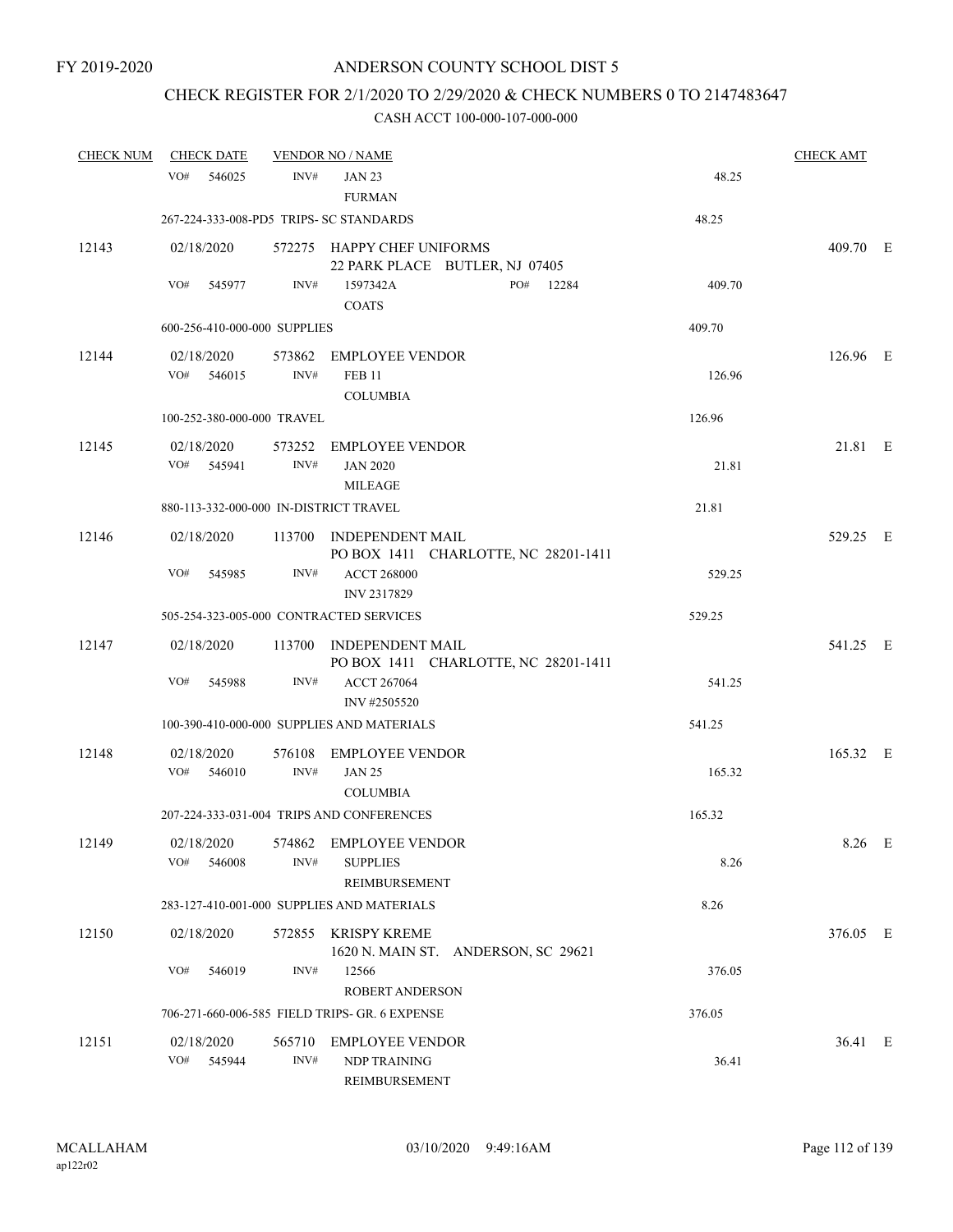FY 2019-2020

ANDERSON COUNTY SCHOOL DIST 5

CHECK REGISTER FOR 2/1/2020 TO 2/29/2020 & CHECK NUMBERS 0 TO 2147483647

CASH ACCT 100-000-107-000-000

| CHECK NUM | CHECK DATE | VENDOR NO / NAME | | CHECK AMT |
|---|---|---|---|---|
| | VO# 546025 | INV# JAN 23 FURMAN | 48.25 | |
| | 267-224-333-008-PD5 TRIPS- SC STANDARDS | | 48.25 | |
| 12143 | 02/18/2020 | 572275 HAPPY CHEF UNIFORMS 22 PARK PLACE BUTLER, NJ 07405 | | 409.70 E |
| | VO# 545977 | INV# 1597342A PO# 12284 COATS | 409.70 | |
| | 600-256-410-000-000 SUPPLIES | | 409.70 | |
| 12144 | 02/18/2020 | 573862 EMPLOYEE VENDOR | | 126.96 E |
| | VO# 546015 | INV# FEB 11 COLUMBIA | 126.96 | |
| | 100-252-380-000-000 TRAVEL | | 126.96 | |
| 12145 | 02/18/2020 | 573252 EMPLOYEE VENDOR | | 21.81 E |
| | VO# 545941 | INV# JAN 2020 MILEAGE | 21.81 | |
| | 880-113-332-000-000 IN-DISTRICT TRAVEL | | 21.81 | |
| 12146 | 02/18/2020 | 113700 INDEPENDENT MAIL PO BOX 1411 CHARLOTTE, NC 28201-1411 | | 529.25 E |
| | VO# 545985 | INV# ACCT 268000 INV 2317829 | 529.25 | |
| | 505-254-323-005-000 CONTRACTED SERVICES | | 529.25 | |
| 12147 | 02/18/2020 | 113700 INDEPENDENT MAIL PO BOX 1411 CHARLOTTE, NC 28201-1411 | | 541.25 E |
| | VO# 545988 | INV# ACCT 267064 INV #2505520 | 541.25 | |
| | 100-390-410-000-000 SUPPLIES AND MATERIALS | | 541.25 | |
| 12148 | 02/18/2020 | 576108 EMPLOYEE VENDOR | | 165.32 E |
| | VO# 546010 | INV# JAN 25 COLUMBIA | 165.32 | |
| | 207-224-333-031-004 TRIPS AND CONFERENCES | | 165.32 | |
| 12149 | 02/18/2020 | 574862 EMPLOYEE VENDOR | | 8.26 E |
| | VO# 546008 | INV# SUPPLIES REIMBURSEMENT | 8.26 | |
| | 283-127-410-001-000 SUPPLIES AND MATERIALS | | 8.26 | |
| 12150 | 02/18/2020 | 572855 KRISPY KREME 1620 N. MAIN ST. ANDERSON, SC 29621 | | 376.05 E |
| | VO# 546019 | INV# 12566 ROBERT ANDERSON | 376.05 | |
| | 706-271-660-006-585 FIELD TRIPS- GR. 6 EXPENSE | | 376.05 | |
| 12151 | 02/18/2020 | 565710 EMPLOYEE VENDOR | | 36.41 E |
| | VO# 545944 | INV# NDP TRAINING REIMBURSEMENT | 36.41 | |

MCALLAHAM
ap122r02

03/10/2020 9:49:16AM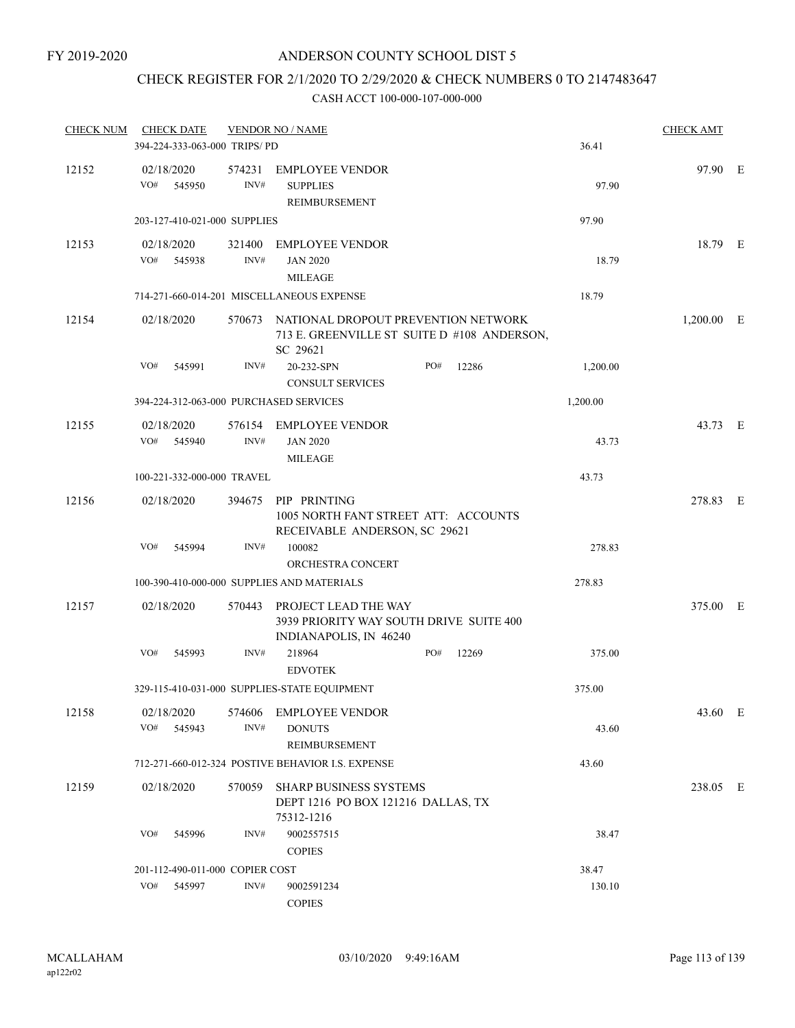FY 2019-2020

# ANDERSON COUNTY SCHOOL DIST 5

## CHECK REGISTER FOR 2/1/2020 TO 2/29/2020 & CHECK NUMBERS 0 TO 2147483647

### CASH ACCT 100-000-107-000-000

| CHECK NUM | CHECK DATE | VENDOR NO / NAME | | | CHECK AMT | |
|---|---|---|---|---|---|---|
| | 394-224-333-063-000 TRIPS/ PD | | | 36.41 | | |
| 12152 | 02/18/2020 | 574231 | EMPLOYEE VENDOR | | 97.90 | E |
| | VO# 545950 | INV# | SUPPLIES REIMBURSEMENT | 97.90 | | |
| | 203-127-410-021-000 SUPPLIES | | | 97.90 | | |
| 12153 | 02/18/2020 | 321400 | EMPLOYEE VENDOR | | 18.79 | E |
| | VO# 545938 | INV# | JAN 2020 MILEAGE | 18.79 | | |
| | 714-271-660-014-201 MISCELLANEOUS EXPENSE | | | 18.79 | | |
| 12154 | 02/18/2020 | 570673 | NATIONAL DROPOUT PREVENTION NETWORK 713 E. GREENVILLE ST SUITE D #108 ANDERSON, SC 29621 | | 1,200.00 | E |
| | VO# 545991 | INV# | 20-232-SPN CONSULT SERVICES PO# 12286 | 1,200.00 | | |
| | 394-224-312-063-000 PURCHASED SERVICES | | | 1,200.00 | | |
| 12155 | 02/18/2020 | 576154 | EMPLOYEE VENDOR | | 43.73 | E |
| | VO# 545940 | INV# | JAN 2020 MILEAGE | 43.73 | | |
| | 100-221-332-000-000 TRAVEL | | | 43.73 | | |
| 12156 | 02/18/2020 | 394675 | PIP PRINTING 1005 NORTH FANT STREET ATT: ACCOUNTS RECEIVABLE ANDERSON, SC 29621 | | 278.83 | E |
| | VO# 545994 | INV# | 100082 ORCHESTRA CONCERT | 278.83 | | |
| | 100-390-410-000-000 SUPPLIES AND MATERIALS | | | 278.83 | | |
| 12157 | 02/18/2020 | 570443 | PROJECT LEAD THE WAY 3939 PRIORITY WAY SOUTH DRIVE SUITE 400 INDIANAPOLIS, IN 46240 | | 375.00 | E |
| | VO# 545993 | INV# | 218964 EDVOTEK PO# 12269 | 375.00 | | |
| | 329-115-410-031-000 SUPPLIES-STATE EQUIPMENT | | | 375.00 | | |
| 12158 | 02/18/2020 | 574606 | EMPLOYEE VENDOR | | 43.60 | E |
| | VO# 545943 | INV# | DONUTS REIMBURSEMENT | 43.60 | | |
| | 712-271-660-012-324 POSTIVE BEHAVIOR I.S. EXPENSE | | | 43.60 | | |
| 12159 | 02/18/2020 | 570059 | SHARP BUSINESS SYSTEMS DEPT 1216 PO BOX 121216 DALLAS, TX 75312-1216 | | 238.05 | E |
| | VO# 545996 | INV# | 9002557515 COPIES | 38.47 | | |
| | 201-112-490-011-000 COPIER COST | | | 38.47 | | |
| | VO# 545997 | INV# | 9002591234 COPIES | 130.10 | | |

MCALLAHAM ap122r02 03/10/2020 9:49:16AM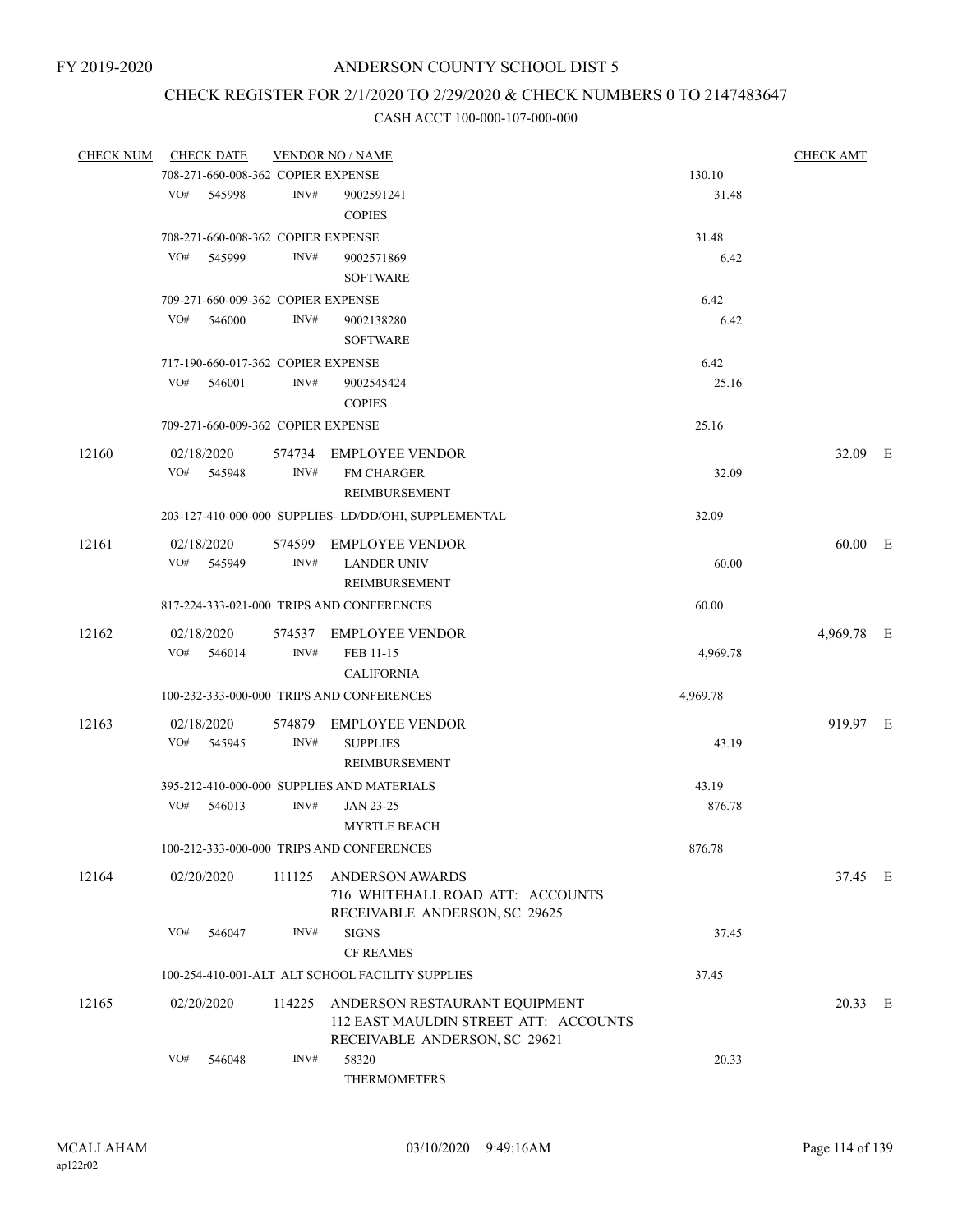# ANDERSON COUNTY SCHOOL DIST 5

## CHECK REGISTER FOR 2/1/2020 TO 2/29/2020 & CHECK NUMBERS 0 TO 2147483647

### CASH ACCT 100-000-107-000-000

| CHECK NUM | CHECK DATE | VENDOR NO / NAME | | CHECK AMT | |
|---|---|---|---|---|---|
| | 708-271-660-008-362 COPIER EXPENSE | | 130.10 | | |
| | VO# 545998 | INV# 9002591241 COPIES | 31.48 | | |
| | 708-271-660-008-362 COPIER EXPENSE | | 31.48 | | |
| | VO# 545999 | INV# 9002571869 SOFTWARE | 6.42 | | |
| | 709-271-660-009-362 COPIER EXPENSE | | 6.42 | | |
| | VO# 546000 | INV# 9002138280 SOFTWARE | 6.42 | | |
| | 717-190-660-017-362 COPIER EXPENSE | | 6.42 | | |
| | VO# 546001 | INV# 9002545424 COPIES | 25.16 | | |
| | 709-271-660-009-362 COPIER EXPENSE | | 25.16 | | |
| 12160 | 02/18/2020 | 574734 EMPLOYEE VENDOR | | 32.09 | E |
| | VO# 545948 | INV# FM CHARGER REIMBURSEMENT | 32.09 | | |
| | 203-127-410-000-000 SUPPLIES- LD/DD/OHI, SUPPLEMENTAL | | 32.09 | | |
| 12161 | 02/18/2020 | 574599 EMPLOYEE VENDOR | | 60.00 | E |
| | VO# 545949 | INV# LANDER UNIV REIMBURSEMENT | 60.00 | | |
| | 817-224-333-021-000 TRIPS AND CONFERENCES | | 60.00 | | |
| 12162 | 02/18/2020 | 574537 EMPLOYEE VENDOR | | 4,969.78 | E |
| | VO# 546014 | INV# FEB 11-15 CALIFORNIA | 4,969.78 | | |
| | 100-232-333-000-000 TRIPS AND CONFERENCES | | 4,969.78 | | |
| 12163 | 02/18/2020 | 574879 EMPLOYEE VENDOR | | 919.97 | E |
| | VO# 545945 | INV# SUPPLIES REIMBURSEMENT | 43.19 | | |
| | 395-212-410-000-000 SUPPLIES AND MATERIALS | | 43.19 | | |
| | VO# 546013 | INV# JAN 23-25 MYRTLE BEACH | 876.78 | | |
| | 100-212-333-000-000 TRIPS AND CONFERENCES | | 876.78 | | |
| 12164 | 02/20/2020 | 111125 ANDERSON AWARDS 716 WHITEHALL ROAD ATT: ACCOUNTS RECEIVABLE ANDERSON, SC 29625 | | 37.45 | E |
| | VO# 546047 | INV# SIGNS CF REAMES | 37.45 | | |
| | 100-254-410-001-ALT SCHOOL FACILITY SUPPLIES | | 37.45 | | |
| 12165 | 02/20/2020 | 114225 ANDERSON RESTAURANT EQUIPMENT 112 EAST MAULDIN STREET ATT: ACCOUNTS RECEIVABLE ANDERSON, SC 29621 | | 20.33 | E |
| | VO# 546048 | INV# 58320 THERMOMETERS | 20.33 | | |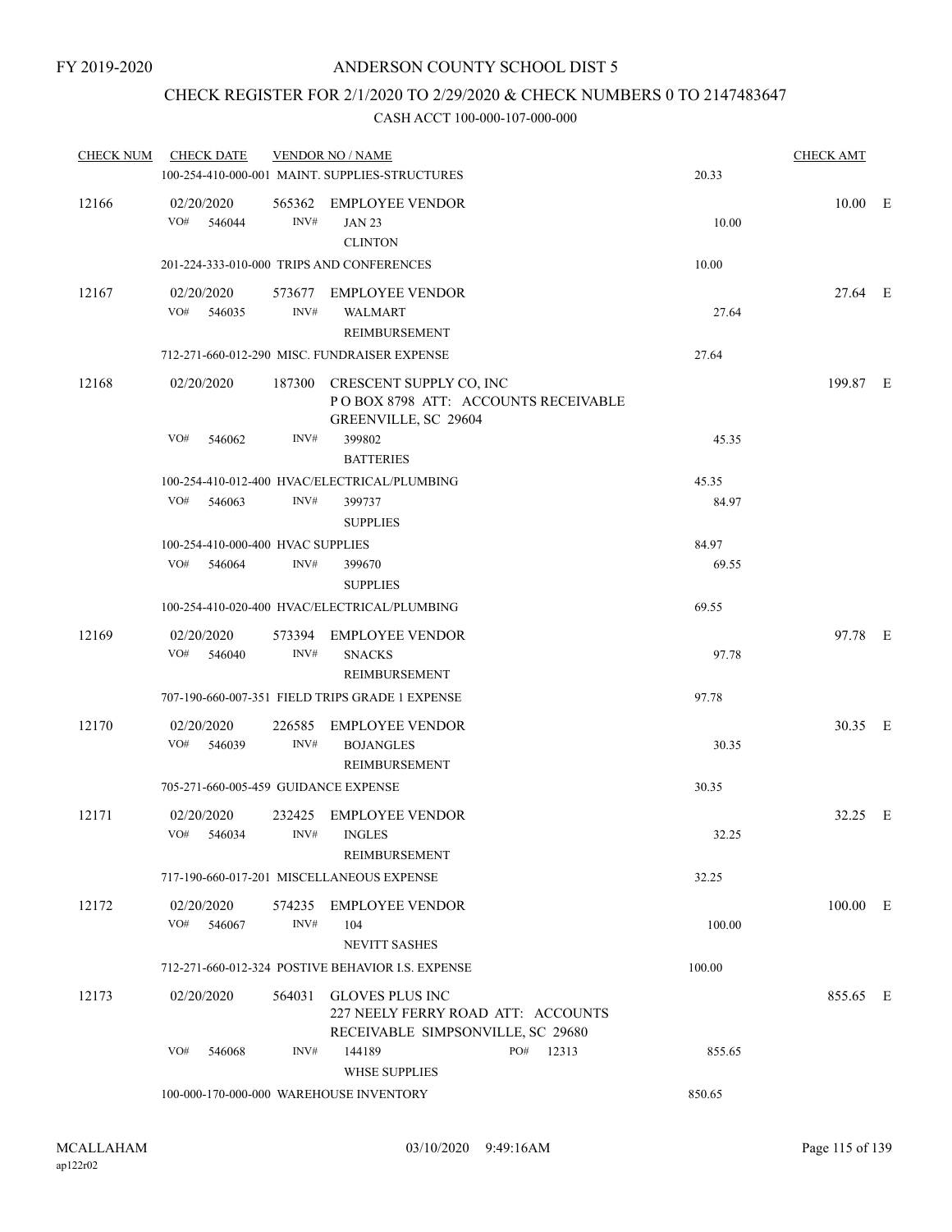FY 2019-2020

# ANDERSON COUNTY SCHOOL DIST 5

## CHECK REGISTER FOR 2/1/2020 TO 2/29/2020 & CHECK NUMBERS 0 TO 2147483647

### CASH ACCT 100-000-107-000-000

| CHECK NUM | CHECK DATE | VENDOR NO / NAME | | CHECK AMT | |
|---|---|---|---|---|---|
| | 100-254-410-000-001 MAINT. SUPPLIES-STRUCTURES | | 20.33 | | |
| 12166 | 02/20/2020 | 565362 EMPLOYEE VENDOR | | 10.00 | E |
| | VO# 546044 | INV# JAN 23 CLINTON | 10.00 | | |
| | 201-224-333-010-000 TRIPS AND CONFERENCES | | 10.00 | | |
| 12167 | 02/20/2020 | 573677 EMPLOYEE VENDOR | | 27.64 | E |
| | VO# 546035 | INV# WALMART REIMBURSEMENT | 27.64 | | |
| | 712-271-660-012-290 MISC. FUNDRAISER EXPENSE | | 27.64 | | |
| 12168 | 02/20/2020 | 187300 CRESCENT SUPPLY CO, INC P O BOX 8798 ATT: ACCOUNTS RECEIVABLE GREENVILLE, SC 29604 | | 199.87 | E |
| | VO# 546062 | INV# 399802 BATTERIES | 45.35 | | |
| | 100-254-410-012-400 HVAC/ELECTRICAL/PLUMBING | | 45.35 | | |
| | VO# 546063 | INV# 399737 SUPPLIES | 84.97 | | |
| | 100-254-410-000-400 HVAC SUPPLIES | | 84.97 | | |
| | VO# 546064 | INV# 399670 SUPPLIES | 69.55 | | |
| | 100-254-410-020-400 HVAC/ELECTRICAL/PLUMBING | | 69.55 | | |
| 12169 | 02/20/2020 | 573394 EMPLOYEE VENDOR | | 97.78 | E |
| | VO# 546040 | INV# SNACKS REIMBURSEMENT | 97.78 | | |
| | 707-190-660-007-351 FIELD TRIPS GRADE 1 EXPENSE | | 97.78 | | |
| 12170 | 02/20/2020 | 226585 EMPLOYEE VENDOR | | 30.35 | E |
| | VO# 546039 | INV# BOJANGLES REIMBURSEMENT | 30.35 | | |
| | 705-271-660-005-459 GUIDANCE EXPENSE | | 30.35 | | |
| 12171 | 02/20/2020 | 232425 EMPLOYEE VENDOR | | 32.25 | E |
| | VO# 546034 | INV# INGLES REIMBURSEMENT | 32.25 | | |
| | 717-190-660-017-201 MISCELLANEOUS EXPENSE | | 32.25 | | |
| 12172 | 02/20/2020 | 574235 EMPLOYEE VENDOR | | 100.00 | E |
| | VO# 546067 | INV# 104 NEVITT SASHES | 100.00 | | |
| | 712-271-660-012-324 POSTIVE BEHAVIOR I.S. EXPENSE | | 100.00 | | |
| 12173 | 02/20/2020 | 564031 GLOVES PLUS INC 227 NEELY FERRY ROAD ATT: ACCOUNTS RECEIVABLE SIMPSONVILLE, SC 29680 | | 855.65 | E |
| | VO# 546068 | INV# 144189 PO# 12313 WHSE SUPPLIES | 855.65 | | |
| | 100-000-170-000-000 WAREHOUSE INVENTORY | | 850.65 | | |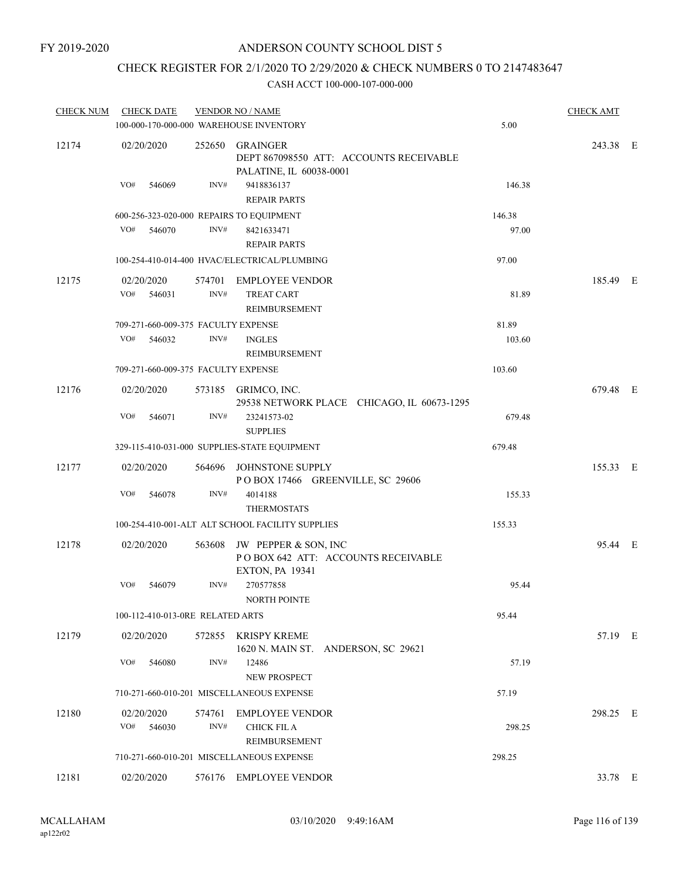FY 2019-2020

# ANDERSON COUNTY SCHOOL DIST 5

## CHECK REGISTER FOR 2/1/2020 TO 2/29/2020 & CHECK NUMBERS 0 TO 2147483647

CASH ACCT 100-000-107-000-000

| CHECK NUM | CHECK DATE | VENDOR NO / NAME | | CHECK AMT | |
|---|---|---|---|---|---|
| | 100-000-170-000-000 WAREHOUSE INVENTORY | | 5.00 | | |
| 12174 | 02/20/2020 | 252650 GRAINGER<br>DEPT 867098550 ATT: ACCOUNTS RECEIVABLE<br>PALATINE, IL 60038-0001 | | 243.38 | E |
| | VO# 546069 | INV# 9418836137<br>REPAIR PARTS | 146.38 | | |
| | 600-256-323-020-000 REPAIRS TO EQUIPMENT | | 146.38 | | |
| | VO# 546070 | INV# 8421633471<br>REPAIR PARTS | 97.00 | | |
| | 100-254-410-014-400 HVAC/ELECTRICAL/PLUMBING | | 97.00 | | |
| 12175 | 02/20/2020 | 574701 EMPLOYEE VENDOR | | 185.49 | E |
| | VO# 546031 | INV# TREAT CART<br>REIMBURSEMENT | 81.89 | | |
| | 709-271-660-009-375 FACULTY EXPENSE | | 81.89 | | |
| | VO# 546032 | INV# INGLES<br>REIMBURSEMENT | 103.60 | | |
| | 709-271-660-009-375 FACULTY EXPENSE | | 103.60 | | |
| 12176 | 02/20/2020 | 573185 GRIMCO, INC.<br>29538 NETWORK PLACE CHICAGO, IL 60673-1295 | | 679.48 | E |
| | VO# 546071 | INV# 23241573-02<br>SUPPLIES | 679.48 | | |
| | 329-115-410-031-000 SUPPLIES-STATE EQUIPMENT | | 679.48 | | |
| 12177 | 02/20/2020 | 564696 JOHNSTONE SUPPLY<br>P O BOX 17466 GREENVILLE, SC 29606 | | 155.33 | E |
| | VO# 546078 | INV# 4014188<br>THERMOSTATS | 155.33 | | |
| | 100-254-410-001-ALT ALT SCHOOL FACILITY SUPPLIES | | 155.33 | | |
| 12178 | 02/20/2020 | 563608 JW PEPPER & SON, INC<br>P O BOX 642 ATT: ACCOUNTS RECEIVABLE<br>EXTON, PA 19341 | | 95.44 | E |
| | VO# 546079 | INV# 270577858<br>NORTH POINTE | 95.44 | | |
| | 100-112-410-013-0RE RELATED ARTS | | 95.44 | | |
| 12179 | 02/20/2020 | 572855 KRISPY KREME<br>1620 N. MAIN ST. ANDERSON, SC 29621 | | 57.19 | E |
| | VO# 546080 | INV# 12486<br>NEW PROSPECT | 57.19 | | |
| | 710-271-660-010-201 MISCELLANEOUS EXPENSE | | 57.19 | | |
| 12180 | 02/20/2020 | 574761 EMPLOYEE VENDOR | | 298.25 | E |
| | VO# 546030 | INV# CHICK FIL A<br>REIMBURSEMENT | 298.25 | | |
| | 710-271-660-010-201 MISCELLANEOUS EXPENSE | | 298.25 | | |
| 12181 | 02/20/2020 | 576176 EMPLOYEE VENDOR | | 33.78 | E |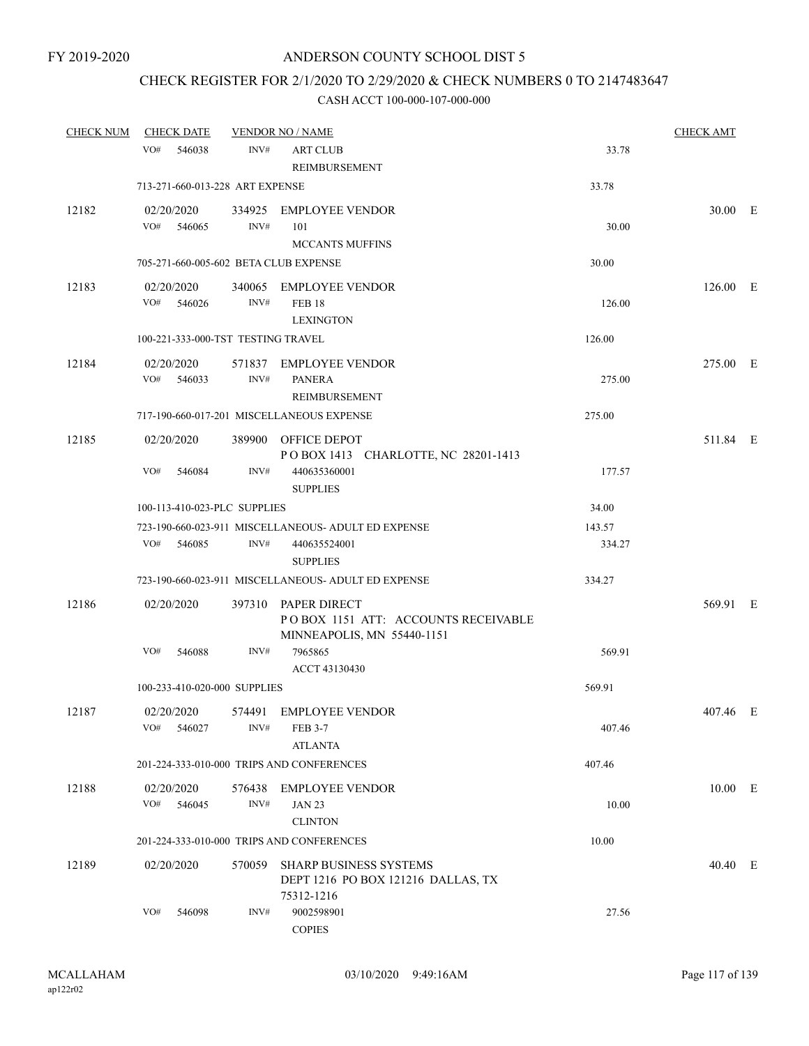FY 2019-2020

# ANDERSON COUNTY SCHOOL DIST 5

## CHECK REGISTER FOR 2/1/2020 TO 2/29/2020 & CHECK NUMBERS 0 TO 2147483647

### CASH ACCT 100-000-107-000-000

| CHECK NUM | CHECK DATE | VENDOR NO / NAME | | CHECK AMT | |
|---|---|---|---|---|---|
| | VO# 546038 | INV# ART CLUB REIMBURSEMENT | 33.78 | | |
| | 713-271-660-013-228 ART EXPENSE | | 33.78 | | |
| 12182 | 02/20/2020 | 334925 EMPLOYEE VENDOR | | 30.00 | E |
| | VO# 546065 | INV# 101 MCCANTS MUFFINS | 30.00 | | |
| | 705-271-660-005-602 BETA CLUB EXPENSE | | 30.00 | | |
| 12183 | 02/20/2020 | 340065 EMPLOYEE VENDOR | | 126.00 | E |
| | VO# 546026 | INV# FEB 18 LEXINGTON | 126.00 | | |
| | 100-221-333-000-TST TESTING TRAVEL | | 126.00 | | |
| 12184 | 02/20/2020 | 571837 EMPLOYEE VENDOR | | 275.00 | E |
| | VO# 546033 | INV# PANERA REIMBURSEMENT | 275.00 | | |
| | 717-190-660-017-201 MISCELLANEOUS EXPENSE | | 275.00 | | |
| 12185 | 02/20/2020 | 389900 OFFICE DEPOT P O BOX 1413 CHARLOTTE, NC 28201-1413 | | 511.84 | E |
| | VO# 546084 | INV# 440635360001 SUPPLIES | 177.57 | | |
| | 100-113-410-023-PLC SUPPLIES | | 34.00 | | |
| | 723-190-660-023-911 MISCELLANEOUS- ADULT ED EXPENSE | | 143.57 | | |
| | VO# 546085 | INV# 440635524001 SUPPLIES | 334.27 | | |
| | 723-190-660-023-911 MISCELLANEOUS- ADULT ED EXPENSE | | 334.27 | | |
| 12186 | 02/20/2020 | 397310 PAPER DIRECT P O BOX 1151 ATT: ACCOUNTS RECEIVABLE MINNEAPOLIS, MN 55440-1151 | | 569.91 | E |
| | VO# 546088 | INV# 7965865 ACCT 43130430 | 569.91 | | |
| | 100-233-410-020-000 SUPPLIES | | 569.91 | | |
| 12187 | 02/20/2020 | 574491 EMPLOYEE VENDOR | | 407.46 | E |
| | VO# 546027 | INV# FEB 3-7 ATLANTA | 407.46 | | |
| | 201-224-333-010-000 TRIPS AND CONFERENCES | | 407.46 | | |
| 12188 | 02/20/2020 | 576438 EMPLOYEE VENDOR | | 10.00 | E |
| | VO# 546045 | INV# JAN 23 CLINTON | 10.00 | | |
| | 201-224-333-010-000 TRIPS AND CONFERENCES | | 10.00 | | |
| 12189 | 02/20/2020 | 570059 SHARP BUSINESS SYSTEMS DEPT 1216 PO BOX 121216 DALLAS, TX 75312-1216 | | 40.40 | E |
| | VO# 546098 | INV# 9002598901 COPIES | 27.56 | | |

MCALLAHAM ap122r02 03/10/2020 9:49:16AM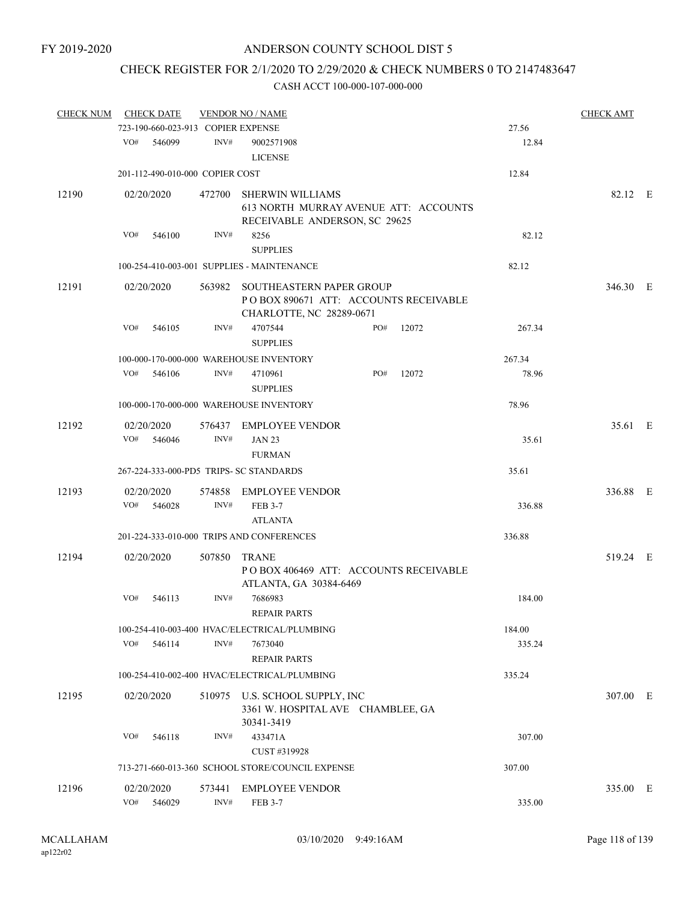FY 2019-2020

# ANDERSON COUNTY SCHOOL DIST 5

## CHECK REGISTER FOR 2/1/2020 TO 2/29/2020 & CHECK NUMBERS 0 TO 2147483647

CASH ACCT 100-000-107-000-000

| CHECK NUM | CHECK DATE | VENDOR NO / NAME | | | CHECK AMT |
|---|---|---|---|---|---|
| | 723-190-660-023-913 COPIER EXPENSE | | | 27.56 | |
| | VO# 546099 | INV# 9002571908 LICENSE | | 12.84 | |
| | 201-112-490-010-000 COPIER COST | | | 12.84 | |
| 12190 | 02/20/2020 | 472700 SHERWIN WILLIAMS 613 NORTH MURRAY AVENUE ATT: ACCOUNTS RECEIVABLE ANDERSON, SC 29625 | | | 82.12 E |
| | VO# 546100 | INV# 8256 SUPPLIES | | 82.12 | |
| | 100-254-410-003-001 SUPPLIES - MAINTENANCE | | | 82.12 | |
| 12191 | 02/20/2020 | 563982 SOUTHEASTERN PAPER GROUP P O BOX 890671 ATT: ACCOUNTS RECEIVABLE CHARLOTTE, NC 28289-0671 | | | 346.30 E |
| | VO# 546105 | INV# 4707544 SUPPLIES | PO# 12072 | 267.34 | |
| | 100-000-170-000-000 WAREHOUSE INVENTORY | | | 267.34 | |
| | VO# 546106 | INV# 4710961 SUPPLIES | PO# 12072 | 78.96 | |
| | 100-000-170-000-000 WAREHOUSE INVENTORY | | | 78.96 | |
| 12192 | 02/20/2020 | 576437 EMPLOYEE VENDOR | | | 35.61 E |
| | VO# 546046 | INV# JAN 23 FURMAN | | 35.61 | |
| | 267-224-333-000-PD5 TRIPS- SC STANDARDS | | | 35.61 | |
| 12193 | 02/20/2020 | 574858 EMPLOYEE VENDOR | | | 336.88 E |
| | VO# 546028 | INV# FEB 3-7 ATLANTA | | 336.88 | |
| | 201-224-333-010-000 TRIPS AND CONFERENCES | | | 336.88 | |
| 12194 | 02/20/2020 | 507850 TRANE P O BOX 406469 ATT: ACCOUNTS RECEIVABLE ATLANTA, GA 30384-6469 | | | 519.24 E |
| | VO# 546113 | INV# 7686983 REPAIR PARTS | | 184.00 | |
| | 100-254-410-003-400 HVAC/ELECTRICAL/PLUMBING | | | 184.00 | |
| | VO# 546114 | INV# 7673040 REPAIR PARTS | | 335.24 | |
| | 100-254-410-002-400 HVAC/ELECTRICAL/PLUMBING | | | 335.24 | |
| 12195 | 02/20/2020 | 510975 U.S. SCHOOL SUPPLY, INC 3361 W. HOSPITAL AVE CHAMBLEE, GA 30341-3419 | | | 307.00 E |
| | VO# 546118 | INV# 433471A CUST #319928 | | 307.00 | |
| | 713-271-660-013-360 SCHOOL STORE/COUNCIL EXPENSE | | | 307.00 | |
| 12196 | 02/20/2020 | 573441 EMPLOYEE VENDOR | | | 335.00 E |
| | VO# 546029 | INV# FEB 3-7 | | 335.00 | |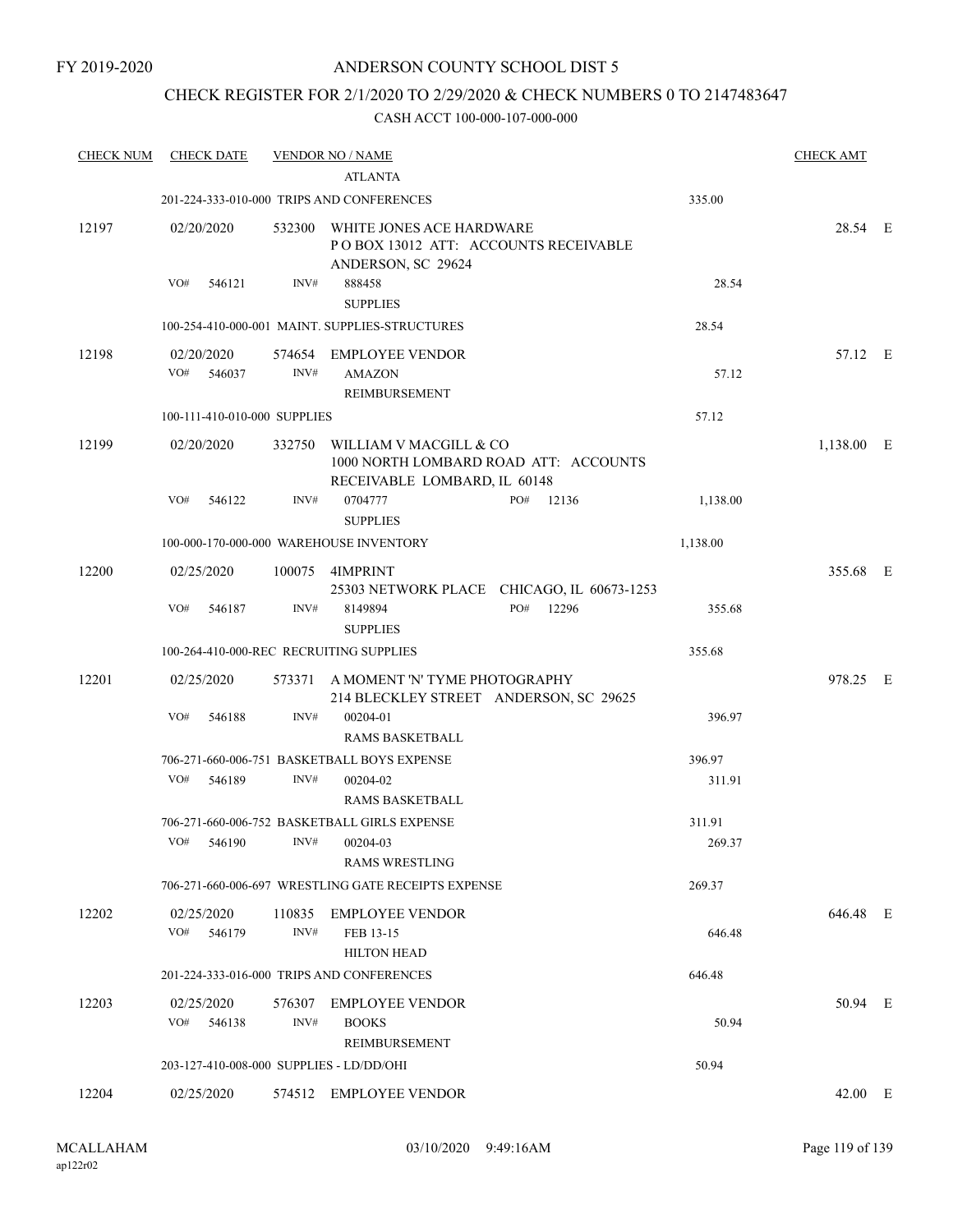FY 2019-2020

# ANDERSON COUNTY SCHOOL DIST 5

## CHECK REGISTER FOR 2/1/2020 TO 2/29/2020 & CHECK NUMBERS 0 TO 2147483647

### CASH ACCT 100-000-107-000-000

| CHECK NUM | CHECK DATE | VENDOR NO / NAME | | CHECK AMT |
|---|---|---|---|---|
| | | ATLANTA | | |
| | | 201-224-333-010-000 TRIPS AND CONFERENCES | 335.00 | |
| 12197 | 02/20/2020 | 532300 WHITE JONES ACE HARDWARE P O BOX 13012 ATT: ACCOUNTS RECEIVABLE ANDERSON, SC 29624 | | 28.54 E |
| | VO# 546121 | INV# 888458 SUPPLIES | 28.54 | |
| | | 100-254-410-000-001 MAINT. SUPPLIES-STRUCTURES | 28.54 | |
| 12198 | 02/20/2020 | 574654 EMPLOYEE VENDOR | | 57.12 E |
| | VO# 546037 | INV# AMAZON REIMBURSEMENT | 57.12 | |
| | | 100-111-410-010-000 SUPPLIES | 57.12 | |
| 12199 | 02/20/2020 | 332750 WILLIAM V MACGILL & CO 1000 NORTH LOMBARD ROAD ATT: ACCOUNTS RECEIVABLE LOMBARD, IL 60148 | | 1,138.00 E |
| | VO# 546122 | INV# 0704777 PO# 12136 SUPPLIES | 1,138.00 | |
| | | 100-000-170-000-000 WAREHOUSE INVENTORY | 1,138.00 | |
| 12200 | 02/25/2020 | 100075 4IMPRINT 25303 NETWORK PLACE CHICAGO, IL 60673-1253 | | 355.68 E |
| | VO# 546187 | INV# 8149894 PO# 12296 SUPPLIES | 355.68 | |
| | | 100-264-410-000-REC RECRUITING SUPPLIES | 355.68 | |
| 12201 | 02/25/2020 | 573371 A MOMENT 'N' TYME PHOTOGRAPHY 214 BLECKLEY STREET ANDERSON, SC 29625 | | 978.25 E |
| | VO# 546188 | INV# 00204-01 RAMS BASKETBALL | 396.97 | |
| | | 706-271-660-006-751 BASKETBALL BOYS EXPENSE | 396.97 | |
| | VO# 546189 | INV# 00204-02 RAMS BASKETBALL | 311.91 | |
| | | 706-271-660-006-752 BASKETBALL GIRLS EXPENSE | 311.91 | |
| | VO# 546190 | INV# 00204-03 RAMS WRESTLING | 269.37 | |
| | | 706-271-660-006-697 WRESTLING GATE RECEIPTS EXPENSE | 269.37 | |
| 12202 | 02/25/2020 | 110835 EMPLOYEE VENDOR | | 646.48 E |
| | VO# 546179 | INV# FEB 13-15 HILTON HEAD | 646.48 | |
| | | 201-224-333-016-000 TRIPS AND CONFERENCES | 646.48 | |
| 12203 | 02/25/2020 | 576307 EMPLOYEE VENDOR | | 50.94 E |
| | VO# 546138 | INV# BOOKS REIMBURSEMENT | 50.94 | |
| | | 203-127-410-008-000 SUPPLIES - LD/DD/OHI | 50.94 | |
| 12204 | 02/25/2020 | 574512 EMPLOYEE VENDOR | | 42.00 E |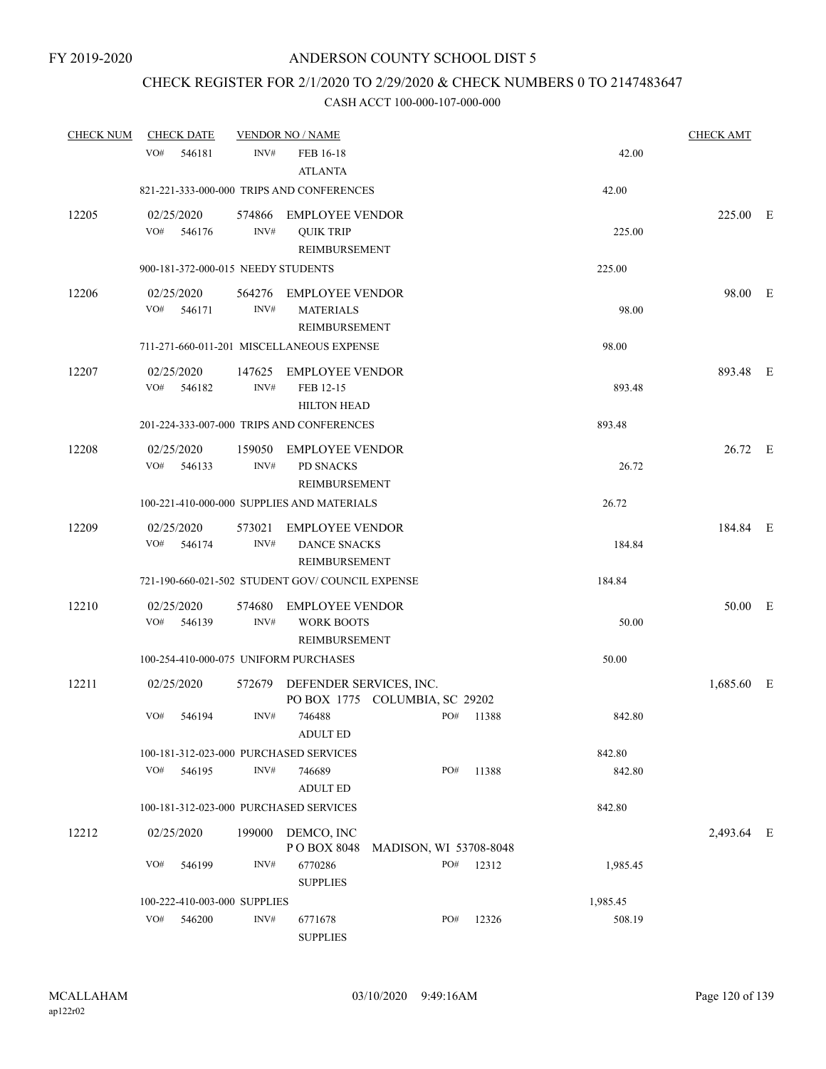FY 2019-2020

# ANDERSON COUNTY SCHOOL DIST 5

## CHECK REGISTER FOR 2/1/2020 TO 2/29/2020 & CHECK NUMBERS 0 TO 2147483647

### CASH ACCT 100-000-107-000-000

| CHECK NUM | CHECK DATE | VENDOR NO / NAME | | | CHECK AMT | |
|---|---|---|---|---|---|---|
| | VO# 546181 | INV# FEB 16-18 ATLANTA | | 42.00 | | |
| | 821-221-333-000-000 TRIPS AND CONFERENCES | | | 42.00 | | |
| 12205 | 02/25/2020 | 574866 EMPLOYEE VENDOR | | | 225.00 | E |
| | VO# 546176 | INV# QUIK TRIP REIMBURSEMENT | | 225.00 | | |
| | 900-181-372-000-015 NEEDY STUDENTS | | | 225.00 | | |
| 12206 | 02/25/2020 | 564276 EMPLOYEE VENDOR | | | 98.00 | E |
| | VO# 546171 | INV# MATERIALS REIMBURSEMENT | | 98.00 | | |
| | 711-271-660-011-201 MISCELLANEOUS EXPENSE | | | 98.00 | | |
| 12207 | 02/25/2020 | 147625 EMPLOYEE VENDOR | | | 893.48 | E |
| | VO# 546182 | INV# FEB 12-15 HILTON HEAD | | 893.48 | | |
| | 201-224-333-007-000 TRIPS AND CONFERENCES | | | 893.48 | | |
| 12208 | 02/25/2020 | 159050 EMPLOYEE VENDOR | | | 26.72 | E |
| | VO# 546133 | INV# PD SNACKS REIMBURSEMENT | | 26.72 | | |
| | 100-221-410-000-000 SUPPLIES AND MATERIALS | | | 26.72 | | |
| 12209 | 02/25/2020 | 573021 EMPLOYEE VENDOR | | | 184.84 | E |
| | VO# 546174 | INV# DANCE SNACKS REIMBURSEMENT | | 184.84 | | |
| | 721-190-660-021-502 STUDENT GOV/ COUNCIL EXPENSE | | | 184.84 | | |
| 12210 | 02/25/2020 | 574680 EMPLOYEE VENDOR | | | 50.00 | E |
| | VO# 546139 | INV# WORK BOOTS REIMBURSEMENT | | 50.00 | | |
| | 100-254-410-000-075 UNIFORM PURCHASES | | | 50.00 | | |
| 12211 | 02/25/2020 | 572679 DEFENDER SERVICES, INC. PO BOX 1775 COLUMBIA, SC 29202 | | | 1,685.60 | E |
| | VO# 546194 | INV# 746488 ADULT ED | PO# 11388 | 842.80 | | |
| | 100-181-312-023-000 PURCHASED SERVICES | | | 842.80 | | |
| | VO# 546195 | INV# 746689 ADULT ED | PO# 11388 | 842.80 | | |
| | 100-181-312-023-000 PURCHASED SERVICES | | | 842.80 | | |
| 12212 | 02/25/2020 | 199000 DEMCO, INC P O BOX 8048 MADISON, WI 53708-8048 | | | 2,493.64 | E |
| | VO# 546199 | INV# 6770286 SUPPLIES | PO# 12312 | 1,985.45 | | |
| | 100-222-410-003-000 SUPPLIES | | | 1,985.45 | | |
| | VO# 546200 | INV# 6771678 SUPPLIES | PO# 12326 | 508.19 | | |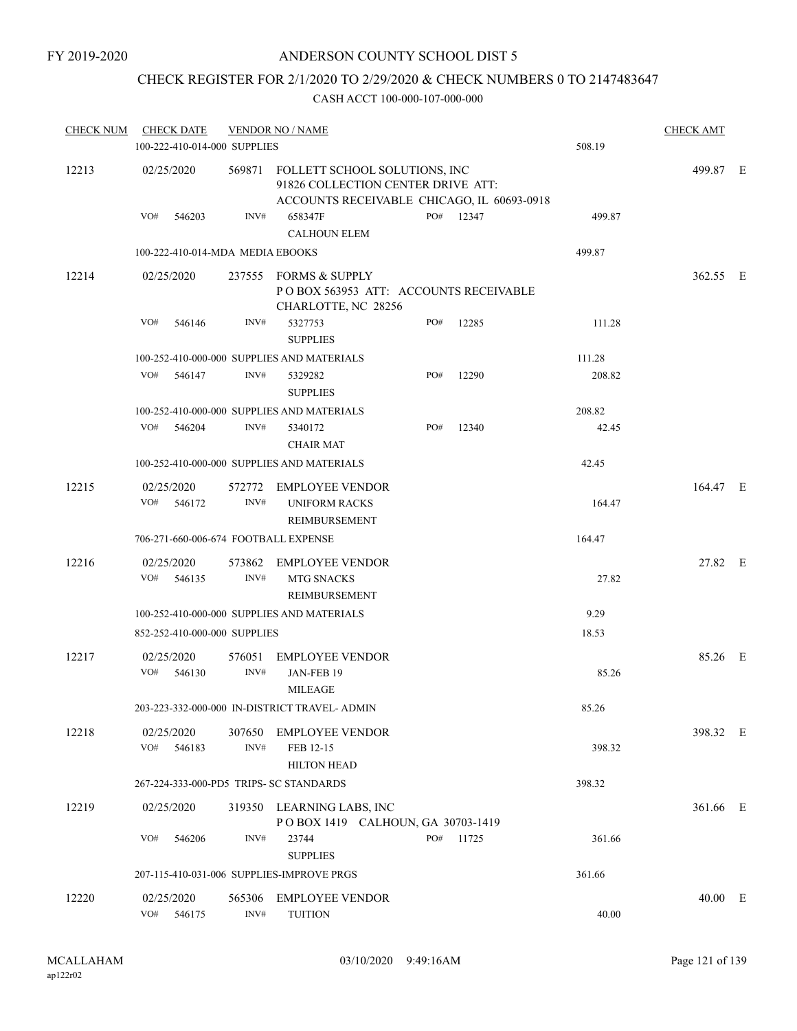FY 2019-2020

# ANDERSON COUNTY SCHOOL DIST 5

## CHECK REGISTER FOR 2/1/2020 TO 2/29/2020 & CHECK NUMBERS 0 TO 2147483647

### CASH ACCT 100-000-107-000-000

| CHECK NUM | CHECK DATE | VENDOR NO / NAME | | | CHECK AMT | |
|---|---|---|---|---|---|---|
| | 100-222-410-014-000 SUPPLIES | | | 508.19 | | |
| 12213 | 02/25/2020 | 569871 FOLLETT SCHOOL SOLUTIONS, INC 91826 COLLECTION CENTER DRIVE ATT: ACCOUNTS RECEIVABLE CHICAGO, IL 60693-0918 | | | 499.87 | E |
| | VO# 546203 | INV# 658347F CALHOUN ELEM | PO# 12347 | 499.87 | | |
| | 100-222-410-014-MDA MEDIA EBOOKS | | | 499.87 | | |
| 12214 | 02/25/2020 | 237555 FORMS & SUPPLY P O BOX 563953 ATT: ACCOUNTS RECEIVABLE CHARLOTTE, NC 28256 | | | 362.55 | E |
| | VO# 546146 | INV# 5327753 SUPPLIES | PO# 12285 | 111.28 | | |
| | 100-252-410-000-000 SUPPLIES AND MATERIALS | | | 111.28 | | |
| | VO# 546147 | INV# 5329282 SUPPLIES | PO# 12290 | 208.82 | | |
| | 100-252-410-000-000 SUPPLIES AND MATERIALS | | | 208.82 | | |
| | VO# 546204 | INV# 5340172 CHAIR MAT | PO# 12340 | 42.45 | | |
| | 100-252-410-000-000 SUPPLIES AND MATERIALS | | | 42.45 | | |
| 12215 | 02/25/2020 | 572772 EMPLOYEE VENDOR | | | 164.47 | E |
| | VO# 546172 | INV# UNIFORM RACKS REIMBURSEMENT | | 164.47 | | |
| | 706-271-660-006-674 FOOTBALL EXPENSE | | | 164.47 | | |
| 12216 | 02/25/2020 | 573862 EMPLOYEE VENDOR | | | 27.82 | E |
| | VO# 546135 | INV# MTG SNACKS REIMBURSEMENT | | 27.82 | | |
| | 100-252-410-000-000 SUPPLIES AND MATERIALS | | | 9.29 | | |
| | 852-252-410-000-000 SUPPLIES | | | 18.53 | | |
| 12217 | 02/25/2020 | 576051 EMPLOYEE VENDOR | | | 85.26 | E |
| | VO# 546130 | INV# JAN-FEB 19 MILEAGE | | 85.26 | | |
| | 203-223-332-000-000 IN-DISTRICT TRAVEL- ADMIN | | | 85.26 | | |
| 12218 | 02/25/2020 | 307650 EMPLOYEE VENDOR | | | 398.32 | E |
| | VO# 546183 | INV# FEB 12-15 HILTON HEAD | | 398.32 | | |
| | 267-224-333-000-PD5 TRIPS- SC STANDARDS | | | 398.32 | | |
| 12219 | 02/25/2020 | 319350 LEARNING LABS, INC P O BOX 1419 CALHOUN, GA 30703-1419 | | | 361.66 | E |
| | VO# 546206 | INV# 23744 SUPPLIES | PO# 11725 | 361.66 | | |
| | 207-115-410-031-006 SUPPLIES-IMPROVE PRGS | | | 361.66 | | |
| 12220 | 02/25/2020 | 565306 EMPLOYEE VENDOR | | | 40.00 | E |
| | VO# 546175 | INV# TUITION | | 40.00 | | |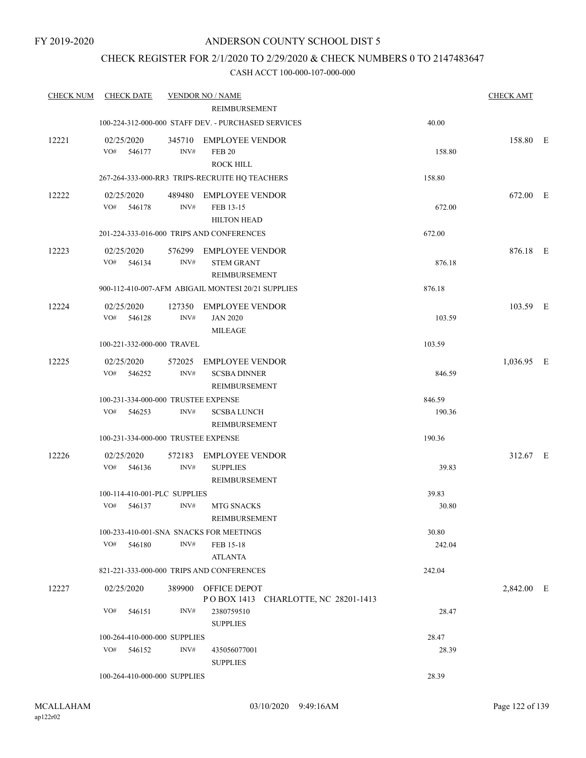FY 2019-2020

ANDERSON COUNTY SCHOOL DIST 5

CHECK REGISTER FOR 2/1/2020 TO 2/29/2020 & CHECK NUMBERS 0 TO 2147483647

CASH ACCT 100-000-107-000-000

| CHECK NUM | CHECK DATE | VENDOR NO / NAME | | CHECK AMT | |
|---|---|---|---|---|---|
| | | REIMBURSEMENT | | | |
| | | 100-224-312-000-000 STAFF DEV. - PURCHASED SERVICES | 40.00 | | |
| 12221 | 02/25/2020 | 345710 EMPLOYEE VENDOR | | 158.80 | E |
| | VO# 546177 | INV# FEB 20 ROCK HILL | 158.80 | | |
| | | 267-264-333-000-RR3 TRIPS-RECRUITE HQ TEACHERS | 158.80 | | |
| 12222 | 02/25/2020 | 489480 EMPLOYEE VENDOR | | 672.00 | E |
| | VO# 546178 | INV# FEB 13-15 HILTON HEAD | 672.00 | | |
| | | 201-224-333-016-000 TRIPS AND CONFERENCES | 672.00 | | |
| 12223 | 02/25/2020 | 576299 EMPLOYEE VENDOR | | 876.18 | E |
| | VO# 546134 | INV# STEM GRANT REIMBURSEMENT | 876.18 | | |
| | | 900-112-410-007-AFM ABIGAIL MONTESI 20/21 SUPPLIES | 876.18 | | |
| 12224 | 02/25/2020 | 127350 EMPLOYEE VENDOR | | 103.59 | E |
| | VO# 546128 | INV# JAN 2020 MILEAGE | 103.59 | | |
| | | 100-221-332-000-000 TRAVEL | 103.59 | | |
| 12225 | 02/25/2020 | 572025 EMPLOYEE VENDOR | | 1,036.95 | E |
| | VO# 546252 | INV# SCSBA DINNER REIMBURSEMENT | 846.59 | | |
| | | 100-231-334-000-000 TRUSTEE EXPENSE | 846.59 | | |
| | VO# 546253 | INV# SCSBA LUNCH REIMBURSEMENT | 190.36 | | |
| | | 100-231-334-000-000 TRUSTEE EXPENSE | 190.36 | | |
| 12226 | 02/25/2020 | 572183 EMPLOYEE VENDOR | | 312.67 | E |
| | VO# 546136 | INV# SUPPLIES REIMBURSEMENT | 39.83 | | |
| | | 100-114-410-001-PLC SUPPLIES | 39.83 | | |
| | VO# 546137 | INV# MTG SNACKS REIMBURSEMENT | 30.80 | | |
| | | 100-233-410-001-SNA SNACKS FOR MEETINGS | 30.80 | | |
| | VO# 546180 | INV# FEB 15-18 ATLANTA | 242.04 | | |
| | | 821-221-333-000-000 TRIPS AND CONFERENCES | 242.04 | | |
| 12227 | 02/25/2020 | 389900 OFFICE DEPOT P O BOX 1413 CHARLOTTE, NC 28201-1413 | | 2,842.00 | E |
| | VO# 546151 | INV# 2380759510 SUPPLIES | 28.47 | | |
| | | 100-264-410-000-000 SUPPLIES | 28.47 | | |
| | VO# 546152 | INV# 435056077001 SUPPLIES | 28.39 | | |
| | | 100-264-410-000-000 SUPPLIES | 28.39 | | |

MCALLAHAM
ap122r02

03/10/2020 9:49:16AM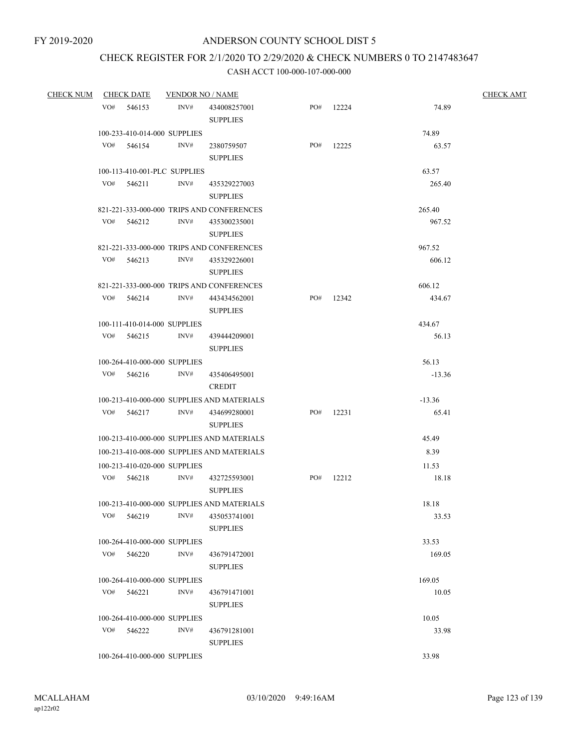FY 2019-2020

# ANDERSON COUNTY SCHOOL DIST 5

## CHECK REGISTER FOR 2/1/2020 TO 2/29/2020 & CHECK NUMBERS 0 TO 2147483647

### CASH ACCT 100-000-107-000-000

| CHECK NUM | CHECK DATE | VENDOR NO / NAME | | | | | CHECK AMT |
|---|---|---|---|---|---|---|---|
| VO# 546153 | INV# | 434008257001 SUPPLIES | PO# | 12224 | 74.89 | | |
| 100-233-410-014-000 SUPPLIES | | | | | 74.89 | | |
| VO# 546154 | INV# | 2380759507 SUPPLIES | PO# | 12225 | 63.57 | | |
| 100-113-410-001-PLC SUPPLIES | | | | | 63.57 | | |
| VO# 546211 | INV# | 435329227003 SUPPLIES | | | 265.40 | | |
| 821-221-333-000-000 TRIPS AND CONFERENCES | | | | | 265.40 | | |
| VO# 546212 | INV# | 435300235001 SUPPLIES | | | 967.52 | | |
| 821-221-333-000-000 TRIPS AND CONFERENCES | | | | | 967.52 | | |
| VO# 546213 | INV# | 435329226001 SUPPLIES | | | 606.12 | | |
| 821-221-333-000-000 TRIPS AND CONFERENCES | | | | | 606.12 | | |
| VO# 546214 | INV# | 443434562001 SUPPLIES | PO# | 12342 | 434.67 | | |
| 100-111-410-014-000 SUPPLIES | | | | | 434.67 | | |
| VO# 546215 | INV# | 439444209001 SUPPLIES | | | 56.13 | | |
| 100-264-410-000-000 SUPPLIES | | | | | 56.13 | | |
| VO# 546216 | INV# | 435406495001 CREDIT | | | -13.36 | | |
| 100-213-410-000-000 SUPPLIES AND MATERIALS | | | | | -13.36 | | |
| VO# 546217 | INV# | 434699280001 SUPPLIES | PO# | 12231 | 65.41 | | |
| 100-213-410-000-000 SUPPLIES AND MATERIALS | | | | | 45.49 | | |
| 100-213-410-008-000 SUPPLIES AND MATERIALS | | | | | 8.39 | | |
| 100-213-410-020-000 SUPPLIES | | | | | 11.53 | | |
| VO# 546218 | INV# | 432725593001 SUPPLIES | PO# | 12212 | 18.18 | | |
| 100-213-410-000-000 SUPPLIES AND MATERIALS | | | | | 18.18 | | |
| VO# 546219 | INV# | 435053741001 SUPPLIES | | | 33.53 | | |
| 100-264-410-000-000 SUPPLIES | | | | | 33.53 | | |
| VO# 546220 | INV# | 436791472001 SUPPLIES | | | 169.05 | | |
| 100-264-410-000-000 SUPPLIES | | | | | 169.05 | | |
| VO# 546221 | INV# | 436791471001 SUPPLIES | | | 10.05 | | |
| 100-264-410-000-000 SUPPLIES | | | | | 10.05 | | |
| VO# 546222 | INV# | 436791281001 SUPPLIES | | | 33.98 | | |
| 100-264-410-000-000 SUPPLIES | | | | | 33.98 | | |

MCALLAHAM
ap122r02

03/10/2020 9:49:16AM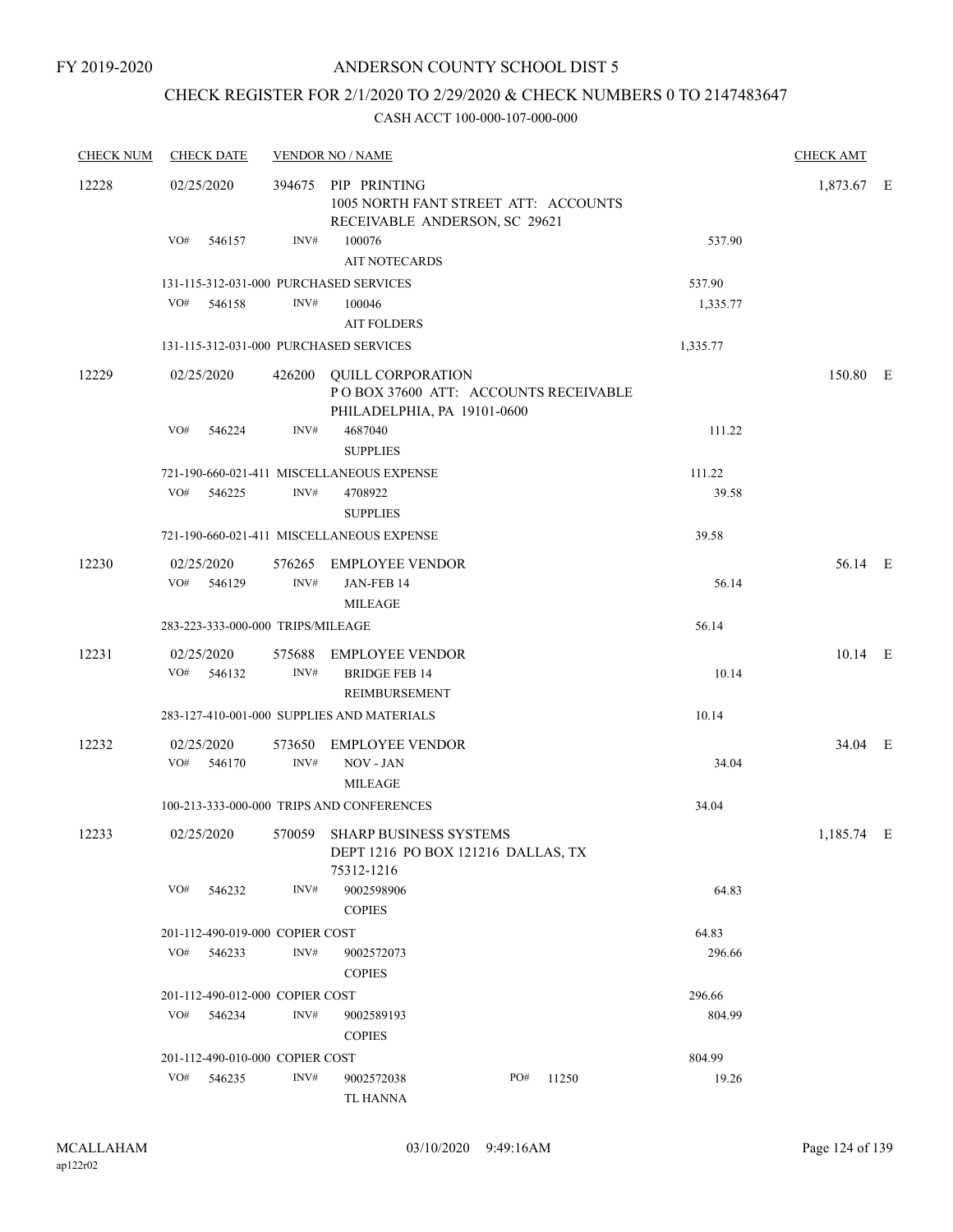FY 2019-2020

# ANDERSON COUNTY SCHOOL DIST 5

## CHECK REGISTER FOR 2/1/2020 TO 2/29/2020 & CHECK NUMBERS 0 TO 2147483647

### CASH ACCT 100-000-107-000-000

| CHECK NUM | CHECK DATE | VENDOR NO / NAME | | CHECK AMT |
|---|---|---|---|---|
| 12228 | 02/25/2020 | 394675 PIP PRINTING<br>1005 NORTH FANT STREET ATT: ACCOUNTS RECEIVABLE ANDERSON, SC 29621 | | 1,873.67 E |
| | VO# 546157 | INV# 100076<br>AIT NOTECARDS | 537.90 | |
| | 131-115-312-031-000 PURCHASED SERVICES | | 537.90 | |
| | VO# 546158 | INV# 100046<br>AIT FOLDERS | 1,335.77 | |
| | 131-115-312-031-000 PURCHASED SERVICES | | 1,335.77 | |
| 12229 | 02/25/2020 | 426200 QUILL CORPORATION<br>P O BOX 37600 ATT: ACCOUNTS RECEIVABLE PHILADELPHIA, PA 19101-0600 | | 150.80 E |
| | VO# 546224 | INV# 4687040<br>SUPPLIES | 111.22 | |
| | 721-190-660-021-411 MISCELLANEOUS EXPENSE | | 111.22 | |
| | VO# 546225 | INV# 4708922<br>SUPPLIES | 39.58 | |
| | 721-190-660-021-411 MISCELLANEOUS EXPENSE | | 39.58 | |
| 12230 | 02/25/2020 | 576265 EMPLOYEE VENDOR | | 56.14 E |
| | VO# 546129 | INV# JAN-FEB 14<br>MILEAGE | 56.14 | |
| | 283-223-333-000-000 TRIPS/MILEAGE | | 56.14 | |
| 12231 | 02/25/2020 | 575688 EMPLOYEE VENDOR | | 10.14 E |
| | VO# 546132 | INV# BRIDGE FEB 14<br>REIMBURSEMENT | 10.14 | |
| | 283-127-410-001-000 SUPPLIES AND MATERIALS | | 10.14 | |
| 12232 | 02/25/2020 | 573650 EMPLOYEE VENDOR | | 34.04 E |
| | VO# 546170 | INV# NOV - JAN<br>MILEAGE | 34.04 | |
| | 100-213-333-000-000 TRIPS AND CONFERENCES | | 34.04 | |
| 12233 | 02/25/2020 | 570059 SHARP BUSINESS SYSTEMS<br>DEPT 1216 PO BOX 121216 DALLAS, TX 75312-1216 | | 1,185.74 E |
| | VO# 546232 | INV# 9002598906<br>COPIES | 64.83 | |
| | 201-112-490-019-000 COPIER COST | | 64.83 | |
| | VO# 546233 | INV# 9002572073<br>COPIES | 296.66 | |
| | 201-112-490-012-000 COPIER COST | | 296.66 | |
| | VO# 546234 | INV# 9002589193<br>COPIES | 804.99 | |
| | 201-112-490-010-000 COPIER COST | | 804.99 | |
| | VO# 546235 | INV# 9002572038 PO# 11250<br>TL HANNA | 19.26 | |

MCALLAHAM
ap122r02

03/10/2020 9:49:16AM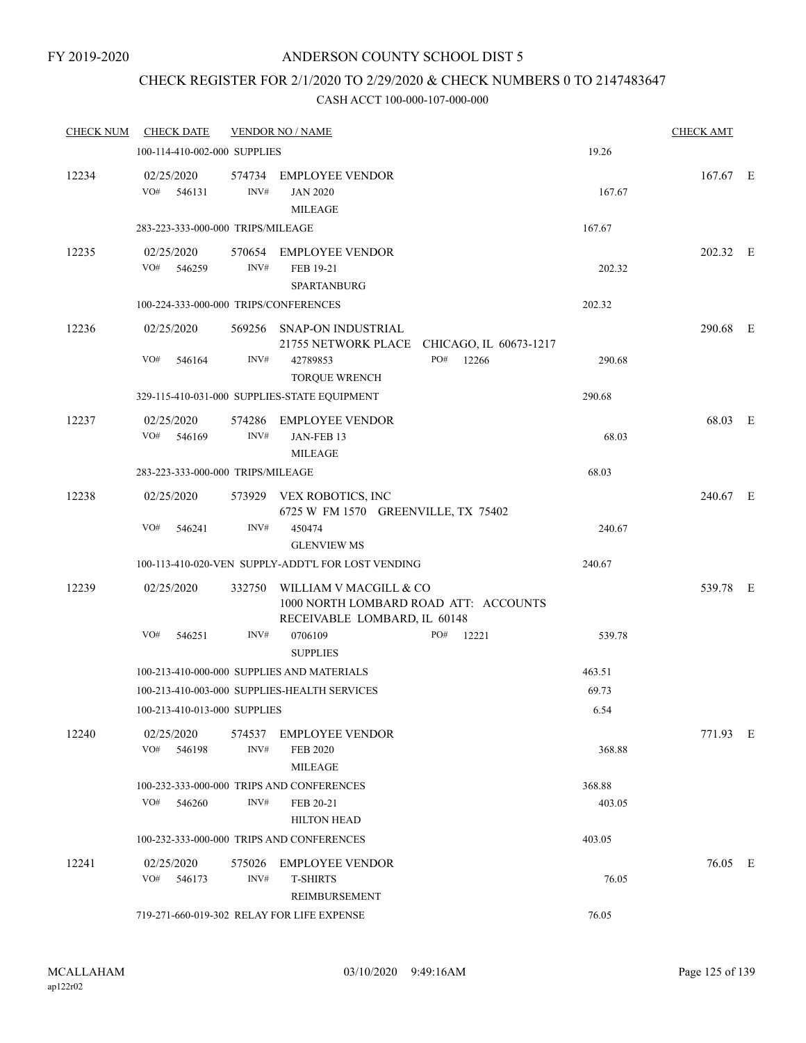FY 2019-2020

# ANDERSON COUNTY SCHOOL DIST 5

## CHECK REGISTER FOR 2/1/2020 TO 2/29/2020 & CHECK NUMBERS 0 TO 2147483647

### CASH ACCT 100-000-107-000-000

| CHECK NUM | CHECK DATE | VENDOR NO / NAME | | CHECK AMT |
|---|---|---|---|---|
| | 100-114-410-002-000 SUPPLIES | | 19.26 | |
| 12234 | 02/25/2020 | 574734 EMPLOYEE VENDOR | | 167.67 E |
| | VO# 546131 | INV# JAN 2020 MILEAGE | 167.67 | |
| | 283-223-333-000-000 TRIPS/MILEAGE | | 167.67 | |
| 12235 | 02/25/2020 | 570654 EMPLOYEE VENDOR | | 202.32 E |
| | VO# 546259 | INV# FEB 19-21 SPARTANBURG | 202.32 | |
| | 100-224-333-000-000 TRIPS/CONFERENCES | | 202.32 | |
| 12236 | 02/25/2020 | 569256 SNAP-ON INDUSTRIAL 21755 NETWORK PLACE CHICAGO, IL 60673-1217 | | 290.68 E |
| | VO# 546164 | INV# 42789853 PO# 12266 TORQUE WRENCH | 290.68 | |
| | 329-115-410-031-000 SUPPLIES-STATE EQUIPMENT | | 290.68 | |
| 12237 | 02/25/2020 | 574286 EMPLOYEE VENDOR | | 68.03 E |
| | VO# 546169 | INV# JAN-FEB 13 MILEAGE | 68.03 | |
| | 283-223-333-000-000 TRIPS/MILEAGE | | 68.03 | |
| 12238 | 02/25/2020 | 573929 VEX ROBOTICS, INC 6725 W FM 1570 GREENVILLE, TX 75402 | | 240.67 E |
| | VO# 546241 | INV# 450474 GLENVIEW MS | 240.67 | |
| | 100-113-410-020-VEN SUPPLY-ADDT'L FOR LOST VENDING | | 240.67 | |
| 12239 | 02/25/2020 | 332750 WILLIAM V MACGILL & CO 1000 NORTH LOMBARD ROAD ATT: ACCOUNTS RECEIVABLE LOMBARD, IL 60148 | | 539.78 E |
| | VO# 546251 | INV# 0706109 PO# 12221 SUPPLIES | 539.78 | |
| | 100-213-410-000-000 SUPPLIES AND MATERIALS | | 463.51 | |
| | 100-213-410-003-000 SUPPLIES-HEALTH SERVICES | | 69.73 | |
| | 100-213-410-013-000 SUPPLIES | | 6.54 | |
| 12240 | 02/25/2020 | 574537 EMPLOYEE VENDOR | | 771.93 E |
| | VO# 546198 | INV# FEB 2020 MILEAGE | 368.88 | |
| | 100-232-333-000-000 TRIPS AND CONFERENCES | | 368.88 | |
| | VO# 546260 | INV# FEB 20-21 HILTON HEAD | 403.05 | |
| | 100-232-333-000-000 TRIPS AND CONFERENCES | | 403.05 | |
| 12241 | 02/25/2020 | 575026 EMPLOYEE VENDOR | | 76.05 E |
| | VO# 546173 | INV# T-SHIRTS REIMBURSEMENT | 76.05 | |
| | 719-271-660-019-302 RELAY FOR LIFE EXPENSE | | 76.05 | |

MCALLAHAM ap122r02 03/10/2020 9:49:16AM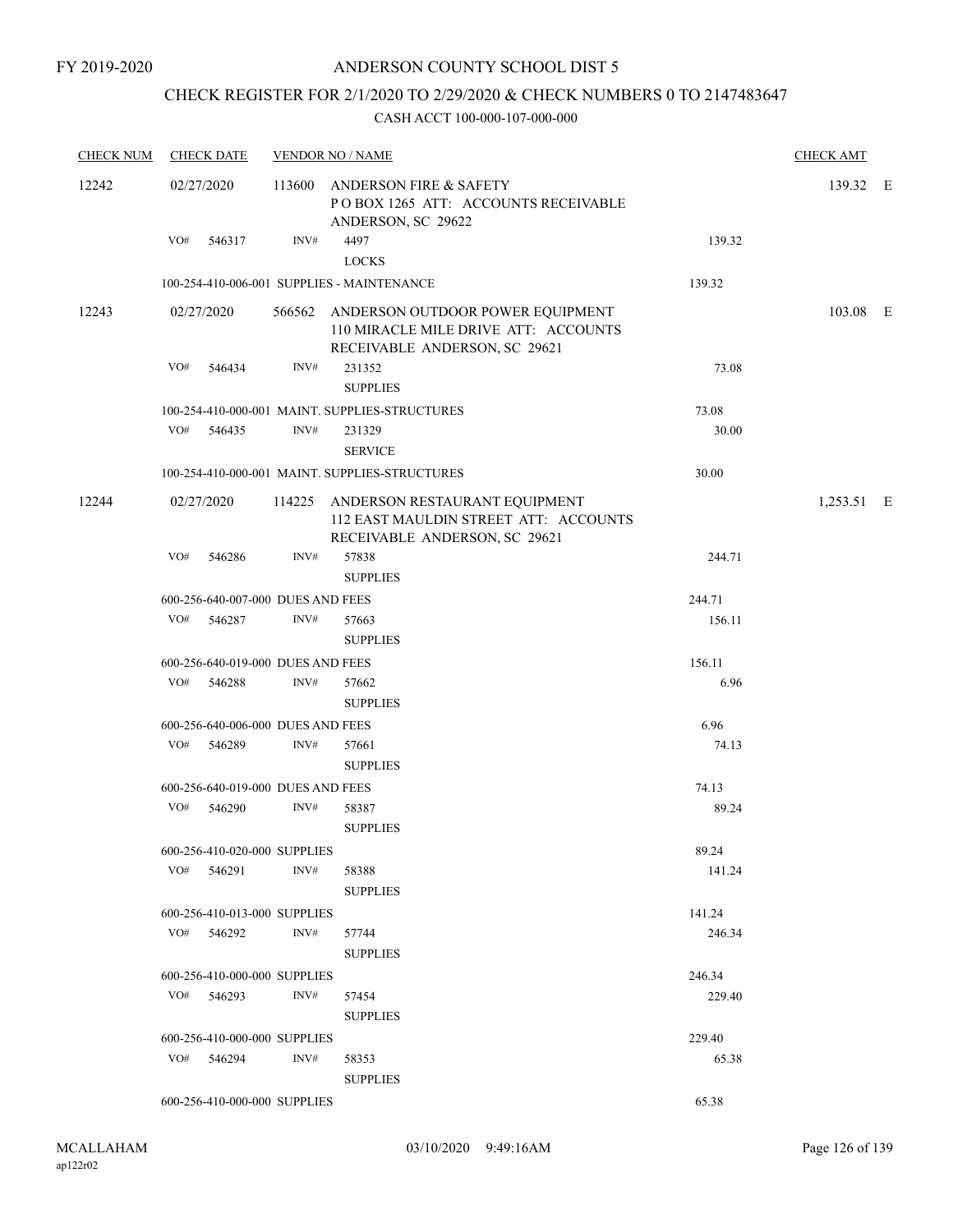FY 2019-2020

# ANDERSON COUNTY SCHOOL DIST 5

## CHECK REGISTER FOR 2/1/2020 TO 2/29/2020 & CHECK NUMBERS 0 TO 2147483647

### CASH ACCT 100-000-107-000-000

| CHECK NUM | CHECK DATE | VENDOR NO / NAME | | | CHECK AMT |
|---|---|---|---|---|---|
| 12242 | 02/27/2020 | 113600 ANDERSON FIRE & SAFETY<br>P O BOX 1265 ATT: ACCOUNTS RECEIVABLE<br>ANDERSON, SC 29622 | | | 139.32 E |
| | VO# 546317 | INV# 4497<br>LOCKS | | 139.32 | |
| | 100-254-410-006-001 SUPPLIES - MAINTENANCE | | | 139.32 | |
| 12243 | 02/27/2020 | 566562 ANDERSON OUTDOOR POWER EQUIPMENT<br>110 MIRACLE MILE DRIVE ATT: ACCOUNTS<br>RECEIVABLE ANDERSON, SC 29621 | | | 103.08 E |
| | VO# 546434 | INV# 231352<br>SUPPLIES | | 73.08 | |
| | 100-254-410-000-001 MAINT. SUPPLIES-STRUCTURES | | | 73.08 | |
| | VO# 546435 | INV# 231329<br>SERVICE | | 30.00 | |
| | 100-254-410-000-001 MAINT. SUPPLIES-STRUCTURES | | | 30.00 | |
| 12244 | 02/27/2020 | 114225 ANDERSON RESTAURANT EQUIPMENT<br>112 EAST MAULDIN STREET ATT: ACCOUNTS<br>RECEIVABLE ANDERSON, SC 29621 | | | 1,253.51 E |
| | VO# 546286 | INV# 57838<br>SUPPLIES | | 244.71 | |
| | 600-256-640-007-000 DUES AND FEES | | | 244.71 | |
| | VO# 546287 | INV# 57663<br>SUPPLIES | | 156.11 | |
| | 600-256-640-019-000 DUES AND FEES | | | 156.11 | |
| | VO# 546288 | INV# 57662<br>SUPPLIES | | 6.96 | |
| | 600-256-640-006-000 DUES AND FEES | | | 6.96 | |
| | VO# 546289 | INV# 57661<br>SUPPLIES | | 74.13 | |
| | 600-256-640-019-000 DUES AND FEES | | | 74.13 | |
| | VO# 546290 | INV# 58387<br>SUPPLIES | | 89.24 | |
| | 600-256-410-020-000 SUPPLIES | | | 89.24 | |
| | VO# 546291 | INV# 58388<br>SUPPLIES | | 141.24 | |
| | 600-256-410-013-000 SUPPLIES | | | 141.24 | |
| | VO# 546292 | INV# 57744<br>SUPPLIES | | 246.34 | |
| | 600-256-410-000-000 SUPPLIES | | | 246.34 | |
| | VO# 546293 | INV# 57454<br>SUPPLIES | | 229.40 | |
| | 600-256-410-000-000 SUPPLIES | | | 229.40 | |
| | VO# 546294 | INV# 58353<br>SUPPLIES | | 65.38 | |
| | 600-256-410-000-000 SUPPLIES | | | 65.38 | |

MCALLAHAM
ap122r02

03/10/2020 9:49:16AM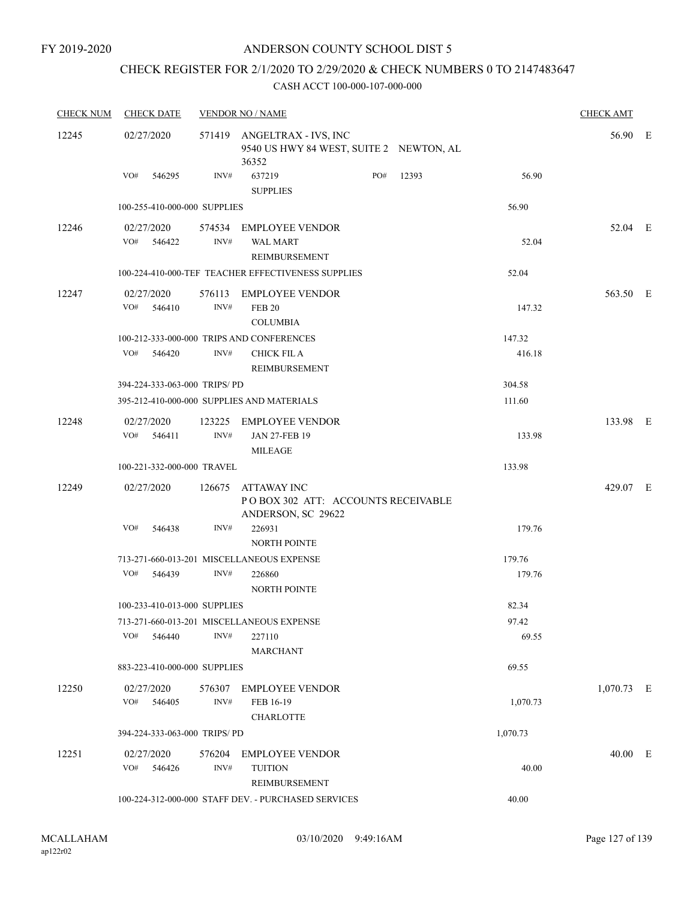FY 2019-2020

# ANDERSON COUNTY SCHOOL DIST 5

## CHECK REGISTER FOR 2/1/2020 TO 2/29/2020 & CHECK NUMBERS 0 TO 2147483647

CASH ACCT 100-000-107-000-000

| CHECK NUM | CHECK DATE | VENDOR NO / NAME | | CHECK AMT | |
|---|---|---|---|---|---|
| 12245 | 02/27/2020 | 571419 ANGELTRAX - IVS, INC<br>9540 US HWY 84 WEST, SUITE 2 NEWTON, AL 36352 | | 56.90 | E |
| | VO# 546295 | INV# 637219 SUPPLIES PO# 12393 | 56.90 | | |
| | 100-255-410-000-000 SUPPLIES | | 56.90 | | |
| 12246 | 02/27/2020 | 574534 EMPLOYEE VENDOR | | 52.04 | E |
| | VO# 546422 | INV# WAL MART REIMBURSEMENT | 52.04 | | |
| | 100-224-410-000-TEF TEACHER EFFECTIVENESS SUPPLIES | | 52.04 | | |
| 12247 | 02/27/2020 | 576113 EMPLOYEE VENDOR | | 563.50 | E |
| | VO# 546410 | INV# FEB 20 COLUMBIA | 147.32 | | |
| | 100-212-333-000-000 TRIPS AND CONFERENCES | | 147.32 | | |
| | VO# 546420 | INV# CHICK FIL A REIMBURSEMENT | 416.18 | | |
| | 394-224-333-063-000 TRIPS/ PD | | 304.58 | | |
| | 395-212-410-000-000 SUPPLIES AND MATERIALS | | 111.60 | | |
| 12248 | 02/27/2020 | 123225 EMPLOYEE VENDOR | | 133.98 | E |
| | VO# 546411 | INV# JAN 27-FEB 19 MILEAGE | 133.98 | | |
| | 100-221-332-000-000 TRAVEL | | 133.98 | | |
| 12249 | 02/27/2020 | 126675 ATTAWAY INC<br>P O BOX 302 ATT: ACCOUNTS RECEIVABLE<br>ANDERSON, SC 29622 | | 429.07 | E |
| | VO# 546438 | INV# 226931 NORTH POINTE | 179.76 | | |
| | 713-271-660-013-201 MISCELLANEOUS EXPENSE | | 179.76 | | |
| | VO# 546439 | INV# 226860 NORTH POINTE | 179.76 | | |
| | 100-233-410-013-000 SUPPLIES | | 82.34 | | |
| | 713-271-660-013-201 MISCELLANEOUS EXPENSE | | 97.42 | | |
| | VO# 546440 | INV# 227110 MARCHANT | 69.55 | | |
| | 883-223-410-000-000 SUPPLIES | | 69.55 | | |
| 12250 | 02/27/2020 | 576307 EMPLOYEE VENDOR | | 1,070.73 | E |
| | VO# 546405 | INV# FEB 16-19 CHARLOTTE | 1,070.73 | | |
| | 394-224-333-063-000 TRIPS/ PD | | 1,070.73 | | |
| 12251 | 02/27/2020 | 576204 EMPLOYEE VENDOR | | 40.00 | E |
| | VO# 546426 | INV# TUITION REIMBURSEMENT | 40.00 | | |
| | 100-224-312-000-000 STAFF DEV. - PURCHASED SERVICES | | 40.00 | | |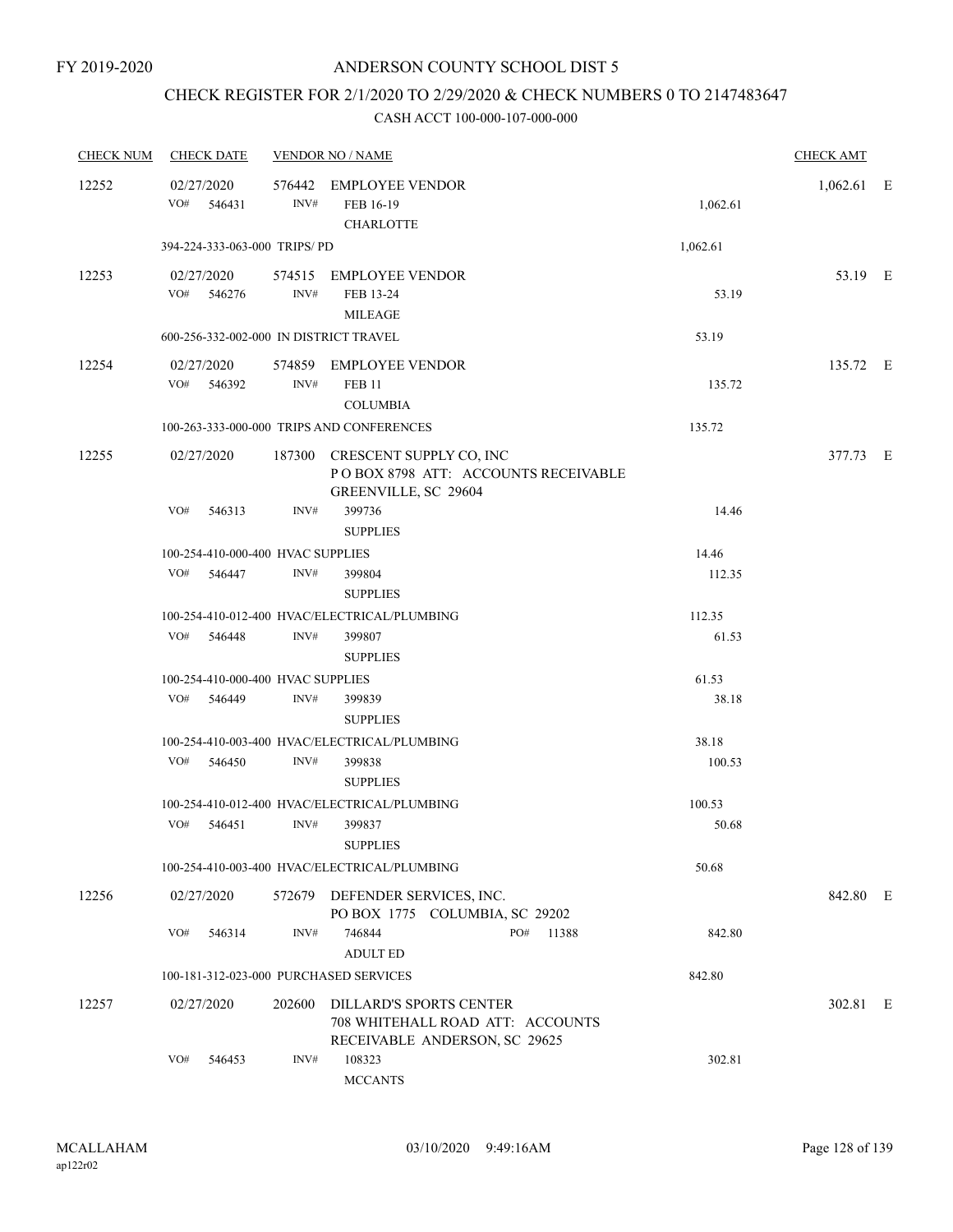FY 2019-2020

# ANDERSON COUNTY SCHOOL DIST 5

## CHECK REGISTER FOR 2/1/2020 TO 2/29/2020 & CHECK NUMBERS 0 TO 2147483647

### CASH ACCT 100-000-107-000-000

| CHECK NUM | CHECK DATE | VENDOR NO / NAME | | CHECK AMT | |
|---|---|---|---|---|---|
| 12252 | 02/27/2020 | 576442 EMPLOYEE VENDOR | | 1,062.61 | E |
| | VO# 546431 | INV# FEB 16-19 CHARLOTTE | 1,062.61 | | |
| | 394-224-333-063-000 TRIPS/ PD | | 1,062.61 | | |
| 12253 | 02/27/2020 | 574515 EMPLOYEE VENDOR | | 53.19 | E |
| | VO# 546276 | INV# FEB 13-24 MILEAGE | 53.19 | | |
| | 600-256-332-002-000 IN DISTRICT TRAVEL | | 53.19 | | |
| 12254 | 02/27/2020 | 574859 EMPLOYEE VENDOR | | 135.72 | E |
| | VO# 546392 | INV# FEB 11 COLUMBIA | 135.72 | | |
| | 100-263-333-000-000 TRIPS AND CONFERENCES | | 135.72 | | |
| 12255 | 02/27/2020 | 187300 CRESCENT SUPPLY CO, INC P O BOX 8798 ATT: ACCOUNTS RECEIVABLE GREENVILLE, SC 29604 | | 377.73 | E |
| | VO# 546313 | INV# 399736 SUPPLIES | 14.46 | | |
| | 100-254-410-000-400 HVAC SUPPLIES | | 14.46 | | |
| | VO# 546447 | INV# 399804 SUPPLIES | 112.35 | | |
| | 100-254-410-012-400 HVAC/ELECTRICAL/PLUMBING | | 112.35 | | |
| | VO# 546448 | INV# 399807 SUPPLIES | 61.53 | | |
| | 100-254-410-000-400 HVAC SUPPLIES | | 61.53 | | |
| | VO# 546449 | INV# 399839 SUPPLIES | 38.18 | | |
| | 100-254-410-003-400 HVAC/ELECTRICAL/PLUMBING | | 38.18 | | |
| | VO# 546450 | INV# 399838 SUPPLIES | 100.53 | | |
| | 100-254-410-012-400 HVAC/ELECTRICAL/PLUMBING | | 100.53 | | |
| | VO# 546451 | INV# 399837 SUPPLIES | 50.68 | | |
| | 100-254-410-003-400 HVAC/ELECTRICAL/PLUMBING | | 50.68 | | |
| 12256 | 02/27/2020 | 572679 DEFENDER SERVICES, INC. PO BOX 1775 COLUMBIA, SC 29202 | | 842.80 | E |
| | VO# 546314 | INV# 746844 PO# 11388 ADULT ED | 842.80 | | |
| | 100-181-312-023-000 PURCHASED SERVICES | | 842.80 | | |
| 12257 | 02/27/2020 | 202600 DILLARD'S SPORTS CENTER 708 WHITEHALL ROAD ATT: ACCOUNTS RECEIVABLE ANDERSON, SC 29625 | | 302.81 | E |
| | VO# 546453 | INV# 108323 MCCANTS | 302.81 | | |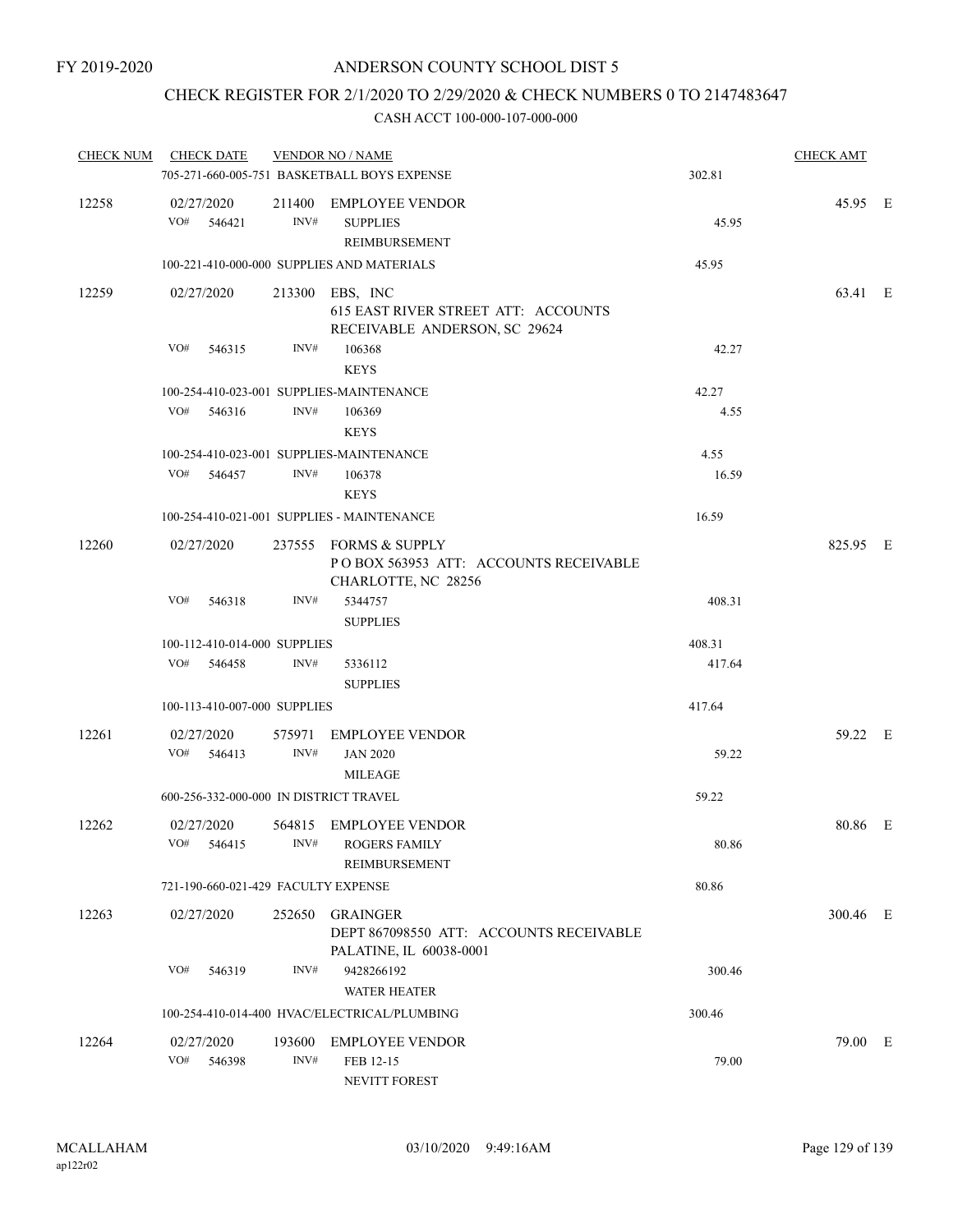FY 2019-2020

# ANDERSON COUNTY SCHOOL DIST 5

## CHECK REGISTER FOR 2/1/2020 TO 2/29/2020 & CHECK NUMBERS 0 TO 2147483647

### CASH ACCT 100-000-107-000-000

| CHECK NUM | CHECK DATE | VENDOR NO / NAME | | CHECK AMT | |
|---|---|---|---|---|---|
| | 705-271-660-005-751 BASKETBALL BOYS EXPENSE | | 302.81 | | |
| 12258 | 02/27/2020 | 211400 EMPLOYEE VENDOR | | 45.95 | E |
| | VO# 546421 | INV# SUPPLIES REIMBURSEMENT | 45.95 | | |
| | 100-221-410-000-000 SUPPLIES AND MATERIALS | | 45.95 | | |
| 12259 | 02/27/2020 | 213300 EBS, INC 615 EAST RIVER STREET ATT: ACCOUNTS RECEIVABLE ANDERSON, SC 29624 | | 63.41 | E |
| | VO# 546315 | INV# 106368 KEYS | 42.27 | | |
| | 100-254-410-023-001 SUPPLIES-MAINTENANCE | | 42.27 | | |
| | VO# 546316 | INV# 106369 KEYS | 4.55 | | |
| | 100-254-410-023-001 SUPPLIES-MAINTENANCE | | 4.55 | | |
| | VO# 546457 | INV# 106378 KEYS | 16.59 | | |
| | 100-254-410-021-001 SUPPLIES - MAINTENANCE | | 16.59 | | |
| 12260 | 02/27/2020 | 237555 FORMS & SUPPLY P O BOX 563953 ATT: ACCOUNTS RECEIVABLE CHARLOTTE, NC 28256 | | 825.95 | E |
| | VO# 546318 | INV# 5344757 SUPPLIES | 408.31 | | |
| | 100-112-410-014-000 SUPPLIES | | 408.31 | | |
| | VO# 546458 | INV# 5336112 SUPPLIES | 417.64 | | |
| | 100-113-410-007-000 SUPPLIES | | 417.64 | | |
| 12261 | 02/27/2020 | 575971 EMPLOYEE VENDOR | | 59.22 | E |
| | VO# 546413 | INV# JAN 2020 MILEAGE | 59.22 | | |
| | 600-256-332-000-000 IN DISTRICT TRAVEL | | 59.22 | | |
| 12262 | 02/27/2020 | 564815 EMPLOYEE VENDOR | | 80.86 | E |
| | VO# 546415 | INV# ROGERS FAMILY REIMBURSEMENT | 80.86 | | |
| | 721-190-660-021-429 FACULTY EXPENSE | | 80.86 | | |
| 12263 | 02/27/2020 | 252650 GRAINGER DEPT 867098550 ATT: ACCOUNTS RECEIVABLE PALATINE, IL 60038-0001 | | 300.46 | E |
| | VO# 546319 | INV# 9428266192 WATER HEATER | 300.46 | | |
| | 100-254-410-014-400 HVAC/ELECTRICAL/PLUMBING | | 300.46 | | |
| 12264 | 02/27/2020 | 193600 EMPLOYEE VENDOR | | 79.00 | E |
| | VO# 546398 | INV# FEB 12-15 NEVITT FOREST | 79.00 | | |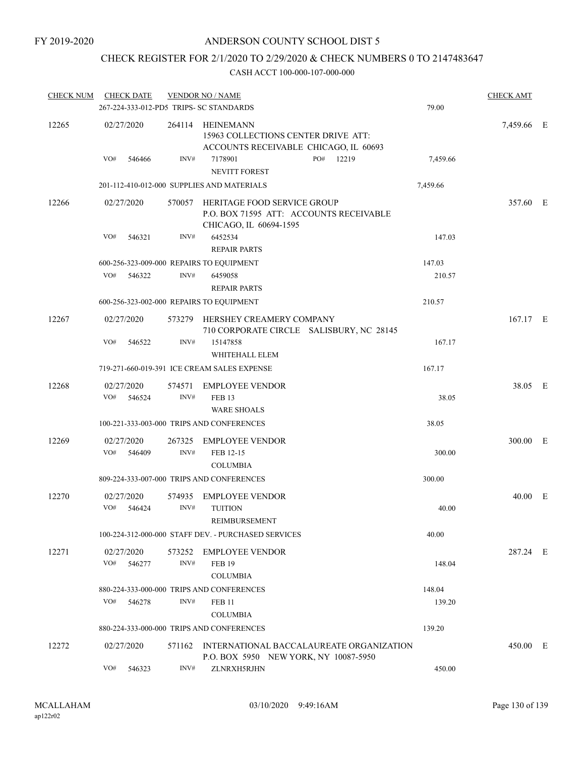FY 2019-2020

# ANDERSON COUNTY SCHOOL DIST 5

## CHECK REGISTER FOR 2/1/2020 TO 2/29/2020 & CHECK NUMBERS 0 TO 2147483647

### CASH ACCT 100-000-107-000-000

| CHECK NUM | CHECK DATE | VENDOR NO / NAME | | CHECK AMT | |
|---|---|---|---|---|---|
| | 267-224-333-012-PD5 TRIPS- SC STANDARDS | | 79.00 | | |
| 12265 | 02/27/2020 | 264114 HEINEMANN<br>15963 COLLECTIONS CENTER DRIVE ATT:<br>ACCOUNTS RECEIVABLE CHICAGO, IL 60693 | | 7,459.66 | E |
| | VO# 546466 | INV# 7178901 PO# 12219<br>NEVITT FOREST | 7,459.66 | | |
| | 201-112-410-012-000 SUPPLIES AND MATERIALS | | 7,459.66 | | |
| 12266 | 02/27/2020 | 570057 HERITAGE FOOD SERVICE GROUP<br>P.O. BOX 71595 ATT: ACCOUNTS RECEIVABLE<br>CHICAGO, IL 60694-1595 | | 357.60 | E |
| | VO# 546321 | INV# 6452534<br>REPAIR PARTS | 147.03 | | |
| | 600-256-323-009-000 REPAIRS TO EQUIPMENT | | 147.03 | | |
| | VO# 546322 | INV# 6459058<br>REPAIR PARTS | 210.57 | | |
| | 600-256-323-002-000 REPAIRS TO EQUIPMENT | | 210.57 | | |
| 12267 | 02/27/2020 | 573279 HERSHEY CREAMERY COMPANY<br>710 CORPORATE CIRCLE SALISBURY, NC 28145 | | 167.17 | E |
| | VO# 546522 | INV# 15147858<br>WHITEHALL ELEM | 167.17 | | |
| | 719-271-660-019-391 ICE CREAM SALES EXPENSE | | 167.17 | | |
| 12268 | 02/27/2020 | 574571 EMPLOYEE VENDOR | | 38.05 | E |
| | VO# 546524 | INV# FEB 13<br>WARE SHOALS | 38.05 | | |
| | 100-221-333-003-000 TRIPS AND CONFERENCES | | 38.05 | | |
| 12269 | 02/27/2020 | 267325 EMPLOYEE VENDOR | | 300.00 | E |
| | VO# 546409 | INV# FEB 12-15<br>COLUMBIA | 300.00 | | |
| | 809-224-333-007-000 TRIPS AND CONFERENCES | | 300.00 | | |
| 12270 | 02/27/2020 | 574935 EMPLOYEE VENDOR | | 40.00 | E |
| | VO# 546424 | INV# TUITION<br>REIMBURSEMENT | 40.00 | | |
| | 100-224-312-000-000 STAFF DEV. - PURCHASED SERVICES | | 40.00 | | |
| 12271 | 02/27/2020 | 573252 EMPLOYEE VENDOR | | 287.24 | E |
| | VO# 546277 | INV# FEB 19<br>COLUMBIA | 148.04 | | |
| | 880-224-333-000-000 TRIPS AND CONFERENCES | | 148.04 | | |
| | VO# 546278 | INV# FEB 11<br>COLUMBIA | 139.20 | | |
| | 880-224-333-000-000 TRIPS AND CONFERENCES | | 139.20 | | |
| 12272 | 02/27/2020 | 571162 INTERNATIONAL BACCALAUREATE ORGANIZATION<br>P.O. BOX 5950 NEW YORK, NY 10087-5950 | | 450.00 | E |
| | VO# 546323 | INV# ZLNRXH5RJHN | 450.00 | | |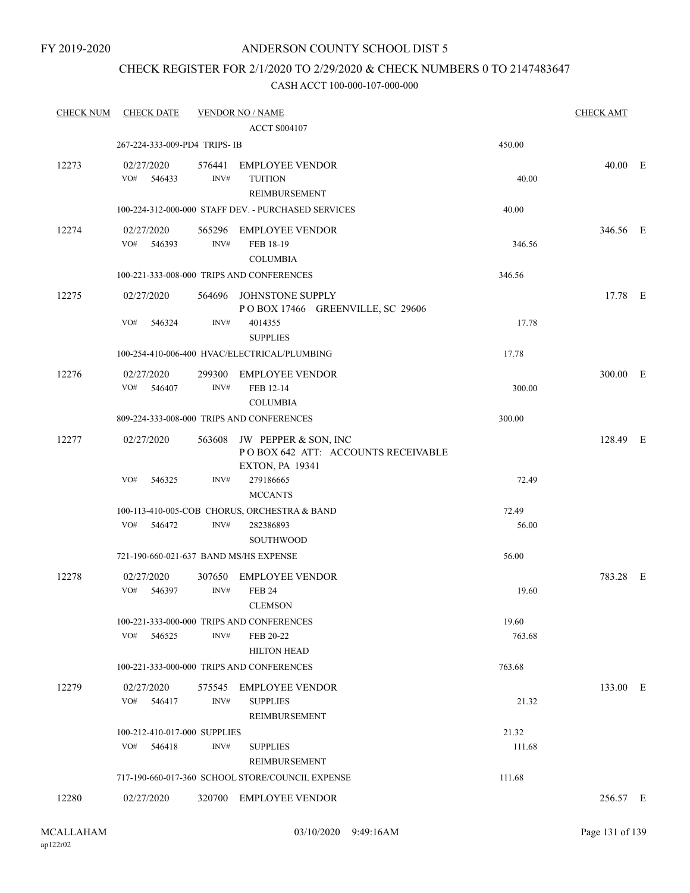FY 2019-2020

# ANDERSON COUNTY SCHOOL DIST 5

## CHECK REGISTER FOR 2/1/2020 TO 2/29/2020 & CHECK NUMBERS 0 TO 2147483647

CASH ACCT 100-000-107-000-000

| CHECK NUM | CHECK DATE | VENDOR NO / NAME | | CHECK AMT |
|---|---|---|---|---|
| | | ACCT S004107 | | |
| | 267-224-333-009-PD4 TRIPS- IB | | 450.00 | |
| 12273 | 02/27/2020 | 576441 EMPLOYEE VENDOR | | 40.00 E |
| | VO# 546433 | INV# TUITION REIMBURSEMENT | 40.00 | |
| | 100-224-312-000-000 STAFF DEV. - PURCHASED SERVICES | | 40.00 | |
| 12274 | 02/27/2020 | 565296 EMPLOYEE VENDOR | | 346.56 E |
| | VO# 546393 | INV# FEB 18-19 COLUMBIA | 346.56 | |
| | 100-221-333-008-000 TRIPS AND CONFERENCES | | 346.56 | |
| 12275 | 02/27/2020 | 564696 JOHNSTONE SUPPLY P O BOX 17466 GREENVILLE, SC 29606 | | 17.78 E |
| | VO# 546324 | INV# 4014355 SUPPLIES | 17.78 | |
| | 100-254-410-006-400 HVAC/ELECTRICAL/PLUMBING | | 17.78 | |
| 12276 | 02/27/2020 | 299300 EMPLOYEE VENDOR | | 300.00 E |
| | VO# 546407 | INV# FEB 12-14 COLUMBIA | 300.00 | |
| | 809-224-333-008-000 TRIPS AND CONFERENCES | | 300.00 | |
| 12277 | 02/27/2020 | 563608 JW PEPPER & SON, INC P O BOX 642 ATT: ACCOUNTS RECEIVABLE EXTON, PA 19341 | | 128.49 E |
| | VO# 546325 | INV# 279186665 MCCANTS | 72.49 | |
| | 100-113-410-005-COB CHORUS, ORCHESTRA & BAND | | 72.49 | |
| | VO# 546472 | INV# 282386893 SOUTHWOOD | 56.00 | |
| | 721-190-660-021-637 BAND MS/HS EXPENSE | | 56.00 | |
| 12278 | 02/27/2020 | 307650 EMPLOYEE VENDOR | | 783.28 E |
| | VO# 546397 | INV# FEB 24 CLEMSON | 19.60 | |
| | 100-221-333-000-000 TRIPS AND CONFERENCES | | 19.60 | |
| | VO# 546525 | INV# FEB 20-22 HILTON HEAD | 763.68 | |
| | 100-221-333-000-000 TRIPS AND CONFERENCES | | 763.68 | |
| 12279 | 02/27/2020 | 575545 EMPLOYEE VENDOR | | 133.00 E |
| | VO# 546417 | INV# SUPPLIES REIMBURSEMENT | 21.32 | |
| | 100-212-410-017-000 SUPPLIES | | 21.32 | |
| | VO# 546418 | INV# SUPPLIES REIMBURSEMENT | 111.68 | |
| | 717-190-660-017-360 SCHOOL STORE/COUNCIL EXPENSE | | 111.68 | |
| 12280 | 02/27/2020 | 320700 EMPLOYEE VENDOR | | 256.57 E |

MCALLAHAM
ap122r02

03/10/2020 9:49:16AM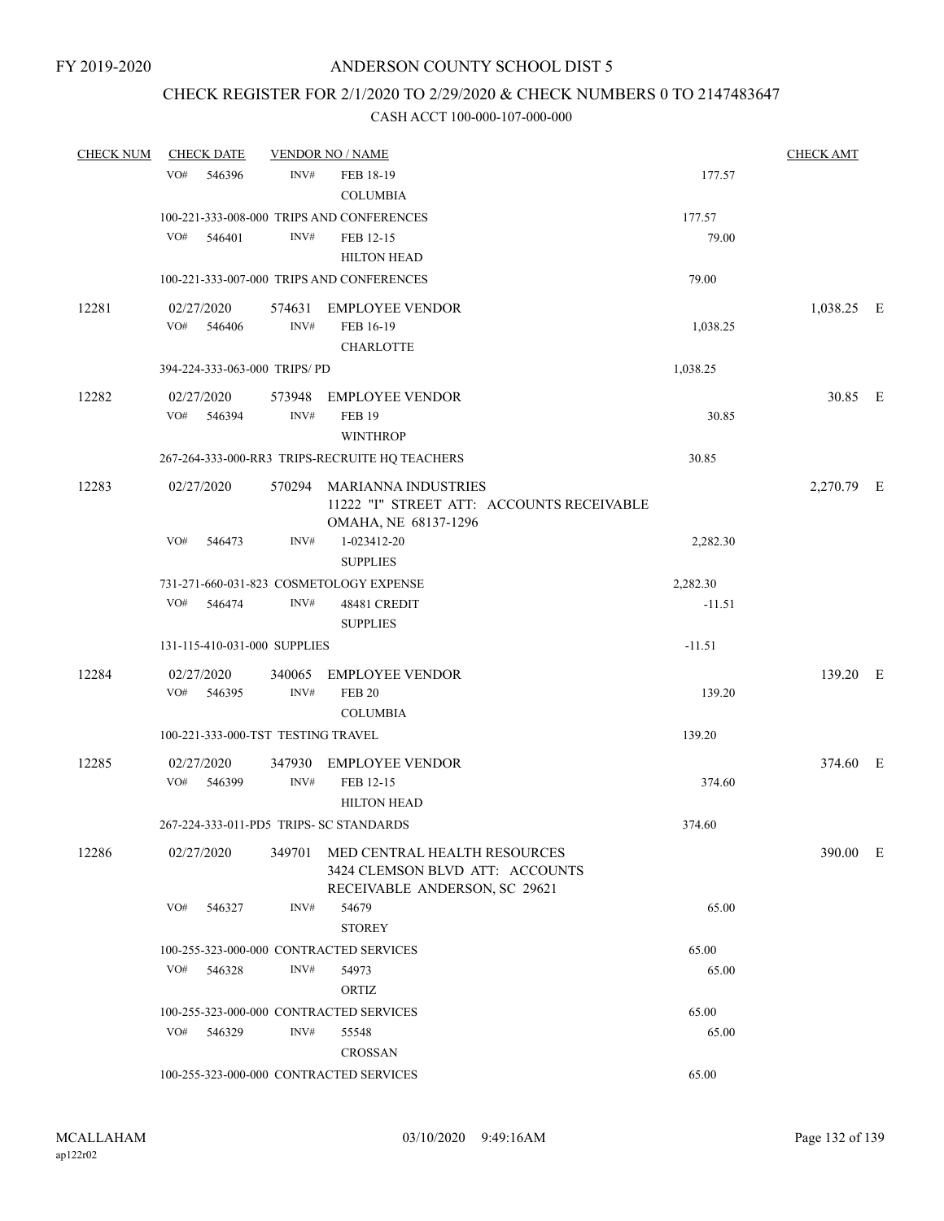FY 2019-2020

# ANDERSON COUNTY SCHOOL DIST 5

## CHECK REGISTER FOR 2/1/2020 TO 2/29/2020 & CHECK NUMBERS 0 TO 2147483647

### CASH ACCT 100-000-107-000-000

| CHECK NUM | CHECK DATE | VENDOR NO / NAME | | | CHECK AMT | |
|---|---|---|---|---|---|---|
| | VO# 546396 | INV# | FEB 18-19<br>COLUMBIA | 177.57 | | |
| | 100-221-333-008-000 TRIPS AND CONFERENCES | | | 177.57 | | |
| | VO# 546401 | INV# | FEB 12-15<br>HILTON HEAD | 79.00 | | |
| | 100-221-333-007-000 TRIPS AND CONFERENCES | | | 79.00 | | |
| 12281 | 02/27/2020 | 574631 | EMPLOYEE VENDOR | | 1,038.25 | E |
| | VO# 546406 | INV# | FEB 16-19<br>CHARLOTTE | 1,038.25 | | |
| | 394-224-333-063-000 TRIPS/ PD | | | 1,038.25 | | |
| 12282 | 02/27/2020 | 573948 | EMPLOYEE VENDOR | | 30.85 | E |
| | VO# 546394 | INV# | FEB 19<br>WINTHROP | 30.85 | | |
| | 267-264-333-000-RR3 TRIPS-RECRUITE HQ TEACHERS | | | 30.85 | | |
| 12283 | 02/27/2020 | 570294 | MARIANNA INDUSTRIES<br>11222 "I" STREET ATT: ACCOUNTS RECEIVABLE<br>OMAHA, NE 68137-1296 | | 2,270.79 | E |
| | VO# 546473 | INV# | 1-023412-20<br>SUPPLIES | 2,282.30 | | |
| | 731-271-660-031-823 COSMETOLOGY EXPENSE | | | 2,282.30 | | |
| | VO# 546474 | INV# | 48481 CREDIT<br>SUPPLIES | -11.51 | | |
| | 131-115-410-031-000 SUPPLIES | | | -11.51 | | |
| 12284 | 02/27/2020 | 340065 | EMPLOYEE VENDOR | | 139.20 | E |
| | VO# 546395 | INV# | FEB 20<br>COLUMBIA | 139.20 | | |
| | 100-221-333-000-TST TESTING TRAVEL | | | 139.20 | | |
| 12285 | 02/27/2020 | 347930 | EMPLOYEE VENDOR | | 374.60 | E |
| | VO# 546399 | INV# | FEB 12-15<br>HILTON HEAD | 374.60 | | |
| | 267-224-333-011-PD5 TRIPS- SC STANDARDS | | | 374.60 | | |
| 12286 | 02/27/2020 | 349701 | MED CENTRAL HEALTH RESOURCES<br>3424 CLEMSON BLVD ATT: ACCOUNTS<br>RECEIVABLE ANDERSON, SC 29621 | | 390.00 | E |
| | VO# 546327 | INV# | 54679<br>STOREY | 65.00 | | |
| | 100-255-323-000-000 CONTRACTED SERVICES | | | 65.00 | | |
| | VO# 546328 | INV# | 54973<br>ORTIZ | 65.00 | | |
| | 100-255-323-000-000 CONTRACTED SERVICES | | | 65.00 | | |
| | VO# 546329 | INV# | 55548<br>CROSSAN | 65.00 | | |
| | 100-255-323-000-000 CONTRACTED SERVICES | | | 65.00 | | |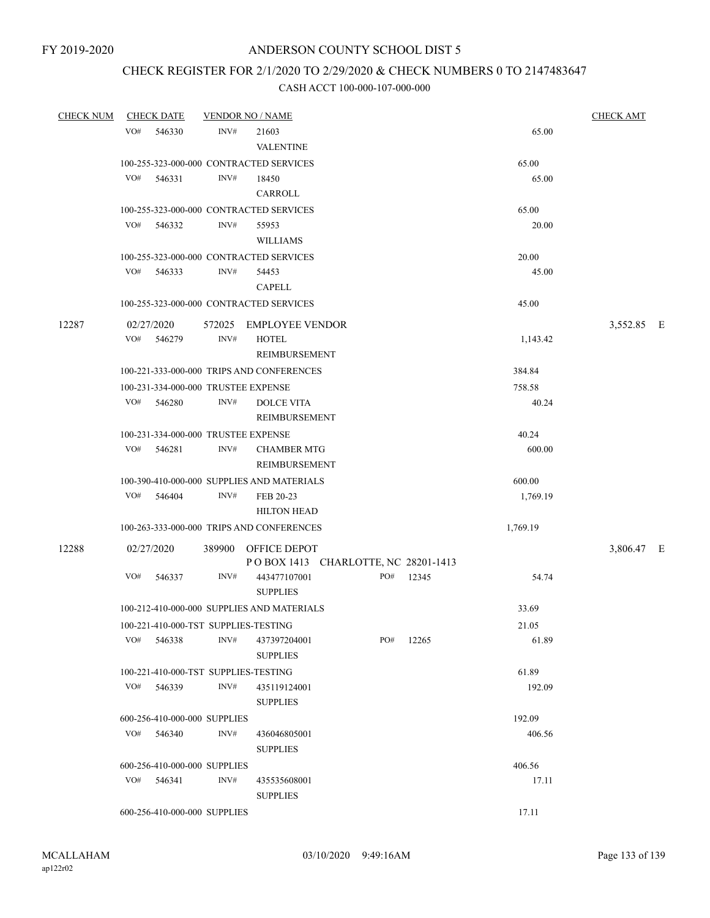FY 2019-2020

ANDERSON COUNTY SCHOOL DIST 5

CHECK REGISTER FOR 2/1/2020 TO 2/29/2020 & CHECK NUMBERS 0 TO 2147483647

CASH ACCT 100-000-107-000-000

| CHECK NUM | CHECK DATE | VENDOR NO / NAME | | CHECK AMT |
|---|---|---|---|---|
| | VO# 546330 | INV# 21603 VALENTINE | 65.00 | |
| | 100-255-323-000-000 CONTRACTED SERVICES | | 65.00 | |
| | VO# 546331 | INV# 18450 CARROLL | 65.00 | |
| | 100-255-323-000-000 CONTRACTED SERVICES | | 65.00 | |
| | VO# 546332 | INV# 55953 WILLIAMS | 20.00 | |
| | 100-255-323-000-000 CONTRACTED SERVICES | | 20.00 | |
| | VO# 546333 | INV# 54453 CAPELL | 45.00 | |
| | 100-255-323-000-000 CONTRACTED SERVICES | | 45.00 | |
| 12287 | 02/27/2020 | 572025 EMPLOYEE VENDOR | | 3,552.85 E |
| | VO# 546279 | INV# HOTEL REIMBURSEMENT | 1,143.42 | |
| | 100-221-333-000-000 TRIPS AND CONFERENCES | | 384.84 | |
| | 100-231-334-000-000 TRUSTEE EXPENSE | | 758.58 | |
| | VO# 546280 | INV# DOLCE VITA REIMBURSEMENT | 40.24 | |
| | 100-231-334-000-000 TRUSTEE EXPENSE | | 40.24 | |
| | VO# 546281 | INV# CHAMBER MTG REIMBURSEMENT | 600.00 | |
| | 100-390-410-000-000 SUPPLIES AND MATERIALS | | 600.00 | |
| | VO# 546404 | INV# FEB 20-23 HILTON HEAD | 1,769.19 | |
| | 100-263-333-000-000 TRIPS AND CONFERENCES | | 1,769.19 | |
| 12288 | 02/27/2020 | 389900 OFFICE DEPOT P O BOX 1413 CHARLOTTE, NC 28201-1413 | | 3,806.47 E |
| | VO# 546337 | INV# 443477107001 SUPPLIES PO# 12345 | 54.74 | |
| | 100-212-410-000-000 SUPPLIES AND MATERIALS | | 33.69 | |
| | 100-221-410-000-TST SUPPLIES-TESTING | | 21.05 | |
| | VO# 546338 | INV# 437397204001 SUPPLIES PO# 12265 | 61.89 | |
| | 100-221-410-000-TST SUPPLIES-TESTING | | 61.89 | |
| | VO# 546339 | INV# 435119124001 SUPPLIES | 192.09 | |
| | 600-256-410-000-000 SUPPLIES | | 192.09 | |
| | VO# 546340 | INV# 436046805001 SUPPLIES | 406.56 | |
| | 600-256-410-000-000 SUPPLIES | | 406.56 | |
| | VO# 546341 | INV# 435535608001 SUPPLIES | 17.11 | |
| | 600-256-410-000-000 SUPPLIES | | 17.11 | |

MCALLAHAM ap122r02 03/10/2020 9:49:16AM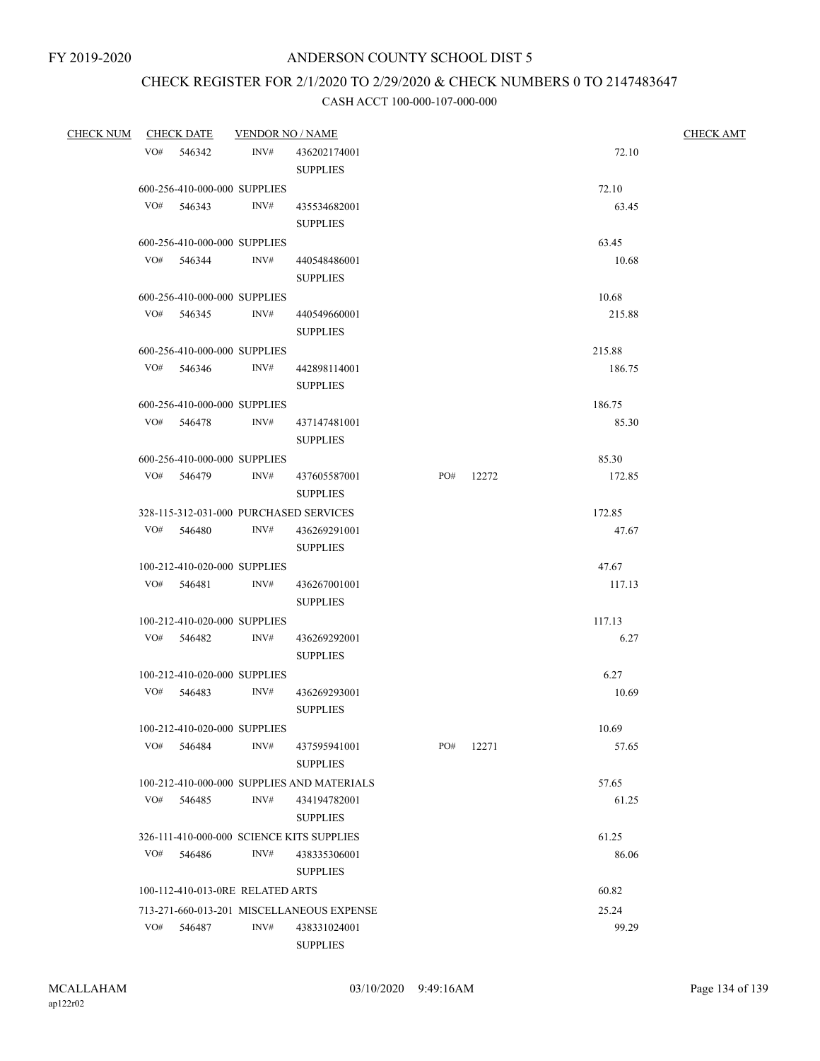FY 2019-2020

# ANDERSON COUNTY SCHOOL DIST 5

## CHECK REGISTER FOR 2/1/2020 TO 2/29/2020 & CHECK NUMBERS 0 TO 2147483647

### CASH ACCT 100-000-107-000-000

| CHECK NUM | CHECK DATE | VENDOR NO / NAME | | | | CHECK AMT |
|---|---|---|---|---|---|---|
| | VO# 546342 | INV# | 436202174001 SUPPLIES | | 72.10 | |
| | 600-256-410-000-000 SUPPLIES | | | | 72.10 | |
| | VO# 546343 | INV# | 435534682001 SUPPLIES | | 63.45 | |
| | 600-256-410-000-000 SUPPLIES | | | | 63.45 | |
| | VO# 546344 | INV# | 440548486001 SUPPLIES | | 10.68 | |
| | 600-256-410-000-000 SUPPLIES | | | | 10.68 | |
| | VO# 546345 | INV# | 440549660001 SUPPLIES | | 215.88 | |
| | 600-256-410-000-000 SUPPLIES | | | | 215.88 | |
| | VO# 546346 | INV# | 442898114001 SUPPLIES | | 186.75 | |
| | 600-256-410-000-000 SUPPLIES | | | | 186.75 | |
| | VO# 546478 | INV# | 437147481001 SUPPLIES | | 85.30 | |
| | 600-256-410-000-000 SUPPLIES | | | | 85.30 | |
| | VO# 546479 | INV# | 437605587001 SUPPLIES | PO# 12272 | 172.85 | |
| | 328-115-312-031-000 PURCHASED SERVICES | | | | 172.85 | |
| | VO# 546480 | INV# | 436269291001 SUPPLIES | | 47.67 | |
| | 100-212-410-020-000 SUPPLIES | | | | 47.67 | |
| | VO# 546481 | INV# | 436267001001 SUPPLIES | | 117.13 | |
| | 100-212-410-020-000 SUPPLIES | | | | 117.13 | |
| | VO# 546482 | INV# | 436269292001 SUPPLIES | | 6.27 | |
| | 100-212-410-020-000 SUPPLIES | | | | 6.27 | |
| | VO# 546483 | INV# | 436269293001 SUPPLIES | | 10.69 | |
| | 100-212-410-020-000 SUPPLIES | | | | 10.69 | |
| | VO# 546484 | INV# | 437595941001 SUPPLIES | PO# 12271 | 57.65 | |
| | 100-212-410-000-000 SUPPLIES AND MATERIALS | | | | 57.65 | |
| | VO# 546485 | INV# | 434194782001 SUPPLIES | | 61.25 | |
| | 326-111-410-000-000 SCIENCE KITS SUPPLIES | | | | 61.25 | |
| | VO# 546486 | INV# | 438335306001 SUPPLIES | | 86.06 | |
| | 100-112-410-013-0RE RELATED ARTS | | | | 60.82 | |
| | 713-271-660-013-201 MISCELLANEOUS EXPENSE | | | | 25.24 | |
| | VO# 546487 | INV# | 438331024001 SUPPLIES | | 99.29 | |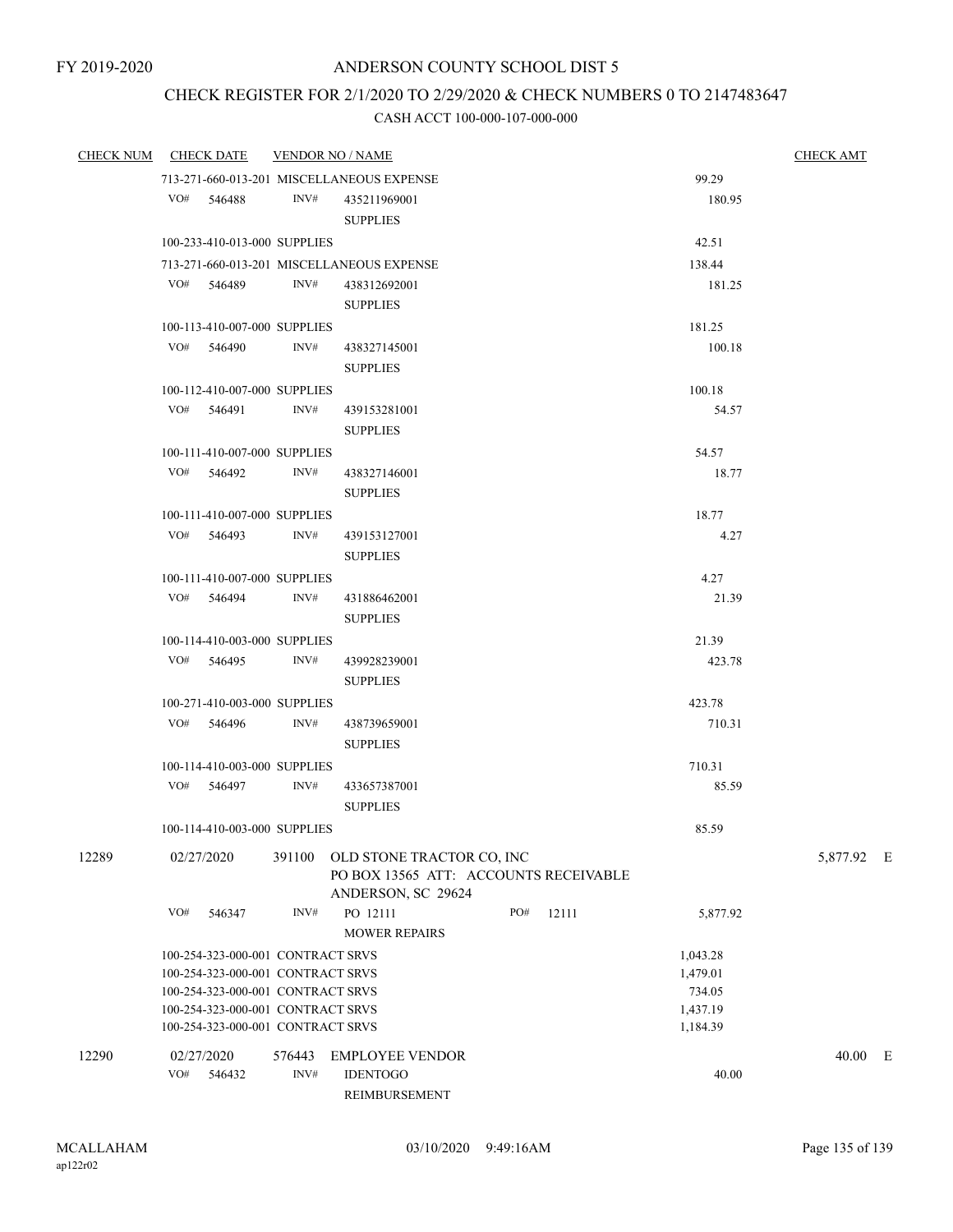FY 2019-2020

# ANDERSON COUNTY SCHOOL DIST 5

## CHECK REGISTER FOR 2/1/2020 TO 2/29/2020 & CHECK NUMBERS 0 TO 2147483647

### CASH ACCT 100-000-107-000-000

| CHECK NUM | CHECK DATE | VENDOR NO / NAME | | | CHECK AMT |
|---|---|---|---|---|---|
| | 713-271-660-013-201 MISCELLANEOUS EXPENSE | | | 99.29 | |
| | VO# 546488 | INV# 435211969001 SUPPLIES | | 180.95 | |
| | 100-233-410-013-000 SUPPLIES | | | 42.51 | |
| | 713-271-660-013-201 MISCELLANEOUS EXPENSE | | | 138.44 | |
| | VO# 546489 | INV# 438312692001 SUPPLIES | | 181.25 | |
| | 100-113-410-007-000 SUPPLIES | | | 181.25 | |
| | VO# 546490 | INV# 438327145001 SUPPLIES | | 100.18 | |
| | 100-112-410-007-000 SUPPLIES | | | 100.18 | |
| | VO# 546491 | INV# 439153281001 SUPPLIES | | 54.57 | |
| | 100-111-410-007-000 SUPPLIES | | | 54.57 | |
| | VO# 546492 | INV# 438327146001 SUPPLIES | | 18.77 | |
| | 100-111-410-007-000 SUPPLIES | | | 18.77 | |
| | VO# 546493 | INV# 439153127001 SUPPLIES | | 4.27 | |
| | 100-111-410-007-000 SUPPLIES | | | 4.27 | |
| | VO# 546494 | INV# 431886462001 SUPPLIES | | 21.39 | |
| | 100-114-410-003-000 SUPPLIES | | | 21.39 | |
| | VO# 546495 | INV# 439928239001 SUPPLIES | | 423.78 | |
| | 100-271-410-003-000 SUPPLIES | | | 423.78 | |
| | VO# 546496 | INV# 438739659001 SUPPLIES | | 710.31 | |
| | 100-114-410-003-000 SUPPLIES | | | 710.31 | |
| | VO# 546497 | INV# 433657387001 SUPPLIES | | 85.59 | |
| | 100-114-410-003-000 SUPPLIES | | | 85.59 | |
| 12289 | 02/27/2020 | 391100 OLD STONE TRACTOR CO, INC PO BOX 13565 ATT: ACCOUNTS RECEIVABLE ANDERSON, SC 29624 | | | 5,877.92 E |
| | VO# 546347 | INV# PO 12111 MOWER REPAIRS | PO# 12111 | 5,877.92 | |
| | 100-254-323-000-001 CONTRACT SRVS | | | 1,043.28 | |
| | 100-254-323-000-001 CONTRACT SRVS | | | 1,479.01 | |
| | 100-254-323-000-001 CONTRACT SRVS | | | 734.05 | |
| | 100-254-323-000-001 CONTRACT SRVS | | | 1,437.19 | |
| | 100-254-323-000-001 CONTRACT SRVS | | | 1,184.39 | |
| 12290 | 02/27/2020 | 576443 EMPLOYEE VENDOR | | | 40.00 E |
| | VO# 546432 | INV# IDENTOGO REIMBURSEMENT | | 40.00 | |

MCALLAHAM ap122r02 03/10/2020 9:49:16AM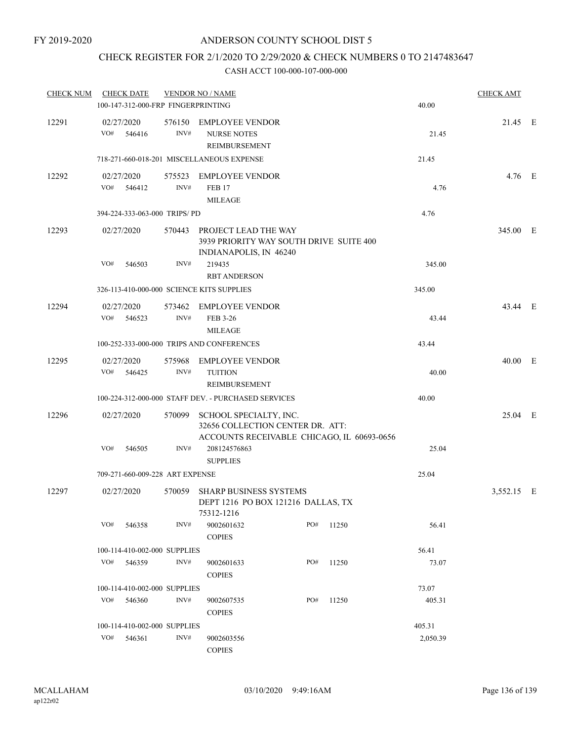FY 2019-2020

ANDERSON COUNTY SCHOOL DIST 5

CHECK REGISTER FOR 2/1/2020 TO 2/29/2020 & CHECK NUMBERS 0 TO 2147483647

CASH ACCT 100-000-107-000-000

| CHECK NUM | CHECK DATE | VENDOR NO / NAME | | | CHECK AMT | |
|---|---|---|---|---|---|---|
| | 100-147-312-000-FRP FINGERPRINTING | | | 40.00 | | |
| 12291 | 02/27/2020 | 576150 | EMPLOYEE VENDOR | | 21.45 | E |
| | VO# 546416 | INV# | NURSE NOTES REIMBURSEMENT | 21.45 | | |
| | 718-271-660-018-201 MISCELLANEOUS EXPENSE | | | 21.45 | | |
| 12292 | 02/27/2020 | 575523 | EMPLOYEE VENDOR | | 4.76 | E |
| | VO# 546412 | INV# | FEB 17 MILEAGE | 4.76 | | |
| | 394-224-333-063-000 TRIPS/ PD | | | 4.76 | | |
| 12293 | 02/27/2020 | 570443 | PROJECT LEAD THE WAY 3939 PRIORITY WAY SOUTH DRIVE SUITE 400 INDIANAPOLIS, IN 46240 | | 345.00 | E |
| | VO# 546503 | INV# | 219435 RBT ANDERSON | 345.00 | | |
| | 326-113-410-000-000 SCIENCE KITS SUPPLIES | | | 345.00 | | |
| 12294 | 02/27/2020 | 573462 | EMPLOYEE VENDOR | | 43.44 | E |
| | VO# 546523 | INV# | FEB 3-26 MILEAGE | 43.44 | | |
| | 100-252-333-000-000 TRIPS AND CONFERENCES | | | 43.44 | | |
| 12295 | 02/27/2020 | 575968 | EMPLOYEE VENDOR | | 40.00 | E |
| | VO# 546425 | INV# | TUITION REIMBURSEMENT | 40.00 | | |
| | 100-224-312-000-000 STAFF DEV. - PURCHASED SERVICES | | | 40.00 | | |
| 12296 | 02/27/2020 | 570099 | SCHOOL SPECIALTY, INC. 32656 COLLECTION CENTER DR. ATT: ACCOUNTS RECEIVABLE CHICAGO, IL 60693-0656 | | 25.04 | E |
| | VO# 546505 | INV# | 208124576863 SUPPLIES | 25.04 | | |
| | 709-271-660-009-228 ART EXPENSE | | | 25.04 | | |
| 12297 | 02/27/2020 | 570059 | SHARP BUSINESS SYSTEMS DEPT 1216 PO BOX 121216 DALLAS, TX 75312-1216 | | 3,552.15 | E |
| | VO# 546358 | INV# | 9002601632 COPIES PO# 11250 | 56.41 | | |
| | 100-114-410-002-000 SUPPLIES | | | 56.41 | | |
| | VO# 546359 | INV# | 9002601633 COPIES PO# 11250 | 73.07 | | |
| | 100-114-410-002-000 SUPPLIES | | | 73.07 | | |
| | VO# 546360 | INV# | 9002607535 COPIES PO# 11250 | 405.31 | | |
| | 100-114-410-002-000 SUPPLIES | | | 405.31 | | |
| | VO# 546361 | INV# | 9002603556 COPIES | 2,050.39 | | |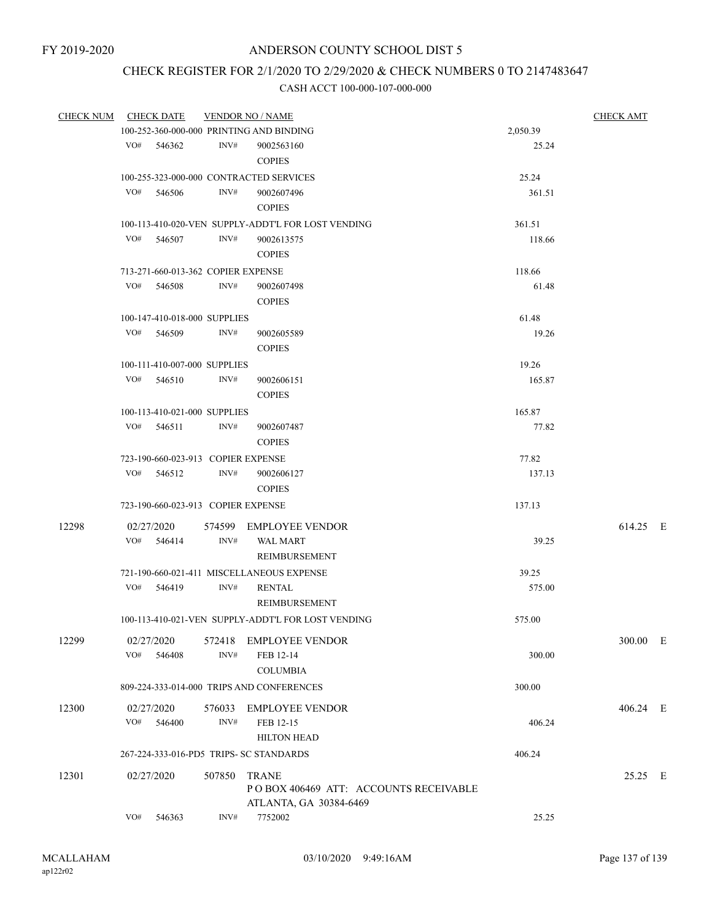FY 2019-2020

# ANDERSON COUNTY SCHOOL DIST 5

## CHECK REGISTER FOR 2/1/2020 TO 2/29/2020 & CHECK NUMBERS 0 TO 2147483647

### CASH ACCT 100-000-107-000-000

| CHECK NUM | CHECK DATE | VENDOR NO / NAME | | CHECK AMT |
|---|---|---|---|---|
| | 100-252-360-000-000 PRINTING AND BINDING | | 2,050.39 | |
| | VO# 546362 | INV# 9002563160 COPIES | 25.24 | |
| | 100-255-323-000-000 CONTRACTED SERVICES | | 25.24 | |
| | VO# 546506 | INV# 9002607496 COPIES | 361.51 | |
| | 100-113-410-020-VEN SUPPLY-ADDT'L FOR LOST VENDING | | 361.51 | |
| | VO# 546507 | INV# 9002613575 COPIES | 118.66 | |
| | 713-271-660-013-362 COPIER EXPENSE | | 118.66 | |
| | VO# 546508 | INV# 9002607498 COPIES | 61.48 | |
| | 100-147-410-018-000 SUPPLIES | | 61.48 | |
| | VO# 546509 | INV# 9002605589 COPIES | 19.26 | |
| | 100-111-410-007-000 SUPPLIES | | 19.26 | |
| | VO# 546510 | INV# 9002606151 COPIES | 165.87 | |
| | 100-113-410-021-000 SUPPLIES | | 165.87 | |
| | VO# 546511 | INV# 9002607487 COPIES | 77.82 | |
| | 723-190-660-023-913 COPIER EXPENSE | | 77.82 | |
| | VO# 546512 | INV# 9002606127 COPIES | 137.13 | |
| | 723-190-660-023-913 COPIER EXPENSE | | 137.13 | |
| 12298 | 02/27/2020 | 574599 EMPLOYEE VENDOR | | 614.25 E |
| | VO# 546414 | INV# WAL MART REIMBURSEMENT | 39.25 | |
| | 721-190-660-021-411 MISCELLANEOUS EXPENSE | | 39.25 | |
| | VO# 546419 | INV# RENTAL REIMBURSEMENT | 575.00 | |
| | 100-113-410-021-VEN SUPPLY-ADDT'L FOR LOST VENDING | | 575.00 | |
| 12299 | 02/27/2020 | 572418 EMPLOYEE VENDOR | | 300.00 E |
| | VO# 546408 | INV# FEB 12-14 COLUMBIA | 300.00 | |
| | 809-224-333-014-000 TRIPS AND CONFERENCES | | 300.00 | |
| 12300 | 02/27/2020 | 576033 EMPLOYEE VENDOR | | 406.24 E |
| | VO# 546400 | INV# FEB 12-15 HILTON HEAD | 406.24 | |
| | 267-224-333-016-PD5 TRIPS- SC STANDARDS | | 406.24 | |
| 12301 | 02/27/2020 | 507850 TRANE P O BOX 406469 ATT: ACCOUNTS RECEIVABLE ATLANTA, GA 30384-6469 | | 25.25 E |
| | VO# 546363 | INV# 7752002 | 25.25 | |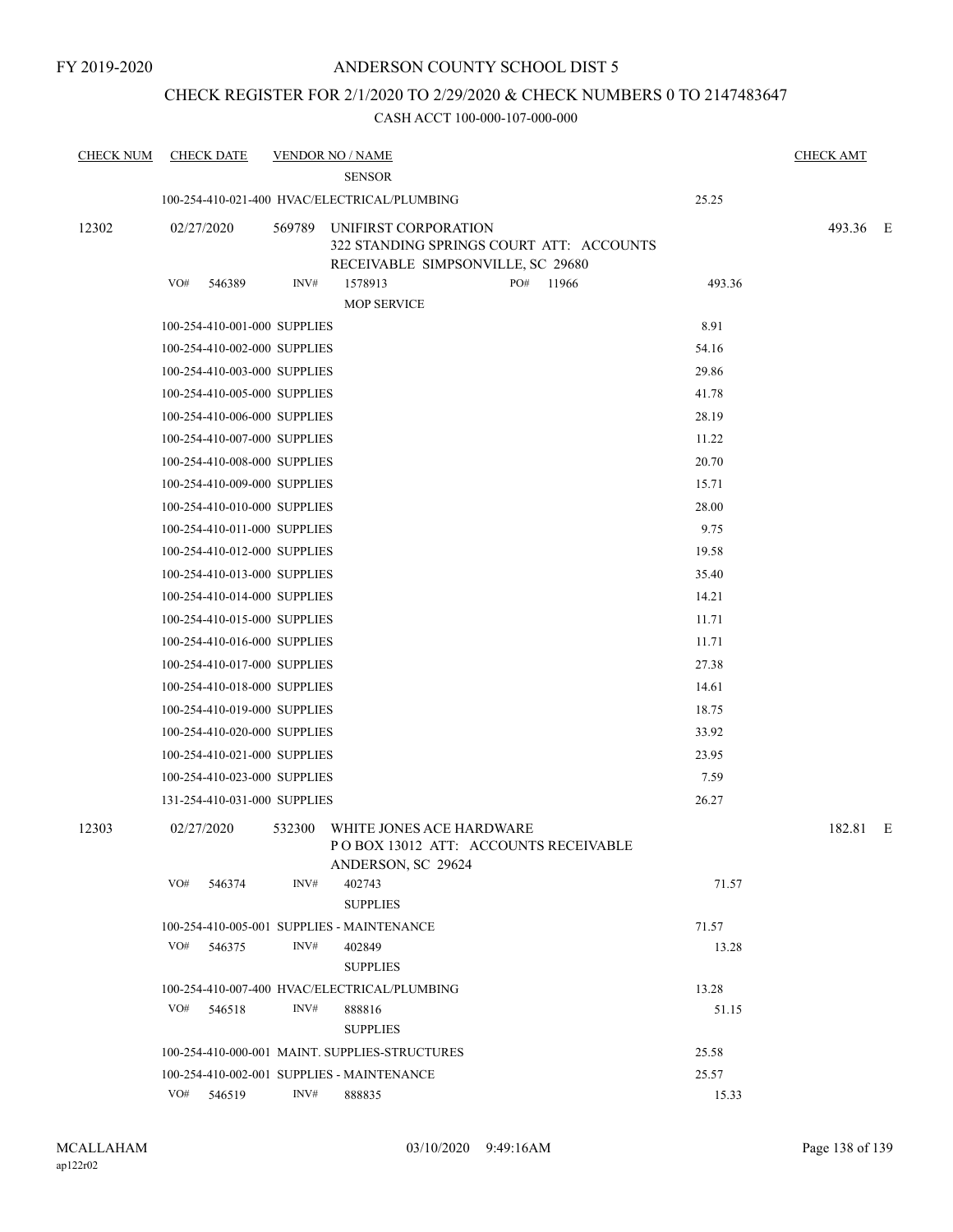FY 2019-2020

# ANDERSON COUNTY SCHOOL DIST 5

## CHECK REGISTER FOR 2/1/2020 TO 2/29/2020 & CHECK NUMBERS 0 TO 2147483647

CASH ACCT 100-000-107-000-000

| CHECK NUM | CHECK DATE | VENDOR NO / NAME | | CHECK AMT |
|---|---|---|---|---|
| | | SENSOR | | |
| | 100-254-410-021-400 HVAC/ELECTRICAL/PLUMBING | | 25.25 | |
| 12302 | 02/27/2020 | 569789 UNIFIRST CORPORATION<br>322 STANDING SPRINGS COURT ATT: ACCOUNTS RECEIVABLE SIMPSONVILLE, SC 29680 | | 493.36 E |
| | VO# 546389 | INV# 1578913 PO# 11966<br>MOP SERVICE | 493.36 | |
| | 100-254-410-001-000 SUPPLIES | | 8.91 | |
| | 100-254-410-002-000 SUPPLIES | | 54.16 | |
| | 100-254-410-003-000 SUPPLIES | | 29.86 | |
| | 100-254-410-005-000 SUPPLIES | | 41.78 | |
| | 100-254-410-006-000 SUPPLIES | | 28.19 | |
| | 100-254-410-007-000 SUPPLIES | | 11.22 | |
| | 100-254-410-008-000 SUPPLIES | | 20.70 | |
| | 100-254-410-009-000 SUPPLIES | | 15.71 | |
| | 100-254-410-010-000 SUPPLIES | | 28.00 | |
| | 100-254-410-011-000 SUPPLIES | | 9.75 | |
| | 100-254-410-012-000 SUPPLIES | | 19.58 | |
| | 100-254-410-013-000 SUPPLIES | | 35.40 | |
| | 100-254-410-014-000 SUPPLIES | | 14.21 | |
| | 100-254-410-015-000 SUPPLIES | | 11.71 | |
| | 100-254-410-016-000 SUPPLIES | | 11.71 | |
| | 100-254-410-017-000 SUPPLIES | | 27.38 | |
| | 100-254-410-018-000 SUPPLIES | | 14.61 | |
| | 100-254-410-019-000 SUPPLIES | | 18.75 | |
| | 100-254-410-020-000 SUPPLIES | | 33.92 | |
| | 100-254-410-021-000 SUPPLIES | | 23.95 | |
| | 100-254-410-023-000 SUPPLIES | | 7.59 | |
| | 131-254-410-031-000 SUPPLIES | | 26.27 | |
| 12303 | 02/27/2020 | 532300 WHITE JONES ACE HARDWARE<br>P O BOX 13012 ATT: ACCOUNTS RECEIVABLE<br>ANDERSON, SC 29624 | | 182.81 E |
| | VO# 546374 | INV# 402743<br>SUPPLIES | 71.57 | |
| | 100-254-410-005-001 SUPPLIES - MAINTENANCE | | 71.57 | |
| | VO# 546375 | INV# 402849<br>SUPPLIES | 13.28 | |
| | 100-254-410-007-400 HVAC/ELECTRICAL/PLUMBING | | 13.28 | |
| | VO# 546518 | INV# 888816<br>SUPPLIES | 51.15 | |
| | 100-254-410-000-001 MAINT. SUPPLIES-STRUCTURES | | 25.58 | |
| | 100-254-410-002-001 SUPPLIES - MAINTENANCE | | 25.57 | |
| | VO# 546519 | INV# 888835 | 15.33 | |

MCALLAHAM
ap122r02
03/10/2020 9:49:16AM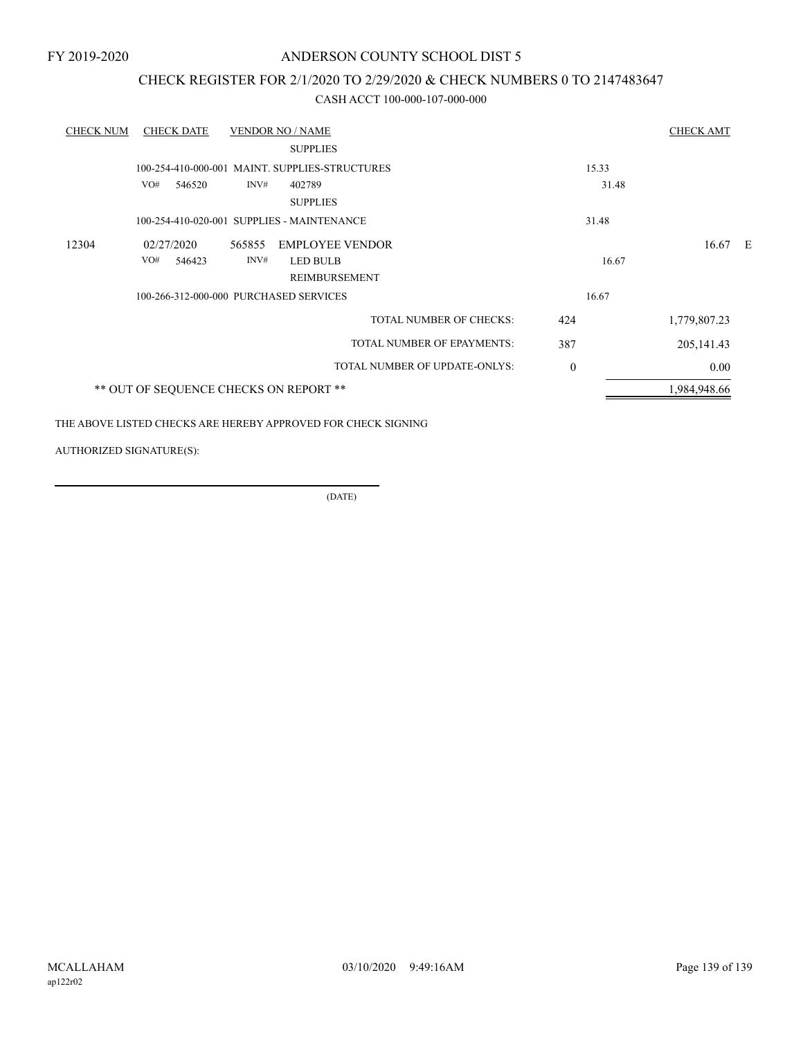FY 2019-2020

# ANDERSON COUNTY SCHOOL DIST 5

## CHECK REGISTER FOR 2/1/2020 TO 2/29/2020 & CHECK NUMBERS 0 TO 2147483647

CASH ACCT 100-000-107-000-000

| CHECK NUM | CHECK DATE | VENDOR NO / NAME | | | CHECK AMT | |
|---|---|---|---|---|---|---|
| | | | SUPPLIES | | | |
| | 100-254-410-000-001 | MAINT. SUPPLIES-STRUCTURES | | 15.33 | | |
| | VO# 546520 | INV# | 402789 | 31.48 | | |
| | | | SUPPLIES | | | |
| | 100-254-410-020-001 | SUPPLIES - MAINTENANCE | | 31.48 | | |
| 12304 | 02/27/2020 | 565855 | EMPLOYEE VENDOR | | 16.67 | E |
| | VO# 546423 | INV# | LED BULB | 16.67 | | |
| | | | REIMBURSEMENT | | | |
| | 100-266-312-000-000 | PURCHASED SERVICES | | 16.67 | | |

| | | |
|---|---|---|
| TOTAL NUMBER OF CHECKS: | 424 | 1,779,807.23 |
| TOTAL NUMBER OF EPAYMENTS: | 387 | 205,141.43 |
| TOTAL NUMBER OF UPDATE-ONLYS: | 0 | 0.00 |
| ** OUT OF SEQUENCE CHECKS ON REPORT ** | | 1,984,948.66 |

THE ABOVE LISTED CHECKS ARE HEREBY APPROVED FOR CHECK SIGNING

AUTHORIZED SIGNATURE(S):

(DATE)

MCALLAHAM
ap122r02

03/10/2020 9:49:16AM